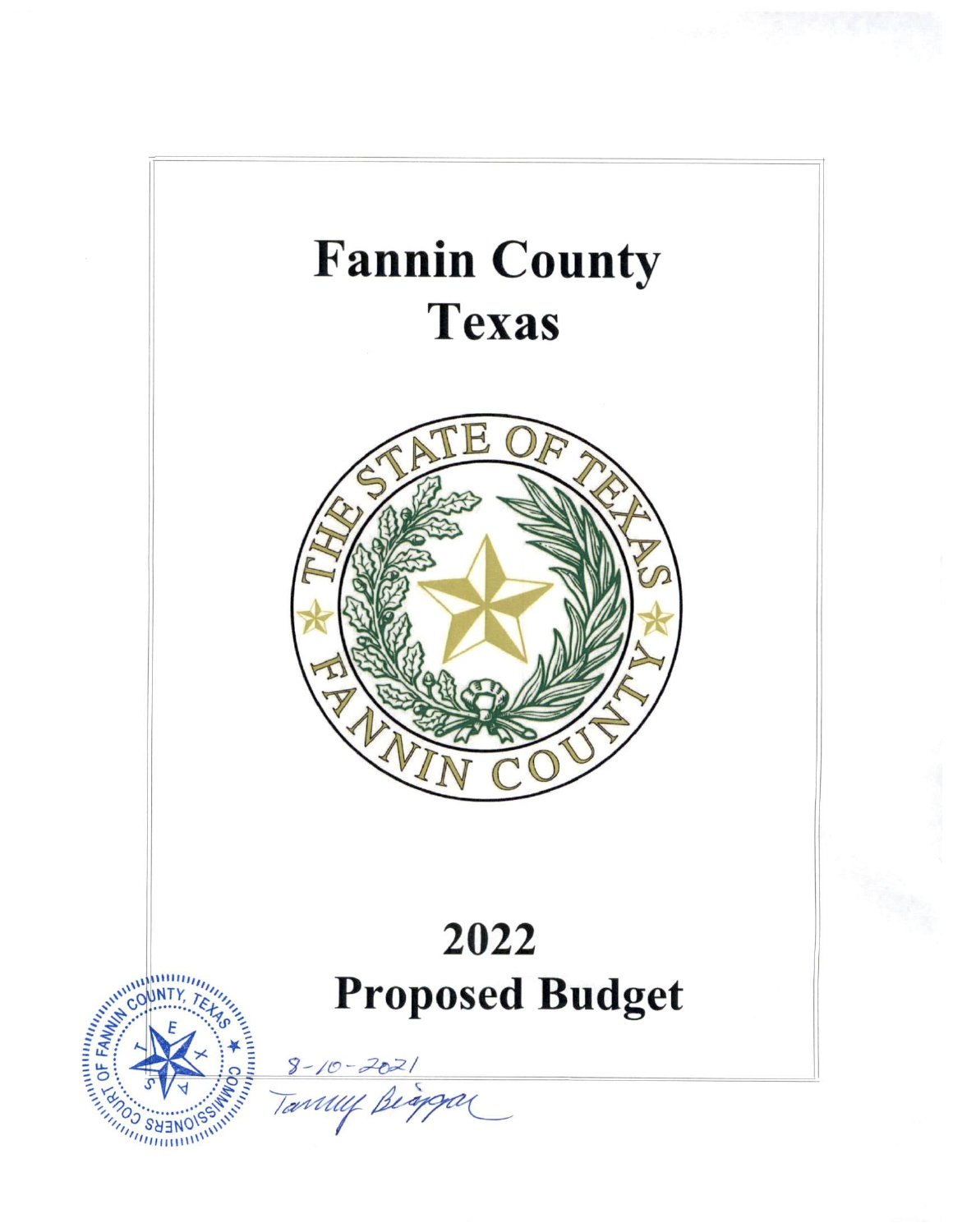# Fannin County
# Texas

THE STATE OF TEXAS
FANNIN COUNTY

# 2022
# Proposed Budget

COMMISSIONERS COURT OF FANNIN COUNTY, TEXAS

8-10-2021

Tammy Biggar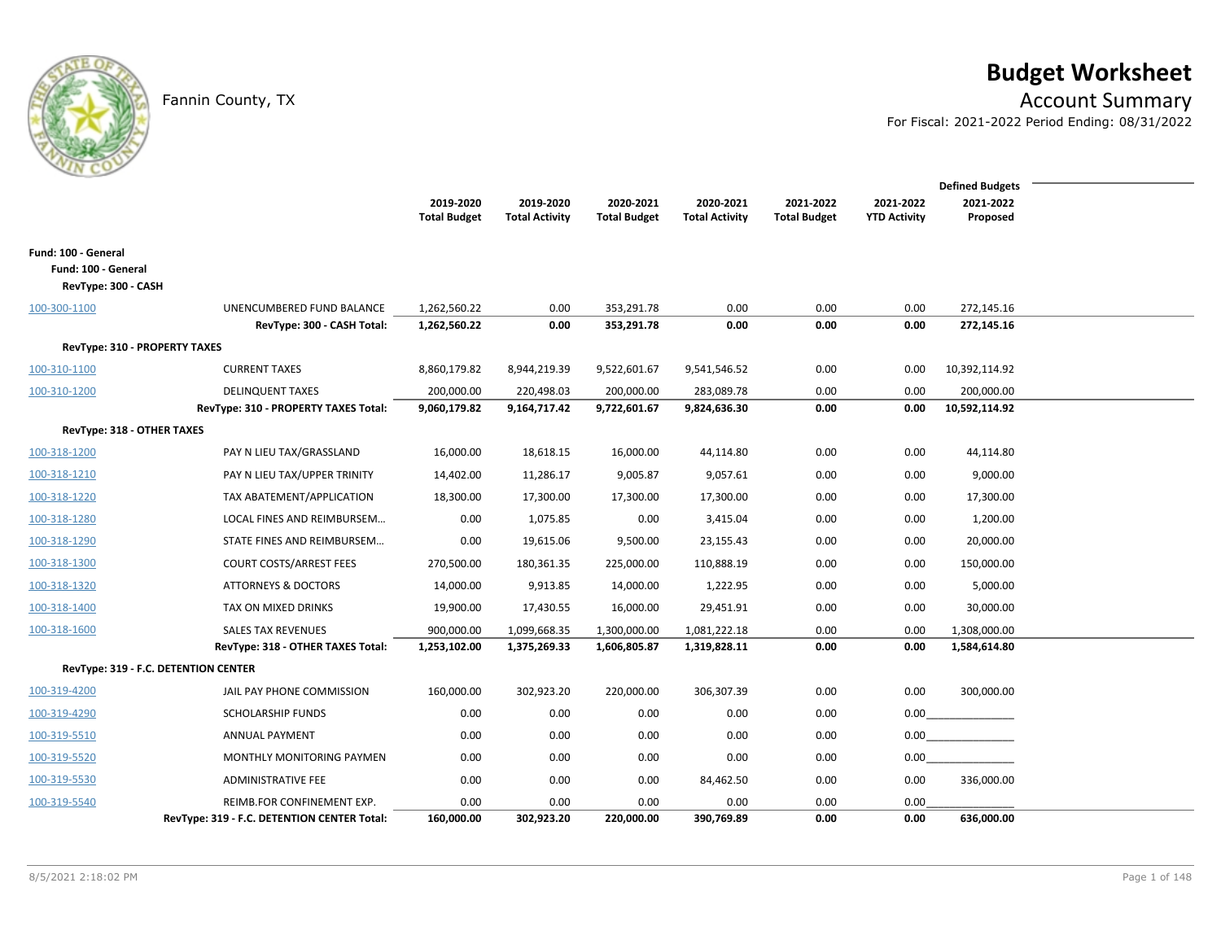# Budget Worksheet

Fannin County, TX

## Account Summary

For Fiscal: 2021-2022 Period Ending: 08/31/2022

| | | 2019-2020 Total Budget | 2019-2020 Total Activity | 2020-2021 Total Budget | 2020-2021 Total Activity | 2021-2022 Total Budget | 2021-2022 YTD Activity | Defined Budgets 2021-2022 Proposed |
|---|---|---|---|---|---|---|---|---|
| **Fund: 100 - General** | | | | | | | | |
| **Fund: 100 - General** | | | | | | | | |
| **RevType: 300 - CASH** | | | | | | | | |
| 100-300-1100 | UNENCUMBERED FUND BALANCE | 1,262,560.22 | 0.00 | 353,291.78 | 0.00 | 0.00 | 0.00 | 272,145.16 |
| | **RevType: 300 - CASH Total:** | **1,262,560.22** | **0.00** | **353,291.78** | **0.00** | **0.00** | **0.00** | **272,145.16** |
| **RevType: 310 - PROPERTY TAXES** | | | | | | | | |
| 100-310-1100 | CURRENT TAXES | 8,860,179.82 | 8,944,219.39 | 9,522,601.67 | 9,541,546.52 | 0.00 | 0.00 | 10,392,114.92 |
| 100-310-1200 | DELINQUENT TAXES | 200,000.00 | 220,498.03 | 200,000.00 | 283,089.78 | 0.00 | 0.00 | 200,000.00 |
| | **RevType: 310 - PROPERTY TAXES Total:** | **9,060,179.82** | **9,164,717.42** | **9,722,601.67** | **9,824,636.30** | **0.00** | **0.00** | **10,592,114.92** |
| **RevType: 318 - OTHER TAXES** | | | | | | | | |
| 100-318-1200 | PAY N LIEU TAX/GRASSLAND | 16,000.00 | 18,618.15 | 16,000.00 | 44,114.80 | 0.00 | 0.00 | 44,114.80 |
| 100-318-1210 | PAY N LIEU TAX/UPPER TRINITY | 14,402.00 | 11,286.17 | 9,005.87 | 9,057.61 | 0.00 | 0.00 | 9,000.00 |
| 100-318-1220 | TAX ABATEMENT/APPLICATION | 18,300.00 | 17,300.00 | 17,300.00 | 17,300.00 | 0.00 | 0.00 | 17,300.00 |
| 100-318-1280 | LOCAL FINES AND REIMBURSEM… | 0.00 | 1,075.85 | 0.00 | 3,415.04 | 0.00 | 0.00 | 1,200.00 |
| 100-318-1290 | STATE FINES AND REIMBURSEM… | 0.00 | 19,615.06 | 9,500.00 | 23,155.43 | 0.00 | 0.00 | 20,000.00 |
| 100-318-1300 | COURT COSTS/ARREST FEES | 270,500.00 | 180,361.35 | 225,000.00 | 110,888.19 | 0.00 | 0.00 | 150,000.00 |
| 100-318-1320 | ATTORNEYS & DOCTORS | 14,000.00 | 9,913.85 | 14,000.00 | 1,222.95 | 0.00 | 0.00 | 5,000.00 |
| 100-318-1400 | TAX ON MIXED DRINKS | 19,900.00 | 17,430.55 | 16,000.00 | 29,451.91 | 0.00 | 0.00 | 30,000.00 |
| 100-318-1600 | SALES TAX REVENUES | 900,000.00 | 1,099,668.35 | 1,300,000.00 | 1,081,222.18 | 0.00 | 0.00 | 1,308,000.00 |
| | **RevType: 318 - OTHER TAXES Total:** | **1,253,102.00** | **1,375,269.33** | **1,606,805.87** | **1,319,828.11** | **0.00** | **0.00** | **1,584,614.80** |
| **RevType: 319 - F.C. DETENTION CENTER** | | | | | | | | |
| 100-319-4200 | JAIL PAY PHONE COMMISSION | 160,000.00 | 302,923.20 | 220,000.00 | 306,307.39 | 0.00 | 0.00 | 300,000.00 |
| 100-319-4290 | SCHOLARSHIP FUNDS | 0.00 | 0.00 | 0.00 | 0.00 | 0.00 | 0.00 | |
| 100-319-5510 | ANNUAL PAYMENT | 0.00 | 0.00 | 0.00 | 0.00 | 0.00 | 0.00 | |
| 100-319-5520 | MONTHLY MONITORING PAYMEN | 0.00 | 0.00 | 0.00 | 0.00 | 0.00 | 0.00 | |
| 100-319-5530 | ADMINISTRATIVE FEE | 0.00 | 0.00 | 0.00 | 84,462.50 | 0.00 | 0.00 | 336,000.00 |
| 100-319-5540 | REIMB.FOR CONFINEMENT EXP. | 0.00 | 0.00 | 0.00 | 0.00 | 0.00 | 0.00 | |
| | **RevType: 319 - F.C. DETENTION CENTER Total:** | **160,000.00** | **302,923.20** | **220,000.00** | **390,769.89** | **0.00** | **0.00** | **636,000.00** |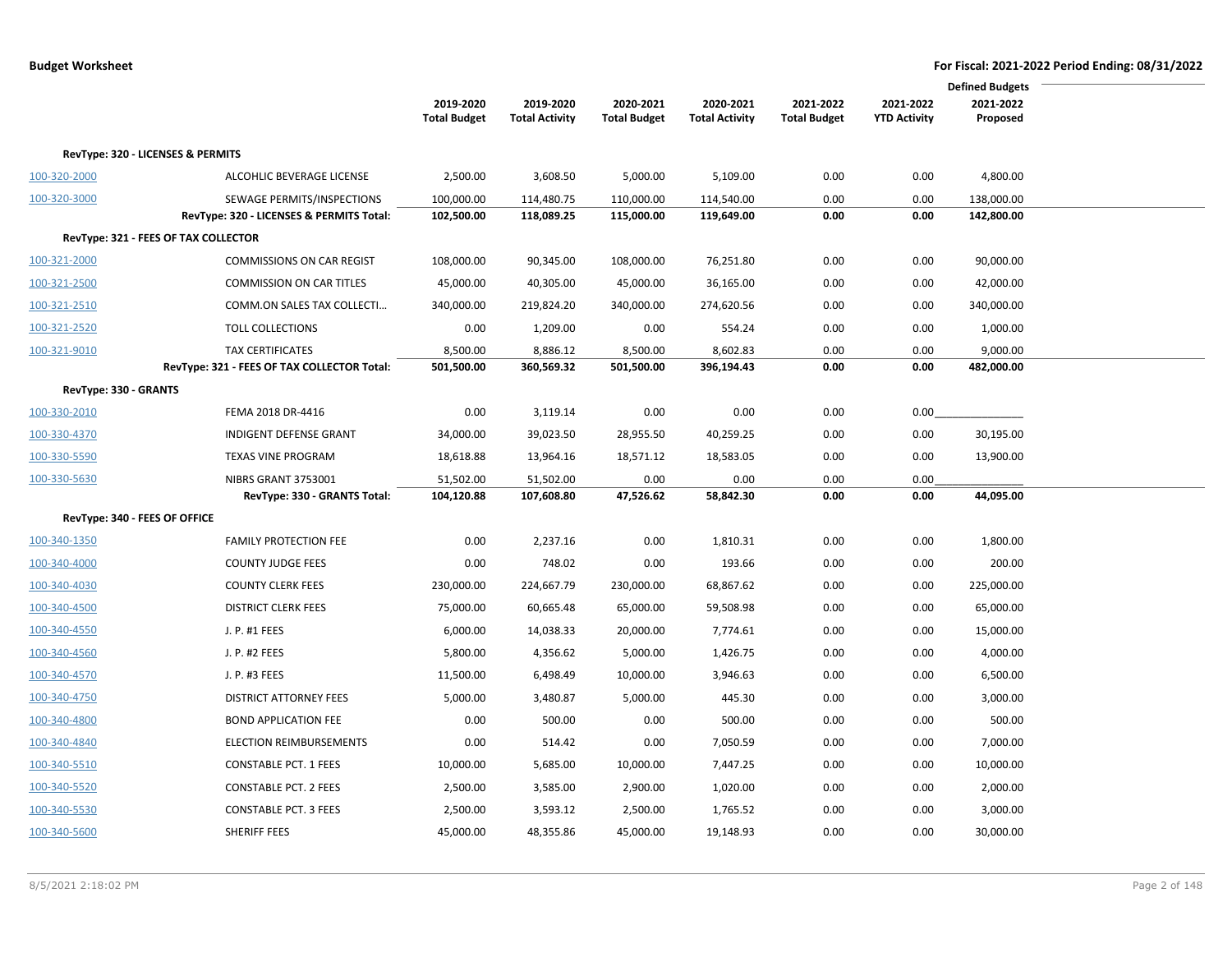**Budget Worksheet** — For Fiscal: 2021-2022 Period Ending: 08/31/2022

| | | 2019-2020 Total Budget | 2019-2020 Total Activity | 2020-2021 Total Budget | 2020-2021 Total Activity | 2021-2022 Total Budget | 2021-2022 YTD Activity | Defined Budgets 2021-2022 Proposed |
|---|---|---|---|---|---|---|---|---|
| **RevType: 320 - LICENSES & PERMITS** | | | | | | | | |
| 100-320-2000 | ALCOHLIC BEVERAGE LICENSE | 2,500.00 | 3,608.50 | 5,000.00 | 5,109.00 | 0.00 | 0.00 | 4,800.00 |
| 100-320-3000 | SEWAGE PERMITS/INSPECTIONS | 100,000.00 | 114,480.75 | 110,000.00 | 114,540.00 | 0.00 | 0.00 | 138,000.00 |
| | **RevType: 320 - LICENSES & PERMITS Total:** | **102,500.00** | **118,089.25** | **115,000.00** | **119,649.00** | **0.00** | **0.00** | **142,800.00** |
| **RevType: 321 - FEES OF TAX COLLECTOR** | | | | | | | | |
| 100-321-2000 | COMMISSIONS ON CAR REGIST | 108,000.00 | 90,345.00 | 108,000.00 | 76,251.80 | 0.00 | 0.00 | 90,000.00 |
| 100-321-2500 | COMMISSION ON CAR TITLES | 45,000.00 | 40,305.00 | 45,000.00 | 36,165.00 | 0.00 | 0.00 | 42,000.00 |
| 100-321-2510 | COMM.ON SALES TAX COLLECTI… | 340,000.00 | 219,824.20 | 340,000.00 | 274,620.56 | 0.00 | 0.00 | 340,000.00 |
| 100-321-2520 | TOLL COLLECTIONS | 0.00 | 1,209.00 | 0.00 | 554.24 | 0.00 | 0.00 | 1,000.00 |
| 100-321-9010 | TAX CERTIFICATES | 8,500.00 | 8,886.12 | 8,500.00 | 8,602.83 | 0.00 | 0.00 | 9,000.00 |
| | **RevType: 321 - FEES OF TAX COLLECTOR Total:** | **501,500.00** | **360,569.32** | **501,500.00** | **396,194.43** | **0.00** | **0.00** | **482,000.00** |
| **RevType: 330 - GRANTS** | | | | | | | | |
| 100-330-2010 | FEMA 2018 DR-4416 | 0.00 | 3,119.14 | 0.00 | 0.00 | 0.00 | 0.00 | |
| 100-330-4370 | INDIGENT DEFENSE GRANT | 34,000.00 | 39,023.50 | 28,955.50 | 40,259.25 | 0.00 | 0.00 | 30,195.00 |
| 100-330-5590 | TEXAS VINE PROGRAM | 18,618.88 | 13,964.16 | 18,571.12 | 18,583.05 | 0.00 | 0.00 | 13,900.00 |
| 100-330-5630 | NIBRS GRANT 3753001 | 51,502.00 | 51,502.00 | 0.00 | 0.00 | 0.00 | 0.00 | |
| | **RevType: 330 - GRANTS Total:** | **104,120.88** | **107,608.80** | **47,526.62** | **58,842.30** | **0.00** | **0.00** | **44,095.00** |
| **RevType: 340 - FEES OF OFFICE** | | | | | | | | |
| 100-340-1350 | FAMILY PROTECTION FEE | 0.00 | 2,237.16 | 0.00 | 1,810.31 | 0.00 | 0.00 | 1,800.00 |
| 100-340-4000 | COUNTY JUDGE FEES | 0.00 | 748.02 | 0.00 | 193.66 | 0.00 | 0.00 | 200.00 |
| 100-340-4030 | COUNTY CLERK FEES | 230,000.00 | 224,667.79 | 230,000.00 | 68,867.62 | 0.00 | 0.00 | 225,000.00 |
| 100-340-4500 | DISTRICT CLERK FEES | 75,000.00 | 60,665.48 | 65,000.00 | 59,508.98 | 0.00 | 0.00 | 65,000.00 |
| 100-340-4550 | J. P. #1 FEES | 6,000.00 | 14,038.33 | 20,000.00 | 7,774.61 | 0.00 | 0.00 | 15,000.00 |
| 100-340-4560 | J. P. #2 FEES | 5,800.00 | 4,356.62 | 5,000.00 | 1,426.75 | 0.00 | 0.00 | 4,000.00 |
| 100-340-4570 | J. P. #3 FEES | 11,500.00 | 6,498.49 | 10,000.00 | 3,946.63 | 0.00 | 0.00 | 6,500.00 |
| 100-340-4750 | DISTRICT ATTORNEY FEES | 5,000.00 | 3,480.87 | 5,000.00 | 445.30 | 0.00 | 0.00 | 3,000.00 |
| 100-340-4800 | BOND APPLICATION FEE | 0.00 | 500.00 | 0.00 | 500.00 | 0.00 | 0.00 | 500.00 |
| 100-340-4840 | ELECTION REIMBURSEMENTS | 0.00 | 514.42 | 0.00 | 7,050.59 | 0.00 | 0.00 | 7,000.00 |
| 100-340-5510 | CONSTABLE PCT. 1 FEES | 10,000.00 | 5,685.00 | 10,000.00 | 7,447.25 | 0.00 | 0.00 | 10,000.00 |
| 100-340-5520 | CONSTABLE PCT. 2 FEES | 2,500.00 | 3,585.00 | 2,900.00 | 1,020.00 | 0.00 | 0.00 | 2,000.00 |
| 100-340-5530 | CONSTABLE PCT. 3 FEES | 2,500.00 | 3,593.12 | 2,500.00 | 1,765.52 | 0.00 | 0.00 | 3,000.00 |
| 100-340-5600 | SHERIFF FEES | 45,000.00 | 48,355.86 | 45,000.00 | 19,148.93 | 0.00 | 0.00 | 30,000.00 |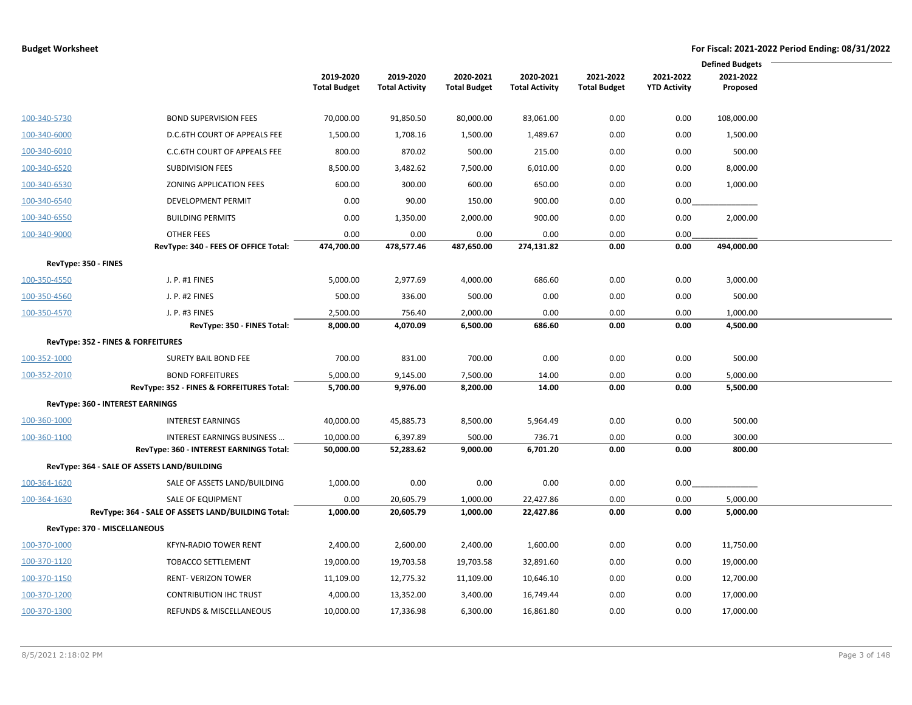| | | 2019-2020 Total Budget | 2019-2020 Total Activity | 2020-2021 Total Budget | 2020-2021 Total Activity | 2021-2022 Total Budget | 2021-2022 YTD Activity | Defined Budgets 2021-2022 Proposed |
|---|---|---|---|---|---|---|---|---|
| 100-340-5730 | BOND SUPERVISION FEES | 70,000.00 | 91,850.50 | 80,000.00 | 83,061.00 | 0.00 | 0.00 | 108,000.00 |
| 100-340-6000 | D.C.6TH COURT OF APPEALS FEE | 1,500.00 | 1,708.16 | 1,500.00 | 1,489.67 | 0.00 | 0.00 | 1,500.00 |
| 100-340-6010 | C.C.6TH COURT OF APPEALS FEE | 800.00 | 870.02 | 500.00 | 215.00 | 0.00 | 0.00 | 500.00 |
| 100-340-6520 | SUBDIVISION FEES | 8,500.00 | 3,482.62 | 7,500.00 | 6,010.00 | 0.00 | 0.00 | 8,000.00 |
| 100-340-6530 | ZONING APPLICATION FEES | 600.00 | 300.00 | 600.00 | 650.00 | 0.00 | 0.00 | 1,000.00 |
| 100-340-6540 | DEVELOPMENT PERMIT | 0.00 | 90.00 | 150.00 | 900.00 | 0.00 | 0.00 | |
| 100-340-6550 | BUILDING PERMITS | 0.00 | 1,350.00 | 2,000.00 | 900.00 | 0.00 | 0.00 | 2,000.00 |
| 100-340-9000 | OTHER FEES | 0.00 | 0.00 | 0.00 | 0.00 | 0.00 | 0.00 | |
| | **RevType: 340 - FEES OF OFFICE Total:** | **474,700.00** | **478,577.46** | **487,650.00** | **274,131.82** | **0.00** | **0.00** | **494,000.00** |
| **RevType: 350 - FINES** | | | | | | | | |
| 100-350-4550 | J. P. #1 FINES | 5,000.00 | 2,977.69 | 4,000.00 | 686.60 | 0.00 | 0.00 | 3,000.00 |
| 100-350-4560 | J. P. #2 FINES | 500.00 | 336.00 | 500.00 | 0.00 | 0.00 | 0.00 | 500.00 |
| 100-350-4570 | J. P. #3 FINES | 2,500.00 | 756.40 | 2,000.00 | 0.00 | 0.00 | 0.00 | 1,000.00 |
| | **RevType: 350 - FINES Total:** | **8,000.00** | **4,070.09** | **6,500.00** | **686.60** | **0.00** | **0.00** | **4,500.00** |
| **RevType: 352 - FINES & FORFEITURES** | | | | | | | | |
| 100-352-1000 | SURETY BAIL BOND FEE | 700.00 | 831.00 | 700.00 | 0.00 | 0.00 | 0.00 | 500.00 |
| 100-352-2010 | BOND FORFEITURES | 5,000.00 | 9,145.00 | 7,500.00 | 14.00 | 0.00 | 0.00 | 5,000.00 |
| | **RevType: 352 - FINES & FORFEITURES Total:** | **5,700.00** | **9,976.00** | **8,200.00** | **14.00** | **0.00** | **0.00** | **5,500.00** |
| **RevType: 360 - INTEREST EARNINGS** | | | | | | | | |
| 100-360-1000 | INTEREST EARNINGS | 40,000.00 | 45,885.73 | 8,500.00 | 5,964.49 | 0.00 | 0.00 | 500.00 |
| 100-360-1100 | INTEREST EARNINGS BUSINESS ... | 10,000.00 | 6,397.89 | 500.00 | 736.71 | 0.00 | 0.00 | 300.00 |
| | **RevType: 360 - INTEREST EARNINGS Total:** | **50,000.00** | **52,283.62** | **9,000.00** | **6,701.20** | **0.00** | **0.00** | **800.00** |
| **RevType: 364 - SALE OF ASSETS LAND/BUILDING** | | | | | | | | |
| 100-364-1620 | SALE OF ASSETS LAND/BUILDING | 1,000.00 | 0.00 | 0.00 | 0.00 | 0.00 | 0.00 | |
| 100-364-1630 | SALE OF EQUIPMENT | 0.00 | 20,605.79 | 1,000.00 | 22,427.86 | 0.00 | 0.00 | 5,000.00 |
| | **RevType: 364 - SALE OF ASSETS LAND/BUILDING Total:** | **1,000.00** | **20,605.79** | **1,000.00** | **22,427.86** | **0.00** | **0.00** | **5,000.00** |
| **RevType: 370 - MISCELLANEOUS** | | | | | | | | |
| 100-370-1000 | KFYN-RADIO TOWER RENT | 2,400.00 | 2,600.00 | 2,400.00 | 1,600.00 | 0.00 | 0.00 | 11,750.00 |
| 100-370-1120 | TOBACCO SETTLEMENT | 19,000.00 | 19,703.58 | 19,703.58 | 32,891.60 | 0.00 | 0.00 | 19,000.00 |
| 100-370-1150 | RENT- VERIZON TOWER | 11,109.00 | 12,775.32 | 11,109.00 | 10,646.10 | 0.00 | 0.00 | 12,700.00 |
| 100-370-1200 | CONTRIBUTION IHC TRUST | 4,000.00 | 13,352.00 | 3,400.00 | 16,749.44 | 0.00 | 0.00 | 17,000.00 |
| 100-370-1300 | REFUNDS & MISCELLANEOUS | 10,000.00 | 17,336.98 | 6,300.00 | 16,861.80 | 0.00 | 0.00 | 17,000.00 |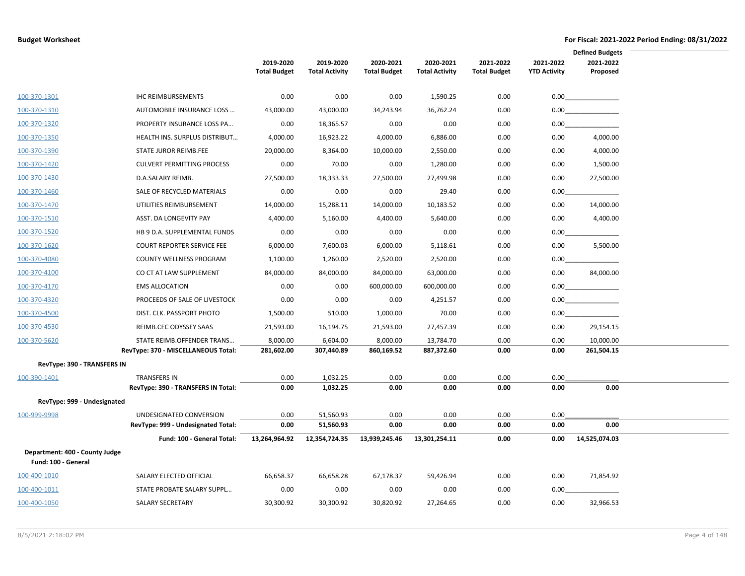| | | 2019-2020 Total Budget | 2019-2020 Total Activity | 2020-2021 Total Budget | 2020-2021 Total Activity | 2021-2022 Total Budget | 2021-2022 YTD Activity | Defined Budgets 2021-2022 Proposed |
|---|---|---|---|---|---|---|---|---|
| 100-370-1301 | IHC REIMBURSEMENTS | 0.00 | 0.00 | 0.00 | 1,590.25 | 0.00 | 0.00 | |
| 100-370-1310 | AUTOMOBILE INSURANCE LOSS ... | 43,000.00 | 43,000.00 | 34,243.94 | 36,762.24 | 0.00 | 0.00 | |
| 100-370-1320 | PROPERTY INSURANCE LOSS PA... | 0.00 | 18,365.57 | 0.00 | 0.00 | 0.00 | 0.00 | |
| 100-370-1350 | HEALTH INS. SURPLUS DISTRIBUT... | 4,000.00 | 16,923.22 | 4,000.00 | 6,886.00 | 0.00 | 0.00 | 4,000.00 |
| 100-370-1390 | STATE JUROR REIMB.FEE | 20,000.00 | 8,364.00 | 10,000.00 | 2,550.00 | 0.00 | 0.00 | 4,000.00 |
| 100-370-1420 | CULVERT PERMITTING PROCESS | 0.00 | 70.00 | 0.00 | 1,280.00 | 0.00 | 0.00 | 1,500.00 |
| 100-370-1430 | D.A.SALARY REIMB. | 27,500.00 | 18,333.33 | 27,500.00 | 27,499.98 | 0.00 | 0.00 | 27,500.00 |
| 100-370-1460 | SALE OF RECYCLED MATERIALS | 0.00 | 0.00 | 0.00 | 29.40 | 0.00 | 0.00 | |
| 100-370-1470 | UTILITIES REIMBURSEMENT | 14,000.00 | 15,288.11 | 14,000.00 | 10,183.52 | 0.00 | 0.00 | 14,000.00 |
| 100-370-1510 | ASST. DA LONGEVITY PAY | 4,400.00 | 5,160.00 | 4,400.00 | 5,640.00 | 0.00 | 0.00 | 4,400.00 |
| 100-370-1520 | HB 9 D.A. SUPPLEMENTAL FUNDS | 0.00 | 0.00 | 0.00 | 0.00 | 0.00 | 0.00 | |
| 100-370-1620 | COURT REPORTER SERVICE FEE | 6,000.00 | 7,600.03 | 6,000.00 | 5,118.61 | 0.00 | 0.00 | 5,500.00 |
| 100-370-4080 | COUNTY WELLNESS PROGRAM | 1,100.00 | 1,260.00 | 2,520.00 | 2,520.00 | 0.00 | 0.00 | |
| 100-370-4100 | CO CT AT LAW SUPPLEMENT | 84,000.00 | 84,000.00 | 84,000.00 | 63,000.00 | 0.00 | 0.00 | 84,000.00 |
| 100-370-4170 | EMS ALLOCATION | 0.00 | 0.00 | 600,000.00 | 600,000.00 | 0.00 | 0.00 | |
| 100-370-4320 | PROCEEDS OF SALE OF LIVESTOCK | 0.00 | 0.00 | 0.00 | 4,251.57 | 0.00 | 0.00 | |
| 100-370-4500 | DIST. CLK. PASSPORT PHOTO | 1,500.00 | 510.00 | 1,000.00 | 70.00 | 0.00 | 0.00 | |
| 100-370-4530 | REIMB.CEC ODYSSEY SAAS | 21,593.00 | 16,194.75 | 21,593.00 | 27,457.39 | 0.00 | 0.00 | 29,154.15 |
| 100-370-5620 | STATE REIMB.OFFENDER TRANS... | 8,000.00 | 6,604.00 | 8,000.00 | 13,784.70 | 0.00 | 0.00 | 10,000.00 |
| | **RevType: 370 - MISCELLANEOUS Total:** | **281,602.00** | **307,440.89** | **860,169.52** | **887,372.60** | **0.00** | **0.00** | **261,504.15** |
| **RevType: 390 - TRANSFERS IN** | | | | | | | | |
| 100-390-1401 | TRANSFERS IN | 0.00 | 1,032.25 | 0.00 | 0.00 | 0.00 | 0.00 | |
| | **RevType: 390 - TRANSFERS IN Total:** | **0.00** | **1,032.25** | **0.00** | **0.00** | **0.00** | **0.00** | **0.00** |
| **RevType: 999 - Undesignated** | | | | | | | | |
| 100-999-9998 | UNDESIGNATED CONVERSION | 0.00 | 51,560.93 | 0.00 | 0.00 | 0.00 | 0.00 | |
| | **RevType: 999 - Undesignated Total:** | **0.00** | **51,560.93** | **0.00** | **0.00** | **0.00** | **0.00** | **0.00** |
| | **Fund: 100 - General Total:** | **13,264,964.92** | **12,354,724.35** | **13,939,245.46** | **13,301,254.11** | **0.00** | **0.00** | **14,525,074.03** |
| **Department: 400 - County Judge** | | | | | | | | |
| **Fund: 100 - General** | | | | | | | | |
| 100-400-1010 | SALARY ELECTED OFFICIAL | 66,658.37 | 66,658.28 | 67,178.37 | 59,426.94 | 0.00 | 0.00 | 71,854.92 |
| 100-400-1011 | STATE PROBATE SALARY SUPPL... | 0.00 | 0.00 | 0.00 | 0.00 | 0.00 | 0.00 | |
| 100-400-1050 | SALARY SECRETARY | 30,300.92 | 30,300.92 | 30,820.92 | 27,264.65 | 0.00 | 0.00 | 32,966.53 |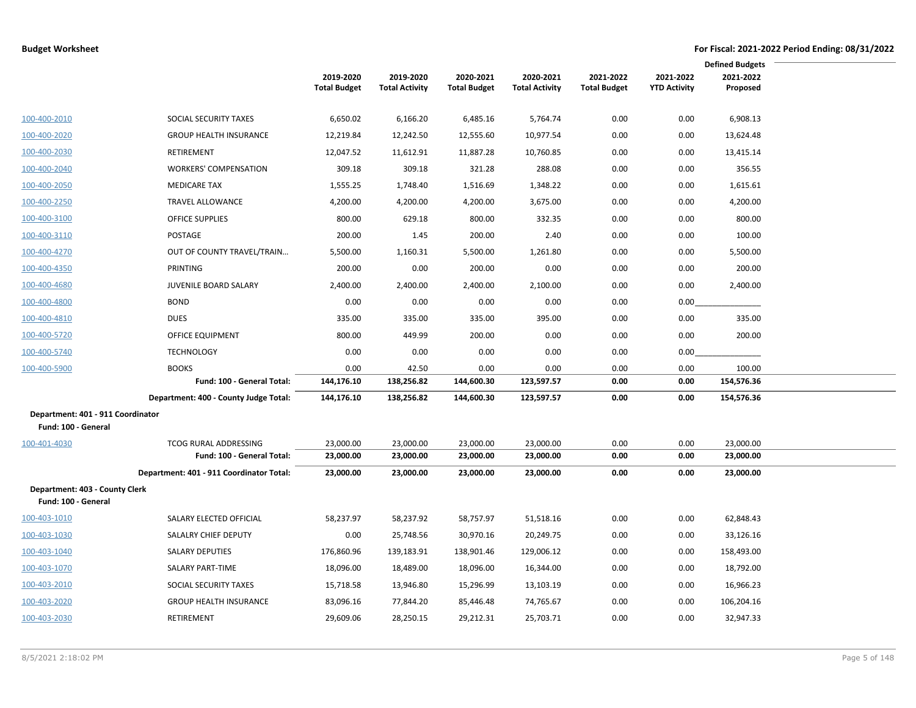**Budget Worksheet** — For Fiscal: 2021-2022 Period Ending: 08/31/2022

| | | 2019-2020 Total Budget | 2019-2020 Total Activity | 2020-2021 Total Budget | 2020-2021 Total Activity | 2021-2022 Total Budget | 2021-2022 YTD Activity | Defined Budgets 2021-2022 Proposed |
|---|---|---|---|---|---|---|---|---|
| 100-400-2010 | SOCIAL SECURITY TAXES | 6,650.02 | 6,166.20 | 6,485.16 | 5,764.74 | 0.00 | 0.00 | 6,908.13 |
| 100-400-2020 | GROUP HEALTH INSURANCE | 12,219.84 | 12,242.50 | 12,555.60 | 10,977.54 | 0.00 | 0.00 | 13,624.48 |
| 100-400-2030 | RETIREMENT | 12,047.52 | 11,612.91 | 11,887.28 | 10,760.85 | 0.00 | 0.00 | 13,415.14 |
| 100-400-2040 | WORKERS' COMPENSATION | 309.18 | 309.18 | 321.28 | 288.08 | 0.00 | 0.00 | 356.55 |
| 100-400-2050 | MEDICARE TAX | 1,555.25 | 1,748.40 | 1,516.69 | 1,348.22 | 0.00 | 0.00 | 1,615.61 |
| 100-400-2250 | TRAVEL ALLOWANCE | 4,200.00 | 4,200.00 | 4,200.00 | 3,675.00 | 0.00 | 0.00 | 4,200.00 |
| 100-400-3100 | OFFICE SUPPLIES | 800.00 | 629.18 | 800.00 | 332.35 | 0.00 | 0.00 | 800.00 |
| 100-400-3110 | POSTAGE | 200.00 | 1.45 | 200.00 | 2.40 | 0.00 | 0.00 | 100.00 |
| 100-400-4270 | OUT OF COUNTY TRAVEL/TRAIN… | 5,500.00 | 1,160.31 | 5,500.00 | 1,261.80 | 0.00 | 0.00 | 5,500.00 |
| 100-400-4350 | PRINTING | 200.00 | 0.00 | 200.00 | 0.00 | 0.00 | 0.00 | 200.00 |
| 100-400-4680 | JUVENILE BOARD SALARY | 2,400.00 | 2,400.00 | 2,400.00 | 2,100.00 | 0.00 | 0.00 | 2,400.00 |
| 100-400-4800 | BOND | 0.00 | 0.00 | 0.00 | 0.00 | 0.00 | 0.00 | |
| 100-400-4810 | DUES | 335.00 | 335.00 | 335.00 | 395.00 | 0.00 | 0.00 | 335.00 |
| 100-400-5720 | OFFICE EQUIPMENT | 800.00 | 449.99 | 200.00 | 0.00 | 0.00 | 0.00 | 200.00 |
| 100-400-5740 | TECHNOLOGY | 0.00 | 0.00 | 0.00 | 0.00 | 0.00 | 0.00 | |
| 100-400-5900 | BOOKS | 0.00 | 42.50 | 0.00 | 0.00 | 0.00 | 0.00 | 100.00 |
| | **Fund: 100 - General Total:** | **144,176.10** | **138,256.82** | **144,600.30** | **123,597.57** | **0.00** | **0.00** | **154,576.36** |
| | **Department: 400 - County Judge Total:** | **144,176.10** | **138,256.82** | **144,600.30** | **123,597.57** | **0.00** | **0.00** | **154,576.36** |
| **Department: 401 - 911 Coordinator** | | | | | | | | |
| **Fund: 100 - General** | | | | | | | | |
| 100-401-4030 | TCOG RURAL ADDRESSING | 23,000.00 | 23,000.00 | 23,000.00 | 23,000.00 | 0.00 | 0.00 | 23,000.00 |
| | **Fund: 100 - General Total:** | **23,000.00** | **23,000.00** | **23,000.00** | **23,000.00** | **0.00** | **0.00** | **23,000.00** |
| | **Department: 401 - 911 Coordinator Total:** | **23,000.00** | **23,000.00** | **23,000.00** | **23,000.00** | **0.00** | **0.00** | **23,000.00** |
| **Department: 403 - County Clerk** | | | | | | | | |
| **Fund: 100 - General** | | | | | | | | |
| 100-403-1010 | SALARY ELECTED OFFICIAL | 58,237.97 | 58,237.92 | 58,757.97 | 51,518.16 | 0.00 | 0.00 | 62,848.43 |
| 100-403-1030 | SALALRY CHIEF DEPUTY | 0.00 | 25,748.56 | 30,970.16 | 20,249.75 | 0.00 | 0.00 | 33,126.16 |
| 100-403-1040 | SALARY DEPUTIES | 176,860.96 | 139,183.91 | 138,901.46 | 129,006.12 | 0.00 | 0.00 | 158,493.00 |
| 100-403-1070 | SALARY PART-TIME | 18,096.00 | 18,489.00 | 18,096.00 | 16,344.00 | 0.00 | 0.00 | 18,792.00 |
| 100-403-2010 | SOCIAL SECURITY TAXES | 15,718.58 | 13,946.80 | 15,296.99 | 13,103.19 | 0.00 | 0.00 | 16,966.23 |
| 100-403-2020 | GROUP HEALTH INSURANCE | 83,096.16 | 77,844.20 | 85,446.48 | 74,765.67 | 0.00 | 0.00 | 106,204.16 |
| 100-403-2030 | RETIREMENT | 29,609.06 | 28,250.15 | 29,212.31 | 25,703.71 | 0.00 | 0.00 | 32,947.33 |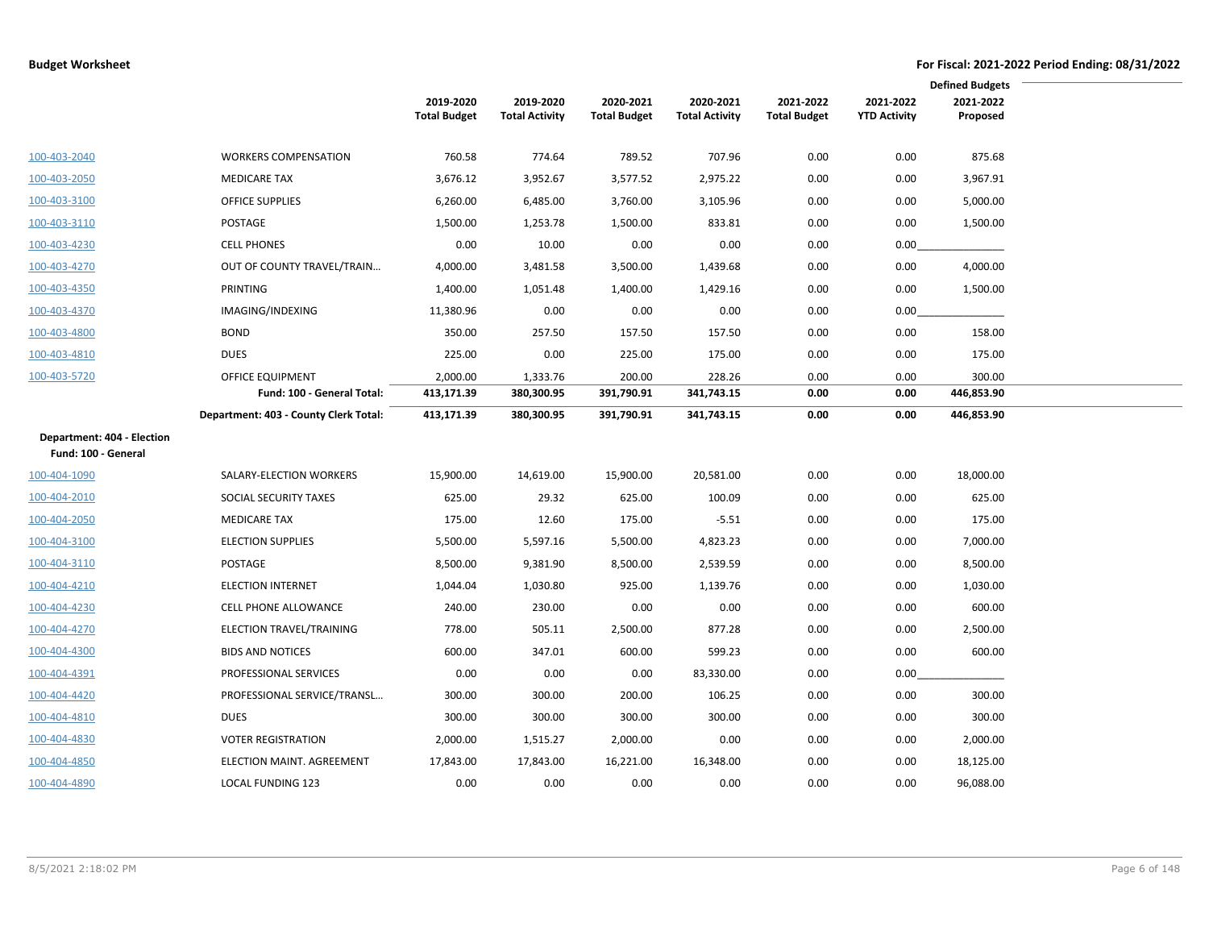**Budget Worksheet** **For Fiscal: 2021-2022 Period Ending: 08/31/2022**

| | | 2019-2020 Total Budget | 2019-2020 Total Activity | 2020-2021 Total Budget | 2020-2021 Total Activity | 2021-2022 Total Budget | 2021-2022 YTD Activity | Defined Budgets 2021-2022 Proposed |
|---|---|---|---|---|---|---|---|---|
| 100-403-2040 | WORKERS COMPENSATION | 760.58 | 774.64 | 789.52 | 707.96 | 0.00 | 0.00 | 875.68 |
| 100-403-2050 | MEDICARE TAX | 3,676.12 | 3,952.67 | 3,577.52 | 2,975.22 | 0.00 | 0.00 | 3,967.91 |
| 100-403-3100 | OFFICE SUPPLIES | 6,260.00 | 6,485.00 | 3,760.00 | 3,105.96 | 0.00 | 0.00 | 5,000.00 |
| 100-403-3110 | POSTAGE | 1,500.00 | 1,253.78 | 1,500.00 | 833.81 | 0.00 | 0.00 | 1,500.00 |
| 100-403-4230 | CELL PHONES | 0.00 | 10.00 | 0.00 | 0.00 | 0.00 | 0.00 | |
| 100-403-4270 | OUT OF COUNTY TRAVEL/TRAIN… | 4,000.00 | 3,481.58 | 3,500.00 | 1,439.68 | 0.00 | 0.00 | 4,000.00 |
| 100-403-4350 | PRINTING | 1,400.00 | 1,051.48 | 1,400.00 | 1,429.16 | 0.00 | 0.00 | 1,500.00 |
| 100-403-4370 | IMAGING/INDEXING | 11,380.96 | 0.00 | 0.00 | 0.00 | 0.00 | 0.00 | |
| 100-403-4800 | BOND | 350.00 | 257.50 | 157.50 | 157.50 | 0.00 | 0.00 | 158.00 |
| 100-403-4810 | DUES | 225.00 | 0.00 | 225.00 | 175.00 | 0.00 | 0.00 | 175.00 |
| 100-403-5720 | OFFICE EQUIPMENT | 2,000.00 | 1,333.76 | 200.00 | 228.26 | 0.00 | 0.00 | 300.00 |
| | **Fund: 100 - General Total:** | **413,171.39** | **380,300.95** | **391,790.91** | **341,743.15** | **0.00** | **0.00** | **446,853.90** |
| | **Department: 403 - County Clerk Total:** | **413,171.39** | **380,300.95** | **391,790.91** | **341,743.15** | **0.00** | **0.00** | **446,853.90** |
| **Department: 404 - Election** **Fund: 100 - General** | | | | | | | | |
| 100-404-1090 | SALARY-ELECTION WORKERS | 15,900.00 | 14,619.00 | 15,900.00 | 20,581.00 | 0.00 | 0.00 | 18,000.00 |
| 100-404-2010 | SOCIAL SECURITY TAXES | 625.00 | 29.32 | 625.00 | 100.09 | 0.00 | 0.00 | 625.00 |
| 100-404-2050 | MEDICARE TAX | 175.00 | 12.60 | 175.00 | -5.51 | 0.00 | 0.00 | 175.00 |
| 100-404-3100 | ELECTION SUPPLIES | 5,500.00 | 5,597.16 | 5,500.00 | 4,823.23 | 0.00 | 0.00 | 7,000.00 |
| 100-404-3110 | POSTAGE | 8,500.00 | 9,381.90 | 8,500.00 | 2,539.59 | 0.00 | 0.00 | 8,500.00 |
| 100-404-4210 | ELECTION INTERNET | 1,044.04 | 1,030.80 | 925.00 | 1,139.76 | 0.00 | 0.00 | 1,030.00 |
| 100-404-4230 | CELL PHONE ALLOWANCE | 240.00 | 230.00 | 0.00 | 0.00 | 0.00 | 0.00 | 600.00 |
| 100-404-4270 | ELECTION TRAVEL/TRAINING | 778.00 | 505.11 | 2,500.00 | 877.28 | 0.00 | 0.00 | 2,500.00 |
| 100-404-4300 | BIDS AND NOTICES | 600.00 | 347.01 | 600.00 | 599.23 | 0.00 | 0.00 | 600.00 |
| 100-404-4391 | PROFESSIONAL SERVICES | 0.00 | 0.00 | 0.00 | 83,330.00 | 0.00 | 0.00 | |
| 100-404-4420 | PROFESSIONAL SERVICE/TRANSL… | 300.00 | 300.00 | 200.00 | 106.25 | 0.00 | 0.00 | 300.00 |
| 100-404-4810 | DUES | 300.00 | 300.00 | 300.00 | 300.00 | 0.00 | 0.00 | 300.00 |
| 100-404-4830 | VOTER REGISTRATION | 2,000.00 | 1,515.27 | 2,000.00 | 0.00 | 0.00 | 0.00 | 2,000.00 |
| 100-404-4850 | ELECTION MAINT. AGREEMENT | 17,843.00 | 17,843.00 | 16,221.00 | 16,348.00 | 0.00 | 0.00 | 18,125.00 |
| 100-404-4890 | LOCAL FUNDING 123 | 0.00 | 0.00 | 0.00 | 0.00 | 0.00 | 0.00 | 96,088.00 |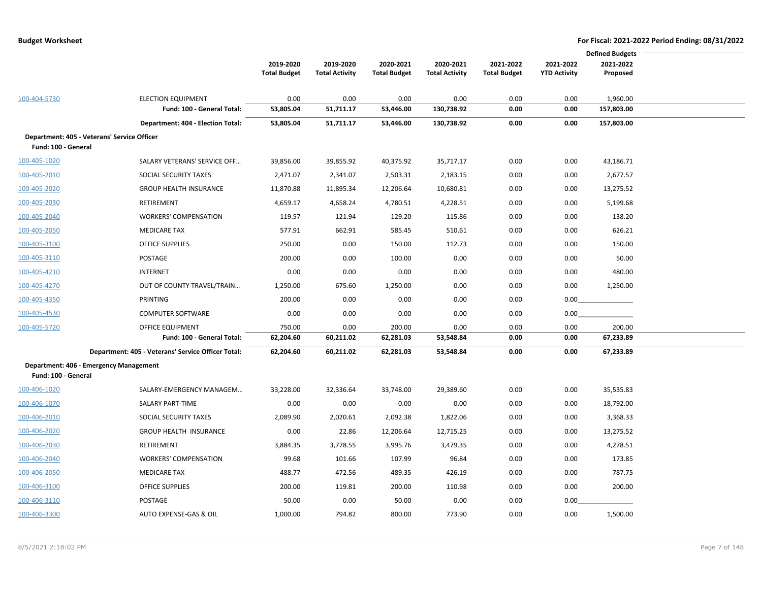| | | 2019-2020 Total Budget | 2019-2020 Total Activity | 2020-2021 Total Budget | 2020-2021 Total Activity | 2021-2022 Total Budget | 2021-2022 YTD Activity | Defined Budgets 2021-2022 Proposed |
|---|---|---|---|---|---|---|---|---|
| 100-404-5730 | ELECTION EQUIPMENT | 0.00 | 0.00 | 0.00 | 0.00 | 0.00 | 0.00 | 1,960.00 |
| | **Fund: 100 - General Total:** | **53,805.04** | **51,711.17** | **53,446.00** | **130,738.92** | **0.00** | **0.00** | **157,803.00** |
| | **Department: 404 - Election Total:** | **53,805.04** | **51,711.17** | **53,446.00** | **130,738.92** | **0.00** | **0.00** | **157,803.00** |
| **Department: 405 - Veterans' Service Officer** | | | | | | | | |
| **Fund: 100 - General** | | | | | | | | |
| 100-405-1020 | SALARY VETERANS' SERVICE OFF... | 39,856.00 | 39,855.92 | 40,375.92 | 35,717.17 | 0.00 | 0.00 | 43,186.71 |
| 100-405-2010 | SOCIAL SECURITY TAXES | 2,471.07 | 2,341.07 | 2,503.31 | 2,183.15 | 0.00 | 0.00 | 2,677.57 |
| 100-405-2020 | GROUP HEALTH INSURANCE | 11,870.88 | 11,895.34 | 12,206.64 | 10,680.81 | 0.00 | 0.00 | 13,275.52 |
| 100-405-2030 | RETIREMENT | 4,659.17 | 4,658.24 | 4,780.51 | 4,228.51 | 0.00 | 0.00 | 5,199.68 |
| 100-405-2040 | WORKERS' COMPENSATION | 119.57 | 121.94 | 129.20 | 115.86 | 0.00 | 0.00 | 138.20 |
| 100-405-2050 | MEDICARE TAX | 577.91 | 662.91 | 585.45 | 510.61 | 0.00 | 0.00 | 626.21 |
| 100-405-3100 | OFFICE SUPPLIES | 250.00 | 0.00 | 150.00 | 112.73 | 0.00 | 0.00 | 150.00 |
| 100-405-3110 | POSTAGE | 200.00 | 0.00 | 100.00 | 0.00 | 0.00 | 0.00 | 50.00 |
| 100-405-4210 | INTERNET | 0.00 | 0.00 | 0.00 | 0.00 | 0.00 | 0.00 | 480.00 |
| 100-405-4270 | OUT OF COUNTY TRAVEL/TRAIN... | 1,250.00 | 675.60 | 1,250.00 | 0.00 | 0.00 | 0.00 | 1,250.00 |
| 100-405-4350 | PRINTING | 200.00 | 0.00 | 0.00 | 0.00 | 0.00 | 0.00 | |
| 100-405-4530 | COMPUTER SOFTWARE | 0.00 | 0.00 | 0.00 | 0.00 | 0.00 | 0.00 | |
| 100-405-5720 | OFFICE EQUIPMENT | 750.00 | 0.00 | 200.00 | 0.00 | 0.00 | 0.00 | 200.00 |
| | **Fund: 100 - General Total:** | **62,204.60** | **60,211.02** | **62,281.03** | **53,548.84** | **0.00** | **0.00** | **67,233.89** |
| | **Department: 405 - Veterans' Service Officer Total:** | **62,204.60** | **60,211.02** | **62,281.03** | **53,548.84** | **0.00** | **0.00** | **67,233.89** |
| **Department: 406 - Emergency Management** | | | | | | | | |
| **Fund: 100 - General** | | | | | | | | |
| 100-406-1020 | SALARY-EMERGENCY MANAGEM... | 33,228.00 | 32,336.64 | 33,748.00 | 29,389.60 | 0.00 | 0.00 | 35,535.83 |
| 100-406-1070 | SALARY PART-TIME | 0.00 | 0.00 | 0.00 | 0.00 | 0.00 | 0.00 | 18,792.00 |
| 100-406-2010 | SOCIAL SECURITY TAXES | 2,089.90 | 2,020.61 | 2,092.38 | 1,822.06 | 0.00 | 0.00 | 3,368.33 |
| 100-406-2020 | GROUP HEALTH INSURANCE | 0.00 | 22.86 | 12,206.64 | 12,715.25 | 0.00 | 0.00 | 13,275.52 |
| 100-406-2030 | RETIREMENT | 3,884.35 | 3,778.55 | 3,995.76 | 3,479.35 | 0.00 | 0.00 | 4,278.51 |
| 100-406-2040 | WORKERS' COMPENSATION | 99.68 | 101.66 | 107.99 | 96.84 | 0.00 | 0.00 | 173.85 |
| 100-406-2050 | MEDICARE TAX | 488.77 | 472.56 | 489.35 | 426.19 | 0.00 | 0.00 | 787.75 |
| 100-406-3100 | OFFICE SUPPLIES | 200.00 | 119.81 | 200.00 | 110.98 | 0.00 | 0.00 | 200.00 |
| 100-406-3110 | POSTAGE | 50.00 | 0.00 | 50.00 | 0.00 | 0.00 | 0.00 | |
| 100-406-3300 | AUTO EXPENSE-GAS & OIL | 1,000.00 | 794.82 | 800.00 | 773.90 | 0.00 | 0.00 | 1,500.00 |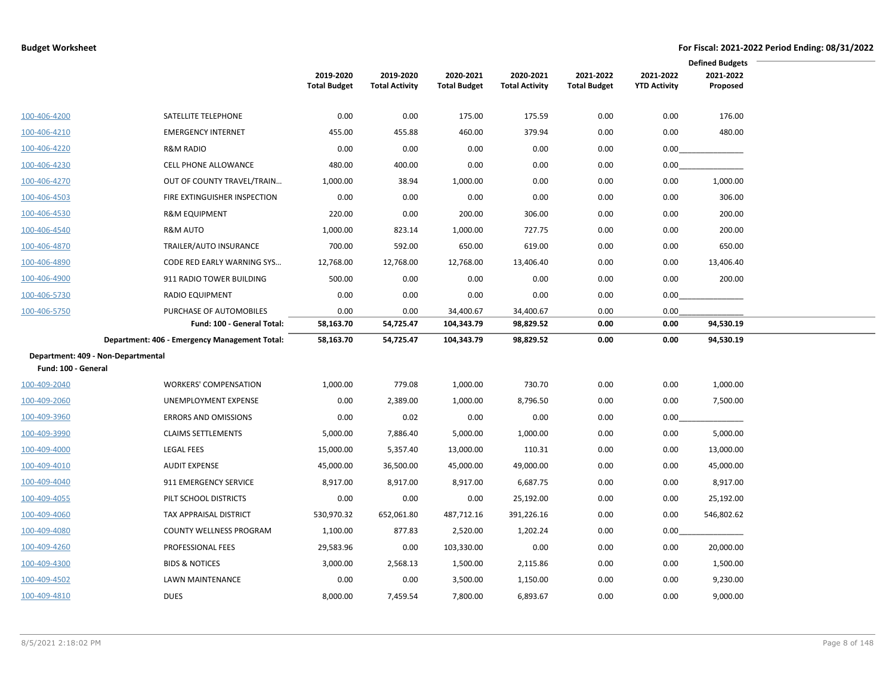**Budget Worksheet** — For Fiscal: 2021-2022 Period Ending: 08/31/2022

| | | 2019-2020 Total Budget | 2019-2020 Total Activity | 2020-2021 Total Budget | 2020-2021 Total Activity | 2021-2022 Total Budget | 2021-2022 YTD Activity | Defined Budgets 2021-2022 Proposed |
|---|---|---|---|---|---|---|---|---|
| 100-406-4200 | SATELLITE TELEPHONE | 0.00 | 0.00 | 175.00 | 175.59 | 0.00 | 0.00 | 176.00 |
| 100-406-4210 | EMERGENCY INTERNET | 455.00 | 455.88 | 460.00 | 379.94 | 0.00 | 0.00 | 480.00 |
| 100-406-4220 | R&M RADIO | 0.00 | 0.00 | 0.00 | 0.00 | 0.00 | 0.00 | |
| 100-406-4230 | CELL PHONE ALLOWANCE | 480.00 | 400.00 | 0.00 | 0.00 | 0.00 | 0.00 | |
| 100-406-4270 | OUT OF COUNTY TRAVEL/TRAIN… | 1,000.00 | 38.94 | 1,000.00 | 0.00 | 0.00 | 0.00 | 1,000.00 |
| 100-406-4503 | FIRE EXTINGUISHER INSPECTION | 0.00 | 0.00 | 0.00 | 0.00 | 0.00 | 0.00 | 306.00 |
| 100-406-4530 | R&M EQUIPMENT | 220.00 | 0.00 | 200.00 | 306.00 | 0.00 | 0.00 | 200.00 |
| 100-406-4540 | R&M AUTO | 1,000.00 | 823.14 | 1,000.00 | 727.75 | 0.00 | 0.00 | 200.00 |
| 100-406-4870 | TRAILER/AUTO INSURANCE | 700.00 | 592.00 | 650.00 | 619.00 | 0.00 | 0.00 | 650.00 |
| 100-406-4890 | CODE RED EARLY WARNING SYS… | 12,768.00 | 12,768.00 | 12,768.00 | 13,406.40 | 0.00 | 0.00 | 13,406.40 |
| 100-406-4900 | 911 RADIO TOWER BUILDING | 500.00 | 0.00 | 0.00 | 0.00 | 0.00 | 0.00 | 200.00 |
| 100-406-5730 | RADIO EQUIPMENT | 0.00 | 0.00 | 0.00 | 0.00 | 0.00 | 0.00 | |
| 100-406-5750 | PURCHASE OF AUTOMOBILES | 0.00 | 0.00 | 34,400.67 | 34,400.67 | 0.00 | 0.00 | |
| | **Fund: 100 - General Total:** | **58,163.70** | **54,725.47** | **104,343.79** | **98,829.52** | **0.00** | **0.00** | **94,530.19** |
| | **Department: 406 - Emergency Management Total:** | **58,163.70** | **54,725.47** | **104,343.79** | **98,829.52** | **0.00** | **0.00** | **94,530.19** |
| **Department: 409 - Non-Departmental** | | | | | | | | |
| **Fund: 100 - General** | | | | | | | | |
| 100-409-2040 | WORKERS' COMPENSATION | 1,000.00 | 779.08 | 1,000.00 | 730.70 | 0.00 | 0.00 | 1,000.00 |
| 100-409-2060 | UNEMPLOYMENT EXPENSE | 0.00 | 2,389.00 | 1,000.00 | 8,796.50 | 0.00 | 0.00 | 7,500.00 |
| 100-409-3960 | ERRORS AND OMISSIONS | 0.00 | 0.02 | 0.00 | 0.00 | 0.00 | 0.00 | |
| 100-409-3990 | CLAIMS SETTLEMENTS | 5,000.00 | 7,886.40 | 5,000.00 | 1,000.00 | 0.00 | 0.00 | 5,000.00 |
| 100-409-4000 | LEGAL FEES | 15,000.00 | 5,357.40 | 13,000.00 | 110.31 | 0.00 | 0.00 | 13,000.00 |
| 100-409-4010 | AUDIT EXPENSE | 45,000.00 | 36,500.00 | 45,000.00 | 49,000.00 | 0.00 | 0.00 | 45,000.00 |
| 100-409-4040 | 911 EMERGENCY SERVICE | 8,917.00 | 8,917.00 | 8,917.00 | 6,687.75 | 0.00 | 0.00 | 8,917.00 |
| 100-409-4055 | PILT SCHOOL DISTRICTS | 0.00 | 0.00 | 0.00 | 25,192.00 | 0.00 | 0.00 | 25,192.00 |
| 100-409-4060 | TAX APPRAISAL DISTRICT | 530,970.32 | 652,061.80 | 487,712.16 | 391,226.16 | 0.00 | 0.00 | 546,802.62 |
| 100-409-4080 | COUNTY WELLNESS PROGRAM | 1,100.00 | 877.83 | 2,520.00 | 1,202.24 | 0.00 | 0.00 | |
| 100-409-4260 | PROFESSIONAL FEES | 29,583.96 | 0.00 | 103,330.00 | 0.00 | 0.00 | 0.00 | 20,000.00 |
| 100-409-4300 | BIDS & NOTICES | 3,000.00 | 2,568.13 | 1,500.00 | 2,115.86 | 0.00 | 0.00 | 1,500.00 |
| 100-409-4502 | LAWN MAINTENANCE | 0.00 | 0.00 | 3,500.00 | 1,150.00 | 0.00 | 0.00 | 9,230.00 |
| 100-409-4810 | DUES | 8,000.00 | 7,459.54 | 7,800.00 | 6,893.67 | 0.00 | 0.00 | 9,000.00 |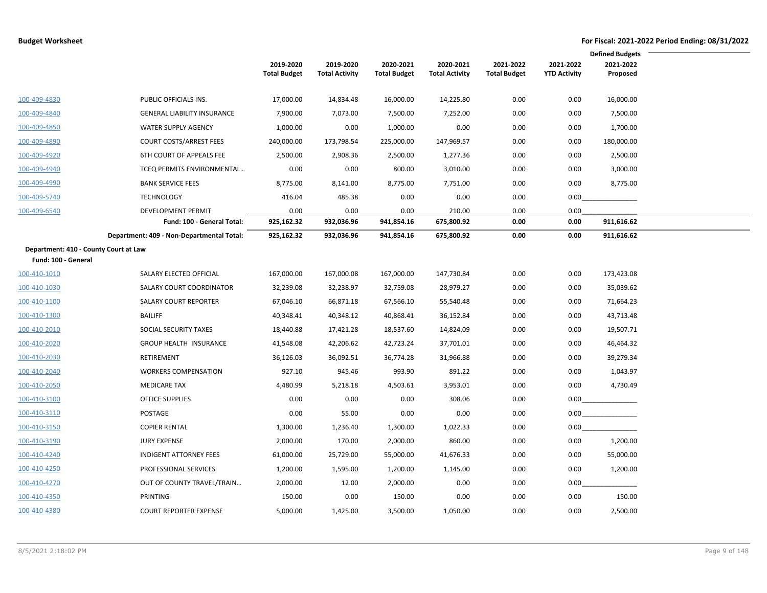**Budget Worksheet** — For Fiscal: 2021-2022 Period Ending: 08/31/2022

| | | 2019-2020 Total Budget | 2019-2020 Total Activity | 2020-2021 Total Budget | 2020-2021 Total Activity | 2021-2022 Total Budget | 2021-2022 YTD Activity | Defined Budgets 2021-2022 Proposed |
|---|---|---|---|---|---|---|---|---|
| 100-409-4830 | PUBLIC OFFICIALS INS. | 17,000.00 | 14,834.48 | 16,000.00 | 14,225.80 | 0.00 | 0.00 | 16,000.00 |
| 100-409-4840 | GENERAL LIABILITY INSURANCE | 7,900.00 | 7,073.00 | 7,500.00 | 7,252.00 | 0.00 | 0.00 | 7,500.00 |
| 100-409-4850 | WATER SUPPLY AGENCY | 1,000.00 | 0.00 | 1,000.00 | 0.00 | 0.00 | 0.00 | 1,700.00 |
| 100-409-4890 | COURT COSTS/ARREST FEES | 240,000.00 | 173,798.54 | 225,000.00 | 147,969.57 | 0.00 | 0.00 | 180,000.00 |
| 100-409-4920 | 6TH COURT OF APPEALS FEE | 2,500.00 | 2,908.36 | 2,500.00 | 1,277.36 | 0.00 | 0.00 | 2,500.00 |
| 100-409-4940 | TCEQ PERMITS ENVIRONMENTAL... | 0.00 | 0.00 | 800.00 | 3,010.00 | 0.00 | 0.00 | 3,000.00 |
| 100-409-4990 | BANK SERVICE FEES | 8,775.00 | 8,141.00 | 8,775.00 | 7,751.00 | 0.00 | 0.00 | 8,775.00 |
| 100-409-5740 | TECHNOLOGY | 416.04 | 485.38 | 0.00 | 0.00 | 0.00 | 0.00 | |
| 100-409-6540 | DEVELOPMENT PERMIT | 0.00 | 0.00 | 0.00 | 210.00 | 0.00 | 0.00 | |
| | **Fund: 100 - General Total:** | **925,162.32** | **932,036.96** | **941,854.16** | **675,800.92** | **0.00** | **0.00** | **911,616.62** |
| | **Department: 409 - Non-Departmental Total:** | **925,162.32** | **932,036.96** | **941,854.16** | **675,800.92** | **0.00** | **0.00** | **911,616.62** |

**Department: 410 - County Court at Law**

**Fund: 100 - General**

| | | 2019-2020 Total Budget | 2019-2020 Total Activity | 2020-2021 Total Budget | 2020-2021 Total Activity | 2021-2022 Total Budget | 2021-2022 YTD Activity | Defined Budgets 2021-2022 Proposed |
|---|---|---|---|---|---|---|---|---|
| 100-410-1010 | SALARY ELECTED OFFICIAL | 167,000.00 | 167,000.08 | 167,000.00 | 147,730.84 | 0.00 | 0.00 | 173,423.08 |
| 100-410-1030 | SALARY COURT COORDINATOR | 32,239.08 | 32,238.97 | 32,759.08 | 28,979.27 | 0.00 | 0.00 | 35,039.62 |
| 100-410-1100 | SALARY COURT REPORTER | 67,046.10 | 66,871.18 | 67,566.10 | 55,540.48 | 0.00 | 0.00 | 71,664.23 |
| 100-410-1300 | BAILIFF | 40,348.41 | 40,348.12 | 40,868.41 | 36,152.84 | 0.00 | 0.00 | 43,713.48 |
| 100-410-2010 | SOCIAL SECURITY TAXES | 18,440.88 | 17,421.28 | 18,537.60 | 14,824.09 | 0.00 | 0.00 | 19,507.71 |
| 100-410-2020 | GROUP HEALTH INSURANCE | 41,548.08 | 42,206.62 | 42,723.24 | 37,701.01 | 0.00 | 0.00 | 46,464.32 |
| 100-410-2030 | RETIREMENT | 36,126.03 | 36,092.51 | 36,774.28 | 31,966.88 | 0.00 | 0.00 | 39,279.34 |
| 100-410-2040 | WORKERS COMPENSATION | 927.10 | 945.46 | 993.90 | 891.22 | 0.00 | 0.00 | 1,043.97 |
| 100-410-2050 | MEDICARE TAX | 4,480.99 | 5,218.18 | 4,503.61 | 3,953.01 | 0.00 | 0.00 | 4,730.49 |
| 100-410-3100 | OFFICE SUPPLIES | 0.00 | 0.00 | 0.00 | 308.06 | 0.00 | 0.00 | |
| 100-410-3110 | POSTAGE | 0.00 | 55.00 | 0.00 | 0.00 | 0.00 | 0.00 | |
| 100-410-3150 | COPIER RENTAL | 1,300.00 | 1,236.40 | 1,300.00 | 1,022.33 | 0.00 | 0.00 | |
| 100-410-3190 | JURY EXPENSE | 2,000.00 | 170.00 | 2,000.00 | 860.00 | 0.00 | 0.00 | 1,200.00 |
| 100-410-4240 | INDIGENT ATTORNEY FEES | 61,000.00 | 25,729.00 | 55,000.00 | 41,676.33 | 0.00 | 0.00 | 55,000.00 |
| 100-410-4250 | PROFESSIONAL SERVICES | 1,200.00 | 1,595.00 | 1,200.00 | 1,145.00 | 0.00 | 0.00 | 1,200.00 |
| 100-410-4270 | OUT OF COUNTY TRAVEL/TRAIN... | 2,000.00 | 12.00 | 2,000.00 | 0.00 | 0.00 | 0.00 | |
| 100-410-4350 | PRINTING | 150.00 | 0.00 | 150.00 | 0.00 | 0.00 | 0.00 | 150.00 |
| 100-410-4380 | COURT REPORTER EXPENSE | 5,000.00 | 1,425.00 | 3,500.00 | 1,050.00 | 0.00 | 0.00 | 2,500.00 |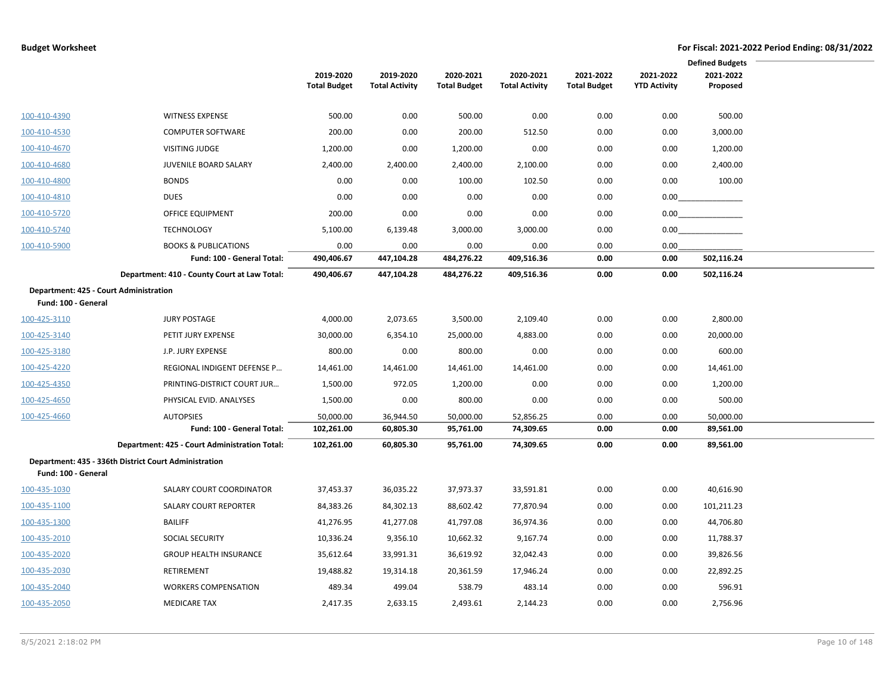**Budget Worksheet** — For Fiscal: 2021-2022 Period Ending: 08/31/2022

| | | 2019-2020 Total Budget | 2019-2020 Total Activity | 2020-2021 Total Budget | 2020-2021 Total Activity | 2021-2022 Total Budget | 2021-2022 YTD Activity | Defined Budgets 2021-2022 Proposed |
|---|---|---|---|---|---|---|---|---|
| 100-410-4390 | WITNESS EXPENSE | 500.00 | 0.00 | 500.00 | 0.00 | 0.00 | 0.00 | 500.00 |
| 100-410-4530 | COMPUTER SOFTWARE | 200.00 | 0.00 | 200.00 | 512.50 | 0.00 | 0.00 | 3,000.00 |
| 100-410-4670 | VISITING JUDGE | 1,200.00 | 0.00 | 1,200.00 | 0.00 | 0.00 | 0.00 | 1,200.00 |
| 100-410-4680 | JUVENILE BOARD SALARY | 2,400.00 | 2,400.00 | 2,400.00 | 2,100.00 | 0.00 | 0.00 | 2,400.00 |
| 100-410-4800 | BONDS | 0.00 | 0.00 | 100.00 | 102.50 | 0.00 | 0.00 | 100.00 |
| 100-410-4810 | DUES | 0.00 | 0.00 | 0.00 | 0.00 | 0.00 | 0.00 | |
| 100-410-5720 | OFFICE EQUIPMENT | 200.00 | 0.00 | 0.00 | 0.00 | 0.00 | 0.00 | |
| 100-410-5740 | TECHNOLOGY | 5,100.00 | 6,139.48 | 3,000.00 | 3,000.00 | 0.00 | 0.00 | |
| 100-410-5900 | BOOKS & PUBLICATIONS | 0.00 | 0.00 | 0.00 | 0.00 | 0.00 | 0.00 | |
| | **Fund: 100 - General Total:** | **490,406.67** | **447,104.28** | **484,276.22** | **409,516.36** | **0.00** | **0.00** | **502,116.24** |
| | **Department: 410 - County Court at Law Total:** | **490,406.67** | **447,104.28** | **484,276.22** | **409,516.36** | **0.00** | **0.00** | **502,116.24** |

**Department: 425 - Court Administration**

**Fund: 100 - General**

| | | 2019-2020 Total Budget | 2019-2020 Total Activity | 2020-2021 Total Budget | 2020-2021 Total Activity | 2021-2022 Total Budget | 2021-2022 YTD Activity | 2021-2022 Proposed |
|---|---|---|---|---|---|---|---|---|
| 100-425-3110 | JURY POSTAGE | 4,000.00 | 2,073.65 | 3,500.00 | 2,109.40 | 0.00 | 0.00 | 2,800.00 |
| 100-425-3140 | PETIT JURY EXPENSE | 30,000.00 | 6,354.10 | 25,000.00 | 4,883.00 | 0.00 | 0.00 | 20,000.00 |
| 100-425-3180 | J.P. JURY EXPENSE | 800.00 | 0.00 | 800.00 | 0.00 | 0.00 | 0.00 | 600.00 |
| 100-425-4220 | REGIONAL INDIGENT DEFENSE P… | 14,461.00 | 14,461.00 | 14,461.00 | 14,461.00 | 0.00 | 0.00 | 14,461.00 |
| 100-425-4350 | PRINTING-DISTRICT COURT JUR… | 1,500.00 | 972.05 | 1,200.00 | 0.00 | 0.00 | 0.00 | 1,200.00 |
| 100-425-4650 | PHYSICAL EVID. ANALYSES | 1,500.00 | 0.00 | 800.00 | 0.00 | 0.00 | 0.00 | 500.00 |
| 100-425-4660 | AUTOPSIES | 50,000.00 | 36,944.50 | 50,000.00 | 52,856.25 | 0.00 | 0.00 | 50,000.00 |
| | **Fund: 100 - General Total:** | **102,261.00** | **60,805.30** | **95,761.00** | **74,309.65** | **0.00** | **0.00** | **89,561.00** |
| | **Department: 425 - Court Administration Total:** | **102,261.00** | **60,805.30** | **95,761.00** | **74,309.65** | **0.00** | **0.00** | **89,561.00** |

**Department: 435 - 336th District Court Administration**

**Fund: 100 - General**

| | | 2019-2020 Total Budget | 2019-2020 Total Activity | 2020-2021 Total Budget | 2020-2021 Total Activity | 2021-2022 Total Budget | 2021-2022 YTD Activity | 2021-2022 Proposed |
|---|---|---|---|---|---|---|---|---|
| 100-435-1030 | SALARY COURT COORDINATOR | 37,453.37 | 36,035.22 | 37,973.37 | 33,591.81 | 0.00 | 0.00 | 40,616.90 |
| 100-435-1100 | SALARY COURT REPORTER | 84,383.26 | 84,302.13 | 88,602.42 | 77,870.94 | 0.00 | 0.00 | 101,211.23 |
| 100-435-1300 | BAILIFF | 41,276.95 | 41,277.08 | 41,797.08 | 36,974.36 | 0.00 | 0.00 | 44,706.80 |
| 100-435-2010 | SOCIAL SECURITY | 10,336.24 | 9,356.10 | 10,662.32 | 9,167.74 | 0.00 | 0.00 | 11,788.37 |
| 100-435-2020 | GROUP HEALTH INSURANCE | 35,612.64 | 33,991.31 | 36,619.92 | 32,042.43 | 0.00 | 0.00 | 39,826.56 |
| 100-435-2030 | RETIREMENT | 19,488.82 | 19,314.18 | 20,361.59 | 17,946.24 | 0.00 | 0.00 | 22,892.25 |
| 100-435-2040 | WORKERS COMPENSATION | 489.34 | 499.04 | 538.79 | 483.14 | 0.00 | 0.00 | 596.91 |
| 100-435-2050 | MEDICARE TAX | 2,417.35 | 2,633.15 | 2,493.61 | 2,144.23 | 0.00 | 0.00 | 2,756.96 |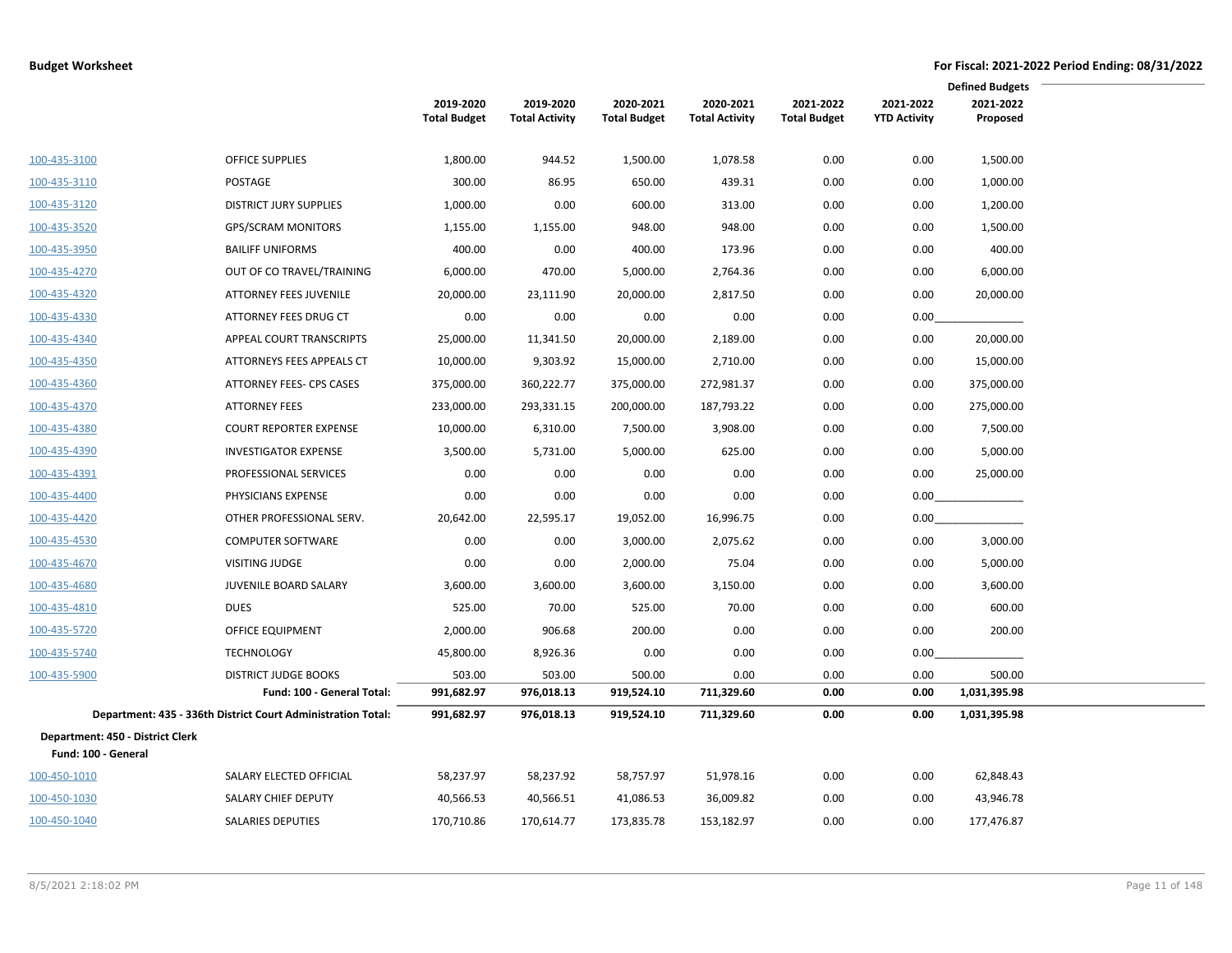| | | 2019-2020 Total Budget | 2019-2020 Total Activity | 2020-2021 Total Budget | 2020-2021 Total Activity | 2021-2022 Total Budget | 2021-2022 YTD Activity | Defined Budgets 2021-2022 Proposed |
|---|---|---|---|---|---|---|---|---|
| 100-435-3100 | OFFICE SUPPLIES | 1,800.00 | 944.52 | 1,500.00 | 1,078.58 | 0.00 | 0.00 | 1,500.00 |
| 100-435-3110 | POSTAGE | 300.00 | 86.95 | 650.00 | 439.31 | 0.00 | 0.00 | 1,000.00 |
| 100-435-3120 | DISTRICT JURY SUPPLIES | 1,000.00 | 0.00 | 600.00 | 313.00 | 0.00 | 0.00 | 1,200.00 |
| 100-435-3520 | GPS/SCRAM MONITORS | 1,155.00 | 1,155.00 | 948.00 | 948.00 | 0.00 | 0.00 | 1,500.00 |
| 100-435-3950 | BAILIFF UNIFORMS | 400.00 | 0.00 | 400.00 | 173.96 | 0.00 | 0.00 | 400.00 |
| 100-435-4270 | OUT OF CO TRAVEL/TRAINING | 6,000.00 | 470.00 | 5,000.00 | 2,764.36 | 0.00 | 0.00 | 6,000.00 |
| 100-435-4320 | ATTORNEY FEES JUVENILE | 20,000.00 | 23,111.90 | 20,000.00 | 2,817.50 | 0.00 | 0.00 | 20,000.00 |
| 100-435-4330 | ATTORNEY FEES DRUG CT | 0.00 | 0.00 | 0.00 | 0.00 | 0.00 | 0.00 | |
| 100-435-4340 | APPEAL COURT TRANSCRIPTS | 25,000.00 | 11,341.50 | 20,000.00 | 2,189.00 | 0.00 | 0.00 | 20,000.00 |
| 100-435-4350 | ATTORNEYS FEES APPEALS CT | 10,000.00 | 9,303.92 | 15,000.00 | 2,710.00 | 0.00 | 0.00 | 15,000.00 |
| 100-435-4360 | ATTORNEY FEES- CPS CASES | 375,000.00 | 360,222.77 | 375,000.00 | 272,981.37 | 0.00 | 0.00 | 375,000.00 |
| 100-435-4370 | ATTORNEY FEES | 233,000.00 | 293,331.15 | 200,000.00 | 187,793.22 | 0.00 | 0.00 | 275,000.00 |
| 100-435-4380 | COURT REPORTER EXPENSE | 10,000.00 | 6,310.00 | 7,500.00 | 3,908.00 | 0.00 | 0.00 | 7,500.00 |
| 100-435-4390 | INVESTIGATOR EXPENSE | 3,500.00 | 5,731.00 | 5,000.00 | 625.00 | 0.00 | 0.00 | 5,000.00 |
| 100-435-4391 | PROFESSIONAL SERVICES | 0.00 | 0.00 | 0.00 | 0.00 | 0.00 | 0.00 | 25,000.00 |
| 100-435-4400 | PHYSICIANS EXPENSE | 0.00 | 0.00 | 0.00 | 0.00 | 0.00 | 0.00 | |
| 100-435-4420 | OTHER PROFESSIONAL SERV. | 20,642.00 | 22,595.17 | 19,052.00 | 16,996.75 | 0.00 | 0.00 | |
| 100-435-4530 | COMPUTER SOFTWARE | 0.00 | 0.00 | 3,000.00 | 2,075.62 | 0.00 | 0.00 | 3,000.00 |
| 100-435-4670 | VISITING JUDGE | 0.00 | 0.00 | 2,000.00 | 75.04 | 0.00 | 0.00 | 5,000.00 |
| 100-435-4680 | JUVENILE BOARD SALARY | 3,600.00 | 3,600.00 | 3,600.00 | 3,150.00 | 0.00 | 0.00 | 3,600.00 |
| 100-435-4810 | DUES | 525.00 | 70.00 | 525.00 | 70.00 | 0.00 | 0.00 | 600.00 |
| 100-435-5720 | OFFICE EQUIPMENT | 2,000.00 | 906.68 | 200.00 | 0.00 | 0.00 | 0.00 | 200.00 |
| 100-435-5740 | TECHNOLOGY | 45,800.00 | 8,926.36 | 0.00 | 0.00 | 0.00 | 0.00 | |
| 100-435-5900 | DISTRICT JUDGE BOOKS | 503.00 | 503.00 | 500.00 | 0.00 | 0.00 | 0.00 | 500.00 |
| | **Fund: 100 - General Total:** | **991,682.97** | **976,018.13** | **919,524.10** | **711,329.60** | **0.00** | **0.00** | **1,031,395.98** |
| | **Department: 435 - 336th District Court Administration Total:** | **991,682.97** | **976,018.13** | **919,524.10** | **711,329.60** | **0.00** | **0.00** | **1,031,395.98** |

**Department: 450 - District Clerk**

**Fund: 100 - General**

| | | 2019-2020 Total Budget | 2019-2020 Total Activity | 2020-2021 Total Budget | 2020-2021 Total Activity | 2021-2022 Total Budget | 2021-2022 YTD Activity | 2021-2022 Proposed |
|---|---|---|---|---|---|---|---|---|
| 100-450-1010 | SALARY ELECTED OFFICIAL | 58,237.97 | 58,237.92 | 58,757.97 | 51,978.16 | 0.00 | 0.00 | 62,848.43 |
| 100-450-1030 | SALARY CHIEF DEPUTY | 40,566.53 | 40,566.51 | 41,086.53 | 36,009.82 | 0.00 | 0.00 | 43,946.78 |
| 100-450-1040 | SALARIES DEPUTIES | 170,710.86 | 170,614.77 | 173,835.78 | 153,182.97 | 0.00 | 0.00 | 177,476.87 |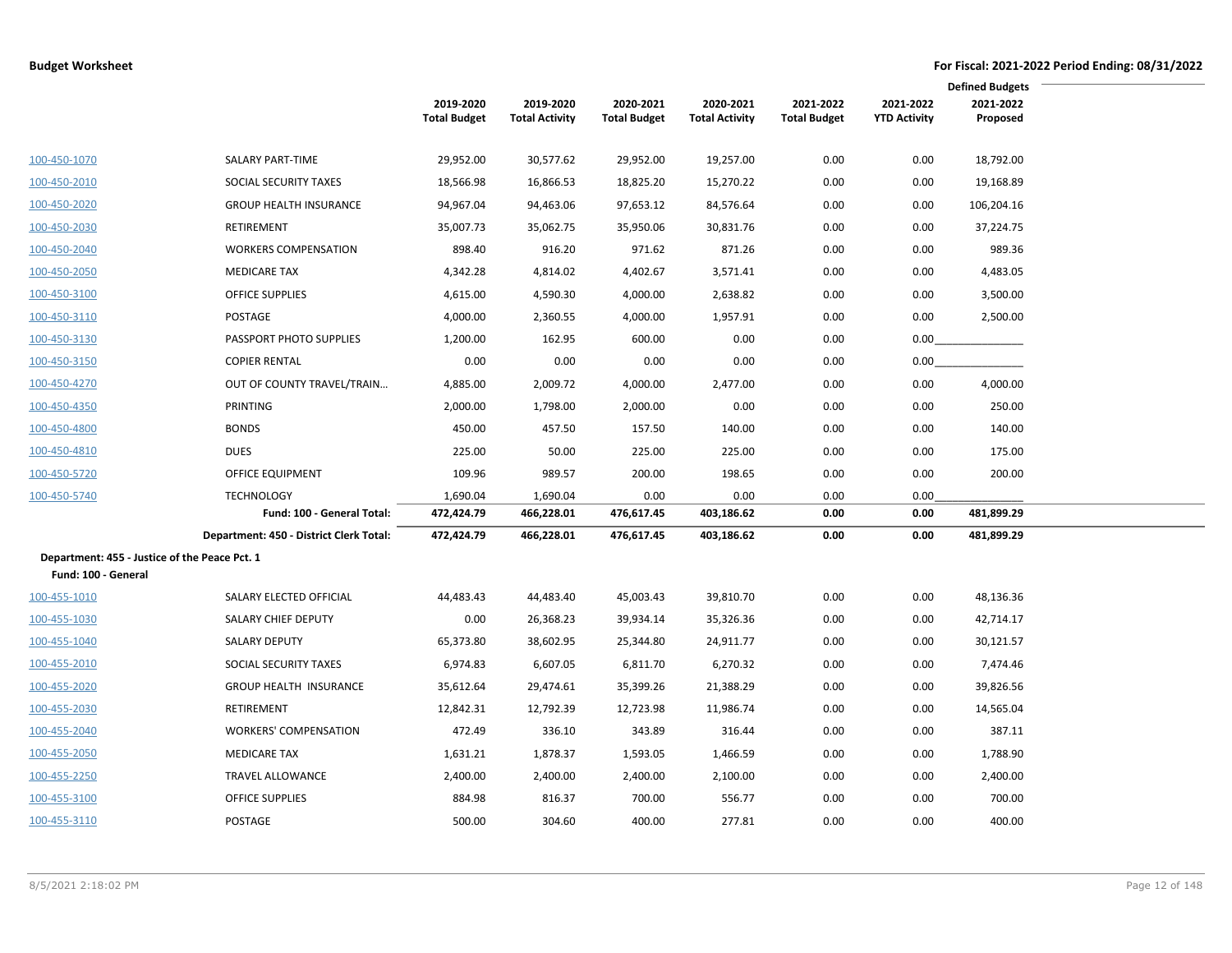**Budget Worksheet** — For Fiscal: 2021-2022 Period Ending: 08/31/2022

| | | 2019-2020 Total Budget | 2019-2020 Total Activity | 2020-2021 Total Budget | 2020-2021 Total Activity | 2021-2022 Total Budget | 2021-2022 YTD Activity | Defined Budgets 2021-2022 Proposed |
|---|---|---|---|---|---|---|---|---|
| 100-450-1070 | SALARY PART-TIME | 29,952.00 | 30,577.62 | 29,952.00 | 19,257.00 | 0.00 | 0.00 | 18,792.00 |
| 100-450-2010 | SOCIAL SECURITY TAXES | 18,566.98 | 16,866.53 | 18,825.20 | 15,270.22 | 0.00 | 0.00 | 19,168.89 |
| 100-450-2020 | GROUP HEALTH INSURANCE | 94,967.04 | 94,463.06 | 97,653.12 | 84,576.64 | 0.00 | 0.00 | 106,204.16 |
| 100-450-2030 | RETIREMENT | 35,007.73 | 35,062.75 | 35,950.06 | 30,831.76 | 0.00 | 0.00 | 37,224.75 |
| 100-450-2040 | WORKERS COMPENSATION | 898.40 | 916.20 | 971.62 | 871.26 | 0.00 | 0.00 | 989.36 |
| 100-450-2050 | MEDICARE TAX | 4,342.28 | 4,814.02 | 4,402.67 | 3,571.41 | 0.00 | 0.00 | 4,483.05 |
| 100-450-3100 | OFFICE SUPPLIES | 4,615.00 | 4,590.30 | 4,000.00 | 2,638.82 | 0.00 | 0.00 | 3,500.00 |
| 100-450-3110 | POSTAGE | 4,000.00 | 2,360.55 | 4,000.00 | 1,957.91 | 0.00 | 0.00 | 2,500.00 |
| 100-450-3130 | PASSPORT PHOTO SUPPLIES | 1,200.00 | 162.95 | 600.00 | 0.00 | 0.00 | 0.00 | |
| 100-450-3150 | COPIER RENTAL | 0.00 | 0.00 | 0.00 | 0.00 | 0.00 | 0.00 | |
| 100-450-4270 | OUT OF COUNTY TRAVEL/TRAIN... | 4,885.00 | 2,009.72 | 4,000.00 | 2,477.00 | 0.00 | 0.00 | 4,000.00 |
| 100-450-4350 | PRINTING | 2,000.00 | 1,798.00 | 2,000.00 | 0.00 | 0.00 | 0.00 | 250.00 |
| 100-450-4800 | BONDS | 450.00 | 457.50 | 157.50 | 140.00 | 0.00 | 0.00 | 140.00 |
| 100-450-4810 | DUES | 225.00 | 50.00 | 225.00 | 225.00 | 0.00 | 0.00 | 175.00 |
| 100-450-5720 | OFFICE EQUIPMENT | 109.96 | 989.57 | 200.00 | 198.65 | 0.00 | 0.00 | 200.00 |
| 100-450-5740 | TECHNOLOGY | 1,690.04 | 1,690.04 | 0.00 | 0.00 | 0.00 | 0.00 | |
| | **Fund: 100 - General Total:** | **472,424.79** | **466,228.01** | **476,617.45** | **403,186.62** | **0.00** | **0.00** | **481,899.29** |
| | **Department: 450 - District Clerk Total:** | **472,424.79** | **466,228.01** | **476,617.45** | **403,186.62** | **0.00** | **0.00** | **481,899.29** |

**Department: 455 - Justice of the Peace Pct. 1**

**Fund: 100 - General**

| | | 2019-2020 Total Budget | 2019-2020 Total Activity | 2020-2021 Total Budget | 2020-2021 Total Activity | 2021-2022 Total Budget | 2021-2022 YTD Activity | Defined Budgets 2021-2022 Proposed |
|---|---|---|---|---|---|---|---|---|
| 100-455-1010 | SALARY ELECTED OFFICIAL | 44,483.43 | 44,483.40 | 45,003.43 | 39,810.70 | 0.00 | 0.00 | 48,136.36 |
| 100-455-1030 | SALARY CHIEF DEPUTY | 0.00 | 26,368.23 | 39,934.14 | 35,326.36 | 0.00 | 0.00 | 42,714.17 |
| 100-455-1040 | SALARY DEPUTY | 65,373.80 | 38,602.95 | 25,344.80 | 24,911.77 | 0.00 | 0.00 | 30,121.57 |
| 100-455-2010 | SOCIAL SECURITY TAXES | 6,974.83 | 6,607.05 | 6,811.70 | 6,270.32 | 0.00 | 0.00 | 7,474.46 |
| 100-455-2020 | GROUP HEALTH INSURANCE | 35,612.64 | 29,474.61 | 35,399.26 | 21,388.29 | 0.00 | 0.00 | 39,826.56 |
| 100-455-2030 | RETIREMENT | 12,842.31 | 12,792.39 | 12,723.98 | 11,986.74 | 0.00 | 0.00 | 14,565.04 |
| 100-455-2040 | WORKERS' COMPENSATION | 472.49 | 336.10 | 343.89 | 316.44 | 0.00 | 0.00 | 387.11 |
| 100-455-2050 | MEDICARE TAX | 1,631.21 | 1,878.37 | 1,593.05 | 1,466.59 | 0.00 | 0.00 | 1,788.90 |
| 100-455-2250 | TRAVEL ALLOWANCE | 2,400.00 | 2,400.00 | 2,400.00 | 2,100.00 | 0.00 | 0.00 | 2,400.00 |
| 100-455-3100 | OFFICE SUPPLIES | 884.98 | 816.37 | 700.00 | 556.77 | 0.00 | 0.00 | 700.00 |
| 100-455-3110 | POSTAGE | 500.00 | 304.60 | 400.00 | 277.81 | 0.00 | 0.00 | 400.00 |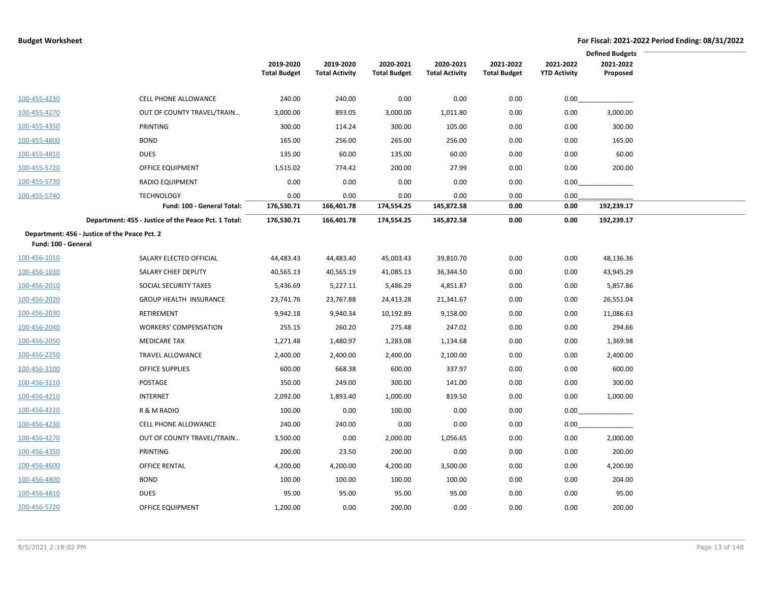**Budget Worksheet** | **For Fiscal: 2021-2022 Period Ending: 08/31/2022**

| | | 2019-2020 Total Budget | 2019-2020 Total Activity | 2020-2021 Total Budget | 2020-2021 Total Activity | 2021-2022 Total Budget | 2021-2022 YTD Activity | Defined Budgets 2021-2022 Proposed |
|---|---|---|---|---|---|---|---|---|
| 100-455-4230 | CELL PHONE ALLOWANCE | 240.00 | 240.00 | 0.00 | 0.00 | 0.00 | 0.00 | |
| 100-455-4270 | OUT OF COUNTY TRAVEL/TRAIN… | 3,000.00 | 893.05 | 3,000.00 | 1,011.80 | 0.00 | 0.00 | 3,000.00 |
| 100-455-4350 | PRINTING | 300.00 | 114.24 | 300.00 | 105.00 | 0.00 | 0.00 | 300.00 |
| 100-455-4800 | BOND | 165.00 | 256.00 | 265.00 | 256.00 | 0.00 | 0.00 | 165.00 |
| 100-455-4810 | DUES | 135.00 | 60.00 | 135.00 | 60.00 | 0.00 | 0.00 | 60.00 |
| 100-455-5720 | OFFICE EQUIPMENT | 1,515.02 | 774.42 | 200.00 | 27.99 | 0.00 | 0.00 | 200.00 |
| 100-455-5730 | RADIO EQUIPMENT | 0.00 | 0.00 | 0.00 | 0.00 | 0.00 | 0.00 | |
| 100-455-5740 | TECHNOLOGY | 0.00 | 0.00 | 0.00 | 0.00 | 0.00 | 0.00 | |
| | **Fund: 100 - General Total:** | **176,530.71** | **166,401.78** | **174,554.25** | **145,872.58** | **0.00** | **0.00** | **192,239.17** |
| | **Department: 455 - Justice of the Peace Pct. 1 Total:** | **176,530.71** | **166,401.78** | **174,554.25** | **145,872.58** | **0.00** | **0.00** | **192,239.17** |

**Department: 456 - Justice of the Peace Pct. 2**

**Fund: 100 - General**

| | | 2019-2020 Total Budget | 2019-2020 Total Activity | 2020-2021 Total Budget | 2020-2021 Total Activity | 2021-2022 Total Budget | 2021-2022 YTD Activity | Defined Budgets 2021-2022 Proposed |
|---|---|---|---|---|---|---|---|---|
| 100-456-1010 | SALARY ELECTED OFFICIAL | 44,483.43 | 44,483.40 | 45,003.43 | 39,810.70 | 0.00 | 0.00 | 48,136.36 |
| 100-456-1030 | SALARY CHIEF DEPUTY | 40,565.13 | 40,565.19 | 41,085.13 | 36,344.50 | 0.00 | 0.00 | 43,945.29 |
| 100-456-2010 | SOCIAL SECURITY TAXES | 5,436.69 | 5,227.11 | 5,486.29 | 4,851.87 | 0.00 | 0.00 | 5,857.86 |
| 100-456-2020 | GROUP HEALTH INSURANCE | 23,741.76 | 23,767.88 | 24,413.28 | 21,341.67 | 0.00 | 0.00 | 26,551.04 |
| 100-456-2030 | RETIREMENT | 9,942.18 | 9,940.34 | 10,192.89 | 9,158.00 | 0.00 | 0.00 | 11,086.63 |
| 100-456-2040 | WORKERS' COMPENSATION | 255.15 | 260.20 | 275.48 | 247.02 | 0.00 | 0.00 | 294.66 |
| 100-456-2050 | MEDICARE TAX | 1,271.48 | 1,480.97 | 1,283.08 | 1,134.68 | 0.00 | 0.00 | 1,369.98 |
| 100-456-2250 | TRAVEL ALLOWANCE | 2,400.00 | 2,400.00 | 2,400.00 | 2,100.00 | 0.00 | 0.00 | 2,400.00 |
| 100-456-3100 | OFFICE SUPPLIES | 600.00 | 668.38 | 600.00 | 337.97 | 0.00 | 0.00 | 600.00 |
| 100-456-3110 | POSTAGE | 350.00 | 249.00 | 300.00 | 141.00 | 0.00 | 0.00 | 300.00 |
| 100-456-4210 | INTERNET | 2,092.00 | 1,893.40 | 1,000.00 | 819.50 | 0.00 | 0.00 | 1,000.00 |
| 100-456-4220 | R & M RADIO | 100.00 | 0.00 | 100.00 | 0.00 | 0.00 | 0.00 | |
| 100-456-4230 | CELL PHONE ALLOWANCE | 240.00 | 240.00 | 0.00 | 0.00 | 0.00 | 0.00 | |
| 100-456-4270 | OUT OF COUNTY TRAVEL/TRAIN… | 3,500.00 | 0.00 | 2,000.00 | 1,056.65 | 0.00 | 0.00 | 2,000.00 |
| 100-456-4350 | PRINTING | 200.00 | 23.50 | 200.00 | 0.00 | 0.00 | 0.00 | 200.00 |
| 100-456-4600 | OFFICE RENTAL | 4,200.00 | 4,200.00 | 4,200.00 | 3,500.00 | 0.00 | 0.00 | 4,200.00 |
| 100-456-4800 | BOND | 100.00 | 100.00 | 100.00 | 100.00 | 0.00 | 0.00 | 204.00 |
| 100-456-4810 | DUES | 95.00 | 95.00 | 95.00 | 95.00 | 0.00 | 0.00 | 95.00 |
| 100-456-5720 | OFFICE EQUIPMENT | 1,200.00 | 0.00 | 200.00 | 0.00 | 0.00 | 0.00 | 200.00 |

8/5/2021 2:18:02 PM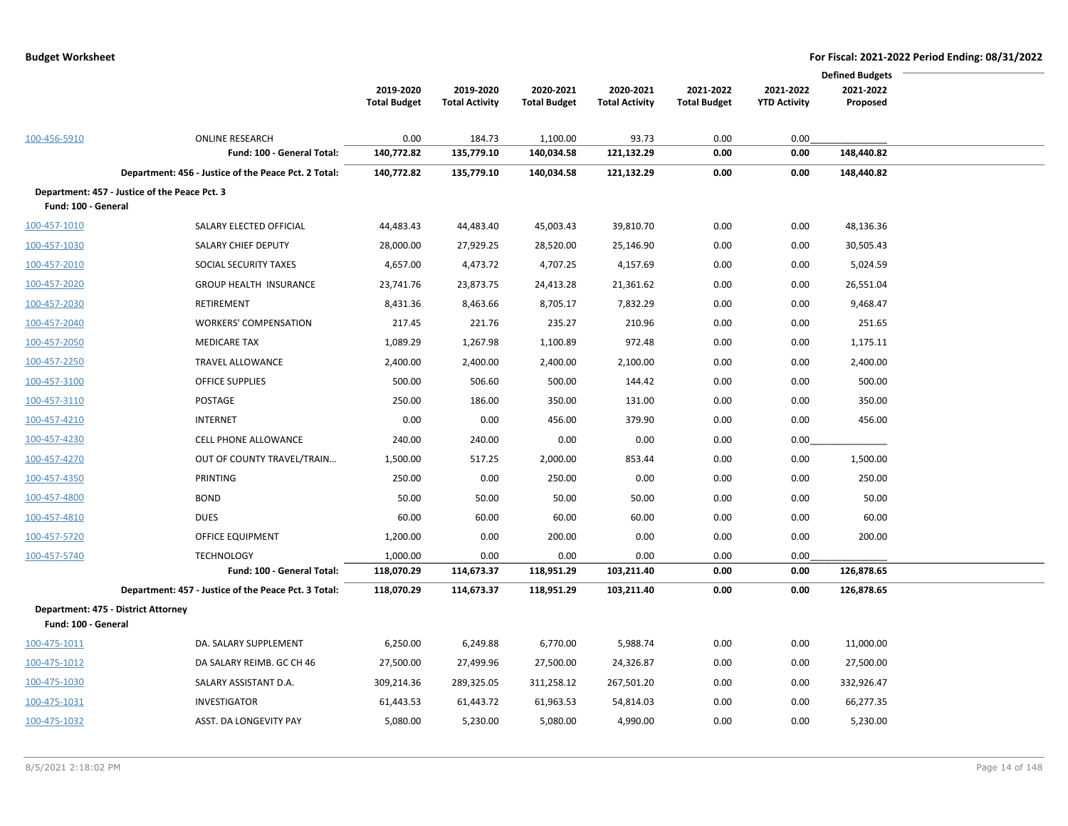| | | 2019-2020 Total Budget | 2019-2020 Total Activity | 2020-2021 Total Budget | 2020-2021 Total Activity | 2021-2022 Total Budget | 2021-2022 YTD Activity | Defined Budgets 2021-2022 Proposed |
|---|---|---|---|---|---|---|---|---|
| 100-456-5910 | ONLINE RESEARCH | 0.00 | 184.73 | 1,100.00 | 93.73 | 0.00 | 0.00 | |
| | **Fund: 100 - General Total:** | **140,772.82** | **135,779.10** | **140,034.58** | **121,132.29** | **0.00** | **0.00** | **148,440.82** |
| | **Department: 456 - Justice of the Peace Pct. 2 Total:** | **140,772.82** | **135,779.10** | **140,034.58** | **121,132.29** | **0.00** | **0.00** | **148,440.82** |
| **Department: 457 - Justice of the Peace Pct. 3** | | | | | | | | |
| **Fund: 100 - General** | | | | | | | | |
| 100-457-1010 | SALARY ELECTED OFFICIAL | 44,483.43 | 44,483.40 | 45,003.43 | 39,810.70 | 0.00 | 0.00 | 48,136.36 |
| 100-457-1030 | SALARY CHIEF DEPUTY | 28,000.00 | 27,929.25 | 28,520.00 | 25,146.90 | 0.00 | 0.00 | 30,505.43 |
| 100-457-2010 | SOCIAL SECURITY TAXES | 4,657.00 | 4,473.72 | 4,707.25 | 4,157.69 | 0.00 | 0.00 | 5,024.59 |
| 100-457-2020 | GROUP HEALTH INSURANCE | 23,741.76 | 23,873.75 | 24,413.28 | 21,361.62 | 0.00 | 0.00 | 26,551.04 |
| 100-457-2030 | RETIREMENT | 8,431.36 | 8,463.66 | 8,705.17 | 7,832.29 | 0.00 | 0.00 | 9,468.47 |
| 100-457-2040 | WORKERS' COMPENSATION | 217.45 | 221.76 | 235.27 | 210.96 | 0.00 | 0.00 | 251.65 |
| 100-457-2050 | MEDICARE TAX | 1,089.29 | 1,267.98 | 1,100.89 | 972.48 | 0.00 | 0.00 | 1,175.11 |
| 100-457-2250 | TRAVEL ALLOWANCE | 2,400.00 | 2,400.00 | 2,400.00 | 2,100.00 | 0.00 | 0.00 | 2,400.00 |
| 100-457-3100 | OFFICE SUPPLIES | 500.00 | 506.60 | 500.00 | 144.42 | 0.00 | 0.00 | 500.00 |
| 100-457-3110 | POSTAGE | 250.00 | 186.00 | 350.00 | 131.00 | 0.00 | 0.00 | 350.00 |
| 100-457-4210 | INTERNET | 0.00 | 0.00 | 456.00 | 379.90 | 0.00 | 0.00 | 456.00 |
| 100-457-4230 | CELL PHONE ALLOWANCE | 240.00 | 240.00 | 0.00 | 0.00 | 0.00 | 0.00 | |
| 100-457-4270 | OUT OF COUNTY TRAVEL/TRAIN... | 1,500.00 | 517.25 | 2,000.00 | 853.44 | 0.00 | 0.00 | 1,500.00 |
| 100-457-4350 | PRINTING | 250.00 | 0.00 | 250.00 | 0.00 | 0.00 | 0.00 | 250.00 |
| 100-457-4800 | BOND | 50.00 | 50.00 | 50.00 | 50.00 | 0.00 | 0.00 | 50.00 |
| 100-457-4810 | DUES | 60.00 | 60.00 | 60.00 | 60.00 | 0.00 | 0.00 | 60.00 |
| 100-457-5720 | OFFICE EQUIPMENT | 1,200.00 | 0.00 | 200.00 | 0.00 | 0.00 | 0.00 | 200.00 |
| 100-457-5740 | TECHNOLOGY | 1,000.00 | 0.00 | 0.00 | 0.00 | 0.00 | 0.00 | |
| | **Fund: 100 - General Total:** | **118,070.29** | **114,673.37** | **118,951.29** | **103,211.40** | **0.00** | **0.00** | **126,878.65** |
| | **Department: 457 - Justice of the Peace Pct. 3 Total:** | **118,070.29** | **114,673.37** | **118,951.29** | **103,211.40** | **0.00** | **0.00** | **126,878.65** |
| **Department: 475 - District Attorney** | | | | | | | | |
| **Fund: 100 - General** | | | | | | | | |
| 100-475-1011 | DA. SALARY SUPPLEMENT | 6,250.00 | 6,249.88 | 6,770.00 | 5,988.74 | 0.00 | 0.00 | 11,000.00 |
| 100-475-1012 | DA SALARY REIMB. GC CH 46 | 27,500.00 | 27,499.96 | 27,500.00 | 24,326.87 | 0.00 | 0.00 | 27,500.00 |
| 100-475-1030 | SALARY ASSISTANT D.A. | 309,214.36 | 289,325.05 | 311,258.12 | 267,501.20 | 0.00 | 0.00 | 332,926.47 |
| 100-475-1031 | INVESTIGATOR | 61,443.53 | 61,443.72 | 61,963.53 | 54,814.03 | 0.00 | 0.00 | 66,277.35 |
| 100-475-1032 | ASST. DA LONGEVITY PAY | 5,080.00 | 5,230.00 | 5,080.00 | 4,990.00 | 0.00 | 0.00 | 5,230.00 |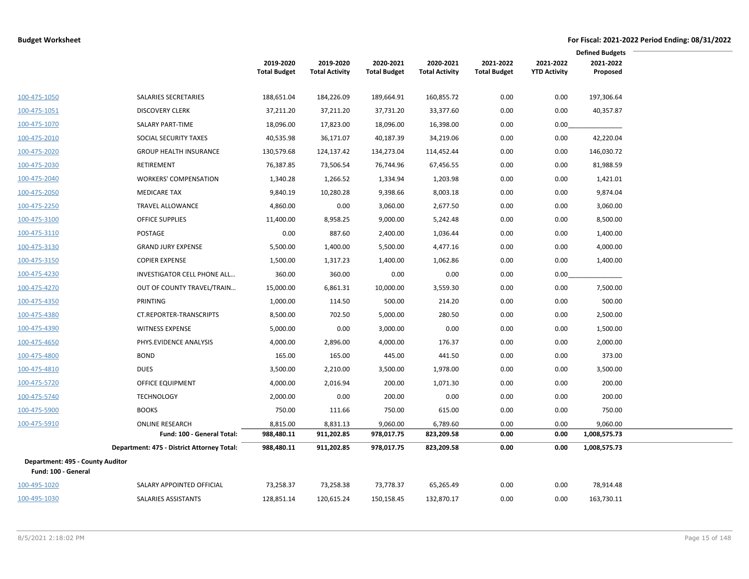**Budget Worksheet** — For Fiscal: 2021-2022 Period Ending: 08/31/2022

| | | 2019-2020 Total Budget | 2019-2020 Total Activity | 2020-2021 Total Budget | 2020-2021 Total Activity | 2021-2022 Total Budget | 2021-2022 YTD Activity | Defined Budgets 2021-2022 Proposed |
|---|---|---|---|---|---|---|---|---|
| 100-475-1050 | SALARIES SECRETARIES | 188,651.04 | 184,226.09 | 189,664.91 | 160,855.72 | 0.00 | 0.00 | 197,306.64 |
| 100-475-1051 | DISCOVERY CLERK | 37,211.20 | 37,211.20 | 37,731.20 | 33,377.60 | 0.00 | 0.00 | 40,357.87 |
| 100-475-1070 | SALARY PART-TIME | 18,096.00 | 17,823.00 | 18,096.00 | 16,398.00 | 0.00 | 0.00 | |
| 100-475-2010 | SOCIAL SECURITY TAXES | 40,535.98 | 36,171.07 | 40,187.39 | 34,219.06 | 0.00 | 0.00 | 42,220.04 |
| 100-475-2020 | GROUP HEALTH INSURANCE | 130,579.68 | 124,137.42 | 134,273.04 | 114,452.44 | 0.00 | 0.00 | 146,030.72 |
| 100-475-2030 | RETIREMENT | 76,387.85 | 73,506.54 | 76,744.96 | 67,456.55 | 0.00 | 0.00 | 81,988.59 |
| 100-475-2040 | WORKERS' COMPENSATION | 1,340.28 | 1,266.52 | 1,334.94 | 1,203.98 | 0.00 | 0.00 | 1,421.01 |
| 100-475-2050 | MEDICARE TAX | 9,840.19 | 10,280.28 | 9,398.66 | 8,003.18 | 0.00 | 0.00 | 9,874.04 |
| 100-475-2250 | TRAVEL ALLOWANCE | 4,860.00 | 0.00 | 3,060.00 | 2,677.50 | 0.00 | 0.00 | 3,060.00 |
| 100-475-3100 | OFFICE SUPPLIES | 11,400.00 | 8,958.25 | 9,000.00 | 5,242.48 | 0.00 | 0.00 | 8,500.00 |
| 100-475-3110 | POSTAGE | 0.00 | 887.60 | 2,400.00 | 1,036.44 | 0.00 | 0.00 | 1,400.00 |
| 100-475-3130 | GRAND JURY EXPENSE | 5,500.00 | 1,400.00 | 5,500.00 | 4,477.16 | 0.00 | 0.00 | 4,000.00 |
| 100-475-3150 | COPIER EXPENSE | 1,500.00 | 1,317.23 | 1,400.00 | 1,062.86 | 0.00 | 0.00 | 1,400.00 |
| 100-475-4230 | INVESTIGATOR CELL PHONE ALL... | 360.00 | 360.00 | 0.00 | 0.00 | 0.00 | 0.00 | |
| 100-475-4270 | OUT OF COUNTY TRAVEL/TRAIN... | 15,000.00 | 6,861.31 | 10,000.00 | 3,559.30 | 0.00 | 0.00 | 7,500.00 |
| 100-475-4350 | PRINTING | 1,000.00 | 114.50 | 500.00 | 214.20 | 0.00 | 0.00 | 500.00 |
| 100-475-4380 | CT.REPORTER-TRANSCRIPTS | 8,500.00 | 702.50 | 5,000.00 | 280.50 | 0.00 | 0.00 | 2,500.00 |
| 100-475-4390 | WITNESS EXPENSE | 5,000.00 | 0.00 | 3,000.00 | 0.00 | 0.00 | 0.00 | 1,500.00 |
| 100-475-4650 | PHYS.EVIDENCE ANALYSIS | 4,000.00 | 2,896.00 | 4,000.00 | 176.37 | 0.00 | 0.00 | 2,000.00 |
| 100-475-4800 | BOND | 165.00 | 165.00 | 445.00 | 441.50 | 0.00 | 0.00 | 373.00 |
| 100-475-4810 | DUES | 3,500.00 | 2,210.00 | 3,500.00 | 1,978.00 | 0.00 | 0.00 | 3,500.00 |
| 100-475-5720 | OFFICE EQUIPMENT | 4,000.00 | 2,016.94 | 200.00 | 1,071.30 | 0.00 | 0.00 | 200.00 |
| 100-475-5740 | TECHNOLOGY | 2,000.00 | 0.00 | 200.00 | 0.00 | 0.00 | 0.00 | 200.00 |
| 100-475-5900 | BOOKS | 750.00 | 111.66 | 750.00 | 615.00 | 0.00 | 0.00 | 750.00 |
| 100-475-5910 | ONLINE RESEARCH | 8,815.00 | 8,831.13 | 9,060.00 | 6,789.60 | 0.00 | 0.00 | 9,060.00 |
| | **Fund: 100 - General Total:** | **988,480.11** | **911,202.85** | **978,017.75** | **823,209.58** | **0.00** | **0.00** | **1,008,575.73** |
| | **Department: 475 - District Attorney Total:** | **988,480.11** | **911,202.85** | **978,017.75** | **823,209.58** | **0.00** | **0.00** | **1,008,575.73** |

**Department: 495 - County Auditor**

**Fund: 100 - General**

| | | 2019-2020 Total Budget | 2019-2020 Total Activity | 2020-2021 Total Budget | 2020-2021 Total Activity | 2021-2022 Total Budget | 2021-2022 YTD Activity | 2021-2022 Proposed |
|---|---|---|---|---|---|---|---|---|
| 100-495-1020 | SALARY APPOINTED OFFICIAL | 73,258.37 | 73,258.38 | 73,778.37 | 65,265.49 | 0.00 | 0.00 | 78,914.48 |
| 100-495-1030 | SALARIES ASSISTANTS | 128,851.14 | 120,615.24 | 150,158.45 | 132,870.17 | 0.00 | 0.00 | 163,730.11 |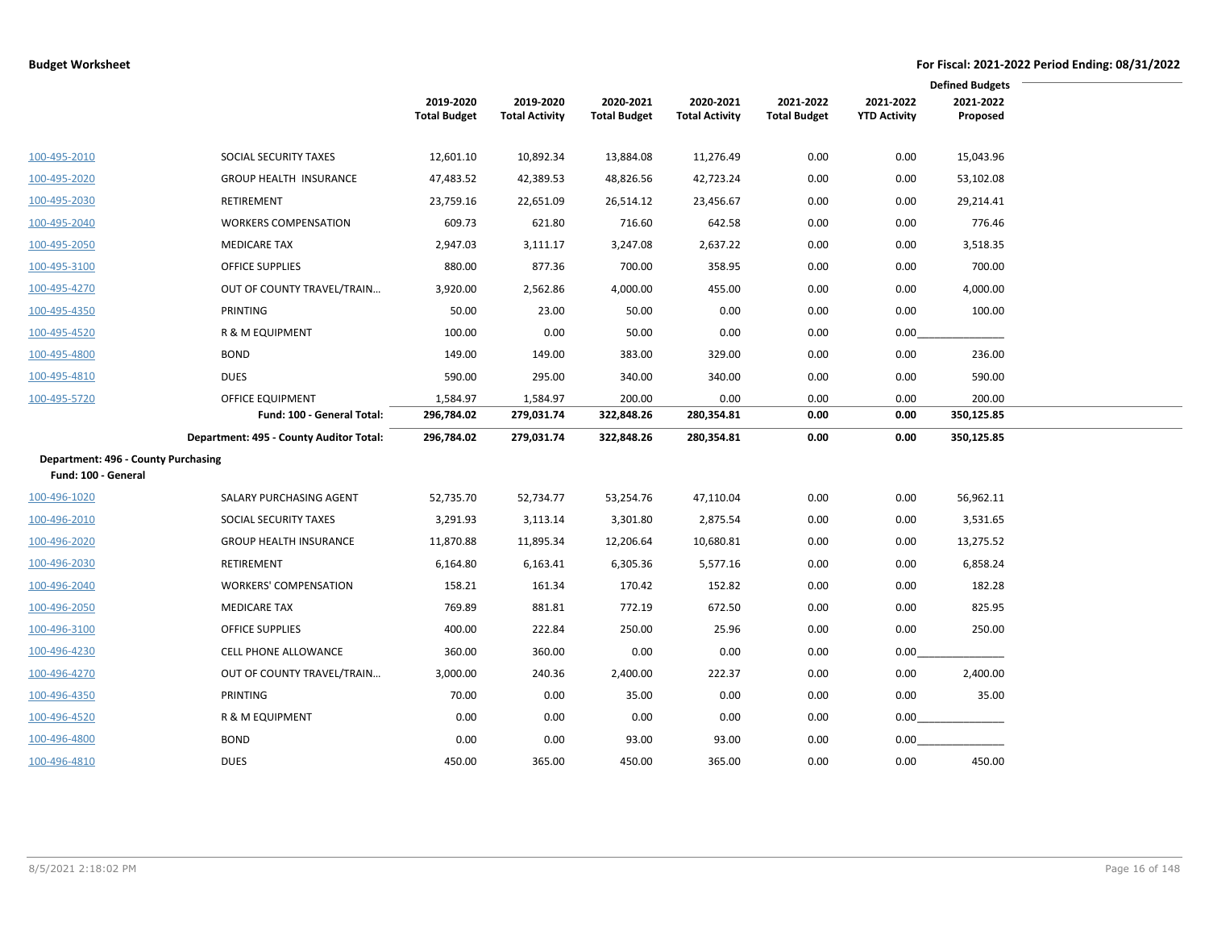**Budget Worksheet**

**For Fiscal: 2021-2022 Period Ending: 08/31/2022**

| | | 2019-2020 Total Budget | 2019-2020 Total Activity | 2020-2021 Total Budget | 2020-2021 Total Activity | 2021-2022 Total Budget | 2021-2022 YTD Activity | Defined Budgets 2021-2022 Proposed |
|---|---|---|---|---|---|---|---|---|
| 100-495-2010 | SOCIAL SECURITY TAXES | 12,601.10 | 10,892.34 | 13,884.08 | 11,276.49 | 0.00 | 0.00 | 15,043.96 |
| 100-495-2020 | GROUP HEALTH INSURANCE | 47,483.52 | 42,389.53 | 48,826.56 | 42,723.24 | 0.00 | 0.00 | 53,102.08 |
| 100-495-2030 | RETIREMENT | 23,759.16 | 22,651.09 | 26,514.12 | 23,456.67 | 0.00 | 0.00 | 29,214.41 |
| 100-495-2040 | WORKERS COMPENSATION | 609.73 | 621.80 | 716.60 | 642.58 | 0.00 | 0.00 | 776.46 |
| 100-495-2050 | MEDICARE TAX | 2,947.03 | 3,111.17 | 3,247.08 | 2,637.22 | 0.00 | 0.00 | 3,518.35 |
| 100-495-3100 | OFFICE SUPPLIES | 880.00 | 877.36 | 700.00 | 358.95 | 0.00 | 0.00 | 700.00 |
| 100-495-4270 | OUT OF COUNTY TRAVEL/TRAIN… | 3,920.00 | 2,562.86 | 4,000.00 | 455.00 | 0.00 | 0.00 | 4,000.00 |
| 100-495-4350 | PRINTING | 50.00 | 23.00 | 50.00 | 0.00 | 0.00 | 0.00 | 100.00 |
| 100-495-4520 | R & M EQUIPMENT | 100.00 | 0.00 | 50.00 | 0.00 | 0.00 | 0.00 | |
| 100-495-4800 | BOND | 149.00 | 149.00 | 383.00 | 329.00 | 0.00 | 0.00 | 236.00 |
| 100-495-4810 | DUES | 590.00 | 295.00 | 340.00 | 340.00 | 0.00 | 0.00 | 590.00 |
| 100-495-5720 | OFFICE EQUIPMENT | 1,584.97 | 1,584.97 | 200.00 | 0.00 | 0.00 | 0.00 | 200.00 |
| | **Fund: 100 - General Total:** | **296,784.02** | **279,031.74** | **322,848.26** | **280,354.81** | **0.00** | **0.00** | **350,125.85** |
| | **Department: 495 - County Auditor Total:** | **296,784.02** | **279,031.74** | **322,848.26** | **280,354.81** | **0.00** | **0.00** | **350,125.85** |

**Department: 496 - County Purchasing**

**Fund: 100 - General**

| | | 2019-2020 Total Budget | 2019-2020 Total Activity | 2020-2021 Total Budget | 2020-2021 Total Activity | 2021-2022 Total Budget | 2021-2022 YTD Activity | 2021-2022 Proposed |
|---|---|---|---|---|---|---|---|---|
| 100-496-1020 | SALARY PURCHASING AGENT | 52,735.70 | 52,734.77 | 53,254.76 | 47,110.04 | 0.00 | 0.00 | 56,962.11 |
| 100-496-2010 | SOCIAL SECURITY TAXES | 3,291.93 | 3,113.14 | 3,301.80 | 2,875.54 | 0.00 | 0.00 | 3,531.65 |
| 100-496-2020 | GROUP HEALTH INSURANCE | 11,870.88 | 11,895.34 | 12,206.64 | 10,680.81 | 0.00 | 0.00 | 13,275.52 |
| 100-496-2030 | RETIREMENT | 6,164.80 | 6,163.41 | 6,305.36 | 5,577.16 | 0.00 | 0.00 | 6,858.24 |
| 100-496-2040 | WORKERS' COMPENSATION | 158.21 | 161.34 | 170.42 | 152.82 | 0.00 | 0.00 | 182.28 |
| 100-496-2050 | MEDICARE TAX | 769.89 | 881.81 | 772.19 | 672.50 | 0.00 | 0.00 | 825.95 |
| 100-496-3100 | OFFICE SUPPLIES | 400.00 | 222.84 | 250.00 | 25.96 | 0.00 | 0.00 | 250.00 |
| 100-496-4230 | CELL PHONE ALLOWANCE | 360.00 | 360.00 | 0.00 | 0.00 | 0.00 | 0.00 | |
| 100-496-4270 | OUT OF COUNTY TRAVEL/TRAIN… | 3,000.00 | 240.36 | 2,400.00 | 222.37 | 0.00 | 0.00 | 2,400.00 |
| 100-496-4350 | PRINTING | 70.00 | 0.00 | 35.00 | 0.00 | 0.00 | 0.00 | 35.00 |
| 100-496-4520 | R & M EQUIPMENT | 0.00 | 0.00 | 0.00 | 0.00 | 0.00 | 0.00 | |
| 100-496-4800 | BOND | 0.00 | 0.00 | 93.00 | 93.00 | 0.00 | 0.00 | |
| 100-496-4810 | DUES | 450.00 | 365.00 | 450.00 | 365.00 | 0.00 | 0.00 | 450.00 |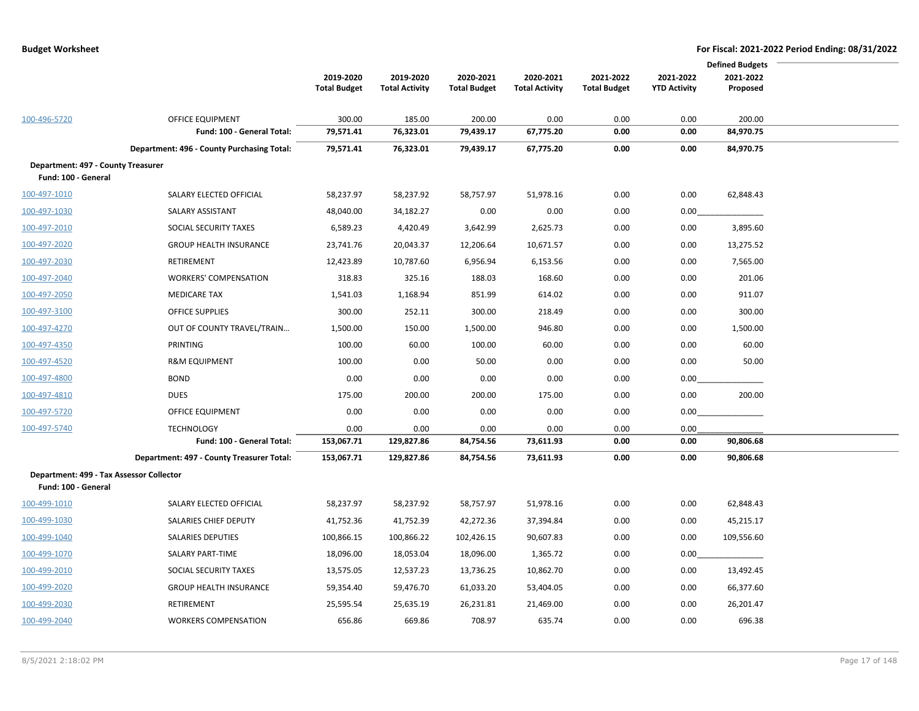| | | 2019-2020 Total Budget | 2019-2020 Total Activity | 2020-2021 Total Budget | 2020-2021 Total Activity | 2021-2022 Total Budget | 2021-2022 YTD Activity | Defined Budgets 2021-2022 Proposed |
|---|---|---|---|---|---|---|---|---|
| 100-496-5720 | OFFICE EQUIPMENT | 300.00 | 185.00 | 200.00 | 0.00 | 0.00 | 0.00 | 200.00 |
| | **Fund: 100 - General Total:** | **79,571.41** | **76,323.01** | **79,439.17** | **67,775.20** | **0.00** | **0.00** | **84,970.75** |
| | **Department: 496 - County Purchasing Total:** | **79,571.41** | **76,323.01** | **79,439.17** | **67,775.20** | **0.00** | **0.00** | **84,970.75** |
| **Department: 497 - County Treasurer** | | | | | | | | |
| **Fund: 100 - General** | | | | | | | | |
| 100-497-1010 | SALARY ELECTED OFFICIAL | 58,237.97 | 58,237.92 | 58,757.97 | 51,978.16 | 0.00 | 0.00 | 62,848.43 |
| 100-497-1030 | SALARY ASSISTANT | 48,040.00 | 34,182.27 | 0.00 | 0.00 | 0.00 | 0.00 | |
| 100-497-2010 | SOCIAL SECURITY TAXES | 6,589.23 | 4,420.49 | 3,642.99 | 2,625.73 | 0.00 | 0.00 | 3,895.60 |
| 100-497-2020 | GROUP HEALTH INSURANCE | 23,741.76 | 20,043.37 | 12,206.64 | 10,671.57 | 0.00 | 0.00 | 13,275.52 |
| 100-497-2030 | RETIREMENT | 12,423.89 | 10,787.60 | 6,956.94 | 6,153.56 | 0.00 | 0.00 | 7,565.00 |
| 100-497-2040 | WORKERS' COMPENSATION | 318.83 | 325.16 | 188.03 | 168.60 | 0.00 | 0.00 | 201.06 |
| 100-497-2050 | MEDICARE TAX | 1,541.03 | 1,168.94 | 851.99 | 614.02 | 0.00 | 0.00 | 911.07 |
| 100-497-3100 | OFFICE SUPPLIES | 300.00 | 252.11 | 300.00 | 218.49 | 0.00 | 0.00 | 300.00 |
| 100-497-4270 | OUT OF COUNTY TRAVEL/TRAIN… | 1,500.00 | 150.00 | 1,500.00 | 946.80 | 0.00 | 0.00 | 1,500.00 |
| 100-497-4350 | PRINTING | 100.00 | 60.00 | 100.00 | 60.00 | 0.00 | 0.00 | 60.00 |
| 100-497-4520 | R&M EQUIPMENT | 100.00 | 0.00 | 50.00 | 0.00 | 0.00 | 0.00 | 50.00 |
| 100-497-4800 | BOND | 0.00 | 0.00 | 0.00 | 0.00 | 0.00 | 0.00 | |
| 100-497-4810 | DUES | 175.00 | 200.00 | 200.00 | 175.00 | 0.00 | 0.00 | 200.00 |
| 100-497-5720 | OFFICE EQUIPMENT | 0.00 | 0.00 | 0.00 | 0.00 | 0.00 | 0.00 | |
| 100-497-5740 | TECHNOLOGY | 0.00 | 0.00 | 0.00 | 0.00 | 0.00 | 0.00 | |
| | **Fund: 100 - General Total:** | **153,067.71** | **129,827.86** | **84,754.56** | **73,611.93** | **0.00** | **0.00** | **90,806.68** |
| | **Department: 497 - County Treasurer Total:** | **153,067.71** | **129,827.86** | **84,754.56** | **73,611.93** | **0.00** | **0.00** | **90,806.68** |
| **Department: 499 - Tax Assessor Collector** | | | | | | | | |
| **Fund: 100 - General** | | | | | | | | |
| 100-499-1010 | SALARY ELECTED OFFICIAL | 58,237.97 | 58,237.92 | 58,757.97 | 51,978.16 | 0.00 | 0.00 | 62,848.43 |
| 100-499-1030 | SALARIES CHIEF DEPUTY | 41,752.36 | 41,752.39 | 42,272.36 | 37,394.84 | 0.00 | 0.00 | 45,215.17 |
| 100-499-1040 | SALARIES DEPUTIES | 100,866.15 | 100,866.22 | 102,426.15 | 90,607.83 | 0.00 | 0.00 | 109,556.60 |
| 100-499-1070 | SALARY PART-TIME | 18,096.00 | 18,053.04 | 18,096.00 | 1,365.72 | 0.00 | 0.00 | |
| 100-499-2010 | SOCIAL SECURITY TAXES | 13,575.05 | 12,537.23 | 13,736.25 | 10,862.70 | 0.00 | 0.00 | 13,492.45 |
| 100-499-2020 | GROUP HEALTH INSURANCE | 59,354.40 | 59,476.70 | 61,033.20 | 53,404.05 | 0.00 | 0.00 | 66,377.60 |
| 100-499-2030 | RETIREMENT | 25,595.54 | 25,635.19 | 26,231.81 | 21,469.00 | 0.00 | 0.00 | 26,201.47 |
| 100-499-2040 | WORKERS COMPENSATION | 656.86 | 669.86 | 708.97 | 635.74 | 0.00 | 0.00 | 696.38 |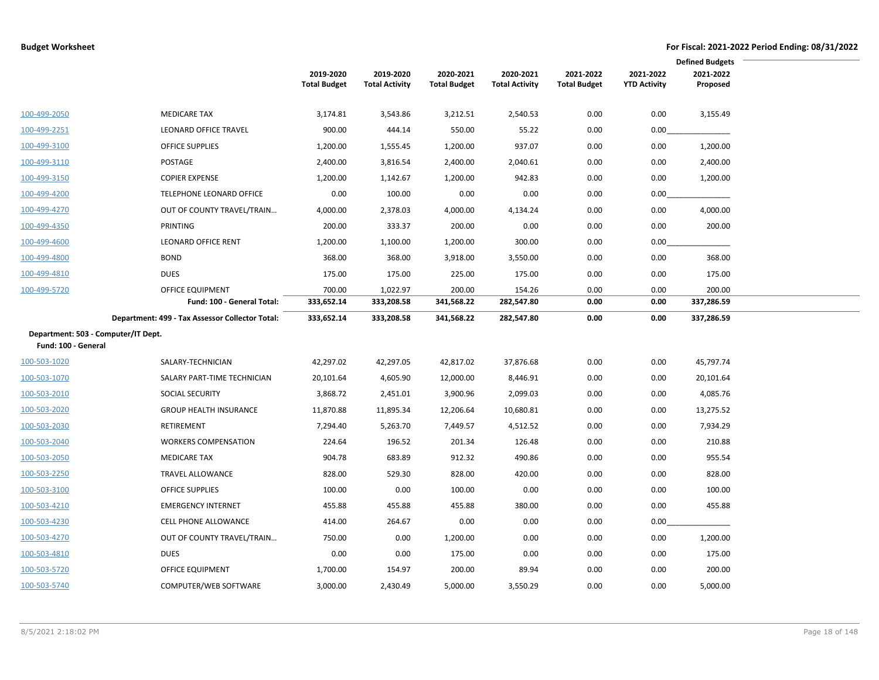**Budget Worksheet** — For Fiscal: 2021-2022 Period Ending: 08/31/2022

| | | 2019-2020 Total Budget | 2019-2020 Total Activity | 2020-2021 Total Budget | 2020-2021 Total Activity | 2021-2022 Total Budget | 2021-2022 YTD Activity | Defined Budgets 2021-2022 Proposed |
|---|---|---|---|---|---|---|---|---|
| 100-499-2050 | MEDICARE TAX | 3,174.81 | 3,543.86 | 3,212.51 | 2,540.53 | 0.00 | 0.00 | 3,155.49 |
| 100-499-2251 | LEONARD OFFICE TRAVEL | 900.00 | 444.14 | 550.00 | 55.22 | 0.00 | 0.00 | |
| 100-499-3100 | OFFICE SUPPLIES | 1,200.00 | 1,555.45 | 1,200.00 | 937.07 | 0.00 | 0.00 | 1,200.00 |
| 100-499-3110 | POSTAGE | 2,400.00 | 3,816.54 | 2,400.00 | 2,040.61 | 0.00 | 0.00 | 2,400.00 |
| 100-499-3150 | COPIER EXPENSE | 1,200.00 | 1,142.67 | 1,200.00 | 942.83 | 0.00 | 0.00 | 1,200.00 |
| 100-499-4200 | TELEPHONE LEONARD OFFICE | 0.00 | 100.00 | 0.00 | 0.00 | 0.00 | 0.00 | |
| 100-499-4270 | OUT OF COUNTY TRAVEL/TRAIN… | 4,000.00 | 2,378.03 | 4,000.00 | 4,134.24 | 0.00 | 0.00 | 4,000.00 |
| 100-499-4350 | PRINTING | 200.00 | 333.37 | 200.00 | 0.00 | 0.00 | 0.00 | 200.00 |
| 100-499-4600 | LEONARD OFFICE RENT | 1,200.00 | 1,100.00 | 1,200.00 | 300.00 | 0.00 | 0.00 | |
| 100-499-4800 | BOND | 368.00 | 368.00 | 3,918.00 | 3,550.00 | 0.00 | 0.00 | 368.00 |
| 100-499-4810 | DUES | 175.00 | 175.00 | 225.00 | 175.00 | 0.00 | 0.00 | 175.00 |
| 100-499-5720 | OFFICE EQUIPMENT | 700.00 | 1,022.97 | 200.00 | 154.26 | 0.00 | 0.00 | 200.00 |
| | **Fund: 100 - General Total:** | **333,652.14** | **333,208.58** | **341,568.22** | **282,547.80** | **0.00** | **0.00** | **337,286.59** |
| | **Department: 499 - Tax Assessor Collector Total:** | **333,652.14** | **333,208.58** | **341,568.22** | **282,547.80** | **0.00** | **0.00** | **337,286.59** |

**Department: 503 - Computer/IT Dept.**
**Fund: 100 - General**

| | | 2019-2020 Total Budget | 2019-2020 Total Activity | 2020-2021 Total Budget | 2020-2021 Total Activity | 2021-2022 Total Budget | 2021-2022 YTD Activity | Defined Budgets 2021-2022 Proposed |
|---|---|---|---|---|---|---|---|---|
| 100-503-1020 | SALARY-TECHNICIAN | 42,297.02 | 42,297.05 | 42,817.02 | 37,876.68 | 0.00 | 0.00 | 45,797.74 |
| 100-503-1070 | SALARY PART-TIME TECHNICIAN | 20,101.64 | 4,605.90 | 12,000.00 | 8,446.91 | 0.00 | 0.00 | 20,101.64 |
| 100-503-2010 | SOCIAL SECURITY | 3,868.72 | 2,451.01 | 3,900.96 | 2,099.03 | 0.00 | 0.00 | 4,085.76 |
| 100-503-2020 | GROUP HEALTH INSURANCE | 11,870.88 | 11,895.34 | 12,206.64 | 10,680.81 | 0.00 | 0.00 | 13,275.52 |
| 100-503-2030 | RETIREMENT | 7,294.40 | 5,263.70 | 7,449.57 | 4,512.52 | 0.00 | 0.00 | 7,934.29 |
| 100-503-2040 | WORKERS COMPENSATION | 224.64 | 196.52 | 201.34 | 126.48 | 0.00 | 0.00 | 210.88 |
| 100-503-2050 | MEDICARE TAX | 904.78 | 683.89 | 912.32 | 490.86 | 0.00 | 0.00 | 955.54 |
| 100-503-2250 | TRAVEL ALLOWANCE | 828.00 | 529.30 | 828.00 | 420.00 | 0.00 | 0.00 | 828.00 |
| 100-503-3100 | OFFICE SUPPLIES | 100.00 | 0.00 | 100.00 | 0.00 | 0.00 | 0.00 | 100.00 |
| 100-503-4210 | EMERGENCY INTERNET | 455.88 | 455.88 | 455.88 | 380.00 | 0.00 | 0.00 | 455.88 |
| 100-503-4230 | CELL PHONE ALLOWANCE | 414.00 | 264.67 | 0.00 | 0.00 | 0.00 | 0.00 | |
| 100-503-4270 | OUT OF COUNTY TRAVEL/TRAIN… | 750.00 | 0.00 | 1,200.00 | 0.00 | 0.00 | 0.00 | 1,200.00 |
| 100-503-4810 | DUES | 0.00 | 0.00 | 175.00 | 0.00 | 0.00 | 0.00 | 175.00 |
| 100-503-5720 | OFFICE EQUIPMENT | 1,700.00 | 154.97 | 200.00 | 89.94 | 0.00 | 0.00 | 200.00 |
| 100-503-5740 | COMPUTER/WEB SOFTWARE | 3,000.00 | 2,430.49 | 5,000.00 | 3,550.29 | 0.00 | 0.00 | 5,000.00 |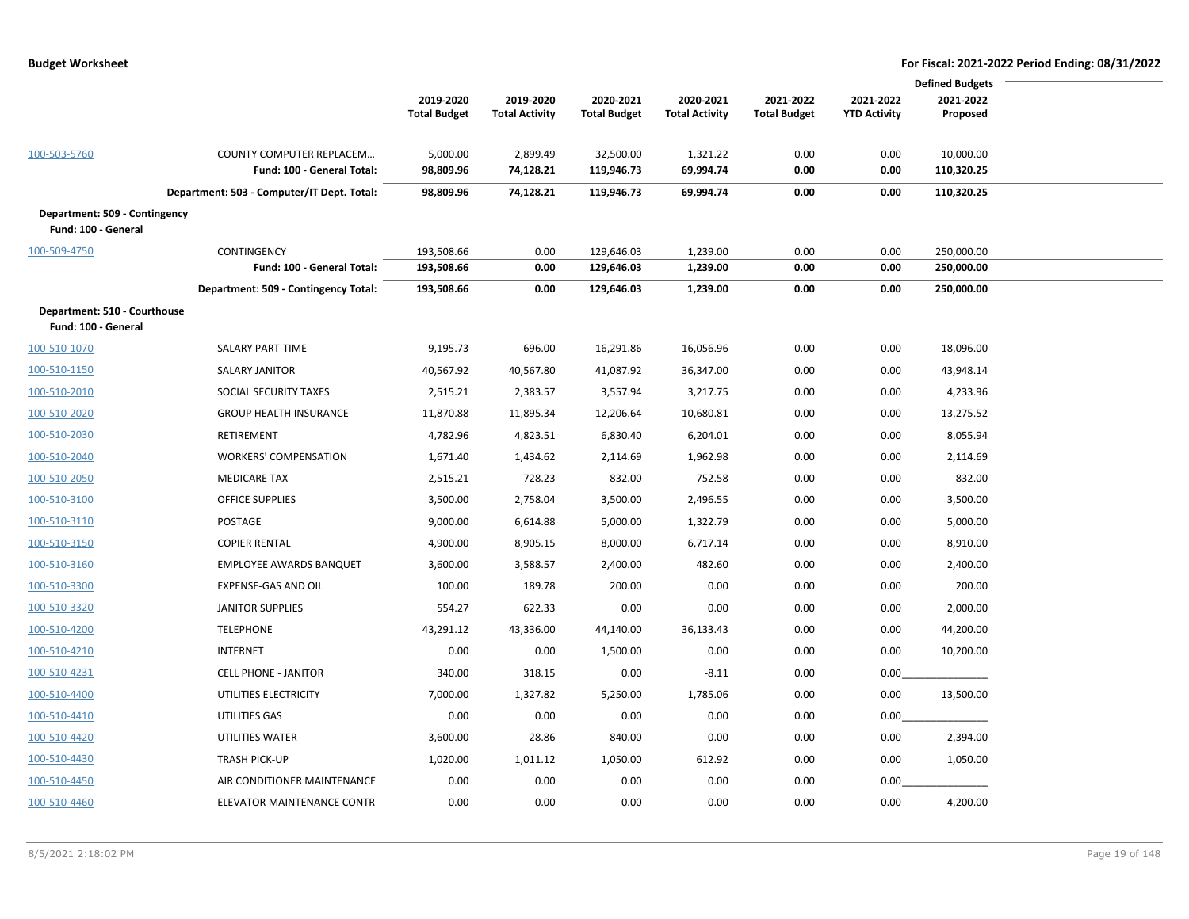| | | 2019-2020 Total Budget | 2019-2020 Total Activity | 2020-2021 Total Budget | 2020-2021 Total Activity | 2021-2022 Total Budget | 2021-2022 YTD Activity | Defined Budgets 2021-2022 Proposed |
|---|---|---|---|---|---|---|---|---|
| 100-503-5760 | COUNTY COMPUTER REPLACEM... | 5,000.00 | 2,899.49 | 32,500.00 | 1,321.22 | 0.00 | 0.00 | 10,000.00 |
| | **Fund: 100 - General Total:** | **98,809.96** | **74,128.21** | **119,946.73** | **69,994.74** | **0.00** | **0.00** | **110,320.25** |
| | **Department: 503 - Computer/IT Dept. Total:** | **98,809.96** | **74,128.21** | **119,946.73** | **69,994.74** | **0.00** | **0.00** | **110,320.25** |
| **Department: 509 - Contingency** | | | | | | | | |
| **Fund: 100 - General** | | | | | | | | |
| 100-509-4750 | CONTINGENCY | 193,508.66 | 0.00 | 129,646.03 | 1,239.00 | 0.00 | 0.00 | 250,000.00 |
| | **Fund: 100 - General Total:** | **193,508.66** | **0.00** | **129,646.03** | **1,239.00** | **0.00** | **0.00** | **250,000.00** |
| | **Department: 509 - Contingency Total:** | **193,508.66** | **0.00** | **129,646.03** | **1,239.00** | **0.00** | **0.00** | **250,000.00** |
| **Department: 510 - Courthouse** | | | | | | | | |
| **Fund: 100 - General** | | | | | | | | |
| 100-510-1070 | SALARY PART-TIME | 9,195.73 | 696.00 | 16,291.86 | 16,056.96 | 0.00 | 0.00 | 18,096.00 |
| 100-510-1150 | SALARY JANITOR | 40,567.92 | 40,567.80 | 41,087.92 | 36,347.00 | 0.00 | 0.00 | 43,948.14 |
| 100-510-2010 | SOCIAL SECURITY TAXES | 2,515.21 | 2,383.57 | 3,557.94 | 3,217.75 | 0.00 | 0.00 | 4,233.96 |
| 100-510-2020 | GROUP HEALTH INSURANCE | 11,870.88 | 11,895.34 | 12,206.64 | 10,680.81 | 0.00 | 0.00 | 13,275.52 |
| 100-510-2030 | RETIREMENT | 4,782.96 | 4,823.51 | 6,830.40 | 6,204.01 | 0.00 | 0.00 | 8,055.94 |
| 100-510-2040 | WORKERS' COMPENSATION | 1,671.40 | 1,434.62 | 2,114.69 | 1,962.98 | 0.00 | 0.00 | 2,114.69 |
| 100-510-2050 | MEDICARE TAX | 2,515.21 | 728.23 | 832.00 | 752.58 | 0.00 | 0.00 | 832.00 |
| 100-510-3100 | OFFICE SUPPLIES | 3,500.00 | 2,758.04 | 3,500.00 | 2,496.55 | 0.00 | 0.00 | 3,500.00 |
| 100-510-3110 | POSTAGE | 9,000.00 | 6,614.88 | 5,000.00 | 1,322.79 | 0.00 | 0.00 | 5,000.00 |
| 100-510-3150 | COPIER RENTAL | 4,900.00 | 8,905.15 | 8,000.00 | 6,717.14 | 0.00 | 0.00 | 8,910.00 |
| 100-510-3160 | EMPLOYEE AWARDS BANQUET | 3,600.00 | 3,588.57 | 2,400.00 | 482.60 | 0.00 | 0.00 | 2,400.00 |
| 100-510-3300 | EXPENSE-GAS AND OIL | 100.00 | 189.78 | 200.00 | 0.00 | 0.00 | 0.00 | 200.00 |
| 100-510-3320 | JANITOR SUPPLIES | 554.27 | 622.33 | 0.00 | 0.00 | 0.00 | 0.00 | 2,000.00 |
| 100-510-4200 | TELEPHONE | 43,291.12 | 43,336.00 | 44,140.00 | 36,133.43 | 0.00 | 0.00 | 44,200.00 |
| 100-510-4210 | INTERNET | 0.00 | 0.00 | 1,500.00 | 0.00 | 0.00 | 0.00 | 10,200.00 |
| 100-510-4231 | CELL PHONE - JANITOR | 340.00 | 318.15 | 0.00 | -8.11 | 0.00 | 0.00 | |
| 100-510-4400 | UTILITIES ELECTRICITY | 7,000.00 | 1,327.82 | 5,250.00 | 1,785.06 | 0.00 | 0.00 | 13,500.00 |
| 100-510-4410 | UTILITIES GAS | 0.00 | 0.00 | 0.00 | 0.00 | 0.00 | 0.00 | |
| 100-510-4420 | UTILITIES WATER | 3,600.00 | 28.86 | 840.00 | 0.00 | 0.00 | 0.00 | 2,394.00 |
| 100-510-4430 | TRASH PICK-UP | 1,020.00 | 1,011.12 | 1,050.00 | 612.92 | 0.00 | 0.00 | 1,050.00 |
| 100-510-4450 | AIR CONDITIONER MAINTENANCE | 0.00 | 0.00 | 0.00 | 0.00 | 0.00 | 0.00 | |
| 100-510-4460 | ELEVATOR MAINTENANCE CONTR | 0.00 | 0.00 | 0.00 | 0.00 | 0.00 | 0.00 | 4,200.00 |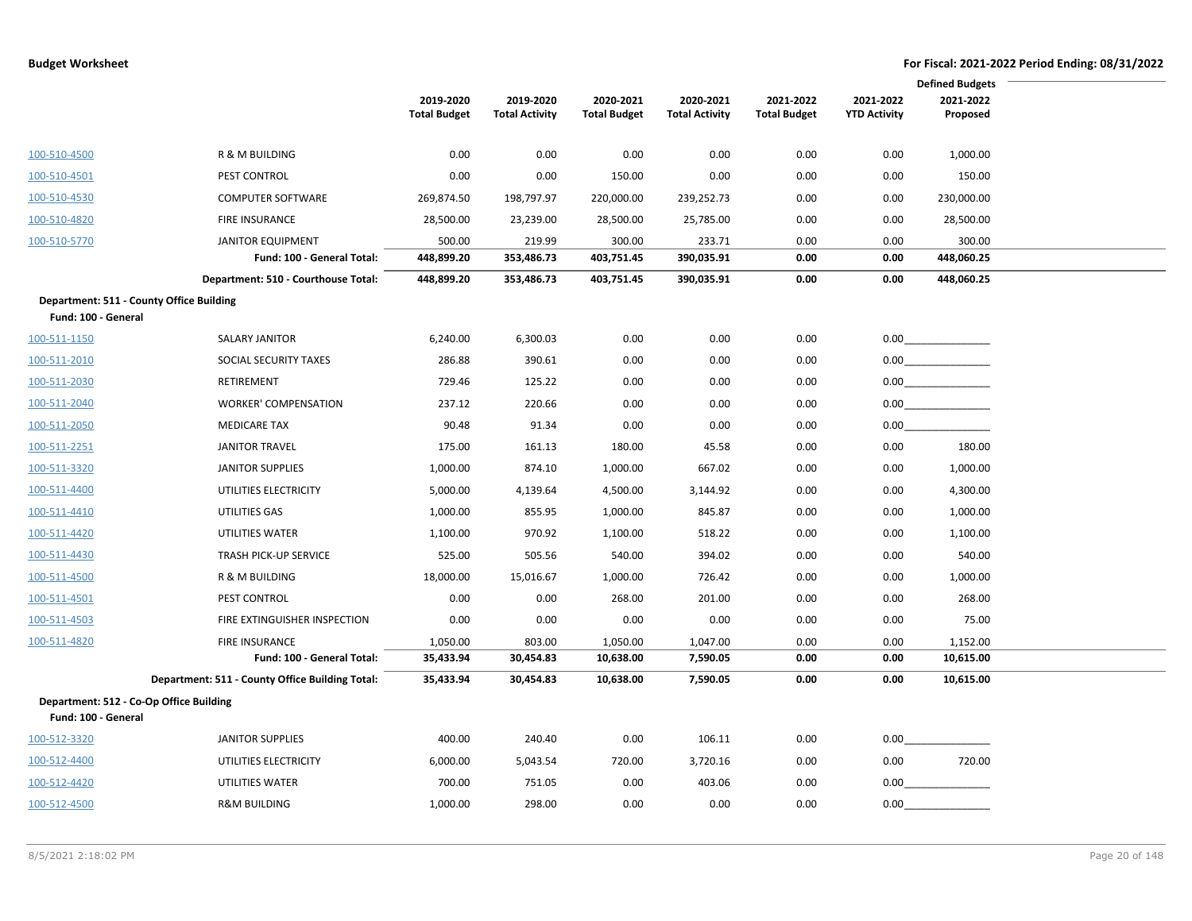**Budget Worksheet** — For Fiscal: 2021-2022 Period Ending: 08/31/2022

| | | 2019-2020 Total Budget | 2019-2020 Total Activity | 2020-2021 Total Budget | 2020-2021 Total Activity | 2021-2022 Total Budget | 2021-2022 YTD Activity | Defined Budgets 2021-2022 Proposed |
|---|---|---|---|---|---|---|---|---|
| 100-510-4500 | R & M BUILDING | 0.00 | 0.00 | 0.00 | 0.00 | 0.00 | 0.00 | 1,000.00 |
| 100-510-4501 | PEST CONTROL | 0.00 | 0.00 | 150.00 | 0.00 | 0.00 | 0.00 | 150.00 |
| 100-510-4530 | COMPUTER SOFTWARE | 269,874.50 | 198,797.97 | 220,000.00 | 239,252.73 | 0.00 | 0.00 | 230,000.00 |
| 100-510-4820 | FIRE INSURANCE | 28,500.00 | 23,239.00 | 28,500.00 | 25,785.00 | 0.00 | 0.00 | 28,500.00 |
| 100-510-5770 | JANITOR EQUIPMENT | 500.00 | 219.99 | 300.00 | 233.71 | 0.00 | 0.00 | 300.00 |
| | **Fund: 100 - General Total:** | **448,899.20** | **353,486.73** | **403,751.45** | **390,035.91** | **0.00** | **0.00** | **448,060.25** |
| | **Department: 510 - Courthouse Total:** | **448,899.20** | **353,486.73** | **403,751.45** | **390,035.91** | **0.00** | **0.00** | **448,060.25** |

**Department: 511 - County Office Building**

**Fund: 100 - General**

| | | 2019-2020 Total Budget | 2019-2020 Total Activity | 2020-2021 Total Budget | 2020-2021 Total Activity | 2021-2022 Total Budget | 2021-2022 YTD Activity | 2021-2022 Proposed |
|---|---|---|---|---|---|---|---|---|
| 100-511-1150 | SALARY JANITOR | 6,240.00 | 6,300.03 | 0.00 | 0.00 | 0.00 | 0.00 | |
| 100-511-2010 | SOCIAL SECURITY TAXES | 286.88 | 390.61 | 0.00 | 0.00 | 0.00 | 0.00 | |
| 100-511-2030 | RETIREMENT | 729.46 | 125.22 | 0.00 | 0.00 | 0.00 | 0.00 | |
| 100-511-2040 | WORKER' COMPENSATION | 237.12 | 220.66 | 0.00 | 0.00 | 0.00 | 0.00 | |
| 100-511-2050 | MEDICARE TAX | 90.48 | 91.34 | 0.00 | 0.00 | 0.00 | 0.00 | |
| 100-511-2251 | JANITOR TRAVEL | 175.00 | 161.13 | 180.00 | 45.58 | 0.00 | 0.00 | 180.00 |
| 100-511-3320 | JANITOR SUPPLIES | 1,000.00 | 874.10 | 1,000.00 | 667.02 | 0.00 | 0.00 | 1,000.00 |
| 100-511-4400 | UTILITIES ELECTRICITY | 5,000.00 | 4,139.64 | 4,500.00 | 3,144.92 | 0.00 | 0.00 | 4,300.00 |
| 100-511-4410 | UTILITIES GAS | 1,000.00 | 855.95 | 1,000.00 | 845.87 | 0.00 | 0.00 | 1,000.00 |
| 100-511-4420 | UTILITIES WATER | 1,100.00 | 970.92 | 1,100.00 | 518.22 | 0.00 | 0.00 | 1,100.00 |
| 100-511-4430 | TRASH PICK-UP SERVICE | 525.00 | 505.56 | 540.00 | 394.02 | 0.00 | 0.00 | 540.00 |
| 100-511-4500 | R & M BUILDING | 18,000.00 | 15,016.67 | 1,000.00 | 726.42 | 0.00 | 0.00 | 1,000.00 |
| 100-511-4501 | PEST CONTROL | 0.00 | 0.00 | 268.00 | 201.00 | 0.00 | 0.00 | 268.00 |
| 100-511-4503 | FIRE EXTINGUISHER INSPECTION | 0.00 | 0.00 | 0.00 | 0.00 | 0.00 | 0.00 | 75.00 |
| 100-511-4820 | FIRE INSURANCE | 1,050.00 | 803.00 | 1,050.00 | 1,047.00 | 0.00 | 0.00 | 1,152.00 |
| | **Fund: 100 - General Total:** | **35,433.94** | **30,454.83** | **10,638.00** | **7,590.05** | **0.00** | **0.00** | **10,615.00** |
| | **Department: 511 - County Office Building Total:** | **35,433.94** | **30,454.83** | **10,638.00** | **7,590.05** | **0.00** | **0.00** | **10,615.00** |

**Department: 512 - Co-Op Office Building**

**Fund: 100 - General**

| | | 2019-2020 Total Budget | 2019-2020 Total Activity | 2020-2021 Total Budget | 2020-2021 Total Activity | 2021-2022 Total Budget | 2021-2022 YTD Activity | 2021-2022 Proposed |
|---|---|---|---|---|---|---|---|---|
| 100-512-3320 | JANITOR SUPPLIES | 400.00 | 240.40 | 0.00 | 106.11 | 0.00 | 0.00 | |
| 100-512-4400 | UTILITIES ELECTRICITY | 6,000.00 | 5,043.54 | 720.00 | 3,720.16 | 0.00 | 0.00 | 720.00 |
| 100-512-4420 | UTILITIES WATER | 700.00 | 751.05 | 0.00 | 403.06 | 0.00 | 0.00 | |
| 100-512-4500 | R&M BUILDING | 1,000.00 | 298.00 | 0.00 | 0.00 | 0.00 | 0.00 | |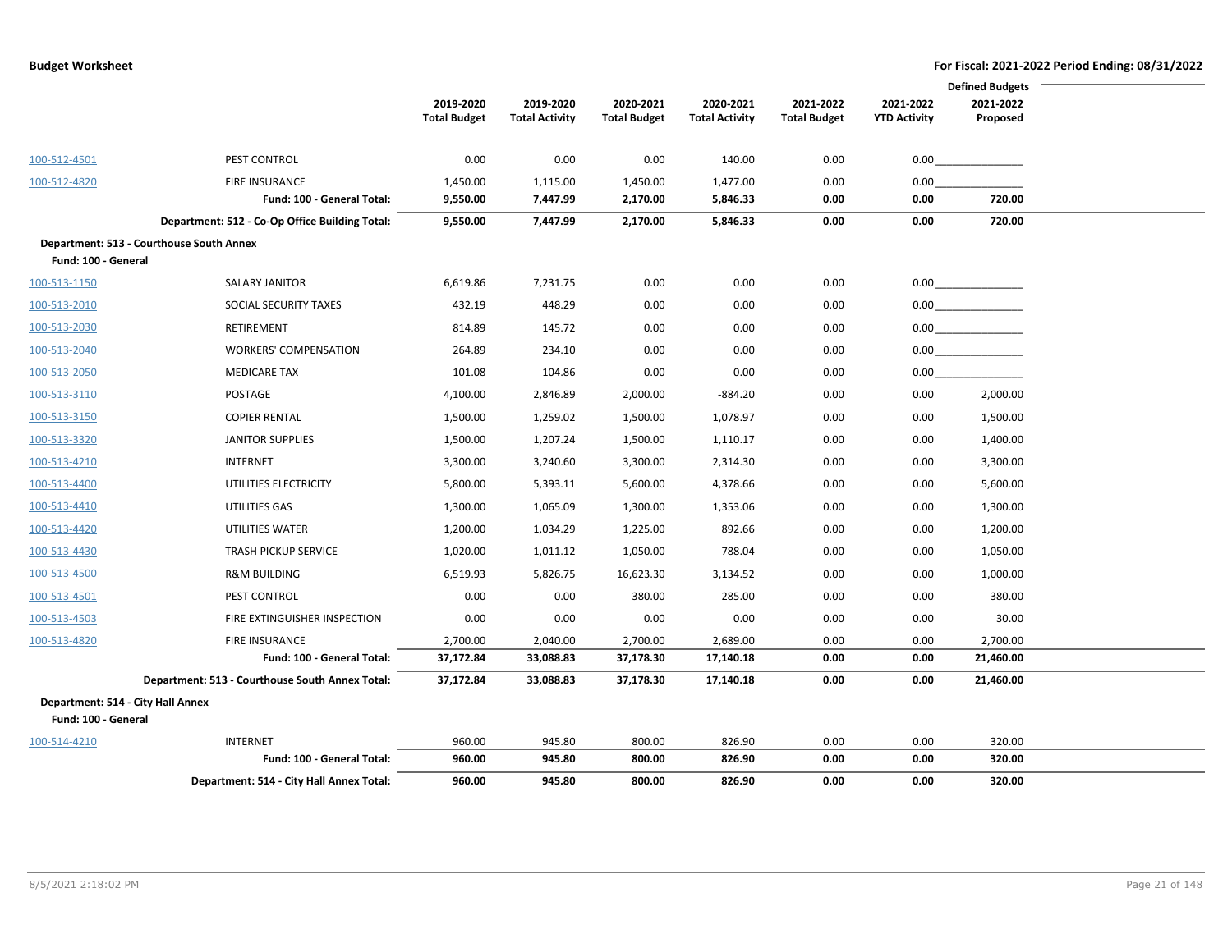**Budget Worksheet** | **For Fiscal: 2021-2022 Period Ending: 08/31/2022**

| | | 2019-2020 Total Budget | 2019-2020 Total Activity | 2020-2021 Total Budget | 2020-2021 Total Activity | 2021-2022 Total Budget | 2021-2022 YTD Activity | Defined Budgets 2021-2022 Proposed |
|---|---|---|---|---|---|---|---|---|
| 100-512-4501 | PEST CONTROL | 0.00 | 0.00 | 0.00 | 140.00 | 0.00 | 0.00 | |
| 100-512-4820 | FIRE INSURANCE | 1,450.00 | 1,115.00 | 1,450.00 | 1,477.00 | 0.00 | 0.00 | |
| | **Fund: 100 - General Total:** | **9,550.00** | **7,447.99** | **2,170.00** | **5,846.33** | **0.00** | **0.00** | **720.00** |
| | **Department: 512 - Co-Op Office Building Total:** | **9,550.00** | **7,447.99** | **2,170.00** | **5,846.33** | **0.00** | **0.00** | **720.00** |
| **Department: 513 - Courthouse South Annex** | | | | | | | | |
| **Fund: 100 - General** | | | | | | | | |
| 100-513-1150 | SALARY JANITOR | 6,619.86 | 7,231.75 | 0.00 | 0.00 | 0.00 | 0.00 | |
| 100-513-2010 | SOCIAL SECURITY TAXES | 432.19 | 448.29 | 0.00 | 0.00 | 0.00 | 0.00 | |
| 100-513-2030 | RETIREMENT | 814.89 | 145.72 | 0.00 | 0.00 | 0.00 | 0.00 | |
| 100-513-2040 | WORKERS' COMPENSATION | 264.89 | 234.10 | 0.00 | 0.00 | 0.00 | 0.00 | |
| 100-513-2050 | MEDICARE TAX | 101.08 | 104.86 | 0.00 | 0.00 | 0.00 | 0.00 | |
| 100-513-3110 | POSTAGE | 4,100.00 | 2,846.89 | 2,000.00 | -884.20 | 0.00 | 0.00 | 2,000.00 |
| 100-513-3150 | COPIER RENTAL | 1,500.00 | 1,259.02 | 1,500.00 | 1,078.97 | 0.00 | 0.00 | 1,500.00 |
| 100-513-3320 | JANITOR SUPPLIES | 1,500.00 | 1,207.24 | 1,500.00 | 1,110.17 | 0.00 | 0.00 | 1,400.00 |
| 100-513-4210 | INTERNET | 3,300.00 | 3,240.60 | 3,300.00 | 2,314.30 | 0.00 | 0.00 | 3,300.00 |
| 100-513-4400 | UTILITIES ELECTRICITY | 5,800.00 | 5,393.11 | 5,600.00 | 4,378.66 | 0.00 | 0.00 | 5,600.00 |
| 100-513-4410 | UTILITIES GAS | 1,300.00 | 1,065.09 | 1,300.00 | 1,353.06 | 0.00 | 0.00 | 1,300.00 |
| 100-513-4420 | UTILITIES WATER | 1,200.00 | 1,034.29 | 1,225.00 | 892.66 | 0.00 | 0.00 | 1,200.00 |
| 100-513-4430 | TRASH PICKUP SERVICE | 1,020.00 | 1,011.12 | 1,050.00 | 788.04 | 0.00 | 0.00 | 1,050.00 |
| 100-513-4500 | R&M BUILDING | 6,519.93 | 5,826.75 | 16,623.30 | 3,134.52 | 0.00 | 0.00 | 1,000.00 |
| 100-513-4501 | PEST CONTROL | 0.00 | 0.00 | 380.00 | 285.00 | 0.00 | 0.00 | 380.00 |
| 100-513-4503 | FIRE EXTINGUISHER INSPECTION | 0.00 | 0.00 | 0.00 | 0.00 | 0.00 | 0.00 | 30.00 |
| 100-513-4820 | FIRE INSURANCE | 2,700.00 | 2,040.00 | 2,700.00 | 2,689.00 | 0.00 | 0.00 | 2,700.00 |
| | **Fund: 100 - General Total:** | **37,172.84** | **33,088.83** | **37,178.30** | **17,140.18** | **0.00** | **0.00** | **21,460.00** |
| | **Department: 513 - Courthouse South Annex Total:** | **37,172.84** | **33,088.83** | **37,178.30** | **17,140.18** | **0.00** | **0.00** | **21,460.00** |
| **Department: 514 - City Hall Annex** | | | | | | | | |
| **Fund: 100 - General** | | | | | | | | |
| 100-514-4210 | INTERNET | 960.00 | 945.80 | 800.00 | 826.90 | 0.00 | 0.00 | 320.00 |
| | **Fund: 100 - General Total:** | **960.00** | **945.80** | **800.00** | **826.90** | **0.00** | **0.00** | **320.00** |
| | **Department: 514 - City Hall Annex Total:** | **960.00** | **945.80** | **800.00** | **826.90** | **0.00** | **0.00** | **320.00** |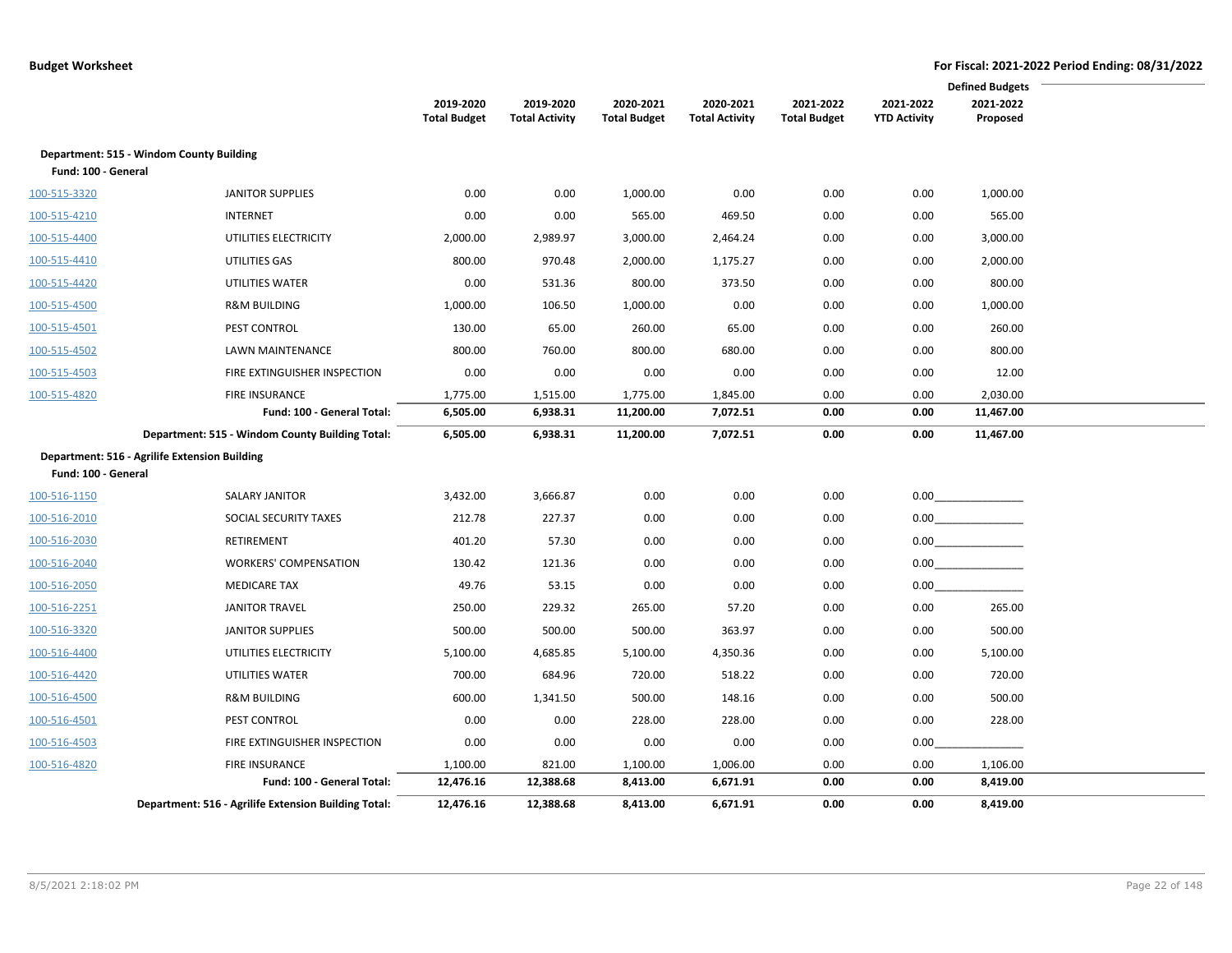**Budget Worksheet** — **For Fiscal: 2021-2022 Period Ending: 08/31/2022**

| | | 2019-2020 Total Budget | 2019-2020 Total Activity | 2020-2021 Total Budget | 2020-2021 Total Activity | 2021-2022 Total Budget | 2021-2022 YTD Activity | Defined Budgets 2021-2022 Proposed |
|---|---|---|---|---|---|---|---|---|
| **Department: 515 - Windom County Building** | | | | | | | | |
| **Fund: 100 - General** | | | | | | | | |
| 100-515-3320 | JANITOR SUPPLIES | 0.00 | 0.00 | 1,000.00 | 0.00 | 0.00 | 0.00 | 1,000.00 |
| 100-515-4210 | INTERNET | 0.00 | 0.00 | 565.00 | 469.50 | 0.00 | 0.00 | 565.00 |
| 100-515-4400 | UTILITIES ELECTRICITY | 2,000.00 | 2,989.97 | 3,000.00 | 2,464.24 | 0.00 | 0.00 | 3,000.00 |
| 100-515-4410 | UTILITIES GAS | 800.00 | 970.48 | 2,000.00 | 1,175.27 | 0.00 | 0.00 | 2,000.00 |
| 100-515-4420 | UTILITIES WATER | 0.00 | 531.36 | 800.00 | 373.50 | 0.00 | 0.00 | 800.00 |
| 100-515-4500 | R&M BUILDING | 1,000.00 | 106.50 | 1,000.00 | 0.00 | 0.00 | 0.00 | 1,000.00 |
| 100-515-4501 | PEST CONTROL | 130.00 | 65.00 | 260.00 | 65.00 | 0.00 | 0.00 | 260.00 |
| 100-515-4502 | LAWN MAINTENANCE | 800.00 | 760.00 | 800.00 | 680.00 | 0.00 | 0.00 | 800.00 |
| 100-515-4503 | FIRE EXTINGUISHER INSPECTION | 0.00 | 0.00 | 0.00 | 0.00 | 0.00 | 0.00 | 12.00 |
| 100-515-4820 | FIRE INSURANCE | 1,775.00 | 1,515.00 | 1,775.00 | 1,845.00 | 0.00 | 0.00 | 2,030.00 |
| | **Fund: 100 - General Total:** | **6,505.00** | **6,938.31** | **11,200.00** | **7,072.51** | **0.00** | **0.00** | **11,467.00** |
| | **Department: 515 - Windom County Building Total:** | **6,505.00** | **6,938.31** | **11,200.00** | **7,072.51** | **0.00** | **0.00** | **11,467.00** |
| **Department: 516 - Agrilife Extension Building** | | | | | | | | |
| **Fund: 100 - General** | | | | | | | | |
| 100-516-1150 | SALARY JANITOR | 3,432.00 | 3,666.87 | 0.00 | 0.00 | 0.00 | 0.00 | |
| 100-516-2010 | SOCIAL SECURITY TAXES | 212.78 | 227.37 | 0.00 | 0.00 | 0.00 | 0.00 | |
| 100-516-2030 | RETIREMENT | 401.20 | 57.30 | 0.00 | 0.00 | 0.00 | 0.00 | |
| 100-516-2040 | WORKERS' COMPENSATION | 130.42 | 121.36 | 0.00 | 0.00 | 0.00 | 0.00 | |
| 100-516-2050 | MEDICARE TAX | 49.76 | 53.15 | 0.00 | 0.00 | 0.00 | 0.00 | |
| 100-516-2251 | JANITOR TRAVEL | 250.00 | 229.32 | 265.00 | 57.20 | 0.00 | 0.00 | 265.00 |
| 100-516-3320 | JANITOR SUPPLIES | 500.00 | 500.00 | 500.00 | 363.97 | 0.00 | 0.00 | 500.00 |
| 100-516-4400 | UTILITIES ELECTRICITY | 5,100.00 | 4,685.85 | 5,100.00 | 4,350.36 | 0.00 | 0.00 | 5,100.00 |
| 100-516-4420 | UTILITIES WATER | 700.00 | 684.96 | 720.00 | 518.22 | 0.00 | 0.00 | 720.00 |
| 100-516-4500 | R&M BUILDING | 600.00 | 1,341.50 | 500.00 | 148.16 | 0.00 | 0.00 | 500.00 |
| 100-516-4501 | PEST CONTROL | 0.00 | 0.00 | 228.00 | 228.00 | 0.00 | 0.00 | 228.00 |
| 100-516-4503 | FIRE EXTINGUISHER INSPECTION | 0.00 | 0.00 | 0.00 | 0.00 | 0.00 | 0.00 | |
| 100-516-4820 | FIRE INSURANCE | 1,100.00 | 821.00 | 1,100.00 | 1,006.00 | 0.00 | 0.00 | 1,106.00 |
| | **Fund: 100 - General Total:** | **12,476.16** | **12,388.68** | **8,413.00** | **6,671.91** | **0.00** | **0.00** | **8,419.00** |
| | **Department: 516 - Agrilife Extension Building Total:** | **12,476.16** | **12,388.68** | **8,413.00** | **6,671.91** | **0.00** | **0.00** | **8,419.00** |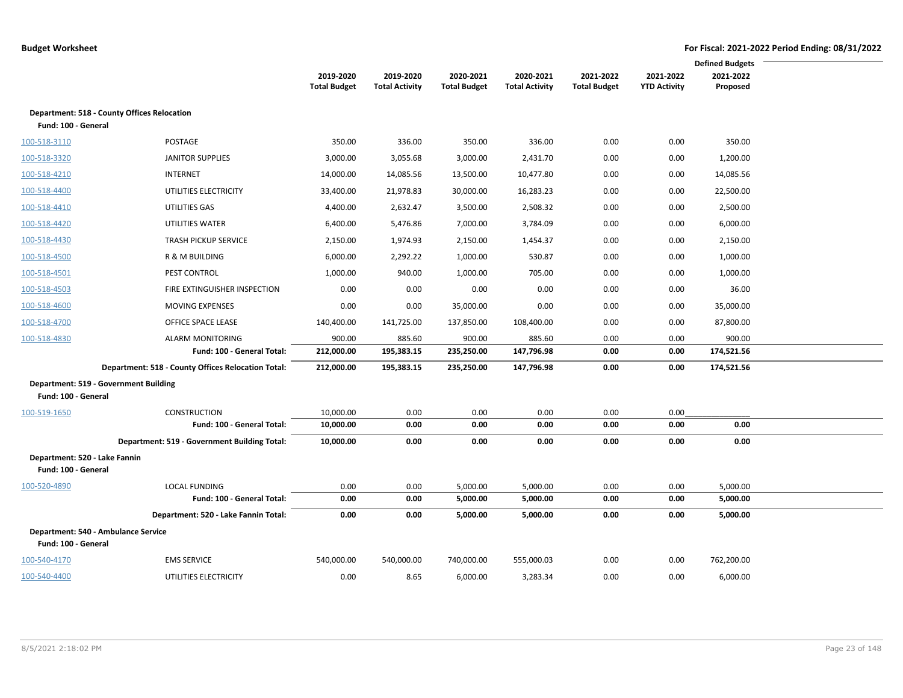**Budget Worksheet** — For Fiscal: 2021-2022 Period Ending: 08/31/2022

| | | 2019-2020 Total Budget | 2019-2020 Total Activity | 2020-2021 Total Budget | 2020-2021 Total Activity | 2021-2022 Total Budget | 2021-2022 YTD Activity | Defined Budgets 2021-2022 Proposed |
|---|---|---|---|---|---|---|---|---|
| **Department: 518 - County Offices Relocation** | | | | | | | | |
| **Fund: 100 - General** | | | | | | | | |
| 100-518-3110 | POSTAGE | 350.00 | 336.00 | 350.00 | 336.00 | 0.00 | 0.00 | 350.00 |
| 100-518-3320 | JANITOR SUPPLIES | 3,000.00 | 3,055.68 | 3,000.00 | 2,431.70 | 0.00 | 0.00 | 1,200.00 |
| 100-518-4210 | INTERNET | 14,000.00 | 14,085.56 | 13,500.00 | 10,477.80 | 0.00 | 0.00 | 14,085.56 |
| 100-518-4400 | UTILITIES ELECTRICITY | 33,400.00 | 21,978.83 | 30,000.00 | 16,283.23 | 0.00 | 0.00 | 22,500.00 |
| 100-518-4410 | UTILITIES GAS | 4,400.00 | 2,632.47 | 3,500.00 | 2,508.32 | 0.00 | 0.00 | 2,500.00 |
| 100-518-4420 | UTILITIES WATER | 6,400.00 | 5,476.86 | 7,000.00 | 3,784.09 | 0.00 | 0.00 | 6,000.00 |
| 100-518-4430 | TRASH PICKUP SERVICE | 2,150.00 | 1,974.93 | 2,150.00 | 1,454.37 | 0.00 | 0.00 | 2,150.00 |
| 100-518-4500 | R & M BUILDING | 6,000.00 | 2,292.22 | 1,000.00 | 530.87 | 0.00 | 0.00 | 1,000.00 |
| 100-518-4501 | PEST CONTROL | 1,000.00 | 940.00 | 1,000.00 | 705.00 | 0.00 | 0.00 | 1,000.00 |
| 100-518-4503 | FIRE EXTINGUISHER INSPECTION | 0.00 | 0.00 | 0.00 | 0.00 | 0.00 | 0.00 | 36.00 |
| 100-518-4600 | MOVING EXPENSES | 0.00 | 0.00 | 35,000.00 | 0.00 | 0.00 | 0.00 | 35,000.00 |
| 100-518-4700 | OFFICE SPACE LEASE | 140,400.00 | 141,725.00 | 137,850.00 | 108,400.00 | 0.00 | 0.00 | 87,800.00 |
| 100-518-4830 | ALARM MONITORING | 900.00 | 885.60 | 900.00 | 885.60 | 0.00 | 0.00 | 900.00 |
| | **Fund: 100 - General Total:** | **212,000.00** | **195,383.15** | **235,250.00** | **147,796.98** | **0.00** | **0.00** | **174,521.56** |
| | **Department: 518 - County Offices Relocation Total:** | **212,000.00** | **195,383.15** | **235,250.00** | **147,796.98** | **0.00** | **0.00** | **174,521.56** |
| **Department: 519 - Government Building** | | | | | | | | |
| **Fund: 100 - General** | | | | | | | | |
| 100-519-1650 | CONSTRUCTION | 10,000.00 | 0.00 | 0.00 | 0.00 | 0.00 | 0.00 | |
| | **Fund: 100 - General Total:** | **10,000.00** | **0.00** | **0.00** | **0.00** | **0.00** | **0.00** | **0.00** |
| | **Department: 519 - Government Building Total:** | **10,000.00** | **0.00** | **0.00** | **0.00** | **0.00** | **0.00** | **0.00** |
| **Department: 520 - Lake Fannin** | | | | | | | | |
| **Fund: 100 - General** | | | | | | | | |
| 100-520-4890 | LOCAL FUNDING | 0.00 | 0.00 | 5,000.00 | 5,000.00 | 0.00 | 0.00 | 5,000.00 |
| | **Fund: 100 - General Total:** | **0.00** | **0.00** | **5,000.00** | **5,000.00** | **0.00** | **0.00** | **5,000.00** |
| | **Department: 520 - Lake Fannin Total:** | **0.00** | **0.00** | **5,000.00** | **5,000.00** | **0.00** | **0.00** | **5,000.00** |
| **Department: 540 - Ambulance Service** | | | | | | | | |
| **Fund: 100 - General** | | | | | | | | |
| 100-540-4170 | EMS SERVICE | 540,000.00 | 540,000.00 | 740,000.00 | 555,000.03 | 0.00 | 0.00 | 762,200.00 |
| 100-540-4400 | UTILITIES ELECTRICITY | 0.00 | 8.65 | 6,000.00 | 3,283.34 | 0.00 | 0.00 | 6,000.00 |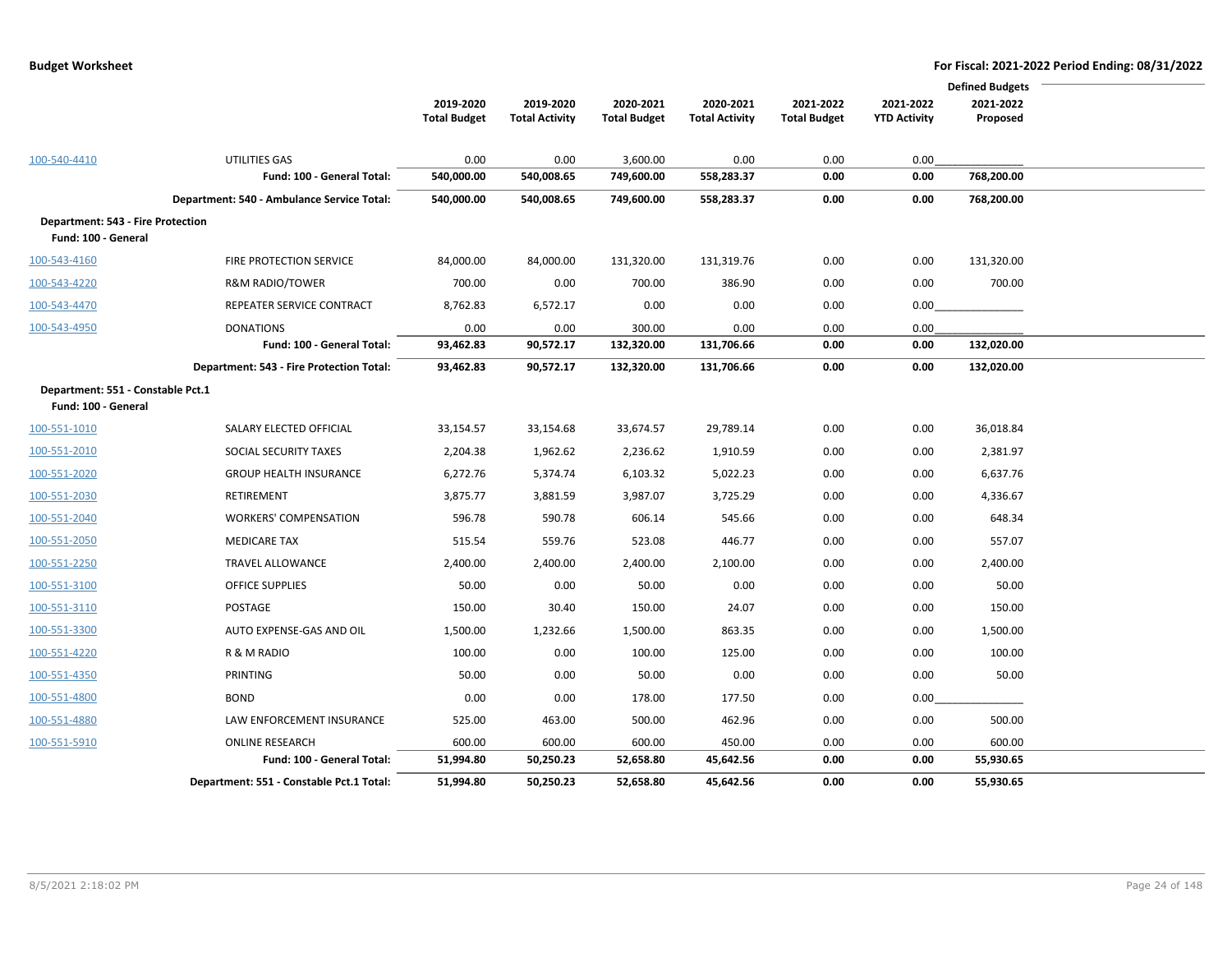**Budget Worksheet** — **For Fiscal: 2021-2022 Period Ending: 08/31/2022**

| | | 2019-2020 Total Budget | 2019-2020 Total Activity | 2020-2021 Total Budget | 2020-2021 Total Activity | 2021-2022 Total Budget | 2021-2022 YTD Activity | Defined Budgets 2021-2022 Proposed |
|---|---|---|---|---|---|---|---|---|
| 100-540-4410 | UTILITIES GAS | 0.00 | 0.00 | 3,600.00 | 0.00 | 0.00 | 0.00 | |
| | **Fund: 100 - General Total:** | **540,000.00** | **540,008.65** | **749,600.00** | **558,283.37** | **0.00** | **0.00** | **768,200.00** |
| | **Department: 540 - Ambulance Service Total:** | **540,000.00** | **540,008.65** | **749,600.00** | **558,283.37** | **0.00** | **0.00** | **768,200.00** |
| **Department: 543 - Fire Protection** | | | | | | | | |
| **Fund: 100 - General** | | | | | | | | |
| 100-543-4160 | FIRE PROTECTION SERVICE | 84,000.00 | 84,000.00 | 131,320.00 | 131,319.76 | 0.00 | 0.00 | 131,320.00 |
| 100-543-4220 | R&M RADIO/TOWER | 700.00 | 0.00 | 700.00 | 386.90 | 0.00 | 0.00 | 700.00 |
| 100-543-4470 | REPEATER SERVICE CONTRACT | 8,762.83 | 6,572.17 | 0.00 | 0.00 | 0.00 | 0.00 | |
| 100-543-4950 | DONATIONS | 0.00 | 0.00 | 300.00 | 0.00 | 0.00 | 0.00 | |
| | **Fund: 100 - General Total:** | **93,462.83** | **90,572.17** | **132,320.00** | **131,706.66** | **0.00** | **0.00** | **132,020.00** |
| | **Department: 543 - Fire Protection Total:** | **93,462.83** | **90,572.17** | **132,320.00** | **131,706.66** | **0.00** | **0.00** | **132,020.00** |
| **Department: 551 - Constable Pct.1** | | | | | | | | |
| **Fund: 100 - General** | | | | | | | | |
| 100-551-1010 | SALARY ELECTED OFFICIAL | 33,154.57 | 33,154.68 | 33,674.57 | 29,789.14 | 0.00 | 0.00 | 36,018.84 |
| 100-551-2010 | SOCIAL SECURITY TAXES | 2,204.38 | 1,962.62 | 2,236.62 | 1,910.59 | 0.00 | 0.00 | 2,381.97 |
| 100-551-2020 | GROUP HEALTH INSURANCE | 6,272.76 | 5,374.74 | 6,103.32 | 5,022.23 | 0.00 | 0.00 | 6,637.76 |
| 100-551-2030 | RETIREMENT | 3,875.77 | 3,881.59 | 3,987.07 | 3,725.29 | 0.00 | 0.00 | 4,336.67 |
| 100-551-2040 | WORKERS' COMPENSATION | 596.78 | 590.78 | 606.14 | 545.66 | 0.00 | 0.00 | 648.34 |
| 100-551-2050 | MEDICARE TAX | 515.54 | 559.76 | 523.08 | 446.77 | 0.00 | 0.00 | 557.07 |
| 100-551-2250 | TRAVEL ALLOWANCE | 2,400.00 | 2,400.00 | 2,400.00 | 2,100.00 | 0.00 | 0.00 | 2,400.00 |
| 100-551-3100 | OFFICE SUPPLIES | 50.00 | 0.00 | 50.00 | 0.00 | 0.00 | 0.00 | 50.00 |
| 100-551-3110 | POSTAGE | 150.00 | 30.40 | 150.00 | 24.07 | 0.00 | 0.00 | 150.00 |
| 100-551-3300 | AUTO EXPENSE-GAS AND OIL | 1,500.00 | 1,232.66 | 1,500.00 | 863.35 | 0.00 | 0.00 | 1,500.00 |
| 100-551-4220 | R & M RADIO | 100.00 | 0.00 | 100.00 | 125.00 | 0.00 | 0.00 | 100.00 |
| 100-551-4350 | PRINTING | 50.00 | 0.00 | 50.00 | 0.00 | 0.00 | 0.00 | 50.00 |
| 100-551-4800 | BOND | 0.00 | 0.00 | 178.00 | 177.50 | 0.00 | 0.00 | |
| 100-551-4880 | LAW ENFORCEMENT INSURANCE | 525.00 | 463.00 | 500.00 | 462.96 | 0.00 | 0.00 | 500.00 |
| 100-551-5910 | ONLINE RESEARCH | 600.00 | 600.00 | 600.00 | 450.00 | 0.00 | 0.00 | 600.00 |
| | **Fund: 100 - General Total:** | **51,994.80** | **50,250.23** | **52,658.80** | **45,642.56** | **0.00** | **0.00** | **55,930.65** |
| | **Department: 551 - Constable Pct.1 Total:** | **51,994.80** | **50,250.23** | **52,658.80** | **45,642.56** | **0.00** | **0.00** | **55,930.65** |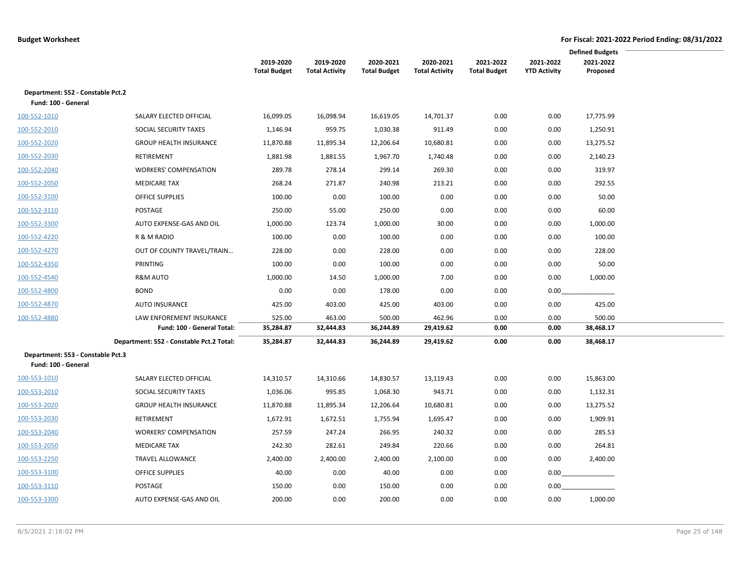**Budget Worksheet**

**For Fiscal: 2021-2022 Period Ending: 08/31/2022**

| | | 2019-2020 Total Budget | 2019-2020 Total Activity | 2020-2021 Total Budget | 2020-2021 Total Activity | 2021-2022 Total Budget | 2021-2022 YTD Activity | Defined Budgets 2021-2022 Proposed |
|---|---|---|---|---|---|---|---|---|
| **Department: 552 - Constable Pct.2** | | | | | | | | |
| **Fund: 100 - General** | | | | | | | | |
| 100-552-1010 | SALARY ELECTED OFFICIAL | 16,099.05 | 16,098.94 | 16,619.05 | 14,701.37 | 0.00 | 0.00 | 17,775.99 |
| 100-552-2010 | SOCIAL SECURITY TAXES | 1,146.94 | 959.75 | 1,030.38 | 911.49 | 0.00 | 0.00 | 1,250.91 |
| 100-552-2020 | GROUP HEALTH INSURANCE | 11,870.88 | 11,895.34 | 12,206.64 | 10,680.81 | 0.00 | 0.00 | 13,275.52 |
| 100-552-2030 | RETIREMENT | 1,881.98 | 1,881.55 | 1,967.70 | 1,740.48 | 0.00 | 0.00 | 2,140.23 |
| 100-552-2040 | WORKERS' COMPENSATION | 289.78 | 278.14 | 299.14 | 269.30 | 0.00 | 0.00 | 319.97 |
| 100-552-2050 | MEDICARE TAX | 268.24 | 271.87 | 240.98 | 213.21 | 0.00 | 0.00 | 292.55 |
| 100-552-3100 | OFFICE SUPPLIES | 100.00 | 0.00 | 100.00 | 0.00 | 0.00 | 0.00 | 50.00 |
| 100-552-3110 | POSTAGE | 250.00 | 55.00 | 250.00 | 0.00 | 0.00 | 0.00 | 60.00 |
| 100-552-3300 | AUTO EXPENSE-GAS AND OIL | 1,000.00 | 123.74 | 1,000.00 | 30.00 | 0.00 | 0.00 | 1,000.00 |
| 100-552-4220 | R & M RADIO | 100.00 | 0.00 | 100.00 | 0.00 | 0.00 | 0.00 | 100.00 |
| 100-552-4270 | OUT OF COUNTY TRAVEL/TRAIN… | 228.00 | 0.00 | 228.00 | 0.00 | 0.00 | 0.00 | 228.00 |
| 100-552-4350 | PRINTING | 100.00 | 0.00 | 100.00 | 0.00 | 0.00 | 0.00 | 50.00 |
| 100-552-4540 | R&M AUTO | 1,000.00 | 14.50 | 1,000.00 | 7.00 | 0.00 | 0.00 | 1,000.00 |
| 100-552-4800 | BOND | 0.00 | 0.00 | 178.00 | 0.00 | 0.00 | 0.00 | |
| 100-552-4870 | AUTO INSURANCE | 425.00 | 403.00 | 425.00 | 403.00 | 0.00 | 0.00 | 425.00 |
| 100-552-4880 | LAW ENFOREMENT INSURANCE | 525.00 | 463.00 | 500.00 | 462.96 | 0.00 | 0.00 | 500.00 |
| | **Fund: 100 - General Total:** | **35,284.87** | **32,444.83** | **36,244.89** | **29,419.62** | **0.00** | **0.00** | **38,468.17** |
| | **Department: 552 - Constable Pct.2 Total:** | **35,284.87** | **32,444.83** | **36,244.89** | **29,419.62** | **0.00** | **0.00** | **38,468.17** |
| **Department: 553 - Constable Pct.3** | | | | | | | | |
| **Fund: 100 - General** | | | | | | | | |
| 100-553-1010 | SALARY ELECTED OFFICIAL | 14,310.57 | 14,310.66 | 14,830.57 | 13,119.43 | 0.00 | 0.00 | 15,863.00 |
| 100-553-2010 | SOCIAL SECURITY TAXES | 1,036.06 | 995.85 | 1,068.30 | 943.71 | 0.00 | 0.00 | 1,132.31 |
| 100-553-2020 | GROUP HEALTH INSURANCE | 11,870.88 | 11,895.34 | 12,206.64 | 10,680.81 | 0.00 | 0.00 | 13,275.52 |
| 100-553-2030 | RETIREMENT | 1,672.91 | 1,672.51 | 1,755.94 | 1,695.47 | 0.00 | 0.00 | 1,909.91 |
| 100-553-2040 | WORKERS' COMPENSATION | 257.59 | 247.24 | 266.95 | 240.32 | 0.00 | 0.00 | 285.53 |
| 100-553-2050 | MEDICARE TAX | 242.30 | 282.61 | 249.84 | 220.66 | 0.00 | 0.00 | 264.81 |
| 100-553-2250 | TRAVEL ALLOWANCE | 2,400.00 | 2,400.00 | 2,400.00 | 2,100.00 | 0.00 | 0.00 | 2,400.00 |
| 100-553-3100 | OFFICE SUPPLIES | 40.00 | 0.00 | 40.00 | 0.00 | 0.00 | 0.00 | |
| 100-553-3110 | POSTAGE | 150.00 | 0.00 | 150.00 | 0.00 | 0.00 | 0.00 | |
| 100-553-3300 | AUTO EXPENSE-GAS AND OIL | 200.00 | 0.00 | 200.00 | 0.00 | 0.00 | 0.00 | 1,000.00 |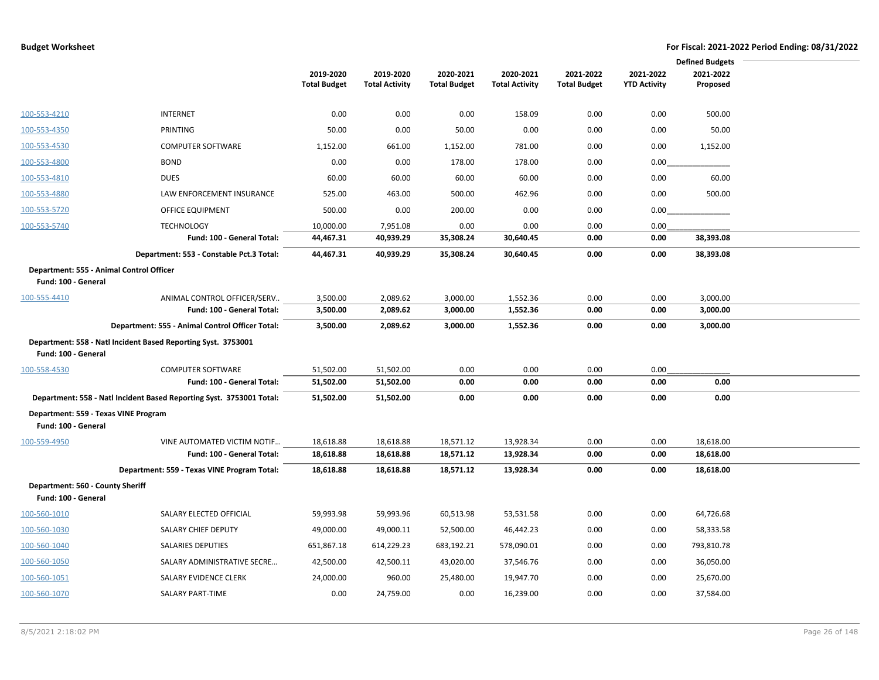| | | 2019-2020 Total Budget | 2019-2020 Total Activity | 2020-2021 Total Budget | 2020-2021 Total Activity | 2021-2022 Total Budget | 2021-2022 YTD Activity | Defined Budgets 2021-2022 Proposed |
|---|---|---|---|---|---|---|---|---|
| 100-553-4210 | INTERNET | 0.00 | 0.00 | 0.00 | 158.09 | 0.00 | 0.00 | 500.00 |
| 100-553-4350 | PRINTING | 50.00 | 0.00 | 50.00 | 0.00 | 0.00 | 0.00 | 50.00 |
| 100-553-4530 | COMPUTER SOFTWARE | 1,152.00 | 661.00 | 1,152.00 | 781.00 | 0.00 | 0.00 | 1,152.00 |
| 100-553-4800 | BOND | 0.00 | 0.00 | 178.00 | 178.00 | 0.00 | 0.00 | |
| 100-553-4810 | DUES | 60.00 | 60.00 | 60.00 | 60.00 | 0.00 | 0.00 | 60.00 |
| 100-553-4880 | LAW ENFORCEMENT INSURANCE | 525.00 | 463.00 | 500.00 | 462.96 | 0.00 | 0.00 | 500.00 |
| 100-553-5720 | OFFICE EQUIPMENT | 500.00 | 0.00 | 200.00 | 0.00 | 0.00 | 0.00 | |
| 100-553-5740 | TECHNOLOGY | 10,000.00 | 7,951.08 | 0.00 | 0.00 | 0.00 | 0.00 | |
| | **Fund: 100 - General Total:** | **44,467.31** | **40,939.29** | **35,308.24** | **30,640.45** | **0.00** | **0.00** | **38,393.08** |
| | **Department: 553 - Constable Pct.3 Total:** | **44,467.31** | **40,939.29** | **35,308.24** | **30,640.45** | **0.00** | **0.00** | **38,393.08** |
| **Department: 555 - Animal Control Officer** | | | | | | | | |
| **Fund: 100 - General** | | | | | | | | |
| 100-555-4410 | ANIMAL CONTROL OFFICER/SERV.. | 3,500.00 | 2,089.62 | 3,000.00 | 1,552.36 | 0.00 | 0.00 | 3,000.00 |
| | **Fund: 100 - General Total:** | **3,500.00** | **2,089.62** | **3,000.00** | **1,552.36** | **0.00** | **0.00** | **3,000.00** |
| | **Department: 555 - Animal Control Officer Total:** | **3,500.00** | **2,089.62** | **3,000.00** | **1,552.36** | **0.00** | **0.00** | **3,000.00** |
| **Department: 558 - Natl Incident Based Reporting Syst. 3753001** | | | | | | | | |
| **Fund: 100 - General** | | | | | | | | |
| 100-558-4530 | COMPUTER SOFTWARE | 51,502.00 | 51,502.00 | 0.00 | 0.00 | 0.00 | 0.00 | |
| | **Fund: 100 - General Total:** | **51,502.00** | **51,502.00** | **0.00** | **0.00** | **0.00** | **0.00** | **0.00** |
| | **Department: 558 - Natl Incident Based Reporting Syst. 3753001 Total:** | **51,502.00** | **51,502.00** | **0.00** | **0.00** | **0.00** | **0.00** | **0.00** |
| **Department: 559 - Texas VINE Program** | | | | | | | | |
| **Fund: 100 - General** | | | | | | | | |
| 100-559-4950 | VINE AUTOMATED VICTIM NOTIF... | 18,618.88 | 18,618.88 | 18,571.12 | 13,928.34 | 0.00 | 0.00 | 18,618.00 |
| | **Fund: 100 - General Total:** | **18,618.88** | **18,618.88** | **18,571.12** | **13,928.34** | **0.00** | **0.00** | **18,618.00** |
| | **Department: 559 - Texas VINE Program Total:** | **18,618.88** | **18,618.88** | **18,571.12** | **13,928.34** | **0.00** | **0.00** | **18,618.00** |
| **Department: 560 - County Sheriff** | | | | | | | | |
| **Fund: 100 - General** | | | | | | | | |
| 100-560-1010 | SALARY ELECTED OFFICIAL | 59,993.98 | 59,993.96 | 60,513.98 | 53,531.58 | 0.00 | 0.00 | 64,726.68 |
| 100-560-1030 | SALARY CHIEF DEPUTY | 49,000.00 | 49,000.11 | 52,500.00 | 46,442.23 | 0.00 | 0.00 | 58,333.58 |
| 100-560-1040 | SALARIES DEPUTIES | 651,867.18 | 614,229.23 | 683,192.21 | 578,090.01 | 0.00 | 0.00 | 793,810.78 |
| 100-560-1050 | SALARY ADMINISTRATIVE SECRE... | 42,500.00 | 42,500.11 | 43,020.00 | 37,546.76 | 0.00 | 0.00 | 36,050.00 |
| 100-560-1051 | SALARY EVIDENCE CLERK | 24,000.00 | 960.00 | 25,480.00 | 19,947.70 | 0.00 | 0.00 | 25,670.00 |
| 100-560-1070 | SALARY PART-TIME | 0.00 | 24,759.00 | 0.00 | 16,239.00 | 0.00 | 0.00 | 37,584.00 |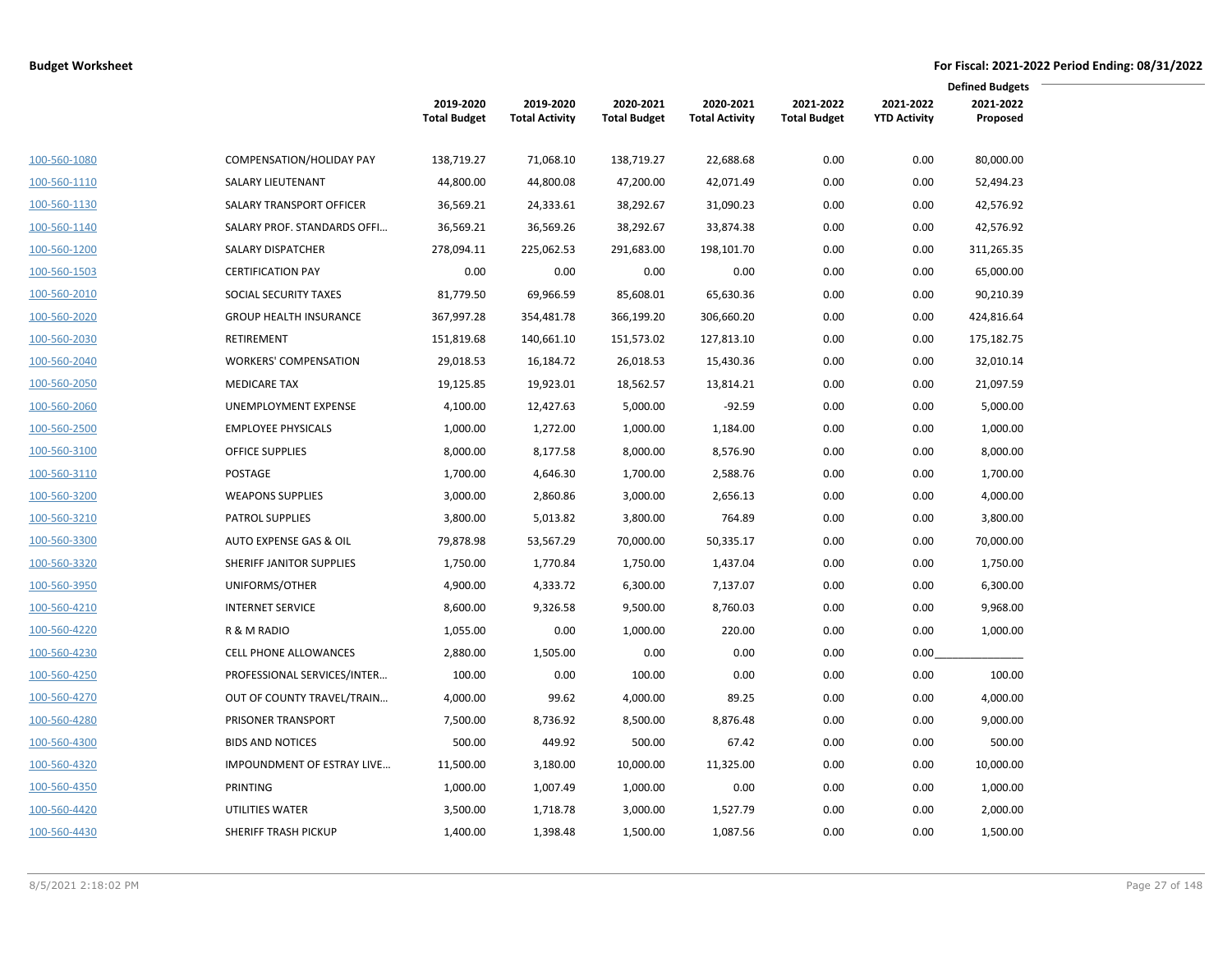| | | 2019-2020 Total Budget | 2019-2020 Total Activity | 2020-2021 Total Budget | 2020-2021 Total Activity | 2021-2022 Total Budget | 2021-2022 YTD Activity | Defined Budgets 2021-2022 Proposed |
|---|---|---|---|---|---|---|---|---|
| 100-560-1080 | COMPENSATION/HOLIDAY PAY | 138,719.27 | 71,068.10 | 138,719.27 | 22,688.68 | 0.00 | 0.00 | 80,000.00 |
| 100-560-1110 | SALARY LIEUTENANT | 44,800.00 | 44,800.08 | 47,200.00 | 42,071.49 | 0.00 | 0.00 | 52,494.23 |
| 100-560-1130 | SALARY TRANSPORT OFFICER | 36,569.21 | 24,333.61 | 38,292.67 | 31,090.23 | 0.00 | 0.00 | 42,576.92 |
| 100-560-1140 | SALARY PROF. STANDARDS OFFI… | 36,569.21 | 36,569.26 | 38,292.67 | 33,874.38 | 0.00 | 0.00 | 42,576.92 |
| 100-560-1200 | SALARY DISPATCHER | 278,094.11 | 225,062.53 | 291,683.00 | 198,101.70 | 0.00 | 0.00 | 311,265.35 |
| 100-560-1503 | CERTIFICATION PAY | 0.00 | 0.00 | 0.00 | 0.00 | 0.00 | 0.00 | 65,000.00 |
| 100-560-2010 | SOCIAL SECURITY TAXES | 81,779.50 | 69,966.59 | 85,608.01 | 65,630.36 | 0.00 | 0.00 | 90,210.39 |
| 100-560-2020 | GROUP HEALTH INSURANCE | 367,997.28 | 354,481.78 | 366,199.20 | 306,660.20 | 0.00 | 0.00 | 424,816.64 |
| 100-560-2030 | RETIREMENT | 151,819.68 | 140,661.10 | 151,573.02 | 127,813.10 | 0.00 | 0.00 | 175,182.75 |
| 100-560-2040 | WORKERS' COMPENSATION | 29,018.53 | 16,184.72 | 26,018.53 | 15,430.36 | 0.00 | 0.00 | 32,010.14 |
| 100-560-2050 | MEDICARE TAX | 19,125.85 | 19,923.01 | 18,562.57 | 13,814.21 | 0.00 | 0.00 | 21,097.59 |
| 100-560-2060 | UNEMPLOYMENT EXPENSE | 4,100.00 | 12,427.63 | 5,000.00 | -92.59 | 0.00 | 0.00 | 5,000.00 |
| 100-560-2500 | EMPLOYEE PHYSICALS | 1,000.00 | 1,272.00 | 1,000.00 | 1,184.00 | 0.00 | 0.00 | 1,000.00 |
| 100-560-3100 | OFFICE SUPPLIES | 8,000.00 | 8,177.58 | 8,000.00 | 8,576.90 | 0.00 | 0.00 | 8,000.00 |
| 100-560-3110 | POSTAGE | 1,700.00 | 4,646.30 | 1,700.00 | 2,588.76 | 0.00 | 0.00 | 1,700.00 |
| 100-560-3200 | WEAPONS SUPPLIES | 3,000.00 | 2,860.86 | 3,000.00 | 2,656.13 | 0.00 | 0.00 | 4,000.00 |
| 100-560-3210 | PATROL SUPPLIES | 3,800.00 | 5,013.82 | 3,800.00 | 764.89 | 0.00 | 0.00 | 3,800.00 |
| 100-560-3300 | AUTO EXPENSE GAS & OIL | 79,878.98 | 53,567.29 | 70,000.00 | 50,335.17 | 0.00 | 0.00 | 70,000.00 |
| 100-560-3320 | SHERIFF JANITOR SUPPLIES | 1,750.00 | 1,770.84 | 1,750.00 | 1,437.04 | 0.00 | 0.00 | 1,750.00 |
| 100-560-3950 | UNIFORMS/OTHER | 4,900.00 | 4,333.72 | 6,300.00 | 7,137.07 | 0.00 | 0.00 | 6,300.00 |
| 100-560-4210 | INTERNET SERVICE | 8,600.00 | 9,326.58 | 9,500.00 | 8,760.03 | 0.00 | 0.00 | 9,968.00 |
| 100-560-4220 | R & M RADIO | 1,055.00 | 0.00 | 1,000.00 | 220.00 | 0.00 | 0.00 | 1,000.00 |
| 100-560-4230 | CELL PHONE ALLOWANCES | 2,880.00 | 1,505.00 | 0.00 | 0.00 | 0.00 | 0.00 | |
| 100-560-4250 | PROFESSIONAL SERVICES/INTER… | 100.00 | 0.00 | 100.00 | 0.00 | 0.00 | 0.00 | 100.00 |
| 100-560-4270 | OUT OF COUNTY TRAVEL/TRAIN… | 4,000.00 | 99.62 | 4,000.00 | 89.25 | 0.00 | 0.00 | 4,000.00 |
| 100-560-4280 | PRISONER TRANSPORT | 7,500.00 | 8,736.92 | 8,500.00 | 8,876.48 | 0.00 | 0.00 | 9,000.00 |
| 100-560-4300 | BIDS AND NOTICES | 500.00 | 449.92 | 500.00 | 67.42 | 0.00 | 0.00 | 500.00 |
| 100-560-4320 | IMPOUNDMENT OF ESTRAY LIVE… | 11,500.00 | 3,180.00 | 10,000.00 | 11,325.00 | 0.00 | 0.00 | 10,000.00 |
| 100-560-4350 | PRINTING | 1,000.00 | 1,007.49 | 1,000.00 | 0.00 | 0.00 | 0.00 | 1,000.00 |
| 100-560-4420 | UTILITIES WATER | 3,500.00 | 1,718.78 | 3,000.00 | 1,527.79 | 0.00 | 0.00 | 2,000.00 |
| 100-560-4430 | SHERIFF TRASH PICKUP | 1,400.00 | 1,398.48 | 1,500.00 | 1,087.56 | 0.00 | 0.00 | 1,500.00 |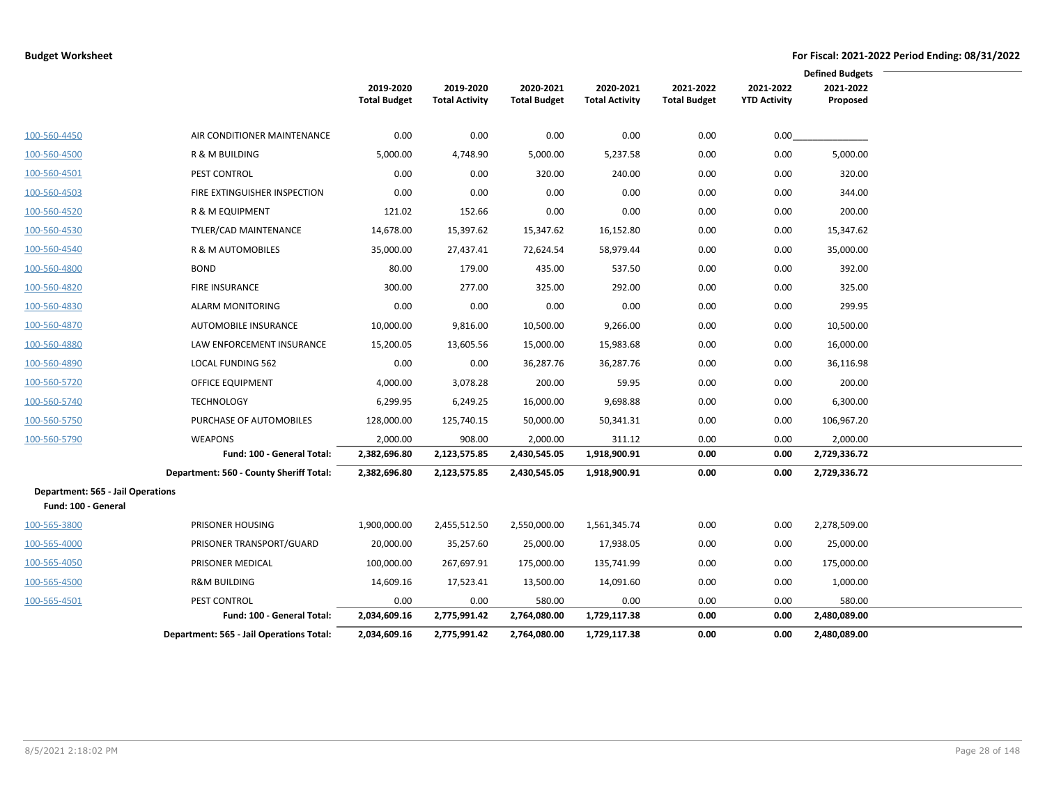**Budget Worksheet** — For Fiscal: 2021-2022 Period Ending: 08/31/2022

| | | 2019-2020 Total Budget | 2019-2020 Total Activity | 2020-2021 Total Budget | 2020-2021 Total Activity | 2021-2022 Total Budget | 2021-2022 YTD Activity | Defined Budgets 2021-2022 Proposed |
|---|---|---|---|---|---|---|---|---|
| 100-560-4450 | AIR CONDITIONER MAINTENANCE | 0.00 | 0.00 | 0.00 | 0.00 | 0.00 | 0.00 | |
| 100-560-4500 | R & M BUILDING | 5,000.00 | 4,748.90 | 5,000.00 | 5,237.58 | 0.00 | 0.00 | 5,000.00 |
| 100-560-4501 | PEST CONTROL | 0.00 | 0.00 | 320.00 | 240.00 | 0.00 | 0.00 | 320.00 |
| 100-560-4503 | FIRE EXTINGUISHER INSPECTION | 0.00 | 0.00 | 0.00 | 0.00 | 0.00 | 0.00 | 344.00 |
| 100-560-4520 | R & M EQUIPMENT | 121.02 | 152.66 | 0.00 | 0.00 | 0.00 | 0.00 | 200.00 |
| 100-560-4530 | TYLER/CAD MAINTENANCE | 14,678.00 | 15,397.62 | 15,347.62 | 16,152.80 | 0.00 | 0.00 | 15,347.62 |
| 100-560-4540 | R & M AUTOMOBILES | 35,000.00 | 27,437.41 | 72,624.54 | 58,979.44 | 0.00 | 0.00 | 35,000.00 |
| 100-560-4800 | BOND | 80.00 | 179.00 | 435.00 | 537.50 | 0.00 | 0.00 | 392.00 |
| 100-560-4820 | FIRE INSURANCE | 300.00 | 277.00 | 325.00 | 292.00 | 0.00 | 0.00 | 325.00 |
| 100-560-4830 | ALARM MONITORING | 0.00 | 0.00 | 0.00 | 0.00 | 0.00 | 0.00 | 299.95 |
| 100-560-4870 | AUTOMOBILE INSURANCE | 10,000.00 | 9,816.00 | 10,500.00 | 9,266.00 | 0.00 | 0.00 | 10,500.00 |
| 100-560-4880 | LAW ENFORCEMENT INSURANCE | 15,200.05 | 13,605.56 | 15,000.00 | 15,983.68 | 0.00 | 0.00 | 16,000.00 |
| 100-560-4890 | LOCAL FUNDING 562 | 0.00 | 0.00 | 36,287.76 | 36,287.76 | 0.00 | 0.00 | 36,116.98 |
| 100-560-5720 | OFFICE EQUIPMENT | 4,000.00 | 3,078.28 | 200.00 | 59.95 | 0.00 | 0.00 | 200.00 |
| 100-560-5740 | TECHNOLOGY | 6,299.95 | 6,249.25 | 16,000.00 | 9,698.88 | 0.00 | 0.00 | 6,300.00 |
| 100-560-5750 | PURCHASE OF AUTOMOBILES | 128,000.00 | 125,740.15 | 50,000.00 | 50,341.31 | 0.00 | 0.00 | 106,967.20 |
| 100-560-5790 | WEAPONS | 2,000.00 | 908.00 | 2,000.00 | 311.12 | 0.00 | 0.00 | 2,000.00 |
| | **Fund: 100 - General Total:** | **2,382,696.80** | **2,123,575.85** | **2,430,545.05** | **1,918,900.91** | **0.00** | **0.00** | **2,729,336.72** |
| | **Department: 560 - County Sheriff Total:** | **2,382,696.80** | **2,123,575.85** | **2,430,545.05** | **1,918,900.91** | **0.00** | **0.00** | **2,729,336.72** |
| **Department: 565 - Jail Operations** | | | | | | | | |
| **Fund: 100 - General** | | | | | | | | |
| 100-565-3800 | PRISONER HOUSING | 1,900,000.00 | 2,455,512.50 | 2,550,000.00 | 1,561,345.74 | 0.00 | 0.00 | 2,278,509.00 |
| 100-565-4000 | PRISONER TRANSPORT/GUARD | 20,000.00 | 35,257.60 | 25,000.00 | 17,938.05 | 0.00 | 0.00 | 25,000.00 |
| 100-565-4050 | PRISONER MEDICAL | 100,000.00 | 267,697.91 | 175,000.00 | 135,741.99 | 0.00 | 0.00 | 175,000.00 |
| 100-565-4500 | R&M BUILDING | 14,609.16 | 17,523.41 | 13,500.00 | 14,091.60 | 0.00 | 0.00 | 1,000.00 |
| 100-565-4501 | PEST CONTROL | 0.00 | 0.00 | 580.00 | 0.00 | 0.00 | 0.00 | 580.00 |
| | **Fund: 100 - General Total:** | **2,034,609.16** | **2,775,991.42** | **2,764,080.00** | **1,729,117.38** | **0.00** | **0.00** | **2,480,089.00** |
| | **Department: 565 - Jail Operations Total:** | **2,034,609.16** | **2,775,991.42** | **2,764,080.00** | **1,729,117.38** | **0.00** | **0.00** | **2,480,089.00** |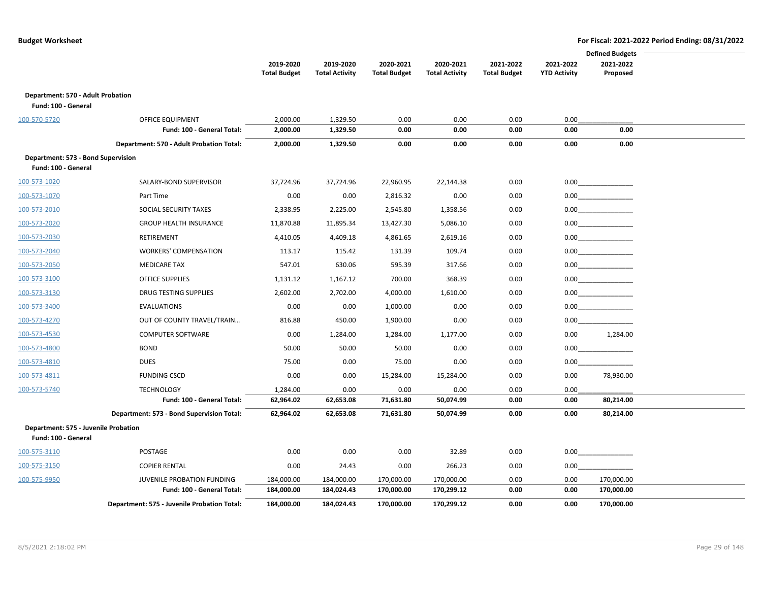**Budget Worksheet** — For Fiscal: 2021-2022 Period Ending: 08/31/2022

| | | 2019-2020 Total Budget | 2019-2020 Total Activity | 2020-2021 Total Budget | 2020-2021 Total Activity | 2021-2022 Total Budget | 2021-2022 YTD Activity | Defined Budgets 2021-2022 Proposed |
|---|---|---|---|---|---|---|---|---|
| **Department: 570 - Adult Probation** | | | | | | | | |
| **Fund: 100 - General** | | | | | | | | |
| 100-570-5720 | OFFICE EQUIPMENT | 2,000.00 | 1,329.50 | 0.00 | 0.00 | 0.00 | 0.00 | |
| | **Fund: 100 - General Total:** | **2,000.00** | **1,329.50** | **0.00** | **0.00** | **0.00** | **0.00** | **0.00** |
| | **Department: 570 - Adult Probation Total:** | **2,000.00** | **1,329.50** | **0.00** | **0.00** | **0.00** | **0.00** | **0.00** |
| **Department: 573 - Bond Supervision** | | | | | | | | |
| **Fund: 100 - General** | | | | | | | | |
| 100-573-1020 | SALARY-BOND SUPERVISOR | 37,724.96 | 37,724.96 | 22,960.95 | 22,144.38 | 0.00 | 0.00 | |
| 100-573-1070 | Part Time | 0.00 | 0.00 | 2,816.32 | 0.00 | 0.00 | 0.00 | |
| 100-573-2010 | SOCIAL SECURITY TAXES | 2,338.95 | 2,225.00 | 2,545.80 | 1,358.56 | 0.00 | 0.00 | |
| 100-573-2020 | GROUP HEALTH INSURANCE | 11,870.88 | 11,895.34 | 13,427.30 | 5,086.10 | 0.00 | 0.00 | |
| 100-573-2030 | RETIREMENT | 4,410.05 | 4,409.18 | 4,861.65 | 2,619.16 | 0.00 | 0.00 | |
| 100-573-2040 | WORKERS' COMPENSATION | 113.17 | 115.42 | 131.39 | 109.74 | 0.00 | 0.00 | |
| 100-573-2050 | MEDICARE TAX | 547.01 | 630.06 | 595.39 | 317.66 | 0.00 | 0.00 | |
| 100-573-3100 | OFFICE SUPPLIES | 1,131.12 | 1,167.12 | 700.00 | 368.39 | 0.00 | 0.00 | |
| 100-573-3130 | DRUG TESTING SUPPLIES | 2,602.00 | 2,702.00 | 4,000.00 | 1,610.00 | 0.00 | 0.00 | |
| 100-573-3400 | EVALUATIONS | 0.00 | 0.00 | 1,000.00 | 0.00 | 0.00 | 0.00 | |
| 100-573-4270 | OUT OF COUNTY TRAVEL/TRAIN... | 816.88 | 450.00 | 1,900.00 | 0.00 | 0.00 | 0.00 | |
| 100-573-4530 | COMPUTER SOFTWARE | 0.00 | 1,284.00 | 1,284.00 | 1,177.00 | 0.00 | 0.00 | 1,284.00 |
| 100-573-4800 | BOND | 50.00 | 50.00 | 50.00 | 0.00 | 0.00 | 0.00 | |
| 100-573-4810 | DUES | 75.00 | 0.00 | 75.00 | 0.00 | 0.00 | 0.00 | |
| 100-573-4811 | FUNDING CSCD | 0.00 | 0.00 | 15,284.00 | 15,284.00 | 0.00 | 0.00 | 78,930.00 |
| 100-573-5740 | TECHNOLOGY | 1,284.00 | 0.00 | 0.00 | 0.00 | 0.00 | 0.00 | |
| | **Fund: 100 - General Total:** | **62,964.02** | **62,653.08** | **71,631.80** | **50,074.99** | **0.00** | **0.00** | **80,214.00** |
| | **Department: 573 - Bond Supervision Total:** | **62,964.02** | **62,653.08** | **71,631.80** | **50,074.99** | **0.00** | **0.00** | **80,214.00** |
| **Department: 575 - Juvenile Probation** | | | | | | | | |
| **Fund: 100 - General** | | | | | | | | |
| 100-575-3110 | POSTAGE | 0.00 | 0.00 | 0.00 | 32.89 | 0.00 | 0.00 | |
| 100-575-3150 | COPIER RENTAL | 0.00 | 24.43 | 0.00 | 266.23 | 0.00 | 0.00 | |
| 100-575-9950 | JUVENILE PROBATION FUNDING | 184,000.00 | 184,000.00 | 170,000.00 | 170,000.00 | 0.00 | 0.00 | 170,000.00 |
| | **Fund: 100 - General Total:** | **184,000.00** | **184,024.43** | **170,000.00** | **170,299.12** | **0.00** | **0.00** | **170,000.00** |
| | **Department: 575 - Juvenile Probation Total:** | **184,000.00** | **184,024.43** | **170,000.00** | **170,299.12** | **0.00** | **0.00** | **170,000.00** |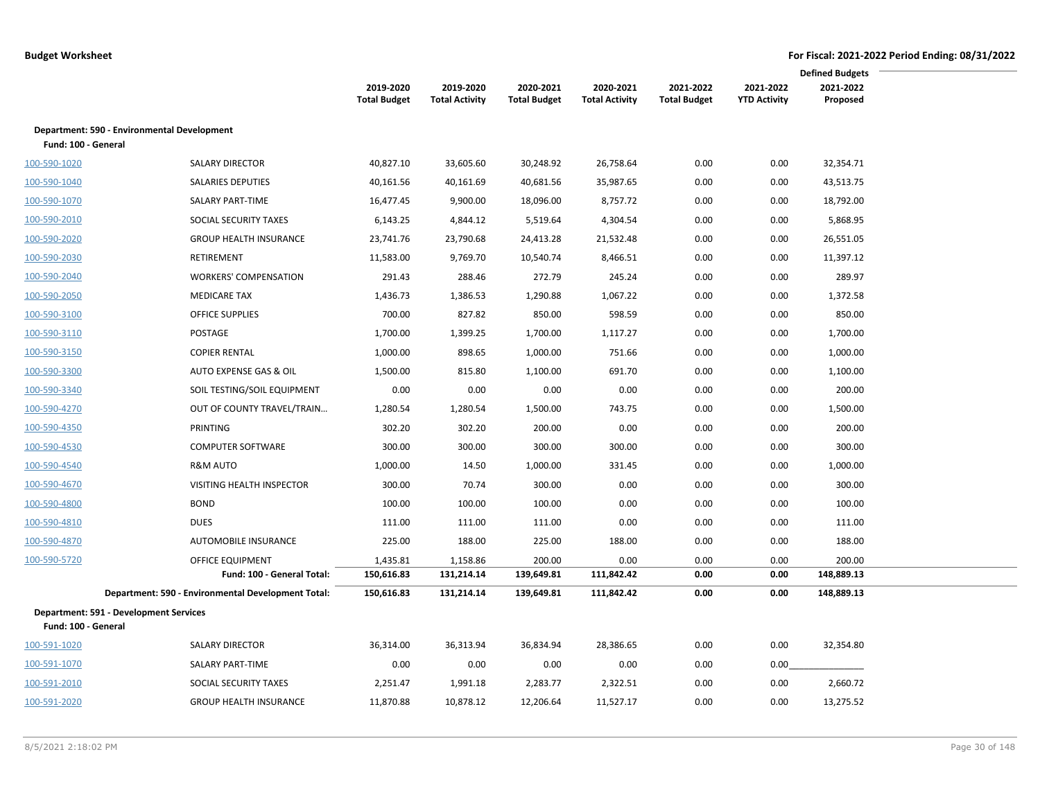| | | 2019-2020 Total Budget | 2019-2020 Total Activity | 2020-2021 Total Budget | 2020-2021 Total Activity | 2021-2022 Total Budget | 2021-2022 YTD Activity | Defined Budgets 2021-2022 Proposed |
|---|---|---|---|---|---|---|---|---|
| **Department: 590 - Environmental Development** | | | | | | | | |
| **Fund: 100 - General** | | | | | | | | |
| 100-590-1020 | SALARY DIRECTOR | 40,827.10 | 33,605.60 | 30,248.92 | 26,758.64 | 0.00 | 0.00 | 32,354.71 |
| 100-590-1040 | SALARIES DEPUTIES | 40,161.56 | 40,161.69 | 40,681.56 | 35,987.65 | 0.00 | 0.00 | 43,513.75 |
| 100-590-1070 | SALARY PART-TIME | 16,477.45 | 9,900.00 | 18,096.00 | 8,757.72 | 0.00 | 0.00 | 18,792.00 |
| 100-590-2010 | SOCIAL SECURITY TAXES | 6,143.25 | 4,844.12 | 5,519.64 | 4,304.54 | 0.00 | 0.00 | 5,868.95 |
| 100-590-2020 | GROUP HEALTH INSURANCE | 23,741.76 | 23,790.68 | 24,413.28 | 21,532.48 | 0.00 | 0.00 | 26,551.05 |
| 100-590-2030 | RETIREMENT | 11,583.00 | 9,769.70 | 10,540.74 | 8,466.51 | 0.00 | 0.00 | 11,397.12 |
| 100-590-2040 | WORKERS' COMPENSATION | 291.43 | 288.46 | 272.79 | 245.24 | 0.00 | 0.00 | 289.97 |
| 100-590-2050 | MEDICARE TAX | 1,436.73 | 1,386.53 | 1,290.88 | 1,067.22 | 0.00 | 0.00 | 1,372.58 |
| 100-590-3100 | OFFICE SUPPLIES | 700.00 | 827.82 | 850.00 | 598.59 | 0.00 | 0.00 | 850.00 |
| 100-590-3110 | POSTAGE | 1,700.00 | 1,399.25 | 1,700.00 | 1,117.27 | 0.00 | 0.00 | 1,700.00 |
| 100-590-3150 | COPIER RENTAL | 1,000.00 | 898.65 | 1,000.00 | 751.66 | 0.00 | 0.00 | 1,000.00 |
| 100-590-3300 | AUTO EXPENSE GAS & OIL | 1,500.00 | 815.80 | 1,100.00 | 691.70 | 0.00 | 0.00 | 1,100.00 |
| 100-590-3340 | SOIL TESTING/SOIL EQUIPMENT | 0.00 | 0.00 | 0.00 | 0.00 | 0.00 | 0.00 | 200.00 |
| 100-590-4270 | OUT OF COUNTY TRAVEL/TRAIN... | 1,280.54 | 1,280.54 | 1,500.00 | 743.75 | 0.00 | 0.00 | 1,500.00 |
| 100-590-4350 | PRINTING | 302.20 | 302.20 | 200.00 | 0.00 | 0.00 | 0.00 | 200.00 |
| 100-590-4530 | COMPUTER SOFTWARE | 300.00 | 300.00 | 300.00 | 300.00 | 0.00 | 0.00 | 300.00 |
| 100-590-4540 | R&M AUTO | 1,000.00 | 14.50 | 1,000.00 | 331.45 | 0.00 | 0.00 | 1,000.00 |
| 100-590-4670 | VISITING HEALTH INSPECTOR | 300.00 | 70.74 | 300.00 | 0.00 | 0.00 | 0.00 | 300.00 |
| 100-590-4800 | BOND | 100.00 | 100.00 | 100.00 | 0.00 | 0.00 | 0.00 | 100.00 |
| 100-590-4810 | DUES | 111.00 | 111.00 | 111.00 | 0.00 | 0.00 | 0.00 | 111.00 |
| 100-590-4870 | AUTOMOBILE INSURANCE | 225.00 | 188.00 | 225.00 | 188.00 | 0.00 | 0.00 | 188.00 |
| 100-590-5720 | OFFICE EQUIPMENT | 1,435.81 | 1,158.86 | 200.00 | 0.00 | 0.00 | 0.00 | 200.00 |
| | **Fund: 100 - General Total:** | **150,616.83** | **131,214.14** | **139,649.81** | **111,842.42** | **0.00** | **0.00** | **148,889.13** |
| | **Department: 590 - Environmental Development Total:** | **150,616.83** | **131,214.14** | **139,649.81** | **111,842.42** | **0.00** | **0.00** | **148,889.13** |
| **Department: 591 - Development Services** | | | | | | | | |
| **Fund: 100 - General** | | | | | | | | |
| 100-591-1020 | SALARY DIRECTOR | 36,314.00 | 36,313.94 | 36,834.94 | 28,386.65 | 0.00 | 0.00 | 32,354.80 |
| 100-591-1070 | SALARY PART-TIME | 0.00 | 0.00 | 0.00 | 0.00 | 0.00 | 0.00 | |
| 100-591-2010 | SOCIAL SECURITY TAXES | 2,251.47 | 1,991.18 | 2,283.77 | 2,322.51 | 0.00 | 0.00 | 2,660.72 |
| 100-591-2020 | GROUP HEALTH INSURANCE | 11,870.88 | 10,878.12 | 12,206.64 | 11,527.17 | 0.00 | 0.00 | 13,275.52 |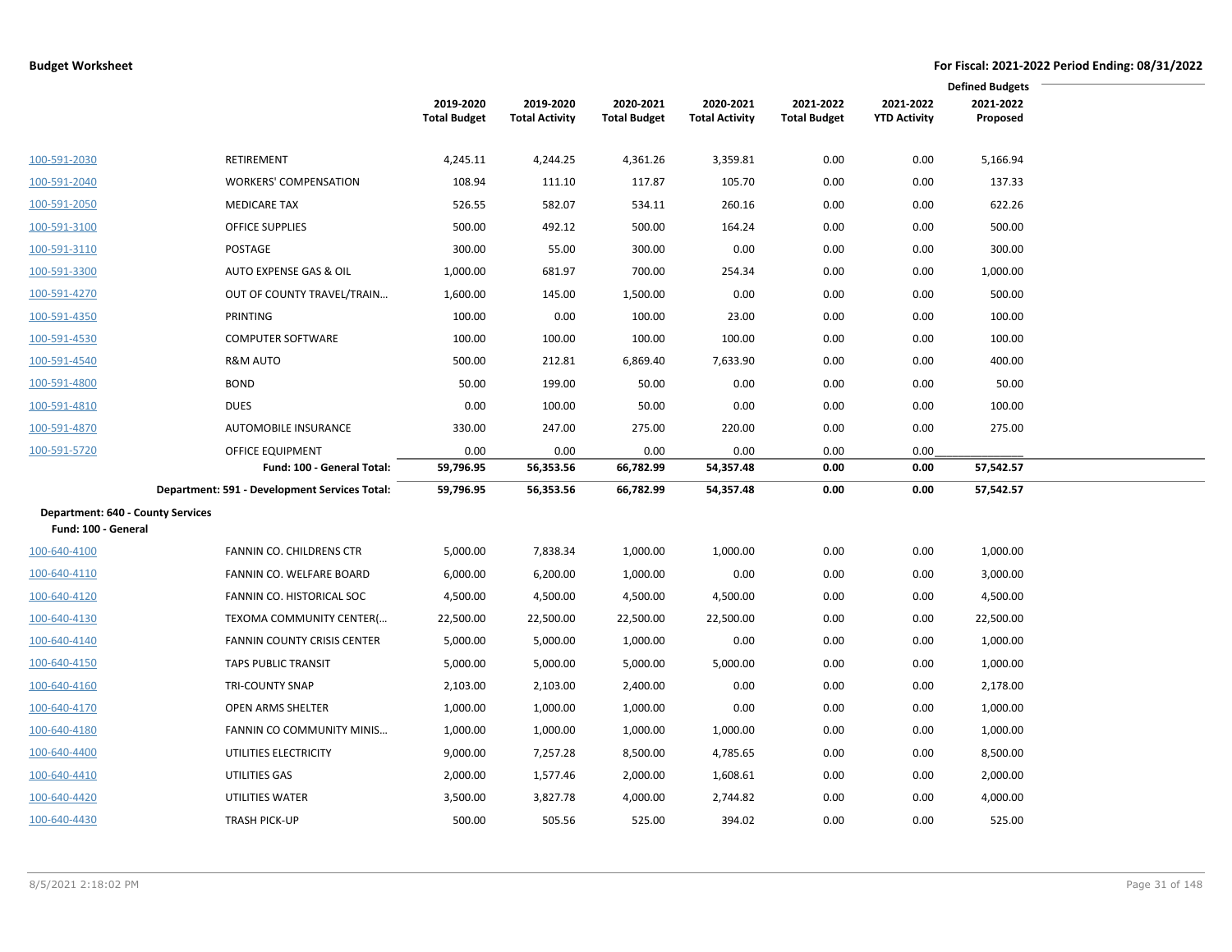| | | 2019-2020 Total Budget | 2019-2020 Total Activity | 2020-2021 Total Budget | 2020-2021 Total Activity | 2021-2022 Total Budget | 2021-2022 YTD Activity | Defined Budgets 2021-2022 Proposed |
|---|---|---|---|---|---|---|---|---|
| 100-591-2030 | RETIREMENT | 4,245.11 | 4,244.25 | 4,361.26 | 3,359.81 | 0.00 | 0.00 | 5,166.94 |
| 100-591-2040 | WORKERS' COMPENSATION | 108.94 | 111.10 | 117.87 | 105.70 | 0.00 | 0.00 | 137.33 |
| 100-591-2050 | MEDICARE TAX | 526.55 | 582.07 | 534.11 | 260.16 | 0.00 | 0.00 | 622.26 |
| 100-591-3100 | OFFICE SUPPLIES | 500.00 | 492.12 | 500.00 | 164.24 | 0.00 | 0.00 | 500.00 |
| 100-591-3110 | POSTAGE | 300.00 | 55.00 | 300.00 | 0.00 | 0.00 | 0.00 | 300.00 |
| 100-591-3300 | AUTO EXPENSE GAS & OIL | 1,000.00 | 681.97 | 700.00 | 254.34 | 0.00 | 0.00 | 1,000.00 |
| 100-591-4270 | OUT OF COUNTY TRAVEL/TRAIN… | 1,600.00 | 145.00 | 1,500.00 | 0.00 | 0.00 | 0.00 | 500.00 |
| 100-591-4350 | PRINTING | 100.00 | 0.00 | 100.00 | 23.00 | 0.00 | 0.00 | 100.00 |
| 100-591-4530 | COMPUTER SOFTWARE | 100.00 | 100.00 | 100.00 | 100.00 | 0.00 | 0.00 | 100.00 |
| 100-591-4540 | R&M AUTO | 500.00 | 212.81 | 6,869.40 | 7,633.90 | 0.00 | 0.00 | 400.00 |
| 100-591-4800 | BOND | 50.00 | 199.00 | 50.00 | 0.00 | 0.00 | 0.00 | 50.00 |
| 100-591-4810 | DUES | 0.00 | 100.00 | 50.00 | 0.00 | 0.00 | 0.00 | 100.00 |
| 100-591-4870 | AUTOMOBILE INSURANCE | 330.00 | 247.00 | 275.00 | 220.00 | 0.00 | 0.00 | 275.00 |
| 100-591-5720 | OFFICE EQUIPMENT | 0.00 | 0.00 | 0.00 | 0.00 | 0.00 | 0.00 | |
| | **Fund: 100 - General Total:** | **59,796.95** | **56,353.56** | **66,782.99** | **54,357.48** | **0.00** | **0.00** | **57,542.57** |
| | **Department: 591 - Development Services Total:** | **59,796.95** | **56,353.56** | **66,782.99** | **54,357.48** | **0.00** | **0.00** | **57,542.57** |
| **Department: 640 - County Services** | | | | | | | | |
| **Fund: 100 - General** | | | | | | | | |
| 100-640-4100 | FANNIN CO. CHILDRENS CTR | 5,000.00 | 7,838.34 | 1,000.00 | 1,000.00 | 0.00 | 0.00 | 1,000.00 |
| 100-640-4110 | FANNIN CO. WELFARE BOARD | 6,000.00 | 6,200.00 | 1,000.00 | 0.00 | 0.00 | 0.00 | 3,000.00 |
| 100-640-4120 | FANNIN CO. HISTORICAL SOC | 4,500.00 | 4,500.00 | 4,500.00 | 4,500.00 | 0.00 | 0.00 | 4,500.00 |
| 100-640-4130 | TEXOMA COMMUNITY CENTER(… | 22,500.00 | 22,500.00 | 22,500.00 | 22,500.00 | 0.00 | 0.00 | 22,500.00 |
| 100-640-4140 | FANNIN COUNTY CRISIS CENTER | 5,000.00 | 5,000.00 | 1,000.00 | 0.00 | 0.00 | 0.00 | 1,000.00 |
| 100-640-4150 | TAPS PUBLIC TRANSIT | 5,000.00 | 5,000.00 | 5,000.00 | 5,000.00 | 0.00 | 0.00 | 1,000.00 |
| 100-640-4160 | TRI-COUNTY SNAP | 2,103.00 | 2,103.00 | 2,400.00 | 0.00 | 0.00 | 0.00 | 2,178.00 |
| 100-640-4170 | OPEN ARMS SHELTER | 1,000.00 | 1,000.00 | 1,000.00 | 0.00 | 0.00 | 0.00 | 1,000.00 |
| 100-640-4180 | FANNIN CO COMMUNITY MINIS… | 1,000.00 | 1,000.00 | 1,000.00 | 1,000.00 | 0.00 | 0.00 | 1,000.00 |
| 100-640-4400 | UTILITIES ELECTRICITY | 9,000.00 | 7,257.28 | 8,500.00 | 4,785.65 | 0.00 | 0.00 | 8,500.00 |
| 100-640-4410 | UTILITIES GAS | 2,000.00 | 1,577.46 | 2,000.00 | 1,608.61 | 0.00 | 0.00 | 2,000.00 |
| 100-640-4420 | UTILITIES WATER | 3,500.00 | 3,827.78 | 4,000.00 | 2,744.82 | 0.00 | 0.00 | 4,000.00 |
| 100-640-4430 | TRASH PICK-UP | 500.00 | 505.56 | 525.00 | 394.02 | 0.00 | 0.00 | 525.00 |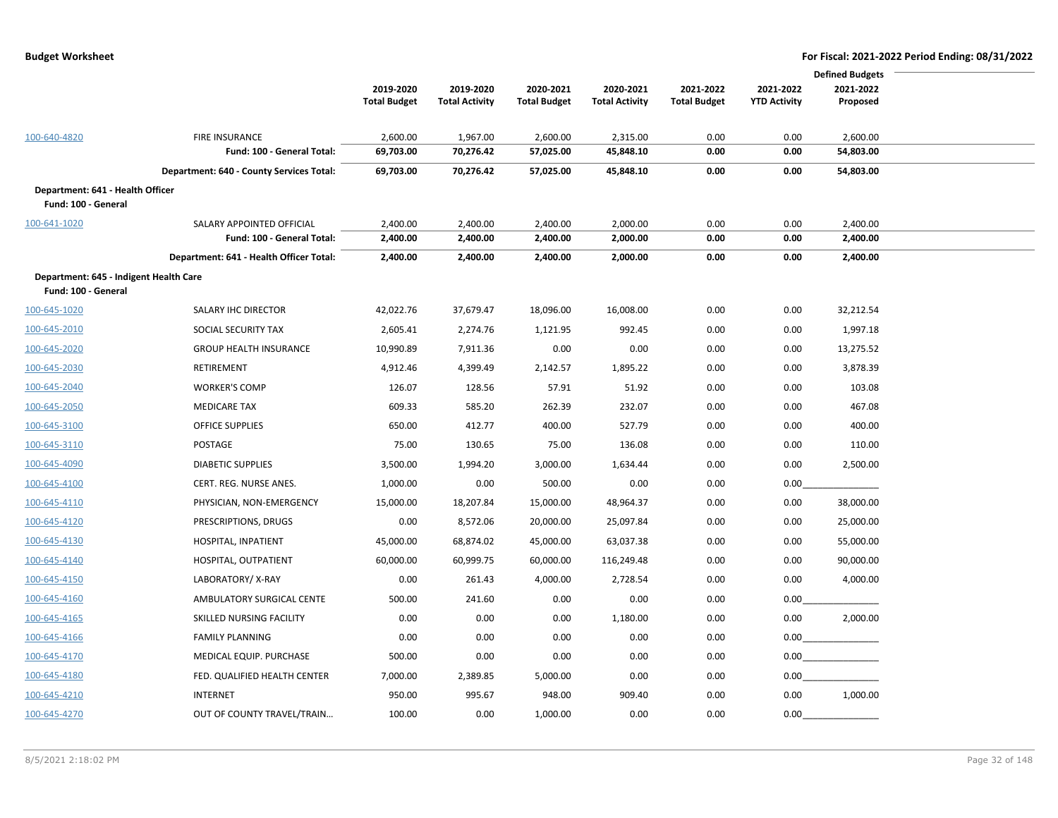| | | 2019-2020 Total Budget | 2019-2020 Total Activity | 2020-2021 Total Budget | 2020-2021 Total Activity | 2021-2022 Total Budget | 2021-2022 YTD Activity | Defined Budgets 2021-2022 Proposed |
|---|---|---|---|---|---|---|---|---|
| 100-640-4820 | FIRE INSURANCE | 2,600.00 | 1,967.00 | 2,600.00 | 2,315.00 | 0.00 | 0.00 | 2,600.00 |
| | **Fund: 100 - General Total:** | **69,703.00** | **70,276.42** | **57,025.00** | **45,848.10** | **0.00** | **0.00** | **54,803.00** |
| | **Department: 640 - County Services Total:** | **69,703.00** | **70,276.42** | **57,025.00** | **45,848.10** | **0.00** | **0.00** | **54,803.00** |
| **Department: 641 - Health Officer** | | | | | | | | |
| **Fund: 100 - General** | | | | | | | | |
| 100-641-1020 | SALARY APPOINTED OFFICIAL | 2,400.00 | 2,400.00 | 2,400.00 | 2,000.00 | 0.00 | 0.00 | 2,400.00 |
| | **Fund: 100 - General Total:** | **2,400.00** | **2,400.00** | **2,400.00** | **2,000.00** | **0.00** | **0.00** | **2,400.00** |
| | **Department: 641 - Health Officer Total:** | **2,400.00** | **2,400.00** | **2,400.00** | **2,000.00** | **0.00** | **0.00** | **2,400.00** |
| **Department: 645 - Indigent Health Care** | | | | | | | | |
| **Fund: 100 - General** | | | | | | | | |
| 100-645-1020 | SALARY IHC DIRECTOR | 42,022.76 | 37,679.47 | 18,096.00 | 16,008.00 | 0.00 | 0.00 | 32,212.54 |
| 100-645-2010 | SOCIAL SECURITY TAX | 2,605.41 | 2,274.76 | 1,121.95 | 992.45 | 0.00 | 0.00 | 1,997.18 |
| 100-645-2020 | GROUP HEALTH INSURANCE | 10,990.89 | 7,911.36 | 0.00 | 0.00 | 0.00 | 0.00 | 13,275.52 |
| 100-645-2030 | RETIREMENT | 4,912.46 | 4,399.49 | 2,142.57 | 1,895.22 | 0.00 | 0.00 | 3,878.39 |
| 100-645-2040 | WORKER'S COMP | 126.07 | 128.56 | 57.91 | 51.92 | 0.00 | 0.00 | 103.08 |
| 100-645-2050 | MEDICARE TAX | 609.33 | 585.20 | 262.39 | 232.07 | 0.00 | 0.00 | 467.08 |
| 100-645-3100 | OFFICE SUPPLIES | 650.00 | 412.77 | 400.00 | 527.79 | 0.00 | 0.00 | 400.00 |
| 100-645-3110 | POSTAGE | 75.00 | 130.65 | 75.00 | 136.08 | 0.00 | 0.00 | 110.00 |
| 100-645-4090 | DIABETIC SUPPLIES | 3,500.00 | 1,994.20 | 3,000.00 | 1,634.44 | 0.00 | 0.00 | 2,500.00 |
| 100-645-4100 | CERT. REG. NURSE ANES. | 1,000.00 | 0.00 | 500.00 | 0.00 | 0.00 | 0.00 | |
| 100-645-4110 | PHYSICIAN, NON-EMERGENCY | 15,000.00 | 18,207.84 | 15,000.00 | 48,964.37 | 0.00 | 0.00 | 38,000.00 |
| 100-645-4120 | PRESCRIPTIONS, DRUGS | 0.00 | 8,572.06 | 20,000.00 | 25,097.84 | 0.00 | 0.00 | 25,000.00 |
| 100-645-4130 | HOSPITAL, INPATIENT | 45,000.00 | 68,874.02 | 45,000.00 | 63,037.38 | 0.00 | 0.00 | 55,000.00 |
| 100-645-4140 | HOSPITAL, OUTPATIENT | 60,000.00 | 60,999.75 | 60,000.00 | 116,249.48 | 0.00 | 0.00 | 90,000.00 |
| 100-645-4150 | LABORATORY/ X-RAY | 0.00 | 261.43 | 4,000.00 | 2,728.54 | 0.00 | 0.00 | 4,000.00 |
| 100-645-4160 | AMBULATORY SURGICAL CENTE | 500.00 | 241.60 | 0.00 | 0.00 | 0.00 | 0.00 | |
| 100-645-4165 | SKILLED NURSING FACILITY | 0.00 | 0.00 | 0.00 | 1,180.00 | 0.00 | 0.00 | 2,000.00 |
| 100-645-4166 | FAMILY PLANNING | 0.00 | 0.00 | 0.00 | 0.00 | 0.00 | 0.00 | |
| 100-645-4170 | MEDICAL EQUIP. PURCHASE | 500.00 | 0.00 | 0.00 | 0.00 | 0.00 | 0.00 | |
| 100-645-4180 | FED. QUALIFIED HEALTH CENTER | 7,000.00 | 2,389.85 | 5,000.00 | 0.00 | 0.00 | 0.00 | |
| 100-645-4210 | INTERNET | 950.00 | 995.67 | 948.00 | 909.40 | 0.00 | 0.00 | 1,000.00 |
| 100-645-4270 | OUT OF COUNTY TRAVEL/TRAIN... | 100.00 | 0.00 | 1,000.00 | 0.00 | 0.00 | 0.00 | |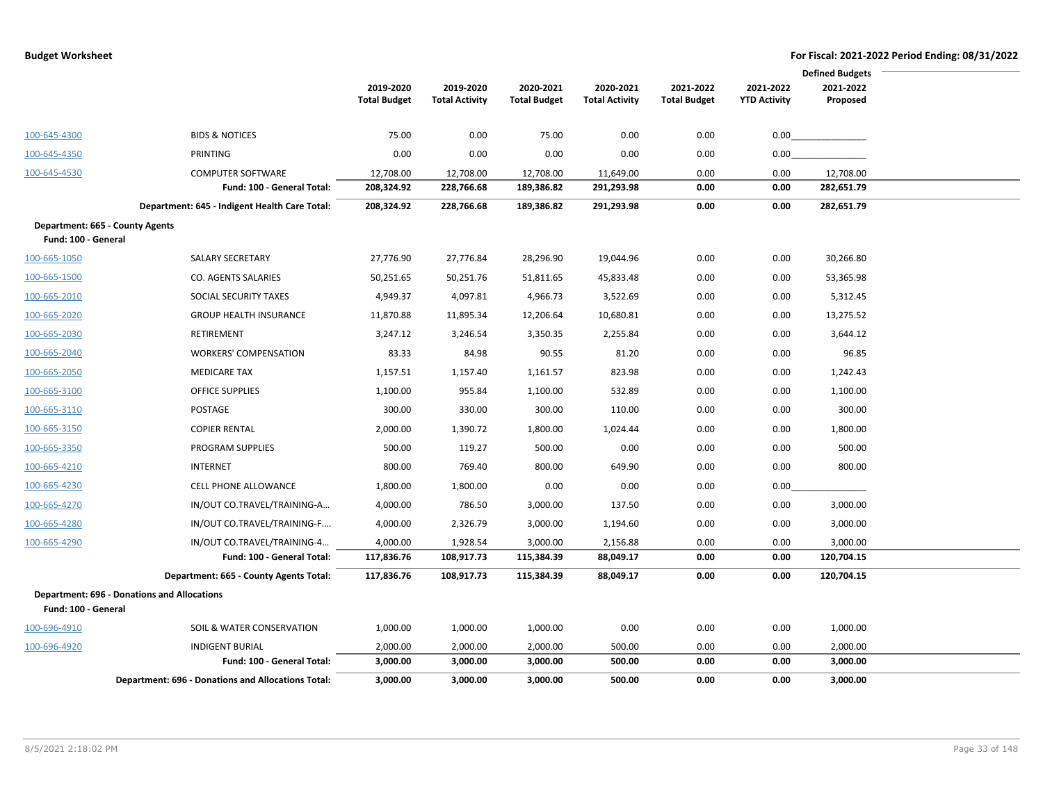| | | 2019-2020 Total Budget | 2019-2020 Total Activity | 2020-2021 Total Budget | 2020-2021 Total Activity | 2021-2022 Total Budget | 2021-2022 YTD Activity | Defined Budgets 2021-2022 Proposed |
|---|---|---|---|---|---|---|---|---|
| 100-645-4300 | BIDS & NOTICES | 75.00 | 0.00 | 75.00 | 0.00 | 0.00 | 0.00 | |
| 100-645-4350 | PRINTING | 0.00 | 0.00 | 0.00 | 0.00 | 0.00 | 0.00 | |
| 100-645-4530 | COMPUTER SOFTWARE | 12,708.00 | 12,708.00 | 12,708.00 | 11,649.00 | 0.00 | 0.00 | 12,708.00 |
| | **Fund: 100 - General Total:** | **208,324.92** | **228,766.68** | **189,386.82** | **291,293.98** | **0.00** | **0.00** | **282,651.79** |
| | **Department: 645 - Indigent Health Care Total:** | **208,324.92** | **228,766.68** | **189,386.82** | **291,293.98** | **0.00** | **0.00** | **282,651.79** |
| **Department: 665 - County Agents** | | | | | | | | |
| **Fund: 100 - General** | | | | | | | | |
| 100-665-1050 | SALARY SECRETARY | 27,776.90 | 27,776.84 | 28,296.90 | 19,044.96 | 0.00 | 0.00 | 30,266.80 |
| 100-665-1500 | CO. AGENTS SALARIES | 50,251.65 | 50,251.76 | 51,811.65 | 45,833.48 | 0.00 | 0.00 | 53,365.98 |
| 100-665-2010 | SOCIAL SECURITY TAXES | 4,949.37 | 4,097.81 | 4,966.73 | 3,522.69 | 0.00 | 0.00 | 5,312.45 |
| 100-665-2020 | GROUP HEALTH INSURANCE | 11,870.88 | 11,895.34 | 12,206.64 | 10,680.81 | 0.00 | 0.00 | 13,275.52 |
| 100-665-2030 | RETIREMENT | 3,247.12 | 3,246.54 | 3,350.35 | 2,255.84 | 0.00 | 0.00 | 3,644.12 |
| 100-665-2040 | WORKERS' COMPENSATION | 83.33 | 84.98 | 90.55 | 81.20 | 0.00 | 0.00 | 96.85 |
| 100-665-2050 | MEDICARE TAX | 1,157.51 | 1,157.40 | 1,161.57 | 823.98 | 0.00 | 0.00 | 1,242.43 |
| 100-665-3100 | OFFICE SUPPLIES | 1,100.00 | 955.84 | 1,100.00 | 532.89 | 0.00 | 0.00 | 1,100.00 |
| 100-665-3110 | POSTAGE | 300.00 | 330.00 | 300.00 | 110.00 | 0.00 | 0.00 | 300.00 |
| 100-665-3150 | COPIER RENTAL | 2,000.00 | 1,390.72 | 1,800.00 | 1,024.44 | 0.00 | 0.00 | 1,800.00 |
| 100-665-3350 | PROGRAM SUPPLIES | 500.00 | 119.27 | 500.00 | 0.00 | 0.00 | 0.00 | 500.00 |
| 100-665-4210 | INTERNET | 800.00 | 769.40 | 800.00 | 649.90 | 0.00 | 0.00 | 800.00 |
| 100-665-4230 | CELL PHONE ALLOWANCE | 1,800.00 | 1,800.00 | 0.00 | 0.00 | 0.00 | 0.00 | |
| 100-665-4270 | IN/OUT CO.TRAVEL/TRAINING-A... | 4,000.00 | 786.50 | 3,000.00 | 137.50 | 0.00 | 0.00 | 3,000.00 |
| 100-665-4280 | IN/OUT CO.TRAVEL/TRAINING-F.... | 4,000.00 | 2,326.79 | 3,000.00 | 1,194.60 | 0.00 | 0.00 | 3,000.00 |
| 100-665-4290 | IN/OUT CO.TRAVEL/TRAINING-4... | 4,000.00 | 1,928.54 | 3,000.00 | 2,156.88 | 0.00 | 0.00 | 3,000.00 |
| | **Fund: 100 - General Total:** | **117,836.76** | **108,917.73** | **115,384.39** | **88,049.17** | **0.00** | **0.00** | **120,704.15** |
| | **Department: 665 - County Agents Total:** | **117,836.76** | **108,917.73** | **115,384.39** | **88,049.17** | **0.00** | **0.00** | **120,704.15** |
| **Department: 696 - Donations and Allocations** | | | | | | | | |
| **Fund: 100 - General** | | | | | | | | |
| 100-696-4910 | SOIL & WATER CONSERVATION | 1,000.00 | 1,000.00 | 1,000.00 | 0.00 | 0.00 | 0.00 | 1,000.00 |
| 100-696-4920 | INDIGENT BURIAL | 2,000.00 | 2,000.00 | 2,000.00 | 500.00 | 0.00 | 0.00 | 2,000.00 |
| | **Fund: 100 - General Total:** | **3,000.00** | **3,000.00** | **3,000.00** | **500.00** | **0.00** | **0.00** | **3,000.00** |
| | **Department: 696 - Donations and Allocations Total:** | **3,000.00** | **3,000.00** | **3,000.00** | **500.00** | **0.00** | **0.00** | **3,000.00** |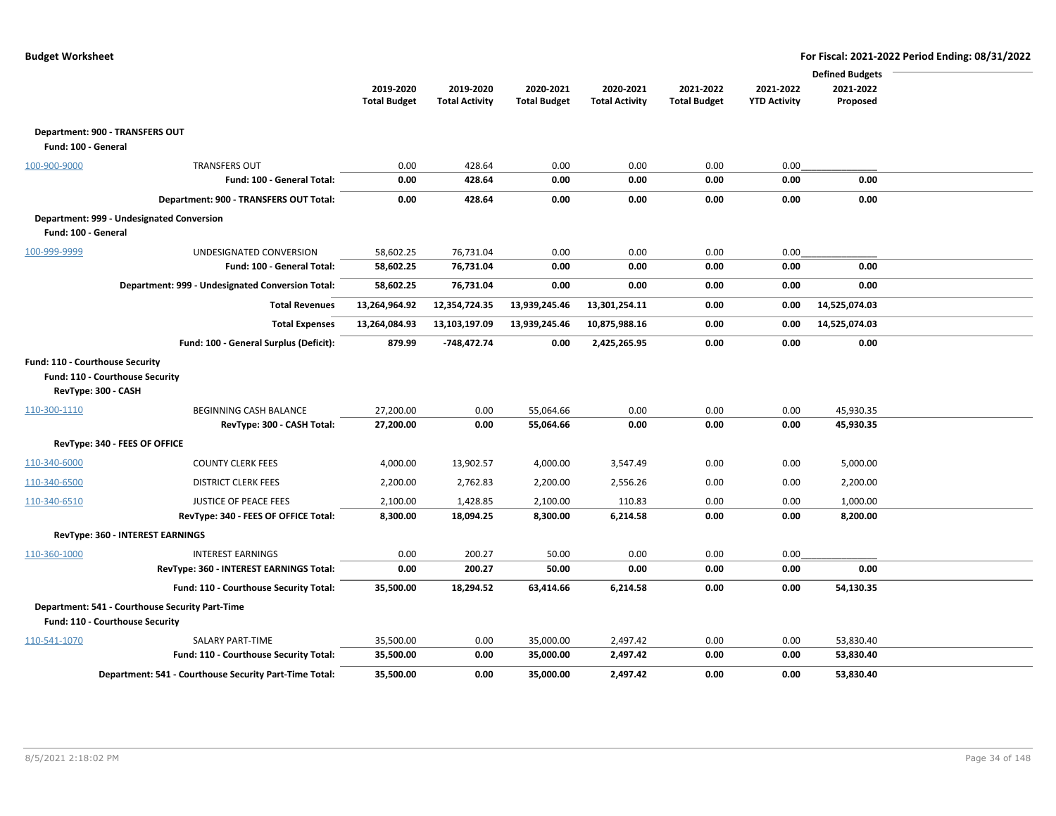**Budget Worksheet** — For Fiscal: 2021-2022 Period Ending: 08/31/2022

| | | 2019-2020 Total Budget | 2019-2020 Total Activity | 2020-2021 Total Budget | 2020-2021 Total Activity | 2021-2022 Total Budget | 2021-2022 YTD Activity | Defined Budgets 2021-2022 Proposed |
|---|---|---|---|---|---|---|---|---|
| **Department: 900 - TRANSFERS OUT** | | | | | | | | |
| **Fund: 100 - General** | | | | | | | | |
| 100-900-9000 | TRANSFERS OUT | 0.00 | 428.64 | 0.00 | 0.00 | 0.00 | 0.00 | |
| | **Fund: 100 - General Total:** | **0.00** | **428.64** | **0.00** | **0.00** | **0.00** | **0.00** | **0.00** |
| | **Department: 900 - TRANSFERS OUT Total:** | **0.00** | **428.64** | **0.00** | **0.00** | **0.00** | **0.00** | **0.00** |
| **Department: 999 - Undesignated Conversion** | | | | | | | | |
| **Fund: 100 - General** | | | | | | | | |
| 100-999-9999 | UNDESIGNATED CONVERSION | 58,602.25 | 76,731.04 | 0.00 | 0.00 | 0.00 | 0.00 | |
| | **Fund: 100 - General Total:** | **58,602.25** | **76,731.04** | **0.00** | **0.00** | **0.00** | **0.00** | **0.00** |
| | **Department: 999 - Undesignated Conversion Total:** | **58,602.25** | **76,731.04** | **0.00** | **0.00** | **0.00** | **0.00** | **0.00** |
| | **Total Revenues** | **13,264,964.92** | **12,354,724.35** | **13,939,245.46** | **13,301,254.11** | **0.00** | **0.00** | **14,525,074.03** |
| | **Total Expenses** | **13,264,084.93** | **13,103,197.09** | **13,939,245.46** | **10,875,988.16** | **0.00** | **0.00** | **14,525,074.03** |
| | **Fund: 100 - General Surplus (Deficit):** | **879.99** | **-748,472.74** | **0.00** | **2,425,265.95** | **0.00** | **0.00** | **0.00** |
| **Fund: 110 - Courthouse Security** | | | | | | | | |
| **Fund: 110 - Courthouse Security** | | | | | | | | |
| **RevType: 300 - CASH** | | | | | | | | |
| 110-300-1110 | BEGINNING CASH BALANCE | 27,200.00 | 0.00 | 55,064.66 | 0.00 | 0.00 | 0.00 | 45,930.35 |
| | **RevType: 300 - CASH Total:** | **27,200.00** | **0.00** | **55,064.66** | **0.00** | **0.00** | **0.00** | **45,930.35** |
| **RevType: 340 - FEES OF OFFICE** | | | | | | | | |
| 110-340-6000 | COUNTY CLERK FEES | 4,000.00 | 13,902.57 | 4,000.00 | 3,547.49 | 0.00 | 0.00 | 5,000.00 |
| 110-340-6500 | DISTRICT CLERK FEES | 2,200.00 | 2,762.83 | 2,200.00 | 2,556.26 | 0.00 | 0.00 | 2,200.00 |
| 110-340-6510 | JUSTICE OF PEACE FEES | 2,100.00 | 1,428.85 | 2,100.00 | 110.83 | 0.00 | 0.00 | 1,000.00 |
| | **RevType: 340 - FEES OF OFFICE Total:** | **8,300.00** | **18,094.25** | **8,300.00** | **6,214.58** | **0.00** | **0.00** | **8,200.00** |
| **RevType: 360 - INTEREST EARNINGS** | | | | | | | | |
| 110-360-1000 | INTEREST EARNINGS | 0.00 | 200.27 | 50.00 | 0.00 | 0.00 | 0.00 | |
| | **RevType: 360 - INTEREST EARNINGS Total:** | **0.00** | **200.27** | **50.00** | **0.00** | **0.00** | **0.00** | **0.00** |
| | **Fund: 110 - Courthouse Security Total:** | **35,500.00** | **18,294.52** | **63,414.66** | **6,214.58** | **0.00** | **0.00** | **54,130.35** |
| **Department: 541 - Courthouse Security Part-Time** | | | | | | | | |
| **Fund: 110 - Courthouse Security** | | | | | | | | |
| 110-541-1070 | SALARY PART-TIME | 35,500.00 | 0.00 | 35,000.00 | 2,497.42 | 0.00 | 0.00 | 53,830.40 |
| | **Fund: 110 - Courthouse Security Total:** | **35,500.00** | **0.00** | **35,000.00** | **2,497.42** | **0.00** | **0.00** | **53,830.40** |
| | **Department: 541 - Courthouse Security Part-Time Total:** | **35,500.00** | **0.00** | **35,000.00** | **2,497.42** | **0.00** | **0.00** | **53,830.40** |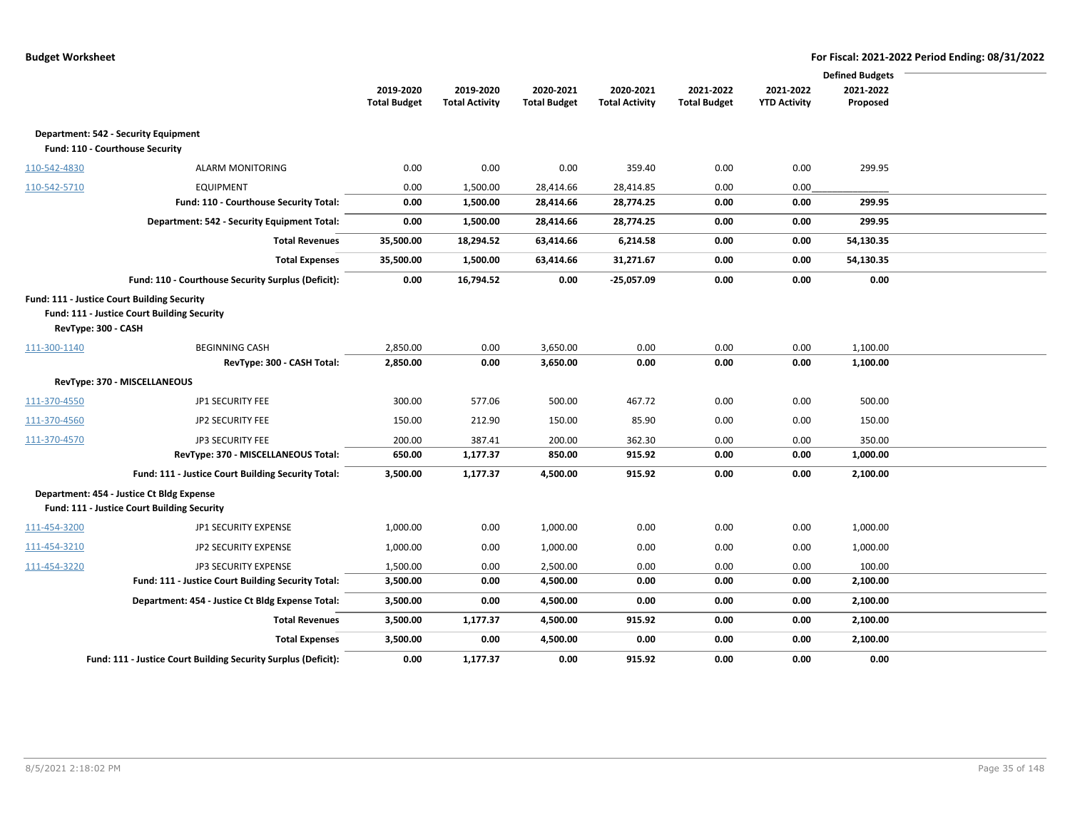**Budget Worksheet** — For Fiscal: 2021-2022 Period Ending: 08/31/2022

| | | 2019-2020 Total Budget | 2019-2020 Total Activity | 2020-2021 Total Budget | 2020-2021 Total Activity | 2021-2022 Total Budget | 2021-2022 YTD Activity | Defined Budgets 2021-2022 Proposed |
|---|---|---|---|---|---|---|---|---|
| **Department: 542 - Security Equipment** | | | | | | | | |
| **Fund: 110 - Courthouse Security** | | | | | | | | |
| 110-542-4830 | ALARM MONITORING | 0.00 | 0.00 | 0.00 | 359.40 | 0.00 | 0.00 | 299.95 |
| 110-542-5710 | EQUIPMENT | 0.00 | 1,500.00 | 28,414.66 | 28,414.85 | 0.00 | 0.00 | |
| | **Fund: 110 - Courthouse Security Total:** | **0.00** | **1,500.00** | **28,414.66** | **28,774.25** | **0.00** | **0.00** | **299.95** |
| | **Department: 542 - Security Equipment Total:** | **0.00** | **1,500.00** | **28,414.66** | **28,774.25** | **0.00** | **0.00** | **299.95** |
| | **Total Revenues** | **35,500.00** | **18,294.52** | **63,414.66** | **6,214.58** | **0.00** | **0.00** | **54,130.35** |
| | **Total Expenses** | **35,500.00** | **1,500.00** | **63,414.66** | **31,271.67** | **0.00** | **0.00** | **54,130.35** |
| | **Fund: 110 - Courthouse Security Surplus (Deficit):** | **0.00** | **16,794.52** | **0.00** | **-25,057.09** | **0.00** | **0.00** | **0.00** |
| **Fund: 111 - Justice Court Building Security** | | | | | | | | |
| **Fund: 111 - Justice Court Building Security** | | | | | | | | |
| **RevType: 300 - CASH** | | | | | | | | |
| 111-300-1140 | BEGINNING CASH | 2,850.00 | 0.00 | 3,650.00 | 0.00 | 0.00 | 0.00 | 1,100.00 |
| | **RevType: 300 - CASH Total:** | **2,850.00** | **0.00** | **3,650.00** | **0.00** | **0.00** | **0.00** | **1,100.00** |
| **RevType: 370 - MISCELLANEOUS** | | | | | | | | |
| 111-370-4550 | JP1 SECURITY FEE | 300.00 | 577.06 | 500.00 | 467.72 | 0.00 | 0.00 | 500.00 |
| 111-370-4560 | JP2 SECURITY FEE | 150.00 | 212.90 | 150.00 | 85.90 | 0.00 | 0.00 | 150.00 |
| 111-370-4570 | JP3 SECURITY FEE | 200.00 | 387.41 | 200.00 | 362.30 | 0.00 | 0.00 | 350.00 |
| | **RevType: 370 - MISCELLANEOUS Total:** | **650.00** | **1,177.37** | **850.00** | **915.92** | **0.00** | **0.00** | **1,000.00** |
| | **Fund: 111 - Justice Court Building Security Total:** | **3,500.00** | **1,177.37** | **4,500.00** | **915.92** | **0.00** | **0.00** | **2,100.00** |
| **Department: 454 - Justice Ct Bldg Expense** | | | | | | | | |
| **Fund: 111 - Justice Court Building Security** | | | | | | | | |
| 111-454-3200 | JP1 SECURITY EXPENSE | 1,000.00 | 0.00 | 1,000.00 | 0.00 | 0.00 | 0.00 | 1,000.00 |
| 111-454-3210 | JP2 SECURITY EXPENSE | 1,000.00 | 0.00 | 1,000.00 | 0.00 | 0.00 | 0.00 | 1,000.00 |
| 111-454-3220 | JP3 SECURITY EXPENSE | 1,500.00 | 0.00 | 2,500.00 | 0.00 | 0.00 | 0.00 | 100.00 |
| | **Fund: 111 - Justice Court Building Security Total:** | **3,500.00** | **0.00** | **4,500.00** | **0.00** | **0.00** | **0.00** | **2,100.00** |
| | **Department: 454 - Justice Ct Bldg Expense Total:** | **3,500.00** | **0.00** | **4,500.00** | **0.00** | **0.00** | **0.00** | **2,100.00** |
| | **Total Revenues** | **3,500.00** | **1,177.37** | **4,500.00** | **915.92** | **0.00** | **0.00** | **2,100.00** |
| | **Total Expenses** | **3,500.00** | **0.00** | **4,500.00** | **0.00** | **0.00** | **0.00** | **2,100.00** |
| | **Fund: 111 - Justice Court Building Security Surplus (Deficit):** | **0.00** | **1,177.37** | **0.00** | **915.92** | **0.00** | **0.00** | **0.00** |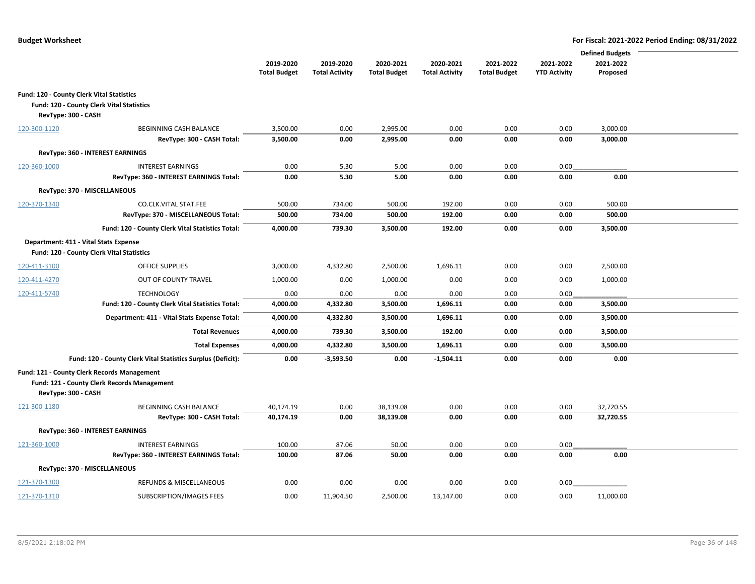| | | 2019-2020 Total Budget | 2019-2020 Total Activity | 2020-2021 Total Budget | 2020-2021 Total Activity | 2021-2022 Total Budget | 2021-2022 YTD Activity | Defined Budgets 2021-2022 Proposed |
|---|---|---|---|---|---|---|---|---|
| **Fund: 120 - County Clerk Vital Statistics** | | | | | | | | |
| **Fund: 120 - County Clerk Vital Statistics** | | | | | | | | |
| **RevType: 300 - CASH** | | | | | | | | |
| 120-300-1120 | BEGINNING CASH BALANCE | 3,500.00 | 0.00 | 2,995.00 | 0.00 | 0.00 | 0.00 | 3,000.00 |
| | **RevType: 300 - CASH Total:** | **3,500.00** | **0.00** | **2,995.00** | **0.00** | **0.00** | **0.00** | **3,000.00** |
| **RevType: 360 - INTEREST EARNINGS** | | | | | | | | |
| 120-360-1000 | INTEREST EARNINGS | 0.00 | 5.30 | 5.00 | 0.00 | 0.00 | 0.00 | |
| | **RevType: 360 - INTEREST EARNINGS Total:** | **0.00** | **5.30** | **5.00** | **0.00** | **0.00** | **0.00** | **0.00** |
| **RevType: 370 - MISCELLANEOUS** | | | | | | | | |
| 120-370-1340 | CO.CLK.VITAL STAT.FEE | 500.00 | 734.00 | 500.00 | 192.00 | 0.00 | 0.00 | 500.00 |
| | **RevType: 370 - MISCELLANEOUS Total:** | **500.00** | **734.00** | **500.00** | **192.00** | **0.00** | **0.00** | **500.00** |
| | **Fund: 120 - County Clerk Vital Statistics Total:** | **4,000.00** | **739.30** | **3,500.00** | **192.00** | **0.00** | **0.00** | **3,500.00** |
| **Department: 411 - Vital Stats Expense** | | | | | | | | |
| **Fund: 120 - County Clerk Vital Statistics** | | | | | | | | |
| 120-411-3100 | OFFICE SUPPLIES | 3,000.00 | 4,332.80 | 2,500.00 | 1,696.11 | 0.00 | 0.00 | 2,500.00 |
| 120-411-4270 | OUT OF COUNTY TRAVEL | 1,000.00 | 0.00 | 1,000.00 | 0.00 | 0.00 | 0.00 | 1,000.00 |
| 120-411-5740 | TECHNOLOGY | 0.00 | 0.00 | 0.00 | 0.00 | 0.00 | 0.00 | |
| | **Fund: 120 - County Clerk Vital Statistics Total:** | **4,000.00** | **4,332.80** | **3,500.00** | **1,696.11** | **0.00** | **0.00** | **3,500.00** |
| | **Department: 411 - Vital Stats Expense Total:** | **4,000.00** | **4,332.80** | **3,500.00** | **1,696.11** | **0.00** | **0.00** | **3,500.00** |
| | **Total Revenues** | **4,000.00** | **739.30** | **3,500.00** | **192.00** | **0.00** | **0.00** | **3,500.00** |
| | **Total Expenses** | **4,000.00** | **4,332.80** | **3,500.00** | **1,696.11** | **0.00** | **0.00** | **3,500.00** |
| | **Fund: 120 - County Clerk Vital Statistics Surplus (Deficit):** | **0.00** | **-3,593.50** | **0.00** | **-1,504.11** | **0.00** | **0.00** | **0.00** |
| **Fund: 121 - County Clerk Records Management** | | | | | | | | |
| **Fund: 121 - County Clerk Records Management** | | | | | | | | |
| **RevType: 300 - CASH** | | | | | | | | |
| 121-300-1180 | BEGINNING CASH BALANCE | 40,174.19 | 0.00 | 38,139.08 | 0.00 | 0.00 | 0.00 | 32,720.55 |
| | **RevType: 300 - CASH Total:** | **40,174.19** | **0.00** | **38,139.08** | **0.00** | **0.00** | **0.00** | **32,720.55** |
| **RevType: 360 - INTEREST EARNINGS** | | | | | | | | |
| 121-360-1000 | INTEREST EARNINGS | 100.00 | 87.06 | 50.00 | 0.00 | 0.00 | 0.00 | |
| | **RevType: 360 - INTEREST EARNINGS Total:** | **100.00** | **87.06** | **50.00** | **0.00** | **0.00** | **0.00** | **0.00** |
| **RevType: 370 - MISCELLANEOUS** | | | | | | | | |
| 121-370-1300 | REFUNDS & MISCELLANEOUS | 0.00 | 0.00 | 0.00 | 0.00 | 0.00 | 0.00 | |
| 121-370-1310 | SUBSCRIPTION/IMAGES FEES | 0.00 | 11,904.50 | 2,500.00 | 13,147.00 | 0.00 | 0.00 | 11,000.00 |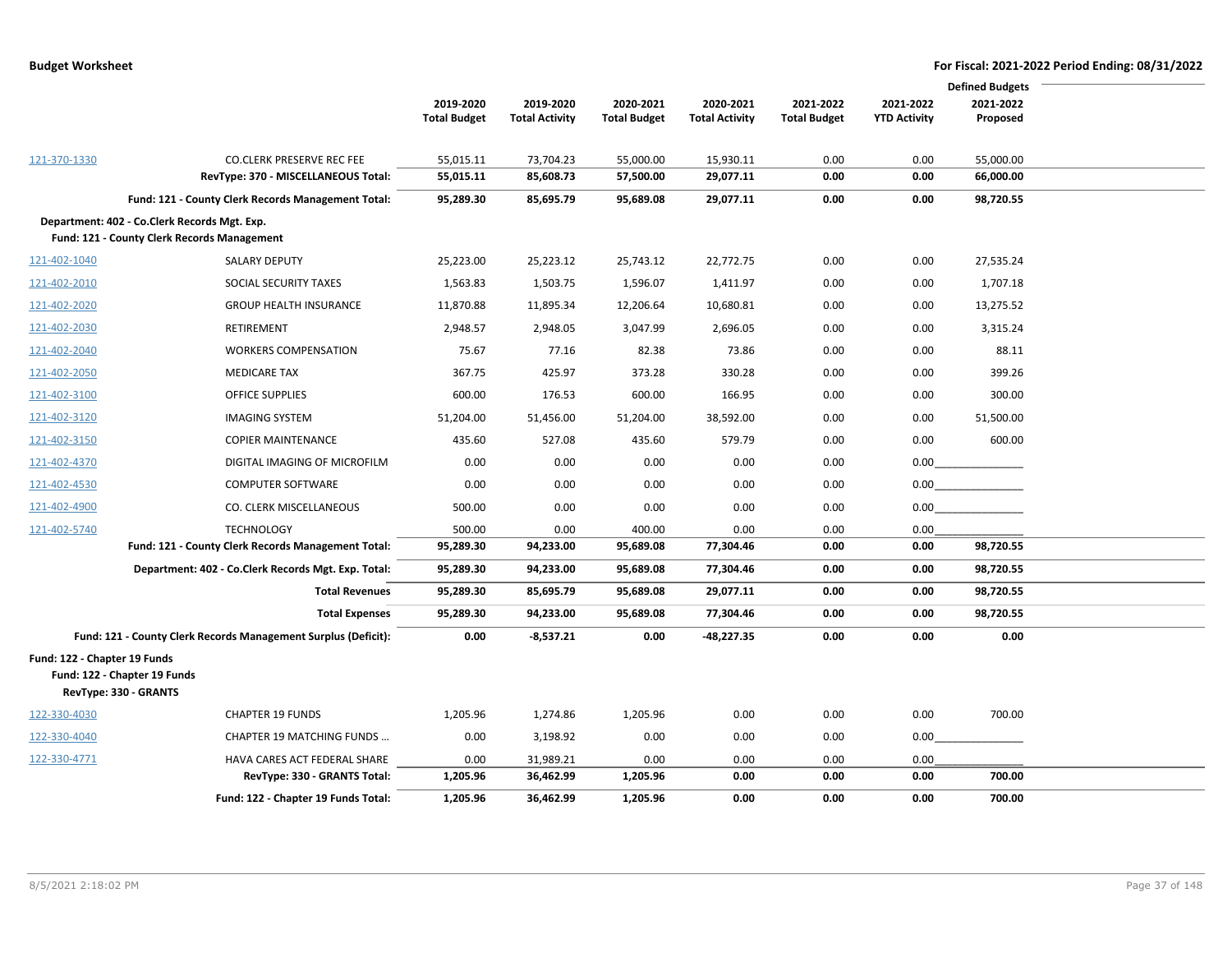**Budget Worksheet** — For Fiscal: 2021-2022 Period Ending: 08/31/2022

| | | 2019-2020 Total Budget | 2019-2020 Total Activity | 2020-2021 Total Budget | 2020-2021 Total Activity | 2021-2022 Total Budget | 2021-2022 YTD Activity | Defined Budgets 2021-2022 Proposed |
|---|---|---|---|---|---|---|---|---|
| 121-370-1330 | CO.CLERK PRESERVE REC FEE | 55,015.11 | 73,704.23 | 55,000.00 | 15,930.11 | 0.00 | 0.00 | 55,000.00 |
| | **RevType: 370 - MISCELLANEOUS Total:** | **55,015.11** | **85,608.73** | **57,500.00** | **29,077.11** | **0.00** | **0.00** | **66,000.00** |
| | **Fund: 121 - County Clerk Records Management Total:** | **95,289.30** | **85,695.79** | **95,689.08** | **29,077.11** | **0.00** | **0.00** | **98,720.55** |
| **Department: 402 - Co.Clerk Records Mgt. Exp.** | | | | | | | | |
| **Fund: 121 - County Clerk Records Management** | | | | | | | | |
| 121-402-1040 | SALARY DEPUTY | 25,223.00 | 25,223.12 | 25,743.12 | 22,772.75 | 0.00 | 0.00 | 27,535.24 |
| 121-402-2010 | SOCIAL SECURITY TAXES | 1,563.83 | 1,503.75 | 1,596.07 | 1,411.97 | 0.00 | 0.00 | 1,707.18 |
| 121-402-2020 | GROUP HEALTH INSURANCE | 11,870.88 | 11,895.34 | 12,206.64 | 10,680.81 | 0.00 | 0.00 | 13,275.52 |
| 121-402-2030 | RETIREMENT | 2,948.57 | 2,948.05 | 3,047.99 | 2,696.05 | 0.00 | 0.00 | 3,315.24 |
| 121-402-2040 | WORKERS COMPENSATION | 75.67 | 77.16 | 82.38 | 73.86 | 0.00 | 0.00 | 88.11 |
| 121-402-2050 | MEDICARE TAX | 367.75 | 425.97 | 373.28 | 330.28 | 0.00 | 0.00 | 399.26 |
| 121-402-3100 | OFFICE SUPPLIES | 600.00 | 176.53 | 600.00 | 166.95 | 0.00 | 0.00 | 300.00 |
| 121-402-3120 | IMAGING SYSTEM | 51,204.00 | 51,456.00 | 51,204.00 | 38,592.00 | 0.00 | 0.00 | 51,500.00 |
| 121-402-3150 | COPIER MAINTENANCE | 435.60 | 527.08 | 435.60 | 579.79 | 0.00 | 0.00 | 600.00 |
| 121-402-4370 | DIGITAL IMAGING OF MICROFILM | 0.00 | 0.00 | 0.00 | 0.00 | 0.00 | 0.00 | |
| 121-402-4530 | COMPUTER SOFTWARE | 0.00 | 0.00 | 0.00 | 0.00 | 0.00 | 0.00 | |
| 121-402-4900 | CO. CLERK MISCELLANEOUS | 500.00 | 0.00 | 0.00 | 0.00 | 0.00 | 0.00 | |
| 121-402-5740 | TECHNOLOGY | 500.00 | 0.00 | 400.00 | 0.00 | 0.00 | 0.00 | |
| | **Fund: 121 - County Clerk Records Management Total:** | **95,289.30** | **94,233.00** | **95,689.08** | **77,304.46** | **0.00** | **0.00** | **98,720.55** |
| | **Department: 402 - Co.Clerk Records Mgt. Exp. Total:** | **95,289.30** | **94,233.00** | **95,689.08** | **77,304.46** | **0.00** | **0.00** | **98,720.55** |
| | **Total Revenues** | **95,289.30** | **85,695.79** | **95,689.08** | **29,077.11** | **0.00** | **0.00** | **98,720.55** |
| | **Total Expenses** | **95,289.30** | **94,233.00** | **95,689.08** | **77,304.46** | **0.00** | **0.00** | **98,720.55** |
| | **Fund: 121 - County Clerk Records Management Surplus (Deficit):** | **0.00** | **-8,537.21** | **0.00** | **-48,227.35** | **0.00** | **0.00** | **0.00** |
| **Fund: 122 - Chapter 19 Funds** | | | | | | | | |
| **Fund: 122 - Chapter 19 Funds** | | | | | | | | |
| **RevType: 330 - GRANTS** | | | | | | | | |
| 122-330-4030 | CHAPTER 19 FUNDS | 1,205.96 | 1,274.86 | 1,205.96 | 0.00 | 0.00 | 0.00 | 700.00 |
| 122-330-4040 | CHAPTER 19 MATCHING FUNDS ... | 0.00 | 3,198.92 | 0.00 | 0.00 | 0.00 | 0.00 | |
| 122-330-4771 | HAVA CARES ACT FEDERAL SHARE | 0.00 | 31,989.21 | 0.00 | 0.00 | 0.00 | 0.00 | |
| | **RevType: 330 - GRANTS Total:** | **1,205.96** | **36,462.99** | **1,205.96** | **0.00** | **0.00** | **0.00** | **700.00** |
| | **Fund: 122 - Chapter 19 Funds Total:** | **1,205.96** | **36,462.99** | **1,205.96** | **0.00** | **0.00** | **0.00** | **700.00** |

8/5/2021 2:18:02 PM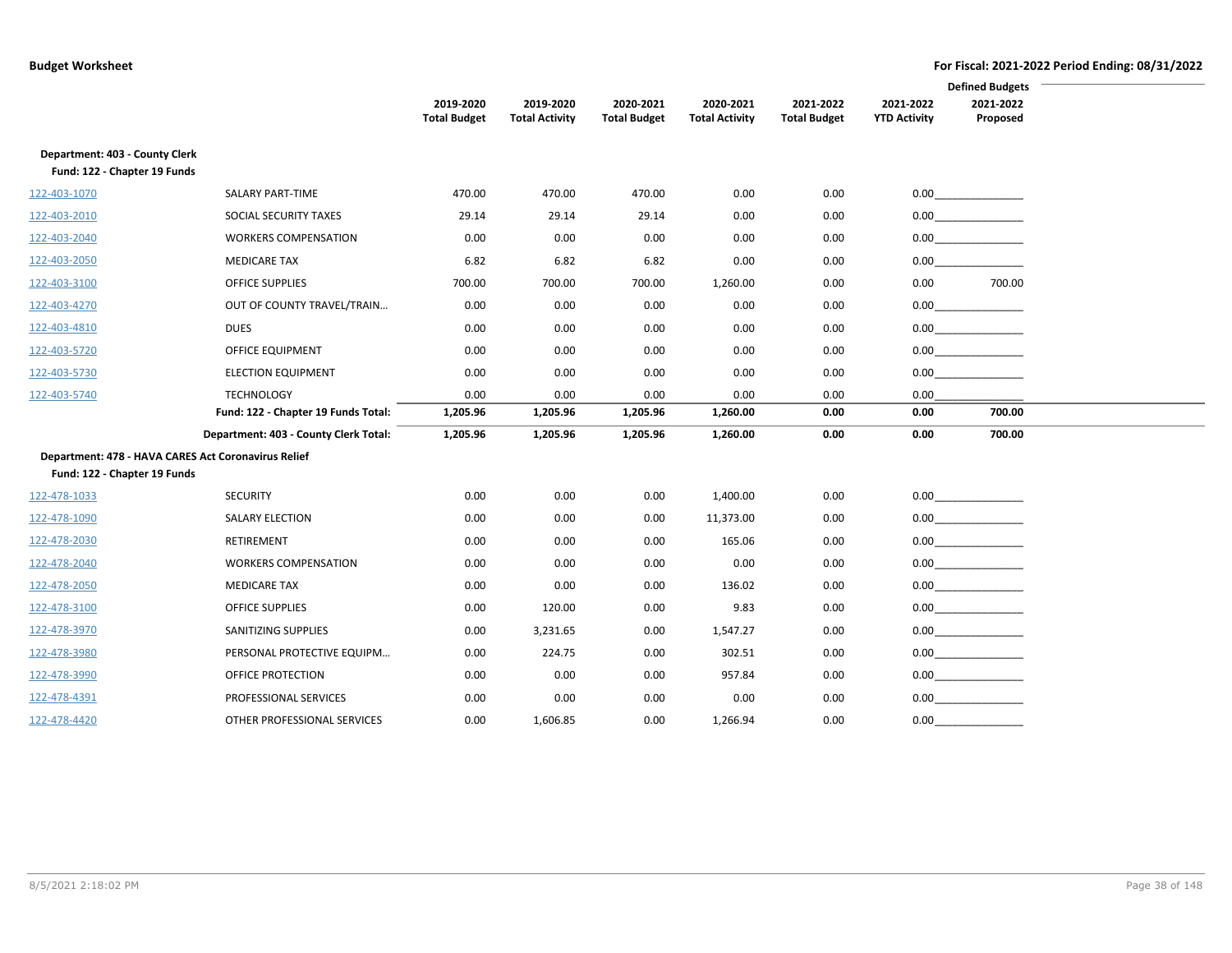**Budget Worksheet** — **For Fiscal: 2021-2022 Period Ending: 08/31/2022**

| | | 2019-2020 Total Budget | 2019-2020 Total Activity | 2020-2021 Total Budget | 2020-2021 Total Activity | 2021-2022 Total Budget | 2021-2022 YTD Activity | Defined Budgets 2021-2022 Proposed |
|---|---|---|---|---|---|---|---|---|
| **Department: 403 - County Clerk** | | | | | | | | |
| **Fund: 122 - Chapter 19 Funds** | | | | | | | | |
| 122-403-1070 | SALARY PART-TIME | 470.00 | 470.00 | 470.00 | 0.00 | 0.00 | 0.00 | |
| 122-403-2010 | SOCIAL SECURITY TAXES | 29.14 | 29.14 | 29.14 | 0.00 | 0.00 | 0.00 | |
| 122-403-2040 | WORKERS COMPENSATION | 0.00 | 0.00 | 0.00 | 0.00 | 0.00 | 0.00 | |
| 122-403-2050 | MEDICARE TAX | 6.82 | 6.82 | 6.82 | 0.00 | 0.00 | 0.00 | |
| 122-403-3100 | OFFICE SUPPLIES | 700.00 | 700.00 | 700.00 | 1,260.00 | 0.00 | 0.00 | 700.00 |
| 122-403-4270 | OUT OF COUNTY TRAVEL/TRAIN… | 0.00 | 0.00 | 0.00 | 0.00 | 0.00 | 0.00 | |
| 122-403-4810 | DUES | 0.00 | 0.00 | 0.00 | 0.00 | 0.00 | 0.00 | |
| 122-403-5720 | OFFICE EQUIPMENT | 0.00 | 0.00 | 0.00 | 0.00 | 0.00 | 0.00 | |
| 122-403-5730 | ELECTION EQUIPMENT | 0.00 | 0.00 | 0.00 | 0.00 | 0.00 | 0.00 | |
| 122-403-5740 | TECHNOLOGY | 0.00 | 0.00 | 0.00 | 0.00 | 0.00 | 0.00 | |
| | **Fund: 122 - Chapter 19 Funds Total:** | **1,205.96** | **1,205.96** | **1,205.96** | **1,260.00** | **0.00** | **0.00** | **700.00** |
| | **Department: 403 - County Clerk Total:** | **1,205.96** | **1,205.96** | **1,205.96** | **1,260.00** | **0.00** | **0.00** | **700.00** |
| **Department: 478 - HAVA CARES Act Coronavirus Relief** | | | | | | | | |
| **Fund: 122 - Chapter 19 Funds** | | | | | | | | |
| 122-478-1033 | SECURITY | 0.00 | 0.00 | 0.00 | 1,400.00 | 0.00 | 0.00 | |
| 122-478-1090 | SALARY ELECTION | 0.00 | 0.00 | 0.00 | 11,373.00 | 0.00 | 0.00 | |
| 122-478-2030 | RETIREMENT | 0.00 | 0.00 | 0.00 | 165.06 | 0.00 | 0.00 | |
| 122-478-2040 | WORKERS COMPENSATION | 0.00 | 0.00 | 0.00 | 0.00 | 0.00 | 0.00 | |
| 122-478-2050 | MEDICARE TAX | 0.00 | 0.00 | 0.00 | 136.02 | 0.00 | 0.00 | |
| 122-478-3100 | OFFICE SUPPLIES | 0.00 | 120.00 | 0.00 | 9.83 | 0.00 | 0.00 | |
| 122-478-3970 | SANITIZING SUPPLIES | 0.00 | 3,231.65 | 0.00 | 1,547.27 | 0.00 | 0.00 | |
| 122-478-3980 | PERSONAL PROTECTIVE EQUIPM… | 0.00 | 224.75 | 0.00 | 302.51 | 0.00 | 0.00 | |
| 122-478-3990 | OFFICE PROTECTION | 0.00 | 0.00 | 0.00 | 957.84 | 0.00 | 0.00 | |
| 122-478-4391 | PROFESSIONAL SERVICES | 0.00 | 0.00 | 0.00 | 0.00 | 0.00 | 0.00 | |
| 122-478-4420 | OTHER PROFESSIONAL SERVICES | 0.00 | 1,606.85 | 0.00 | 1,266.94 | 0.00 | 0.00 | |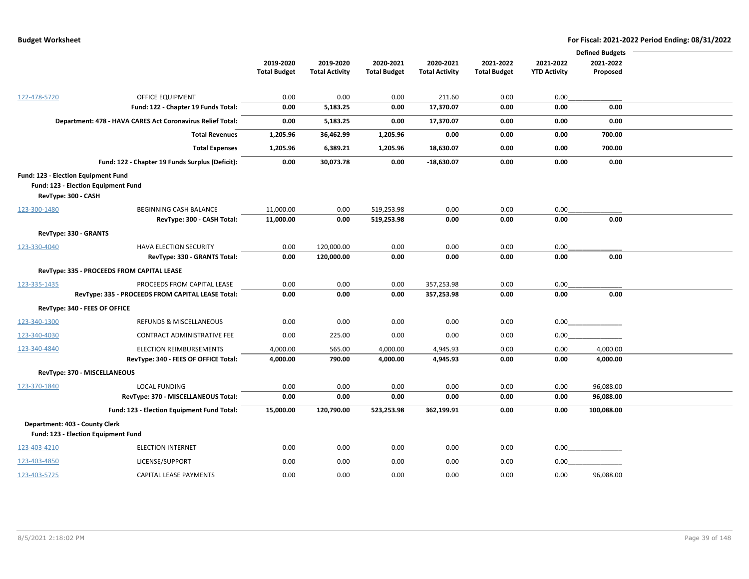| | | 2019-2020 Total Budget | 2019-2020 Total Activity | 2020-2021 Total Budget | 2020-2021 Total Activity | 2021-2022 Total Budget | 2021-2022 YTD Activity | Defined Budgets 2021-2022 Proposed |
|---|---|---|---|---|---|---|---|---|
| 122-478-5720 | OFFICE EQUIPMENT | 0.00 | 0.00 | 0.00 | 211.60 | 0.00 | 0.00 | |
| | **Fund: 122 - Chapter 19 Funds Total:** | **0.00** | **5,183.25** | **0.00** | **17,370.07** | **0.00** | **0.00** | **0.00** |
| | **Department: 478 - HAVA CARES Act Coronavirus Relief Total:** | **0.00** | **5,183.25** | **0.00** | **17,370.07** | **0.00** | **0.00** | **0.00** |
| | **Total Revenues** | **1,205.96** | **36,462.99** | **1,205.96** | **0.00** | **0.00** | **0.00** | **700.00** |
| | **Total Expenses** | **1,205.96** | **6,389.21** | **1,205.96** | **18,630.07** | **0.00** | **0.00** | **700.00** |
| | **Fund: 122 - Chapter 19 Funds Surplus (Deficit):** | **0.00** | **30,073.78** | **0.00** | **-18,630.07** | **0.00** | **0.00** | **0.00** |
| **Fund: 123 - Election Equipment Fund** | | | | | | | | |
| **Fund: 123 - Election Equipment Fund** | | | | | | | | |
| **RevType: 300 - CASH** | | | | | | | | |
| 123-300-1480 | BEGINNING CASH BALANCE | 11,000.00 | 0.00 | 519,253.98 | 0.00 | 0.00 | 0.00 | |
| | **RevType: 300 - CASH Total:** | **11,000.00** | **0.00** | **519,253.98** | **0.00** | **0.00** | **0.00** | **0.00** |
| **RevType: 330 - GRANTS** | | | | | | | | |
| 123-330-4040 | HAVA ELECTION SECURITY | 0.00 | 120,000.00 | 0.00 | 0.00 | 0.00 | 0.00 | |
| | **RevType: 330 - GRANTS Total:** | **0.00** | **120,000.00** | **0.00** | **0.00** | **0.00** | **0.00** | **0.00** |
| **RevType: 335 - PROCEEDS FROM CAPITAL LEASE** | | | | | | | | |
| 123-335-1435 | PROCEEDS FROM CAPITAL LEASE | 0.00 | 0.00 | 0.00 | 357,253.98 | 0.00 | 0.00 | |
| | **RevType: 335 - PROCEEDS FROM CAPITAL LEASE Total:** | **0.00** | **0.00** | **0.00** | **357,253.98** | **0.00** | **0.00** | **0.00** |
| **RevType: 340 - FEES OF OFFICE** | | | | | | | | |
| 123-340-1300 | REFUNDS & MISCELLANEOUS | 0.00 | 0.00 | 0.00 | 0.00 | 0.00 | 0.00 | |
| 123-340-4030 | CONTRACT ADMINISTRATIVE FEE | 0.00 | 225.00 | 0.00 | 0.00 | 0.00 | 0.00 | |
| 123-340-4840 | ELECTION REIMBURSEMENTS | 4,000.00 | 565.00 | 4,000.00 | 4,945.93 | 0.00 | 0.00 | 4,000.00 |
| | **RevType: 340 - FEES OF OFFICE Total:** | **4,000.00** | **790.00** | **4,000.00** | **4,945.93** | **0.00** | **0.00** | **4,000.00** |
| **RevType: 370 - MISCELLANEOUS** | | | | | | | | |
| 123-370-1840 | LOCAL FUNDING | 0.00 | 0.00 | 0.00 | 0.00 | 0.00 | 0.00 | 96,088.00 |
| | **RevType: 370 - MISCELLANEOUS Total:** | **0.00** | **0.00** | **0.00** | **0.00** | **0.00** | **0.00** | **96,088.00** |
| | **Fund: 123 - Election Equipment Fund Total:** | **15,000.00** | **120,790.00** | **523,253.98** | **362,199.91** | **0.00** | **0.00** | **100,088.00** |
| **Department: 403 - County Clerk** | | | | | | | | |
| **Fund: 123 - Election Equipment Fund** | | | | | | | | |
| 123-403-4210 | ELECTION INTERNET | 0.00 | 0.00 | 0.00 | 0.00 | 0.00 | 0.00 | |
| 123-403-4850 | LICENSE/SUPPORT | 0.00 | 0.00 | 0.00 | 0.00 | 0.00 | 0.00 | |
| 123-403-5725 | CAPITAL LEASE PAYMENTS | 0.00 | 0.00 | 0.00 | 0.00 | 0.00 | 0.00 | 96,088.00 |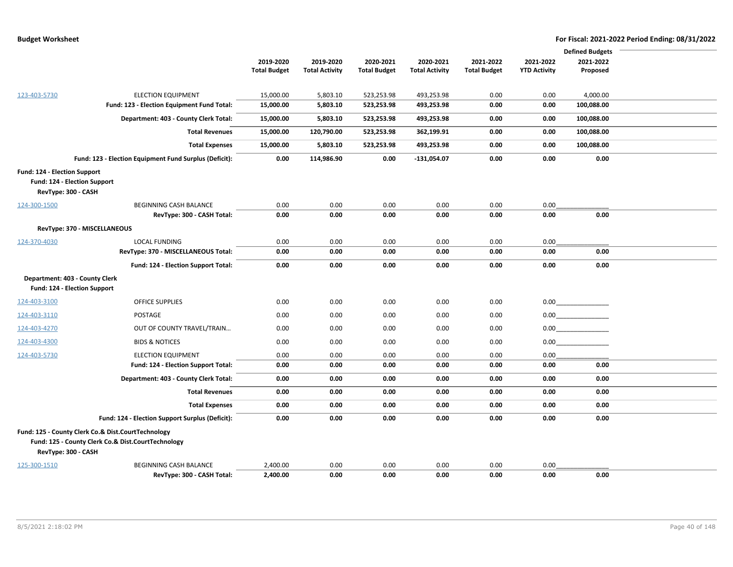## Budget Worksheet

**For Fiscal: 2021-2022 Period Ending: 08/31/2022**

| | | 2019-2020 Total Budget | 2019-2020 Total Activity | 2020-2021 Total Budget | 2020-2021 Total Activity | 2021-2022 Total Budget | 2021-2022 YTD Activity | Defined Budgets 2021-2022 Proposed |
|---|---|---|---|---|---|---|---|---|
| 123-403-5730 | ELECTION EQUIPMENT | 15,000.00 | 5,803.10 | 523,253.98 | 493,253.98 | 0.00 | 0.00 | 4,000.00 |
| | **Fund: 123 - Election Equipment Fund Total:** | **15,000.00** | **5,803.10** | **523,253.98** | **493,253.98** | **0.00** | **0.00** | **100,088.00** |
| | **Department: 403 - County Clerk Total:** | **15,000.00** | **5,803.10** | **523,253.98** | **493,253.98** | **0.00** | **0.00** | **100,088.00** |
| | **Total Revenues** | **15,000.00** | **120,790.00** | **523,253.98** | **362,199.91** | **0.00** | **0.00** | **100,088.00** |
| | **Total Expenses** | **15,000.00** | **5,803.10** | **523,253.98** | **493,253.98** | **0.00** | **0.00** | **100,088.00** |
| | **Fund: 123 - Election Equipment Fund Surplus (Deficit):** | **0.00** | **114,986.90** | **0.00** | **-131,054.07** | **0.00** | **0.00** | **0.00** |
| **Fund: 124 - Election Support** | | | | | | | | |
| **Fund: 124 - Election Support** | | | | | | | | |
| **RevType: 300 - CASH** | | | | | | | | |
| 124-300-1500 | BEGINNING CASH BALANCE | 0.00 | 0.00 | 0.00 | 0.00 | 0.00 | 0.00 | |
| | **RevType: 300 - CASH Total:** | **0.00** | **0.00** | **0.00** | **0.00** | **0.00** | **0.00** | **0.00** |
| **RevType: 370 - MISCELLANEOUS** | | | | | | | | |
| 124-370-4030 | LOCAL FUNDING | 0.00 | 0.00 | 0.00 | 0.00 | 0.00 | 0.00 | |
| | **RevType: 370 - MISCELLANEOUS Total:** | **0.00** | **0.00** | **0.00** | **0.00** | **0.00** | **0.00** | **0.00** |
| | **Fund: 124 - Election Support Total:** | **0.00** | **0.00** | **0.00** | **0.00** | **0.00** | **0.00** | **0.00** |
| **Department: 403 - County Clerk** | | | | | | | | |
| **Fund: 124 - Election Support** | | | | | | | | |
| 124-403-3100 | OFFICE SUPPLIES | 0.00 | 0.00 | 0.00 | 0.00 | 0.00 | 0.00 | |
| 124-403-3110 | POSTAGE | 0.00 | 0.00 | 0.00 | 0.00 | 0.00 | 0.00 | |
| 124-403-4270 | OUT OF COUNTY TRAVEL/TRAIN… | 0.00 | 0.00 | 0.00 | 0.00 | 0.00 | 0.00 | |
| 124-403-4300 | BIDS & NOTICES | 0.00 | 0.00 | 0.00 | 0.00 | 0.00 | 0.00 | |
| 124-403-5730 | ELECTION EQUIPMENT | 0.00 | 0.00 | 0.00 | 0.00 | 0.00 | 0.00 | |
| | **Fund: 124 - Election Support Total:** | **0.00** | **0.00** | **0.00** | **0.00** | **0.00** | **0.00** | **0.00** |
| | **Department: 403 - County Clerk Total:** | **0.00** | **0.00** | **0.00** | **0.00** | **0.00** | **0.00** | **0.00** |
| | **Total Revenues** | **0.00** | **0.00** | **0.00** | **0.00** | **0.00** | **0.00** | **0.00** |
| | **Total Expenses** | **0.00** | **0.00** | **0.00** | **0.00** | **0.00** | **0.00** | **0.00** |
| | **Fund: 124 - Election Support Surplus (Deficit):** | **0.00** | **0.00** | **0.00** | **0.00** | **0.00** | **0.00** | **0.00** |
| **Fund: 125 - County Clerk Co.& Dist.CourtTechnology** | | | | | | | | |
| **Fund: 125 - County Clerk Co.& Dist.CourtTechnology** | | | | | | | | |
| **RevType: 300 - CASH** | | | | | | | | |
| 125-300-1510 | BEGINNING CASH BALANCE | 2,400.00 | 0.00 | 0.00 | 0.00 | 0.00 | 0.00 | |
| | **RevType: 300 - CASH Total:** | **2,400.00** | **0.00** | **0.00** | **0.00** | **0.00** | **0.00** | **0.00** |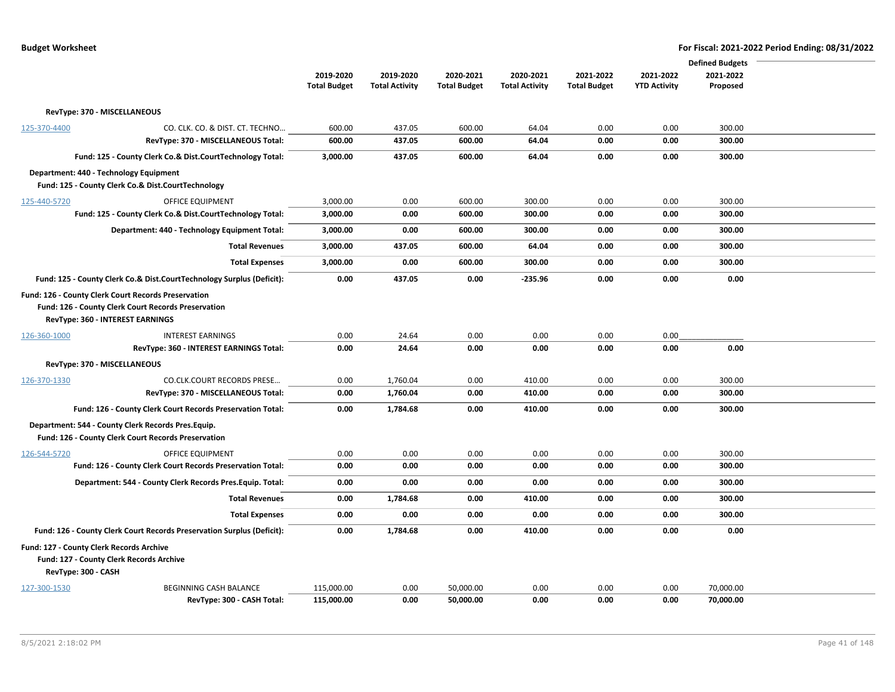| | | 2019-2020 Total Budget | 2019-2020 Total Activity | 2020-2021 Total Budget | 2020-2021 Total Activity | 2021-2022 Total Budget | 2021-2022 YTD Activity | Defined Budgets 2021-2022 Proposed |
|---|---|---|---|---|---|---|---|---|
| **RevType: 370 - MISCELLANEOUS** | | | | | | | | |
| 125-370-4400 | CO. CLK. CO. & DIST. CT. TECHNO… | 600.00 | 437.05 | 600.00 | 64.04 | 0.00 | 0.00 | 300.00 |
| | **RevType: 370 - MISCELLANEOUS Total:** | **600.00** | **437.05** | **600.00** | **64.04** | **0.00** | **0.00** | **300.00** |
| | **Fund: 125 - County Clerk Co.& Dist.CourtTechnology Total:** | **3,000.00** | **437.05** | **600.00** | **64.04** | **0.00** | **0.00** | **300.00** |
| **Department: 440 - Technology Equipment** | | | | | | | | |
| **Fund: 125 - County Clerk Co.& Dist.CourtTechnology** | | | | | | | | |
| 125-440-5720 | OFFICE EQUIPMENT | 3,000.00 | 0.00 | 600.00 | 300.00 | 0.00 | 0.00 | 300.00 |
| | **Fund: 125 - County Clerk Co.& Dist.CourtTechnology Total:** | **3,000.00** | **0.00** | **600.00** | **300.00** | **0.00** | **0.00** | **300.00** |
| | **Department: 440 - Technology Equipment Total:** | **3,000.00** | **0.00** | **600.00** | **300.00** | **0.00** | **0.00** | **300.00** |
| | **Total Revenues** | **3,000.00** | **437.05** | **600.00** | **64.04** | **0.00** | **0.00** | **300.00** |
| | **Total Expenses** | **3,000.00** | **0.00** | **600.00** | **300.00** | **0.00** | **0.00** | **300.00** |
| | **Fund: 125 - County Clerk Co.& Dist.CourtTechnology Surplus (Deficit):** | **0.00** | **437.05** | **0.00** | **-235.96** | **0.00** | **0.00** | **0.00** |
| **Fund: 126 - County Clerk Court Records Preservation** | | | | | | | | |
| **Fund: 126 - County Clerk Court Records Preservation** | | | | | | | | |
| **RevType: 360 - INTEREST EARNINGS** | | | | | | | | |
| 126-360-1000 | INTEREST EARNINGS | 0.00 | 24.64 | 0.00 | 0.00 | 0.00 | 0.00 | |
| | **RevType: 360 - INTEREST EARNINGS Total:** | **0.00** | **24.64** | **0.00** | **0.00** | **0.00** | **0.00** | **0.00** |
| **RevType: 370 - MISCELLANEOUS** | | | | | | | | |
| 126-370-1330 | CO.CLK.COURT RECORDS PRESE… | 0.00 | 1,760.04 | 0.00 | 410.00 | 0.00 | 0.00 | 300.00 |
| | **RevType: 370 - MISCELLANEOUS Total:** | **0.00** | **1,760.04** | **0.00** | **410.00** | **0.00** | **0.00** | **300.00** |
| | **Fund: 126 - County Clerk Court Records Preservation Total:** | **0.00** | **1,784.68** | **0.00** | **410.00** | **0.00** | **0.00** | **300.00** |
| **Department: 544 - County Clerk Records Pres.Equip.** | | | | | | | | |
| **Fund: 126 - County Clerk Court Records Preservation** | | | | | | | | |
| 126-544-5720 | OFFICE EQUIPMENT | 0.00 | 0.00 | 0.00 | 0.00 | 0.00 | 0.00 | 300.00 |
| | **Fund: 126 - County Clerk Court Records Preservation Total:** | **0.00** | **0.00** | **0.00** | **0.00** | **0.00** | **0.00** | **300.00** |
| | **Department: 544 - County Clerk Records Pres.Equip. Total:** | **0.00** | **0.00** | **0.00** | **0.00** | **0.00** | **0.00** | **300.00** |
| | **Total Revenues** | **0.00** | **1,784.68** | **0.00** | **410.00** | **0.00** | **0.00** | **300.00** |
| | **Total Expenses** | **0.00** | **0.00** | **0.00** | **0.00** | **0.00** | **0.00** | **300.00** |
| | **Fund: 126 - County Clerk Court Records Preservation Surplus (Deficit):** | **0.00** | **1,784.68** | **0.00** | **410.00** | **0.00** | **0.00** | **0.00** |
| **Fund: 127 - County Clerk Records Archive** | | | | | | | | |
| **Fund: 127 - County Clerk Records Archive** | | | | | | | | |
| **RevType: 300 - CASH** | | | | | | | | |
| 127-300-1530 | BEGINNING CASH BALANCE | 115,000.00 | 0.00 | 50,000.00 | 0.00 | 0.00 | 0.00 | 70,000.00 |
| | **RevType: 300 - CASH Total:** | **115,000.00** | **0.00** | **50,000.00** | **0.00** | **0.00** | **0.00** | **70,000.00** |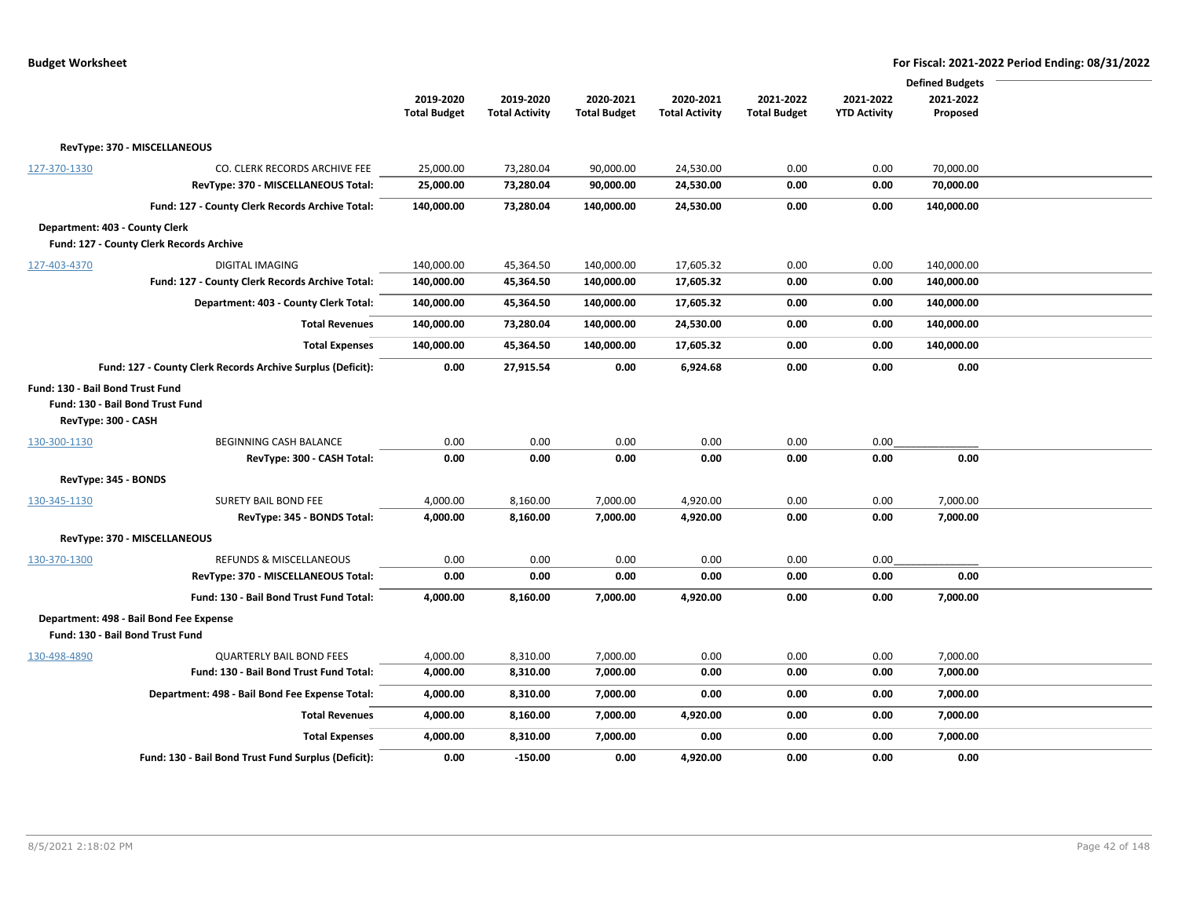**Budget Worksheet** — For Fiscal: 2021-2022 Period Ending: 08/31/2022

| | | 2019-2020 Total Budget | 2019-2020 Total Activity | 2020-2021 Total Budget | 2020-2021 Total Activity | 2021-2022 Total Budget | 2021-2022 YTD Activity | Defined Budgets 2021-2022 Proposed |
|---|---|---|---|---|---|---|---|---|
| **RevType: 370 - MISCELLANEOUS** | | | | | | | | |
| 127-370-1330 | CO. CLERK RECORDS ARCHIVE FEE | 25,000.00 | 73,280.04 | 90,000.00 | 24,530.00 | 0.00 | 0.00 | 70,000.00 |
| | **RevType: 370 - MISCELLANEOUS Total:** | **25,000.00** | **73,280.04** | **90,000.00** | **24,530.00** | **0.00** | **0.00** | **70,000.00** |
| | **Fund: 127 - County Clerk Records Archive Total:** | **140,000.00** | **73,280.04** | **140,000.00** | **24,530.00** | **0.00** | **0.00** | **140,000.00** |
| **Department: 403 - County Clerk** | | | | | | | | |
| **Fund: 127 - County Clerk Records Archive** | | | | | | | | |
| 127-403-4370 | DIGITAL IMAGING | 140,000.00 | 45,364.50 | 140,000.00 | 17,605.32 | 0.00 | 0.00 | 140,000.00 |
| | **Fund: 127 - County Clerk Records Archive Total:** | **140,000.00** | **45,364.50** | **140,000.00** | **17,605.32** | **0.00** | **0.00** | **140,000.00** |
| | **Department: 403 - County Clerk Total:** | **140,000.00** | **45,364.50** | **140,000.00** | **17,605.32** | **0.00** | **0.00** | **140,000.00** |
| | **Total Revenues** | **140,000.00** | **73,280.04** | **140,000.00** | **24,530.00** | **0.00** | **0.00** | **140,000.00** |
| | **Total Expenses** | **140,000.00** | **45,364.50** | **140,000.00** | **17,605.32** | **0.00** | **0.00** | **140,000.00** |
| | **Fund: 127 - County Clerk Records Archive Surplus (Deficit):** | **0.00** | **27,915.54** | **0.00** | **6,924.68** | **0.00** | **0.00** | **0.00** |
| **Fund: 130 - Bail Bond Trust Fund** | | | | | | | | |
| **Fund: 130 - Bail Bond Trust Fund** | | | | | | | | |
| **RevType: 300 - CASH** | | | | | | | | |
| 130-300-1130 | BEGINNING CASH BALANCE | 0.00 | 0.00 | 0.00 | 0.00 | 0.00 | 0.00 | |
| | **RevType: 300 - CASH Total:** | **0.00** | **0.00** | **0.00** | **0.00** | **0.00** | **0.00** | **0.00** |
| **RevType: 345 - BONDS** | | | | | | | | |
| 130-345-1130 | SURETY BAIL BOND FEE | 4,000.00 | 8,160.00 | 7,000.00 | 4,920.00 | 0.00 | 0.00 | 7,000.00 |
| | **RevType: 345 - BONDS Total:** | **4,000.00** | **8,160.00** | **7,000.00** | **4,920.00** | **0.00** | **0.00** | **7,000.00** |
| **RevType: 370 - MISCELLANEOUS** | | | | | | | | |
| 130-370-1300 | REFUNDS & MISCELLANEOUS | 0.00 | 0.00 | 0.00 | 0.00 | 0.00 | 0.00 | |
| | **RevType: 370 - MISCELLANEOUS Total:** | **0.00** | **0.00** | **0.00** | **0.00** | **0.00** | **0.00** | **0.00** |
| | **Fund: 130 - Bail Bond Trust Fund Total:** | **4,000.00** | **8,160.00** | **7,000.00** | **4,920.00** | **0.00** | **0.00** | **7,000.00** |
| **Department: 498 - Bail Bond Fee Expense** | | | | | | | | |
| **Fund: 130 - Bail Bond Trust Fund** | | | | | | | | |
| 130-498-4890 | QUARTERLY BAIL BOND FEES | 4,000.00 | 8,310.00 | 7,000.00 | 0.00 | 0.00 | 0.00 | 7,000.00 |
| | **Fund: 130 - Bail Bond Trust Fund Total:** | **4,000.00** | **8,310.00** | **7,000.00** | **0.00** | **0.00** | **0.00** | **7,000.00** |
| | **Department: 498 - Bail Bond Fee Expense Total:** | **4,000.00** | **8,310.00** | **7,000.00** | **0.00** | **0.00** | **0.00** | **7,000.00** |
| | **Total Revenues** | **4,000.00** | **8,160.00** | **7,000.00** | **4,920.00** | **0.00** | **0.00** | **7,000.00** |
| | **Total Expenses** | **4,000.00** | **8,310.00** | **7,000.00** | **0.00** | **0.00** | **0.00** | **7,000.00** |
| | **Fund: 130 - Bail Bond Trust Fund Surplus (Deficit):** | **0.00** | **-150.00** | **0.00** | **4,920.00** | **0.00** | **0.00** | **0.00** |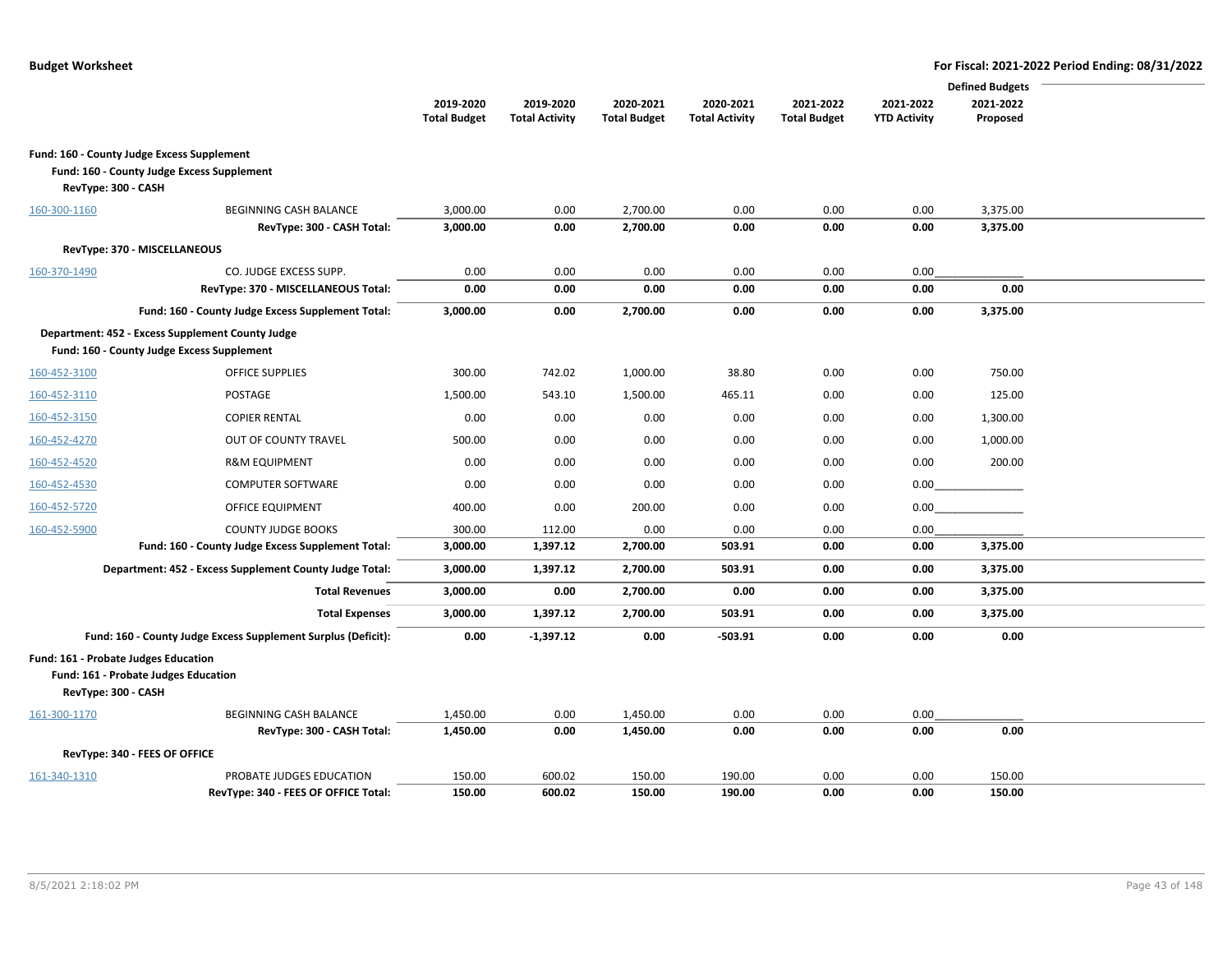**Budget Worksheet** — For Fiscal: 2021-2022 Period Ending: 08/31/2022

| | | 2019-2020 Total Budget | 2019-2020 Total Activity | 2020-2021 Total Budget | 2020-2021 Total Activity | 2021-2022 Total Budget | 2021-2022 YTD Activity | Defined Budgets 2021-2022 Proposed |
|---|---|---|---|---|---|---|---|---|
| **Fund: 160 - County Judge Excess Supplement** | | | | | | | | |
| **Fund: 160 - County Judge Excess Supplement** | | | | | | | | |
| **RevType: 300 - CASH** | | | | | | | | |
| 160-300-1160 | BEGINNING CASH BALANCE | 3,000.00 | 0.00 | 2,700.00 | 0.00 | 0.00 | 0.00 | 3,375.00 |
| | **RevType: 300 - CASH Total:** | **3,000.00** | **0.00** | **2,700.00** | **0.00** | **0.00** | **0.00** | **3,375.00** |
| **RevType: 370 - MISCELLANEOUS** | | | | | | | | |
| 160-370-1490 | CO. JUDGE EXCESS SUPP. | 0.00 | 0.00 | 0.00 | 0.00 | 0.00 | 0.00 | |
| | **RevType: 370 - MISCELLANEOUS Total:** | **0.00** | **0.00** | **0.00** | **0.00** | **0.00** | **0.00** | **0.00** |
| | **Fund: 160 - County Judge Excess Supplement Total:** | **3,000.00** | **0.00** | **2,700.00** | **0.00** | **0.00** | **0.00** | **3,375.00** |
| **Department: 452 - Excess Supplement County Judge** | | | | | | | | |
| **Fund: 160 - County Judge Excess Supplement** | | | | | | | | |
| 160-452-3100 | OFFICE SUPPLIES | 300.00 | 742.02 | 1,000.00 | 38.80 | 0.00 | 0.00 | 750.00 |
| 160-452-3110 | POSTAGE | 1,500.00 | 543.10 | 1,500.00 | 465.11 | 0.00 | 0.00 | 125.00 |
| 160-452-3150 | COPIER RENTAL | 0.00 | 0.00 | 0.00 | 0.00 | 0.00 | 0.00 | 1,300.00 |
| 160-452-4270 | OUT OF COUNTY TRAVEL | 500.00 | 0.00 | 0.00 | 0.00 | 0.00 | 0.00 | 1,000.00 |
| 160-452-4520 | R&M EQUIPMENT | 0.00 | 0.00 | 0.00 | 0.00 | 0.00 | 0.00 | 200.00 |
| 160-452-4530 | COMPUTER SOFTWARE | 0.00 | 0.00 | 0.00 | 0.00 | 0.00 | 0.00 | |
| 160-452-5720 | OFFICE EQUIPMENT | 400.00 | 0.00 | 200.00 | 0.00 | 0.00 | 0.00 | |
| 160-452-5900 | COUNTY JUDGE BOOKS | 300.00 | 112.00 | 0.00 | 0.00 | 0.00 | 0.00 | |
| | **Fund: 160 - County Judge Excess Supplement Total:** | **3,000.00** | **1,397.12** | **2,700.00** | **503.91** | **0.00** | **0.00** | **3,375.00** |
| | **Department: 452 - Excess Supplement County Judge Total:** | **3,000.00** | **1,397.12** | **2,700.00** | **503.91** | **0.00** | **0.00** | **3,375.00** |
| | **Total Revenues** | **3,000.00** | **0.00** | **2,700.00** | **0.00** | **0.00** | **0.00** | **3,375.00** |
| | **Total Expenses** | **3,000.00** | **1,397.12** | **2,700.00** | **503.91** | **0.00** | **0.00** | **3,375.00** |
| | **Fund: 160 - County Judge Excess Supplement Surplus (Deficit):** | **0.00** | **-1,397.12** | **0.00** | **-503.91** | **0.00** | **0.00** | **0.00** |
| **Fund: 161 - Probate Judges Education** | | | | | | | | |
| **Fund: 161 - Probate Judges Education** | | | | | | | | |
| **RevType: 300 - CASH** | | | | | | | | |
| 161-300-1170 | BEGINNING CASH BALANCE | 1,450.00 | 0.00 | 1,450.00 | 0.00 | 0.00 | 0.00 | |
| | **RevType: 300 - CASH Total:** | **1,450.00** | **0.00** | **1,450.00** | **0.00** | **0.00** | **0.00** | **0.00** |
| **RevType: 340 - FEES OF OFFICE** | | | | | | | | |
| 161-340-1310 | PROBATE JUDGES EDUCATION | 150.00 | 600.02 | 150.00 | 190.00 | 0.00 | 0.00 | 150.00 |
| | **RevType: 340 - FEES OF OFFICE Total:** | **150.00** | **600.02** | **150.00** | **190.00** | **0.00** | **0.00** | **150.00** |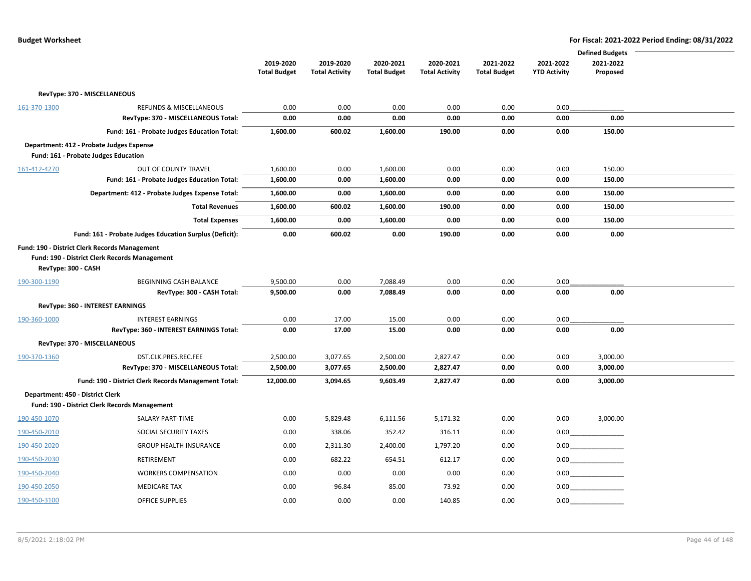**Budget Worksheet** — For Fiscal: 2021-2022 Period Ending: 08/31/2022

| | | 2019-2020 Total Budget | 2019-2020 Total Activity | 2020-2021 Total Budget | 2020-2021 Total Activity | 2021-2022 Total Budget | 2021-2022 YTD Activity | Defined Budgets 2021-2022 Proposed |
|---|---|---|---|---|---|---|---|---|
| **RevType: 370 - MISCELLANEOUS** | | | | | | | | |
| 161-370-1300 | REFUNDS & MISCELLANEOUS | 0.00 | 0.00 | 0.00 | 0.00 | 0.00 | 0.00 | |
| | **RevType: 370 - MISCELLANEOUS Total:** | **0.00** | **0.00** | **0.00** | **0.00** | **0.00** | **0.00** | **0.00** |
| | **Fund: 161 - Probate Judges Education Total:** | **1,600.00** | **600.02** | **1,600.00** | **190.00** | **0.00** | **0.00** | **150.00** |
| **Department: 412 - Probate Judges Expense** | | | | | | | | |
| **Fund: 161 - Probate Judges Education** | | | | | | | | |
| 161-412-4270 | OUT OF COUNTY TRAVEL | 1,600.00 | 0.00 | 1,600.00 | 0.00 | 0.00 | 0.00 | 150.00 |
| | **Fund: 161 - Probate Judges Education Total:** | **1,600.00** | **0.00** | **1,600.00** | **0.00** | **0.00** | **0.00** | **150.00** |
| | **Department: 412 - Probate Judges Expense Total:** | **1,600.00** | **0.00** | **1,600.00** | **0.00** | **0.00** | **0.00** | **150.00** |
| | **Total Revenues** | **1,600.00** | **600.02** | **1,600.00** | **190.00** | **0.00** | **0.00** | **150.00** |
| | **Total Expenses** | **1,600.00** | **0.00** | **1,600.00** | **0.00** | **0.00** | **0.00** | **150.00** |
| | **Fund: 161 - Probate Judges Education Surplus (Deficit):** | **0.00** | **600.02** | **0.00** | **190.00** | **0.00** | **0.00** | **0.00** |
| **Fund: 190 - District Clerk Records Management** | | | | | | | | |
| **Fund: 190 - District Clerk Records Management** | | | | | | | | |
| **RevType: 300 - CASH** | | | | | | | | |
| 190-300-1190 | BEGINNING CASH BALANCE | 9,500.00 | 0.00 | 7,088.49 | 0.00 | 0.00 | 0.00 | |
| | **RevType: 300 - CASH Total:** | **9,500.00** | **0.00** | **7,088.49** | **0.00** | **0.00** | **0.00** | **0.00** |
| **RevType: 360 - INTEREST EARNINGS** | | | | | | | | |
| 190-360-1000 | INTEREST EARNINGS | 0.00 | 17.00 | 15.00 | 0.00 | 0.00 | 0.00 | |
| | **RevType: 360 - INTEREST EARNINGS Total:** | **0.00** | **17.00** | **15.00** | **0.00** | **0.00** | **0.00** | **0.00** |
| **RevType: 370 - MISCELLANEOUS** | | | | | | | | |
| 190-370-1360 | DST.CLK.PRES.REC.FEE | 2,500.00 | 3,077.65 | 2,500.00 | 2,827.47 | 0.00 | 0.00 | 3,000.00 |
| | **RevType: 370 - MISCELLANEOUS Total:** | **2,500.00** | **3,077.65** | **2,500.00** | **2,827.47** | **0.00** | **0.00** | **3,000.00** |
| | **Fund: 190 - District Clerk Records Management Total:** | **12,000.00** | **3,094.65** | **9,603.49** | **2,827.47** | **0.00** | **0.00** | **3,000.00** |
| **Department: 450 - District Clerk** | | | | | | | | |
| **Fund: 190 - District Clerk Records Management** | | | | | | | | |
| 190-450-1070 | SALARY PART-TIME | 0.00 | 5,829.48 | 6,111.56 | 5,171.32 | 0.00 | 0.00 | 3,000.00 |
| 190-450-2010 | SOCIAL SECURITY TAXES | 0.00 | 338.06 | 352.42 | 316.11 | 0.00 | 0.00 | |
| 190-450-2020 | GROUP HEALTH INSURANCE | 0.00 | 2,311.30 | 2,400.00 | 1,797.20 | 0.00 | 0.00 | |
| 190-450-2030 | RETIREMENT | 0.00 | 682.22 | 654.51 | 612.17 | 0.00 | 0.00 | |
| 190-450-2040 | WORKERS COMPENSATION | 0.00 | 0.00 | 0.00 | 0.00 | 0.00 | 0.00 | |
| 190-450-2050 | MEDICARE TAX | 0.00 | 96.84 | 85.00 | 73.92 | 0.00 | 0.00 | |
| 190-450-3100 | OFFICE SUPPLIES | 0.00 | 0.00 | 0.00 | 140.85 | 0.00 | 0.00 | |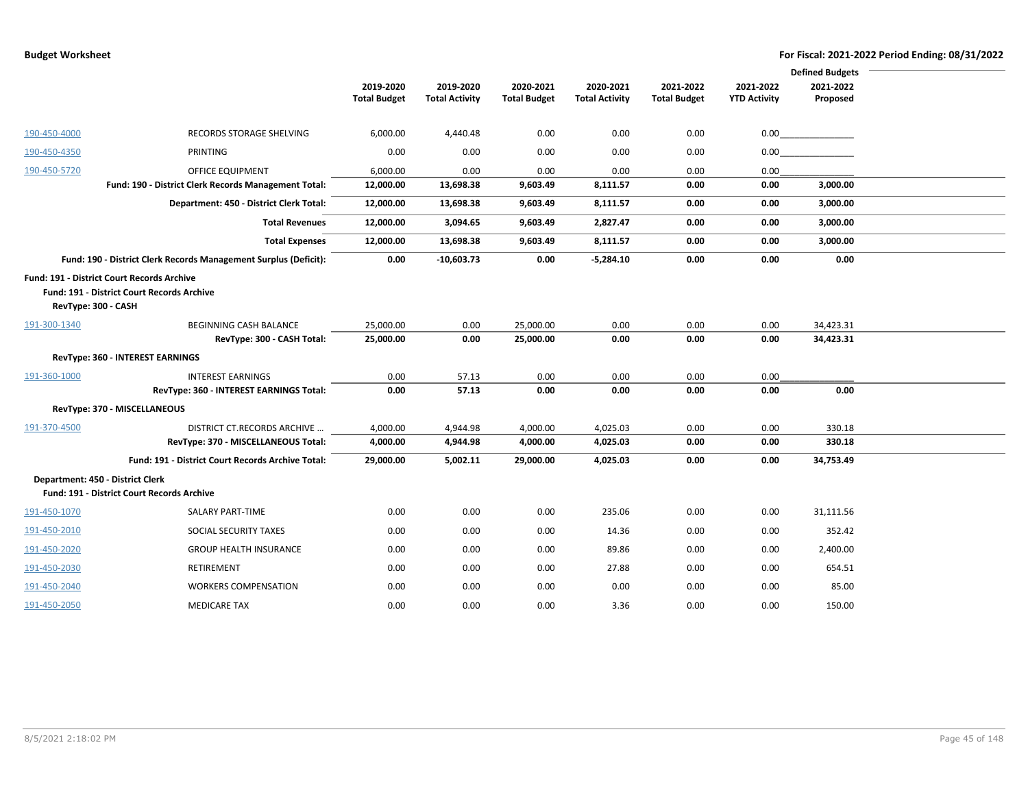**Budget Worksheet** — For Fiscal: 2021-2022 Period Ending: 08/31/2022

| | | 2019-2020 Total Budget | 2019-2020 Total Activity | 2020-2021 Total Budget | 2020-2021 Total Activity | 2021-2022 Total Budget | 2021-2022 YTD Activity | Defined Budgets 2021-2022 Proposed |
|---|---|---|---|---|---|---|---|---|
| 190-450-4000 | RECORDS STORAGE SHELVING | 6,000.00 | 4,440.48 | 0.00 | 0.00 | 0.00 | 0.00 | |
| 190-450-4350 | PRINTING | 0.00 | 0.00 | 0.00 | 0.00 | 0.00 | 0.00 | |
| 190-450-5720 | OFFICE EQUIPMENT | 6,000.00 | 0.00 | 0.00 | 0.00 | 0.00 | 0.00 | |
| | **Fund: 190 - District Clerk Records Management Total:** | **12,000.00** | **13,698.38** | **9,603.49** | **8,111.57** | **0.00** | **0.00** | **3,000.00** |
| | **Department: 450 - District Clerk Total:** | **12,000.00** | **13,698.38** | **9,603.49** | **8,111.57** | **0.00** | **0.00** | **3,000.00** |
| | **Total Revenues** | **12,000.00** | **3,094.65** | **9,603.49** | **2,827.47** | **0.00** | **0.00** | **3,000.00** |
| | **Total Expenses** | **12,000.00** | **13,698.38** | **9,603.49** | **8,111.57** | **0.00** | **0.00** | **3,000.00** |
| | **Fund: 190 - District Clerk Records Management Surplus (Deficit):** | **0.00** | **-10,603.73** | **0.00** | **-5,284.10** | **0.00** | **0.00** | **0.00** |
| **Fund: 191 - District Court Records Archive** | | | | | | | | |
| **Fund: 191 - District Court Records Archive** | | | | | | | | |
| **RevType: 300 - CASH** | | | | | | | | |
| 191-300-1340 | BEGINNING CASH BALANCE | 25,000.00 | 0.00 | 25,000.00 | 0.00 | 0.00 | 0.00 | 34,423.31 |
| | **RevType: 300 - CASH Total:** | **25,000.00** | **0.00** | **25,000.00** | **0.00** | **0.00** | **0.00** | **34,423.31** |
| **RevType: 360 - INTEREST EARNINGS** | | | | | | | | |
| 191-360-1000 | INTEREST EARNINGS | 0.00 | 57.13 | 0.00 | 0.00 | 0.00 | 0.00 | |
| | **RevType: 360 - INTEREST EARNINGS Total:** | **0.00** | **57.13** | **0.00** | **0.00** | **0.00** | **0.00** | **0.00** |
| **RevType: 370 - MISCELLANEOUS** | | | | | | | | |
| 191-370-4500 | DISTRICT CT.RECORDS ARCHIVE ... | 4,000.00 | 4,944.98 | 4,000.00 | 4,025.03 | 0.00 | 0.00 | 330.18 |
| | **RevType: 370 - MISCELLANEOUS Total:** | **4,000.00** | **4,944.98** | **4,000.00** | **4,025.03** | **0.00** | **0.00** | **330.18** |
| | **Fund: 191 - District Court Records Archive Total:** | **29,000.00** | **5,002.11** | **29,000.00** | **4,025.03** | **0.00** | **0.00** | **34,753.49** |
| **Department: 450 - District Clerk** | | | | | | | | |
| **Fund: 191 - District Court Records Archive** | | | | | | | | |
| 191-450-1070 | SALARY PART-TIME | 0.00 | 0.00 | 0.00 | 235.06 | 0.00 | 0.00 | 31,111.56 |
| 191-450-2010 | SOCIAL SECURITY TAXES | 0.00 | 0.00 | 0.00 | 14.36 | 0.00 | 0.00 | 352.42 |
| 191-450-2020 | GROUP HEALTH INSURANCE | 0.00 | 0.00 | 0.00 | 89.86 | 0.00 | 0.00 | 2,400.00 |
| 191-450-2030 | RETIREMENT | 0.00 | 0.00 | 0.00 | 27.88 | 0.00 | 0.00 | 654.51 |
| 191-450-2040 | WORKERS COMPENSATION | 0.00 | 0.00 | 0.00 | 0.00 | 0.00 | 0.00 | 85.00 |
| 191-450-2050 | MEDICARE TAX | 0.00 | 0.00 | 0.00 | 3.36 | 0.00 | 0.00 | 150.00 |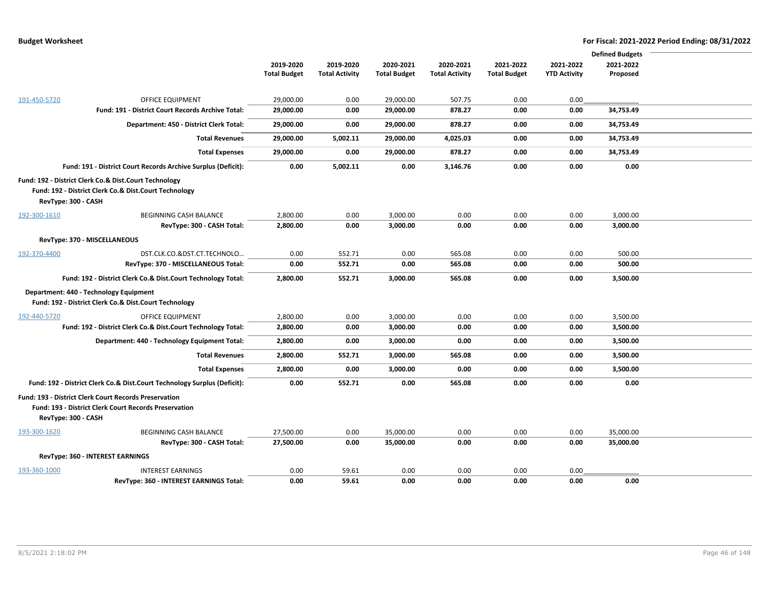| | | 2019-2020 Total Budget | 2019-2020 Total Activity | 2020-2021 Total Budget | 2020-2021 Total Activity | 2021-2022 Total Budget | 2021-2022 YTD Activity | Defined Budgets 2021-2022 Proposed |
|---|---|---|---|---|---|---|---|---|
| 191-450-5720 | OFFICE EQUIPMENT | 29,000.00 | 0.00 | 29,000.00 | 507.75 | 0.00 | 0.00 | |
| | **Fund: 191 - District Court Records Archive Total:** | **29,000.00** | **0.00** | **29,000.00** | **878.27** | **0.00** | **0.00** | **34,753.49** |
| | **Department: 450 - District Clerk Total:** | **29,000.00** | **0.00** | **29,000.00** | **878.27** | **0.00** | **0.00** | **34,753.49** |
| | **Total Revenues** | **29,000.00** | **5,002.11** | **29,000.00** | **4,025.03** | **0.00** | **0.00** | **34,753.49** |
| | **Total Expenses** | **29,000.00** | **0.00** | **29,000.00** | **878.27** | **0.00** | **0.00** | **34,753.49** |
| | **Fund: 191 - District Court Records Archive Surplus (Deficit):** | **0.00** | **5,002.11** | **0.00** | **3,146.76** | **0.00** | **0.00** | **0.00** |
| **Fund: 192 - District Clerk Co.& Dist.Court Technology** | | | | | | | | |
| **Fund: 192 - District Clerk Co.& Dist.Court Technology** | | | | | | | | |
| **RevType: 300 - CASH** | | | | | | | | |
| 192-300-1610 | BEGINNING CASH BALANCE | 2,800.00 | 0.00 | 3,000.00 | 0.00 | 0.00 | 0.00 | 3,000.00 |
| | **RevType: 300 - CASH Total:** | **2,800.00** | **0.00** | **3,000.00** | **0.00** | **0.00** | **0.00** | **3,000.00** |
| **RevType: 370 - MISCELLANEOUS** | | | | | | | | |
| 192-370-4400 | DST.CLK.CO.&DST.CT.TECHNOLO... | 0.00 | 552.71 | 0.00 | 565.08 | 0.00 | 0.00 | 500.00 |
| | **RevType: 370 - MISCELLANEOUS Total:** | **0.00** | **552.71** | **0.00** | **565.08** | **0.00** | **0.00** | **500.00** |
| | **Fund: 192 - District Clerk Co.& Dist.Court Technology Total:** | **2,800.00** | **552.71** | **3,000.00** | **565.08** | **0.00** | **0.00** | **3,500.00** |
| **Department: 440 - Technology Equipment** | | | | | | | | |
| **Fund: 192 - District Clerk Co.& Dist.Court Technology** | | | | | | | | |
| 192-440-5720 | OFFICE EQUIPMENT | 2,800.00 | 0.00 | 3,000.00 | 0.00 | 0.00 | 0.00 | 3,500.00 |
| | **Fund: 192 - District Clerk Co.& Dist.Court Technology Total:** | **2,800.00** | **0.00** | **3,000.00** | **0.00** | **0.00** | **0.00** | **3,500.00** |
| | **Department: 440 - Technology Equipment Total:** | **2,800.00** | **0.00** | **3,000.00** | **0.00** | **0.00** | **0.00** | **3,500.00** |
| | **Total Revenues** | **2,800.00** | **552.71** | **3,000.00** | **565.08** | **0.00** | **0.00** | **3,500.00** |
| | **Total Expenses** | **2,800.00** | **0.00** | **3,000.00** | **0.00** | **0.00** | **0.00** | **3,500.00** |
| | **Fund: 192 - District Clerk Co.& Dist.Court Technology Surplus (Deficit):** | **0.00** | **552.71** | **0.00** | **565.08** | **0.00** | **0.00** | **0.00** |
| **Fund: 193 - District Clerk Court Records Preservation** | | | | | | | | |
| **Fund: 193 - District Clerk Court Records Preservation** | | | | | | | | |
| **RevType: 300 - CASH** | | | | | | | | |
| 193-300-1620 | BEGINNING CASH BALANCE | 27,500.00 | 0.00 | 35,000.00 | 0.00 | 0.00 | 0.00 | 35,000.00 |
| | **RevType: 300 - CASH Total:** | **27,500.00** | **0.00** | **35,000.00** | **0.00** | **0.00** | **0.00** | **35,000.00** |
| **RevType: 360 - INTEREST EARNINGS** | | | | | | | | |
| 193-360-1000 | INTEREST EARNINGS | 0.00 | 59.61 | 0.00 | 0.00 | 0.00 | 0.00 | |
| | **RevType: 360 - INTEREST EARNINGS Total:** | **0.00** | **59.61** | **0.00** | **0.00** | **0.00** | **0.00** | **0.00** |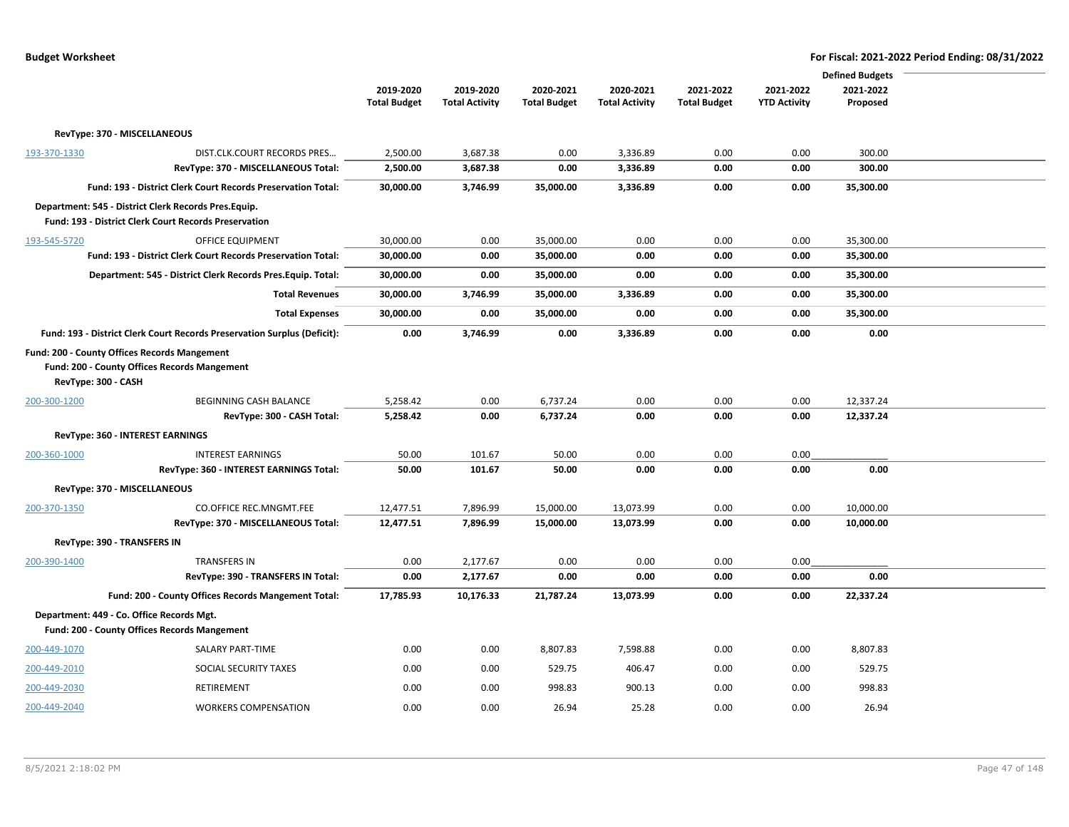| | | 2019-2020 Total Budget | 2019-2020 Total Activity | 2020-2021 Total Budget | 2020-2021 Total Activity | 2021-2022 Total Budget | 2021-2022 YTD Activity | Defined Budgets 2021-2022 Proposed |
|---|---|---|---|---|---|---|---|---|
| **RevType: 370 - MISCELLANEOUS** | | | | | | | | |
| 193-370-1330 | DIST.CLK.COURT RECORDS PRES… | 2,500.00 | 3,687.38 | 0.00 | 3,336.89 | 0.00 | 0.00 | 300.00 |
| | **RevType: 370 - MISCELLANEOUS Total:** | **2,500.00** | **3,687.38** | **0.00** | **3,336.89** | **0.00** | **0.00** | **300.00** |
| | **Fund: 193 - District Clerk Court Records Preservation Total:** | **30,000.00** | **3,746.99** | **35,000.00** | **3,336.89** | **0.00** | **0.00** | **35,300.00** |
| **Department: 545 - District Clerk Records Pres.Equip.** | | | | | | | | |
| **Fund: 193 - District Clerk Court Records Preservation** | | | | | | | | |
| 193-545-5720 | OFFICE EQUIPMENT | 30,000.00 | 0.00 | 35,000.00 | 0.00 | 0.00 | 0.00 | 35,300.00 |
| | **Fund: 193 - District Clerk Court Records Preservation Total:** | **30,000.00** | **0.00** | **35,000.00** | **0.00** | **0.00** | **0.00** | **35,300.00** |
| | **Department: 545 - District Clerk Records Pres.Equip. Total:** | **30,000.00** | **0.00** | **35,000.00** | **0.00** | **0.00** | **0.00** | **35,300.00** |
| | **Total Revenues** | **30,000.00** | **3,746.99** | **35,000.00** | **3,336.89** | **0.00** | **0.00** | **35,300.00** |
| | **Total Expenses** | **30,000.00** | **0.00** | **35,000.00** | **0.00** | **0.00** | **0.00** | **35,300.00** |
| | **Fund: 193 - District Clerk Court Records Preservation Surplus (Deficit):** | **0.00** | **3,746.99** | **0.00** | **3,336.89** | **0.00** | **0.00** | **0.00** |
| **Fund: 200 - County Offices Records Mangement** | | | | | | | | |
| **Fund: 200 - County Offices Records Mangement** | | | | | | | | |
| **RevType: 300 - CASH** | | | | | | | | |
| 200-300-1200 | BEGINNING CASH BALANCE | 5,258.42 | 0.00 | 6,737.24 | 0.00 | 0.00 | 0.00 | 12,337.24 |
| | **RevType: 300 - CASH Total:** | **5,258.42** | **0.00** | **6,737.24** | **0.00** | **0.00** | **0.00** | **12,337.24** |
| **RevType: 360 - INTEREST EARNINGS** | | | | | | | | |
| 200-360-1000 | INTEREST EARNINGS | 50.00 | 101.67 | 50.00 | 0.00 | 0.00 | 0.00 | |
| | **RevType: 360 - INTEREST EARNINGS Total:** | **50.00** | **101.67** | **50.00** | **0.00** | **0.00** | **0.00** | **0.00** |
| **RevType: 370 - MISCELLANEOUS** | | | | | | | | |
| 200-370-1350 | CO.OFFICE REC.MNGMT.FEE | 12,477.51 | 7,896.99 | 15,000.00 | 13,073.99 | 0.00 | 0.00 | 10,000.00 |
| | **RevType: 370 - MISCELLANEOUS Total:** | **12,477.51** | **7,896.99** | **15,000.00** | **13,073.99** | **0.00** | **0.00** | **10,000.00** |
| **RevType: 390 - TRANSFERS IN** | | | | | | | | |
| 200-390-1400 | TRANSFERS IN | 0.00 | 2,177.67 | 0.00 | 0.00 | 0.00 | 0.00 | |
| | **RevType: 390 - TRANSFERS IN Total:** | **0.00** | **2,177.67** | **0.00** | **0.00** | **0.00** | **0.00** | **0.00** |
| | **Fund: 200 - County Offices Records Mangement Total:** | **17,785.93** | **10,176.33** | **21,787.24** | **13,073.99** | **0.00** | **0.00** | **22,337.24** |
| **Department: 449 - Co. Office Records Mgt.** | | | | | | | | |
| **Fund: 200 - County Offices Records Mangement** | | | | | | | | |
| 200-449-1070 | SALARY PART-TIME | 0.00 | 0.00 | 8,807.83 | 7,598.88 | 0.00 | 0.00 | 8,807.83 |
| 200-449-2010 | SOCIAL SECURITY TAXES | 0.00 | 0.00 | 529.75 | 406.47 | 0.00 | 0.00 | 529.75 |
| 200-449-2030 | RETIREMENT | 0.00 | 0.00 | 998.83 | 900.13 | 0.00 | 0.00 | 998.83 |
| 200-449-2040 | WORKERS COMPENSATION | 0.00 | 0.00 | 26.94 | 25.28 | 0.00 | 0.00 | 26.94 |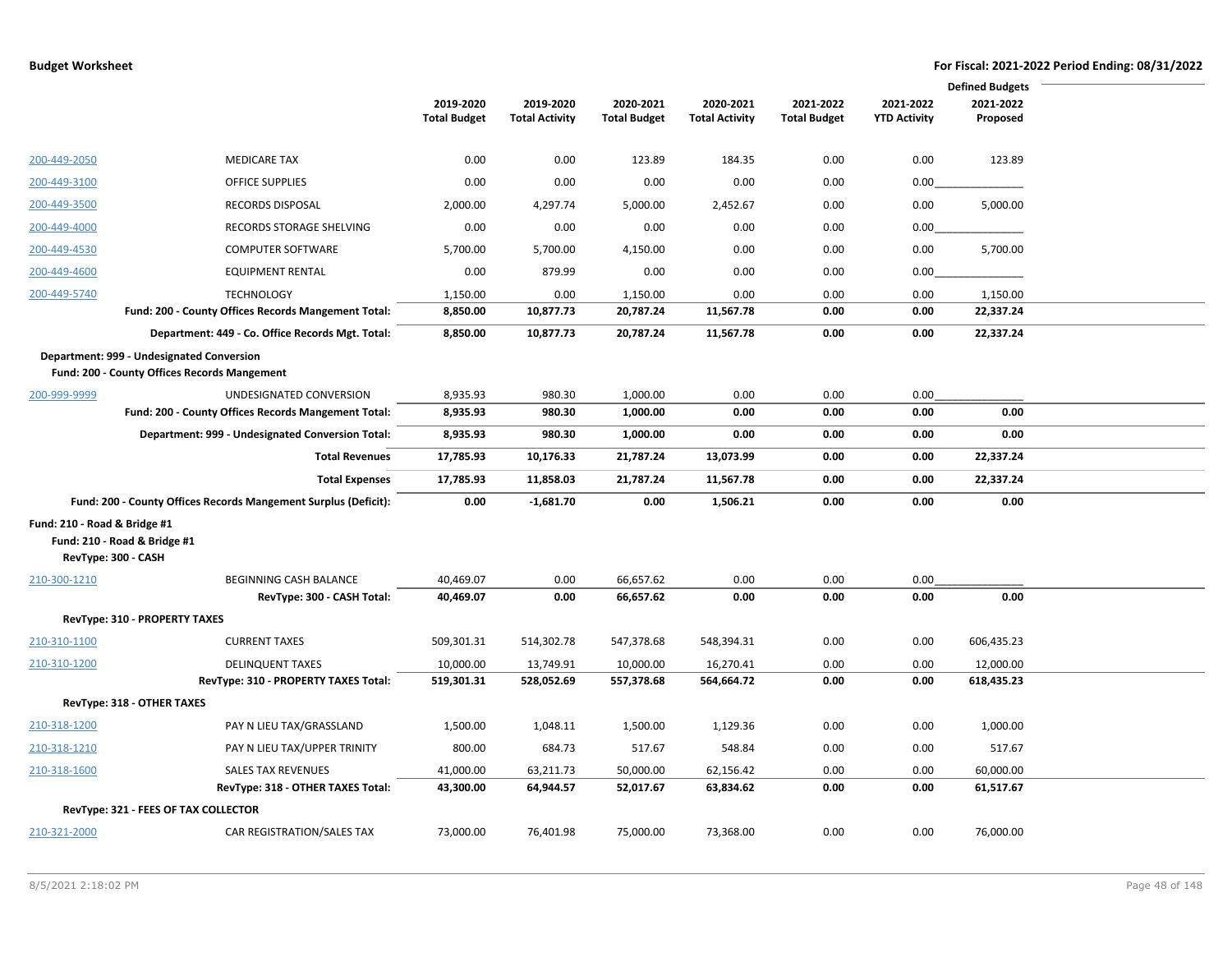| | | 2019-2020 Total Budget | 2019-2020 Total Activity | 2020-2021 Total Budget | 2020-2021 Total Activity | 2021-2022 Total Budget | 2021-2022 YTD Activity | Defined Budgets 2021-2022 Proposed |
|---|---|---|---|---|---|---|---|---|
| 200-449-2050 | MEDICARE TAX | 0.00 | 0.00 | 123.89 | 184.35 | 0.00 | 0.00 | 123.89 |
| 200-449-3100 | OFFICE SUPPLIES | 0.00 | 0.00 | 0.00 | 0.00 | 0.00 | 0.00 | |
| 200-449-3500 | RECORDS DISPOSAL | 2,000.00 | 4,297.74 | 5,000.00 | 2,452.67 | 0.00 | 0.00 | 5,000.00 |
| 200-449-4000 | RECORDS STORAGE SHELVING | 0.00 | 0.00 | 0.00 | 0.00 | 0.00 | 0.00 | |
| 200-449-4530 | COMPUTER SOFTWARE | 5,700.00 | 5,700.00 | 4,150.00 | 0.00 | 0.00 | 0.00 | 5,700.00 |
| 200-449-4600 | EQUIPMENT RENTAL | 0.00 | 879.99 | 0.00 | 0.00 | 0.00 | 0.00 | |
| 200-449-5740 | TECHNOLOGY | 1,150.00 | 0.00 | 1,150.00 | 0.00 | 0.00 | 0.00 | 1,150.00 |
| | **Fund: 200 - County Offices Records Mangement Total:** | **8,850.00** | **10,877.73** | **20,787.24** | **11,567.78** | **0.00** | **0.00** | **22,337.24** |
| | **Department: 449 - Co. Office Records Mgt. Total:** | **8,850.00** | **10,877.73** | **20,787.24** | **11,567.78** | **0.00** | **0.00** | **22,337.24** |
| **Department: 999 - Undesignated Conversion** | | | | | | | | |
| **Fund: 200 - County Offices Records Mangement** | | | | | | | | |
| 200-999-9999 | UNDESIGNATED CONVERSION | 8,935.93 | 980.30 | 1,000.00 | 0.00 | 0.00 | 0.00 | |
| | **Fund: 200 - County Offices Records Mangement Total:** | **8,935.93** | **980.30** | **1,000.00** | **0.00** | **0.00** | **0.00** | **0.00** |
| | **Department: 999 - Undesignated Conversion Total:** | **8,935.93** | **980.30** | **1,000.00** | **0.00** | **0.00** | **0.00** | **0.00** |
| | **Total Revenues** | **17,785.93** | **10,176.33** | **21,787.24** | **13,073.99** | **0.00** | **0.00** | **22,337.24** |
| | **Total Expenses** | **17,785.93** | **11,858.03** | **21,787.24** | **11,567.78** | **0.00** | **0.00** | **22,337.24** |
| | **Fund: 200 - County Offices Records Mangement Surplus (Deficit):** | **0.00** | **-1,681.70** | **0.00** | **1,506.21** | **0.00** | **0.00** | **0.00** |
| **Fund: 210 - Road & Bridge #1** | | | | | | | | |
| **Fund: 210 - Road & Bridge #1** | | | | | | | | |
| **RevType: 300 - CASH** | | | | | | | | |
| 210-300-1210 | BEGINNING CASH BALANCE | 40,469.07 | 0.00 | 66,657.62 | 0.00 | 0.00 | 0.00 | |
| | **RevType: 300 - CASH Total:** | **40,469.07** | **0.00** | **66,657.62** | **0.00** | **0.00** | **0.00** | **0.00** |
| **RevType: 310 - PROPERTY TAXES** | | | | | | | | |
| 210-310-1100 | CURRENT TAXES | 509,301.31 | 514,302.78 | 547,378.68 | 548,394.31 | 0.00 | 0.00 | 606,435.23 |
| 210-310-1200 | DELINQUENT TAXES | 10,000.00 | 13,749.91 | 10,000.00 | 16,270.41 | 0.00 | 0.00 | 12,000.00 |
| | **RevType: 310 - PROPERTY TAXES Total:** | **519,301.31** | **528,052.69** | **557,378.68** | **564,664.72** | **0.00** | **0.00** | **618,435.23** |
| **RevType: 318 - OTHER TAXES** | | | | | | | | |
| 210-318-1200 | PAY N LIEU TAX/GRASSLAND | 1,500.00 | 1,048.11 | 1,500.00 | 1,129.36 | 0.00 | 0.00 | 1,000.00 |
| 210-318-1210 | PAY N LIEU TAX/UPPER TRINITY | 800.00 | 684.73 | 517.67 | 548.84 | 0.00 | 0.00 | 517.67 |
| 210-318-1600 | SALES TAX REVENUES | 41,000.00 | 63,211.73 | 50,000.00 | 62,156.42 | 0.00 | 0.00 | 60,000.00 |
| | **RevType: 318 - OTHER TAXES Total:** | **43,300.00** | **64,944.57** | **52,017.67** | **63,834.62** | **0.00** | **0.00** | **61,517.67** |
| **RevType: 321 - FEES OF TAX COLLECTOR** | | | | | | | | |
| 210-321-2000 | CAR REGISTRATION/SALES TAX | 73,000.00 | 76,401.98 | 75,000.00 | 73,368.00 | 0.00 | 0.00 | 76,000.00 |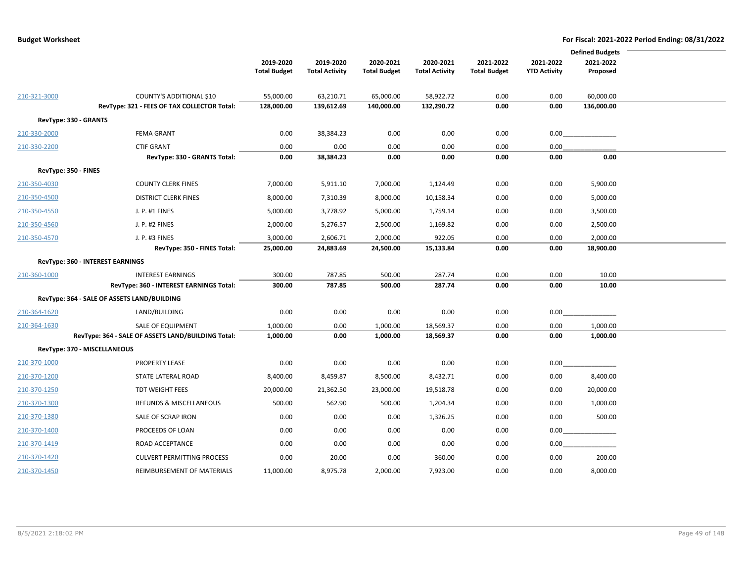| | | 2019-2020 Total Budget | 2019-2020 Total Activity | 2020-2021 Total Budget | 2020-2021 Total Activity | 2021-2022 Total Budget | 2021-2022 YTD Activity | Defined Budgets 2021-2022 Proposed |
|---|---|---|---|---|---|---|---|---|
| 210-321-3000 | COUNTY'S ADDITIONAL $10 | 55,000.00 | 63,210.71 | 65,000.00 | 58,922.72 | 0.00 | 0.00 | 60,000.00 |
| | **RevType: 321 - FEES OF TAX COLLECTOR Total:** | **128,000.00** | **139,612.69** | **140,000.00** | **132,290.72** | **0.00** | **0.00** | **136,000.00** |
| **RevType: 330 - GRANTS** | | | | | | | | |
| 210-330-2000 | FEMA GRANT | 0.00 | 38,384.23 | 0.00 | 0.00 | 0.00 | 0.00 | |
| 210-330-2200 | CTIF GRANT | 0.00 | 0.00 | 0.00 | 0.00 | 0.00 | 0.00 | |
| | **RevType: 330 - GRANTS Total:** | **0.00** | **38,384.23** | **0.00** | **0.00** | **0.00** | **0.00** | **0.00** |
| **RevType: 350 - FINES** | | | | | | | | |
| 210-350-4030 | COUNTY CLERK FINES | 7,000.00 | 5,911.10 | 7,000.00 | 1,124.49 | 0.00 | 0.00 | 5,900.00 |
| 210-350-4500 | DISTRICT CLERK FINES | 8,000.00 | 7,310.39 | 8,000.00 | 10,158.34 | 0.00 | 0.00 | 5,000.00 |
| 210-350-4550 | J. P. #1 FINES | 5,000.00 | 3,778.92 | 5,000.00 | 1,759.14 | 0.00 | 0.00 | 3,500.00 |
| 210-350-4560 | J. P. #2 FINES | 2,000.00 | 5,276.57 | 2,500.00 | 1,169.82 | 0.00 | 0.00 | 2,500.00 |
| 210-350-4570 | J. P. #3 FINES | 3,000.00 | 2,606.71 | 2,000.00 | 922.05 | 0.00 | 0.00 | 2,000.00 |
| | **RevType: 350 - FINES Total:** | **25,000.00** | **24,883.69** | **24,500.00** | **15,133.84** | **0.00** | **0.00** | **18,900.00** |
| **RevType: 360 - INTEREST EARNINGS** | | | | | | | | |
| 210-360-1000 | INTEREST EARNINGS | 300.00 | 787.85 | 500.00 | 287.74 | 0.00 | 0.00 | 10.00 |
| | **RevType: 360 - INTEREST EARNINGS Total:** | **300.00** | **787.85** | **500.00** | **287.74** | **0.00** | **0.00** | **10.00** |
| **RevType: 364 - SALE OF ASSETS LAND/BUILDING** | | | | | | | | |
| 210-364-1620 | LAND/BUILDING | 0.00 | 0.00 | 0.00 | 0.00 | 0.00 | 0.00 | |
| 210-364-1630 | SALE OF EQUIPMENT | 1,000.00 | 0.00 | 1,000.00 | 18,569.37 | 0.00 | 0.00 | 1,000.00 |
| | **RevType: 364 - SALE OF ASSETS LAND/BUILDING Total:** | **1,000.00** | **0.00** | **1,000.00** | **18,569.37** | **0.00** | **0.00** | **1,000.00** |
| **RevType: 370 - MISCELLANEOUS** | | | | | | | | |
| 210-370-1000 | PROPERTY LEASE | 0.00 | 0.00 | 0.00 | 0.00 | 0.00 | 0.00 | |
| 210-370-1200 | STATE LATERAL ROAD | 8,400.00 | 8,459.87 | 8,500.00 | 8,432.71 | 0.00 | 0.00 | 8,400.00 |
| 210-370-1250 | TDT WEIGHT FEES | 20,000.00 | 21,362.50 | 23,000.00 | 19,518.78 | 0.00 | 0.00 | 20,000.00 |
| 210-370-1300 | REFUNDS & MISCELLANEOUS | 500.00 | 562.90 | 500.00 | 1,204.34 | 0.00 | 0.00 | 1,000.00 |
| 210-370-1380 | SALE OF SCRAP IRON | 0.00 | 0.00 | 0.00 | 1,326.25 | 0.00 | 0.00 | 500.00 |
| 210-370-1400 | PROCEEDS OF LOAN | 0.00 | 0.00 | 0.00 | 0.00 | 0.00 | 0.00 | |
| 210-370-1419 | ROAD ACCEPTANCE | 0.00 | 0.00 | 0.00 | 0.00 | 0.00 | 0.00 | |
| 210-370-1420 | CULVERT PERMITTING PROCESS | 0.00 | 20.00 | 0.00 | 360.00 | 0.00 | 0.00 | 200.00 |
| 210-370-1450 | REIMBURSEMENT OF MATERIALS | 11,000.00 | 8,975.78 | 2,000.00 | 7,923.00 | 0.00 | 0.00 | 8,000.00 |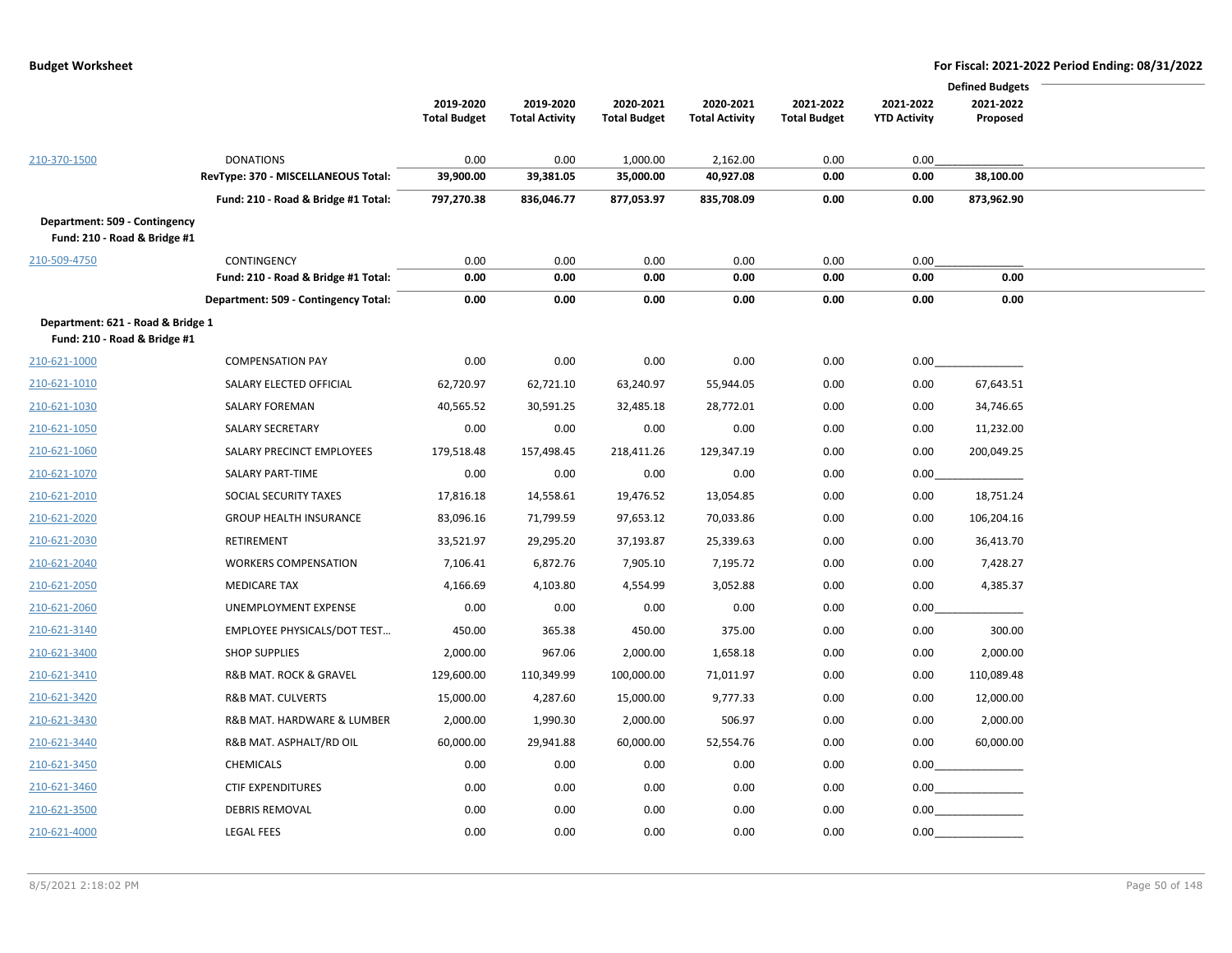**Budget Worksheet** | **For Fiscal: 2021-2022 Period Ending: 08/31/2022**

| | | 2019-2020 Total Budget | 2019-2020 Total Activity | 2020-2021 Total Budget | 2020-2021 Total Activity | 2021-2022 Total Budget | 2021-2022 YTD Activity | Defined Budgets 2021-2022 Proposed |
|---|---|---|---|---|---|---|---|---|
| 210-370-1500 | DONATIONS | 0.00 | 0.00 | 1,000.00 | 2,162.00 | 0.00 | 0.00 | |
| | **RevType: 370 - MISCELLANEOUS Total:** | **39,900.00** | **39,381.05** | **35,000.00** | **40,927.08** | **0.00** | **0.00** | **38,100.00** |
| | **Fund: 210 - Road & Bridge #1 Total:** | **797,270.38** | **836,046.77** | **877,053.97** | **835,708.09** | **0.00** | **0.00** | **873,962.90** |
| **Department: 509 - Contingency** | | | | | | | | |
| **Fund: 210 - Road & Bridge #1** | | | | | | | | |
| 210-509-4750 | CONTINGENCY | 0.00 | 0.00 | 0.00 | 0.00 | 0.00 | 0.00 | |
| | **Fund: 210 - Road & Bridge #1 Total:** | **0.00** | **0.00** | **0.00** | **0.00** | **0.00** | **0.00** | **0.00** |
| | **Department: 509 - Contingency Total:** | **0.00** | **0.00** | **0.00** | **0.00** | **0.00** | **0.00** | **0.00** |
| **Department: 621 - Road & Bridge 1** | | | | | | | | |
| **Fund: 210 - Road & Bridge #1** | | | | | | | | |
| 210-621-1000 | COMPENSATION PAY | 0.00 | 0.00 | 0.00 | 0.00 | 0.00 | 0.00 | |
| 210-621-1010 | SALARY ELECTED OFFICIAL | 62,720.97 | 62,721.10 | 63,240.97 | 55,944.05 | 0.00 | 0.00 | 67,643.51 |
| 210-621-1030 | SALARY FOREMAN | 40,565.52 | 30,591.25 | 32,485.18 | 28,772.01 | 0.00 | 0.00 | 34,746.65 |
| 210-621-1050 | SALARY SECRETARY | 0.00 | 0.00 | 0.00 | 0.00 | 0.00 | 0.00 | 11,232.00 |
| 210-621-1060 | SALARY PRECINCT EMPLOYEES | 179,518.48 | 157,498.45 | 218,411.26 | 129,347.19 | 0.00 | 0.00 | 200,049.25 |
| 210-621-1070 | SALARY PART-TIME | 0.00 | 0.00 | 0.00 | 0.00 | 0.00 | 0.00 | |
| 210-621-2010 | SOCIAL SECURITY TAXES | 17,816.18 | 14,558.61 | 19,476.52 | 13,054.85 | 0.00 | 0.00 | 18,751.24 |
| 210-621-2020 | GROUP HEALTH INSURANCE | 83,096.16 | 71,799.59 | 97,653.12 | 70,033.86 | 0.00 | 0.00 | 106,204.16 |
| 210-621-2030 | RETIREMENT | 33,521.97 | 29,295.20 | 37,193.87 | 25,339.63 | 0.00 | 0.00 | 36,413.70 |
| 210-621-2040 | WORKERS COMPENSATION | 7,106.41 | 6,872.76 | 7,905.10 | 7,195.72 | 0.00 | 0.00 | 7,428.27 |
| 210-621-2050 | MEDICARE TAX | 4,166.69 | 4,103.80 | 4,554.99 | 3,052.88 | 0.00 | 0.00 | 4,385.37 |
| 210-621-2060 | UNEMPLOYMENT EXPENSE | 0.00 | 0.00 | 0.00 | 0.00 | 0.00 | 0.00 | |
| 210-621-3140 | EMPLOYEE PHYSICALS/DOT TEST... | 450.00 | 365.38 | 450.00 | 375.00 | 0.00 | 0.00 | 300.00 |
| 210-621-3400 | SHOP SUPPLIES | 2,000.00 | 967.06 | 2,000.00 | 1,658.18 | 0.00 | 0.00 | 2,000.00 |
| 210-621-3410 | R&B MAT. ROCK & GRAVEL | 129,600.00 | 110,349.99 | 100,000.00 | 71,011.97 | 0.00 | 0.00 | 110,089.48 |
| 210-621-3420 | R&B MAT. CULVERTS | 15,000.00 | 4,287.60 | 15,000.00 | 9,777.33 | 0.00 | 0.00 | 12,000.00 |
| 210-621-3430 | R&B MAT. HARDWARE & LUMBER | 2,000.00 | 1,990.30 | 2,000.00 | 506.97 | 0.00 | 0.00 | 2,000.00 |
| 210-621-3440 | R&B MAT. ASPHALT/RD OIL | 60,000.00 | 29,941.88 | 60,000.00 | 52,554.76 | 0.00 | 0.00 | 60,000.00 |
| 210-621-3450 | CHEMICALS | 0.00 | 0.00 | 0.00 | 0.00 | 0.00 | 0.00 | |
| 210-621-3460 | CTIF EXPENDITURES | 0.00 | 0.00 | 0.00 | 0.00 | 0.00 | 0.00 | |
| 210-621-3500 | DEBRIS REMOVAL | 0.00 | 0.00 | 0.00 | 0.00 | 0.00 | 0.00 | |
| 210-621-4000 | LEGAL FEES | 0.00 | 0.00 | 0.00 | 0.00 | 0.00 | 0.00 | |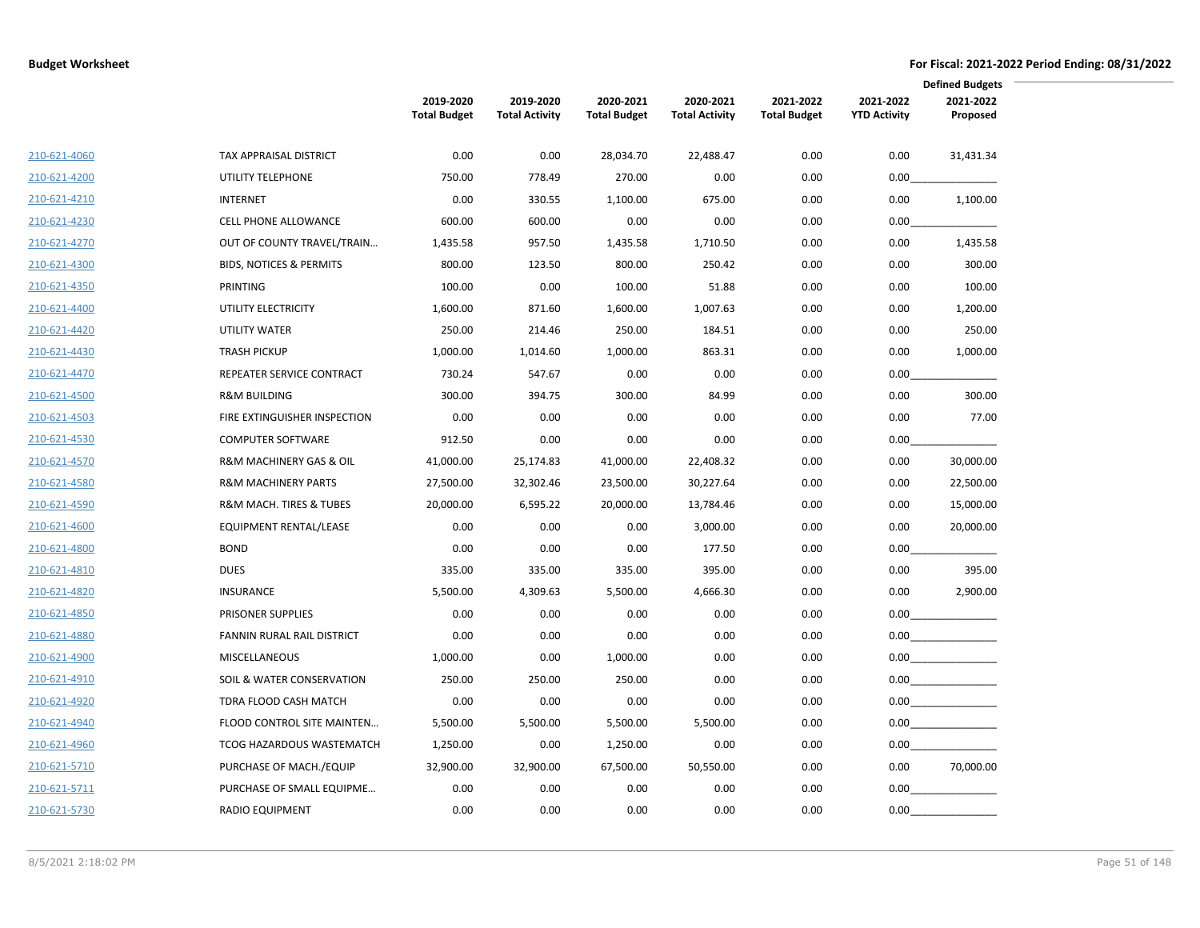**Budget Worksheet** | **For Fiscal: 2021-2022 Period Ending: 08/31/2022**

| | | 2019-2020 Total Budget | 2019-2020 Total Activity | 2020-2021 Total Budget | 2020-2021 Total Activity | 2021-2022 Total Budget | 2021-2022 YTD Activity | Defined Budgets 2021-2022 Proposed |
|---|---|---|---|---|---|---|---|---|
| 210-621-4060 | TAX APPRAISAL DISTRICT | 0.00 | 0.00 | 28,034.70 | 22,488.47 | 0.00 | 0.00 | 31,431.34 |
| 210-621-4200 | UTILITY TELEPHONE | 750.00 | 778.49 | 270.00 | 0.00 | 0.00 | 0.00 | |
| 210-621-4210 | INTERNET | 0.00 | 330.55 | 1,100.00 | 675.00 | 0.00 | 0.00 | 1,100.00 |
| 210-621-4230 | CELL PHONE ALLOWANCE | 600.00 | 600.00 | 0.00 | 0.00 | 0.00 | 0.00 | |
| 210-621-4270 | OUT OF COUNTY TRAVEL/TRAIN... | 1,435.58 | 957.50 | 1,435.58 | 1,710.50 | 0.00 | 0.00 | 1,435.58 |
| 210-621-4300 | BIDS, NOTICES & PERMITS | 800.00 | 123.50 | 800.00 | 250.42 | 0.00 | 0.00 | 300.00 |
| 210-621-4350 | PRINTING | 100.00 | 0.00 | 100.00 | 51.88 | 0.00 | 0.00 | 100.00 |
| 210-621-4400 | UTILITY ELECTRICITY | 1,600.00 | 871.60 | 1,600.00 | 1,007.63 | 0.00 | 0.00 | 1,200.00 |
| 210-621-4420 | UTILITY WATER | 250.00 | 214.46 | 250.00 | 184.51 | 0.00 | 0.00 | 250.00 |
| 210-621-4430 | TRASH PICKUP | 1,000.00 | 1,014.60 | 1,000.00 | 863.31 | 0.00 | 0.00 | 1,000.00 |
| 210-621-4470 | REPEATER SERVICE CONTRACT | 730.24 | 547.67 | 0.00 | 0.00 | 0.00 | 0.00 | |
| 210-621-4500 | R&M BUILDING | 300.00 | 394.75 | 300.00 | 84.99 | 0.00 | 0.00 | 300.00 |
| 210-621-4503 | FIRE EXTINGUISHER INSPECTION | 0.00 | 0.00 | 0.00 | 0.00 | 0.00 | 0.00 | 77.00 |
| 210-621-4530 | COMPUTER SOFTWARE | 912.50 | 0.00 | 0.00 | 0.00 | 0.00 | 0.00 | |
| 210-621-4570 | R&M MACHINERY GAS & OIL | 41,000.00 | 25,174.83 | 41,000.00 | 22,408.32 | 0.00 | 0.00 | 30,000.00 |
| 210-621-4580 | R&M MACHINERY PARTS | 27,500.00 | 32,302.46 | 23,500.00 | 30,227.64 | 0.00 | 0.00 | 22,500.00 |
| 210-621-4590 | R&M MACH. TIRES & TUBES | 20,000.00 | 6,595.22 | 20,000.00 | 13,784.46 | 0.00 | 0.00 | 15,000.00 |
| 210-621-4600 | EQUIPMENT RENTAL/LEASE | 0.00 | 0.00 | 0.00 | 3,000.00 | 0.00 | 0.00 | 20,000.00 |
| 210-621-4800 | BOND | 0.00 | 0.00 | 0.00 | 177.50 | 0.00 | 0.00 | |
| 210-621-4810 | DUES | 335.00 | 335.00 | 335.00 | 395.00 | 0.00 | 0.00 | 395.00 |
| 210-621-4820 | INSURANCE | 5,500.00 | 4,309.63 | 5,500.00 | 4,666.30 | 0.00 | 0.00 | 2,900.00 |
| 210-621-4850 | PRISONER SUPPLIES | 0.00 | 0.00 | 0.00 | 0.00 | 0.00 | 0.00 | |
| 210-621-4880 | FANNIN RURAL RAIL DISTRICT | 0.00 | 0.00 | 0.00 | 0.00 | 0.00 | 0.00 | |
| 210-621-4900 | MISCELLANEOUS | 1,000.00 | 0.00 | 1,000.00 | 0.00 | 0.00 | 0.00 | |
| 210-621-4910 | SOIL & WATER CONSERVATION | 250.00 | 250.00 | 250.00 | 0.00 | 0.00 | 0.00 | |
| 210-621-4920 | TDRA FLOOD CASH MATCH | 0.00 | 0.00 | 0.00 | 0.00 | 0.00 | 0.00 | |
| 210-621-4940 | FLOOD CONTROL SITE MAINTEN... | 5,500.00 | 5,500.00 | 5,500.00 | 5,500.00 | 0.00 | 0.00 | |
| 210-621-4960 | TCOG HAZARDOUS WASTEMATCH | 1,250.00 | 0.00 | 1,250.00 | 0.00 | 0.00 | 0.00 | |
| 210-621-5710 | PURCHASE OF MACH./EQUIP | 32,900.00 | 32,900.00 | 67,500.00 | 50,550.00 | 0.00 | 0.00 | 70,000.00 |
| 210-621-5711 | PURCHASE OF SMALL EQUIPME... | 0.00 | 0.00 | 0.00 | 0.00 | 0.00 | 0.00 | |
| 210-621-5730 | RADIO EQUIPMENT | 0.00 | 0.00 | 0.00 | 0.00 | 0.00 | 0.00 | |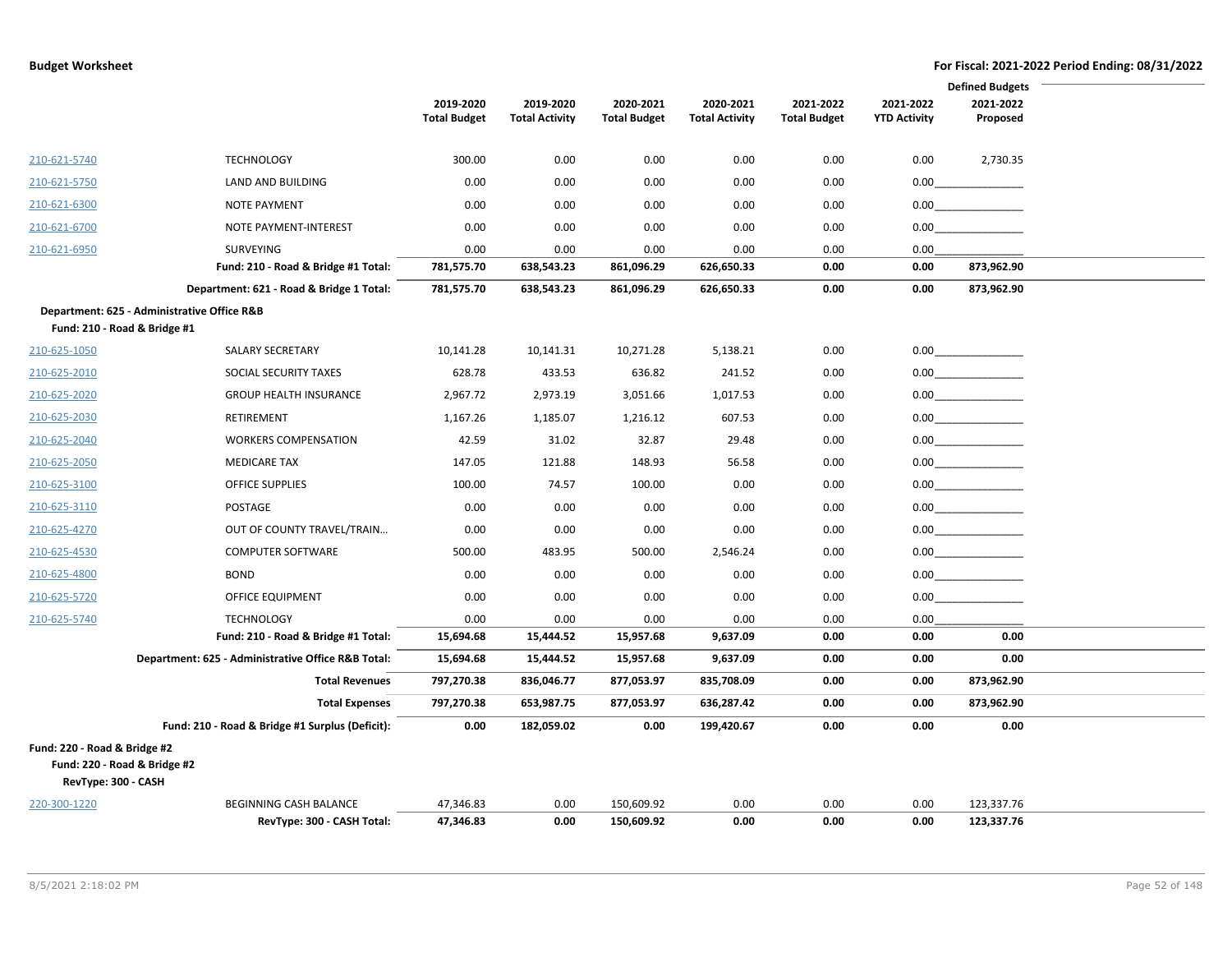**Budget Worksheet**

**For Fiscal: 2021-2022 Period Ending: 08/31/2022**

| | | 2019-2020 Total Budget | 2019-2020 Total Activity | 2020-2021 Total Budget | 2020-2021 Total Activity | 2021-2022 Total Budget | 2021-2022 YTD Activity | Defined Budgets 2021-2022 Proposed |
|---|---|---|---|---|---|---|---|---|
| 210-621-5740 | TECHNOLOGY | 300.00 | 0.00 | 0.00 | 0.00 | 0.00 | 0.00 | 2,730.35 |
| 210-621-5750 | LAND AND BUILDING | 0.00 | 0.00 | 0.00 | 0.00 | 0.00 | 0.00 | |
| 210-621-6300 | NOTE PAYMENT | 0.00 | 0.00 | 0.00 | 0.00 | 0.00 | 0.00 | |
| 210-621-6700 | NOTE PAYMENT-INTEREST | 0.00 | 0.00 | 0.00 | 0.00 | 0.00 | 0.00 | |
| 210-621-6950 | SURVEYING | 0.00 | 0.00 | 0.00 | 0.00 | 0.00 | 0.00 | |
| | **Fund: 210 - Road & Bridge #1 Total:** | **781,575.70** | **638,543.23** | **861,096.29** | **626,650.33** | **0.00** | **0.00** | **873,962.90** |
| | **Department: 621 - Road & Bridge 1 Total:** | **781,575.70** | **638,543.23** | **861,096.29** | **626,650.33** | **0.00** | **0.00** | **873,962.90** |
| **Department: 625 - Administrative Office R&B** | | | | | | | | |
| **Fund: 210 - Road & Bridge #1** | | | | | | | | |
| 210-625-1050 | SALARY SECRETARY | 10,141.28 | 10,141.31 | 10,271.28 | 5,138.21 | 0.00 | 0.00 | |
| 210-625-2010 | SOCIAL SECURITY TAXES | 628.78 | 433.53 | 636.82 | 241.52 | 0.00 | 0.00 | |
| 210-625-2020 | GROUP HEALTH INSURANCE | 2,967.72 | 2,973.19 | 3,051.66 | 1,017.53 | 0.00 | 0.00 | |
| 210-625-2030 | RETIREMENT | 1,167.26 | 1,185.07 | 1,216.12 | 607.53 | 0.00 | 0.00 | |
| 210-625-2040 | WORKERS COMPENSATION | 42.59 | 31.02 | 32.87 | 29.48 | 0.00 | 0.00 | |
| 210-625-2050 | MEDICARE TAX | 147.05 | 121.88 | 148.93 | 56.58 | 0.00 | 0.00 | |
| 210-625-3100 | OFFICE SUPPLIES | 100.00 | 74.57 | 100.00 | 0.00 | 0.00 | 0.00 | |
| 210-625-3110 | POSTAGE | 0.00 | 0.00 | 0.00 | 0.00 | 0.00 | 0.00 | |
| 210-625-4270 | OUT OF COUNTY TRAVEL/TRAIN... | 0.00 | 0.00 | 0.00 | 0.00 | 0.00 | 0.00 | |
| 210-625-4530 | COMPUTER SOFTWARE | 500.00 | 483.95 | 500.00 | 2,546.24 | 0.00 | 0.00 | |
| 210-625-4800 | BOND | 0.00 | 0.00 | 0.00 | 0.00 | 0.00 | 0.00 | |
| 210-625-5720 | OFFICE EQUIPMENT | 0.00 | 0.00 | 0.00 | 0.00 | 0.00 | 0.00 | |
| 210-625-5740 | TECHNOLOGY | 0.00 | 0.00 | 0.00 | 0.00 | 0.00 | 0.00 | |
| | **Fund: 210 - Road & Bridge #1 Total:** | **15,694.68** | **15,444.52** | **15,957.68** | **9,637.09** | **0.00** | **0.00** | **0.00** |
| | **Department: 625 - Administrative Office R&B Total:** | **15,694.68** | **15,444.52** | **15,957.68** | **9,637.09** | **0.00** | **0.00** | **0.00** |
| | **Total Revenues** | **797,270.38** | **836,046.77** | **877,053.97** | **835,708.09** | **0.00** | **0.00** | **873,962.90** |
| | **Total Expenses** | **797,270.38** | **653,987.75** | **877,053.97** | **636,287.42** | **0.00** | **0.00** | **873,962.90** |
| | **Fund: 210 - Road & Bridge #1 Surplus (Deficit):** | **0.00** | **182,059.02** | **0.00** | **199,420.67** | **0.00** | **0.00** | **0.00** |
| **Fund: 220 - Road & Bridge #2** | | | | | | | | |
| **Fund: 220 - Road & Bridge #2** | | | | | | | | |
| **RevType: 300 - CASH** | | | | | | | | |
| 220-300-1220 | BEGINNING CASH BALANCE | 47,346.83 | 0.00 | 150,609.92 | 0.00 | 0.00 | 0.00 | 123,337.76 |
| | **RevType: 300 - CASH Total:** | **47,346.83** | **0.00** | **150,609.92** | **0.00** | **0.00** | **0.00** | **123,337.76** |

8/5/2021 2:18:02 PM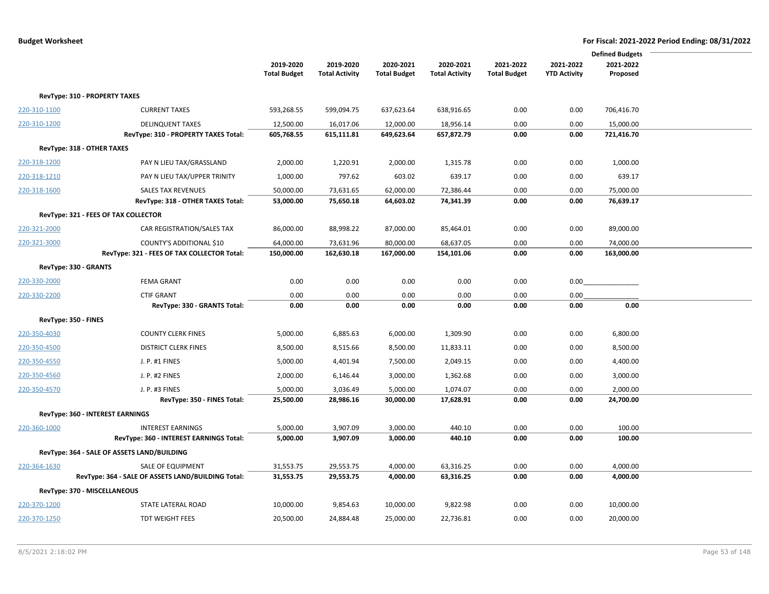**Budget Worksheet** — **For Fiscal: 2021-2022 Period Ending: 08/31/2022**

| | | 2019-2020 Total Budget | 2019-2020 Total Activity | 2020-2021 Total Budget | 2020-2021 Total Activity | 2021-2022 Total Budget | 2021-2022 YTD Activity | Defined Budgets 2021-2022 Proposed |
|---|---|---|---|---|---|---|---|---|
| **RevType: 310 - PROPERTY TAXES** | | | | | | | | |
| 220-310-1100 | CURRENT TAXES | 593,268.55 | 599,094.75 | 637,623.64 | 638,916.65 | 0.00 | 0.00 | 706,416.70 |
| 220-310-1200 | DELINQUENT TAXES | 12,500.00 | 16,017.06 | 12,000.00 | 18,956.14 | 0.00 | 0.00 | 15,000.00 |
| | **RevType: 310 - PROPERTY TAXES Total:** | **605,768.55** | **615,111.81** | **649,623.64** | **657,872.79** | **0.00** | **0.00** | **721,416.70** |
| **RevType: 318 - OTHER TAXES** | | | | | | | | |
| 220-318-1200 | PAY N LIEU TAX/GRASSLAND | 2,000.00 | 1,220.91 | 2,000.00 | 1,315.78 | 0.00 | 0.00 | 1,000.00 |
| 220-318-1210 | PAY N LIEU TAX/UPPER TRINITY | 1,000.00 | 797.62 | 603.02 | 639.17 | 0.00 | 0.00 | 639.17 |
| 220-318-1600 | SALES TAX REVENUES | 50,000.00 | 73,631.65 | 62,000.00 | 72,386.44 | 0.00 | 0.00 | 75,000.00 |
| | **RevType: 318 - OTHER TAXES Total:** | **53,000.00** | **75,650.18** | **64,603.02** | **74,341.39** | **0.00** | **0.00** | **76,639.17** |
| **RevType: 321 - FEES OF TAX COLLECTOR** | | | | | | | | |
| 220-321-2000 | CAR REGISTRATION/SALES TAX | 86,000.00 | 88,998.22 | 87,000.00 | 85,464.01 | 0.00 | 0.00 | 89,000.00 |
| 220-321-3000 | COUNTY'S ADDITIONAL $10 | 64,000.00 | 73,631.96 | 80,000.00 | 68,637.05 | 0.00 | 0.00 | 74,000.00 |
| | **RevType: 321 - FEES OF TAX COLLECTOR Total:** | **150,000.00** | **162,630.18** | **167,000.00** | **154,101.06** | **0.00** | **0.00** | **163,000.00** |
| **RevType: 330 - GRANTS** | | | | | | | | |
| 220-330-2000 | FEMA GRANT | 0.00 | 0.00 | 0.00 | 0.00 | 0.00 | 0.00 | |
| 220-330-2200 | CTIF GRANT | 0.00 | 0.00 | 0.00 | 0.00 | 0.00 | 0.00 | |
| | **RevType: 330 - GRANTS Total:** | **0.00** | **0.00** | **0.00** | **0.00** | **0.00** | **0.00** | **0.00** |
| **RevType: 350 - FINES** | | | | | | | | |
| 220-350-4030 | COUNTY CLERK FINES | 5,000.00 | 6,885.63 | 6,000.00 | 1,309.90 | 0.00 | 0.00 | 6,800.00 |
| 220-350-4500 | DISTRICT CLERK FINES | 8,500.00 | 8,515.66 | 8,500.00 | 11,833.11 | 0.00 | 0.00 | 8,500.00 |
| 220-350-4550 | J. P. #1 FINES | 5,000.00 | 4,401.94 | 7,500.00 | 2,049.15 | 0.00 | 0.00 | 4,400.00 |
| 220-350-4560 | J. P. #2 FINES | 2,000.00 | 6,146.44 | 3,000.00 | 1,362.68 | 0.00 | 0.00 | 3,000.00 |
| 220-350-4570 | J. P. #3 FINES | 5,000.00 | 3,036.49 | 5,000.00 | 1,074.07 | 0.00 | 0.00 | 2,000.00 |
| | **RevType: 350 - FINES Total:** | **25,500.00** | **28,986.16** | **30,000.00** | **17,628.91** | **0.00** | **0.00** | **24,700.00** |
| **RevType: 360 - INTEREST EARNINGS** | | | | | | | | |
| 220-360-1000 | INTEREST EARNINGS | 5,000.00 | 3,907.09 | 3,000.00 | 440.10 | 0.00 | 0.00 | 100.00 |
| | **RevType: 360 - INTEREST EARNINGS Total:** | **5,000.00** | **3,907.09** | **3,000.00** | **440.10** | **0.00** | **0.00** | **100.00** |
| **RevType: 364 - SALE OF ASSETS LAND/BUILDING** | | | | | | | | |
| 220-364-1630 | SALE OF EQUIPMENT | 31,553.75 | 29,553.75 | 4,000.00 | 63,316.25 | 0.00 | 0.00 | 4,000.00 |
| | **RevType: 364 - SALE OF ASSETS LAND/BUILDING Total:** | **31,553.75** | **29,553.75** | **4,000.00** | **63,316.25** | **0.00** | **0.00** | **4,000.00** |
| **RevType: 370 - MISCELLANEOUS** | | | | | | | | |
| 220-370-1200 | STATE LATERAL ROAD | 10,000.00 | 9,854.63 | 10,000.00 | 9,822.98 | 0.00 | 0.00 | 10,000.00 |
| 220-370-1250 | TDT WEIGHT FEES | 20,500.00 | 24,884.48 | 25,000.00 | 22,736.81 | 0.00 | 0.00 | 20,000.00 |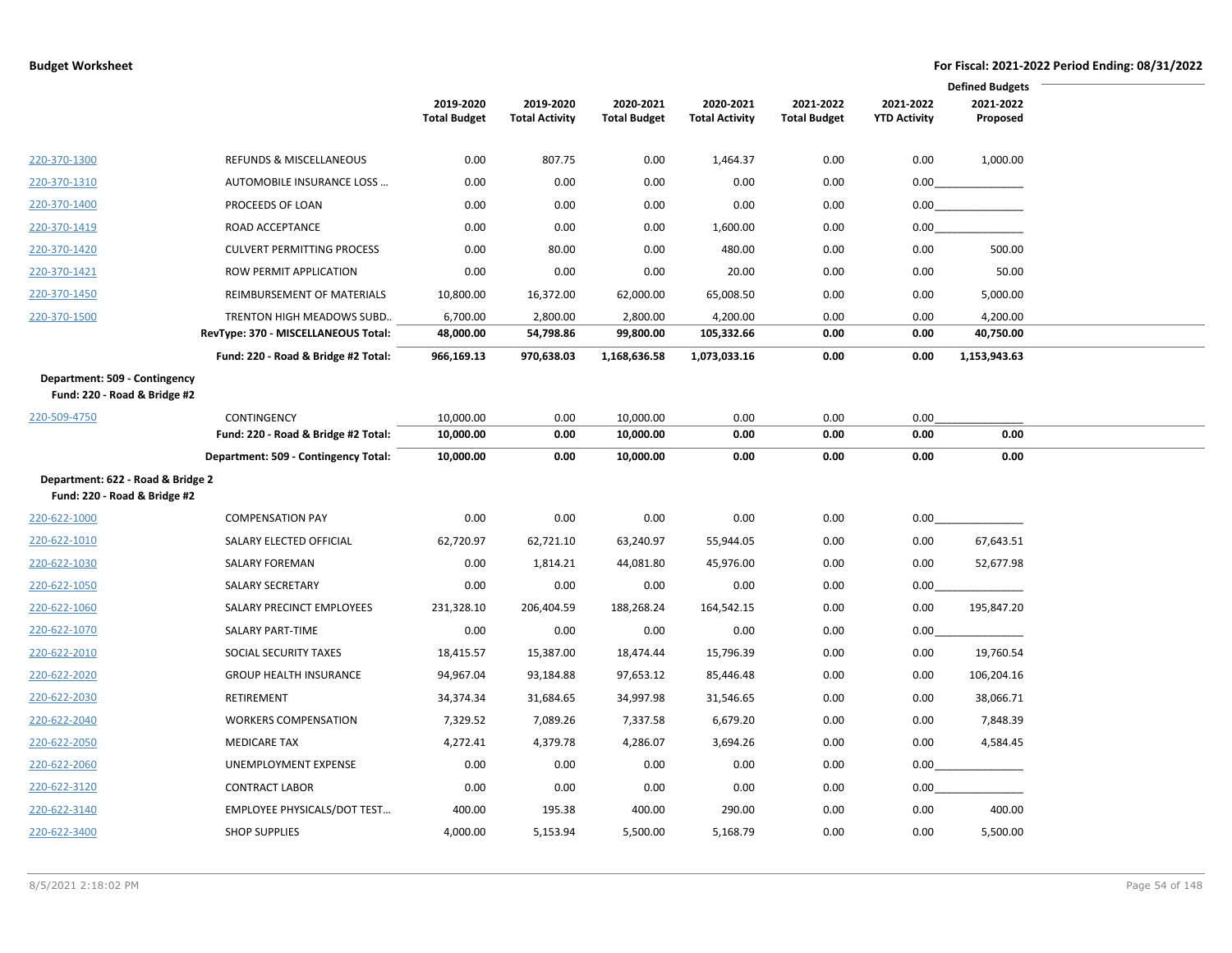**Budget Worksheet**

**For Fiscal: 2021-2022 Period Ending: 08/31/2022**

| | | 2019-2020 Total Budget | 2019-2020 Total Activity | 2020-2021 Total Budget | 2020-2021 Total Activity | 2021-2022 Total Budget | 2021-2022 YTD Activity | Defined Budgets 2021-2022 Proposed |
|---|---|---|---|---|---|---|---|---|
| 220-370-1300 | REFUNDS & MISCELLANEOUS | 0.00 | 807.75 | 0.00 | 1,464.37 | 0.00 | 0.00 | 1,000.00 |
| 220-370-1310 | AUTOMOBILE INSURANCE LOSS … | 0.00 | 0.00 | 0.00 | 0.00 | 0.00 | 0.00 | |
| 220-370-1400 | PROCEEDS OF LOAN | 0.00 | 0.00 | 0.00 | 0.00 | 0.00 | 0.00 | |
| 220-370-1419 | ROAD ACCEPTANCE | 0.00 | 0.00 | 0.00 | 1,600.00 | 0.00 | 0.00 | |
| 220-370-1420 | CULVERT PERMITTING PROCESS | 0.00 | 80.00 | 0.00 | 480.00 | 0.00 | 0.00 | 500.00 |
| 220-370-1421 | ROW PERMIT APPLICATION | 0.00 | 0.00 | 0.00 | 20.00 | 0.00 | 0.00 | 50.00 |
| 220-370-1450 | REIMBURSEMENT OF MATERIALS | 10,800.00 | 16,372.00 | 62,000.00 | 65,008.50 | 0.00 | 0.00 | 5,000.00 |
| 220-370-1500 | TRENTON HIGH MEADOWS SUBD.. | 6,700.00 | 2,800.00 | 2,800.00 | 4,200.00 | 0.00 | 0.00 | 4,200.00 |
| | **RevType: 370 - MISCELLANEOUS Total:** | **48,000.00** | **54,798.86** | **99,800.00** | **105,332.66** | **0.00** | **0.00** | **40,750.00** |
| | **Fund: 220 - Road & Bridge #2 Total:** | **966,169.13** | **970,638.03** | **1,168,636.58** | **1,073,033.16** | **0.00** | **0.00** | **1,153,943.63** |

**Department: 509 - Contingency**
**Fund: 220 - Road & Bridge #2**

| | | 2019-2020 Total Budget | 2019-2020 Total Activity | 2020-2021 Total Budget | 2020-2021 Total Activity | 2021-2022 Total Budget | 2021-2022 YTD Activity | 2021-2022 Proposed |
|---|---|---|---|---|---|---|---|---|
| 220-509-4750 | CONTINGENCY | 10,000.00 | 0.00 | 10,000.00 | 0.00 | 0.00 | 0.00 | |
| | **Fund: 220 - Road & Bridge #2 Total:** | **10,000.00** | **0.00** | **10,000.00** | **0.00** | **0.00** | **0.00** | **0.00** |
| | **Department: 509 - Contingency Total:** | **10,000.00** | **0.00** | **10,000.00** | **0.00** | **0.00** | **0.00** | **0.00** |

**Department: 622 - Road & Bridge 2**
**Fund: 220 - Road & Bridge #2**

| | | 2019-2020 Total Budget | 2019-2020 Total Activity | 2020-2021 Total Budget | 2020-2021 Total Activity | 2021-2022 Total Budget | 2021-2022 YTD Activity | 2021-2022 Proposed |
|---|---|---|---|---|---|---|---|---|
| 220-622-1000 | COMPENSATION PAY | 0.00 | 0.00 | 0.00 | 0.00 | 0.00 | 0.00 | |
| 220-622-1010 | SALARY ELECTED OFFICIAL | 62,720.97 | 62,721.10 | 63,240.97 | 55,944.05 | 0.00 | 0.00 | 67,643.51 |
| 220-622-1030 | SALARY FOREMAN | 0.00 | 1,814.21 | 44,081.80 | 45,976.00 | 0.00 | 0.00 | 52,677.98 |
| 220-622-1050 | SALARY SECRETARY | 0.00 | 0.00 | 0.00 | 0.00 | 0.00 | 0.00 | |
| 220-622-1060 | SALARY PRECINCT EMPLOYEES | 231,328.10 | 206,404.59 | 188,268.24 | 164,542.15 | 0.00 | 0.00 | 195,847.20 |
| 220-622-1070 | SALARY PART-TIME | 0.00 | 0.00 | 0.00 | 0.00 | 0.00 | 0.00 | |
| 220-622-2010 | SOCIAL SECURITY TAXES | 18,415.57 | 15,387.00 | 18,474.44 | 15,796.39 | 0.00 | 0.00 | 19,760.54 |
| 220-622-2020 | GROUP HEALTH INSURANCE | 94,967.04 | 93,184.88 | 97,653.12 | 85,446.48 | 0.00 | 0.00 | 106,204.16 |
| 220-622-2030 | RETIREMENT | 34,374.34 | 31,684.65 | 34,997.98 | 31,546.65 | 0.00 | 0.00 | 38,066.71 |
| 220-622-2040 | WORKERS COMPENSATION | 7,329.52 | 7,089.26 | 7,337.58 | 6,679.20 | 0.00 | 0.00 | 7,848.39 |
| 220-622-2050 | MEDICARE TAX | 4,272.41 | 4,379.78 | 4,286.07 | 3,694.26 | 0.00 | 0.00 | 4,584.45 |
| 220-622-2060 | UNEMPLOYMENT EXPENSE | 0.00 | 0.00 | 0.00 | 0.00 | 0.00 | 0.00 | |
| 220-622-3120 | CONTRACT LABOR | 0.00 | 0.00 | 0.00 | 0.00 | 0.00 | 0.00 | |
| 220-622-3140 | EMPLOYEE PHYSICALS/DOT TEST… | 400.00 | 195.38 | 400.00 | 290.00 | 0.00 | 0.00 | 400.00 |
| 220-622-3400 | SHOP SUPPLIES | 4,000.00 | 5,153.94 | 5,500.00 | 5,168.79 | 0.00 | 0.00 | 5,500.00 |

8/5/2021 2:18:02 PM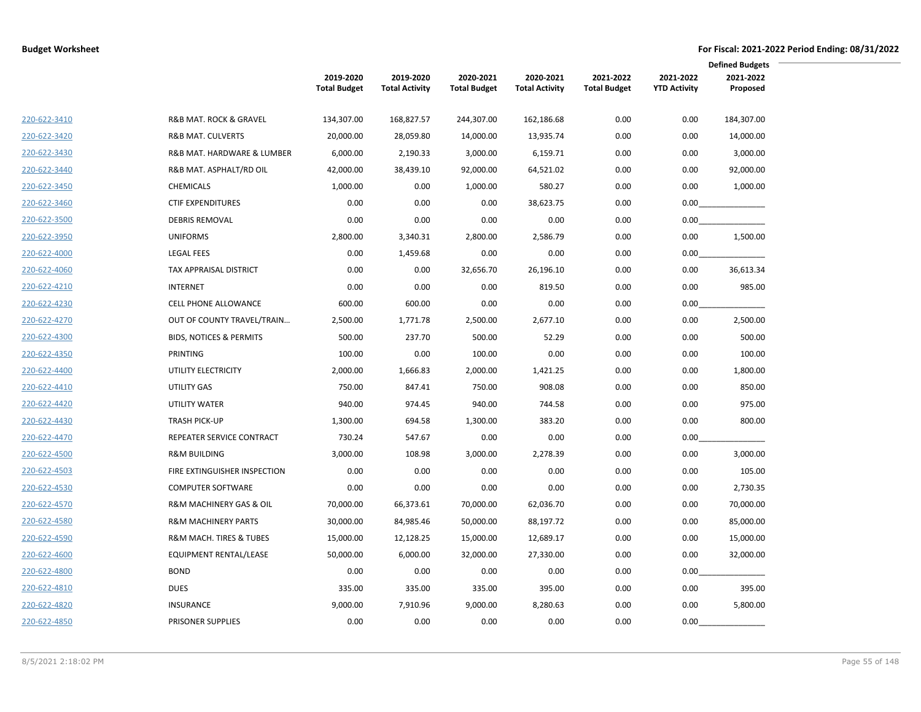**Budget Worksheet**

**For Fiscal: 2021-2022 Period Ending: 08/31/2022**

| | | 2019-2020 Total Budget | 2019-2020 Total Activity | 2020-2021 Total Budget | 2020-2021 Total Activity | 2021-2022 Total Budget | 2021-2022 YTD Activity | Defined Budgets 2021-2022 Proposed |
|---|---|---|---|---|---|---|---|---|
| 220-622-3410 | R&B MAT. ROCK & GRAVEL | 134,307.00 | 168,827.57 | 244,307.00 | 162,186.68 | 0.00 | 0.00 | 184,307.00 |
| 220-622-3420 | R&B MAT. CULVERTS | 20,000.00 | 28,059.80 | 14,000.00 | 13,935.74 | 0.00 | 0.00 | 14,000.00 |
| 220-622-3430 | R&B MAT. HARDWARE & LUMBER | 6,000.00 | 2,190.33 | 3,000.00 | 6,159.71 | 0.00 | 0.00 | 3,000.00 |
| 220-622-3440 | R&B MAT. ASPHALT/RD OIL | 42,000.00 | 38,439.10 | 92,000.00 | 64,521.02 | 0.00 | 0.00 | 92,000.00 |
| 220-622-3450 | CHEMICALS | 1,000.00 | 0.00 | 1,000.00 | 580.27 | 0.00 | 0.00 | 1,000.00 |
| 220-622-3460 | CTIF EXPENDITURES | 0.00 | 0.00 | 0.00 | 38,623.75 | 0.00 | 0.00 | |
| 220-622-3500 | DEBRIS REMOVAL | 0.00 | 0.00 | 0.00 | 0.00 | 0.00 | 0.00 | |
| 220-622-3950 | UNIFORMS | 2,800.00 | 3,340.31 | 2,800.00 | 2,586.79 | 0.00 | 0.00 | 1,500.00 |
| 220-622-4000 | LEGAL FEES | 0.00 | 1,459.68 | 0.00 | 0.00 | 0.00 | 0.00 | |
| 220-622-4060 | TAX APPRAISAL DISTRICT | 0.00 | 0.00 | 32,656.70 | 26,196.10 | 0.00 | 0.00 | 36,613.34 |
| 220-622-4210 | INTERNET | 0.00 | 0.00 | 0.00 | 819.50 | 0.00 | 0.00 | 985.00 |
| 220-622-4230 | CELL PHONE ALLOWANCE | 600.00 | 600.00 | 0.00 | 0.00 | 0.00 | 0.00 | |
| 220-622-4270 | OUT OF COUNTY TRAVEL/TRAIN... | 2,500.00 | 1,771.78 | 2,500.00 | 2,677.10 | 0.00 | 0.00 | 2,500.00 |
| 220-622-4300 | BIDS, NOTICES & PERMITS | 500.00 | 237.70 | 500.00 | 52.29 | 0.00 | 0.00 | 500.00 |
| 220-622-4350 | PRINTING | 100.00 | 0.00 | 100.00 | 0.00 | 0.00 | 0.00 | 100.00 |
| 220-622-4400 | UTILITY ELECTRICITY | 2,000.00 | 1,666.83 | 2,000.00 | 1,421.25 | 0.00 | 0.00 | 1,800.00 |
| 220-622-4410 | UTILITY GAS | 750.00 | 847.41 | 750.00 | 908.08 | 0.00 | 0.00 | 850.00 |
| 220-622-4420 | UTILITY WATER | 940.00 | 974.45 | 940.00 | 744.58 | 0.00 | 0.00 | 975.00 |
| 220-622-4430 | TRASH PICK-UP | 1,300.00 | 694.58 | 1,300.00 | 383.20 | 0.00 | 0.00 | 800.00 |
| 220-622-4470 | REPEATER SERVICE CONTRACT | 730.24 | 547.67 | 0.00 | 0.00 | 0.00 | 0.00 | |
| 220-622-4500 | R&M BUILDING | 3,000.00 | 108.98 | 3,000.00 | 2,278.39 | 0.00 | 0.00 | 3,000.00 |
| 220-622-4503 | FIRE EXTINGUISHER INSPECTION | 0.00 | 0.00 | 0.00 | 0.00 | 0.00 | 0.00 | 105.00 |
| 220-622-4530 | COMPUTER SOFTWARE | 0.00 | 0.00 | 0.00 | 0.00 | 0.00 | 0.00 | 2,730.35 |
| 220-622-4570 | R&M MACHINERY GAS & OIL | 70,000.00 | 66,373.61 | 70,000.00 | 62,036.70 | 0.00 | 0.00 | 70,000.00 |
| 220-622-4580 | R&M MACHINERY PARTS | 30,000.00 | 84,985.46 | 50,000.00 | 88,197.72 | 0.00 | 0.00 | 85,000.00 |
| 220-622-4590 | R&M MACH. TIRES & TUBES | 15,000.00 | 12,128.25 | 15,000.00 | 12,689.17 | 0.00 | 0.00 | 15,000.00 |
| 220-622-4600 | EQUIPMENT RENTAL/LEASE | 50,000.00 | 6,000.00 | 32,000.00 | 27,330.00 | 0.00 | 0.00 | 32,000.00 |
| 220-622-4800 | BOND | 0.00 | 0.00 | 0.00 | 0.00 | 0.00 | 0.00 | |
| 220-622-4810 | DUES | 335.00 | 335.00 | 335.00 | 395.00 | 0.00 | 0.00 | 395.00 |
| 220-622-4820 | INSURANCE | 9,000.00 | 7,910.96 | 9,000.00 | 8,280.63 | 0.00 | 0.00 | 5,800.00 |
| 220-622-4850 | PRISONER SUPPLIES | 0.00 | 0.00 | 0.00 | 0.00 | 0.00 | 0.00 | |

8/5/2021 2:18:02 PM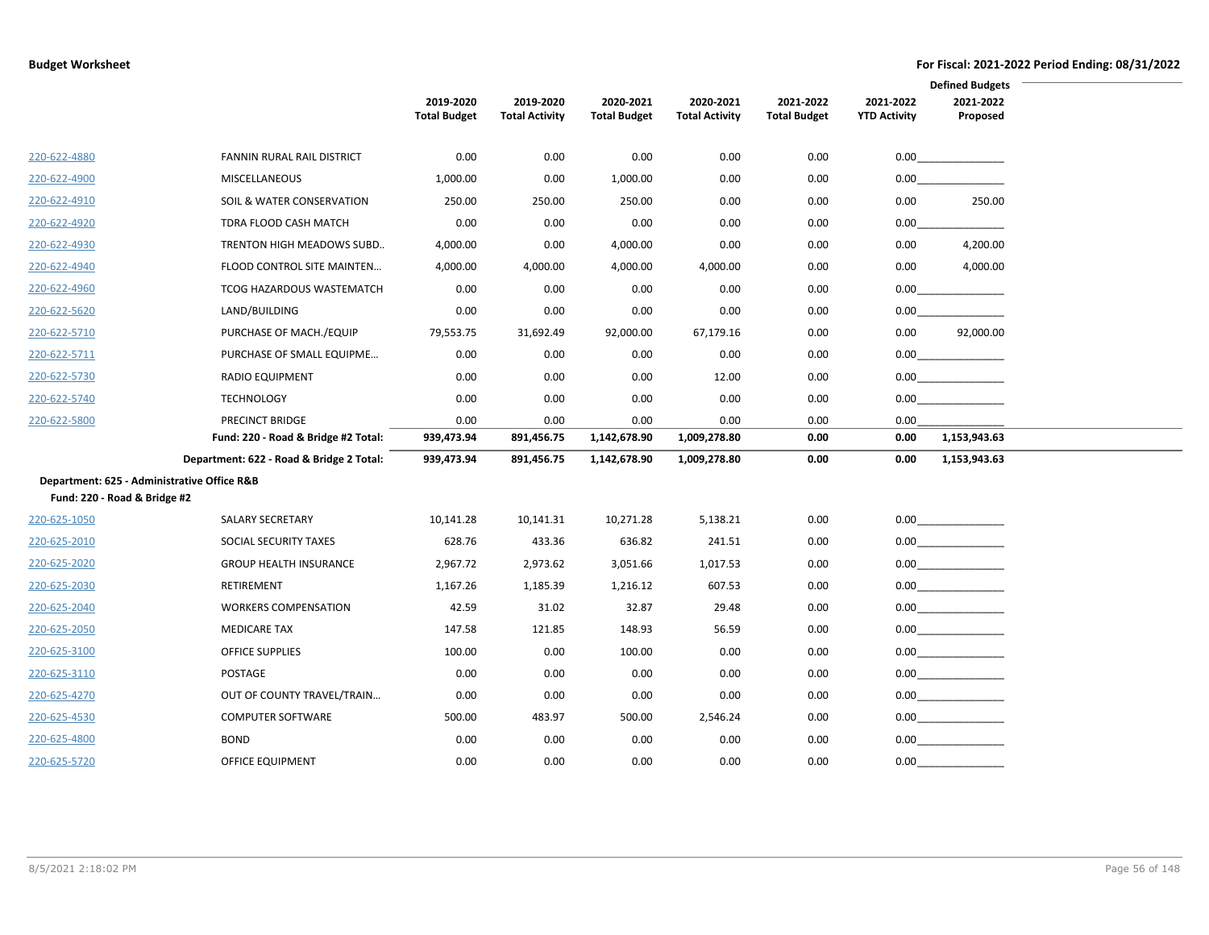| | | 2019-2020 Total Budget | 2019-2020 Total Activity | 2020-2021 Total Budget | 2020-2021 Total Activity | 2021-2022 Total Budget | 2021-2022 YTD Activity | Defined Budgets 2021-2022 Proposed |
|---|---|---|---|---|---|---|---|---|
| 220-622-4880 | FANNIN RURAL RAIL DISTRICT | 0.00 | 0.00 | 0.00 | 0.00 | 0.00 | 0.00 | |
| 220-622-4900 | MISCELLANEOUS | 1,000.00 | 0.00 | 1,000.00 | 0.00 | 0.00 | 0.00 | |
| 220-622-4910 | SOIL & WATER CONSERVATION | 250.00 | 250.00 | 250.00 | 0.00 | 0.00 | 0.00 | 250.00 |
| 220-622-4920 | TDRA FLOOD CASH MATCH | 0.00 | 0.00 | 0.00 | 0.00 | 0.00 | 0.00 | |
| 220-622-4930 | TRENTON HIGH MEADOWS SUBD.. | 4,000.00 | 0.00 | 4,000.00 | 0.00 | 0.00 | 0.00 | 4,200.00 |
| 220-622-4940 | FLOOD CONTROL SITE MAINTEN… | 4,000.00 | 4,000.00 | 4,000.00 | 4,000.00 | 0.00 | 0.00 | 4,000.00 |
| 220-622-4960 | TCOG HAZARDOUS WASTEMATCH | 0.00 | 0.00 | 0.00 | 0.00 | 0.00 | 0.00 | |
| 220-622-5620 | LAND/BUILDING | 0.00 | 0.00 | 0.00 | 0.00 | 0.00 | 0.00 | |
| 220-622-5710 | PURCHASE OF MACH./EQUIP | 79,553.75 | 31,692.49 | 92,000.00 | 67,179.16 | 0.00 | 0.00 | 92,000.00 |
| 220-622-5711 | PURCHASE OF SMALL EQUIPME… | 0.00 | 0.00 | 0.00 | 0.00 | 0.00 | 0.00 | |
| 220-622-5730 | RADIO EQUIPMENT | 0.00 | 0.00 | 0.00 | 12.00 | 0.00 | 0.00 | |
| 220-622-5740 | TECHNOLOGY | 0.00 | 0.00 | 0.00 | 0.00 | 0.00 | 0.00 | |
| 220-622-5800 | PRECINCT BRIDGE | 0.00 | 0.00 | 0.00 | 0.00 | 0.00 | 0.00 | |
| | **Fund: 220 - Road & Bridge #2 Total:** | **939,473.94** | **891,456.75** | **1,142,678.90** | **1,009,278.80** | **0.00** | **0.00** | **1,153,943.63** |
| | **Department: 622 - Road & Bridge 2 Total:** | **939,473.94** | **891,456.75** | **1,142,678.90** | **1,009,278.80** | **0.00** | **0.00** | **1,153,943.63** |

**Department: 625 - Administrative Office R&B**

**Fund: 220 - Road & Bridge #2**

| | | 2019-2020 Total Budget | 2019-2020 Total Activity | 2020-2021 Total Budget | 2020-2021 Total Activity | 2021-2022 Total Budget | 2021-2022 YTD Activity | 2021-2022 Proposed |
|---|---|---|---|---|---|---|---|---|
| 220-625-1050 | SALARY SECRETARY | 10,141.28 | 10,141.31 | 10,271.28 | 5,138.21 | 0.00 | 0.00 | |
| 220-625-2010 | SOCIAL SECURITY TAXES | 628.76 | 433.36 | 636.82 | 241.51 | 0.00 | 0.00 | |
| 220-625-2020 | GROUP HEALTH INSURANCE | 2,967.72 | 2,973.62 | 3,051.66 | 1,017.53 | 0.00 | 0.00 | |
| 220-625-2030 | RETIREMENT | 1,167.26 | 1,185.39 | 1,216.12 | 607.53 | 0.00 | 0.00 | |
| 220-625-2040 | WORKERS COMPENSATION | 42.59 | 31.02 | 32.87 | 29.48 | 0.00 | 0.00 | |
| 220-625-2050 | MEDICARE TAX | 147.58 | 121.85 | 148.93 | 56.59 | 0.00 | 0.00 | |
| 220-625-3100 | OFFICE SUPPLIES | 100.00 | 0.00 | 100.00 | 0.00 | 0.00 | 0.00 | |
| 220-625-3110 | POSTAGE | 0.00 | 0.00 | 0.00 | 0.00 | 0.00 | 0.00 | |
| 220-625-4270 | OUT OF COUNTY TRAVEL/TRAIN… | 0.00 | 0.00 | 0.00 | 0.00 | 0.00 | 0.00 | |
| 220-625-4530 | COMPUTER SOFTWARE | 500.00 | 483.97 | 500.00 | 2,546.24 | 0.00 | 0.00 | |
| 220-625-4800 | BOND | 0.00 | 0.00 | 0.00 | 0.00 | 0.00 | 0.00 | |
| 220-625-5720 | OFFICE EQUIPMENT | 0.00 | 0.00 | 0.00 | 0.00 | 0.00 | 0.00 | |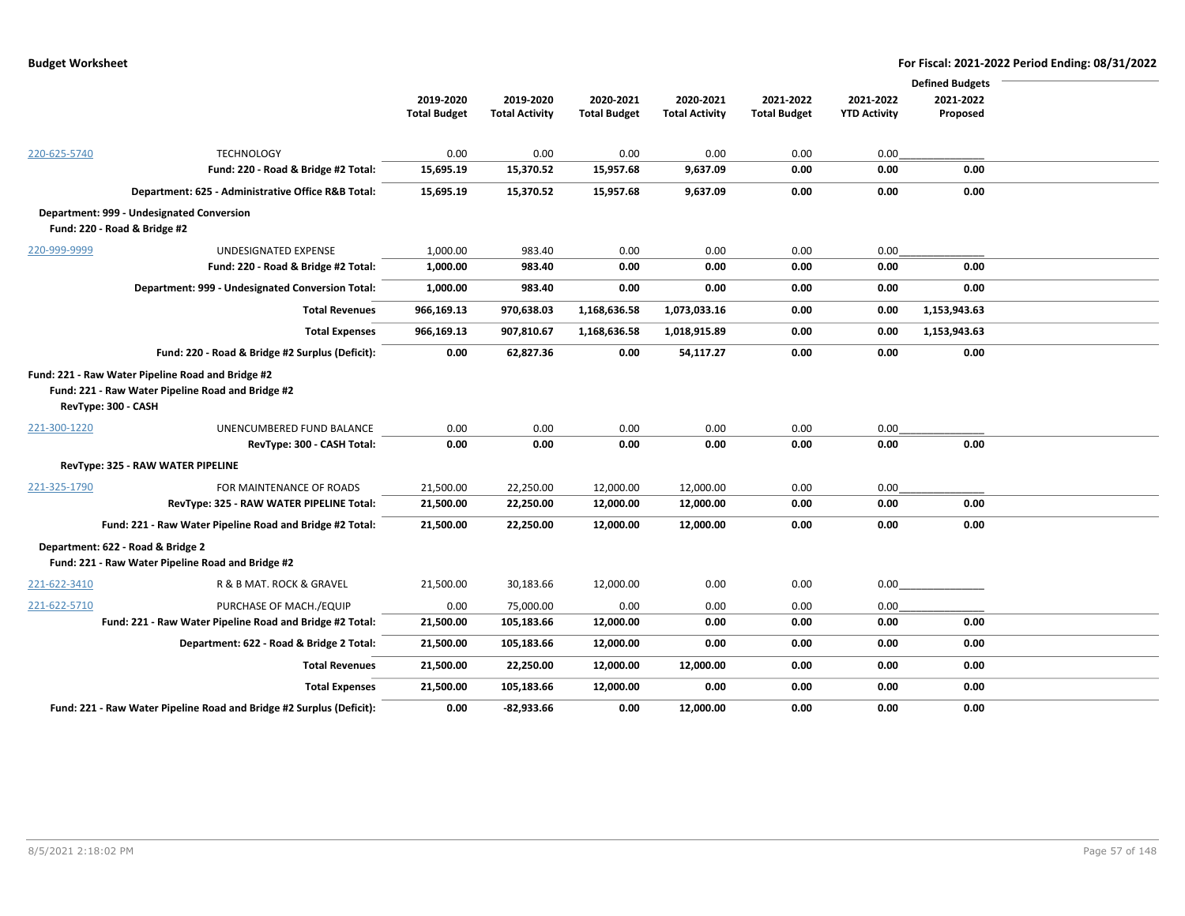**Budget Worksheet** — **For Fiscal: 2021-2022 Period Ending: 08/31/2022**

| | | 2019-2020 Total Budget | 2019-2020 Total Activity | 2020-2021 Total Budget | 2020-2021 Total Activity | 2021-2022 Total Budget | 2021-2022 YTD Activity | Defined Budgets 2021-2022 Proposed |
|---|---|---|---|---|---|---|---|---|
| 220-625-5740 | TECHNOLOGY | 0.00 | 0.00 | 0.00 | 0.00 | 0.00 | 0.00 | |
| | **Fund: 220 - Road & Bridge #2 Total:** | **15,695.19** | **15,370.52** | **15,957.68** | **9,637.09** | **0.00** | **0.00** | **0.00** |
| | **Department: 625 - Administrative Office R&B Total:** | **15,695.19** | **15,370.52** | **15,957.68** | **9,637.09** | **0.00** | **0.00** | **0.00** |
| **Department: 999 - Undesignated Conversion** | | | | | | | | |
| **Fund: 220 - Road & Bridge #2** | | | | | | | | |
| 220-999-9999 | UNDESIGNATED EXPENSE | 1,000.00 | 983.40 | 0.00 | 0.00 | 0.00 | 0.00 | |
| | **Fund: 220 - Road & Bridge #2 Total:** | **1,000.00** | **983.40** | **0.00** | **0.00** | **0.00** | **0.00** | **0.00** |
| | **Department: 999 - Undesignated Conversion Total:** | **1,000.00** | **983.40** | **0.00** | **0.00** | **0.00** | **0.00** | **0.00** |
| | **Total Revenues** | **966,169.13** | **970,638.03** | **1,168,636.58** | **1,073,033.16** | **0.00** | **0.00** | **1,153,943.63** |
| | **Total Expenses** | **966,169.13** | **907,810.67** | **1,168,636.58** | **1,018,915.89** | **0.00** | **0.00** | **1,153,943.63** |
| | **Fund: 220 - Road & Bridge #2 Surplus (Deficit):** | **0.00** | **62,827.36** | **0.00** | **54,117.27** | **0.00** | **0.00** | **0.00** |
| **Fund: 221 - Raw Water Pipeline Road and Bridge #2** | | | | | | | | |
| **Fund: 221 - Raw Water Pipeline Road and Bridge #2** | | | | | | | | |
| **RevType: 300 - CASH** | | | | | | | | |
| 221-300-1220 | UNENCUMBERED FUND BALANCE | 0.00 | 0.00 | 0.00 | 0.00 | 0.00 | 0.00 | |
| | **RevType: 300 - CASH Total:** | **0.00** | **0.00** | **0.00** | **0.00** | **0.00** | **0.00** | **0.00** |
| **RevType: 325 - RAW WATER PIPELINE** | | | | | | | | |
| 221-325-1790 | FOR MAINTENANCE OF ROADS | 21,500.00 | 22,250.00 | 12,000.00 | 12,000.00 | 0.00 | 0.00 | |
| | **RevType: 325 - RAW WATER PIPELINE Total:** | **21,500.00** | **22,250.00** | **12,000.00** | **12,000.00** | **0.00** | **0.00** | **0.00** |
| | **Fund: 221 - Raw Water Pipeline Road and Bridge #2 Total:** | **21,500.00** | **22,250.00** | **12,000.00** | **12,000.00** | **0.00** | **0.00** | **0.00** |
| **Department: 622 - Road & Bridge 2** | | | | | | | | |
| **Fund: 221 - Raw Water Pipeline Road and Bridge #2** | | | | | | | | |
| 221-622-3410 | R & B MAT. ROCK & GRAVEL | 21,500.00 | 30,183.66 | 12,000.00 | 0.00 | 0.00 | 0.00 | |
| 221-622-5710 | PURCHASE OF MACH./EQUIP | 0.00 | 75,000.00 | 0.00 | 0.00 | 0.00 | 0.00 | |
| | **Fund: 221 - Raw Water Pipeline Road and Bridge #2 Total:** | **21,500.00** | **105,183.66** | **12,000.00** | **0.00** | **0.00** | **0.00** | **0.00** |
| | **Department: 622 - Road & Bridge 2 Total:** | **21,500.00** | **105,183.66** | **12,000.00** | **0.00** | **0.00** | **0.00** | **0.00** |
| | **Total Revenues** | **21,500.00** | **22,250.00** | **12,000.00** | **12,000.00** | **0.00** | **0.00** | **0.00** |
| | **Total Expenses** | **21,500.00** | **105,183.66** | **12,000.00** | **0.00** | **0.00** | **0.00** | **0.00** |
| | **Fund: 221 - Raw Water Pipeline Road and Bridge #2 Surplus (Deficit):** | **0.00** | **-82,933.66** | **0.00** | **12,000.00** | **0.00** | **0.00** | **0.00** |

8/5/2021 2:18:02 PM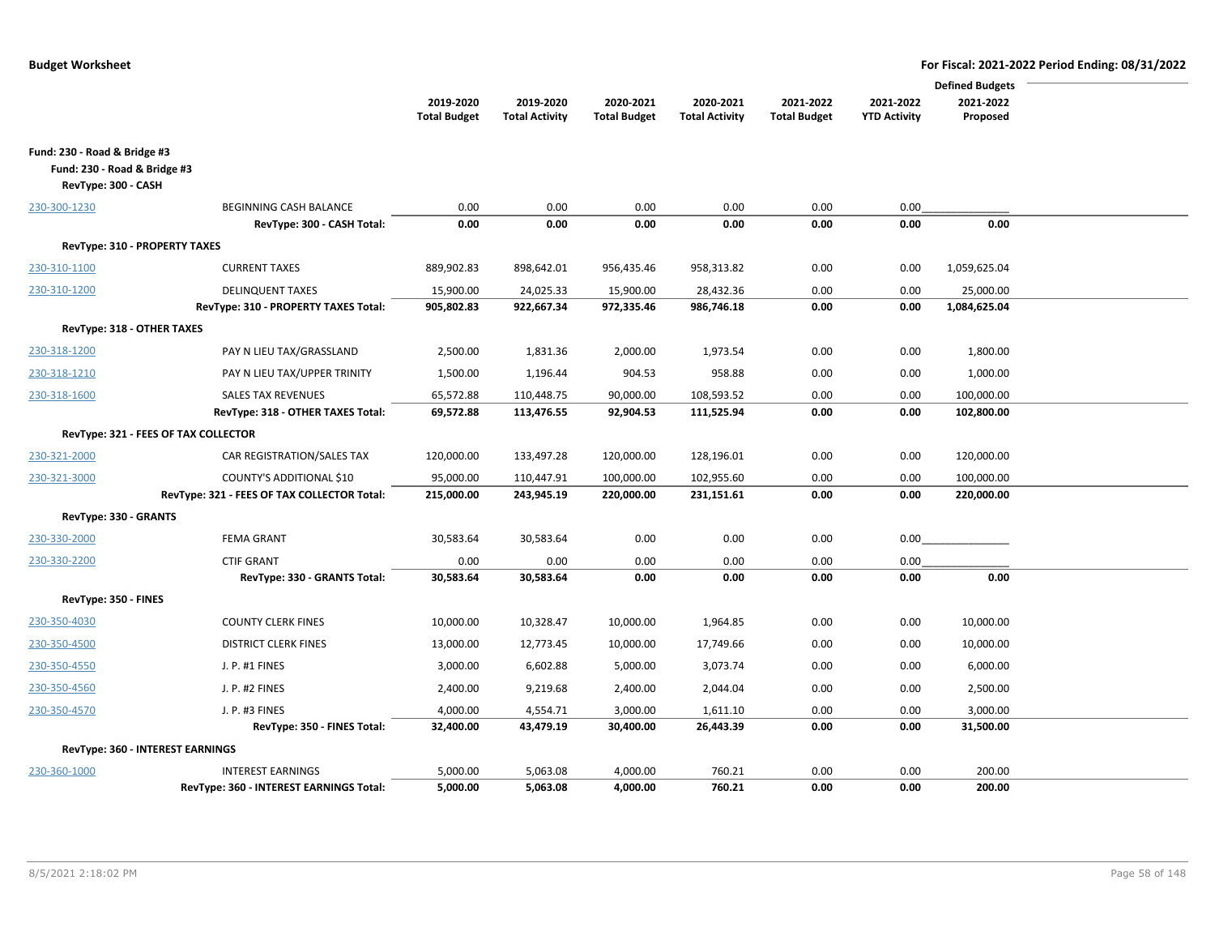**Budget Worksheet** — For Fiscal: 2021-2022 Period Ending: 08/31/2022

| | | 2019-2020 Total Budget | 2019-2020 Total Activity | 2020-2021 Total Budget | 2020-2021 Total Activity | 2021-2022 Total Budget | 2021-2022 YTD Activity | Defined Budgets 2021-2022 Proposed |
|---|---|---|---|---|---|---|---|---|
| **Fund: 230 - Road & Bridge #3** | | | | | | | | |
| **Fund: 230 - Road & Bridge #3** | | | | | | | | |
| **RevType: 300 - CASH** | | | | | | | | |
| 230-300-1230 | BEGINNING CASH BALANCE | 0.00 | 0.00 | 0.00 | 0.00 | 0.00 | 0.00 | |
| | **RevType: 300 - CASH Total:** | **0.00** | **0.00** | **0.00** | **0.00** | **0.00** | **0.00** | **0.00** |
| **RevType: 310 - PROPERTY TAXES** | | | | | | | | |
| 230-310-1100 | CURRENT TAXES | 889,902.83 | 898,642.01 | 956,435.46 | 958,313.82 | 0.00 | 0.00 | 1,059,625.04 |
| 230-310-1200 | DELINQUENT TAXES | 15,900.00 | 24,025.33 | 15,900.00 | 28,432.36 | 0.00 | 0.00 | 25,000.00 |
| | **RevType: 310 - PROPERTY TAXES Total:** | **905,802.83** | **922,667.34** | **972,335.46** | **986,746.18** | **0.00** | **0.00** | **1,084,625.04** |
| **RevType: 318 - OTHER TAXES** | | | | | | | | |
| 230-318-1200 | PAY N LIEU TAX/GRASSLAND | 2,500.00 | 1,831.36 | 2,000.00 | 1,973.54 | 0.00 | 0.00 | 1,800.00 |
| 230-318-1210 | PAY N LIEU TAX/UPPER TRINITY | 1,500.00 | 1,196.44 | 904.53 | 958.88 | 0.00 | 0.00 | 1,000.00 |
| 230-318-1600 | SALES TAX REVENUES | 65,572.88 | 110,448.75 | 90,000.00 | 108,593.52 | 0.00 | 0.00 | 100,000.00 |
| | **RevType: 318 - OTHER TAXES Total:** | **69,572.88** | **113,476.55** | **92,904.53** | **111,525.94** | **0.00** | **0.00** | **102,800.00** |
| **RevType: 321 - FEES OF TAX COLLECTOR** | | | | | | | | |
| 230-321-2000 | CAR REGISTRATION/SALES TAX | 120,000.00 | 133,497.28 | 120,000.00 | 128,196.01 | 0.00 | 0.00 | 120,000.00 |
| 230-321-3000 | COUNTY'S ADDITIONAL $10 | 95,000.00 | 110,447.91 | 100,000.00 | 102,955.60 | 0.00 | 0.00 | 100,000.00 |
| | **RevType: 321 - FEES OF TAX COLLECTOR Total:** | **215,000.00** | **243,945.19** | **220,000.00** | **231,151.61** | **0.00** | **0.00** | **220,000.00** |
| **RevType: 330 - GRANTS** | | | | | | | | |
| 230-330-2000 | FEMA GRANT | 30,583.64 | 30,583.64 | 0.00 | 0.00 | 0.00 | 0.00 | |
| 230-330-2200 | CTIF GRANT | 0.00 | 0.00 | 0.00 | 0.00 | 0.00 | 0.00 | |
| | **RevType: 330 - GRANTS Total:** | **30,583.64** | **30,583.64** | **0.00** | **0.00** | **0.00** | **0.00** | **0.00** |
| **RevType: 350 - FINES** | | | | | | | | |
| 230-350-4030 | COUNTY CLERK FINES | 10,000.00 | 10,328.47 | 10,000.00 | 1,964.85 | 0.00 | 0.00 | 10,000.00 |
| 230-350-4500 | DISTRICT CLERK FINES | 13,000.00 | 12,773.45 | 10,000.00 | 17,749.66 | 0.00 | 0.00 | 10,000.00 |
| 230-350-4550 | J. P. #1 FINES | 3,000.00 | 6,602.88 | 5,000.00 | 3,073.74 | 0.00 | 0.00 | 6,000.00 |
| 230-350-4560 | J. P. #2 FINES | 2,400.00 | 9,219.68 | 2,400.00 | 2,044.04 | 0.00 | 0.00 | 2,500.00 |
| 230-350-4570 | J. P. #3 FINES | 4,000.00 | 4,554.71 | 3,000.00 | 1,611.10 | 0.00 | 0.00 | 3,000.00 |
| | **RevType: 350 - FINES Total:** | **32,400.00** | **43,479.19** | **30,400.00** | **26,443.39** | **0.00** | **0.00** | **31,500.00** |
| **RevType: 360 - INTEREST EARNINGS** | | | | | | | | |
| 230-360-1000 | INTEREST EARNINGS | 5,000.00 | 5,063.08 | 4,000.00 | 760.21 | 0.00 | 0.00 | 200.00 |
| | **RevType: 360 - INTEREST EARNINGS Total:** | **5,000.00** | **5,063.08** | **4,000.00** | **760.21** | **0.00** | **0.00** | **200.00** |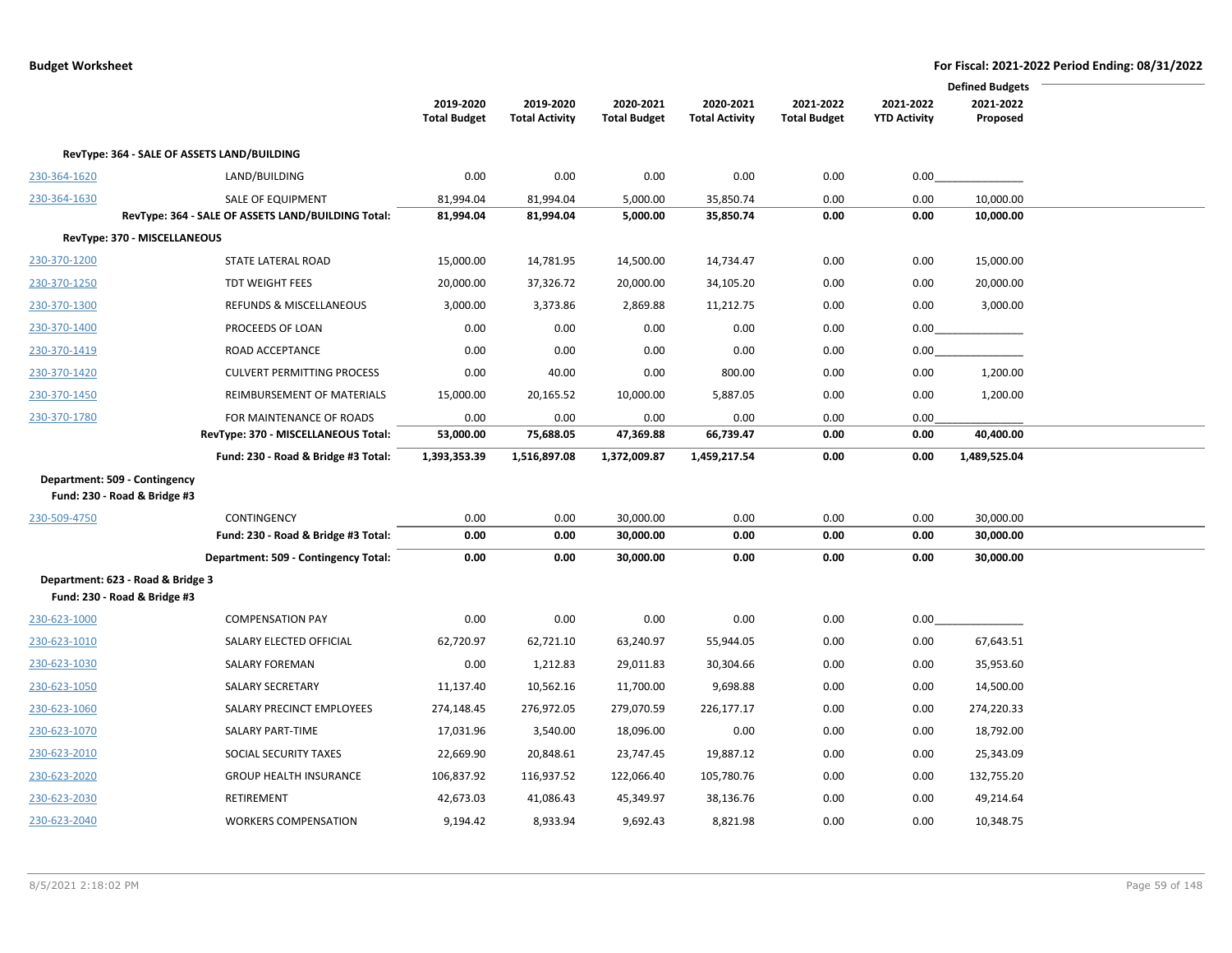**Budget Worksheet** — **For Fiscal: 2021-2022 Period Ending: 08/31/2022**

| | | 2019-2020 Total Budget | 2019-2020 Total Activity | 2020-2021 Total Budget | 2020-2021 Total Activity | 2021-2022 Total Budget | 2021-2022 YTD Activity | Defined Budgets 2021-2022 Proposed |
|---|---|---|---|---|---|---|---|---|
| **RevType: 364 - SALE OF ASSETS LAND/BUILDING** | | | | | | | | |
| 230-364-1620 | LAND/BUILDING | 0.00 | 0.00 | 0.00 | 0.00 | 0.00 | 0.00 | |
| 230-364-1630 | SALE OF EQUIPMENT | 81,994.04 | 81,994.04 | 5,000.00 | 35,850.74 | 0.00 | 0.00 | 10,000.00 |
| | **RevType: 364 - SALE OF ASSETS LAND/BUILDING Total:** | **81,994.04** | **81,994.04** | **5,000.00** | **35,850.74** | **0.00** | **0.00** | **10,000.00** |
| **RevType: 370 - MISCELLANEOUS** | | | | | | | | |
| 230-370-1200 | STATE LATERAL ROAD | 15,000.00 | 14,781.95 | 14,500.00 | 14,734.47 | 0.00 | 0.00 | 15,000.00 |
| 230-370-1250 | TDT WEIGHT FEES | 20,000.00 | 37,326.72 | 20,000.00 | 34,105.20 | 0.00 | 0.00 | 20,000.00 |
| 230-370-1300 | REFUNDS & MISCELLANEOUS | 3,000.00 | 3,373.86 | 2,869.88 | 11,212.75 | 0.00 | 0.00 | 3,000.00 |
| 230-370-1400 | PROCEEDS OF LOAN | 0.00 | 0.00 | 0.00 | 0.00 | 0.00 | 0.00 | |
| 230-370-1419 | ROAD ACCEPTANCE | 0.00 | 0.00 | 0.00 | 0.00 | 0.00 | 0.00 | |
| 230-370-1420 | CULVERT PERMITTING PROCESS | 0.00 | 40.00 | 0.00 | 800.00 | 0.00 | 0.00 | 1,200.00 |
| 230-370-1450 | REIMBURSEMENT OF MATERIALS | 15,000.00 | 20,165.52 | 10,000.00 | 5,887.05 | 0.00 | 0.00 | 1,200.00 |
| 230-370-1780 | FOR MAINTENANCE OF ROADS | 0.00 | 0.00 | 0.00 | 0.00 | 0.00 | 0.00 | |
| | **RevType: 370 - MISCELLANEOUS Total:** | **53,000.00** | **75,688.05** | **47,369.88** | **66,739.47** | **0.00** | **0.00** | **40,400.00** |
| | **Fund: 230 - Road & Bridge #3 Total:** | **1,393,353.39** | **1,516,897.08** | **1,372,009.87** | **1,459,217.54** | **0.00** | **0.00** | **1,489,525.04** |
| **Department: 509 - Contingency** | | | | | | | | |
| **Fund: 230 - Road & Bridge #3** | | | | | | | | |
| 230-509-4750 | CONTINGENCY | 0.00 | 0.00 | 30,000.00 | 0.00 | 0.00 | 0.00 | 30,000.00 |
| | **Fund: 230 - Road & Bridge #3 Total:** | **0.00** | **0.00** | **30,000.00** | **0.00** | **0.00** | **0.00** | **30,000.00** |
| | **Department: 509 - Contingency Total:** | **0.00** | **0.00** | **30,000.00** | **0.00** | **0.00** | **0.00** | **30,000.00** |
| **Department: 623 - Road & Bridge 3** | | | | | | | | |
| **Fund: 230 - Road & Bridge #3** | | | | | | | | |
| 230-623-1000 | COMPENSATION PAY | 0.00 | 0.00 | 0.00 | 0.00 | 0.00 | 0.00 | |
| 230-623-1010 | SALARY ELECTED OFFICIAL | 62,720.97 | 62,721.10 | 63,240.97 | 55,944.05 | 0.00 | 0.00 | 67,643.51 |
| 230-623-1030 | SALARY FOREMAN | 0.00 | 1,212.83 | 29,011.83 | 30,304.66 | 0.00 | 0.00 | 35,953.60 |
| 230-623-1050 | SALARY SECRETARY | 11,137.40 | 10,562.16 | 11,700.00 | 9,698.88 | 0.00 | 0.00 | 14,500.00 |
| 230-623-1060 | SALARY PRECINCT EMPLOYEES | 274,148.45 | 276,972.05 | 279,070.59 | 226,177.17 | 0.00 | 0.00 | 274,220.33 |
| 230-623-1070 | SALARY PART-TIME | 17,031.96 | 3,540.00 | 18,096.00 | 0.00 | 0.00 | 0.00 | 18,792.00 |
| 230-623-2010 | SOCIAL SECURITY TAXES | 22,669.90 | 20,848.61 | 23,747.45 | 19,887.12 | 0.00 | 0.00 | 25,343.09 |
| 230-623-2020 | GROUP HEALTH INSURANCE | 106,837.92 | 116,937.52 | 122,066.40 | 105,780.76 | 0.00 | 0.00 | 132,755.20 |
| 230-623-2030 | RETIREMENT | 42,673.03 | 41,086.43 | 45,349.97 | 38,136.76 | 0.00 | 0.00 | 49,214.64 |
| 230-623-2040 | WORKERS COMPENSATION | 9,194.42 | 8,933.94 | 9,692.43 | 8,821.98 | 0.00 | 0.00 | 10,348.75 |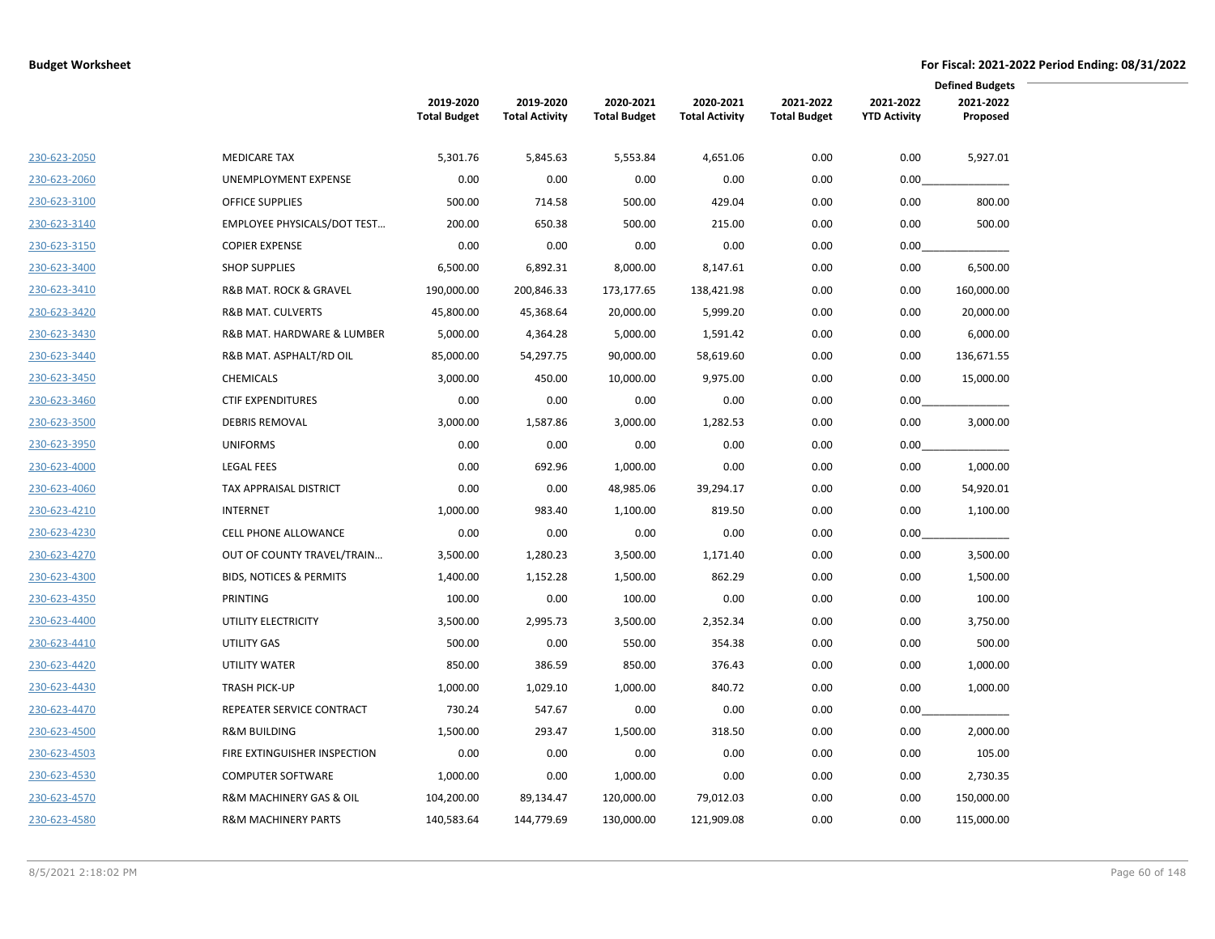**Budget Worksheet**

**For Fiscal: 2021-2022 Period Ending: 08/31/2022**

| | | 2019-2020 Total Budget | 2019-2020 Total Activity | 2020-2021 Total Budget | 2020-2021 Total Activity | 2021-2022 Total Budget | 2021-2022 YTD Activity | Defined Budgets 2021-2022 Proposed |
|---|---|---|---|---|---|---|---|---|
| 230-623-2050 | MEDICARE TAX | 5,301.76 | 5,845.63 | 5,553.84 | 4,651.06 | 0.00 | 0.00 | 5,927.01 |
| 230-623-2060 | UNEMPLOYMENT EXPENSE | 0.00 | 0.00 | 0.00 | 0.00 | 0.00 | 0.00 | |
| 230-623-3100 | OFFICE SUPPLIES | 500.00 | 714.58 | 500.00 | 429.04 | 0.00 | 0.00 | 800.00 |
| 230-623-3140 | EMPLOYEE PHYSICALS/DOT TEST… | 200.00 | 650.38 | 500.00 | 215.00 | 0.00 | 0.00 | 500.00 |
| 230-623-3150 | COPIER EXPENSE | 0.00 | 0.00 | 0.00 | 0.00 | 0.00 | 0.00 | |
| 230-623-3400 | SHOP SUPPLIES | 6,500.00 | 6,892.31 | 8,000.00 | 8,147.61 | 0.00 | 0.00 | 6,500.00 |
| 230-623-3410 | R&B MAT. ROCK & GRAVEL | 190,000.00 | 200,846.33 | 173,177.65 | 138,421.98 | 0.00 | 0.00 | 160,000.00 |
| 230-623-3420 | R&B MAT. CULVERTS | 45,800.00 | 45,368.64 | 20,000.00 | 5,999.20 | 0.00 | 0.00 | 20,000.00 |
| 230-623-3430 | R&B MAT. HARDWARE & LUMBER | 5,000.00 | 4,364.28 | 5,000.00 | 1,591.42 | 0.00 | 0.00 | 6,000.00 |
| 230-623-3440 | R&B MAT. ASPHALT/RD OIL | 85,000.00 | 54,297.75 | 90,000.00 | 58,619.60 | 0.00 | 0.00 | 136,671.55 |
| 230-623-3450 | CHEMICALS | 3,000.00 | 450.00 | 10,000.00 | 9,975.00 | 0.00 | 0.00 | 15,000.00 |
| 230-623-3460 | CTIF EXPENDITURES | 0.00 | 0.00 | 0.00 | 0.00 | 0.00 | 0.00 | |
| 230-623-3500 | DEBRIS REMOVAL | 3,000.00 | 1,587.86 | 3,000.00 | 1,282.53 | 0.00 | 0.00 | 3,000.00 |
| 230-623-3950 | UNIFORMS | 0.00 | 0.00 | 0.00 | 0.00 | 0.00 | 0.00 | |
| 230-623-4000 | LEGAL FEES | 0.00 | 692.96 | 1,000.00 | 0.00 | 0.00 | 0.00 | 1,000.00 |
| 230-623-4060 | TAX APPRAISAL DISTRICT | 0.00 | 0.00 | 48,985.06 | 39,294.17 | 0.00 | 0.00 | 54,920.01 |
| 230-623-4210 | INTERNET | 1,000.00 | 983.40 | 1,100.00 | 819.50 | 0.00 | 0.00 | 1,100.00 |
| 230-623-4230 | CELL PHONE ALLOWANCE | 0.00 | 0.00 | 0.00 | 0.00 | 0.00 | 0.00 | |
| 230-623-4270 | OUT OF COUNTY TRAVEL/TRAIN… | 3,500.00 | 1,280.23 | 3,500.00 | 1,171.40 | 0.00 | 0.00 | 3,500.00 |
| 230-623-4300 | BIDS, NOTICES & PERMITS | 1,400.00 | 1,152.28 | 1,500.00 | 862.29 | 0.00 | 0.00 | 1,500.00 |
| 230-623-4350 | PRINTING | 100.00 | 0.00 | 100.00 | 0.00 | 0.00 | 0.00 | 100.00 |
| 230-623-4400 | UTILITY ELECTRICITY | 3,500.00 | 2,995.73 | 3,500.00 | 2,352.34 | 0.00 | 0.00 | 3,750.00 |
| 230-623-4410 | UTILITY GAS | 500.00 | 0.00 | 550.00 | 354.38 | 0.00 | 0.00 | 500.00 |
| 230-623-4420 | UTILITY WATER | 850.00 | 386.59 | 850.00 | 376.43 | 0.00 | 0.00 | 1,000.00 |
| 230-623-4430 | TRASH PICK-UP | 1,000.00 | 1,029.10 | 1,000.00 | 840.72 | 0.00 | 0.00 | 1,000.00 |
| 230-623-4470 | REPEATER SERVICE CONTRACT | 730.24 | 547.67 | 0.00 | 0.00 | 0.00 | 0.00 | |
| 230-623-4500 | R&M BUILDING | 1,500.00 | 293.47 | 1,500.00 | 318.50 | 0.00 | 0.00 | 2,000.00 |
| 230-623-4503 | FIRE EXTINGUISHER INSPECTION | 0.00 | 0.00 | 0.00 | 0.00 | 0.00 | 0.00 | 105.00 |
| 230-623-4530 | COMPUTER SOFTWARE | 1,000.00 | 0.00 | 1,000.00 | 0.00 | 0.00 | 0.00 | 2,730.35 |
| 230-623-4570 | R&M MACHINERY GAS & OIL | 104,200.00 | 89,134.47 | 120,000.00 | 79,012.03 | 0.00 | 0.00 | 150,000.00 |
| 230-623-4580 | R&M MACHINERY PARTS | 140,583.64 | 144,779.69 | 130,000.00 | 121,909.08 | 0.00 | 0.00 | 115,000.00 |

8/5/2021 2:18:02 PM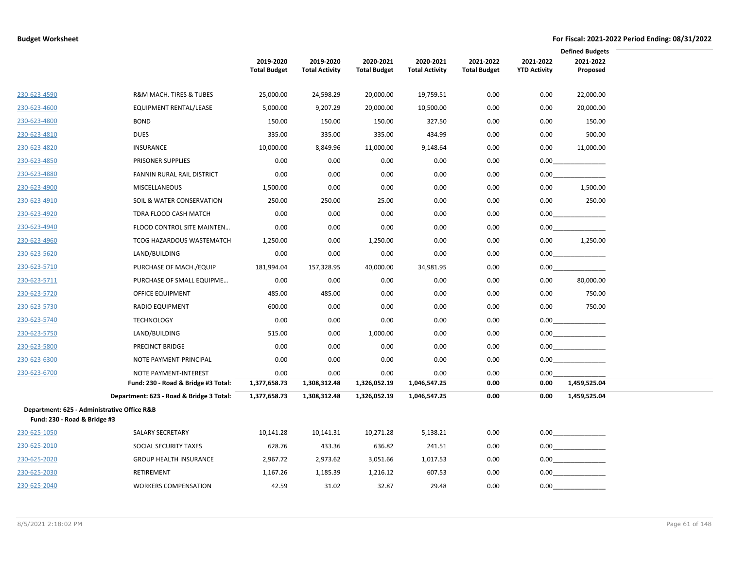**Budget Worksheet** — For Fiscal: 2021-2022 Period Ending: 08/31/2022

| | | 2019-2020 Total Budget | 2019-2020 Total Activity | 2020-2021 Total Budget | 2020-2021 Total Activity | 2021-2022 Total Budget | 2021-2022 YTD Activity | Defined Budgets 2021-2022 Proposed |
|---|---|---|---|---|---|---|---|---|
| 230-623-4590 | R&M MACH. TIRES & TUBES | 25,000.00 | 24,598.29 | 20,000.00 | 19,759.51 | 0.00 | 0.00 | 22,000.00 |
| 230-623-4600 | EQUIPMENT RENTAL/LEASE | 5,000.00 | 9,207.29 | 20,000.00 | 10,500.00 | 0.00 | 0.00 | 20,000.00 |
| 230-623-4800 | BOND | 150.00 | 150.00 | 150.00 | 327.50 | 0.00 | 0.00 | 150.00 |
| 230-623-4810 | DUES | 335.00 | 335.00 | 335.00 | 434.99 | 0.00 | 0.00 | 500.00 |
| 230-623-4820 | INSURANCE | 10,000.00 | 8,849.96 | 11,000.00 | 9,148.64 | 0.00 | 0.00 | 11,000.00 |
| 230-623-4850 | PRISONER SUPPLIES | 0.00 | 0.00 | 0.00 | 0.00 | 0.00 | 0.00 | |
| 230-623-4880 | FANNIN RURAL RAIL DISTRICT | 0.00 | 0.00 | 0.00 | 0.00 | 0.00 | 0.00 | |
| 230-623-4900 | MISCELLANEOUS | 1,500.00 | 0.00 | 0.00 | 0.00 | 0.00 | 0.00 | 1,500.00 |
| 230-623-4910 | SOIL & WATER CONSERVATION | 250.00 | 250.00 | 25.00 | 0.00 | 0.00 | 0.00 | 250.00 |
| 230-623-4920 | TDRA FLOOD CASH MATCH | 0.00 | 0.00 | 0.00 | 0.00 | 0.00 | 0.00 | |
| 230-623-4940 | FLOOD CONTROL SITE MAINTEN… | 0.00 | 0.00 | 0.00 | 0.00 | 0.00 | 0.00 | |
| 230-623-4960 | TCOG HAZARDOUS WASTEMATCH | 1,250.00 | 0.00 | 1,250.00 | 0.00 | 0.00 | 0.00 | 1,250.00 |
| 230-623-5620 | LAND/BUILDING | 0.00 | 0.00 | 0.00 | 0.00 | 0.00 | 0.00 | |
| 230-623-5710 | PURCHASE OF MACH./EQUIP | 181,994.04 | 157,328.95 | 40,000.00 | 34,981.95 | 0.00 | 0.00 | |
| 230-623-5711 | PURCHASE OF SMALL EQUIPME… | 0.00 | 0.00 | 0.00 | 0.00 | 0.00 | 0.00 | 80,000.00 |
| 230-623-5720 | OFFICE EQUIPMENT | 485.00 | 485.00 | 0.00 | 0.00 | 0.00 | 0.00 | 750.00 |
| 230-623-5730 | RADIO EQUIPMENT | 600.00 | 0.00 | 0.00 | 0.00 | 0.00 | 0.00 | 750.00 |
| 230-623-5740 | TECHNOLOGY | 0.00 | 0.00 | 0.00 | 0.00 | 0.00 | 0.00 | |
| 230-623-5750 | LAND/BUILDING | 515.00 | 0.00 | 1,000.00 | 0.00 | 0.00 | 0.00 | |
| 230-623-5800 | PRECINCT BRIDGE | 0.00 | 0.00 | 0.00 | 0.00 | 0.00 | 0.00 | |
| 230-623-6300 | NOTE PAYMENT-PRINCIPAL | 0.00 | 0.00 | 0.00 | 0.00 | 0.00 | 0.00 | |
| 230-623-6700 | NOTE PAYMENT-INTEREST | 0.00 | 0.00 | 0.00 | 0.00 | 0.00 | 0.00 | |
| | **Fund: 230 - Road & Bridge #3 Total:** | **1,377,658.73** | **1,308,312.48** | **1,326,052.19** | **1,046,547.25** | **0.00** | **0.00** | **1,459,525.04** |
| | **Department: 623 - Road & Bridge 3 Total:** | **1,377,658.73** | **1,308,312.48** | **1,326,052.19** | **1,046,547.25** | **0.00** | **0.00** | **1,459,525.04** |
| **Department: 625 - Administrative Office R&B** | | | | | | | | |
| **Fund: 230 - Road & Bridge #3** | | | | | | | | |
| 230-625-1050 | SALARY SECRETARY | 10,141.28 | 10,141.31 | 10,271.28 | 5,138.21 | 0.00 | 0.00 | |
| 230-625-2010 | SOCIAL SECURITY TAXES | 628.76 | 433.36 | 636.82 | 241.51 | 0.00 | 0.00 | |
| 230-625-2020 | GROUP HEALTH INSURANCE | 2,967.72 | 2,973.62 | 3,051.66 | 1,017.53 | 0.00 | 0.00 | |
| 230-625-2030 | RETIREMENT | 1,167.26 | 1,185.39 | 1,216.12 | 607.53 | 0.00 | 0.00 | |
| 230-625-2040 | WORKERS COMPENSATION | 42.59 | 31.02 | 32.87 | 29.48 | 0.00 | 0.00 | |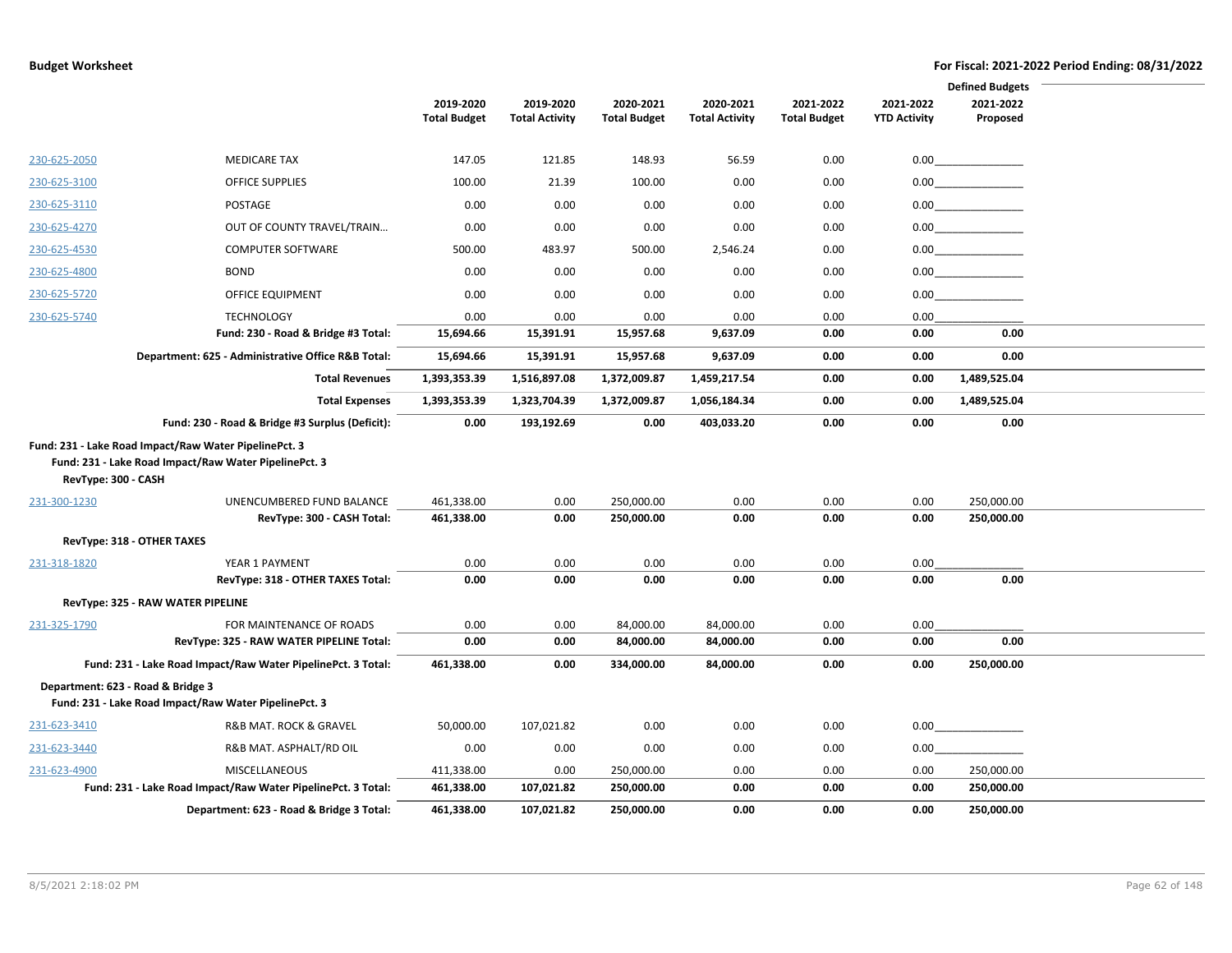| | | 2019-2020 Total Budget | 2019-2020 Total Activity | 2020-2021 Total Budget | 2020-2021 Total Activity | 2021-2022 Total Budget | 2021-2022 YTD Activity | Defined Budgets 2021-2022 Proposed |
|---|---|---|---|---|---|---|---|---|
| 230-625-2050 | MEDICARE TAX | 147.05 | 121.85 | 148.93 | 56.59 | 0.00 | 0.00 | |
| 230-625-3100 | OFFICE SUPPLIES | 100.00 | 21.39 | 100.00 | 0.00 | 0.00 | 0.00 | |
| 230-625-3110 | POSTAGE | 0.00 | 0.00 | 0.00 | 0.00 | 0.00 | 0.00 | |
| 230-625-4270 | OUT OF COUNTY TRAVEL/TRAIN... | 0.00 | 0.00 | 0.00 | 0.00 | 0.00 | 0.00 | |
| 230-625-4530 | COMPUTER SOFTWARE | 500.00 | 483.97 | 500.00 | 2,546.24 | 0.00 | 0.00 | |
| 230-625-4800 | BOND | 0.00 | 0.00 | 0.00 | 0.00 | 0.00 | 0.00 | |
| 230-625-5720 | OFFICE EQUIPMENT | 0.00 | 0.00 | 0.00 | 0.00 | 0.00 | 0.00 | |
| 230-625-5740 | TECHNOLOGY | 0.00 | 0.00 | 0.00 | 0.00 | 0.00 | 0.00 | |
| | **Fund: 230 - Road & Bridge #3 Total:** | **15,694.66** | **15,391.91** | **15,957.68** | **9,637.09** | **0.00** | **0.00** | **0.00** |
| | **Department: 625 - Administrative Office R&B Total:** | **15,694.66** | **15,391.91** | **15,957.68** | **9,637.09** | **0.00** | **0.00** | **0.00** |
| | **Total Revenues** | **1,393,353.39** | **1,516,897.08** | **1,372,009.87** | **1,459,217.54** | **0.00** | **0.00** | **1,489,525.04** |
| | **Total Expenses** | **1,393,353.39** | **1,323,704.39** | **1,372,009.87** | **1,056,184.34** | **0.00** | **0.00** | **1,489,525.04** |
| | **Fund: 230 - Road & Bridge #3 Surplus (Deficit):** | **0.00** | **193,192.69** | **0.00** | **403,033.20** | **0.00** | **0.00** | **0.00** |

**Fund: 231 - Lake Road Impact/Raw Water PipelinePct. 3**
**Fund: 231 - Lake Road Impact/Raw Water PipelinePct. 3**
**RevType: 300 - CASH**

| | | 2019-2020 Total Budget | 2019-2020 Total Activity | 2020-2021 Total Budget | 2020-2021 Total Activity | 2021-2022 Total Budget | 2021-2022 YTD Activity | 2021-2022 Proposed |
|---|---|---|---|---|---|---|---|---|
| 231-300-1230 | UNENCUMBERED FUND BALANCE | 461,338.00 | 0.00 | 250,000.00 | 0.00 | 0.00 | 0.00 | 250,000.00 |
| | **RevType: 300 - CASH Total:** | **461,338.00** | **0.00** | **250,000.00** | **0.00** | **0.00** | **0.00** | **250,000.00** |
| **RevType: 318 - OTHER TAXES** | | | | | | | | |
| 231-318-1820 | YEAR 1 PAYMENT | 0.00 | 0.00 | 0.00 | 0.00 | 0.00 | 0.00 | |
| | **RevType: 318 - OTHER TAXES Total:** | **0.00** | **0.00** | **0.00** | **0.00** | **0.00** | **0.00** | **0.00** |
| **RevType: 325 - RAW WATER PIPELINE** | | | | | | | | |
| 231-325-1790 | FOR MAINTENANCE OF ROADS | 0.00 | 0.00 | 84,000.00 | 84,000.00 | 0.00 | 0.00 | |
| | **RevType: 325 - RAW WATER PIPELINE Total:** | **0.00** | **0.00** | **84,000.00** | **84,000.00** | **0.00** | **0.00** | **0.00** |
| | **Fund: 231 - Lake Road Impact/Raw Water PipelinePct. 3 Total:** | **461,338.00** | **0.00** | **334,000.00** | **84,000.00** | **0.00** | **0.00** | **250,000.00** |

**Department: 623 - Road & Bridge 3**
**Fund: 231 - Lake Road Impact/Raw Water PipelinePct. 3**

| | | 2019-2020 Total Budget | 2019-2020 Total Activity | 2020-2021 Total Budget | 2020-2021 Total Activity | 2021-2022 Total Budget | 2021-2022 YTD Activity | 2021-2022 Proposed |
|---|---|---|---|---|---|---|---|---|
| 231-623-3410 | R&B MAT. ROCK & GRAVEL | 50,000.00 | 107,021.82 | 0.00 | 0.00 | 0.00 | 0.00 | |
| 231-623-3440 | R&B MAT. ASPHALT/RD OIL | 0.00 | 0.00 | 0.00 | 0.00 | 0.00 | 0.00 | |
| 231-623-4900 | MISCELLANEOUS | 411,338.00 | 0.00 | 250,000.00 | 0.00 | 0.00 | 0.00 | 250,000.00 |
| | **Fund: 231 - Lake Road Impact/Raw Water PipelinePct. 3 Total:** | **461,338.00** | **107,021.82** | **250,000.00** | **0.00** | **0.00** | **0.00** | **250,000.00** |
| | **Department: 623 - Road & Bridge 3 Total:** | **461,338.00** | **107,021.82** | **250,000.00** | **0.00** | **0.00** | **0.00** | **250,000.00** |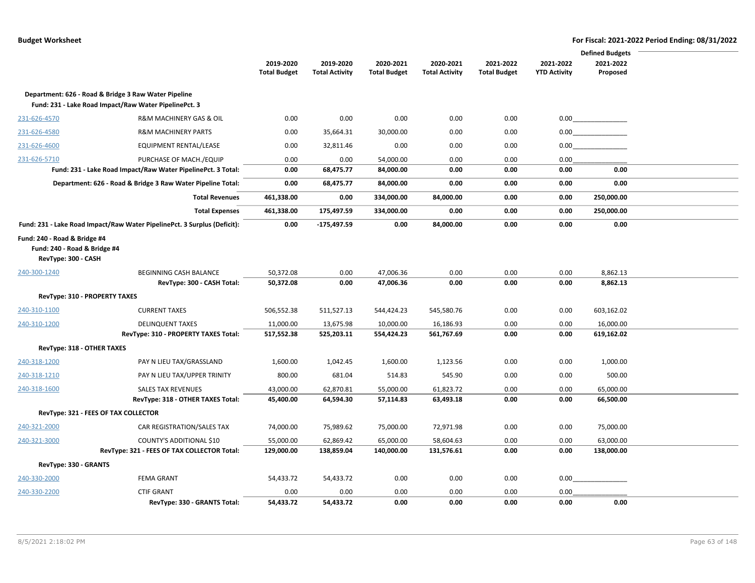| | | 2019-2020 Total Budget | 2019-2020 Total Activity | 2020-2021 Total Budget | 2020-2021 Total Activity | 2021-2022 Total Budget | 2021-2022 YTD Activity | Defined Budgets 2021-2022 Proposed |
|---|---|---|---|---|---|---|---|---|
| **Department: 626 - Road & Bridge 3 Raw Water Pipeline** | | | | | | | | |
| **Fund: 231 - Lake Road Impact/Raw Water PipelinePct. 3** | | | | | | | | |
| 231-626-4570 | R&M MACHINERY GAS & OIL | 0.00 | 0.00 | 0.00 | 0.00 | 0.00 | 0.00 | |
| 231-626-4580 | R&M MACHINERY PARTS | 0.00 | 35,664.31 | 30,000.00 | 0.00 | 0.00 | 0.00 | |
| 231-626-4600 | EQUIPMENT RENTAL/LEASE | 0.00 | 32,811.46 | 0.00 | 0.00 | 0.00 | 0.00 | |
| 231-626-5710 | PURCHASE OF MACH./EQUIP | 0.00 | 0.00 | 54,000.00 | 0.00 | 0.00 | 0.00 | |
| | **Fund: 231 - Lake Road Impact/Raw Water PipelinePct. 3 Total:** | **0.00** | **68,475.77** | **84,000.00** | **0.00** | **0.00** | **0.00** | **0.00** |
| | **Department: 626 - Road & Bridge 3 Raw Water Pipeline Total:** | **0.00** | **68,475.77** | **84,000.00** | **0.00** | **0.00** | **0.00** | **0.00** |
| | **Total Revenues** | **461,338.00** | **0.00** | **334,000.00** | **84,000.00** | **0.00** | **0.00** | **250,000.00** |
| | **Total Expenses** | **461,338.00** | **175,497.59** | **334,000.00** | **0.00** | **0.00** | **0.00** | **250,000.00** |
| | **Fund: 231 - Lake Road Impact/Raw Water PipelinePct. 3 Surplus (Deficit):** | **0.00** | **-175,497.59** | **0.00** | **84,000.00** | **0.00** | **0.00** | **0.00** |
| **Fund: 240 - Road & Bridge #4** | | | | | | | | |
| **Fund: 240 - Road & Bridge #4** | | | | | | | | |
| **RevType: 300 - CASH** | | | | | | | | |
| 240-300-1240 | BEGINNING CASH BALANCE | 50,372.08 | 0.00 | 47,006.36 | 0.00 | 0.00 | 0.00 | 8,862.13 |
| | **RevType: 300 - CASH Total:** | **50,372.08** | **0.00** | **47,006.36** | **0.00** | **0.00** | **0.00** | **8,862.13** |
| **RevType: 310 - PROPERTY TAXES** | | | | | | | | |
| 240-310-1100 | CURRENT TAXES | 506,552.38 | 511,527.13 | 544,424.23 | 545,580.76 | 0.00 | 0.00 | 603,162.02 |
| 240-310-1200 | DELINQUENT TAXES | 11,000.00 | 13,675.98 | 10,000.00 | 16,186.93 | 0.00 | 0.00 | 16,000.00 |
| | **RevType: 310 - PROPERTY TAXES Total:** | **517,552.38** | **525,203.11** | **554,424.23** | **561,767.69** | **0.00** | **0.00** | **619,162.02** |
| **RevType: 318 - OTHER TAXES** | | | | | | | | |
| 240-318-1200 | PAY N LIEU TAX/GRASSLAND | 1,600.00 | 1,042.45 | 1,600.00 | 1,123.56 | 0.00 | 0.00 | 1,000.00 |
| 240-318-1210 | PAY N LIEU TAX/UPPER TRINITY | 800.00 | 681.04 | 514.83 | 545.90 | 0.00 | 0.00 | 500.00 |
| 240-318-1600 | SALES TAX REVENUES | 43,000.00 | 62,870.81 | 55,000.00 | 61,823.72 | 0.00 | 0.00 | 65,000.00 |
| | **RevType: 318 - OTHER TAXES Total:** | **45,400.00** | **64,594.30** | **57,114.83** | **63,493.18** | **0.00** | **0.00** | **66,500.00** |
| **RevType: 321 - FEES OF TAX COLLECTOR** | | | | | | | | |
| 240-321-2000 | CAR REGISTRATION/SALES TAX | 74,000.00 | 75,989.62 | 75,000.00 | 72,971.98 | 0.00 | 0.00 | 75,000.00 |
| 240-321-3000 | COUNTY'S ADDITIONAL $10 | 55,000.00 | 62,869.42 | 65,000.00 | 58,604.63 | 0.00 | 0.00 | 63,000.00 |
| | **RevType: 321 - FEES OF TAX COLLECTOR Total:** | **129,000.00** | **138,859.04** | **140,000.00** | **131,576.61** | **0.00** | **0.00** | **138,000.00** |
| **RevType: 330 - GRANTS** | | | | | | | | |
| 240-330-2000 | FEMA GRANT | 54,433.72 | 54,433.72 | 0.00 | 0.00 | 0.00 | 0.00 | |
| 240-330-2200 | CTIF GRANT | 0.00 | 0.00 | 0.00 | 0.00 | 0.00 | 0.00 | |
| | **RevType: 330 - GRANTS Total:** | **54,433.72** | **54,433.72** | **0.00** | **0.00** | **0.00** | **0.00** | **0.00** |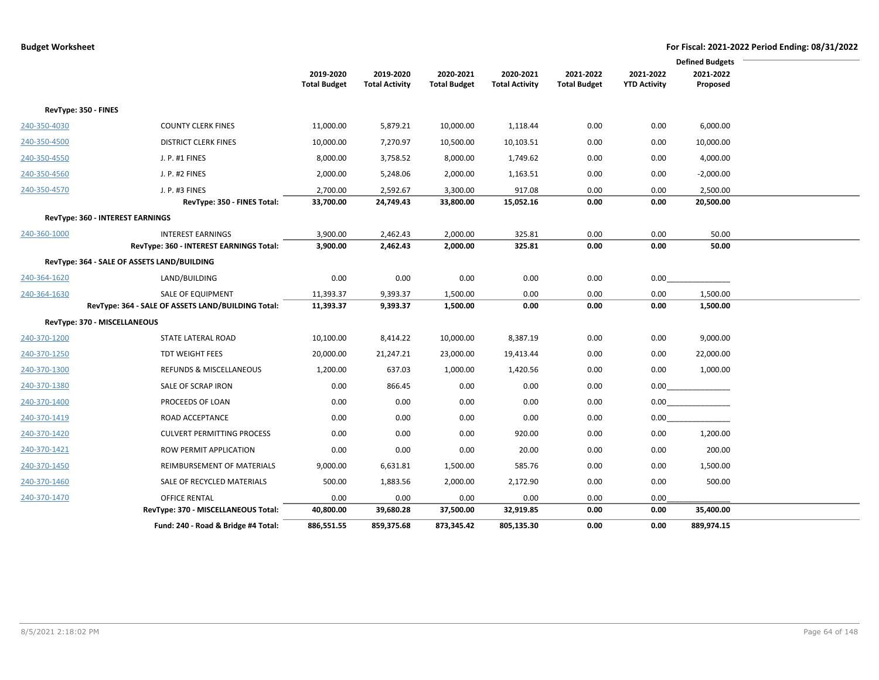**Budget Worksheet** — For Fiscal: 2021-2022 Period Ending: 08/31/2022

| | | 2019-2020 Total Budget | 2019-2020 Total Activity | 2020-2021 Total Budget | 2020-2021 Total Activity | 2021-2022 Total Budget | 2021-2022 YTD Activity | Defined Budgets 2021-2022 Proposed |
|---|---|---|---|---|---|---|---|---|
| **RevType: 350 - FINES** | | | | | | | | |
| 240-350-4030 | COUNTY CLERK FINES | 11,000.00 | 5,879.21 | 10,000.00 | 1,118.44 | 0.00 | 0.00 | 6,000.00 |
| 240-350-4500 | DISTRICT CLERK FINES | 10,000.00 | 7,270.97 | 10,500.00 | 10,103.51 | 0.00 | 0.00 | 10,000.00 |
| 240-350-4550 | J. P. #1 FINES | 8,000.00 | 3,758.52 | 8,000.00 | 1,749.62 | 0.00 | 0.00 | 4,000.00 |
| 240-350-4560 | J. P. #2 FINES | 2,000.00 | 5,248.06 | 2,000.00 | 1,163.51 | 0.00 | 0.00 | -2,000.00 |
| 240-350-4570 | J. P. #3 FINES | 2,700.00 | 2,592.67 | 3,300.00 | 917.08 | 0.00 | 0.00 | 2,500.00 |
| | **RevType: 350 - FINES Total:** | **33,700.00** | **24,749.43** | **33,800.00** | **15,052.16** | **0.00** | **0.00** | **20,500.00** |
| **RevType: 360 - INTEREST EARNINGS** | | | | | | | | |
| 240-360-1000 | INTEREST EARNINGS | 3,900.00 | 2,462.43 | 2,000.00 | 325.81 | 0.00 | 0.00 | 50.00 |
| | **RevType: 360 - INTEREST EARNINGS Total:** | **3,900.00** | **2,462.43** | **2,000.00** | **325.81** | **0.00** | **0.00** | **50.00** |
| **RevType: 364 - SALE OF ASSETS LAND/BUILDING** | | | | | | | | |
| 240-364-1620 | LAND/BUILDING | 0.00 | 0.00 | 0.00 | 0.00 | 0.00 | 0.00 | |
| 240-364-1630 | SALE OF EQUIPMENT | 11,393.37 | 9,393.37 | 1,500.00 | 0.00 | 0.00 | 0.00 | 1,500.00 |
| | **RevType: 364 - SALE OF ASSETS LAND/BUILDING Total:** | **11,393.37** | **9,393.37** | **1,500.00** | **0.00** | **0.00** | **0.00** | **1,500.00** |
| **RevType: 370 - MISCELLANEOUS** | | | | | | | | |
| 240-370-1200 | STATE LATERAL ROAD | 10,100.00 | 8,414.22 | 10,000.00 | 8,387.19 | 0.00 | 0.00 | 9,000.00 |
| 240-370-1250 | TDT WEIGHT FEES | 20,000.00 | 21,247.21 | 23,000.00 | 19,413.44 | 0.00 | 0.00 | 22,000.00 |
| 240-370-1300 | REFUNDS & MISCELLANEOUS | 1,200.00 | 637.03 | 1,000.00 | 1,420.56 | 0.00 | 0.00 | 1,000.00 |
| 240-370-1380 | SALE OF SCRAP IRON | 0.00 | 866.45 | 0.00 | 0.00 | 0.00 | 0.00 | |
| 240-370-1400 | PROCEEDS OF LOAN | 0.00 | 0.00 | 0.00 | 0.00 | 0.00 | 0.00 | |
| 240-370-1419 | ROAD ACCEPTANCE | 0.00 | 0.00 | 0.00 | 0.00 | 0.00 | 0.00 | |
| 240-370-1420 | CULVERT PERMITTING PROCESS | 0.00 | 0.00 | 0.00 | 920.00 | 0.00 | 0.00 | 1,200.00 |
| 240-370-1421 | ROW PERMIT APPLICATION | 0.00 | 0.00 | 0.00 | 20.00 | 0.00 | 0.00 | 200.00 |
| 240-370-1450 | REIMBURSEMENT OF MATERIALS | 9,000.00 | 6,631.81 | 1,500.00 | 585.76 | 0.00 | 0.00 | 1,500.00 |
| 240-370-1460 | SALE OF RECYCLED MATERIALS | 500.00 | 1,883.56 | 2,000.00 | 2,172.90 | 0.00 | 0.00 | 500.00 |
| 240-370-1470 | OFFICE RENTAL | 0.00 | 0.00 | 0.00 | 0.00 | 0.00 | 0.00 | |
| | **RevType: 370 - MISCELLANEOUS Total:** | **40,800.00** | **39,680.28** | **37,500.00** | **32,919.85** | **0.00** | **0.00** | **35,400.00** |
| | **Fund: 240 - Road & Bridge #4 Total:** | **886,551.55** | **859,375.68** | **873,345.42** | **805,135.30** | **0.00** | **0.00** | **889,974.15** |

8/5/2021 2:18:02 PM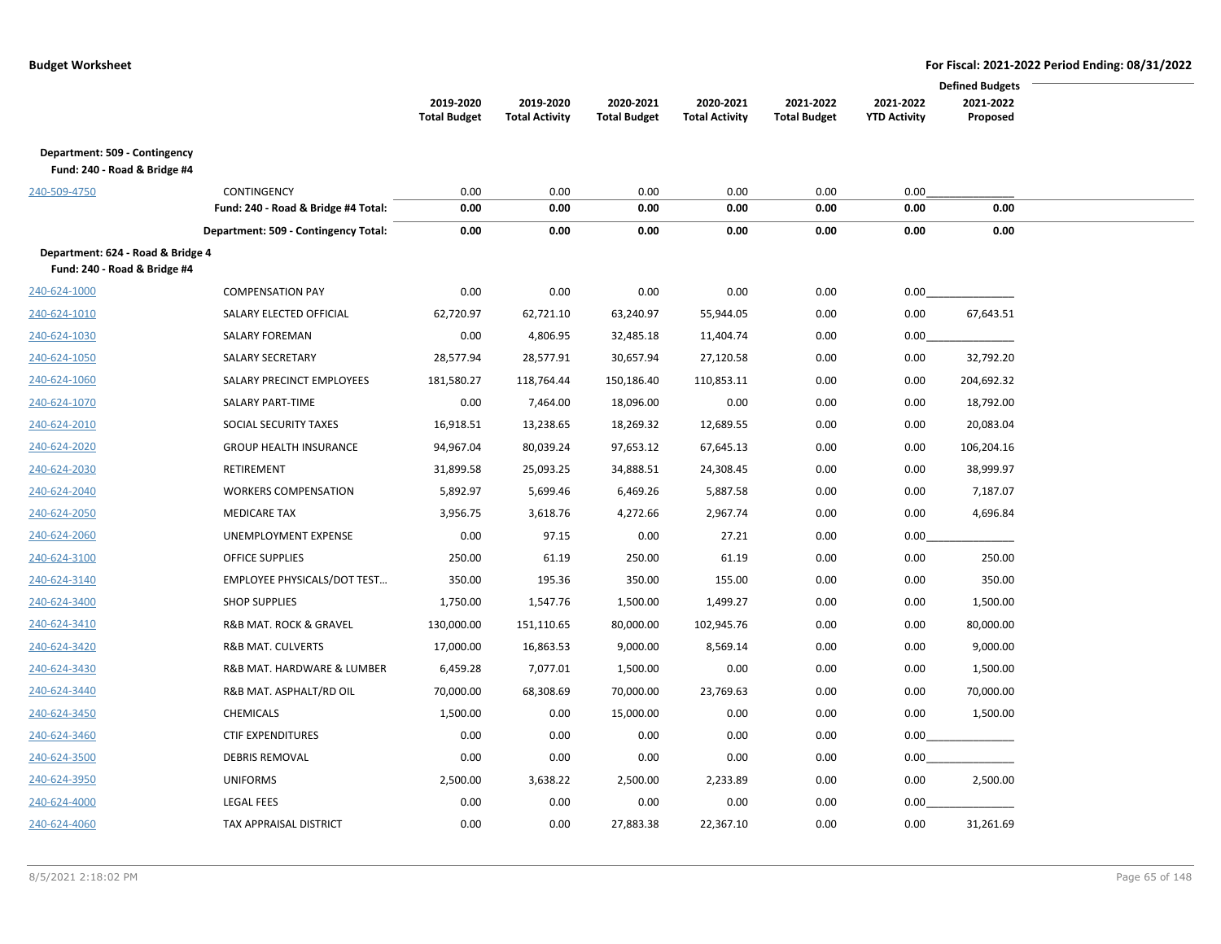**Budget Worksheet** | **For Fiscal: 2021-2022 Period Ending: 08/31/2022**

| | | 2019-2020 Total Budget | 2019-2020 Total Activity | 2020-2021 Total Budget | 2020-2021 Total Activity | 2021-2022 Total Budget | 2021-2022 YTD Activity | Defined Budgets 2021-2022 Proposed |
|---|---|---|---|---|---|---|---|---|
| **Department: 509 - Contingency** | | | | | | | | |
| **Fund: 240 - Road & Bridge #4** | | | | | | | | |
| 240-509-4750 | CONTINGENCY | 0.00 | 0.00 | 0.00 | 0.00 | 0.00 | 0.00 | |
| | **Fund: 240 - Road & Bridge #4 Total:** | **0.00** | **0.00** | **0.00** | **0.00** | **0.00** | **0.00** | **0.00** |
| | **Department: 509 - Contingency Total:** | **0.00** | **0.00** | **0.00** | **0.00** | **0.00** | **0.00** | **0.00** |
| **Department: 624 - Road & Bridge 4** | | | | | | | | |
| **Fund: 240 - Road & Bridge #4** | | | | | | | | |
| 240-624-1000 | COMPENSATION PAY | 0.00 | 0.00 | 0.00 | 0.00 | 0.00 | 0.00 | |
| 240-624-1010 | SALARY ELECTED OFFICIAL | 62,720.97 | 62,721.10 | 63,240.97 | 55,944.05 | 0.00 | 0.00 | 67,643.51 |
| 240-624-1030 | SALARY FOREMAN | 0.00 | 4,806.95 | 32,485.18 | 11,404.74 | 0.00 | 0.00 | |
| 240-624-1050 | SALARY SECRETARY | 28,577.94 | 28,577.91 | 30,657.94 | 27,120.58 | 0.00 | 0.00 | 32,792.20 |
| 240-624-1060 | SALARY PRECINCT EMPLOYEES | 181,580.27 | 118,764.44 | 150,186.40 | 110,853.11 | 0.00 | 0.00 | 204,692.32 |
| 240-624-1070 | SALARY PART-TIME | 0.00 | 7,464.00 | 18,096.00 | 0.00 | 0.00 | 0.00 | 18,792.00 |
| 240-624-2010 | SOCIAL SECURITY TAXES | 16,918.51 | 13,238.65 | 18,269.32 | 12,689.55 | 0.00 | 0.00 | 20,083.04 |
| 240-624-2020 | GROUP HEALTH INSURANCE | 94,967.04 | 80,039.24 | 97,653.12 | 67,645.13 | 0.00 | 0.00 | 106,204.16 |
| 240-624-2030 | RETIREMENT | 31,899.58 | 25,093.25 | 34,888.51 | 24,308.45 | 0.00 | 0.00 | 38,999.97 |
| 240-624-2040 | WORKERS COMPENSATION | 5,892.97 | 5,699.46 | 6,469.26 | 5,887.58 | 0.00 | 0.00 | 7,187.07 |
| 240-624-2050 | MEDICARE TAX | 3,956.75 | 3,618.76 | 4,272.66 | 2,967.74 | 0.00 | 0.00 | 4,696.84 |
| 240-624-2060 | UNEMPLOYMENT EXPENSE | 0.00 | 97.15 | 0.00 | 27.21 | 0.00 | 0.00 | |
| 240-624-3100 | OFFICE SUPPLIES | 250.00 | 61.19 | 250.00 | 61.19 | 0.00 | 0.00 | 250.00 |
| 240-624-3140 | EMPLOYEE PHYSICALS/DOT TEST... | 350.00 | 195.36 | 350.00 | 155.00 | 0.00 | 0.00 | 350.00 |
| 240-624-3400 | SHOP SUPPLIES | 1,750.00 | 1,547.76 | 1,500.00 | 1,499.27 | 0.00 | 0.00 | 1,500.00 |
| 240-624-3410 | R&B MAT. ROCK & GRAVEL | 130,000.00 | 151,110.65 | 80,000.00 | 102,945.76 | 0.00 | 0.00 | 80,000.00 |
| 240-624-3420 | R&B MAT. CULVERTS | 17,000.00 | 16,863.53 | 9,000.00 | 8,569.14 | 0.00 | 0.00 | 9,000.00 |
| 240-624-3430 | R&B MAT. HARDWARE & LUMBER | 6,459.28 | 7,077.01 | 1,500.00 | 0.00 | 0.00 | 0.00 | 1,500.00 |
| 240-624-3440 | R&B MAT. ASPHALT/RD OIL | 70,000.00 | 68,308.69 | 70,000.00 | 23,769.63 | 0.00 | 0.00 | 70,000.00 |
| 240-624-3450 | CHEMICALS | 1,500.00 | 0.00 | 15,000.00 | 0.00 | 0.00 | 0.00 | 1,500.00 |
| 240-624-3460 | CTIF EXPENDITURES | 0.00 | 0.00 | 0.00 | 0.00 | 0.00 | 0.00 | |
| 240-624-3500 | DEBRIS REMOVAL | 0.00 | 0.00 | 0.00 | 0.00 | 0.00 | 0.00 | |
| 240-624-3950 | UNIFORMS | 2,500.00 | 3,638.22 | 2,500.00 | 2,233.89 | 0.00 | 0.00 | 2,500.00 |
| 240-624-4000 | LEGAL FEES | 0.00 | 0.00 | 0.00 | 0.00 | 0.00 | 0.00 | |
| 240-624-4060 | TAX APPRAISAL DISTRICT | 0.00 | 0.00 | 27,883.38 | 22,367.10 | 0.00 | 0.00 | 31,261.69 |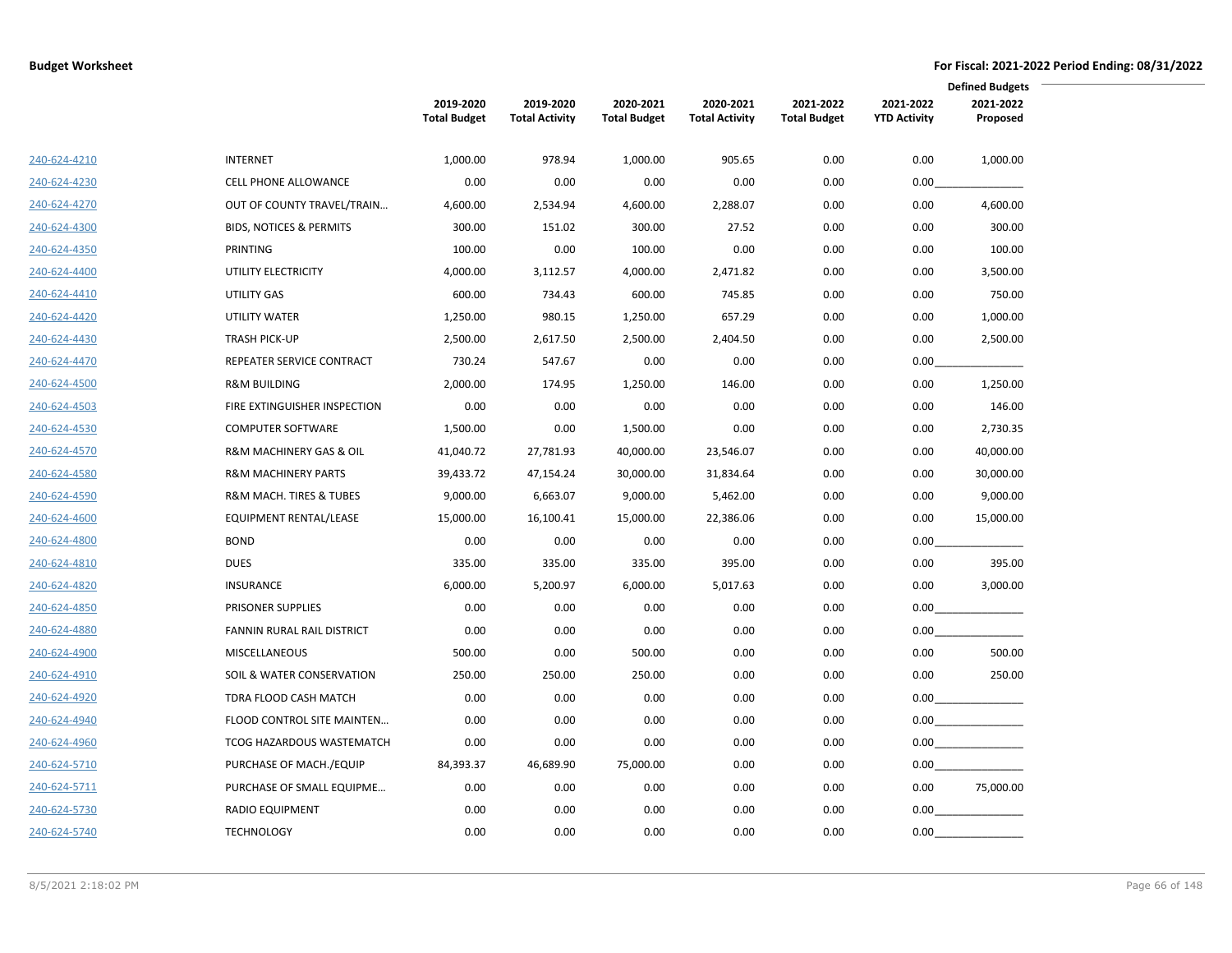**Budget Worksheet**

**For Fiscal: 2021-2022 Period Ending: 08/31/2022**

| | | 2019-2020 Total Budget | 2019-2020 Total Activity | 2020-2021 Total Budget | 2020-2021 Total Activity | 2021-2022 Total Budget | 2021-2022 YTD Activity | Defined Budgets 2021-2022 Proposed |
|---|---|---|---|---|---|---|---|---|
| 240-624-4210 | INTERNET | 1,000.00 | 978.94 | 1,000.00 | 905.65 | 0.00 | 0.00 | 1,000.00 |
| 240-624-4230 | CELL PHONE ALLOWANCE | 0.00 | 0.00 | 0.00 | 0.00 | 0.00 | 0.00 | |
| 240-624-4270 | OUT OF COUNTY TRAVEL/TRAIN… | 4,600.00 | 2,534.94 | 4,600.00 | 2,288.07 | 0.00 | 0.00 | 4,600.00 |
| 240-624-4300 | BIDS, NOTICES & PERMITS | 300.00 | 151.02 | 300.00 | 27.52 | 0.00 | 0.00 | 300.00 |
| 240-624-4350 | PRINTING | 100.00 | 0.00 | 100.00 | 0.00 | 0.00 | 0.00 | 100.00 |
| 240-624-4400 | UTILITY ELECTRICITY | 4,000.00 | 3,112.57 | 4,000.00 | 2,471.82 | 0.00 | 0.00 | 3,500.00 |
| 240-624-4410 | UTILITY GAS | 600.00 | 734.43 | 600.00 | 745.85 | 0.00 | 0.00 | 750.00 |
| 240-624-4420 | UTILITY WATER | 1,250.00 | 980.15 | 1,250.00 | 657.29 | 0.00 | 0.00 | 1,000.00 |
| 240-624-4430 | TRASH PICK-UP | 2,500.00 | 2,617.50 | 2,500.00 | 2,404.50 | 0.00 | 0.00 | 2,500.00 |
| 240-624-4470 | REPEATER SERVICE CONTRACT | 730.24 | 547.67 | 0.00 | 0.00 | 0.00 | 0.00 | |
| 240-624-4500 | R&M BUILDING | 2,000.00 | 174.95 | 1,250.00 | 146.00 | 0.00 | 0.00 | 1,250.00 |
| 240-624-4503 | FIRE EXTINGUISHER INSPECTION | 0.00 | 0.00 | 0.00 | 0.00 | 0.00 | 0.00 | 146.00 |
| 240-624-4530 | COMPUTER SOFTWARE | 1,500.00 | 0.00 | 1,500.00 | 0.00 | 0.00 | 0.00 | 2,730.35 |
| 240-624-4570 | R&M MACHINERY GAS & OIL | 41,040.72 | 27,781.93 | 40,000.00 | 23,546.07 | 0.00 | 0.00 | 40,000.00 |
| 240-624-4580 | R&M MACHINERY PARTS | 39,433.72 | 47,154.24 | 30,000.00 | 31,834.64 | 0.00 | 0.00 | 30,000.00 |
| 240-624-4590 | R&M MACH. TIRES & TUBES | 9,000.00 | 6,663.07 | 9,000.00 | 5,462.00 | 0.00 | 0.00 | 9,000.00 |
| 240-624-4600 | EQUIPMENT RENTAL/LEASE | 15,000.00 | 16,100.41 | 15,000.00 | 22,386.06 | 0.00 | 0.00 | 15,000.00 |
| 240-624-4800 | BOND | 0.00 | 0.00 | 0.00 | 0.00 | 0.00 | 0.00 | |
| 240-624-4810 | DUES | 335.00 | 335.00 | 335.00 | 395.00 | 0.00 | 0.00 | 395.00 |
| 240-624-4820 | INSURANCE | 6,000.00 | 5,200.97 | 6,000.00 | 5,017.63 | 0.00 | 0.00 | 3,000.00 |
| 240-624-4850 | PRISONER SUPPLIES | 0.00 | 0.00 | 0.00 | 0.00 | 0.00 | 0.00 | |
| 240-624-4880 | FANNIN RURAL RAIL DISTRICT | 0.00 | 0.00 | 0.00 | 0.00 | 0.00 | 0.00 | |
| 240-624-4900 | MISCELLANEOUS | 500.00 | 0.00 | 500.00 | 0.00 | 0.00 | 0.00 | 500.00 |
| 240-624-4910 | SOIL & WATER CONSERVATION | 250.00 | 250.00 | 250.00 | 0.00 | 0.00 | 0.00 | 250.00 |
| 240-624-4920 | TDRA FLOOD CASH MATCH | 0.00 | 0.00 | 0.00 | 0.00 | 0.00 | 0.00 | |
| 240-624-4940 | FLOOD CONTROL SITE MAINTEN… | 0.00 | 0.00 | 0.00 | 0.00 | 0.00 | 0.00 | |
| 240-624-4960 | TCOG HAZARDOUS WASTEMATCH | 0.00 | 0.00 | 0.00 | 0.00 | 0.00 | 0.00 | |
| 240-624-5710 | PURCHASE OF MACH./EQUIP | 84,393.37 | 46,689.90 | 75,000.00 | 0.00 | 0.00 | 0.00 | |
| 240-624-5711 | PURCHASE OF SMALL EQUIPME… | 0.00 | 0.00 | 0.00 | 0.00 | 0.00 | 0.00 | 75,000.00 |
| 240-624-5730 | RADIO EQUIPMENT | 0.00 | 0.00 | 0.00 | 0.00 | 0.00 | 0.00 | |
| 240-624-5740 | TECHNOLOGY | 0.00 | 0.00 | 0.00 | 0.00 | 0.00 | 0.00 | |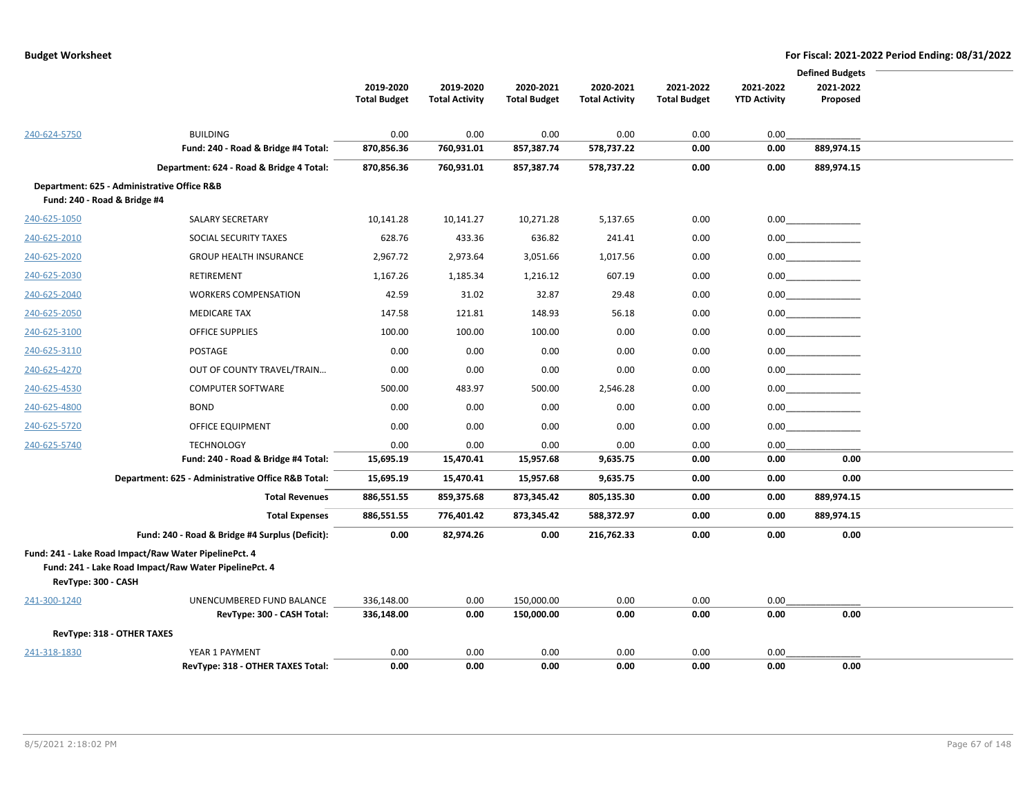| | | 2019-2020 Total Budget | 2019-2020 Total Activity | 2020-2021 Total Budget | 2020-2021 Total Activity | 2021-2022 Total Budget | 2021-2022 YTD Activity | Defined Budgets 2021-2022 Proposed |
|---|---|---|---|---|---|---|---|---|
| 240-624-5750 | BUILDING | 0.00 | 0.00 | 0.00 | 0.00 | 0.00 | 0.00 | |
| | **Fund: 240 - Road & Bridge #4 Total:** | **870,856.36** | **760,931.01** | **857,387.74** | **578,737.22** | **0.00** | **0.00** | **889,974.15** |
| | **Department: 624 - Road & Bridge 4 Total:** | **870,856.36** | **760,931.01** | **857,387.74** | **578,737.22** | **0.00** | **0.00** | **889,974.15** |
| **Department: 625 - Administrative Office R&B** | | | | | | | | |
| **Fund: 240 - Road & Bridge #4** | | | | | | | | |
| 240-625-1050 | SALARY SECRETARY | 10,141.28 | 10,141.27 | 10,271.28 | 5,137.65 | 0.00 | 0.00 | |
| 240-625-2010 | SOCIAL SECURITY TAXES | 628.76 | 433.36 | 636.82 | 241.41 | 0.00 | 0.00 | |
| 240-625-2020 | GROUP HEALTH INSURANCE | 2,967.72 | 2,973.64 | 3,051.66 | 1,017.56 | 0.00 | 0.00 | |
| 240-625-2030 | RETIREMENT | 1,167.26 | 1,185.34 | 1,216.12 | 607.19 | 0.00 | 0.00 | |
| 240-625-2040 | WORKERS COMPENSATION | 42.59 | 31.02 | 32.87 | 29.48 | 0.00 | 0.00 | |
| 240-625-2050 | MEDICARE TAX | 147.58 | 121.81 | 148.93 | 56.18 | 0.00 | 0.00 | |
| 240-625-3100 | OFFICE SUPPLIES | 100.00 | 100.00 | 100.00 | 0.00 | 0.00 | 0.00 | |
| 240-625-3110 | POSTAGE | 0.00 | 0.00 | 0.00 | 0.00 | 0.00 | 0.00 | |
| 240-625-4270 | OUT OF COUNTY TRAVEL/TRAIN... | 0.00 | 0.00 | 0.00 | 0.00 | 0.00 | 0.00 | |
| 240-625-4530 | COMPUTER SOFTWARE | 500.00 | 483.97 | 500.00 | 2,546.28 | 0.00 | 0.00 | |
| 240-625-4800 | BOND | 0.00 | 0.00 | 0.00 | 0.00 | 0.00 | 0.00 | |
| 240-625-5720 | OFFICE EQUIPMENT | 0.00 | 0.00 | 0.00 | 0.00 | 0.00 | 0.00 | |
| 240-625-5740 | TECHNOLOGY | 0.00 | 0.00 | 0.00 | 0.00 | 0.00 | 0.00 | |
| | **Fund: 240 - Road & Bridge #4 Total:** | **15,695.19** | **15,470.41** | **15,957.68** | **9,635.75** | **0.00** | **0.00** | **0.00** |
| | **Department: 625 - Administrative Office R&B Total:** | **15,695.19** | **15,470.41** | **15,957.68** | **9,635.75** | **0.00** | **0.00** | **0.00** |
| | **Total Revenues** | **886,551.55** | **859,375.68** | **873,345.42** | **805,135.30** | **0.00** | **0.00** | **889,974.15** |
| | **Total Expenses** | **886,551.55** | **776,401.42** | **873,345.42** | **588,372.97** | **0.00** | **0.00** | **889,974.15** |
| | **Fund: 240 - Road & Bridge #4 Surplus (Deficit):** | **0.00** | **82,974.26** | **0.00** | **216,762.33** | **0.00** | **0.00** | **0.00** |
| **Fund: 241 - Lake Road Impact/Raw Water PipelinePct. 4** | | | | | | | | |
| **Fund: 241 - Lake Road Impact/Raw Water PipelinePct. 4** | | | | | | | | |
| **RevType: 300 - CASH** | | | | | | | | |
| 241-300-1240 | UNENCUMBERED FUND BALANCE | 336,148.00 | 0.00 | 150,000.00 | 0.00 | 0.00 | 0.00 | |
| | **RevType: 300 - CASH Total:** | **336,148.00** | **0.00** | **150,000.00** | **0.00** | **0.00** | **0.00** | **0.00** |
| **RevType: 318 - OTHER TAXES** | | | | | | | | |
| 241-318-1830 | YEAR 1 PAYMENT | 0.00 | 0.00 | 0.00 | 0.00 | 0.00 | 0.00 | |
| | **RevType: 318 - OTHER TAXES Total:** | **0.00** | **0.00** | **0.00** | **0.00** | **0.00** | **0.00** | **0.00** |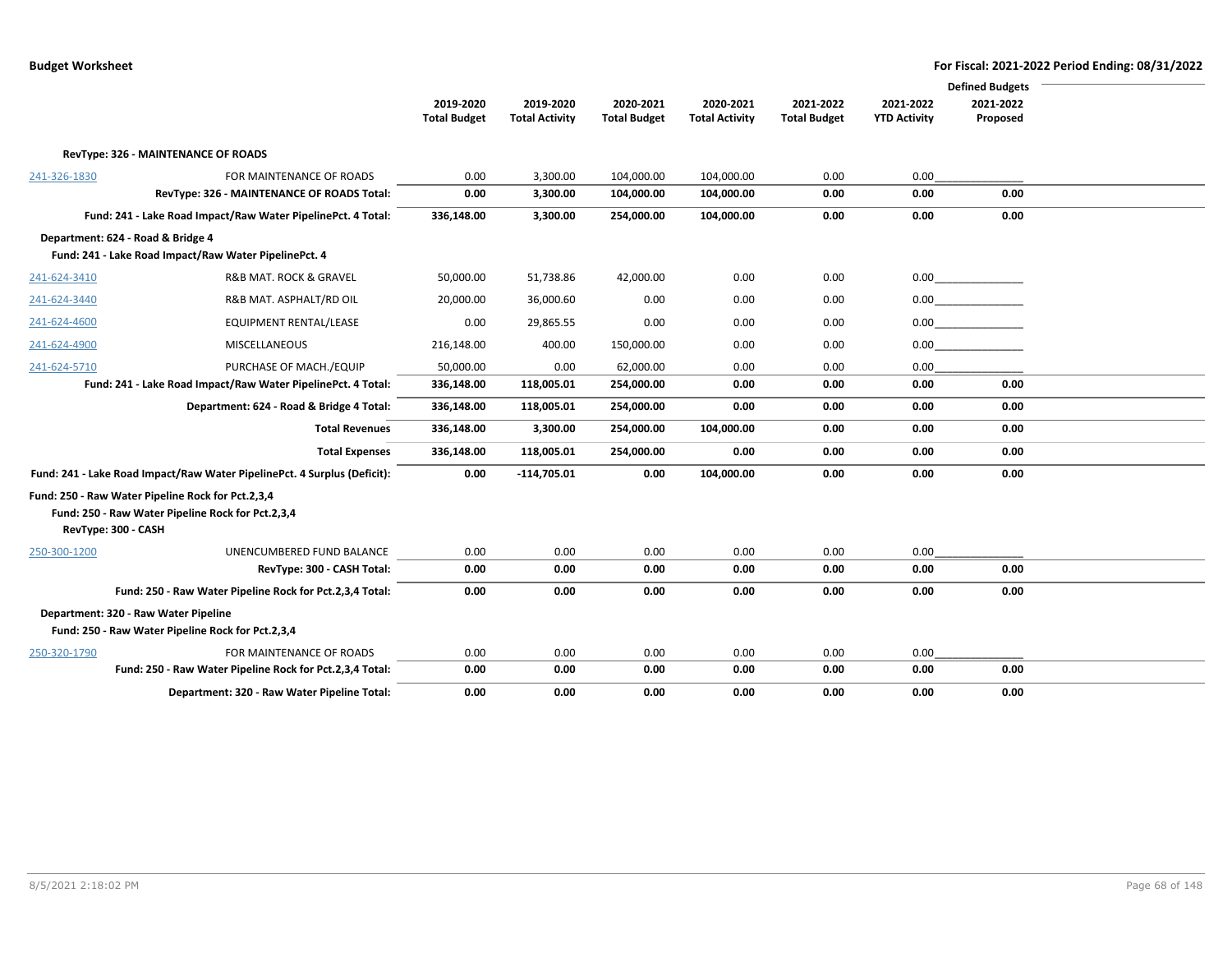| | | 2019-2020 Total Budget | 2019-2020 Total Activity | 2020-2021 Total Budget | 2020-2021 Total Activity | 2021-2022 Total Budget | 2021-2022 YTD Activity | Defined Budgets 2021-2022 Proposed |
|---|---|---|---|---|---|---|---|---|
| **RevType: 326 - MAINTENANCE OF ROADS** | | | | | | | | |
| 241-326-1830 | FOR MAINTENANCE OF ROADS | 0.00 | 3,300.00 | 104,000.00 | 104,000.00 | 0.00 | 0.00 | |
| | **RevType: 326 - MAINTENANCE OF ROADS Total:** | **0.00** | **3,300.00** | **104,000.00** | **104,000.00** | **0.00** | **0.00** | **0.00** |
| | **Fund: 241 - Lake Road Impact/Raw Water PipelinePct. 4 Total:** | **336,148.00** | **3,300.00** | **254,000.00** | **104,000.00** | **0.00** | **0.00** | **0.00** |
| **Department: 624 - Road & Bridge 4** | | | | | | | | |
| **Fund: 241 - Lake Road Impact/Raw Water PipelinePct. 4** | | | | | | | | |
| 241-624-3410 | R&B MAT. ROCK & GRAVEL | 50,000.00 | 51,738.86 | 42,000.00 | 0.00 | 0.00 | 0.00 | |
| 241-624-3440 | R&B MAT. ASPHALT/RD OIL | 20,000.00 | 36,000.60 | 0.00 | 0.00 | 0.00 | 0.00 | |
| 241-624-4600 | EQUIPMENT RENTAL/LEASE | 0.00 | 29,865.55 | 0.00 | 0.00 | 0.00 | 0.00 | |
| 241-624-4900 | MISCELLANEOUS | 216,148.00 | 400.00 | 150,000.00 | 0.00 | 0.00 | 0.00 | |
| 241-624-5710 | PURCHASE OF MACH./EQUIP | 50,000.00 | 0.00 | 62,000.00 | 0.00 | 0.00 | 0.00 | |
| | **Fund: 241 - Lake Road Impact/Raw Water PipelinePct. 4 Total:** | **336,148.00** | **118,005.01** | **254,000.00** | **0.00** | **0.00** | **0.00** | **0.00** |
| | **Department: 624 - Road & Bridge 4 Total:** | **336,148.00** | **118,005.01** | **254,000.00** | **0.00** | **0.00** | **0.00** | **0.00** |
| | **Total Revenues** | **336,148.00** | **3,300.00** | **254,000.00** | **104,000.00** | **0.00** | **0.00** | **0.00** |
| | **Total Expenses** | **336,148.00** | **118,005.01** | **254,000.00** | **0.00** | **0.00** | **0.00** | **0.00** |
| | **Fund: 241 - Lake Road Impact/Raw Water PipelinePct. 4 Surplus (Deficit):** | **0.00** | **-114,705.01** | **0.00** | **104,000.00** | **0.00** | **0.00** | **0.00** |
| **Fund: 250 - Raw Water Pipeline Rock for Pct.2,3,4** | | | | | | | | |
| **Fund: 250 - Raw Water Pipeline Rock for Pct.2,3,4** | | | | | | | | |
| **RevType: 300 - CASH** | | | | | | | | |
| 250-300-1200 | UNENCUMBERED FUND BALANCE | 0.00 | 0.00 | 0.00 | 0.00 | 0.00 | 0.00 | |
| | **RevType: 300 - CASH Total:** | **0.00** | **0.00** | **0.00** | **0.00** | **0.00** | **0.00** | **0.00** |
| | **Fund: 250 - Raw Water Pipeline Rock for Pct.2,3,4 Total:** | **0.00** | **0.00** | **0.00** | **0.00** | **0.00** | **0.00** | **0.00** |
| **Department: 320 - Raw Water Pipeline** | | | | | | | | |
| **Fund: 250 - Raw Water Pipeline Rock for Pct.2,3,4** | | | | | | | | |
| 250-320-1790 | FOR MAINTENANCE OF ROADS | 0.00 | 0.00 | 0.00 | 0.00 | 0.00 | 0.00 | |
| | **Fund: 250 - Raw Water Pipeline Rock for Pct.2,3,4 Total:** | **0.00** | **0.00** | **0.00** | **0.00** | **0.00** | **0.00** | **0.00** |
| | **Department: 320 - Raw Water Pipeline Total:** | **0.00** | **0.00** | **0.00** | **0.00** | **0.00** | **0.00** | **0.00** |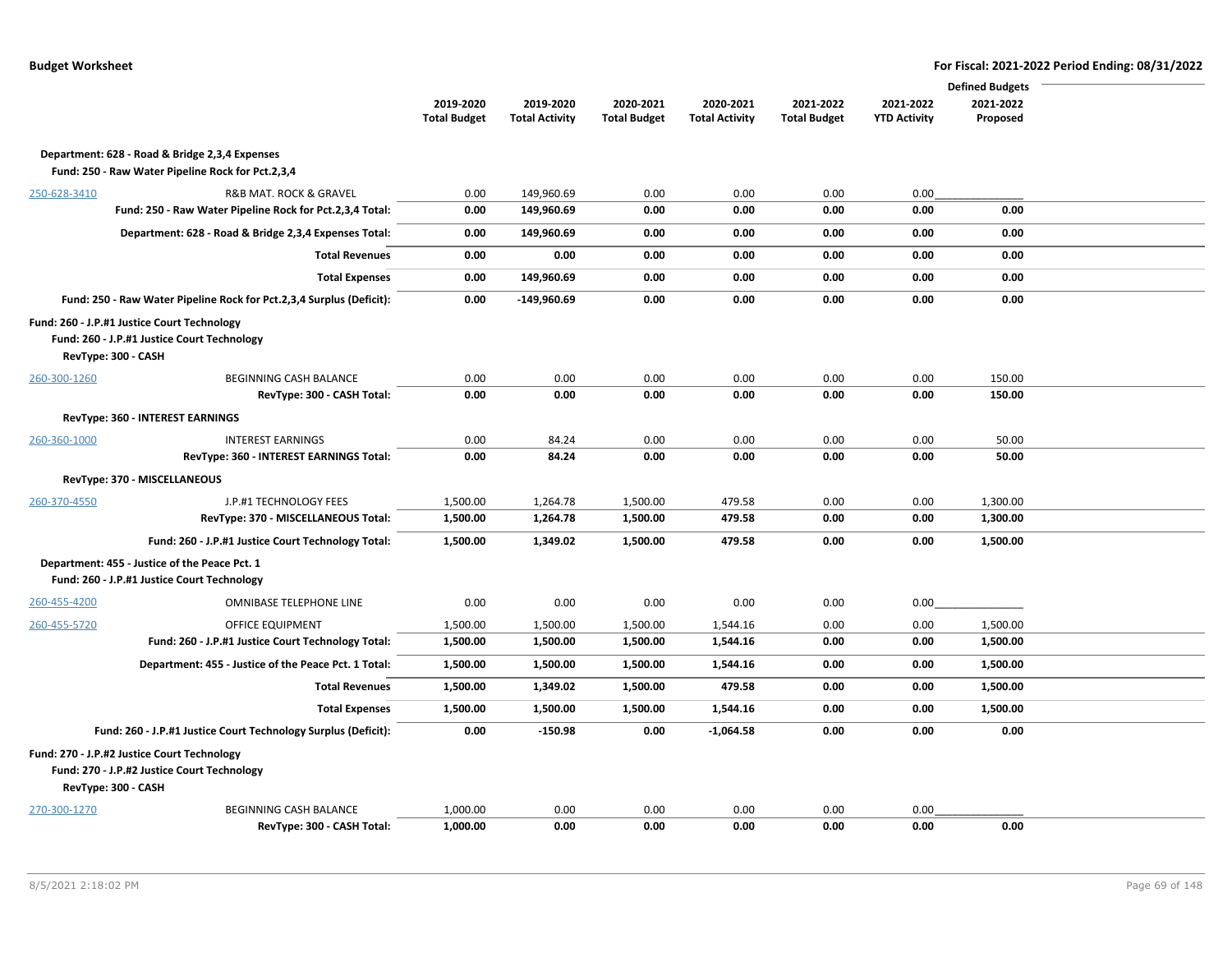**Budget Worksheet** — For Fiscal: 2021-2022 Period Ending: 08/31/2022

| | | 2019-2020 Total Budget | 2019-2020 Total Activity | 2020-2021 Total Budget | 2020-2021 Total Activity | 2021-2022 Total Budget | 2021-2022 YTD Activity | Defined Budgets 2021-2022 Proposed |
|---|---|---|---|---|---|---|---|---|
| **Department: 628 - Road & Bridge 2,3,4 Expenses** | | | | | | | | |
| **Fund: 250 - Raw Water Pipeline Rock for Pct.2,3,4** | | | | | | | | |
| 250-628-3410 | R&B MAT. ROCK & GRAVEL | 0.00 | 149,960.69 | 0.00 | 0.00 | 0.00 | 0.00 | |
| | **Fund: 250 - Raw Water Pipeline Rock for Pct.2,3,4 Total:** | **0.00** | **149,960.69** | **0.00** | **0.00** | **0.00** | **0.00** | **0.00** |
| | **Department: 628 - Road & Bridge 2,3,4 Expenses Total:** | **0.00** | **149,960.69** | **0.00** | **0.00** | **0.00** | **0.00** | **0.00** |
| | **Total Revenues** | **0.00** | **0.00** | **0.00** | **0.00** | **0.00** | **0.00** | **0.00** |
| | **Total Expenses** | **0.00** | **149,960.69** | **0.00** | **0.00** | **0.00** | **0.00** | **0.00** |
| | **Fund: 250 - Raw Water Pipeline Rock for Pct.2,3,4 Surplus (Deficit):** | **0.00** | **-149,960.69** | **0.00** | **0.00** | **0.00** | **0.00** | **0.00** |
| **Fund: 260 - J.P.#1 Justice Court Technology** | | | | | | | | |
| **Fund: 260 - J.P.#1 Justice Court Technology** | | | | | | | | |
| **RevType: 300 - CASH** | | | | | | | | |
| 260-300-1260 | BEGINNING CASH BALANCE | 0.00 | 0.00 | 0.00 | 0.00 | 0.00 | 0.00 | 150.00 |
| | **RevType: 300 - CASH Total:** | **0.00** | **0.00** | **0.00** | **0.00** | **0.00** | **0.00** | **150.00** |
| **RevType: 360 - INTEREST EARNINGS** | | | | | | | | |
| 260-360-1000 | INTEREST EARNINGS | 0.00 | 84.24 | 0.00 | 0.00 | 0.00 | 0.00 | 50.00 |
| | **RevType: 360 - INTEREST EARNINGS Total:** | **0.00** | **84.24** | **0.00** | **0.00** | **0.00** | **0.00** | **50.00** |
| **RevType: 370 - MISCELLANEOUS** | | | | | | | | |
| 260-370-4550 | J.P.#1 TECHNOLOGY FEES | 1,500.00 | 1,264.78 | 1,500.00 | 479.58 | 0.00 | 0.00 | 1,300.00 |
| | **RevType: 370 - MISCELLANEOUS Total:** | **1,500.00** | **1,264.78** | **1,500.00** | **479.58** | **0.00** | **0.00** | **1,300.00** |
| | **Fund: 260 - J.P.#1 Justice Court Technology Total:** | **1,500.00** | **1,349.02** | **1,500.00** | **479.58** | **0.00** | **0.00** | **1,500.00** |
| **Department: 455 - Justice of the Peace Pct. 1** | | | | | | | | |
| **Fund: 260 - J.P.#1 Justice Court Technology** | | | | | | | | |
| 260-455-4200 | OMNIBASE TELEPHONE LINE | 0.00 | 0.00 | 0.00 | 0.00 | 0.00 | 0.00 | |
| 260-455-5720 | OFFICE EQUIPMENT | 1,500.00 | 1,500.00 | 1,500.00 | 1,544.16 | 0.00 | 0.00 | 1,500.00 |
| | **Fund: 260 - J.P.#1 Justice Court Technology Total:** | **1,500.00** | **1,500.00** | **1,500.00** | **1,544.16** | **0.00** | **0.00** | **1,500.00** |
| | **Department: 455 - Justice of the Peace Pct. 1 Total:** | **1,500.00** | **1,500.00** | **1,500.00** | **1,544.16** | **0.00** | **0.00** | **1,500.00** |
| | **Total Revenues** | **1,500.00** | **1,349.02** | **1,500.00** | **479.58** | **0.00** | **0.00** | **1,500.00** |
| | **Total Expenses** | **1,500.00** | **1,500.00** | **1,500.00** | **1,544.16** | **0.00** | **0.00** | **1,500.00** |
| | **Fund: 260 - J.P.#1 Justice Court Technology Surplus (Deficit):** | **0.00** | **-150.98** | **0.00** | **-1,064.58** | **0.00** | **0.00** | **0.00** |
| **Fund: 270 - J.P.#2 Justice Court Technology** | | | | | | | | |
| **Fund: 270 - J.P.#2 Justice Court Technology** | | | | | | | | |
| **RevType: 300 - CASH** | | | | | | | | |
| 270-300-1270 | BEGINNING CASH BALANCE | 1,000.00 | 0.00 | 0.00 | 0.00 | 0.00 | 0.00 | |
| | **RevType: 300 - CASH Total:** | **1,000.00** | **0.00** | **0.00** | **0.00** | **0.00** | **0.00** | **0.00** |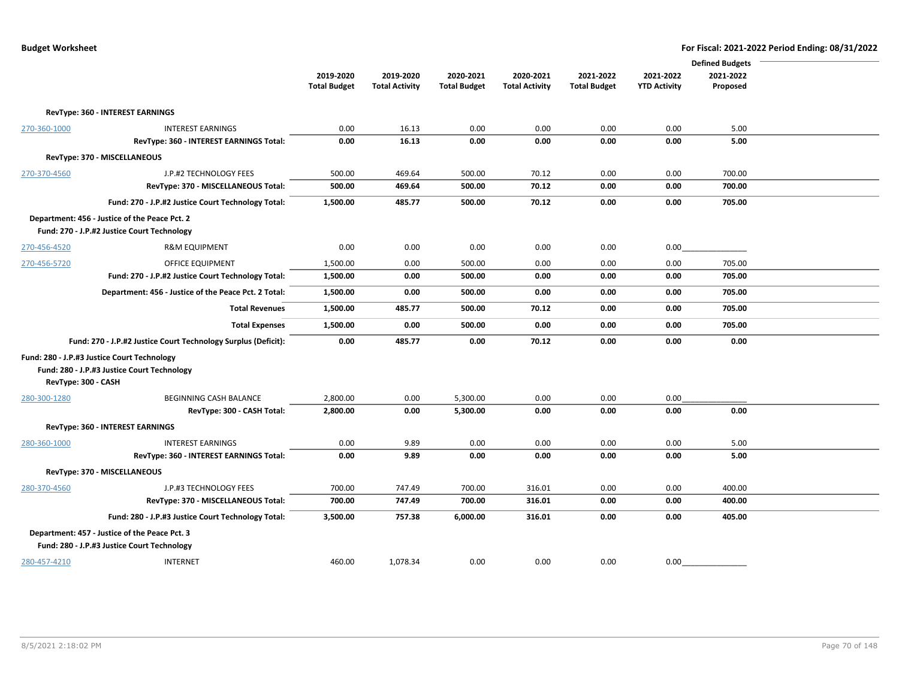| | | 2019-2020 Total Budget | 2019-2020 Total Activity | 2020-2021 Total Budget | 2020-2021 Total Activity | 2021-2022 Total Budget | 2021-2022 YTD Activity | Defined Budgets 2021-2022 Proposed |
|---|---|---|---|---|---|---|---|---|
| **RevType: 360 - INTEREST EARNINGS** | | | | | | | | |
| 270-360-1000 | INTEREST EARNINGS | 0.00 | 16.13 | 0.00 | 0.00 | 0.00 | 0.00 | 5.00 |
| | **RevType: 360 - INTEREST EARNINGS Total:** | **0.00** | **16.13** | **0.00** | **0.00** | **0.00** | **0.00** | **5.00** |
| **RevType: 370 - MISCELLANEOUS** | | | | | | | | |
| 270-370-4560 | J.P.#2 TECHNOLOGY FEES | 500.00 | 469.64 | 500.00 | 70.12 | 0.00 | 0.00 | 700.00 |
| | **RevType: 370 - MISCELLANEOUS Total:** | **500.00** | **469.64** | **500.00** | **70.12** | **0.00** | **0.00** | **700.00** |
| | **Fund: 270 - J.P.#2 Justice Court Technology Total:** | **1,500.00** | **485.77** | **500.00** | **70.12** | **0.00** | **0.00** | **705.00** |
| **Department: 456 - Justice of the Peace Pct. 2** | | | | | | | | |
| **Fund: 270 - J.P.#2 Justice Court Technology** | | | | | | | | |
| 270-456-4520 | R&M EQUIPMENT | 0.00 | 0.00 | 0.00 | 0.00 | 0.00 | 0.00 | |
| 270-456-5720 | OFFICE EQUIPMENT | 1,500.00 | 0.00 | 500.00 | 0.00 | 0.00 | 0.00 | 705.00 |
| | **Fund: 270 - J.P.#2 Justice Court Technology Total:** | **1,500.00** | **0.00** | **500.00** | **0.00** | **0.00** | **0.00** | **705.00** |
| | **Department: 456 - Justice of the Peace Pct. 2 Total:** | **1,500.00** | **0.00** | **500.00** | **0.00** | **0.00** | **0.00** | **705.00** |
| | **Total Revenues** | **1,500.00** | **485.77** | **500.00** | **70.12** | **0.00** | **0.00** | **705.00** |
| | **Total Expenses** | **1,500.00** | **0.00** | **500.00** | **0.00** | **0.00** | **0.00** | **705.00** |
| | **Fund: 270 - J.P.#2 Justice Court Technology Surplus (Deficit):** | **0.00** | **485.77** | **0.00** | **70.12** | **0.00** | **0.00** | **0.00** |
| **Fund: 280 - J.P.#3 Justice Court Technology** | | | | | | | | |
| **Fund: 280 - J.P.#3 Justice Court Technology** | | | | | | | | |
| **RevType: 300 - CASH** | | | | | | | | |
| 280-300-1280 | BEGINNING CASH BALANCE | 2,800.00 | 0.00 | 5,300.00 | 0.00 | 0.00 | 0.00 | |
| | **RevType: 300 - CASH Total:** | **2,800.00** | **0.00** | **5,300.00** | **0.00** | **0.00** | **0.00** | **0.00** |
| **RevType: 360 - INTEREST EARNINGS** | | | | | | | | |
| 280-360-1000 | INTEREST EARNINGS | 0.00 | 9.89 | 0.00 | 0.00 | 0.00 | 0.00 | 5.00 |
| | **RevType: 360 - INTEREST EARNINGS Total:** | **0.00** | **9.89** | **0.00** | **0.00** | **0.00** | **0.00** | **5.00** |
| **RevType: 370 - MISCELLANEOUS** | | | | | | | | |
| 280-370-4560 | J.P.#3 TECHNOLOGY FEES | 700.00 | 747.49 | 700.00 | 316.01 | 0.00 | 0.00 | 400.00 |
| | **RevType: 370 - MISCELLANEOUS Total:** | **700.00** | **747.49** | **700.00** | **316.01** | **0.00** | **0.00** | **400.00** |
| | **Fund: 280 - J.P.#3 Justice Court Technology Total:** | **3,500.00** | **757.38** | **6,000.00** | **316.01** | **0.00** | **0.00** | **405.00** |
| **Department: 457 - Justice of the Peace Pct. 3** | | | | | | | | |
| **Fund: 280 - J.P.#3 Justice Court Technology** | | | | | | | | |
| 280-457-4210 | INTERNET | 460.00 | 1,078.34 | 0.00 | 0.00 | 0.00 | 0.00 | |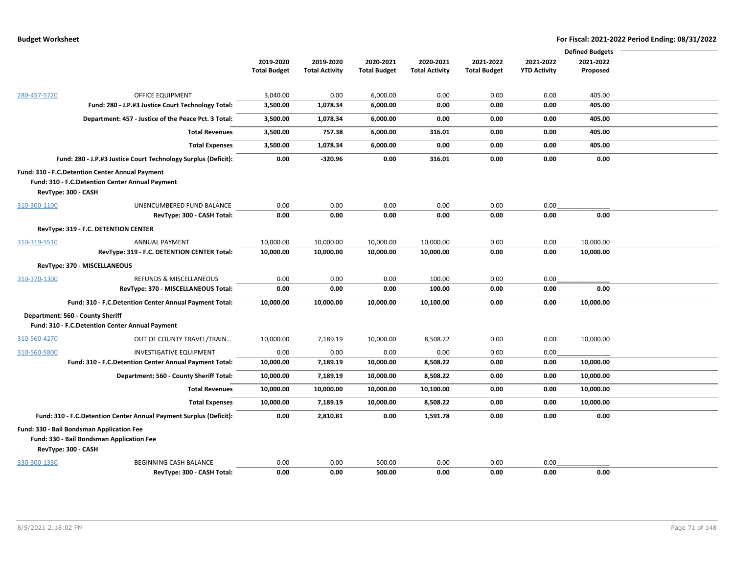| | | 2019-2020 Total Budget | 2019-2020 Total Activity | 2020-2021 Total Budget | 2020-2021 Total Activity | 2021-2022 Total Budget | 2021-2022 YTD Activity | Defined Budgets 2021-2022 Proposed |
|---|---|---|---|---|---|---|---|---|
| 280-457-5720 | OFFICE EQUIPMENT | 3,040.00 | 0.00 | 6,000.00 | 0.00 | 0.00 | 0.00 | 405.00 |
| | **Fund: 280 - J.P.#3 Justice Court Technology Total:** | **3,500.00** | **1,078.34** | **6,000.00** | **0.00** | **0.00** | **0.00** | **405.00** |
| | **Department: 457 - Justice of the Peace Pct. 3 Total:** | **3,500.00** | **1,078.34** | **6,000.00** | **0.00** | **0.00** | **0.00** | **405.00** |
| | **Total Revenues** | **3,500.00** | **757.38** | **6,000.00** | **316.01** | **0.00** | **0.00** | **405.00** |
| | **Total Expenses** | **3,500.00** | **1,078.34** | **6,000.00** | **0.00** | **0.00** | **0.00** | **405.00** |
| | **Fund: 280 - J.P.#3 Justice Court Technology Surplus (Deficit):** | **0.00** | **-320.96** | **0.00** | **316.01** | **0.00** | **0.00** | **0.00** |
| **Fund: 310 - F.C.Detention Center Annual Payment** | | | | | | | | |
| **Fund: 310 - F.C.Detention Center Annual Payment** | | | | | | | | |
| **RevType: 300 - CASH** | | | | | | | | |
| 310-300-1100 | UNENCUMBERED FUND BALANCE | 0.00 | 0.00 | 0.00 | 0.00 | 0.00 | 0.00 | |
| | **RevType: 300 - CASH Total:** | **0.00** | **0.00** | **0.00** | **0.00** | **0.00** | **0.00** | **0.00** |
| **RevType: 319 - F.C. DETENTION CENTER** | | | | | | | | |
| 310-319-5510 | ANNUAL PAYMENT | 10,000.00 | 10,000.00 | 10,000.00 | 10,000.00 | 0.00 | 0.00 | 10,000.00 |
| | **RevType: 319 - F.C. DETENTION CENTER Total:** | **10,000.00** | **10,000.00** | **10,000.00** | **10,000.00** | **0.00** | **0.00** | **10,000.00** |
| **RevType: 370 - MISCELLANEOUS** | | | | | | | | |
| 310-370-1300 | REFUNDS & MISCELLANEOUS | 0.00 | 0.00 | 0.00 | 100.00 | 0.00 | 0.00 | |
| | **RevType: 370 - MISCELLANEOUS Total:** | **0.00** | **0.00** | **0.00** | **100.00** | **0.00** | **0.00** | **0.00** |
| | **Fund: 310 - F.C.Detention Center Annual Payment Total:** | **10,000.00** | **10,000.00** | **10,000.00** | **10,100.00** | **0.00** | **0.00** | **10,000.00** |
| **Department: 560 - County Sheriff** | | | | | | | | |
| **Fund: 310 - F.C.Detention Center Annual Payment** | | | | | | | | |
| 310-560-4270 | OUT OF COUNTY TRAVEL/TRAIN... | 10,000.00 | 7,189.19 | 10,000.00 | 8,508.22 | 0.00 | 0.00 | 10,000.00 |
| 310-560-5800 | INVESTIGATIVE EQUIPMENT | 0.00 | 0.00 | 0.00 | 0.00 | 0.00 | 0.00 | |
| | **Fund: 310 - F.C.Detention Center Annual Payment Total:** | **10,000.00** | **7,189.19** | **10,000.00** | **8,508.22** | **0.00** | **0.00** | **10,000.00** |
| | **Department: 560 - County Sheriff Total:** | **10,000.00** | **7,189.19** | **10,000.00** | **8,508.22** | **0.00** | **0.00** | **10,000.00** |
| | **Total Revenues** | **10,000.00** | **10,000.00** | **10,000.00** | **10,100.00** | **0.00** | **0.00** | **10,000.00** |
| | **Total Expenses** | **10,000.00** | **7,189.19** | **10,000.00** | **8,508.22** | **0.00** | **0.00** | **10,000.00** |
| | **Fund: 310 - F.C.Detention Center Annual Payment Surplus (Deficit):** | **0.00** | **2,810.81** | **0.00** | **1,591.78** | **0.00** | **0.00** | **0.00** |
| **Fund: 330 - Bail Bondsman Application Fee** | | | | | | | | |
| **Fund: 330 - Bail Bondsman Application Fee** | | | | | | | | |
| **RevType: 300 - CASH** | | | | | | | | |
| 330-300-1330 | BEGINNING CASH BALANCE | 0.00 | 0.00 | 500.00 | 0.00 | 0.00 | 0.00 | |
| | **RevType: 300 - CASH Total:** | **0.00** | **0.00** | **500.00** | **0.00** | **0.00** | **0.00** | **0.00** |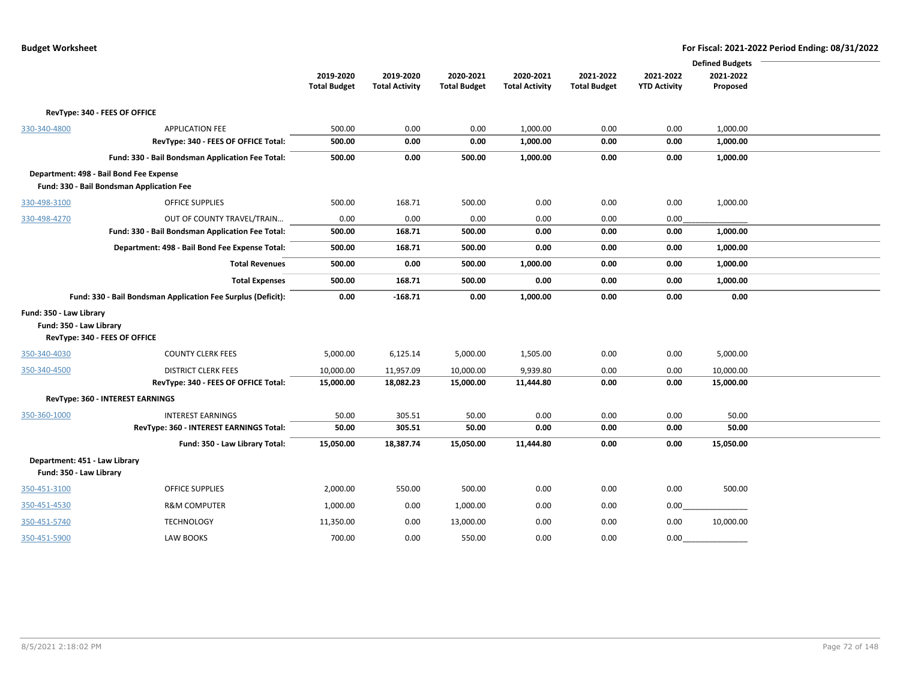| | | 2019-2020 Total Budget | 2019-2020 Total Activity | 2020-2021 Total Budget | 2020-2021 Total Activity | 2021-2022 Total Budget | 2021-2022 YTD Activity | Defined Budgets 2021-2022 Proposed |
|---|---|---|---|---|---|---|---|---|
| **RevType: 340 - FEES OF OFFICE** | | | | | | | | |
| 330-340-4800 | APPLICATION FEE | 500.00 | 0.00 | 0.00 | 1,000.00 | 0.00 | 0.00 | 1,000.00 |
| | **RevType: 340 - FEES OF OFFICE Total:** | **500.00** | **0.00** | **0.00** | **1,000.00** | **0.00** | **0.00** | **1,000.00** |
| | **Fund: 330 - Bail Bondsman Application Fee Total:** | **500.00** | **0.00** | **500.00** | **1,000.00** | **0.00** | **0.00** | **1,000.00** |
| **Department: 498 - Bail Bond Fee Expense** | | | | | | | | |
| **Fund: 330 - Bail Bondsman Application Fee** | | | | | | | | |
| 330-498-3100 | OFFICE SUPPLIES | 500.00 | 168.71 | 500.00 | 0.00 | 0.00 | 0.00 | 1,000.00 |
| 330-498-4270 | OUT OF COUNTY TRAVEL/TRAIN... | 0.00 | 0.00 | 0.00 | 0.00 | 0.00 | 0.00 | |
| | **Fund: 330 - Bail Bondsman Application Fee Total:** | **500.00** | **168.71** | **500.00** | **0.00** | **0.00** | **0.00** | **1,000.00** |
| | **Department: 498 - Bail Bond Fee Expense Total:** | **500.00** | **168.71** | **500.00** | **0.00** | **0.00** | **0.00** | **1,000.00** |
| | **Total Revenues** | **500.00** | **0.00** | **500.00** | **1,000.00** | **0.00** | **0.00** | **1,000.00** |
| | **Total Expenses** | **500.00** | **168.71** | **500.00** | **0.00** | **0.00** | **0.00** | **1,000.00** |
| | **Fund: 330 - Bail Bondsman Application Fee Surplus (Deficit):** | **0.00** | **-168.71** | **0.00** | **1,000.00** | **0.00** | **0.00** | **0.00** |
| **Fund: 350 - Law Library** | | | | | | | | |
| **Fund: 350 - Law Library** | | | | | | | | |
| **RevType: 340 - FEES OF OFFICE** | | | | | | | | |
| 350-340-4030 | COUNTY CLERK FEES | 5,000.00 | 6,125.14 | 5,000.00 | 1,505.00 | 0.00 | 0.00 | 5,000.00 |
| 350-340-4500 | DISTRICT CLERK FEES | 10,000.00 | 11,957.09 | 10,000.00 | 9,939.80 | 0.00 | 0.00 | 10,000.00 |
| | **RevType: 340 - FEES OF OFFICE Total:** | **15,000.00** | **18,082.23** | **15,000.00** | **11,444.80** | **0.00** | **0.00** | **15,000.00** |
| **RevType: 360 - INTEREST EARNINGS** | | | | | | | | |
| 350-360-1000 | INTEREST EARNINGS | 50.00 | 305.51 | 50.00 | 0.00 | 0.00 | 0.00 | 50.00 |
| | **RevType: 360 - INTEREST EARNINGS Total:** | **50.00** | **305.51** | **50.00** | **0.00** | **0.00** | **0.00** | **50.00** |
| | **Fund: 350 - Law Library Total:** | **15,050.00** | **18,387.74** | **15,050.00** | **11,444.80** | **0.00** | **0.00** | **15,050.00** |
| **Department: 451 - Law Library** | | | | | | | | |
| **Fund: 350 - Law Library** | | | | | | | | |
| 350-451-3100 | OFFICE SUPPLIES | 2,000.00 | 550.00 | 500.00 | 0.00 | 0.00 | 0.00 | 500.00 |
| 350-451-4530 | R&M COMPUTER | 1,000.00 | 0.00 | 1,000.00 | 0.00 | 0.00 | 0.00 | |
| 350-451-5740 | TECHNOLOGY | 11,350.00 | 0.00 | 13,000.00 | 0.00 | 0.00 | 0.00 | 10,000.00 |
| 350-451-5900 | LAW BOOKS | 700.00 | 0.00 | 550.00 | 0.00 | 0.00 | 0.00 | |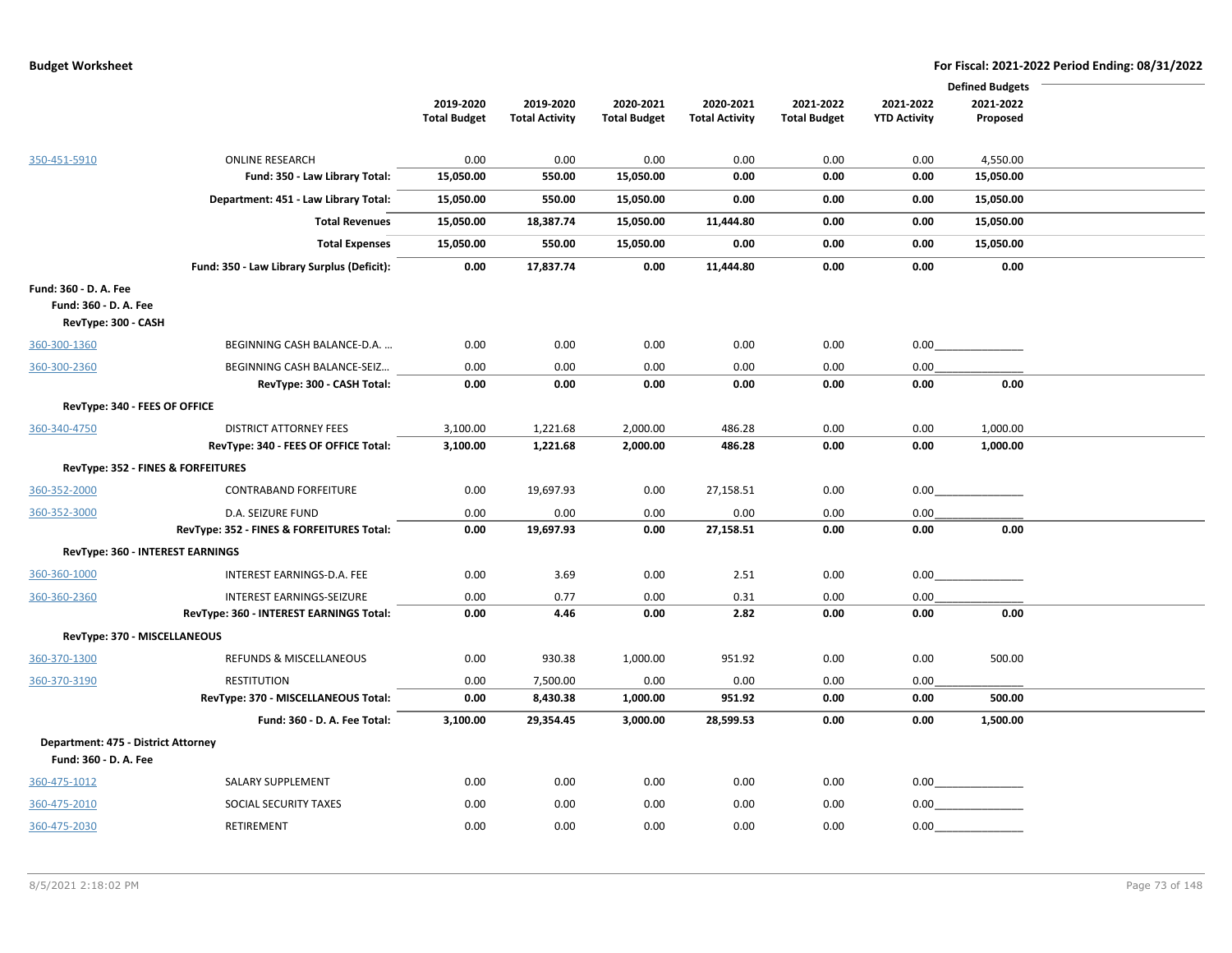**Budget Worksheet** — **For Fiscal: 2021-2022 Period Ending: 08/31/2022**

| | | 2019-2020 Total Budget | 2019-2020 Total Activity | 2020-2021 Total Budget | 2020-2021 Total Activity | 2021-2022 Total Budget | 2021-2022 YTD Activity | Defined Budgets 2021-2022 Proposed |
|---|---|---|---|---|---|---|---|---|
| 350-451-5910 | ONLINE RESEARCH | 0.00 | 0.00 | 0.00 | 0.00 | 0.00 | 0.00 | 4,550.00 |
| | **Fund: 350 - Law Library Total:** | **15,050.00** | **550.00** | **15,050.00** | **0.00** | **0.00** | **0.00** | **15,050.00** |
| | **Department: 451 - Law Library Total:** | **15,050.00** | **550.00** | **15,050.00** | **0.00** | **0.00** | **0.00** | **15,050.00** |
| | **Total Revenues** | **15,050.00** | **18,387.74** | **15,050.00** | **11,444.80** | **0.00** | **0.00** | **15,050.00** |
| | **Total Expenses** | **15,050.00** | **550.00** | **15,050.00** | **0.00** | **0.00** | **0.00** | **15,050.00** |
| | **Fund: 350 - Law Library Surplus (Deficit):** | **0.00** | **17,837.74** | **0.00** | **11,444.80** | **0.00** | **0.00** | **0.00** |
| **Fund: 360 - D. A. Fee** | | | | | | | | |
| **Fund: 360 - D. A. Fee** | | | | | | | | |
| **RevType: 300 - CASH** | | | | | | | | |
| 360-300-1360 | BEGINNING CASH BALANCE-D.A. ... | 0.00 | 0.00 | 0.00 | 0.00 | 0.00 | 0.00 | |
| 360-300-2360 | BEGINNING CASH BALANCE-SEIZ... | 0.00 | 0.00 | 0.00 | 0.00 | 0.00 | 0.00 | |
| | **RevType: 300 - CASH Total:** | **0.00** | **0.00** | **0.00** | **0.00** | **0.00** | **0.00** | **0.00** |
| **RevType: 340 - FEES OF OFFICE** | | | | | | | | |
| 360-340-4750 | DISTRICT ATTORNEY FEES | 3,100.00 | 1,221.68 | 2,000.00 | 486.28 | 0.00 | 0.00 | 1,000.00 |
| | **RevType: 340 - FEES OF OFFICE Total:** | **3,100.00** | **1,221.68** | **2,000.00** | **486.28** | **0.00** | **0.00** | **1,000.00** |
| **RevType: 352 - FINES & FORFEITURES** | | | | | | | | |
| 360-352-2000 | CONTRABAND FORFEITURE | 0.00 | 19,697.93 | 0.00 | 27,158.51 | 0.00 | 0.00 | |
| 360-352-3000 | D.A. SEIZURE FUND | 0.00 | 0.00 | 0.00 | 0.00 | 0.00 | 0.00 | |
| | **RevType: 352 - FINES & FORFEITURES Total:** | **0.00** | **19,697.93** | **0.00** | **27,158.51** | **0.00** | **0.00** | **0.00** |
| **RevType: 360 - INTEREST EARNINGS** | | | | | | | | |
| 360-360-1000 | INTEREST EARNINGS-D.A. FEE | 0.00 | 3.69 | 0.00 | 2.51 | 0.00 | 0.00 | |
| 360-360-2360 | INTEREST EARNINGS-SEIZURE | 0.00 | 0.77 | 0.00 | 0.31 | 0.00 | 0.00 | |
| | **RevType: 360 - INTEREST EARNINGS Total:** | **0.00** | **4.46** | **0.00** | **2.82** | **0.00** | **0.00** | **0.00** |
| **RevType: 370 - MISCELLANEOUS** | | | | | | | | |
| 360-370-1300 | REFUNDS & MISCELLANEOUS | 0.00 | 930.38 | 1,000.00 | 951.92 | 0.00 | 0.00 | 500.00 |
| 360-370-3190 | RESTITUTION | 0.00 | 7,500.00 | 0.00 | 0.00 | 0.00 | 0.00 | |
| | **RevType: 370 - MISCELLANEOUS Total:** | **0.00** | **8,430.38** | **1,000.00** | **951.92** | **0.00** | **0.00** | **500.00** |
| | **Fund: 360 - D. A. Fee Total:** | **3,100.00** | **29,354.45** | **3,000.00** | **28,599.53** | **0.00** | **0.00** | **1,500.00** |
| **Department: 475 - District Attorney** | | | | | | | | |
| **Fund: 360 - D. A. Fee** | | | | | | | | |
| 360-475-1012 | SALARY SUPPLEMENT | 0.00 | 0.00 | 0.00 | 0.00 | 0.00 | 0.00 | |
| 360-475-2010 | SOCIAL SECURITY TAXES | 0.00 | 0.00 | 0.00 | 0.00 | 0.00 | 0.00 | |
| 360-475-2030 | RETIREMENT | 0.00 | 0.00 | 0.00 | 0.00 | 0.00 | 0.00 | |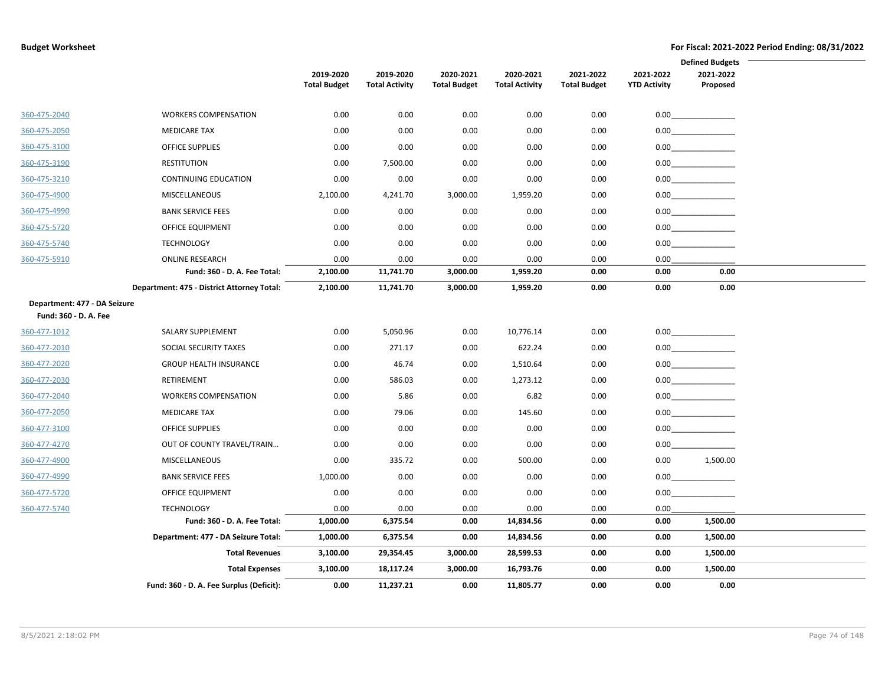| | | 2019-2020 Total Budget | 2019-2020 Total Activity | 2020-2021 Total Budget | 2020-2021 Total Activity | 2021-2022 Total Budget | 2021-2022 YTD Activity | Defined Budgets 2021-2022 Proposed |
|---|---|---|---|---|---|---|---|---|
| 360-475-2040 | WORKERS COMPENSATION | 0.00 | 0.00 | 0.00 | 0.00 | 0.00 | 0.00 | |
| 360-475-2050 | MEDICARE TAX | 0.00 | 0.00 | 0.00 | 0.00 | 0.00 | 0.00 | |
| 360-475-3100 | OFFICE SUPPLIES | 0.00 | 0.00 | 0.00 | 0.00 | 0.00 | 0.00 | |
| 360-475-3190 | RESTITUTION | 0.00 | 7,500.00 | 0.00 | 0.00 | 0.00 | 0.00 | |
| 360-475-3210 | CONTINUING EDUCATION | 0.00 | 0.00 | 0.00 | 0.00 | 0.00 | 0.00 | |
| 360-475-4900 | MISCELLANEOUS | 2,100.00 | 4,241.70 | 3,000.00 | 1,959.20 | 0.00 | 0.00 | |
| 360-475-4990 | BANK SERVICE FEES | 0.00 | 0.00 | 0.00 | 0.00 | 0.00 | 0.00 | |
| 360-475-5720 | OFFICE EQUIPMENT | 0.00 | 0.00 | 0.00 | 0.00 | 0.00 | 0.00 | |
| 360-475-5740 | TECHNOLOGY | 0.00 | 0.00 | 0.00 | 0.00 | 0.00 | 0.00 | |
| 360-475-5910 | ONLINE RESEARCH | 0.00 | 0.00 | 0.00 | 0.00 | 0.00 | 0.00 | |
| | **Fund: 360 - D. A. Fee Total:** | **2,100.00** | **11,741.70** | **3,000.00** | **1,959.20** | **0.00** | **0.00** | **0.00** |
| | **Department: 475 - District Attorney Total:** | **2,100.00** | **11,741.70** | **3,000.00** | **1,959.20** | **0.00** | **0.00** | **0.00** |
| **Department: 477 - DA Seizure** | | | | | | | | |
| **Fund: 360 - D. A. Fee** | | | | | | | | |
| 360-477-1012 | SALARY SUPPLEMENT | 0.00 | 5,050.96 | 0.00 | 10,776.14 | 0.00 | 0.00 | |
| 360-477-2010 | SOCIAL SECURITY TAXES | 0.00 | 271.17 | 0.00 | 622.24 | 0.00 | 0.00 | |
| 360-477-2020 | GROUP HEALTH INSURANCE | 0.00 | 46.74 | 0.00 | 1,510.64 | 0.00 | 0.00 | |
| 360-477-2030 | RETIREMENT | 0.00 | 586.03 | 0.00 | 1,273.12 | 0.00 | 0.00 | |
| 360-477-2040 | WORKERS COMPENSATION | 0.00 | 5.86 | 0.00 | 6.82 | 0.00 | 0.00 | |
| 360-477-2050 | MEDICARE TAX | 0.00 | 79.06 | 0.00 | 145.60 | 0.00 | 0.00 | |
| 360-477-3100 | OFFICE SUPPLIES | 0.00 | 0.00 | 0.00 | 0.00 | 0.00 | 0.00 | |
| 360-477-4270 | OUT OF COUNTY TRAVEL/TRAIN... | 0.00 | 0.00 | 0.00 | 0.00 | 0.00 | 0.00 | |
| 360-477-4900 | MISCELLANEOUS | 0.00 | 335.72 | 0.00 | 500.00 | 0.00 | 0.00 | 1,500.00 |
| 360-477-4990 | BANK SERVICE FEES | 1,000.00 | 0.00 | 0.00 | 0.00 | 0.00 | 0.00 | |
| 360-477-5720 | OFFICE EQUIPMENT | 0.00 | 0.00 | 0.00 | 0.00 | 0.00 | 0.00 | |
| 360-477-5740 | TECHNOLOGY | 0.00 | 0.00 | 0.00 | 0.00 | 0.00 | 0.00 | |
| | **Fund: 360 - D. A. Fee Total:** | **1,000.00** | **6,375.54** | **0.00** | **14,834.56** | **0.00** | **0.00** | **1,500.00** |
| | **Department: 477 - DA Seizure Total:** | **1,000.00** | **6,375.54** | **0.00** | **14,834.56** | **0.00** | **0.00** | **1,500.00** |
| | **Total Revenues** | **3,100.00** | **29,354.45** | **3,000.00** | **28,599.53** | **0.00** | **0.00** | **1,500.00** |
| | **Total Expenses** | **3,100.00** | **18,117.24** | **3,000.00** | **16,793.76** | **0.00** | **0.00** | **1,500.00** |
| | **Fund: 360 - D. A. Fee Surplus (Deficit):** | **0.00** | **11,237.21** | **0.00** | **11,805.77** | **0.00** | **0.00** | **0.00** |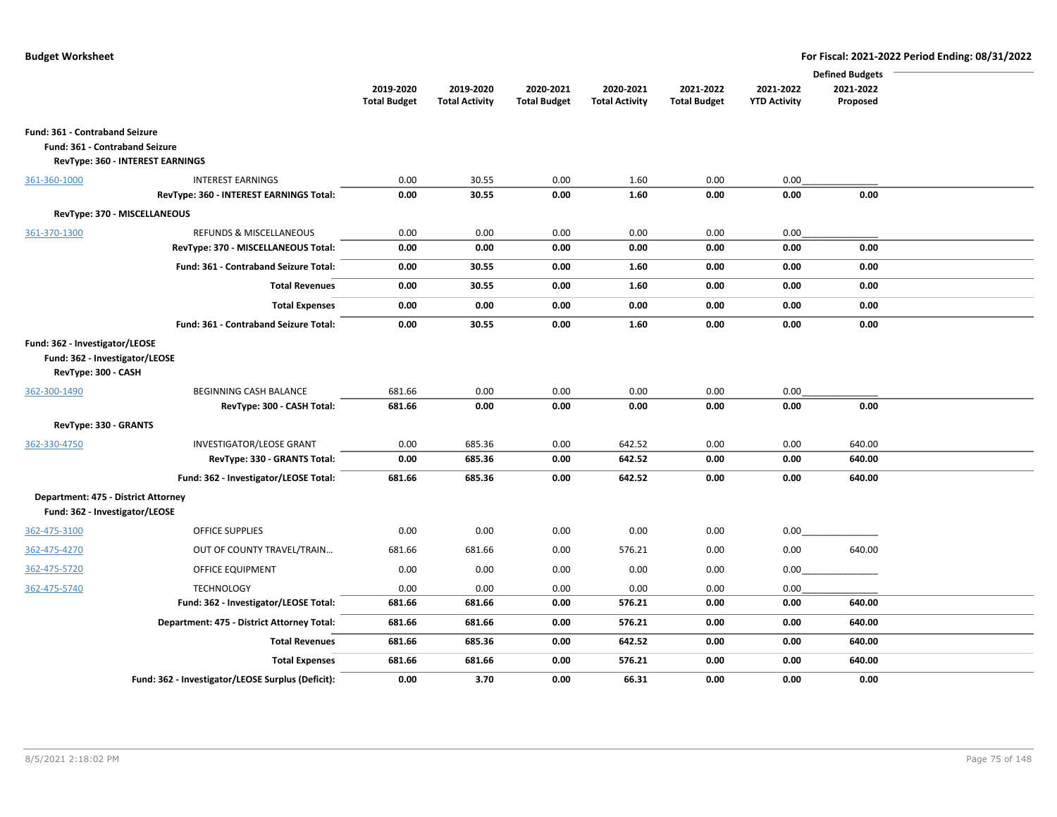**Budget Worksheet** — **For Fiscal: 2021-2022 Period Ending: 08/31/2022**

| | | 2019-2020 Total Budget | 2019-2020 Total Activity | 2020-2021 Total Budget | 2020-2021 Total Activity | 2021-2022 Total Budget | 2021-2022 YTD Activity | Defined Budgets 2021-2022 Proposed |
|---|---|---|---|---|---|---|---|---|
| **Fund: 361 - Contraband Seizure** | | | | | | | | |
| **Fund: 361 - Contraband Seizure** | | | | | | | | |
| **RevType: 360 - INTEREST EARNINGS** | | | | | | | | |
| 361-360-1000 | INTEREST EARNINGS | 0.00 | 30.55 | 0.00 | 1.60 | 0.00 | 0.00 | |
| | **RevType: 360 - INTEREST EARNINGS Total:** | **0.00** | **30.55** | **0.00** | **1.60** | **0.00** | **0.00** | **0.00** |
| **RevType: 370 - MISCELLANEOUS** | | | | | | | | |
| 361-370-1300 | REFUNDS & MISCELLANEOUS | 0.00 | 0.00 | 0.00 | 0.00 | 0.00 | 0.00 | |
| | **RevType: 370 - MISCELLANEOUS Total:** | **0.00** | **0.00** | **0.00** | **0.00** | **0.00** | **0.00** | **0.00** |
| | **Fund: 361 - Contraband Seizure Total:** | **0.00** | **30.55** | **0.00** | **1.60** | **0.00** | **0.00** | **0.00** |
| | **Total Revenues** | **0.00** | **30.55** | **0.00** | **1.60** | **0.00** | **0.00** | **0.00** |
| | **Total Expenses** | **0.00** | **0.00** | **0.00** | **0.00** | **0.00** | **0.00** | **0.00** |
| | **Fund: 361 - Contraband Seizure Total:** | **0.00** | **30.55** | **0.00** | **1.60** | **0.00** | **0.00** | **0.00** |
| **Fund: 362 - Investigator/LEOSE** | | | | | | | | |
| **Fund: 362 - Investigator/LEOSE** | | | | | | | | |
| **RevType: 300 - CASH** | | | | | | | | |
| 362-300-1490 | BEGINNING CASH BALANCE | 681.66 | 0.00 | 0.00 | 0.00 | 0.00 | 0.00 | |
| | **RevType: 300 - CASH Total:** | **681.66** | **0.00** | **0.00** | **0.00** | **0.00** | **0.00** | **0.00** |
| **RevType: 330 - GRANTS** | | | | | | | | |
| 362-330-4750 | INVESTIGATOR/LEOSE GRANT | 0.00 | 685.36 | 0.00 | 642.52 | 0.00 | 0.00 | 640.00 |
| | **RevType: 330 - GRANTS Total:** | **0.00** | **685.36** | **0.00** | **642.52** | **0.00** | **0.00** | **640.00** |
| | **Fund: 362 - Investigator/LEOSE Total:** | **681.66** | **685.36** | **0.00** | **642.52** | **0.00** | **0.00** | **640.00** |
| **Department: 475 - District Attorney** | | | | | | | | |
| **Fund: 362 - Investigator/LEOSE** | | | | | | | | |
| 362-475-3100 | OFFICE SUPPLIES | 0.00 | 0.00 | 0.00 | 0.00 | 0.00 | 0.00 | |
| 362-475-4270 | OUT OF COUNTY TRAVEL/TRAIN... | 681.66 | 681.66 | 0.00 | 576.21 | 0.00 | 0.00 | 640.00 |
| 362-475-5720 | OFFICE EQUIPMENT | 0.00 | 0.00 | 0.00 | 0.00 | 0.00 | 0.00 | |
| 362-475-5740 | TECHNOLOGY | 0.00 | 0.00 | 0.00 | 0.00 | 0.00 | 0.00 | |
| | **Fund: 362 - Investigator/LEOSE Total:** | **681.66** | **681.66** | **0.00** | **576.21** | **0.00** | **0.00** | **640.00** |
| | **Department: 475 - District Attorney Total:** | **681.66** | **681.66** | **0.00** | **576.21** | **0.00** | **0.00** | **640.00** |
| | **Total Revenues** | **681.66** | **685.36** | **0.00** | **642.52** | **0.00** | **0.00** | **640.00** |
| | **Total Expenses** | **681.66** | **681.66** | **0.00** | **576.21** | **0.00** | **0.00** | **640.00** |
| | **Fund: 362 - Investigator/LEOSE Surplus (Deficit):** | **0.00** | **3.70** | **0.00** | **66.31** | **0.00** | **0.00** | **0.00** |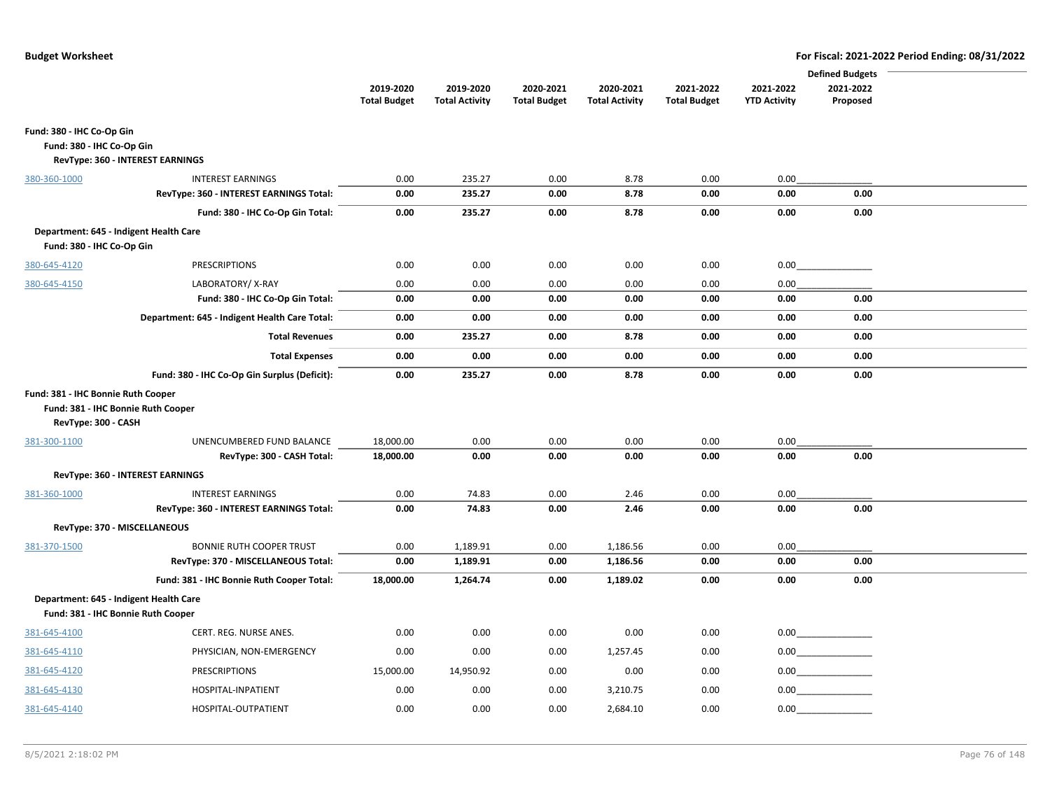**Budget Worksheet** — **For Fiscal: 2021-2022 Period Ending: 08/31/2022**

| | | 2019-2020 Total Budget | 2019-2020 Total Activity | 2020-2021 Total Budget | 2020-2021 Total Activity | 2021-2022 Total Budget | 2021-2022 YTD Activity | Defined Budgets 2021-2022 Proposed |
|---|---|---|---|---|---|---|---|---|
| **Fund: 380 - IHC Co-Op Gin** | | | | | | | | |
| **Fund: 380 - IHC Co-Op Gin** | | | | | | | | |
| **RevType: 360 - INTEREST EARNINGS** | | | | | | | | |
| 380-360-1000 | INTEREST EARNINGS | 0.00 | 235.27 | 0.00 | 8.78 | 0.00 | 0.00 | |
| | **RevType: 360 - INTEREST EARNINGS Total:** | **0.00** | **235.27** | **0.00** | **8.78** | **0.00** | **0.00** | **0.00** |
| | **Fund: 380 - IHC Co-Op Gin Total:** | **0.00** | **235.27** | **0.00** | **8.78** | **0.00** | **0.00** | **0.00** |
| **Department: 645 - Indigent Health Care** | | | | | | | | |
| **Fund: 380 - IHC Co-Op Gin** | | | | | | | | |
| 380-645-4120 | PRESCRIPTIONS | 0.00 | 0.00 | 0.00 | 0.00 | 0.00 | 0.00 | |
| 380-645-4150 | LABORATORY/ X-RAY | 0.00 | 0.00 | 0.00 | 0.00 | 0.00 | 0.00 | |
| | **Fund: 380 - IHC Co-Op Gin Total:** | **0.00** | **0.00** | **0.00** | **0.00** | **0.00** | **0.00** | **0.00** |
| | **Department: 645 - Indigent Health Care Total:** | **0.00** | **0.00** | **0.00** | **0.00** | **0.00** | **0.00** | **0.00** |
| | **Total Revenues** | **0.00** | **235.27** | **0.00** | **8.78** | **0.00** | **0.00** | **0.00** |
| | **Total Expenses** | **0.00** | **0.00** | **0.00** | **0.00** | **0.00** | **0.00** | **0.00** |
| | **Fund: 380 - IHC Co-Op Gin Surplus (Deficit):** | **0.00** | **235.27** | **0.00** | **8.78** | **0.00** | **0.00** | **0.00** |
| **Fund: 381 - IHC Bonnie Ruth Cooper** | | | | | | | | |
| **Fund: 381 - IHC Bonnie Ruth Cooper** | | | | | | | | |
| **RevType: 300 - CASH** | | | | | | | | |
| 381-300-1100 | UNENCUMBERED FUND BALANCE | 18,000.00 | 0.00 | 0.00 | 0.00 | 0.00 | 0.00 | |
| | **RevType: 300 - CASH Total:** | **18,000.00** | **0.00** | **0.00** | **0.00** | **0.00** | **0.00** | **0.00** |
| **RevType: 360 - INTEREST EARNINGS** | | | | | | | | |
| 381-360-1000 | INTEREST EARNINGS | 0.00 | 74.83 | 0.00 | 2.46 | 0.00 | 0.00 | |
| | **RevType: 360 - INTEREST EARNINGS Total:** | **0.00** | **74.83** | **0.00** | **2.46** | **0.00** | **0.00** | **0.00** |
| **RevType: 370 - MISCELLANEOUS** | | | | | | | | |
| 381-370-1500 | BONNIE RUTH COOPER TRUST | 0.00 | 1,189.91 | 0.00 | 1,186.56 | 0.00 | 0.00 | |
| | **RevType: 370 - MISCELLANEOUS Total:** | **0.00** | **1,189.91** | **0.00** | **1,186.56** | **0.00** | **0.00** | **0.00** |
| | **Fund: 381 - IHC Bonnie Ruth Cooper Total:** | **18,000.00** | **1,264.74** | **0.00** | **1,189.02** | **0.00** | **0.00** | **0.00** |
| **Department: 645 - Indigent Health Care** | | | | | | | | |
| **Fund: 381 - IHC Bonnie Ruth Cooper** | | | | | | | | |
| 381-645-4100 | CERT. REG. NURSE ANES. | 0.00 | 0.00 | 0.00 | 0.00 | 0.00 | 0.00 | |
| 381-645-4110 | PHYSICIAN, NON-EMERGENCY | 0.00 | 0.00 | 0.00 | 1,257.45 | 0.00 | 0.00 | |
| 381-645-4120 | PRESCRIPTIONS | 15,000.00 | 14,950.92 | 0.00 | 0.00 | 0.00 | 0.00 | |
| 381-645-4130 | HOSPITAL-INPATIENT | 0.00 | 0.00 | 0.00 | 3,210.75 | 0.00 | 0.00 | |
| 381-645-4140 | HOSPITAL-OUTPATIENT | 0.00 | 0.00 | 0.00 | 2,684.10 | 0.00 | 0.00 | |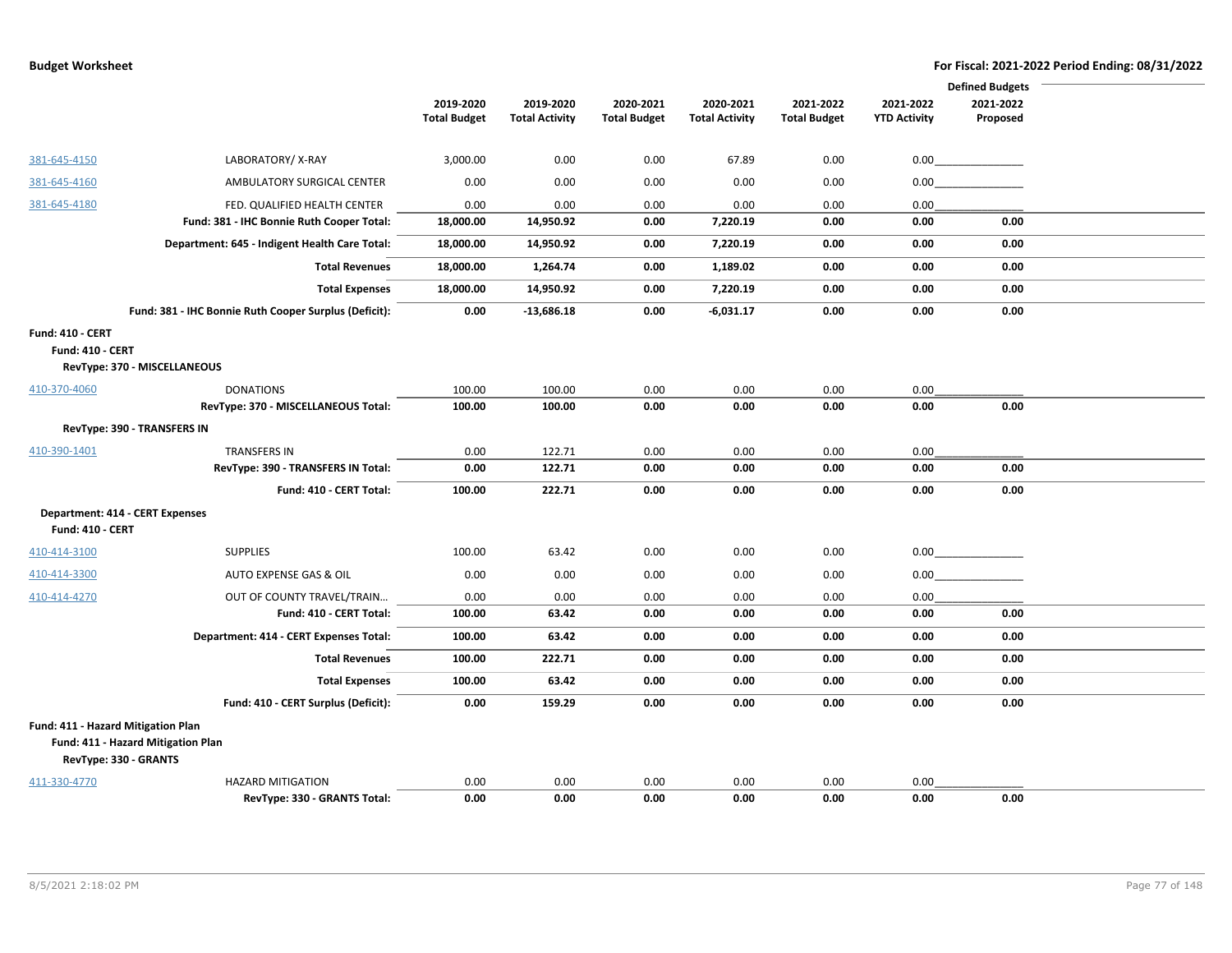| | | 2019-2020 Total Budget | 2019-2020 Total Activity | 2020-2021 Total Budget | 2020-2021 Total Activity | 2021-2022 Total Budget | 2021-2022 YTD Activity | Defined Budgets 2021-2022 Proposed |
|---|---|---|---|---|---|---|---|---|
| 381-645-4150 | LABORATORY/ X-RAY | 3,000.00 | 0.00 | 0.00 | 67.89 | 0.00 | 0.00 | |
| 381-645-4160 | AMBULATORY SURGICAL CENTER | 0.00 | 0.00 | 0.00 | 0.00 | 0.00 | 0.00 | |
| 381-645-4180 | FED. QUALIFIED HEALTH CENTER | 0.00 | 0.00 | 0.00 | 0.00 | 0.00 | 0.00 | |
| | **Fund: 381 - IHC Bonnie Ruth Cooper Total:** | **18,000.00** | **14,950.92** | **0.00** | **7,220.19** | **0.00** | **0.00** | **0.00** |
| | **Department: 645 - Indigent Health Care Total:** | **18,000.00** | **14,950.92** | **0.00** | **7,220.19** | **0.00** | **0.00** | **0.00** |
| | **Total Revenues** | **18,000.00** | **1,264.74** | **0.00** | **1,189.02** | **0.00** | **0.00** | **0.00** |
| | **Total Expenses** | **18,000.00** | **14,950.92** | **0.00** | **7,220.19** | **0.00** | **0.00** | **0.00** |
| | **Fund: 381 - IHC Bonnie Ruth Cooper Surplus (Deficit):** | **0.00** | **-13,686.18** | **0.00** | **-6,031.17** | **0.00** | **0.00** | **0.00** |
| **Fund: 410 - CERT** | | | | | | | | |
| **Fund: 410 - CERT** | | | | | | | | |
| **RevType: 370 - MISCELLANEOUS** | | | | | | | | |
| 410-370-4060 | DONATIONS | 100.00 | 100.00 | 0.00 | 0.00 | 0.00 | 0.00 | |
| | **RevType: 370 - MISCELLANEOUS Total:** | **100.00** | **100.00** | **0.00** | **0.00** | **0.00** | **0.00** | **0.00** |
| **RevType: 390 - TRANSFERS IN** | | | | | | | | |
| 410-390-1401 | TRANSFERS IN | 0.00 | 122.71 | 0.00 | 0.00 | 0.00 | 0.00 | |
| | **RevType: 390 - TRANSFERS IN Total:** | **0.00** | **122.71** | **0.00** | **0.00** | **0.00** | **0.00** | **0.00** |
| | **Fund: 410 - CERT Total:** | **100.00** | **222.71** | **0.00** | **0.00** | **0.00** | **0.00** | **0.00** |
| **Department: 414 - CERT Expenses** | | | | | | | | |
| **Fund: 410 - CERT** | | | | | | | | |
| 410-414-3100 | SUPPLIES | 100.00 | 63.42 | 0.00 | 0.00 | 0.00 | 0.00 | |
| 410-414-3300 | AUTO EXPENSE GAS & OIL | 0.00 | 0.00 | 0.00 | 0.00 | 0.00 | 0.00 | |
| 410-414-4270 | OUT OF COUNTY TRAVEL/TRAIN... | 0.00 | 0.00 | 0.00 | 0.00 | 0.00 | 0.00 | |
| | **Fund: 410 - CERT Total:** | **100.00** | **63.42** | **0.00** | **0.00** | **0.00** | **0.00** | **0.00** |
| | **Department: 414 - CERT Expenses Total:** | **100.00** | **63.42** | **0.00** | **0.00** | **0.00** | **0.00** | **0.00** |
| | **Total Revenues** | **100.00** | **222.71** | **0.00** | **0.00** | **0.00** | **0.00** | **0.00** |
| | **Total Expenses** | **100.00** | **63.42** | **0.00** | **0.00** | **0.00** | **0.00** | **0.00** |
| | **Fund: 410 - CERT Surplus (Deficit):** | **0.00** | **159.29** | **0.00** | **0.00** | **0.00** | **0.00** | **0.00** |
| **Fund: 411 - Hazard Mitigation Plan** | | | | | | | | |
| **Fund: 411 - Hazard Mitigation Plan** | | | | | | | | |
| **RevType: 330 - GRANTS** | | | | | | | | |
| 411-330-4770 | HAZARD MITIGATION | 0.00 | 0.00 | 0.00 | 0.00 | 0.00 | 0.00 | |
| | **RevType: 330 - GRANTS Total:** | **0.00** | **0.00** | **0.00** | **0.00** | **0.00** | **0.00** | **0.00** |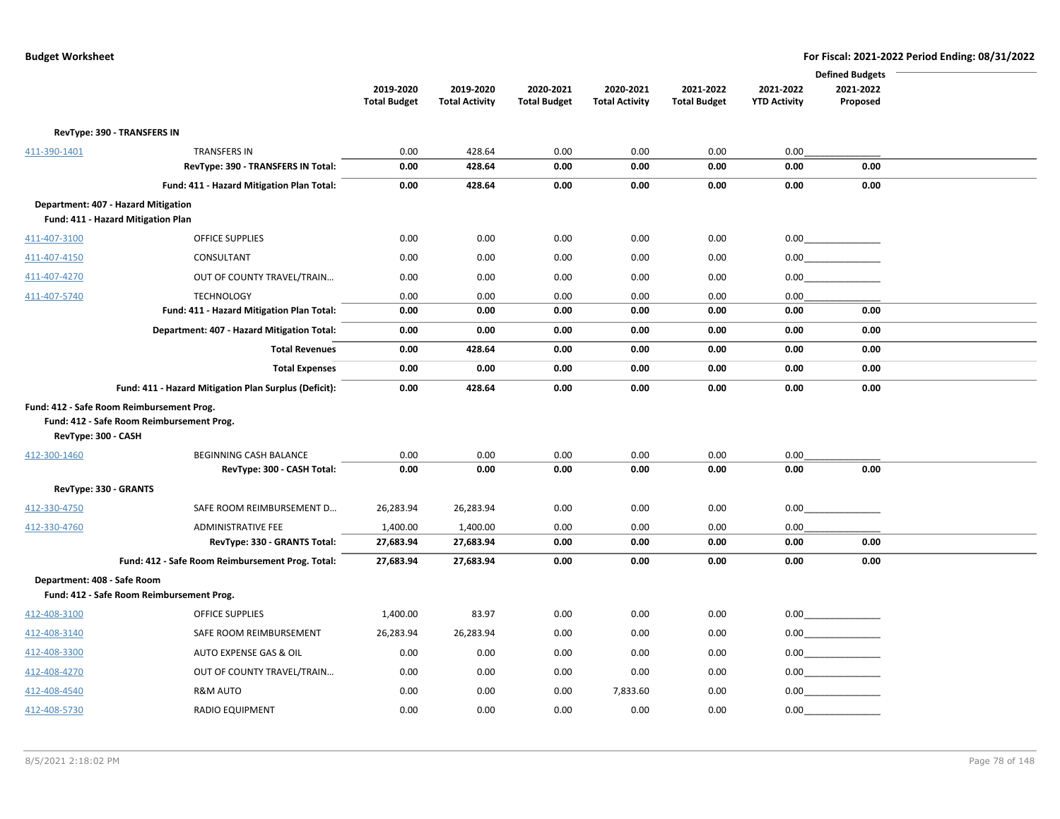**Budget Worksheet** — **For Fiscal: 2021-2022 Period Ending: 08/31/2022**

| | | 2019-2020 Total Budget | 2019-2020 Total Activity | 2020-2021 Total Budget | 2020-2021 Total Activity | 2021-2022 Total Budget | 2021-2022 YTD Activity | Defined Budgets 2021-2022 Proposed |
|---|---|---|---|---|---|---|---|---|
| **RevType: 390 - TRANSFERS IN** | | | | | | | | |
| 411-390-1401 | TRANSFERS IN | 0.00 | 428.64 | 0.00 | 0.00 | 0.00 | 0.00 | |
| | **RevType: 390 - TRANSFERS IN Total:** | **0.00** | **428.64** | **0.00** | **0.00** | **0.00** | **0.00** | **0.00** |
| | **Fund: 411 - Hazard Mitigation Plan Total:** | **0.00** | **428.64** | **0.00** | **0.00** | **0.00** | **0.00** | **0.00** |
| **Department: 407 - Hazard Mitigation** | | | | | | | | |
| **Fund: 411 - Hazard Mitigation Plan** | | | | | | | | |
| 411-407-3100 | OFFICE SUPPLIES | 0.00 | 0.00 | 0.00 | 0.00 | 0.00 | 0.00 | |
| 411-407-4150 | CONSULTANT | 0.00 | 0.00 | 0.00 | 0.00 | 0.00 | 0.00 | |
| 411-407-4270 | OUT OF COUNTY TRAVEL/TRAIN… | 0.00 | 0.00 | 0.00 | 0.00 | 0.00 | 0.00 | |
| 411-407-5740 | TECHNOLOGY | 0.00 | 0.00 | 0.00 | 0.00 | 0.00 | 0.00 | |
| | **Fund: 411 - Hazard Mitigation Plan Total:** | **0.00** | **0.00** | **0.00** | **0.00** | **0.00** | **0.00** | **0.00** |
| | **Department: 407 - Hazard Mitigation Total:** | **0.00** | **0.00** | **0.00** | **0.00** | **0.00** | **0.00** | **0.00** |
| | **Total Revenues** | **0.00** | **428.64** | **0.00** | **0.00** | **0.00** | **0.00** | **0.00** |
| | **Total Expenses** | **0.00** | **0.00** | **0.00** | **0.00** | **0.00** | **0.00** | **0.00** |
| | **Fund: 411 - Hazard Mitigation Plan Surplus (Deficit):** | **0.00** | **428.64** | **0.00** | **0.00** | **0.00** | **0.00** | **0.00** |
| **Fund: 412 - Safe Room Reimbursement Prog.** | | | | | | | | |
| **Fund: 412 - Safe Room Reimbursement Prog.** | | | | | | | | |
| **RevType: 300 - CASH** | | | | | | | | |
| 412-300-1460 | BEGINNING CASH BALANCE | 0.00 | 0.00 | 0.00 | 0.00 | 0.00 | 0.00 | |
| | **RevType: 300 - CASH Total:** | **0.00** | **0.00** | **0.00** | **0.00** | **0.00** | **0.00** | **0.00** |
| **RevType: 330 - GRANTS** | | | | | | | | |
| 412-330-4750 | SAFE ROOM REIMBURSEMENT D… | 26,283.94 | 26,283.94 | 0.00 | 0.00 | 0.00 | 0.00 | |
| 412-330-4760 | ADMINISTRATIVE FEE | 1,400.00 | 1,400.00 | 0.00 | 0.00 | 0.00 | 0.00 | |
| | **RevType: 330 - GRANTS Total:** | **27,683.94** | **27,683.94** | **0.00** | **0.00** | **0.00** | **0.00** | **0.00** |
| | **Fund: 412 - Safe Room Reimbursement Prog. Total:** | **27,683.94** | **27,683.94** | **0.00** | **0.00** | **0.00** | **0.00** | **0.00** |
| **Department: 408 - Safe Room** | | | | | | | | |
| **Fund: 412 - Safe Room Reimbursement Prog.** | | | | | | | | |
| 412-408-3100 | OFFICE SUPPLIES | 1,400.00 | 83.97 | 0.00 | 0.00 | 0.00 | 0.00 | |
| 412-408-3140 | SAFE ROOM REIMBURSEMENT | 26,283.94 | 26,283.94 | 0.00 | 0.00 | 0.00 | 0.00 | |
| 412-408-3300 | AUTO EXPENSE GAS & OIL | 0.00 | 0.00 | 0.00 | 0.00 | 0.00 | 0.00 | |
| 412-408-4270 | OUT OF COUNTY TRAVEL/TRAIN… | 0.00 | 0.00 | 0.00 | 0.00 | 0.00 | 0.00 | |
| 412-408-4540 | R&M AUTO | 0.00 | 0.00 | 0.00 | 7,833.60 | 0.00 | 0.00 | |
| 412-408-5730 | RADIO EQUIPMENT | 0.00 | 0.00 | 0.00 | 0.00 | 0.00 | 0.00 | |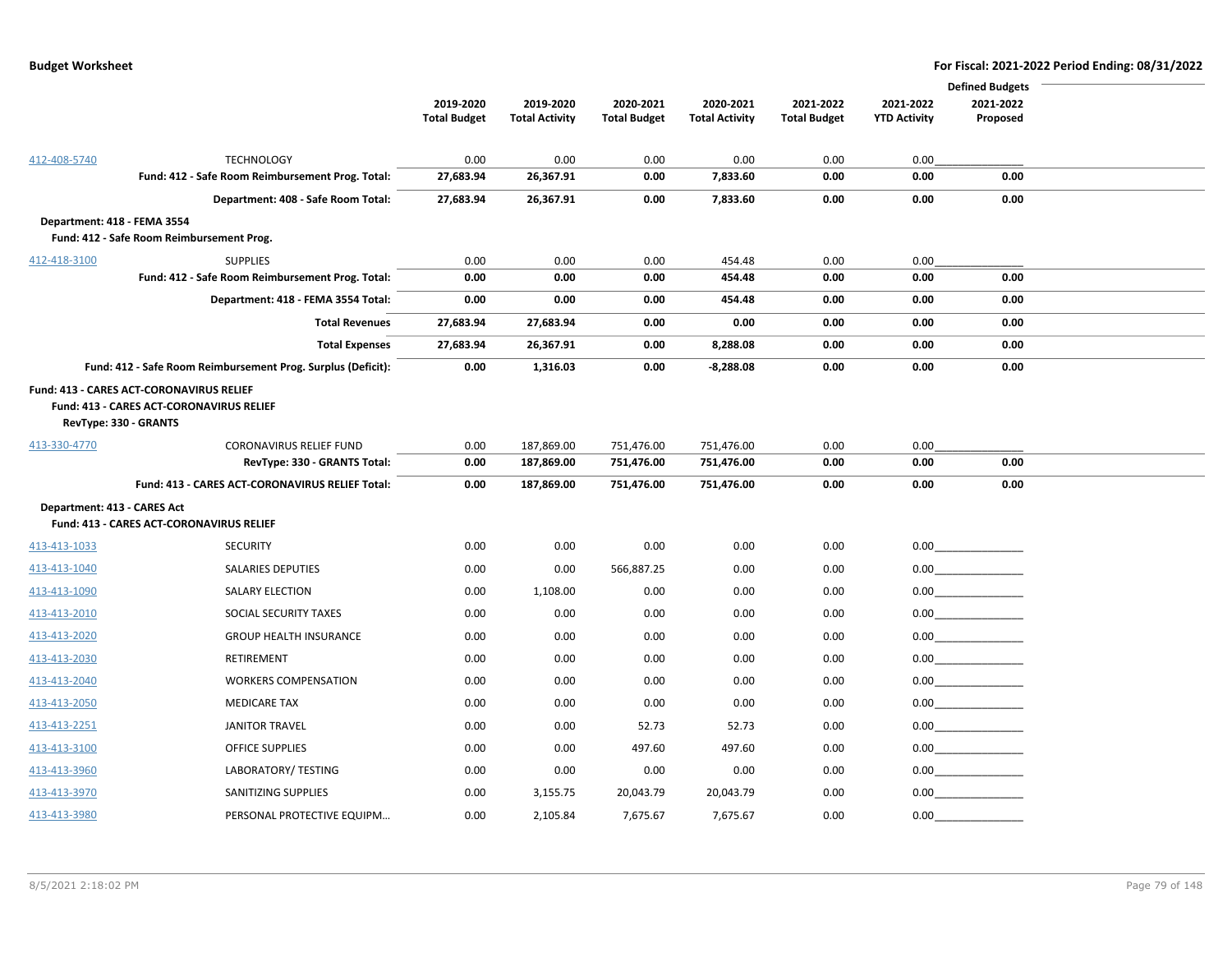**Budget Worksheet** | **For Fiscal: 2021-2022 Period Ending: 08/31/2022**

| | | 2019-2020 Total Budget | 2019-2020 Total Activity | 2020-2021 Total Budget | 2020-2021 Total Activity | 2021-2022 Total Budget | 2021-2022 YTD Activity | Defined Budgets 2021-2022 Proposed |
|---|---|---|---|---|---|---|---|---|
| 412-408-5740 | TECHNOLOGY | 0.00 | 0.00 | 0.00 | 0.00 | 0.00 | 0.00 | |
| | **Fund: 412 - Safe Room Reimbursement Prog. Total:** | **27,683.94** | **26,367.91** | **0.00** | **7,833.60** | **0.00** | **0.00** | **0.00** |
| | **Department: 408 - Safe Room Total:** | **27,683.94** | **26,367.91** | **0.00** | **7,833.60** | **0.00** | **0.00** | **0.00** |
| **Department: 418 - FEMA 3554** | | | | | | | | |
| **Fund: 412 - Safe Room Reimbursement Prog.** | | | | | | | | |
| 412-418-3100 | SUPPLIES | 0.00 | 0.00 | 0.00 | 454.48 | 0.00 | 0.00 | |
| | **Fund: 412 - Safe Room Reimbursement Prog. Total:** | **0.00** | **0.00** | **0.00** | **454.48** | **0.00** | **0.00** | **0.00** |
| | **Department: 418 - FEMA 3554 Total:** | **0.00** | **0.00** | **0.00** | **454.48** | **0.00** | **0.00** | **0.00** |
| | **Total Revenues** | **27,683.94** | **27,683.94** | **0.00** | **0.00** | **0.00** | **0.00** | **0.00** |
| | **Total Expenses** | **27,683.94** | **26,367.91** | **0.00** | **8,288.08** | **0.00** | **0.00** | **0.00** |
| | **Fund: 412 - Safe Room Reimbursement Prog. Surplus (Deficit):** | **0.00** | **1,316.03** | **0.00** | **-8,288.08** | **0.00** | **0.00** | **0.00** |
| **Fund: 413 - CARES ACT-CORONAVIRUS RELIEF** | | | | | | | | |
| **Fund: 413 - CARES ACT-CORONAVIRUS RELIEF** | | | | | | | | |
| **RevType: 330 - GRANTS** | | | | | | | | |
| 413-330-4770 | CORONAVIRUS RELIEF FUND | 0.00 | 187,869.00 | 751,476.00 | 751,476.00 | 0.00 | 0.00 | |
| | **RevType: 330 - GRANTS Total:** | **0.00** | **187,869.00** | **751,476.00** | **751,476.00** | **0.00** | **0.00** | **0.00** |
| | **Fund: 413 - CARES ACT-CORONAVIRUS RELIEF Total:** | **0.00** | **187,869.00** | **751,476.00** | **751,476.00** | **0.00** | **0.00** | **0.00** |
| **Department: 413 - CARES Act** | | | | | | | | |
| **Fund: 413 - CARES ACT-CORONAVIRUS RELIEF** | | | | | | | | |
| 413-413-1033 | SECURITY | 0.00 | 0.00 | 0.00 | 0.00 | 0.00 | 0.00 | |
| 413-413-1040 | SALARIES DEPUTIES | 0.00 | 0.00 | 566,887.25 | 0.00 | 0.00 | 0.00 | |
| 413-413-1090 | SALARY ELECTION | 0.00 | 1,108.00 | 0.00 | 0.00 | 0.00 | 0.00 | |
| 413-413-2010 | SOCIAL SECURITY TAXES | 0.00 | 0.00 | 0.00 | 0.00 | 0.00 | 0.00 | |
| 413-413-2020 | GROUP HEALTH INSURANCE | 0.00 | 0.00 | 0.00 | 0.00 | 0.00 | 0.00 | |
| 413-413-2030 | RETIREMENT | 0.00 | 0.00 | 0.00 | 0.00 | 0.00 | 0.00 | |
| 413-413-2040 | WORKERS COMPENSATION | 0.00 | 0.00 | 0.00 | 0.00 | 0.00 | 0.00 | |
| 413-413-2050 | MEDICARE TAX | 0.00 | 0.00 | 0.00 | 0.00 | 0.00 | 0.00 | |
| 413-413-2251 | JANITOR TRAVEL | 0.00 | 0.00 | 52.73 | 52.73 | 0.00 | 0.00 | |
| 413-413-3100 | OFFICE SUPPLIES | 0.00 | 0.00 | 497.60 | 497.60 | 0.00 | 0.00 | |
| 413-413-3960 | LABORATORY/ TESTING | 0.00 | 0.00 | 0.00 | 0.00 | 0.00 | 0.00 | |
| 413-413-3970 | SANITIZING SUPPLIES | 0.00 | 3,155.75 | 20,043.79 | 20,043.79 | 0.00 | 0.00 | |
| 413-413-3980 | PERSONAL PROTECTIVE EQUIPM... | 0.00 | 2,105.84 | 7,675.67 | 7,675.67 | 0.00 | 0.00 | |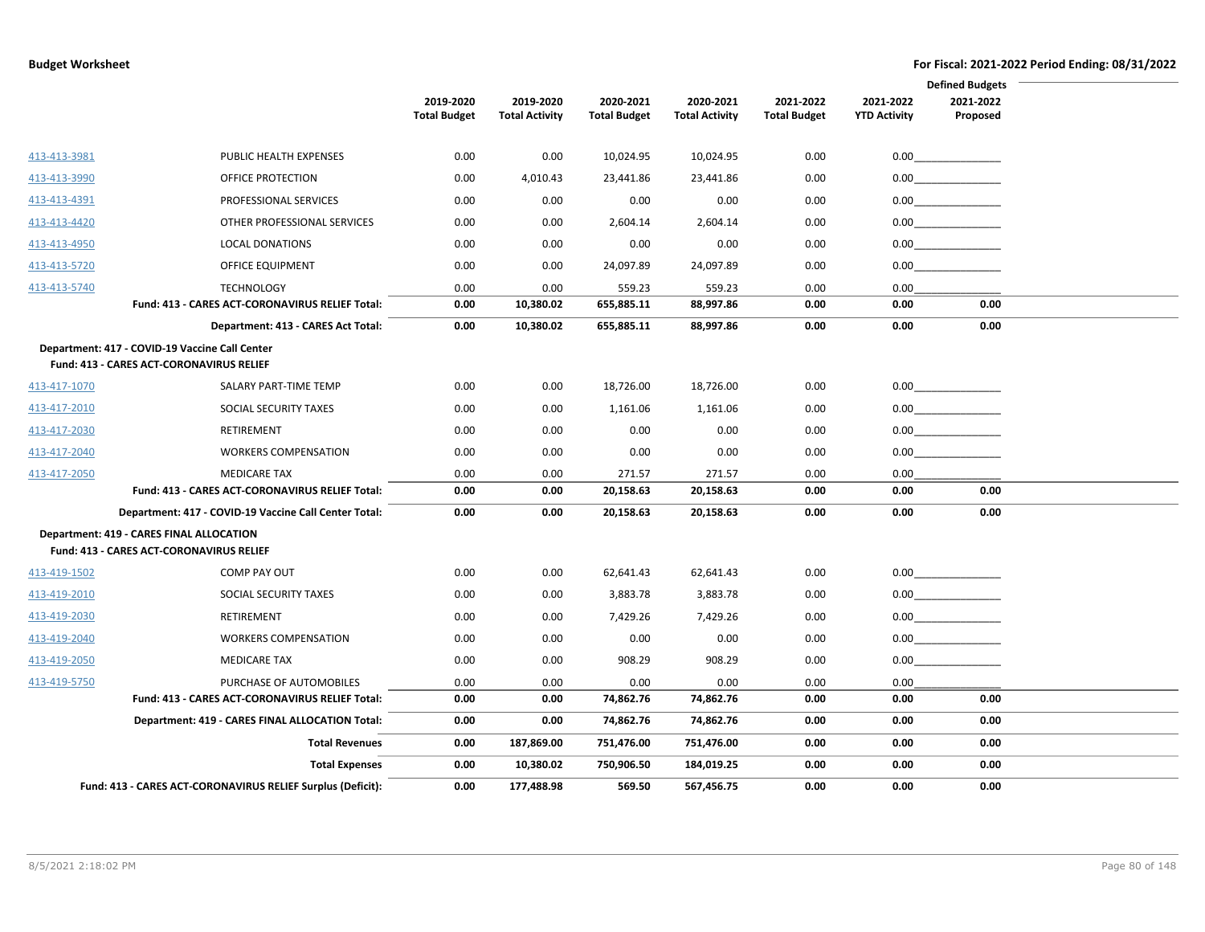| | | 2019-2020 Total Budget | 2019-2020 Total Activity | 2020-2021 Total Budget | 2020-2021 Total Activity | 2021-2022 Total Budget | 2021-2022 YTD Activity | Defined Budgets 2021-2022 Proposed |
|---|---|---|---|---|---|---|---|---|
| 413-413-3981 | PUBLIC HEALTH EXPENSES | 0.00 | 0.00 | 10,024.95 | 10,024.95 | 0.00 | 0.00 | |
| 413-413-3990 | OFFICE PROTECTION | 0.00 | 4,010.43 | 23,441.86 | 23,441.86 | 0.00 | 0.00 | |
| 413-413-4391 | PROFESSIONAL SERVICES | 0.00 | 0.00 | 0.00 | 0.00 | 0.00 | 0.00 | |
| 413-413-4420 | OTHER PROFESSIONAL SERVICES | 0.00 | 0.00 | 2,604.14 | 2,604.14 | 0.00 | 0.00 | |
| 413-413-4950 | LOCAL DONATIONS | 0.00 | 0.00 | 0.00 | 0.00 | 0.00 | 0.00 | |
| 413-413-5720 | OFFICE EQUIPMENT | 0.00 | 0.00 | 24,097.89 | 24,097.89 | 0.00 | 0.00 | |
| 413-413-5740 | TECHNOLOGY | 0.00 | 0.00 | 559.23 | 559.23 | 0.00 | 0.00 | |
| | **Fund: 413 - CARES ACT-CORONAVIRUS RELIEF Total:** | **0.00** | **10,380.02** | **655,885.11** | **88,997.86** | **0.00** | **0.00** | **0.00** |
| | **Department: 413 - CARES Act Total:** | **0.00** | **10,380.02** | **655,885.11** | **88,997.86** | **0.00** | **0.00** | **0.00** |
| **Department: 417 - COVID-19 Vaccine Call Center** | | | | | | | | |
| **Fund: 413 - CARES ACT-CORONAVIRUS RELIEF** | | | | | | | | |
| 413-417-1070 | SALARY PART-TIME TEMP | 0.00 | 0.00 | 18,726.00 | 18,726.00 | 0.00 | 0.00 | |
| 413-417-2010 | SOCIAL SECURITY TAXES | 0.00 | 0.00 | 1,161.06 | 1,161.06 | 0.00 | 0.00 | |
| 413-417-2030 | RETIREMENT | 0.00 | 0.00 | 0.00 | 0.00 | 0.00 | 0.00 | |
| 413-417-2040 | WORKERS COMPENSATION | 0.00 | 0.00 | 0.00 | 0.00 | 0.00 | 0.00 | |
| 413-417-2050 | MEDICARE TAX | 0.00 | 0.00 | 271.57 | 271.57 | 0.00 | 0.00 | |
| | **Fund: 413 - CARES ACT-CORONAVIRUS RELIEF Total:** | **0.00** | **0.00** | **20,158.63** | **20,158.63** | **0.00** | **0.00** | **0.00** |
| | **Department: 417 - COVID-19 Vaccine Call Center Total:** | **0.00** | **0.00** | **20,158.63** | **20,158.63** | **0.00** | **0.00** | **0.00** |
| **Department: 419 - CARES FINAL ALLOCATION** | | | | | | | | |
| **Fund: 413 - CARES ACT-CORONAVIRUS RELIEF** | | | | | | | | |
| 413-419-1502 | COMP PAY OUT | 0.00 | 0.00 | 62,641.43 | 62,641.43 | 0.00 | 0.00 | |
| 413-419-2010 | SOCIAL SECURITY TAXES | 0.00 | 0.00 | 3,883.78 | 3,883.78 | 0.00 | 0.00 | |
| 413-419-2030 | RETIREMENT | 0.00 | 0.00 | 7,429.26 | 7,429.26 | 0.00 | 0.00 | |
| 413-419-2040 | WORKERS COMPENSATION | 0.00 | 0.00 | 0.00 | 0.00 | 0.00 | 0.00 | |
| 413-419-2050 | MEDICARE TAX | 0.00 | 0.00 | 908.29 | 908.29 | 0.00 | 0.00 | |
| 413-419-5750 | PURCHASE OF AUTOMOBILES | 0.00 | 0.00 | 0.00 | 0.00 | 0.00 | 0.00 | |
| | **Fund: 413 - CARES ACT-CORONAVIRUS RELIEF Total:** | **0.00** | **0.00** | **74,862.76** | **74,862.76** | **0.00** | **0.00** | **0.00** |
| | **Department: 419 - CARES FINAL ALLOCATION Total:** | **0.00** | **0.00** | **74,862.76** | **74,862.76** | **0.00** | **0.00** | **0.00** |
| | **Total Revenues** | **0.00** | **187,869.00** | **751,476.00** | **751,476.00** | **0.00** | **0.00** | **0.00** |
| | **Total Expenses** | **0.00** | **10,380.02** | **750,906.50** | **184,019.25** | **0.00** | **0.00** | **0.00** |
| | **Fund: 413 - CARES ACT-CORONAVIRUS RELIEF Surplus (Deficit):** | **0.00** | **177,488.98** | **569.50** | **567,456.75** | **0.00** | **0.00** | **0.00** |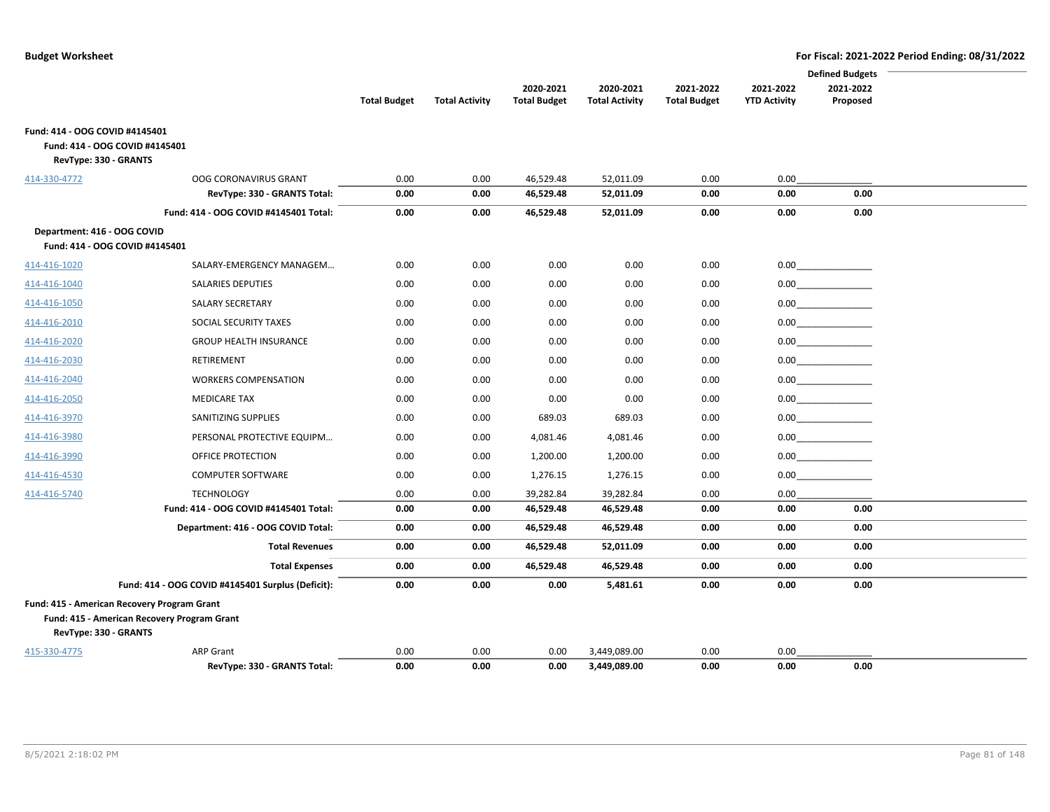**Budget Worksheet** — For Fiscal: 2021-2022 Period Ending: 08/31/2022

| | | Total Budget | Total Activity | 2020-2021 Total Budget | 2020-2021 Total Activity | 2021-2022 Total Budget | 2021-2022 YTD Activity | Defined Budgets 2021-2022 Proposed |
|---|---|---|---|---|---|---|---|---|
| **Fund: 414 - OOG COVID #4145401** | | | | | | | | |
| **Fund: 414 - OOG COVID #4145401** | | | | | | | | |
| **RevType: 330 - GRANTS** | | | | | | | | |
| 414-330-4772 | OOG CORONAVIRUS GRANT | 0.00 | 0.00 | 46,529.48 | 52,011.09 | 0.00 | 0.00 | |
| | **RevType: 330 - GRANTS Total:** | **0.00** | **0.00** | **46,529.48** | **52,011.09** | **0.00** | **0.00** | **0.00** |
| | **Fund: 414 - OOG COVID #4145401 Total:** | **0.00** | **0.00** | **46,529.48** | **52,011.09** | **0.00** | **0.00** | **0.00** |
| **Department: 416 - OOG COVID** | | | | | | | | |
| **Fund: 414 - OOG COVID #4145401** | | | | | | | | |
| 414-416-1020 | SALARY-EMERGENCY MANAGEM… | 0.00 | 0.00 | 0.00 | 0.00 | 0.00 | 0.00 | |
| 414-416-1040 | SALARIES DEPUTIES | 0.00 | 0.00 | 0.00 | 0.00 | 0.00 | 0.00 | |
| 414-416-1050 | SALARY SECRETARY | 0.00 | 0.00 | 0.00 | 0.00 | 0.00 | 0.00 | |
| 414-416-2010 | SOCIAL SECURITY TAXES | 0.00 | 0.00 | 0.00 | 0.00 | 0.00 | 0.00 | |
| 414-416-2020 | GROUP HEALTH INSURANCE | 0.00 | 0.00 | 0.00 | 0.00 | 0.00 | 0.00 | |
| 414-416-2030 | RETIREMENT | 0.00 | 0.00 | 0.00 | 0.00 | 0.00 | 0.00 | |
| 414-416-2040 | WORKERS COMPENSATION | 0.00 | 0.00 | 0.00 | 0.00 | 0.00 | 0.00 | |
| 414-416-2050 | MEDICARE TAX | 0.00 | 0.00 | 0.00 | 0.00 | 0.00 | 0.00 | |
| 414-416-3970 | SANITIZING SUPPLIES | 0.00 | 0.00 | 689.03 | 689.03 | 0.00 | 0.00 | |
| 414-416-3980 | PERSONAL PROTECTIVE EQUIPM… | 0.00 | 0.00 | 4,081.46 | 4,081.46 | 0.00 | 0.00 | |
| 414-416-3990 | OFFICE PROTECTION | 0.00 | 0.00 | 1,200.00 | 1,200.00 | 0.00 | 0.00 | |
| 414-416-4530 | COMPUTER SOFTWARE | 0.00 | 0.00 | 1,276.15 | 1,276.15 | 0.00 | 0.00 | |
| 414-416-5740 | TECHNOLOGY | 0.00 | 0.00 | 39,282.84 | 39,282.84 | 0.00 | 0.00 | |
| | **Fund: 414 - OOG COVID #4145401 Total:** | **0.00** | **0.00** | **46,529.48** | **46,529.48** | **0.00** | **0.00** | **0.00** |
| | **Department: 416 - OOG COVID Total:** | **0.00** | **0.00** | **46,529.48** | **46,529.48** | **0.00** | **0.00** | **0.00** |
| | **Total Revenues** | **0.00** | **0.00** | **46,529.48** | **52,011.09** | **0.00** | **0.00** | **0.00** |
| | **Total Expenses** | **0.00** | **0.00** | **46,529.48** | **46,529.48** | **0.00** | **0.00** | **0.00** |
| | **Fund: 414 - OOG COVID #4145401 Surplus (Deficit):** | **0.00** | **0.00** | **0.00** | **5,481.61** | **0.00** | **0.00** | **0.00** |
| **Fund: 415 - American Recovery Program Grant** | | | | | | | | |
| **Fund: 415 - American Recovery Program Grant** | | | | | | | | |
| **RevType: 330 - GRANTS** | | | | | | | | |
| 415-330-4775 | ARP Grant | 0.00 | 0.00 | 0.00 | 3,449,089.00 | 0.00 | 0.00 | |
| | **RevType: 330 - GRANTS Total:** | **0.00** | **0.00** | **0.00** | **3,449,089.00** | **0.00** | **0.00** | **0.00** |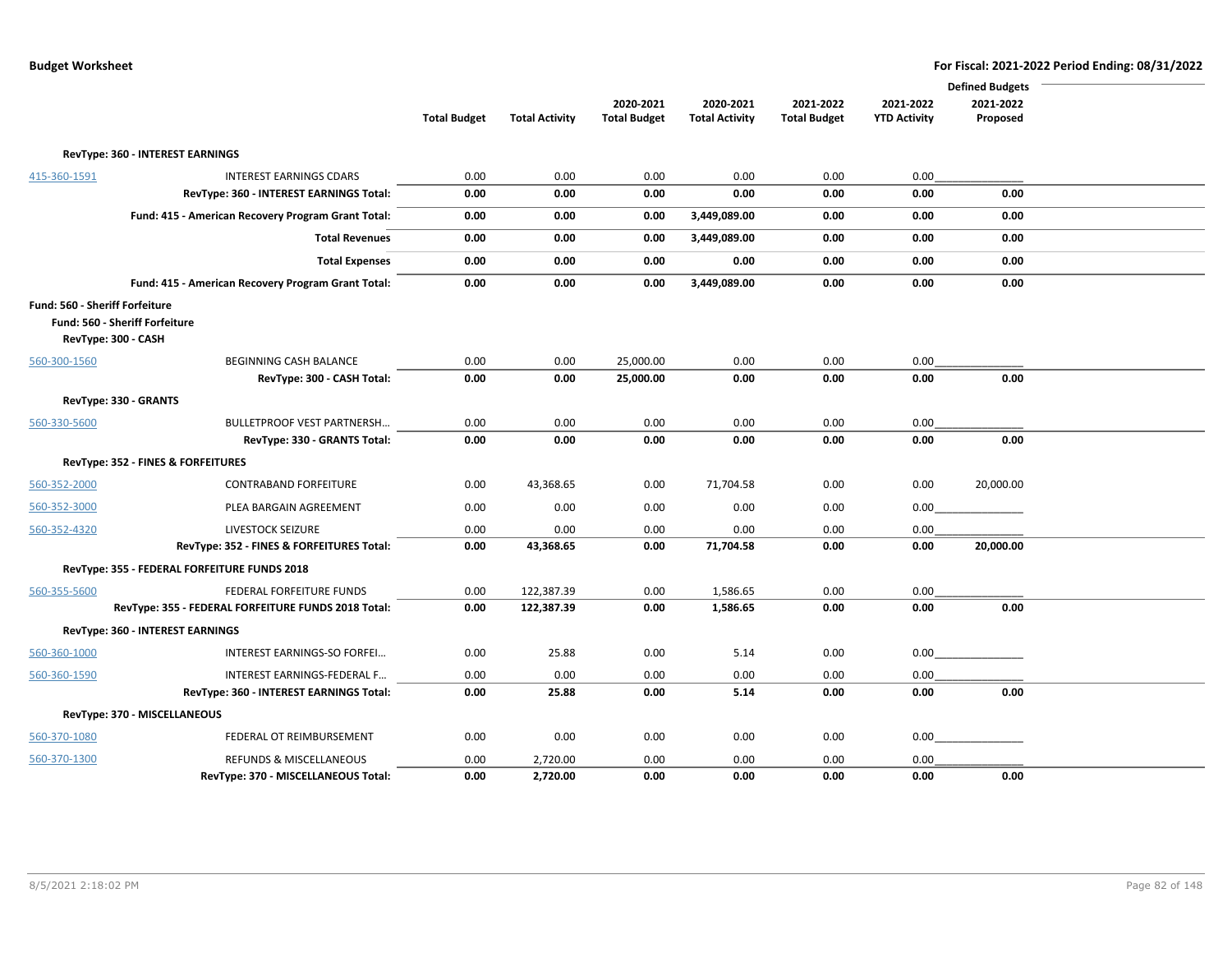**Budget Worksheet** — For Fiscal: 2021-2022 Period Ending: 08/31/2022

| | | Total Budget | Total Activity | 2020-2021 Total Budget | 2020-2021 Total Activity | 2021-2022 Total Budget | 2021-2022 YTD Activity | Defined Budgets 2021-2022 Proposed |
|---|---|---|---|---|---|---|---|---|
| **RevType: 360 - INTEREST EARNINGS** | | | | | | | | |
| 415-360-1591 | INTEREST EARNINGS CDARS | 0.00 | 0.00 | 0.00 | 0.00 | 0.00 | 0.00 | |
| | **RevType: 360 - INTEREST EARNINGS Total:** | **0.00** | **0.00** | **0.00** | **0.00** | **0.00** | **0.00** | **0.00** |
| | **Fund: 415 - American Recovery Program Grant Total:** | **0.00** | **0.00** | **0.00** | **3,449,089.00** | **0.00** | **0.00** | **0.00** |
| | **Total Revenues** | **0.00** | **0.00** | **0.00** | **3,449,089.00** | **0.00** | **0.00** | **0.00** |
| | **Total Expenses** | **0.00** | **0.00** | **0.00** | **0.00** | **0.00** | **0.00** | **0.00** |
| | **Fund: 415 - American Recovery Program Grant Total:** | **0.00** | **0.00** | **0.00** | **3,449,089.00** | **0.00** | **0.00** | **0.00** |
| **Fund: 560 - Sheriff Forfeiture** | | | | | | | | |
| **Fund: 560 - Sheriff Forfeiture** | | | | | | | | |
| **RevType: 300 - CASH** | | | | | | | | |
| 560-300-1560 | BEGINNING CASH BALANCE | 0.00 | 0.00 | 25,000.00 | 0.00 | 0.00 | 0.00 | |
| | **RevType: 300 - CASH Total:** | **0.00** | **0.00** | **25,000.00** | **0.00** | **0.00** | **0.00** | **0.00** |
| **RevType: 330 - GRANTS** | | | | | | | | |
| 560-330-5600 | BULLETPROOF VEST PARTNERSH… | 0.00 | 0.00 | 0.00 | 0.00 | 0.00 | 0.00 | |
| | **RevType: 330 - GRANTS Total:** | **0.00** | **0.00** | **0.00** | **0.00** | **0.00** | **0.00** | **0.00** |
| **RevType: 352 - FINES & FORFEITURES** | | | | | | | | |
| 560-352-2000 | CONTRABAND FORFEITURE | 0.00 | 43,368.65 | 0.00 | 71,704.58 | 0.00 | 0.00 | 20,000.00 |
| 560-352-3000 | PLEA BARGAIN AGREEMENT | 0.00 | 0.00 | 0.00 | 0.00 | 0.00 | 0.00 | |
| 560-352-4320 | LIVESTOCK SEIZURE | 0.00 | 0.00 | 0.00 | 0.00 | 0.00 | 0.00 | |
| | **RevType: 352 - FINES & FORFEITURES Total:** | **0.00** | **43,368.65** | **0.00** | **71,704.58** | **0.00** | **0.00** | **20,000.00** |
| **RevType: 355 - FEDERAL FORFEITURE FUNDS 2018** | | | | | | | | |
| 560-355-5600 | FEDERAL FORFEITURE FUNDS | 0.00 | 122,387.39 | 0.00 | 1,586.65 | 0.00 | 0.00 | |
| | **RevType: 355 - FEDERAL FORFEITURE FUNDS 2018 Total:** | **0.00** | **122,387.39** | **0.00** | **1,586.65** | **0.00** | **0.00** | **0.00** |
| **RevType: 360 - INTEREST EARNINGS** | | | | | | | | |
| 560-360-1000 | INTEREST EARNINGS-SO FORFEI… | 0.00 | 25.88 | 0.00 | 5.14 | 0.00 | 0.00 | |
| 560-360-1590 | INTEREST EARNINGS-FEDERAL F… | 0.00 | 0.00 | 0.00 | 0.00 | 0.00 | 0.00 | |
| | **RevType: 360 - INTEREST EARNINGS Total:** | **0.00** | **25.88** | **0.00** | **5.14** | **0.00** | **0.00** | **0.00** |
| **RevType: 370 - MISCELLANEOUS** | | | | | | | | |
| 560-370-1080 | FEDERAL OT REIMBURSEMENT | 0.00 | 0.00 | 0.00 | 0.00 | 0.00 | 0.00 | |
| 560-370-1300 | REFUNDS & MISCELLANEOUS | 0.00 | 2,720.00 | 0.00 | 0.00 | 0.00 | 0.00 | |
| | **RevType: 370 - MISCELLANEOUS Total:** | **0.00** | **2,720.00** | **0.00** | **0.00** | **0.00** | **0.00** | **0.00** |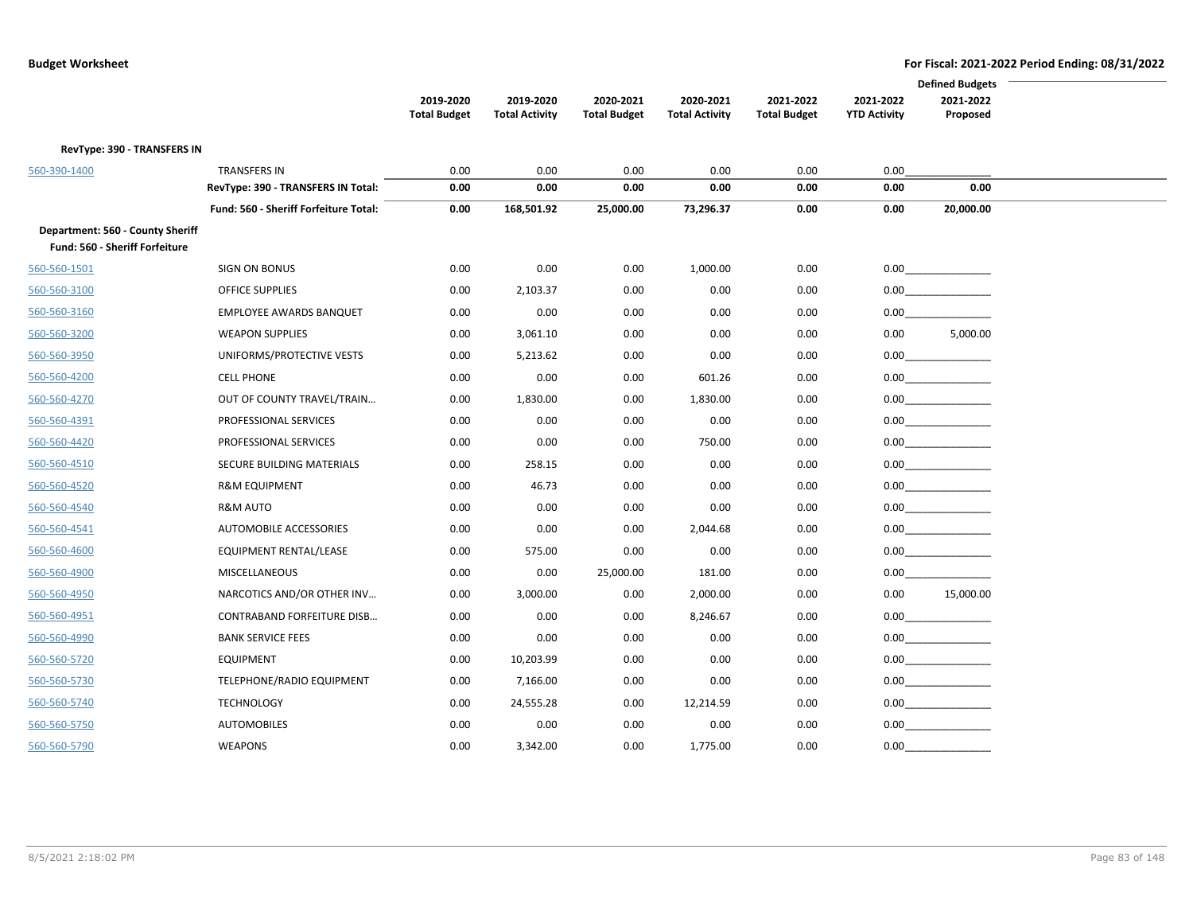**Budget Worksheet** — For Fiscal: 2021-2022 Period Ending: 08/31/2022

| | | 2019-2020 Total Budget | 2019-2020 Total Activity | 2020-2021 Total Budget | 2020-2021 Total Activity | 2021-2022 Total Budget | 2021-2022 YTD Activity | Defined Budgets 2021-2022 Proposed |
|---|---|---|---|---|---|---|---|---|
| **RevType: 390 - TRANSFERS IN** | | | | | | | | |
| 560-390-1400 | TRANSFERS IN | 0.00 | 0.00 | 0.00 | 0.00 | 0.00 | 0.00 | |
| | **RevType: 390 - TRANSFERS IN Total:** | **0.00** | **0.00** | **0.00** | **0.00** | **0.00** | **0.00** | **0.00** |
| | **Fund: 560 - Sheriff Forfeiture Total:** | **0.00** | **168,501.92** | **25,000.00** | **73,296.37** | **0.00** | **0.00** | **20,000.00** |
| **Department: 560 - County Sheriff** | | | | | | | | |
| **Fund: 560 - Sheriff Forfeiture** | | | | | | | | |
| 560-560-1501 | SIGN ON BONUS | 0.00 | 0.00 | 0.00 | 1,000.00 | 0.00 | 0.00 | |
| 560-560-3100 | OFFICE SUPPLIES | 0.00 | 2,103.37 | 0.00 | 0.00 | 0.00 | 0.00 | |
| 560-560-3160 | EMPLOYEE AWARDS BANQUET | 0.00 | 0.00 | 0.00 | 0.00 | 0.00 | 0.00 | |
| 560-560-3200 | WEAPON SUPPLIES | 0.00 | 3,061.10 | 0.00 | 0.00 | 0.00 | 0.00 | 5,000.00 |
| 560-560-3950 | UNIFORMS/PROTECTIVE VESTS | 0.00 | 5,213.62 | 0.00 | 0.00 | 0.00 | 0.00 | |
| 560-560-4200 | CELL PHONE | 0.00 | 0.00 | 0.00 | 601.26 | 0.00 | 0.00 | |
| 560-560-4270 | OUT OF COUNTY TRAVEL/TRAIN… | 0.00 | 1,830.00 | 0.00 | 1,830.00 | 0.00 | 0.00 | |
| 560-560-4391 | PROFESSIONAL SERVICES | 0.00 | 0.00 | 0.00 | 0.00 | 0.00 | 0.00 | |
| 560-560-4420 | PROFESSIONAL SERVICES | 0.00 | 0.00 | 0.00 | 750.00 | 0.00 | 0.00 | |
| 560-560-4510 | SECURE BUILDING MATERIALS | 0.00 | 258.15 | 0.00 | 0.00 | 0.00 | 0.00 | |
| 560-560-4520 | R&M EQUIPMENT | 0.00 | 46.73 | 0.00 | 0.00 | 0.00 | 0.00 | |
| 560-560-4540 | R&M AUTO | 0.00 | 0.00 | 0.00 | 0.00 | 0.00 | 0.00 | |
| 560-560-4541 | AUTOMOBILE ACCESSORIES | 0.00 | 0.00 | 0.00 | 2,044.68 | 0.00 | 0.00 | |
| 560-560-4600 | EQUIPMENT RENTAL/LEASE | 0.00 | 575.00 | 0.00 | 0.00 | 0.00 | 0.00 | |
| 560-560-4900 | MISCELLANEOUS | 0.00 | 0.00 | 25,000.00 | 181.00 | 0.00 | 0.00 | |
| 560-560-4950 | NARCOTICS AND/OR OTHER INV… | 0.00 | 3,000.00 | 0.00 | 2,000.00 | 0.00 | 0.00 | 15,000.00 |
| 560-560-4951 | CONTRABAND FORFEITURE DISB… | 0.00 | 0.00 | 0.00 | 8,246.67 | 0.00 | 0.00 | |
| 560-560-4990 | BANK SERVICE FEES | 0.00 | 0.00 | 0.00 | 0.00 | 0.00 | 0.00 | |
| 560-560-5720 | EQUIPMENT | 0.00 | 10,203.99 | 0.00 | 0.00 | 0.00 | 0.00 | |
| 560-560-5730 | TELEPHONE/RADIO EQUIPMENT | 0.00 | 7,166.00 | 0.00 | 0.00 | 0.00 | 0.00 | |
| 560-560-5740 | TECHNOLOGY | 0.00 | 24,555.28 | 0.00 | 12,214.59 | 0.00 | 0.00 | |
| 560-560-5750 | AUTOMOBILES | 0.00 | 0.00 | 0.00 | 0.00 | 0.00 | 0.00 | |
| 560-560-5790 | WEAPONS | 0.00 | 3,342.00 | 0.00 | 1,775.00 | 0.00 | 0.00 | |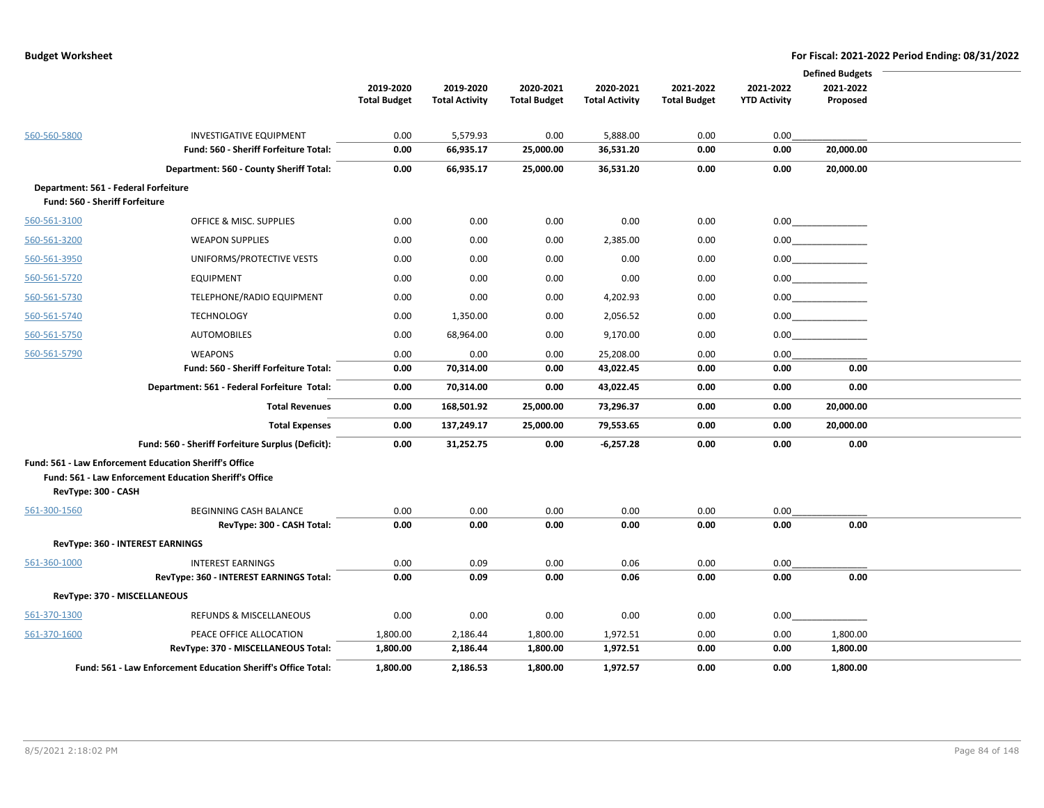| | | 2019-2020 Total Budget | 2019-2020 Total Activity | 2020-2021 Total Budget | 2020-2021 Total Activity | 2021-2022 Total Budget | 2021-2022 YTD Activity | Defined Budgets 2021-2022 Proposed |
|---|---|---|---|---|---|---|---|---|
| 560-560-5800 | INVESTIGATIVE EQUIPMENT | 0.00 | 5,579.93 | 0.00 | 5,888.00 | 0.00 | 0.00 | |
| | **Fund: 560 - Sheriff Forfeiture Total:** | **0.00** | **66,935.17** | **25,000.00** | **36,531.20** | **0.00** | **0.00** | **20,000.00** |
| | **Department: 560 - County Sheriff Total:** | **0.00** | **66,935.17** | **25,000.00** | **36,531.20** | **0.00** | **0.00** | **20,000.00** |
| **Department: 561 - Federal Forfeiture** | | | | | | | | |
| **Fund: 560 - Sheriff Forfeiture** | | | | | | | | |
| 560-561-3100 | OFFICE & MISC. SUPPLIES | 0.00 | 0.00 | 0.00 | 0.00 | 0.00 | 0.00 | |
| 560-561-3200 | WEAPON SUPPLIES | 0.00 | 0.00 | 0.00 | 2,385.00 | 0.00 | 0.00 | |
| 560-561-3950 | UNIFORMS/PROTECTIVE VESTS | 0.00 | 0.00 | 0.00 | 0.00 | 0.00 | 0.00 | |
| 560-561-5720 | EQUIPMENT | 0.00 | 0.00 | 0.00 | 0.00 | 0.00 | 0.00 | |
| 560-561-5730 | TELEPHONE/RADIO EQUIPMENT | 0.00 | 0.00 | 0.00 | 4,202.93 | 0.00 | 0.00 | |
| 560-561-5740 | TECHNOLOGY | 0.00 | 1,350.00 | 0.00 | 2,056.52 | 0.00 | 0.00 | |
| 560-561-5750 | AUTOMOBILES | 0.00 | 68,964.00 | 0.00 | 9,170.00 | 0.00 | 0.00 | |
| 560-561-5790 | WEAPONS | 0.00 | 0.00 | 0.00 | 25,208.00 | 0.00 | 0.00 | |
| | **Fund: 560 - Sheriff Forfeiture Total:** | **0.00** | **70,314.00** | **0.00** | **43,022.45** | **0.00** | **0.00** | **0.00** |
| | **Department: 561 - Federal Forfeiture Total:** | **0.00** | **70,314.00** | **0.00** | **43,022.45** | **0.00** | **0.00** | **0.00** |
| | **Total Revenues** | **0.00** | **168,501.92** | **25,000.00** | **73,296.37** | **0.00** | **0.00** | **20,000.00** |
| | **Total Expenses** | **0.00** | **137,249.17** | **25,000.00** | **79,553.65** | **0.00** | **0.00** | **20,000.00** |
| | **Fund: 560 - Sheriff Forfeiture Surplus (Deficit):** | **0.00** | **31,252.75** | **0.00** | **-6,257.28** | **0.00** | **0.00** | **0.00** |
| **Fund: 561 - Law Enforcement Education Sheriff's Office** | | | | | | | | |
| **Fund: 561 - Law Enforcement Education Sheriff's Office** | | | | | | | | |
| **RevType: 300 - CASH** | | | | | | | | |
| 561-300-1560 | BEGINNING CASH BALANCE | 0.00 | 0.00 | 0.00 | 0.00 | 0.00 | 0.00 | |
| | **RevType: 300 - CASH Total:** | **0.00** | **0.00** | **0.00** | **0.00** | **0.00** | **0.00** | **0.00** |
| **RevType: 360 - INTEREST EARNINGS** | | | | | | | | |
| 561-360-1000 | INTEREST EARNINGS | 0.00 | 0.09 | 0.00 | 0.06 | 0.00 | 0.00 | |
| | **RevType: 360 - INTEREST EARNINGS Total:** | **0.00** | **0.09** | **0.00** | **0.06** | **0.00** | **0.00** | **0.00** |
| **RevType: 370 - MISCELLANEOUS** | | | | | | | | |
| 561-370-1300 | REFUNDS & MISCELLANEOUS | 0.00 | 0.00 | 0.00 | 0.00 | 0.00 | 0.00 | |
| 561-370-1600 | PEACE OFFICE ALLOCATION | 1,800.00 | 2,186.44 | 1,800.00 | 1,972.51 | 0.00 | 0.00 | 1,800.00 |
| | **RevType: 370 - MISCELLANEOUS Total:** | **1,800.00** | **2,186.44** | **1,800.00** | **1,972.51** | **0.00** | **0.00** | **1,800.00** |
| | **Fund: 561 - Law Enforcement Education Sheriff's Office Total:** | **1,800.00** | **2,186.53** | **1,800.00** | **1,972.57** | **0.00** | **0.00** | **1,800.00** |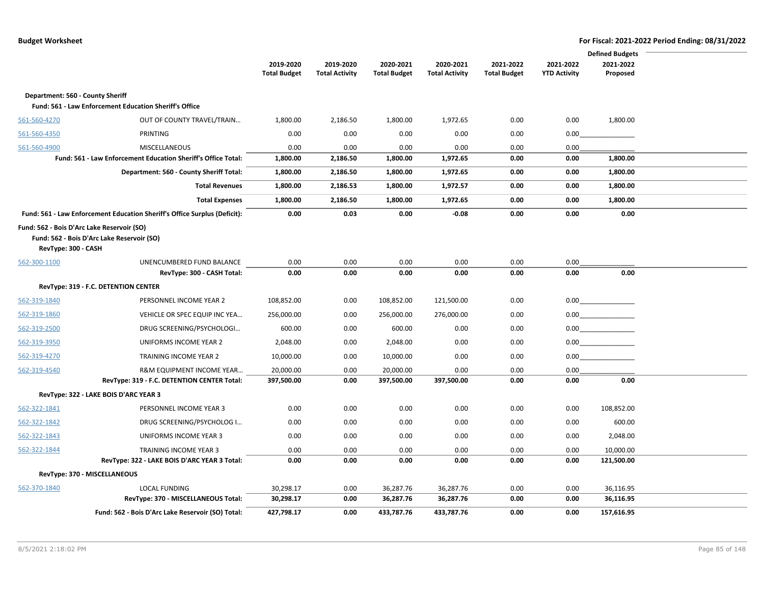| | | 2019-2020 Total Budget | 2019-2020 Total Activity | 2020-2021 Total Budget | 2020-2021 Total Activity | 2021-2022 Total Budget | 2021-2022 YTD Activity | Defined Budgets 2021-2022 Proposed |
|---|---|---|---|---|---|---|---|---|
| **Department: 560 - County Sheriff** | | | | | | | | |
| **Fund: 561 - Law Enforcement Education Sheriff's Office** | | | | | | | | |
| 561-560-4270 | OUT OF COUNTY TRAVEL/TRAIN... | 1,800.00 | 2,186.50 | 1,800.00 | 1,972.65 | 0.00 | 0.00 | 1,800.00 |
| 561-560-4350 | PRINTING | 0.00 | 0.00 | 0.00 | 0.00 | 0.00 | 0.00 | |
| 561-560-4900 | MISCELLANEOUS | 0.00 | 0.00 | 0.00 | 0.00 | 0.00 | 0.00 | |
| | **Fund: 561 - Law Enforcement Education Sheriff's Office Total:** | **1,800.00** | **2,186.50** | **1,800.00** | **1,972.65** | **0.00** | **0.00** | **1,800.00** |
| | **Department: 560 - County Sheriff Total:** | **1,800.00** | **2,186.50** | **1,800.00** | **1,972.65** | **0.00** | **0.00** | **1,800.00** |
| | **Total Revenues** | **1,800.00** | **2,186.53** | **1,800.00** | **1,972.57** | **0.00** | **0.00** | **1,800.00** |
| | **Total Expenses** | **1,800.00** | **2,186.50** | **1,800.00** | **1,972.65** | **0.00** | **0.00** | **1,800.00** |
| | **Fund: 561 - Law Enforcement Education Sheriff's Office Surplus (Deficit):** | **0.00** | **0.03** | **0.00** | **-0.08** | **0.00** | **0.00** | **0.00** |
| **Fund: 562 - Bois D'Arc Lake Reservoir (SO)** | | | | | | | | |
| **Fund: 562 - Bois D'Arc Lake Reservoir (SO)** | | | | | | | | |
| **RevType: 300 - CASH** | | | | | | | | |
| 562-300-1100 | UNENCUMBERED FUND BALANCE | 0.00 | 0.00 | 0.00 | 0.00 | 0.00 | 0.00 | |
| | **RevType: 300 - CASH Total:** | **0.00** | **0.00** | **0.00** | **0.00** | **0.00** | **0.00** | **0.00** |
| **RevType: 319 - F.C. DETENTION CENTER** | | | | | | | | |
| 562-319-1840 | PERSONNEL INCOME YEAR 2 | 108,852.00 | 0.00 | 108,852.00 | 121,500.00 | 0.00 | 0.00 | |
| 562-319-1860 | VEHICLE OR SPEC EQUIP INC YEA... | 256,000.00 | 0.00 | 256,000.00 | 276,000.00 | 0.00 | 0.00 | |
| 562-319-2500 | DRUG SCREENING/PSYCHOLOGI... | 600.00 | 0.00 | 600.00 | 0.00 | 0.00 | 0.00 | |
| 562-319-3950 | UNIFORMS INCOME YEAR 2 | 2,048.00 | 0.00 | 2,048.00 | 0.00 | 0.00 | 0.00 | |
| 562-319-4270 | TRAINING INCOME YEAR 2 | 10,000.00 | 0.00 | 10,000.00 | 0.00 | 0.00 | 0.00 | |
| 562-319-4540 | R&M EQUIPMENT INCOME YEAR... | 20,000.00 | 0.00 | 20,000.00 | 0.00 | 0.00 | 0.00 | |
| | **RevType: 319 - F.C. DETENTION CENTER Total:** | **397,500.00** | **0.00** | **397,500.00** | **397,500.00** | **0.00** | **0.00** | **0.00** |
| **RevType: 322 - LAKE BOIS D'ARC YEAR 3** | | | | | | | | |
| 562-322-1841 | PERSONNEL INCOME YEAR 3 | 0.00 | 0.00 | 0.00 | 0.00 | 0.00 | 0.00 | 108,852.00 |
| 562-322-1842 | DRUG SCREENING/PSYCHOLOG I... | 0.00 | 0.00 | 0.00 | 0.00 | 0.00 | 0.00 | 600.00 |
| 562-322-1843 | UNIFORMS INCOME YEAR 3 | 0.00 | 0.00 | 0.00 | 0.00 | 0.00 | 0.00 | 2,048.00 |
| 562-322-1844 | TRAINING INCOME YEAR 3 | 0.00 | 0.00 | 0.00 | 0.00 | 0.00 | 0.00 | 10,000.00 |
| | **RevType: 322 - LAKE BOIS D'ARC YEAR 3 Total:** | **0.00** | **0.00** | **0.00** | **0.00** | **0.00** | **0.00** | **121,500.00** |
| **RevType: 370 - MISCELLANEOUS** | | | | | | | | |
| 562-370-1840 | LOCAL FUNDING | 30,298.17 | 0.00 | 36,287.76 | 36,287.76 | 0.00 | 0.00 | 36,116.95 |
| | **RevType: 370 - MISCELLANEOUS Total:** | **30,298.17** | **0.00** | **36,287.76** | **36,287.76** | **0.00** | **0.00** | **36,116.95** |
| | **Fund: 562 - Bois D'Arc Lake Reservoir (SO) Total:** | **427,798.17** | **0.00** | **433,787.76** | **433,787.76** | **0.00** | **0.00** | **157,616.95** |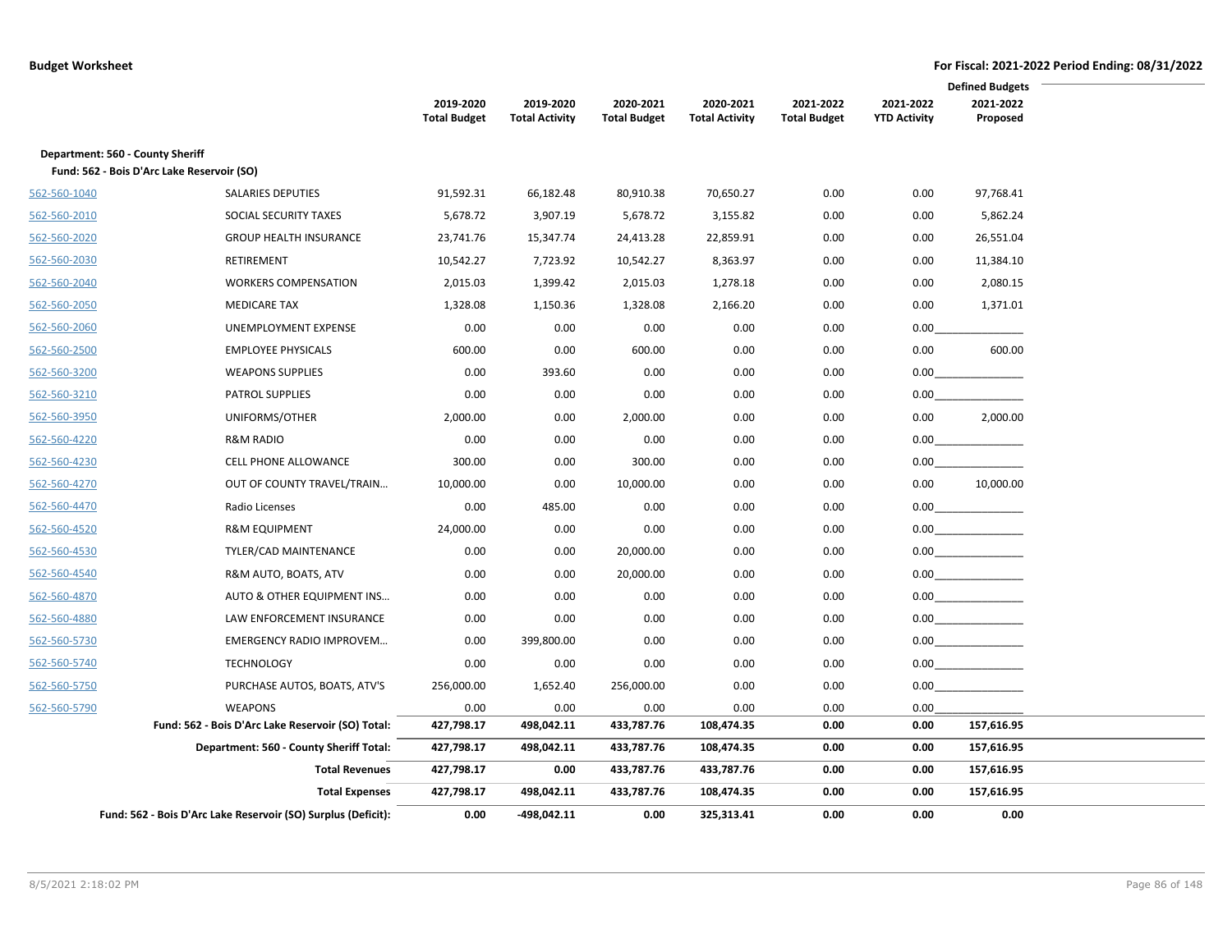**Budget Worksheet** — **For Fiscal: 2021-2022 Period Ending: 08/31/2022**

| | | 2019-2020 Total Budget | 2019-2020 Total Activity | 2020-2021 Total Budget | 2020-2021 Total Activity | 2021-2022 Total Budget | 2021-2022 YTD Activity | Defined Budgets 2021-2022 Proposed |
|---|---|---|---|---|---|---|---|---|
| **Department: 560 - County Sheriff** | | | | | | | | |
| **Fund: 562 - Bois D'Arc Lake Reservoir (SO)** | | | | | | | | |
| 562-560-1040 | SALARIES DEPUTIES | 91,592.31 | 66,182.48 | 80,910.38 | 70,650.27 | 0.00 | 0.00 | 97,768.41 |
| 562-560-2010 | SOCIAL SECURITY TAXES | 5,678.72 | 3,907.19 | 5,678.72 | 3,155.82 | 0.00 | 0.00 | 5,862.24 |
| 562-560-2020 | GROUP HEALTH INSURANCE | 23,741.76 | 15,347.74 | 24,413.28 | 22,859.91 | 0.00 | 0.00 | 26,551.04 |
| 562-560-2030 | RETIREMENT | 10,542.27 | 7,723.92 | 10,542.27 | 8,363.97 | 0.00 | 0.00 | 11,384.10 |
| 562-560-2040 | WORKERS COMPENSATION | 2,015.03 | 1,399.42 | 2,015.03 | 1,278.18 | 0.00 | 0.00 | 2,080.15 |
| 562-560-2050 | MEDICARE TAX | 1,328.08 | 1,150.36 | 1,328.08 | 2,166.20 | 0.00 | 0.00 | 1,371.01 |
| 562-560-2060 | UNEMPLOYMENT EXPENSE | 0.00 | 0.00 | 0.00 | 0.00 | 0.00 | 0.00 | |
| 562-560-2500 | EMPLOYEE PHYSICALS | 600.00 | 0.00 | 600.00 | 0.00 | 0.00 | 0.00 | 600.00 |
| 562-560-3200 | WEAPONS SUPPLIES | 0.00 | 393.60 | 0.00 | 0.00 | 0.00 | 0.00 | |
| 562-560-3210 | PATROL SUPPLIES | 0.00 | 0.00 | 0.00 | 0.00 | 0.00 | 0.00 | |
| 562-560-3950 | UNIFORMS/OTHER | 2,000.00 | 0.00 | 2,000.00 | 0.00 | 0.00 | 0.00 | 2,000.00 |
| 562-560-4220 | R&M RADIO | 0.00 | 0.00 | 0.00 | 0.00 | 0.00 | 0.00 | |
| 562-560-4230 | CELL PHONE ALLOWANCE | 300.00 | 0.00 | 300.00 | 0.00 | 0.00 | 0.00 | |
| 562-560-4270 | OUT OF COUNTY TRAVEL/TRAIN… | 10,000.00 | 0.00 | 10,000.00 | 0.00 | 0.00 | 0.00 | 10,000.00 |
| 562-560-4470 | Radio Licenses | 0.00 | 485.00 | 0.00 | 0.00 | 0.00 | 0.00 | |
| 562-560-4520 | R&M EQUIPMENT | 24,000.00 | 0.00 | 0.00 | 0.00 | 0.00 | 0.00 | |
| 562-560-4530 | TYLER/CAD MAINTENANCE | 0.00 | 0.00 | 20,000.00 | 0.00 | 0.00 | 0.00 | |
| 562-560-4540 | R&M AUTO, BOATS, ATV | 0.00 | 0.00 | 20,000.00 | 0.00 | 0.00 | 0.00 | |
| 562-560-4870 | AUTO & OTHER EQUIPMENT INS… | 0.00 | 0.00 | 0.00 | 0.00 | 0.00 | 0.00 | |
| 562-560-4880 | LAW ENFORCEMENT INSURANCE | 0.00 | 0.00 | 0.00 | 0.00 | 0.00 | 0.00 | |
| 562-560-5730 | EMERGENCY RADIO IMPROVEM… | 0.00 | 399,800.00 | 0.00 | 0.00 | 0.00 | 0.00 | |
| 562-560-5740 | TECHNOLOGY | 0.00 | 0.00 | 0.00 | 0.00 | 0.00 | 0.00 | |
| 562-560-5750 | PURCHASE AUTOS, BOATS, ATV'S | 256,000.00 | 1,652.40 | 256,000.00 | 0.00 | 0.00 | 0.00 | |
| 562-560-5790 | WEAPONS | 0.00 | 0.00 | 0.00 | 0.00 | 0.00 | 0.00 | |
| | **Fund: 562 - Bois D'Arc Lake Reservoir (SO) Total:** | **427,798.17** | **498,042.11** | **433,787.76** | **108,474.35** | **0.00** | **0.00** | **157,616.95** |
| | **Department: 560 - County Sheriff Total:** | **427,798.17** | **498,042.11** | **433,787.76** | **108,474.35** | **0.00** | **0.00** | **157,616.95** |
| | **Total Revenues** | **427,798.17** | **0.00** | **433,787.76** | **433,787.76** | **0.00** | **0.00** | **157,616.95** |
| | **Total Expenses** | **427,798.17** | **498,042.11** | **433,787.76** | **108,474.35** | **0.00** | **0.00** | **157,616.95** |
| | **Fund: 562 - Bois D'Arc Lake Reservoir (SO) Surplus (Deficit):** | **0.00** | **-498,042.11** | **0.00** | **325,313.41** | **0.00** | **0.00** | **0.00** |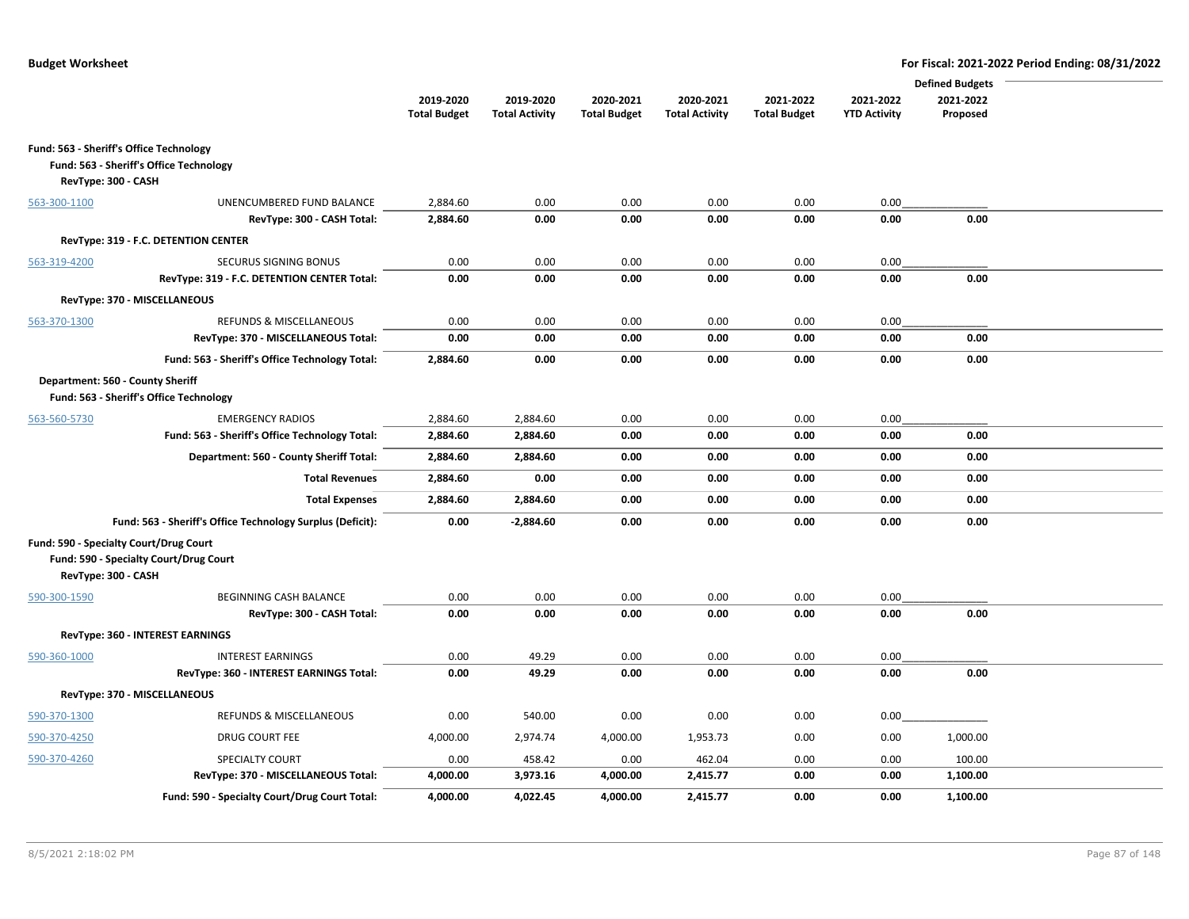| | | 2019-2020 Total Budget | 2019-2020 Total Activity | 2020-2021 Total Budget | 2020-2021 Total Activity | 2021-2022 Total Budget | 2021-2022 YTD Activity | Defined Budgets 2021-2022 Proposed |
|---|---|---|---|---|---|---|---|---|
| **Fund: 563 - Sheriff's Office Technology** | | | | | | | | |
| **Fund: 563 - Sheriff's Office Technology** | | | | | | | | |
| **RevType: 300 - CASH** | | | | | | | | |
| 563-300-1100 | UNENCUMBERED FUND BALANCE | 2,884.60 | 0.00 | 0.00 | 0.00 | 0.00 | 0.00 | |
| | **RevType: 300 - CASH Total:** | **2,884.60** | **0.00** | **0.00** | **0.00** | **0.00** | **0.00** | **0.00** |
| **RevType: 319 - F.C. DETENTION CENTER** | | | | | | | | |
| 563-319-4200 | SECURUS SIGNING BONUS | 0.00 | 0.00 | 0.00 | 0.00 | 0.00 | 0.00 | |
| | **RevType: 319 - F.C. DETENTION CENTER Total:** | **0.00** | **0.00** | **0.00** | **0.00** | **0.00** | **0.00** | **0.00** |
| **RevType: 370 - MISCELLANEOUS** | | | | | | | | |
| 563-370-1300 | REFUNDS & MISCELLANEOUS | 0.00 | 0.00 | 0.00 | 0.00 | 0.00 | 0.00 | |
| | **RevType: 370 - MISCELLANEOUS Total:** | **0.00** | **0.00** | **0.00** | **0.00** | **0.00** | **0.00** | **0.00** |
| | **Fund: 563 - Sheriff's Office Technology Total:** | **2,884.60** | **0.00** | **0.00** | **0.00** | **0.00** | **0.00** | **0.00** |
| **Department: 560 - County Sheriff** | | | | | | | | |
| **Fund: 563 - Sheriff's Office Technology** | | | | | | | | |
| 563-560-5730 | EMERGENCY RADIOS | 2,884.60 | 2,884.60 | 0.00 | 0.00 | 0.00 | 0.00 | |
| | **Fund: 563 - Sheriff's Office Technology Total:** | **2,884.60** | **2,884.60** | **0.00** | **0.00** | **0.00** | **0.00** | **0.00** |
| | **Department: 560 - County Sheriff Total:** | **2,884.60** | **2,884.60** | **0.00** | **0.00** | **0.00** | **0.00** | **0.00** |
| | **Total Revenues** | **2,884.60** | **0.00** | **0.00** | **0.00** | **0.00** | **0.00** | **0.00** |
| | **Total Expenses** | **2,884.60** | **2,884.60** | **0.00** | **0.00** | **0.00** | **0.00** | **0.00** |
| | **Fund: 563 - Sheriff's Office Technology Surplus (Deficit):** | **0.00** | **-2,884.60** | **0.00** | **0.00** | **0.00** | **0.00** | **0.00** |
| **Fund: 590 - Specialty Court/Drug Court** | | | | | | | | |
| **Fund: 590 - Specialty Court/Drug Court** | | | | | | | | |
| **RevType: 300 - CASH** | | | | | | | | |
| 590-300-1590 | BEGINNING CASH BALANCE | 0.00 | 0.00 | 0.00 | 0.00 | 0.00 | 0.00 | |
| | **RevType: 300 - CASH Total:** | **0.00** | **0.00** | **0.00** | **0.00** | **0.00** | **0.00** | **0.00** |
| **RevType: 360 - INTEREST EARNINGS** | | | | | | | | |
| 590-360-1000 | INTEREST EARNINGS | 0.00 | 49.29 | 0.00 | 0.00 | 0.00 | 0.00 | |
| | **RevType: 360 - INTEREST EARNINGS Total:** | **0.00** | **49.29** | **0.00** | **0.00** | **0.00** | **0.00** | **0.00** |
| **RevType: 370 - MISCELLANEOUS** | | | | | | | | |
| 590-370-1300 | REFUNDS & MISCELLANEOUS | 0.00 | 540.00 | 0.00 | 0.00 | 0.00 | 0.00 | |
| 590-370-4250 | DRUG COURT FEE | 4,000.00 | 2,974.74 | 4,000.00 | 1,953.73 | 0.00 | 0.00 | 1,000.00 |
| 590-370-4260 | SPECIALTY COURT | 0.00 | 458.42 | 0.00 | 462.04 | 0.00 | 0.00 | 100.00 |
| | **RevType: 370 - MISCELLANEOUS Total:** | **4,000.00** | **3,973.16** | **4,000.00** | **2,415.77** | **0.00** | **0.00** | **1,100.00** |
| | **Fund: 590 - Specialty Court/Drug Court Total:** | **4,000.00** | **4,022.45** | **4,000.00** | **2,415.77** | **0.00** | **0.00** | **1,100.00** |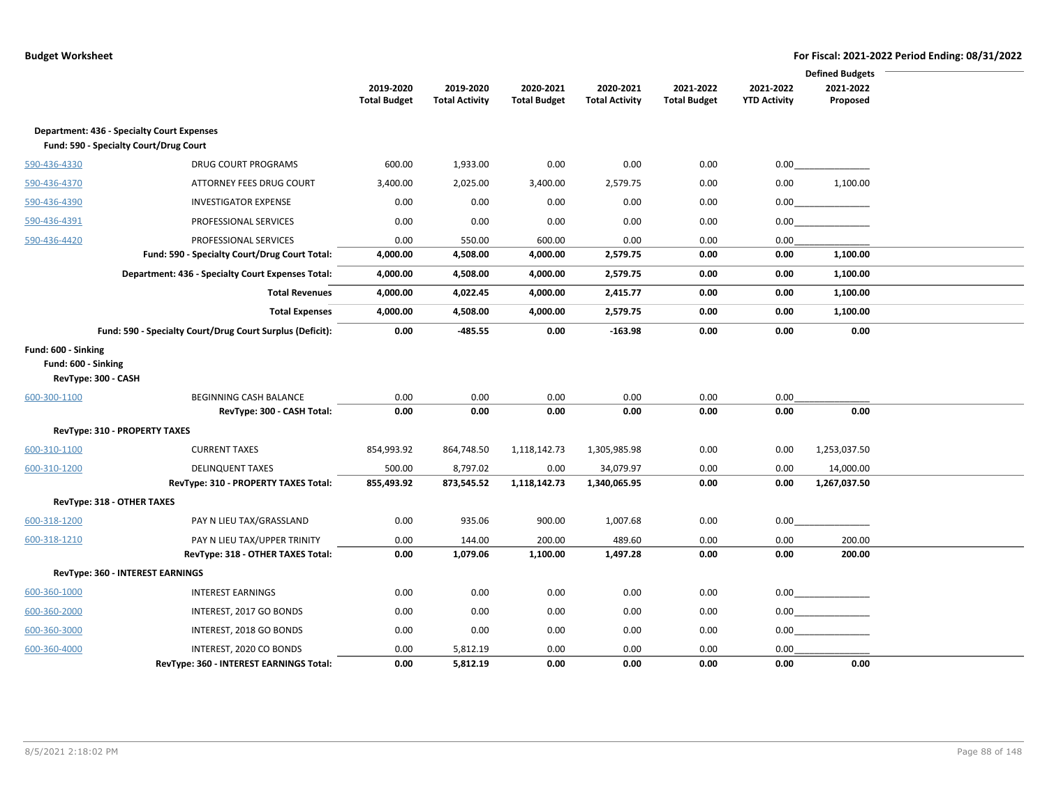**Budget Worksheet** — For Fiscal: 2021-2022 Period Ending: 08/31/2022

| | | 2019-2020 Total Budget | 2019-2020 Total Activity | 2020-2021 Total Budget | 2020-2021 Total Activity | 2021-2022 Total Budget | 2021-2022 YTD Activity | Defined Budgets 2021-2022 Proposed |
|---|---|---|---|---|---|---|---|---|
| **Department: 436 - Specialty Court Expenses** | | | | | | | | |
| **Fund: 590 - Specialty Court/Drug Court** | | | | | | | | |
| 590-436-4330 | DRUG COURT PROGRAMS | 600.00 | 1,933.00 | 0.00 | 0.00 | 0.00 | 0.00 | |
| 590-436-4370 | ATTORNEY FEES DRUG COURT | 3,400.00 | 2,025.00 | 3,400.00 | 2,579.75 | 0.00 | 0.00 | 1,100.00 |
| 590-436-4390 | INVESTIGATOR EXPENSE | 0.00 | 0.00 | 0.00 | 0.00 | 0.00 | 0.00 | |
| 590-436-4391 | PROFESSIONAL SERVICES | 0.00 | 0.00 | 0.00 | 0.00 | 0.00 | 0.00 | |
| 590-436-4420 | PROFESSIONAL SERVICES | 0.00 | 550.00 | 600.00 | 0.00 | 0.00 | 0.00 | |
| | **Fund: 590 - Specialty Court/Drug Court Total:** | **4,000.00** | **4,508.00** | **4,000.00** | **2,579.75** | **0.00** | **0.00** | **1,100.00** |
| | **Department: 436 - Specialty Court Expenses Total:** | **4,000.00** | **4,508.00** | **4,000.00** | **2,579.75** | **0.00** | **0.00** | **1,100.00** |
| | **Total Revenues** | **4,000.00** | **4,022.45** | **4,000.00** | **2,415.77** | **0.00** | **0.00** | **1,100.00** |
| | **Total Expenses** | **4,000.00** | **4,508.00** | **4,000.00** | **2,579.75** | **0.00** | **0.00** | **1,100.00** |
| | **Fund: 590 - Specialty Court/Drug Court Surplus (Deficit):** | **0.00** | **-485.55** | **0.00** | **-163.98** | **0.00** | **0.00** | **0.00** |
| **Fund: 600 - Sinking** | | | | | | | | |
| **Fund: 600 - Sinking** | | | | | | | | |
| **RevType: 300 - CASH** | | | | | | | | |
| 600-300-1100 | BEGINNING CASH BALANCE | 0.00 | 0.00 | 0.00 | 0.00 | 0.00 | 0.00 | |
| | **RevType: 300 - CASH Total:** | **0.00** | **0.00** | **0.00** | **0.00** | **0.00** | **0.00** | **0.00** |
| **RevType: 310 - PROPERTY TAXES** | | | | | | | | |
| 600-310-1100 | CURRENT TAXES | 854,993.92 | 864,748.50 | 1,118,142.73 | 1,305,985.98 | 0.00 | 0.00 | 1,253,037.50 |
| 600-310-1200 | DELINQUENT TAXES | 500.00 | 8,797.02 | 0.00 | 34,079.97 | 0.00 | 0.00 | 14,000.00 |
| | **RevType: 310 - PROPERTY TAXES Total:** | **855,493.92** | **873,545.52** | **1,118,142.73** | **1,340,065.95** | **0.00** | **0.00** | **1,267,037.50** |
| **RevType: 318 - OTHER TAXES** | | | | | | | | |
| 600-318-1200 | PAY N LIEU TAX/GRASSLAND | 0.00 | 935.06 | 900.00 | 1,007.68 | 0.00 | 0.00 | |
| 600-318-1210 | PAY N LIEU TAX/UPPER TRINITY | 0.00 | 144.00 | 200.00 | 489.60 | 0.00 | 0.00 | 200.00 |
| | **RevType: 318 - OTHER TAXES Total:** | **0.00** | **1,079.06** | **1,100.00** | **1,497.28** | **0.00** | **0.00** | **200.00** |
| **RevType: 360 - INTEREST EARNINGS** | | | | | | | | |
| 600-360-1000 | INTEREST EARNINGS | 0.00 | 0.00 | 0.00 | 0.00 | 0.00 | 0.00 | |
| 600-360-2000 | INTEREST, 2017 GO BONDS | 0.00 | 0.00 | 0.00 | 0.00 | 0.00 | 0.00 | |
| 600-360-3000 | INTEREST, 2018 GO BONDS | 0.00 | 0.00 | 0.00 | 0.00 | 0.00 | 0.00 | |
| 600-360-4000 | INTEREST, 2020 CO BONDS | 0.00 | 5,812.19 | 0.00 | 0.00 | 0.00 | 0.00 | |
| | **RevType: 360 - INTEREST EARNINGS Total:** | **0.00** | **5,812.19** | **0.00** | **0.00** | **0.00** | **0.00** | **0.00** |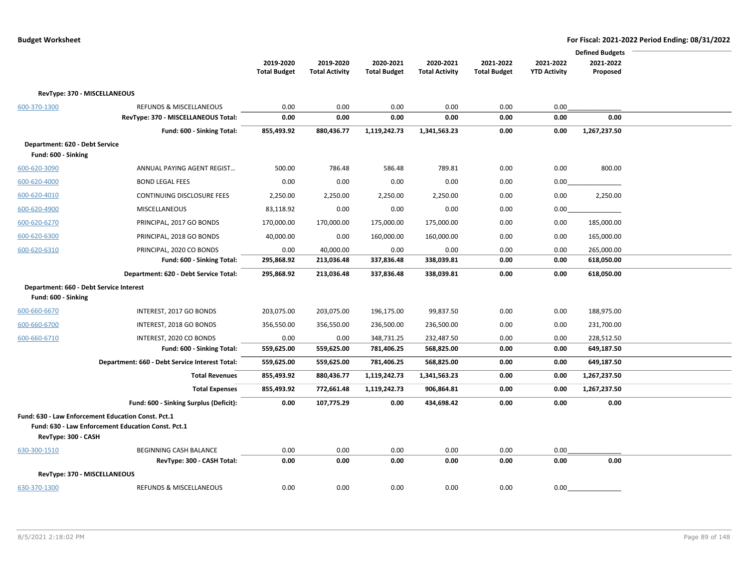**Budget Worksheet** **For Fiscal: 2021-2022 Period Ending: 08/31/2022**

| | | 2019-2020 Total Budget | 2019-2020 Total Activity | 2020-2021 Total Budget | 2020-2021 Total Activity | 2021-2022 Total Budget | 2021-2022 YTD Activity | Defined Budgets 2021-2022 Proposed |
|---|---|---|---|---|---|---|---|---|
| **RevType: 370 - MISCELLANEOUS** | | | | | | | | |
| 600-370-1300 | REFUNDS & MISCELLANEOUS | 0.00 | 0.00 | 0.00 | 0.00 | 0.00 | 0.00 | |
| | **RevType: 370 - MISCELLANEOUS Total:** | **0.00** | **0.00** | **0.00** | **0.00** | **0.00** | **0.00** | **0.00** |
| | **Fund: 600 - Sinking Total:** | **855,493.92** | **880,436.77** | **1,119,242.73** | **1,341,563.23** | **0.00** | **0.00** | **1,267,237.50** |
| **Department: 620 - Debt Service** | | | | | | | | |
| **Fund: 600 - Sinking** | | | | | | | | |
| 600-620-3090 | ANNUAL PAYING AGENT REGIST... | 500.00 | 786.48 | 586.48 | 789.81 | 0.00 | 0.00 | 800.00 |
| 600-620-4000 | BOND LEGAL FEES | 0.00 | 0.00 | 0.00 | 0.00 | 0.00 | 0.00 | |
| 600-620-4010 | CONTINUING DISCLOSURE FEES | 2,250.00 | 2,250.00 | 2,250.00 | 2,250.00 | 0.00 | 0.00 | 2,250.00 |
| 600-620-4900 | MISCELLANEOUS | 83,118.92 | 0.00 | 0.00 | 0.00 | 0.00 | 0.00 | |
| 600-620-6270 | PRINCIPAL, 2017 GO BONDS | 170,000.00 | 170,000.00 | 175,000.00 | 175,000.00 | 0.00 | 0.00 | 185,000.00 |
| 600-620-6300 | PRINCIPAL, 2018 GO BONDS | 40,000.00 | 0.00 | 160,000.00 | 160,000.00 | 0.00 | 0.00 | 165,000.00 |
| 600-620-6310 | PRINCIPAL, 2020 CO BONDS | 0.00 | 40,000.00 | 0.00 | 0.00 | 0.00 | 0.00 | 265,000.00 |
| | **Fund: 600 - Sinking Total:** | **295,868.92** | **213,036.48** | **337,836.48** | **338,039.81** | **0.00** | **0.00** | **618,050.00** |
| | **Department: 620 - Debt Service Total:** | **295,868.92** | **213,036.48** | **337,836.48** | **338,039.81** | **0.00** | **0.00** | **618,050.00** |
| **Department: 660 - Debt Service Interest** | | | | | | | | |
| **Fund: 600 - Sinking** | | | | | | | | |
| 600-660-6670 | INTEREST, 2017 GO BONDS | 203,075.00 | 203,075.00 | 196,175.00 | 99,837.50 | 0.00 | 0.00 | 188,975.00 |
| 600-660-6700 | INTEREST, 2018 GO BONDS | 356,550.00 | 356,550.00 | 236,500.00 | 236,500.00 | 0.00 | 0.00 | 231,700.00 |
| 600-660-6710 | INTEREST, 2020 CO BONDS | 0.00 | 0.00 | 348,731.25 | 232,487.50 | 0.00 | 0.00 | 228,512.50 |
| | **Fund: 600 - Sinking Total:** | **559,625.00** | **559,625.00** | **781,406.25** | **568,825.00** | **0.00** | **0.00** | **649,187.50** |
| | **Department: 660 - Debt Service Interest Total:** | **559,625.00** | **559,625.00** | **781,406.25** | **568,825.00** | **0.00** | **0.00** | **649,187.50** |
| | **Total Revenues** | **855,493.92** | **880,436.77** | **1,119,242.73** | **1,341,563.23** | **0.00** | **0.00** | **1,267,237.50** |
| | **Total Expenses** | **855,493.92** | **772,661.48** | **1,119,242.73** | **906,864.81** | **0.00** | **0.00** | **1,267,237.50** |
| | **Fund: 600 - Sinking Surplus (Deficit):** | **0.00** | **107,775.29** | **0.00** | **434,698.42** | **0.00** | **0.00** | **0.00** |
| **Fund: 630 - Law Enforcement Education Const. Pct.1** | | | | | | | | |
| **Fund: 630 - Law Enforcement Education Const. Pct.1** | | | | | | | | |
| **RevType: 300 - CASH** | | | | | | | | |
| 630-300-1510 | BEGINNING CASH BALANCE | 0.00 | 0.00 | 0.00 | 0.00 | 0.00 | 0.00 | |
| | **RevType: 300 - CASH Total:** | **0.00** | **0.00** | **0.00** | **0.00** | **0.00** | **0.00** | **0.00** |
| **RevType: 370 - MISCELLANEOUS** | | | | | | | | |
| 630-370-1300 | REFUNDS & MISCELLANEOUS | 0.00 | 0.00 | 0.00 | 0.00 | 0.00 | 0.00 | |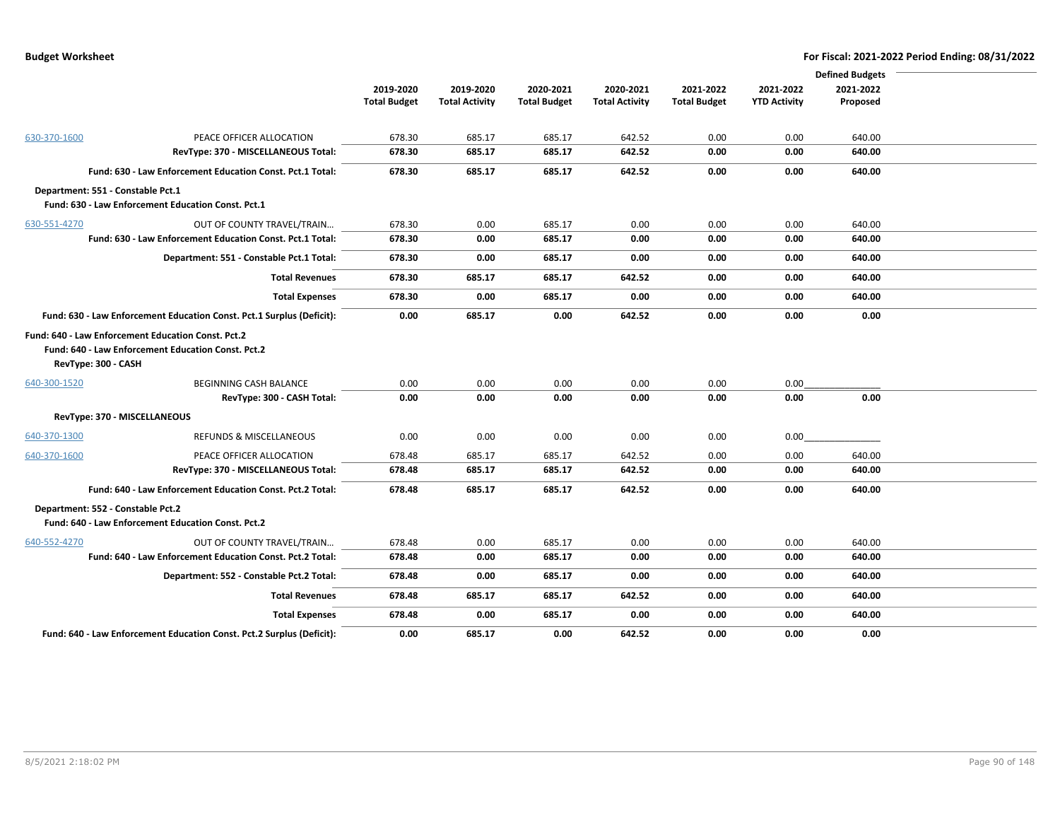**Budget Worksheet** — For Fiscal: 2021-2022 Period Ending: 08/31/2022

| | | 2019-2020 Total Budget | 2019-2020 Total Activity | 2020-2021 Total Budget | 2020-2021 Total Activity | 2021-2022 Total Budget | 2021-2022 YTD Activity | Defined Budgets 2021-2022 Proposed |
|---|---|---|---|---|---|---|---|---|
| 630-370-1600 | PEACE OFFICER ALLOCATION | 678.30 | 685.17 | 685.17 | 642.52 | 0.00 | 0.00 | 640.00 |
| | **RevType: 370 - MISCELLANEOUS Total:** | **678.30** | **685.17** | **685.17** | **642.52** | **0.00** | **0.00** | **640.00** |
| | **Fund: 630 - Law Enforcement Education Const. Pct.1 Total:** | **678.30** | **685.17** | **685.17** | **642.52** | **0.00** | **0.00** | **640.00** |
| **Department: 551 - Constable Pct.1** | | | | | | | | |
| **Fund: 630 - Law Enforcement Education Const. Pct.1** | | | | | | | | |
| 630-551-4270 | OUT OF COUNTY TRAVEL/TRAIN... | 678.30 | 0.00 | 685.17 | 0.00 | 0.00 | 0.00 | 640.00 |
| | **Fund: 630 - Law Enforcement Education Const. Pct.1 Total:** | **678.30** | **0.00** | **685.17** | **0.00** | **0.00** | **0.00** | **640.00** |
| | **Department: 551 - Constable Pct.1 Total:** | **678.30** | **0.00** | **685.17** | **0.00** | **0.00** | **0.00** | **640.00** |
| | **Total Revenues** | **678.30** | **685.17** | **685.17** | **642.52** | **0.00** | **0.00** | **640.00** |
| | **Total Expenses** | **678.30** | **0.00** | **685.17** | **0.00** | **0.00** | **0.00** | **640.00** |
| | **Fund: 630 - Law Enforcement Education Const. Pct.1 Surplus (Deficit):** | **0.00** | **685.17** | **0.00** | **642.52** | **0.00** | **0.00** | **0.00** |
| **Fund: 640 - Law Enforcement Education Const. Pct.2** | | | | | | | | |
| **Fund: 640 - Law Enforcement Education Const. Pct.2** | | | | | | | | |
| **RevType: 300 - CASH** | | | | | | | | |
| 640-300-1520 | BEGINNING CASH BALANCE | 0.00 | 0.00 | 0.00 | 0.00 | 0.00 | 0.00 | |
| | **RevType: 300 - CASH Total:** | **0.00** | **0.00** | **0.00** | **0.00** | **0.00** | **0.00** | **0.00** |
| **RevType: 370 - MISCELLANEOUS** | | | | | | | | |
| 640-370-1300 | REFUNDS & MISCELLANEOUS | 0.00 | 0.00 | 0.00 | 0.00 | 0.00 | 0.00 | |
| 640-370-1600 | PEACE OFFICER ALLOCATION | 678.48 | 685.17 | 685.17 | 642.52 | 0.00 | 0.00 | 640.00 |
| | **RevType: 370 - MISCELLANEOUS Total:** | **678.48** | **685.17** | **685.17** | **642.52** | **0.00** | **0.00** | **640.00** |
| | **Fund: 640 - Law Enforcement Education Const. Pct.2 Total:** | **678.48** | **685.17** | **685.17** | **642.52** | **0.00** | **0.00** | **640.00** |
| **Department: 552 - Constable Pct.2** | | | | | | | | |
| **Fund: 640 - Law Enforcement Education Const. Pct.2** | | | | | | | | |
| 640-552-4270 | OUT OF COUNTY TRAVEL/TRAIN... | 678.48 | 0.00 | 685.17 | 0.00 | 0.00 | 0.00 | 640.00 |
| | **Fund: 640 - Law Enforcement Education Const. Pct.2 Total:** | **678.48** | **0.00** | **685.17** | **0.00** | **0.00** | **0.00** | **640.00** |
| | **Department: 552 - Constable Pct.2 Total:** | **678.48** | **0.00** | **685.17** | **0.00** | **0.00** | **0.00** | **640.00** |
| | **Total Revenues** | **678.48** | **685.17** | **685.17** | **642.52** | **0.00** | **0.00** | **640.00** |
| | **Total Expenses** | **678.48** | **0.00** | **685.17** | **0.00** | **0.00** | **0.00** | **640.00** |
| | **Fund: 640 - Law Enforcement Education Const. Pct.2 Surplus (Deficit):** | **0.00** | **685.17** | **0.00** | **642.52** | **0.00** | **0.00** | **0.00** |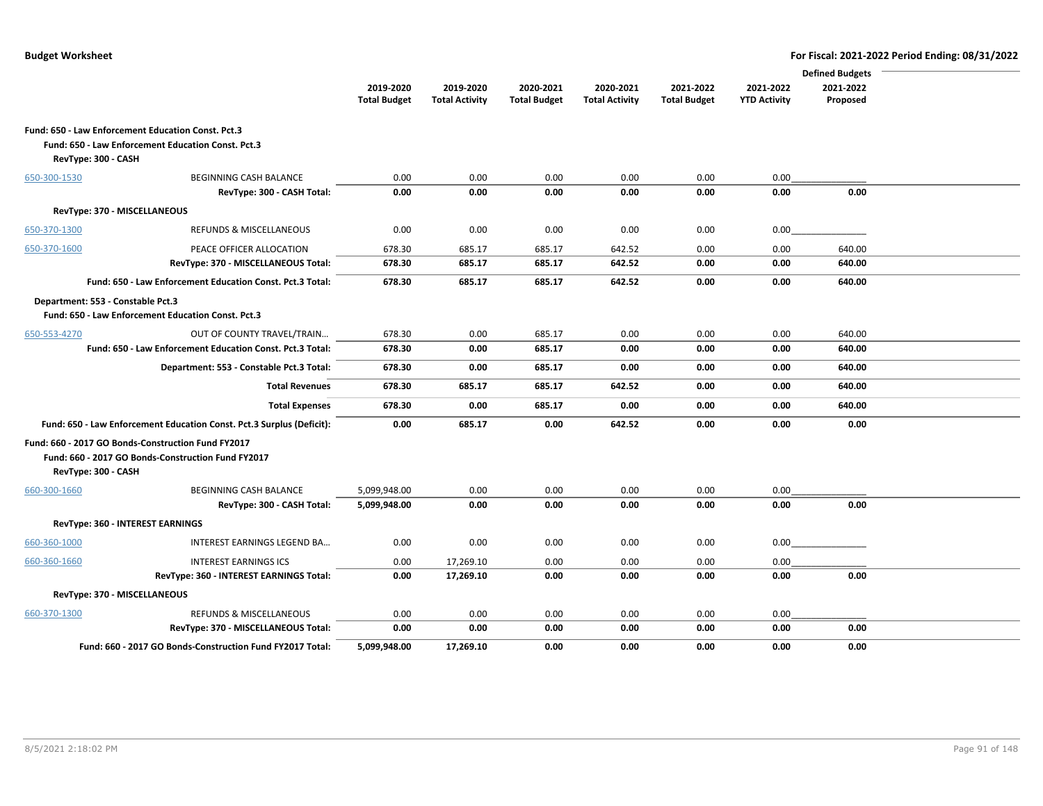**Budget Worksheet** — For Fiscal: 2021-2022 Period Ending: 08/31/2022

| | | 2019-2020 Total Budget | 2019-2020 Total Activity | 2020-2021 Total Budget | 2020-2021 Total Activity | 2021-2022 Total Budget | 2021-2022 YTD Activity | Defined Budgets 2021-2022 Proposed |
|---|---|---|---|---|---|---|---|---|
| **Fund: 650 - Law Enforcement Education Const. Pct.3** | | | | | | | | |
| **Fund: 650 - Law Enforcement Education Const. Pct.3** | | | | | | | | |
| **RevType: 300 - CASH** | | | | | | | | |
| 650-300-1530 | BEGINNING CASH BALANCE | 0.00 | 0.00 | 0.00 | 0.00 | 0.00 | 0.00 | |
| | **RevType: 300 - CASH Total:** | **0.00** | **0.00** | **0.00** | **0.00** | **0.00** | **0.00** | **0.00** |
| **RevType: 370 - MISCELLANEOUS** | | | | | | | | |
| 650-370-1300 | REFUNDS & MISCELLANEOUS | 0.00 | 0.00 | 0.00 | 0.00 | 0.00 | 0.00 | |
| 650-370-1600 | PEACE OFFICER ALLOCATION | 678.30 | 685.17 | 685.17 | 642.52 | 0.00 | 0.00 | 640.00 |
| | **RevType: 370 - MISCELLANEOUS Total:** | **678.30** | **685.17** | **685.17** | **642.52** | **0.00** | **0.00** | **640.00** |
| | **Fund: 650 - Law Enforcement Education Const. Pct.3 Total:** | **678.30** | **685.17** | **685.17** | **642.52** | **0.00** | **0.00** | **640.00** |
| **Department: 553 - Constable Pct.3** | | | | | | | | |
| **Fund: 650 - Law Enforcement Education Const. Pct.3** | | | | | | | | |
| 650-553-4270 | OUT OF COUNTY TRAVEL/TRAIN... | 678.30 | 0.00 | 685.17 | 0.00 | 0.00 | 0.00 | 640.00 |
| | **Fund: 650 - Law Enforcement Education Const. Pct.3 Total:** | **678.30** | **0.00** | **685.17** | **0.00** | **0.00** | **0.00** | **640.00** |
| | **Department: 553 - Constable Pct.3 Total:** | **678.30** | **0.00** | **685.17** | **0.00** | **0.00** | **0.00** | **640.00** |
| | **Total Revenues** | **678.30** | **685.17** | **685.17** | **642.52** | **0.00** | **0.00** | **640.00** |
| | **Total Expenses** | **678.30** | **0.00** | **685.17** | **0.00** | **0.00** | **0.00** | **640.00** |
| | **Fund: 650 - Law Enforcement Education Const. Pct.3 Surplus (Deficit):** | **0.00** | **685.17** | **0.00** | **642.52** | **0.00** | **0.00** | **0.00** |
| **Fund: 660 - 2017 GO Bonds-Construction Fund FY2017** | | | | | | | | |
| **Fund: 660 - 2017 GO Bonds-Construction Fund FY2017** | | | | | | | | |
| **RevType: 300 - CASH** | | | | | | | | |
| 660-300-1660 | BEGINNING CASH BALANCE | 5,099,948.00 | 0.00 | 0.00 | 0.00 | 0.00 | 0.00 | |
| | **RevType: 300 - CASH Total:** | **5,099,948.00** | **0.00** | **0.00** | **0.00** | **0.00** | **0.00** | **0.00** |
| **RevType: 360 - INTEREST EARNINGS** | | | | | | | | |
| 660-360-1000 | INTEREST EARNINGS LEGEND BA... | 0.00 | 0.00 | 0.00 | 0.00 | 0.00 | 0.00 | |
| 660-360-1660 | INTEREST EARNINGS ICS | 0.00 | 17,269.10 | 0.00 | 0.00 | 0.00 | 0.00 | |
| | **RevType: 360 - INTEREST EARNINGS Total:** | **0.00** | **17,269.10** | **0.00** | **0.00** | **0.00** | **0.00** | **0.00** |
| **RevType: 370 - MISCELLANEOUS** | | | | | | | | |
| 660-370-1300 | REFUNDS & MISCELLANEOUS | 0.00 | 0.00 | 0.00 | 0.00 | 0.00 | 0.00 | |
| | **RevType: 370 - MISCELLANEOUS Total:** | **0.00** | **0.00** | **0.00** | **0.00** | **0.00** | **0.00** | **0.00** |
| | **Fund: 660 - 2017 GO Bonds-Construction Fund FY2017 Total:** | **5,099,948.00** | **17,269.10** | **0.00** | **0.00** | **0.00** | **0.00** | **0.00** |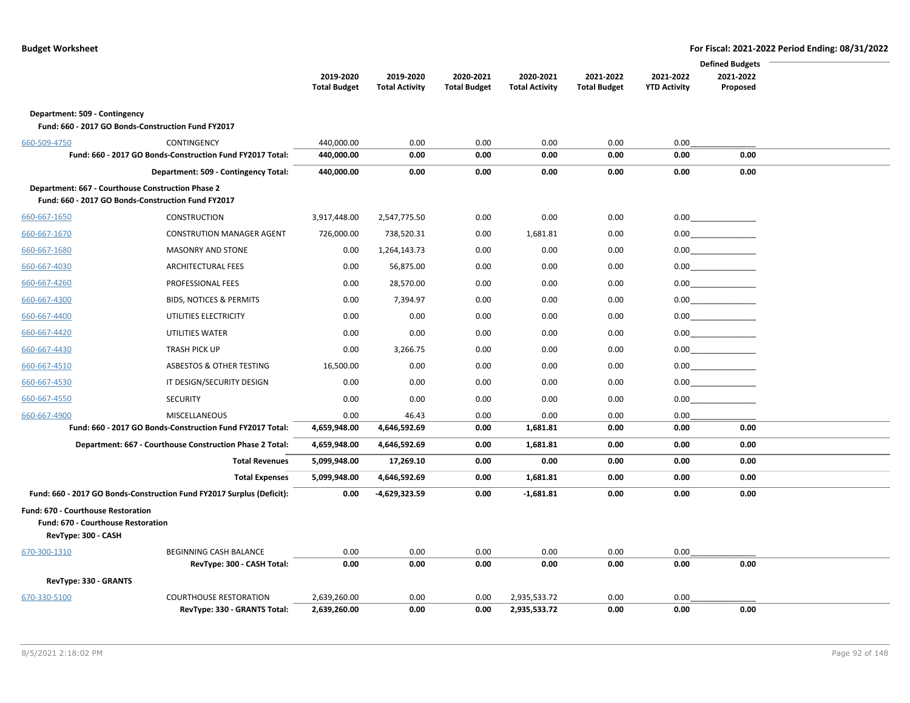| | | 2019-2020 Total Budget | 2019-2020 Total Activity | 2020-2021 Total Budget | 2020-2021 Total Activity | 2021-2022 Total Budget | 2021-2022 YTD Activity | Defined Budgets 2021-2022 Proposed |
|---|---|---|---|---|---|---|---|---|
| **Department: 509 - Contingency** | | | | | | | | |
| **Fund: 660 - 2017 GO Bonds-Construction Fund FY2017** | | | | | | | | |
| 660-509-4750 | CONTINGENCY | 440,000.00 | 0.00 | 0.00 | 0.00 | 0.00 | 0.00 | |
| | **Fund: 660 - 2017 GO Bonds-Construction Fund FY2017 Total:** | **440,000.00** | **0.00** | **0.00** | **0.00** | **0.00** | **0.00** | **0.00** |
| | **Department: 509 - Contingency Total:** | **440,000.00** | **0.00** | **0.00** | **0.00** | **0.00** | **0.00** | **0.00** |
| **Department: 667 - Courthouse Construction Phase 2** | | | | | | | | |
| **Fund: 660 - 2017 GO Bonds-Construction Fund FY2017** | | | | | | | | |
| 660-667-1650 | CONSTRUCTION | 3,917,448.00 | 2,547,775.50 | 0.00 | 0.00 | 0.00 | 0.00 | |
| 660-667-1670 | CONSTRUTION MANAGER AGENT | 726,000.00 | 738,520.31 | 0.00 | 1,681.81 | 0.00 | 0.00 | |
| 660-667-1680 | MASONRY AND STONE | 0.00 | 1,264,143.73 | 0.00 | 0.00 | 0.00 | 0.00 | |
| 660-667-4030 | ARCHITECTURAL FEES | 0.00 | 56,875.00 | 0.00 | 0.00 | 0.00 | 0.00 | |
| 660-667-4260 | PROFESSIONAL FEES | 0.00 | 28,570.00 | 0.00 | 0.00 | 0.00 | 0.00 | |
| 660-667-4300 | BIDS, NOTICES & PERMITS | 0.00 | 7,394.97 | 0.00 | 0.00 | 0.00 | 0.00 | |
| 660-667-4400 | UTILITIES ELECTRICITY | 0.00 | 0.00 | 0.00 | 0.00 | 0.00 | 0.00 | |
| 660-667-4420 | UTILITIES WATER | 0.00 | 0.00 | 0.00 | 0.00 | 0.00 | 0.00 | |
| 660-667-4430 | TRASH PICK UP | 0.00 | 3,266.75 | 0.00 | 0.00 | 0.00 | 0.00 | |
| 660-667-4510 | ASBESTOS & OTHER TESTING | 16,500.00 | 0.00 | 0.00 | 0.00 | 0.00 | 0.00 | |
| 660-667-4530 | IT DESIGN/SECURITY DESIGN | 0.00 | 0.00 | 0.00 | 0.00 | 0.00 | 0.00 | |
| 660-667-4550 | SECURITY | 0.00 | 0.00 | 0.00 | 0.00 | 0.00 | 0.00 | |
| 660-667-4900 | MISCELLANEOUS | 0.00 | 46.43 | 0.00 | 0.00 | 0.00 | 0.00 | |
| | **Fund: 660 - 2017 GO Bonds-Construction Fund FY2017 Total:** | **4,659,948.00** | **4,646,592.69** | **0.00** | **1,681.81** | **0.00** | **0.00** | **0.00** |
| | **Department: 667 - Courthouse Construction Phase 2 Total:** | **4,659,948.00** | **4,646,592.69** | **0.00** | **1,681.81** | **0.00** | **0.00** | **0.00** |
| | **Total Revenues** | **5,099,948.00** | **17,269.10** | **0.00** | **0.00** | **0.00** | **0.00** | **0.00** |
| | **Total Expenses** | **5,099,948.00** | **4,646,592.69** | **0.00** | **1,681.81** | **0.00** | **0.00** | **0.00** |
| | **Fund: 660 - 2017 GO Bonds-Construction Fund FY2017 Surplus (Deficit):** | **0.00** | **-4,629,323.59** | **0.00** | **-1,681.81** | **0.00** | **0.00** | **0.00** |
| **Fund: 670 - Courthouse Restoration** | | | | | | | | |
| **Fund: 670 - Courthouse Restoration** | | | | | | | | |
| **RevType: 300 - CASH** | | | | | | | | |
| 670-300-1310 | BEGINNING CASH BALANCE | 0.00 | 0.00 | 0.00 | 0.00 | 0.00 | 0.00 | |
| | **RevType: 300 - CASH Total:** | **0.00** | **0.00** | **0.00** | **0.00** | **0.00** | **0.00** | **0.00** |
| **RevType: 330 - GRANTS** | | | | | | | | |
| 670-330-5100 | COURTHOUSE RESTORATION | 2,639,260.00 | 0.00 | 0.00 | 2,935,533.72 | 0.00 | 0.00 | |
| | **RevType: 330 - GRANTS Total:** | **2,639,260.00** | **0.00** | **0.00** | **2,935,533.72** | **0.00** | **0.00** | **0.00** |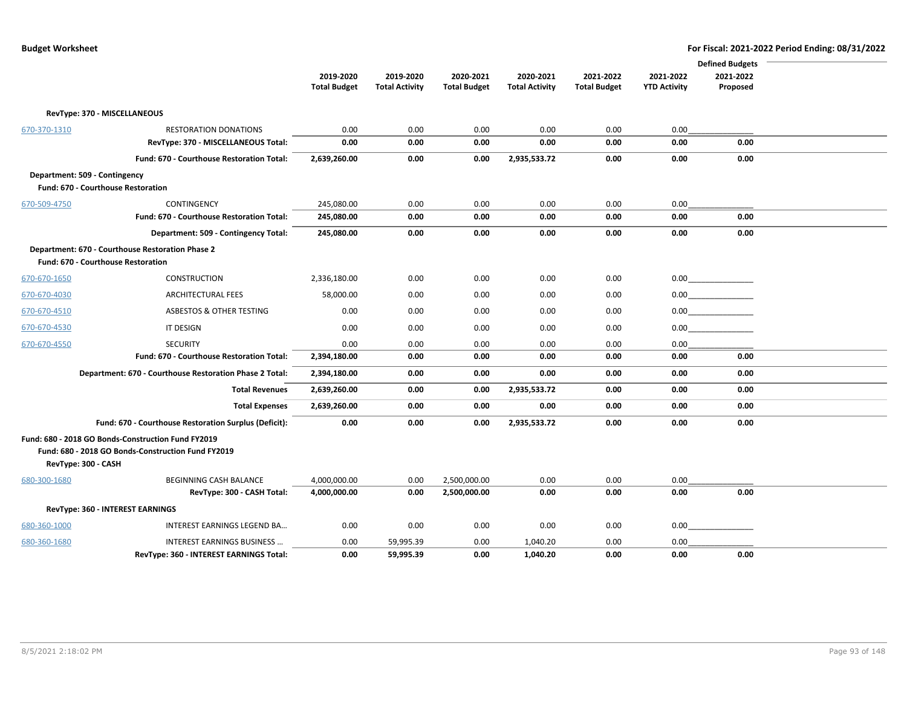**Budget Worksheet** | **For Fiscal: 2021-2022 Period Ending: 08/31/2022**

| | | 2019-2020 Total Budget | 2019-2020 Total Activity | 2020-2021 Total Budget | 2020-2021 Total Activity | 2021-2022 Total Budget | 2021-2022 YTD Activity | Defined Budgets 2021-2022 Proposed |
|---|---|---|---|---|---|---|---|---|
| **RevType: 370 - MISCELLANEOUS** | | | | | | | | |
| 670-370-1310 | RESTORATION DONATIONS | 0.00 | 0.00 | 0.00 | 0.00 | 0.00 | 0.00 | |
| | **RevType: 370 - MISCELLANEOUS Total:** | **0.00** | **0.00** | **0.00** | **0.00** | **0.00** | **0.00** | **0.00** |
| | **Fund: 670 - Courthouse Restoration Total:** | **2,639,260.00** | **0.00** | **0.00** | **2,935,533.72** | **0.00** | **0.00** | **0.00** |
| **Department: 509 - Contingency** | | | | | | | | |
| **Fund: 670 - Courthouse Restoration** | | | | | | | | |
| 670-509-4750 | CONTINGENCY | 245,080.00 | 0.00 | 0.00 | 0.00 | 0.00 | 0.00 | |
| | **Fund: 670 - Courthouse Restoration Total:** | **245,080.00** | **0.00** | **0.00** | **0.00** | **0.00** | **0.00** | **0.00** |
| | **Department: 509 - Contingency Total:** | **245,080.00** | **0.00** | **0.00** | **0.00** | **0.00** | **0.00** | **0.00** |
| **Department: 670 - Courthouse Restoration Phase 2** | | | | | | | | |
| **Fund: 670 - Courthouse Restoration** | | | | | | | | |
| 670-670-1650 | CONSTRUCTION | 2,336,180.00 | 0.00 | 0.00 | 0.00 | 0.00 | 0.00 | |
| 670-670-4030 | ARCHITECTURAL FEES | 58,000.00 | 0.00 | 0.00 | 0.00 | 0.00 | 0.00 | |
| 670-670-4510 | ASBESTOS & OTHER TESTING | 0.00 | 0.00 | 0.00 | 0.00 | 0.00 | 0.00 | |
| 670-670-4530 | IT DESIGN | 0.00 | 0.00 | 0.00 | 0.00 | 0.00 | 0.00 | |
| 670-670-4550 | SECURITY | 0.00 | 0.00 | 0.00 | 0.00 | 0.00 | 0.00 | |
| | **Fund: 670 - Courthouse Restoration Total:** | **2,394,180.00** | **0.00** | **0.00** | **0.00** | **0.00** | **0.00** | **0.00** |
| | **Department: 670 - Courthouse Restoration Phase 2 Total:** | **2,394,180.00** | **0.00** | **0.00** | **0.00** | **0.00** | **0.00** | **0.00** |
| | **Total Revenues** | **2,639,260.00** | **0.00** | **0.00** | **2,935,533.72** | **0.00** | **0.00** | **0.00** |
| | **Total Expenses** | **2,639,260.00** | **0.00** | **0.00** | **0.00** | **0.00** | **0.00** | **0.00** |
| | **Fund: 670 - Courthouse Restoration Surplus (Deficit):** | **0.00** | **0.00** | **0.00** | **2,935,533.72** | **0.00** | **0.00** | **0.00** |
| **Fund: 680 - 2018 GO Bonds-Construction Fund FY2019** | | | | | | | | |
| **Fund: 680 - 2018 GO Bonds-Construction Fund FY2019** | | | | | | | | |
| **RevType: 300 - CASH** | | | | | | | | |
| 680-300-1680 | BEGINNING CASH BALANCE | 4,000,000.00 | 0.00 | 2,500,000.00 | 0.00 | 0.00 | 0.00 | |
| | **RevType: 300 - CASH Total:** | **4,000,000.00** | **0.00** | **2,500,000.00** | **0.00** | **0.00** | **0.00** | **0.00** |
| **RevType: 360 - INTEREST EARNINGS** | | | | | | | | |
| 680-360-1000 | INTEREST EARNINGS LEGEND BA... | 0.00 | 0.00 | 0.00 | 0.00 | 0.00 | 0.00 | |
| 680-360-1680 | INTEREST EARNINGS BUSINESS ... | 0.00 | 59,995.39 | 0.00 | 1,040.20 | 0.00 | 0.00 | |
| | **RevType: 360 - INTEREST EARNINGS Total:** | **0.00** | **59,995.39** | **0.00** | **1,040.20** | **0.00** | **0.00** | **0.00** |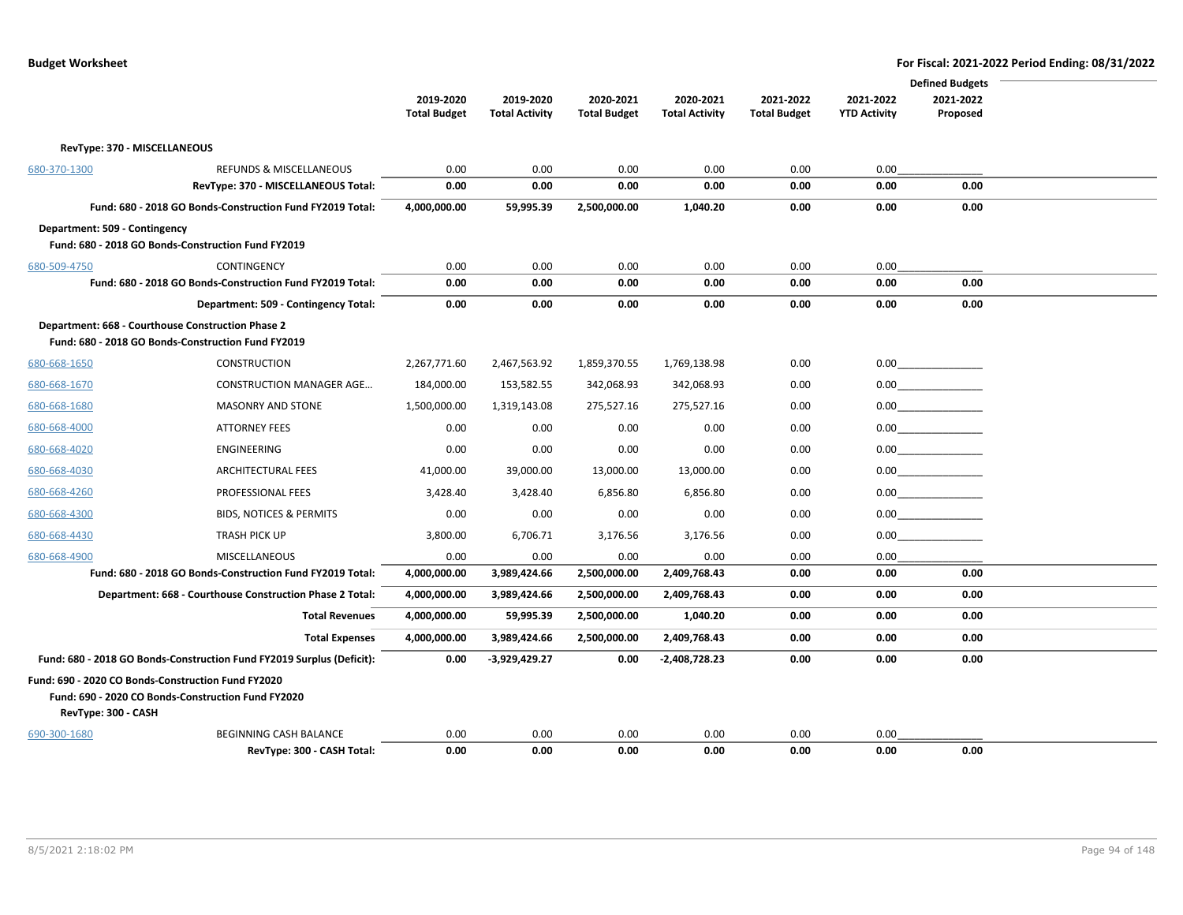**Budget Worksheet** — For Fiscal: 2021-2022 Period Ending: 08/31/2022

| | | 2019-2020 Total Budget | 2019-2020 Total Activity | 2020-2021 Total Budget | 2020-2021 Total Activity | 2021-2022 Total Budget | 2021-2022 YTD Activity | Defined Budgets 2021-2022 Proposed |
|---|---|---|---|---|---|---|---|---|
| **RevType: 370 - MISCELLANEOUS** | | | | | | | | |
| 680-370-1300 | REFUNDS & MISCELLANEOUS | 0.00 | 0.00 | 0.00 | 0.00 | 0.00 | 0.00 | |
| | **RevType: 370 - MISCELLANEOUS Total:** | **0.00** | **0.00** | **0.00** | **0.00** | **0.00** | **0.00** | **0.00** |
| | **Fund: 680 - 2018 GO Bonds-Construction Fund FY2019 Total:** | **4,000,000.00** | **59,995.39** | **2,500,000.00** | **1,040.20** | **0.00** | **0.00** | **0.00** |
| **Department: 509 - Contingency** | | | | | | | | |
| **Fund: 680 - 2018 GO Bonds-Construction Fund FY2019** | | | | | | | | |
| 680-509-4750 | CONTINGENCY | 0.00 | 0.00 | 0.00 | 0.00 | 0.00 | 0.00 | |
| | **Fund: 680 - 2018 GO Bonds-Construction Fund FY2019 Total:** | **0.00** | **0.00** | **0.00** | **0.00** | **0.00** | **0.00** | **0.00** |
| | **Department: 509 - Contingency Total:** | **0.00** | **0.00** | **0.00** | **0.00** | **0.00** | **0.00** | **0.00** |
| **Department: 668 - Courthouse Construction Phase 2** | | | | | | | | |
| **Fund: 680 - 2018 GO Bonds-Construction Fund FY2019** | | | | | | | | |
| 680-668-1650 | CONSTRUCTION | 2,267,771.60 | 2,467,563.92 | 1,859,370.55 | 1,769,138.98 | 0.00 | 0.00 | |
| 680-668-1670 | CONSTRUCTION MANAGER AGE… | 184,000.00 | 153,582.55 | 342,068.93 | 342,068.93 | 0.00 | 0.00 | |
| 680-668-1680 | MASONRY AND STONE | 1,500,000.00 | 1,319,143.08 | 275,527.16 | 275,527.16 | 0.00 | 0.00 | |
| 680-668-4000 | ATTORNEY FEES | 0.00 | 0.00 | 0.00 | 0.00 | 0.00 | 0.00 | |
| 680-668-4020 | ENGINEERING | 0.00 | 0.00 | 0.00 | 0.00 | 0.00 | 0.00 | |
| 680-668-4030 | ARCHITECTURAL FEES | 41,000.00 | 39,000.00 | 13,000.00 | 13,000.00 | 0.00 | 0.00 | |
| 680-668-4260 | PROFESSIONAL FEES | 3,428.40 | 3,428.40 | 6,856.80 | 6,856.80 | 0.00 | 0.00 | |
| 680-668-4300 | BIDS, NOTICES & PERMITS | 0.00 | 0.00 | 0.00 | 0.00 | 0.00 | 0.00 | |
| 680-668-4430 | TRASH PICK UP | 3,800.00 | 6,706.71 | 3,176.56 | 3,176.56 | 0.00 | 0.00 | |
| 680-668-4900 | MISCELLANEOUS | 0.00 | 0.00 | 0.00 | 0.00 | 0.00 | 0.00 | |
| | **Fund: 680 - 2018 GO Bonds-Construction Fund FY2019 Total:** | **4,000,000.00** | **3,989,424.66** | **2,500,000.00** | **2,409,768.43** | **0.00** | **0.00** | **0.00** |
| | **Department: 668 - Courthouse Construction Phase 2 Total:** | **4,000,000.00** | **3,989,424.66** | **2,500,000.00** | **2,409,768.43** | **0.00** | **0.00** | **0.00** |
| | **Total Revenues** | **4,000,000.00** | **59,995.39** | **2,500,000.00** | **1,040.20** | **0.00** | **0.00** | **0.00** |
| | **Total Expenses** | **4,000,000.00** | **3,989,424.66** | **2,500,000.00** | **2,409,768.43** | **0.00** | **0.00** | **0.00** |
| | **Fund: 680 - 2018 GO Bonds-Construction Fund FY2019 Surplus (Deficit):** | **0.00** | **-3,929,429.27** | **0.00** | **-2,408,728.23** | **0.00** | **0.00** | **0.00** |
| **Fund: 690 - 2020 CO Bonds-Construction Fund FY2020** | | | | | | | | |
| **Fund: 690 - 2020 CO Bonds-Construction Fund FY2020** | | | | | | | | |
| **RevType: 300 - CASH** | | | | | | | | |
| 690-300-1680 | BEGINNING CASH BALANCE | 0.00 | 0.00 | 0.00 | 0.00 | 0.00 | 0.00 | |
| | **RevType: 300 - CASH Total:** | **0.00** | **0.00** | **0.00** | **0.00** | **0.00** | **0.00** | **0.00** |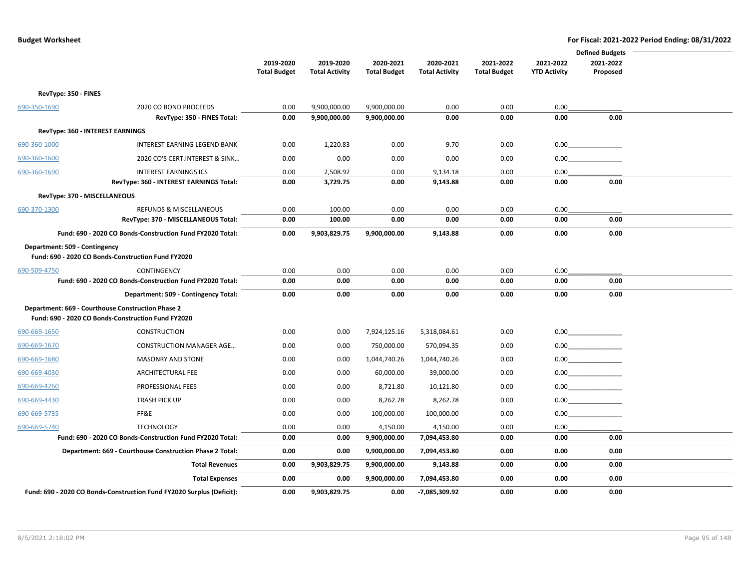**Budget Worksheet** — **For Fiscal: 2021-2022 Period Ending: 08/31/2022**

| | | 2019-2020 Total Budget | 2019-2020 Total Activity | 2020-2021 Total Budget | 2020-2021 Total Activity | 2021-2022 Total Budget | 2021-2022 YTD Activity | Defined Budgets 2021-2022 Proposed |
|---|---|---|---|---|---|---|---|---|
| **RevType: 350 - FINES** | | | | | | | | |
| 690-350-1690 | 2020 CO BOND PROCEEDS | 0.00 | 9,900,000.00 | 9,900,000.00 | 0.00 | 0.00 | 0.00 | |
| | **RevType: 350 - FINES Total:** | **0.00** | **9,900,000.00** | **9,900,000.00** | **0.00** | **0.00** | **0.00** | **0.00** |
| **RevType: 360 - INTEREST EARNINGS** | | | | | | | | |
| 690-360-1000 | INTEREST EARNING LEGEND BANK | 0.00 | 1,220.83 | 0.00 | 9.70 | 0.00 | 0.00 | |
| 690-360-1600 | 2020 CO'S CERT.INTEREST & SINK... | 0.00 | 0.00 | 0.00 | 0.00 | 0.00 | 0.00 | |
| 690-360-1690 | INTEREST EARNINGS ICS | 0.00 | 2,508.92 | 0.00 | 9,134.18 | 0.00 | 0.00 | |
| | **RevType: 360 - INTEREST EARNINGS Total:** | **0.00** | **3,729.75** | **0.00** | **9,143.88** | **0.00** | **0.00** | **0.00** |
| **RevType: 370 - MISCELLANEOUS** | | | | | | | | |
| 690-370-1300 | REFUNDS & MISCELLANEOUS | 0.00 | 100.00 | 0.00 | 0.00 | 0.00 | 0.00 | |
| | **RevType: 370 - MISCELLANEOUS Total:** | **0.00** | **100.00** | **0.00** | **0.00** | **0.00** | **0.00** | **0.00** |
| | **Fund: 690 - 2020 CO Bonds-Construction Fund FY2020 Total:** | **0.00** | **9,903,829.75** | **9,900,000.00** | **9,143.88** | **0.00** | **0.00** | **0.00** |
| **Department: 509 - Contingency** | | | | | | | | |
| **Fund: 690 - 2020 CO Bonds-Construction Fund FY2020** | | | | | | | | |
| 690-509-4750 | CONTINGENCY | 0.00 | 0.00 | 0.00 | 0.00 | 0.00 | 0.00 | |
| | **Fund: 690 - 2020 CO Bonds-Construction Fund FY2020 Total:** | **0.00** | **0.00** | **0.00** | **0.00** | **0.00** | **0.00** | **0.00** |
| | **Department: 509 - Contingency Total:** | **0.00** | **0.00** | **0.00** | **0.00** | **0.00** | **0.00** | **0.00** |
| **Department: 669 - Courthouse Construction Phase 2** | | | | | | | | |
| **Fund: 690 - 2020 CO Bonds-Construction Fund FY2020** | | | | | | | | |
| 690-669-1650 | CONSTRUCTION | 0.00 | 0.00 | 7,924,125.16 | 5,318,084.61 | 0.00 | 0.00 | |
| 690-669-1670 | CONSTRUCTION MANAGER AGE... | 0.00 | 0.00 | 750,000.00 | 570,094.35 | 0.00 | 0.00 | |
| 690-669-1680 | MASONRY AND STONE | 0.00 | 0.00 | 1,044,740.26 | 1,044,740.26 | 0.00 | 0.00 | |
| 690-669-4030 | ARCHITECTURAL FEE | 0.00 | 0.00 | 60,000.00 | 39,000.00 | 0.00 | 0.00 | |
| 690-669-4260 | PROFESSIONAL FEES | 0.00 | 0.00 | 8,721.80 | 10,121.80 | 0.00 | 0.00 | |
| 690-669-4430 | TRASH PICK UP | 0.00 | 0.00 | 8,262.78 | 8,262.78 | 0.00 | 0.00 | |
| 690-669-5735 | FF&E | 0.00 | 0.00 | 100,000.00 | 100,000.00 | 0.00 | 0.00 | |
| 690-669-5740 | TECHNOLOGY | 0.00 | 0.00 | 4,150.00 | 4,150.00 | 0.00 | 0.00 | |
| | **Fund: 690 - 2020 CO Bonds-Construction Fund FY2020 Total:** | **0.00** | **0.00** | **9,900,000.00** | **7,094,453.80** | **0.00** | **0.00** | **0.00** |
| | **Department: 669 - Courthouse Construction Phase 2 Total:** | **0.00** | **0.00** | **9,900,000.00** | **7,094,453.80** | **0.00** | **0.00** | **0.00** |
| | **Total Revenues** | **0.00** | **9,903,829.75** | **9,900,000.00** | **9,143.88** | **0.00** | **0.00** | **0.00** |
| | **Total Expenses** | **0.00** | **0.00** | **9,900,000.00** | **7,094,453.80** | **0.00** | **0.00** | **0.00** |
| | **Fund: 690 - 2020 CO Bonds-Construction Fund FY2020 Surplus (Deficit):** | **0.00** | **9,903,829.75** | **0.00** | **-7,085,309.92** | **0.00** | **0.00** | **0.00** |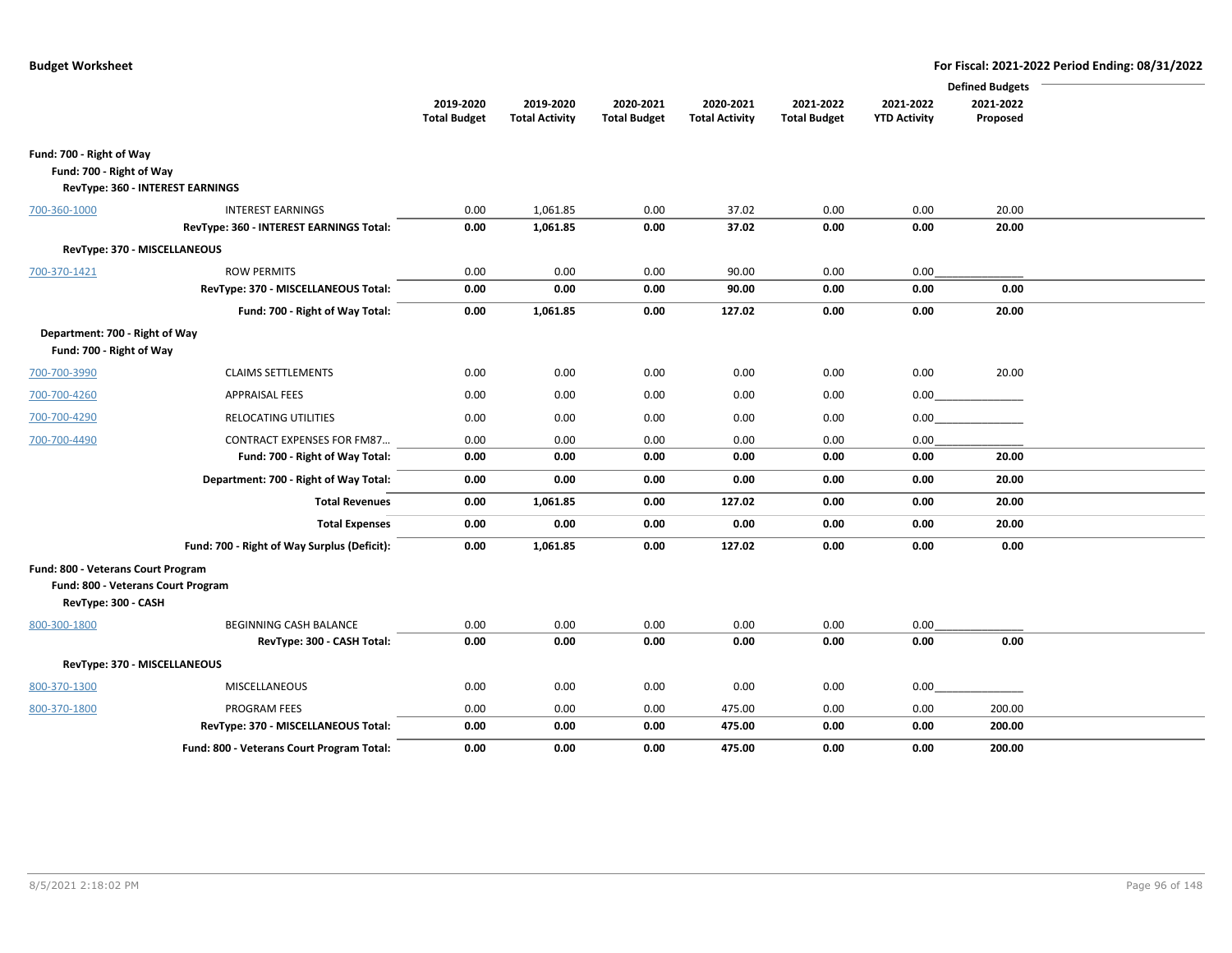**Budget Worksheet** | **For Fiscal: 2021-2022 Period Ending: 08/31/2022**

| | | 2019-2020 Total Budget | 2019-2020 Total Activity | 2020-2021 Total Budget | 2020-2021 Total Activity | 2021-2022 Total Budget | 2021-2022 YTD Activity | Defined Budgets 2021-2022 Proposed |
|---|---|---|---|---|---|---|---|---|
| **Fund: 700 - Right of Way** | | | | | | | | |
| **Fund: 700 - Right of Way** | | | | | | | | |
| **RevType: 360 - INTEREST EARNINGS** | | | | | | | | |
| 700-360-1000 | INTEREST EARNINGS | 0.00 | 1,061.85 | 0.00 | 37.02 | 0.00 | 0.00 | 20.00 |
| | **RevType: 360 - INTEREST EARNINGS Total:** | **0.00** | **1,061.85** | **0.00** | **37.02** | **0.00** | **0.00** | **20.00** |
| **RevType: 370 - MISCELLANEOUS** | | | | | | | | |
| 700-370-1421 | ROW PERMITS | 0.00 | 0.00 | 0.00 | 90.00 | 0.00 | 0.00 | |
| | **RevType: 370 - MISCELLANEOUS Total:** | **0.00** | **0.00** | **0.00** | **90.00** | **0.00** | **0.00** | **0.00** |
| | **Fund: 700 - Right of Way Total:** | **0.00** | **1,061.85** | **0.00** | **127.02** | **0.00** | **0.00** | **20.00** |
| **Department: 700 - Right of Way** | | | | | | | | |
| **Fund: 700 - Right of Way** | | | | | | | | |
| 700-700-3990 | CLAIMS SETTLEMENTS | 0.00 | 0.00 | 0.00 | 0.00 | 0.00 | 0.00 | 20.00 |
| 700-700-4260 | APPRAISAL FEES | 0.00 | 0.00 | 0.00 | 0.00 | 0.00 | 0.00 | |
| 700-700-4290 | RELOCATING UTILITIES | 0.00 | 0.00 | 0.00 | 0.00 | 0.00 | 0.00 | |
| 700-700-4490 | CONTRACT EXPENSES FOR FM87... | 0.00 | 0.00 | 0.00 | 0.00 | 0.00 | 0.00 | |
| | **Fund: 700 - Right of Way Total:** | **0.00** | **0.00** | **0.00** | **0.00** | **0.00** | **0.00** | **20.00** |
| | **Department: 700 - Right of Way Total:** | **0.00** | **0.00** | **0.00** | **0.00** | **0.00** | **0.00** | **20.00** |
| | **Total Revenues** | **0.00** | **1,061.85** | **0.00** | **127.02** | **0.00** | **0.00** | **20.00** |
| | **Total Expenses** | **0.00** | **0.00** | **0.00** | **0.00** | **0.00** | **0.00** | **20.00** |
| | **Fund: 700 - Right of Way Surplus (Deficit):** | **0.00** | **1,061.85** | **0.00** | **127.02** | **0.00** | **0.00** | **0.00** |
| **Fund: 800 - Veterans Court Program** | | | | | | | | |
| **Fund: 800 - Veterans Court Program** | | | | | | | | |
| **RevType: 300 - CASH** | | | | | | | | |
| 800-300-1800 | BEGINNING CASH BALANCE | 0.00 | 0.00 | 0.00 | 0.00 | 0.00 | 0.00 | |
| | **RevType: 300 - CASH Total:** | **0.00** | **0.00** | **0.00** | **0.00** | **0.00** | **0.00** | **0.00** |
| **RevType: 370 - MISCELLANEOUS** | | | | | | | | |
| 800-370-1300 | MISCELLANEOUS | 0.00 | 0.00 | 0.00 | 0.00 | 0.00 | 0.00 | |
| 800-370-1800 | PROGRAM FEES | 0.00 | 0.00 | 0.00 | 475.00 | 0.00 | 0.00 | 200.00 |
| | **RevType: 370 - MISCELLANEOUS Total:** | **0.00** | **0.00** | **0.00** | **475.00** | **0.00** | **0.00** | **200.00** |
| | **Fund: 800 - Veterans Court Program Total:** | **0.00** | **0.00** | **0.00** | **475.00** | **0.00** | **0.00** | **200.00** |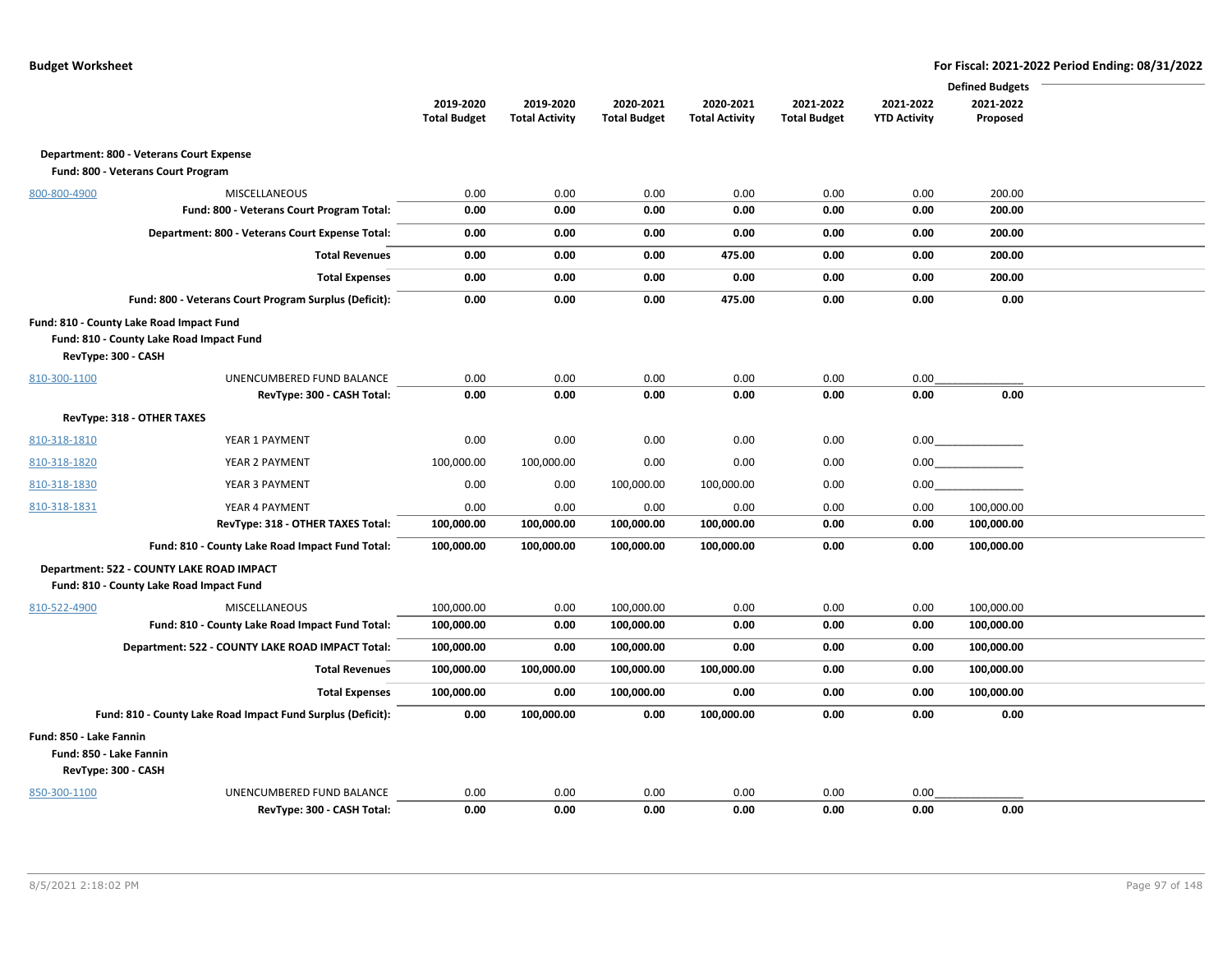**Budget Worksheet** — For Fiscal: 2021-2022 Period Ending: 08/31/2022

| | | 2019-2020 Total Budget | 2019-2020 Total Activity | 2020-2021 Total Budget | 2020-2021 Total Activity | 2021-2022 Total Budget | 2021-2022 YTD Activity | Defined Budgets 2021-2022 Proposed |
|---|---|---|---|---|---|---|---|---|
| **Department: 800 - Veterans Court Expense** | | | | | | | | |
| **Fund: 800 - Veterans Court Program** | | | | | | | | |
| 800-800-4900 | MISCELLANEOUS | 0.00 | 0.00 | 0.00 | 0.00 | 0.00 | 0.00 | 200.00 |
| | **Fund: 800 - Veterans Court Program Total:** | **0.00** | **0.00** | **0.00** | **0.00** | **0.00** | **0.00** | **200.00** |
| | **Department: 800 - Veterans Court Expense Total:** | **0.00** | **0.00** | **0.00** | **0.00** | **0.00** | **0.00** | **200.00** |
| | **Total Revenues** | **0.00** | **0.00** | **0.00** | **475.00** | **0.00** | **0.00** | **200.00** |
| | **Total Expenses** | **0.00** | **0.00** | **0.00** | **0.00** | **0.00** | **0.00** | **200.00** |
| | **Fund: 800 - Veterans Court Program Surplus (Deficit):** | **0.00** | **0.00** | **0.00** | **475.00** | **0.00** | **0.00** | **0.00** |
| **Fund: 810 - County Lake Road Impact Fund** | | | | | | | | |
| **Fund: 810 - County Lake Road Impact Fund** | | | | | | | | |
| **RevType: 300 - CASH** | | | | | | | | |
| 810-300-1100 | UNENCUMBERED FUND BALANCE | 0.00 | 0.00 | 0.00 | 0.00 | 0.00 | 0.00 | |
| | **RevType: 300 - CASH Total:** | **0.00** | **0.00** | **0.00** | **0.00** | **0.00** | **0.00** | **0.00** |
| **RevType: 318 - OTHER TAXES** | | | | | | | | |
| 810-318-1810 | YEAR 1 PAYMENT | 0.00 | 0.00 | 0.00 | 0.00 | 0.00 | 0.00 | |
| 810-318-1820 | YEAR 2 PAYMENT | 100,000.00 | 100,000.00 | 0.00 | 0.00 | 0.00 | 0.00 | |
| 810-318-1830 | YEAR 3 PAYMENT | 0.00 | 0.00 | 100,000.00 | 100,000.00 | 0.00 | 0.00 | |
| 810-318-1831 | YEAR 4 PAYMENT | 0.00 | 0.00 | 0.00 | 0.00 | 0.00 | 0.00 | 100,000.00 |
| | **RevType: 318 - OTHER TAXES Total:** | **100,000.00** | **100,000.00** | **100,000.00** | **100,000.00** | **0.00** | **0.00** | **100,000.00** |
| | **Fund: 810 - County Lake Road Impact Fund Total:** | **100,000.00** | **100,000.00** | **100,000.00** | **100,000.00** | **0.00** | **0.00** | **100,000.00** |
| **Department: 522 - COUNTY LAKE ROAD IMPACT** | | | | | | | | |
| **Fund: 810 - County Lake Road Impact Fund** | | | | | | | | |
| 810-522-4900 | MISCELLANEOUS | 100,000.00 | 0.00 | 100,000.00 | 0.00 | 0.00 | 0.00 | 100,000.00 |
| | **Fund: 810 - County Lake Road Impact Fund Total:** | **100,000.00** | **0.00** | **100,000.00** | **0.00** | **0.00** | **0.00** | **100,000.00** |
| | **Department: 522 - COUNTY LAKE ROAD IMPACT Total:** | **100,000.00** | **0.00** | **100,000.00** | **0.00** | **0.00** | **0.00** | **100,000.00** |
| | **Total Revenues** | **100,000.00** | **100,000.00** | **100,000.00** | **100,000.00** | **0.00** | **0.00** | **100,000.00** |
| | **Total Expenses** | **100,000.00** | **0.00** | **100,000.00** | **0.00** | **0.00** | **0.00** | **100,000.00** |
| | **Fund: 810 - County Lake Road Impact Fund Surplus (Deficit):** | **0.00** | **100,000.00** | **0.00** | **100,000.00** | **0.00** | **0.00** | **0.00** |
| **Fund: 850 - Lake Fannin** | | | | | | | | |
| **Fund: 850 - Lake Fannin** | | | | | | | | |
| **RevType: 300 - CASH** | | | | | | | | |
| 850-300-1100 | UNENCUMBERED FUND BALANCE | 0.00 | 0.00 | 0.00 | 0.00 | 0.00 | 0.00 | |
| | **RevType: 300 - CASH Total:** | **0.00** | **0.00** | **0.00** | **0.00** | **0.00** | **0.00** | **0.00** |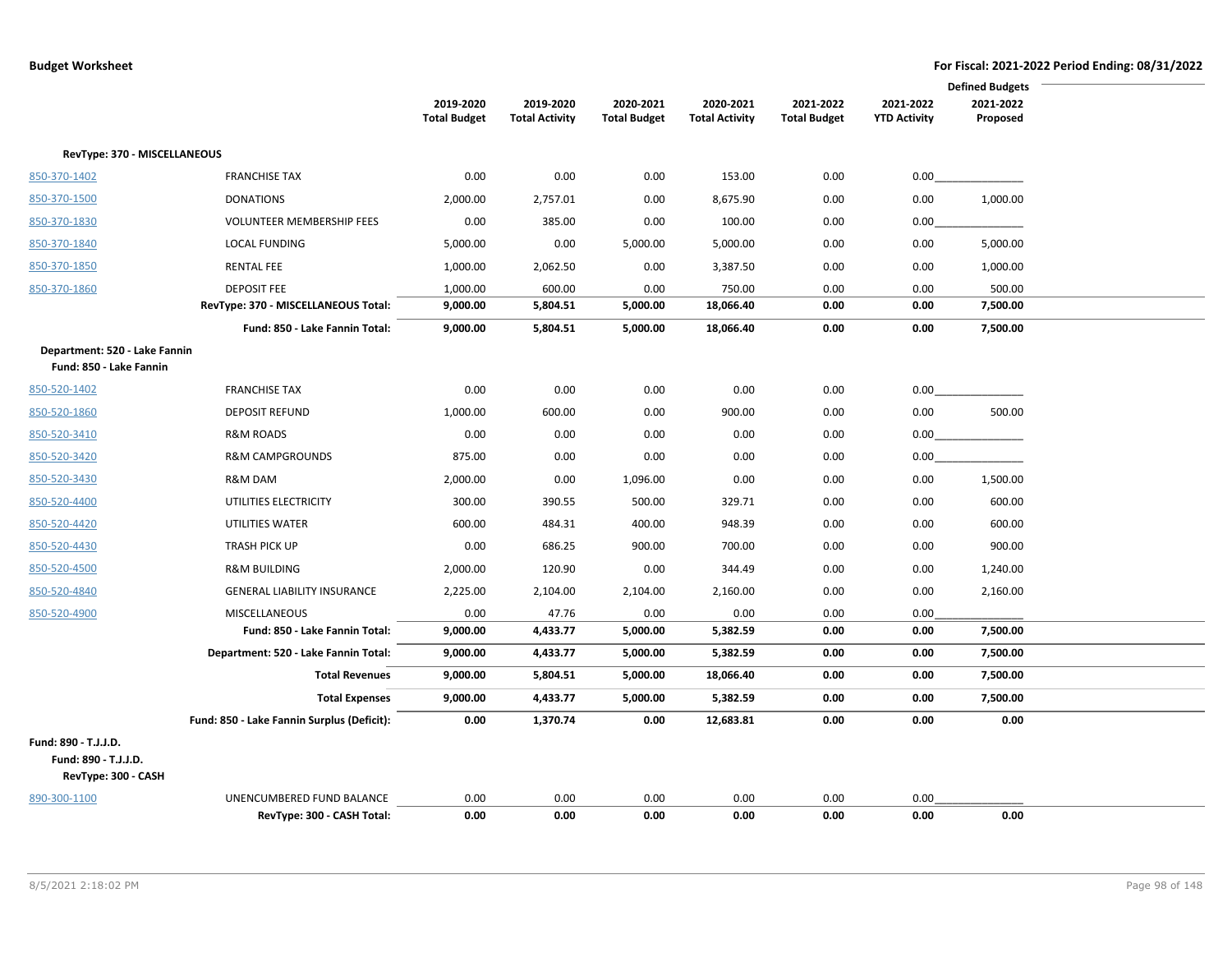**Budget Worksheet** **For Fiscal: 2021-2022 Period Ending: 08/31/2022**

| | | 2019-2020 Total Budget | 2019-2020 Total Activity | 2020-2021 Total Budget | 2020-2021 Total Activity | 2021-2022 Total Budget | 2021-2022 YTD Activity | Defined Budgets 2021-2022 Proposed |
|---|---|---|---|---|---|---|---|---|
| **RevType: 370 - MISCELLANEOUS** | | | | | | | | |
| 850-370-1402 | FRANCHISE TAX | 0.00 | 0.00 | 0.00 | 153.00 | 0.00 | 0.00 | |
| 850-370-1500 | DONATIONS | 2,000.00 | 2,757.01 | 0.00 | 8,675.90 | 0.00 | 0.00 | 1,000.00 |
| 850-370-1830 | VOLUNTEER MEMBERSHIP FEES | 0.00 | 385.00 | 0.00 | 100.00 | 0.00 | 0.00 | |
| 850-370-1840 | LOCAL FUNDING | 5,000.00 | 0.00 | 5,000.00 | 5,000.00 | 0.00 | 0.00 | 5,000.00 |
| 850-370-1850 | RENTAL FEE | 1,000.00 | 2,062.50 | 0.00 | 3,387.50 | 0.00 | 0.00 | 1,000.00 |
| 850-370-1860 | DEPOSIT FEE | 1,000.00 | 600.00 | 0.00 | 750.00 | 0.00 | 0.00 | 500.00 |
| | **RevType: 370 - MISCELLANEOUS Total:** | **9,000.00** | **5,804.51** | **5,000.00** | **18,066.40** | **0.00** | **0.00** | **7,500.00** |
| | **Fund: 850 - Lake Fannin Total:** | **9,000.00** | **5,804.51** | **5,000.00** | **18,066.40** | **0.00** | **0.00** | **7,500.00** |
| **Department: 520 - Lake Fannin** | | | | | | | | |
| **Fund: 850 - Lake Fannin** | | | | | | | | |
| 850-520-1402 | FRANCHISE TAX | 0.00 | 0.00 | 0.00 | 0.00 | 0.00 | 0.00 | |
| 850-520-1860 | DEPOSIT REFUND | 1,000.00 | 600.00 | 0.00 | 900.00 | 0.00 | 0.00 | 500.00 |
| 850-520-3410 | R&M ROADS | 0.00 | 0.00 | 0.00 | 0.00 | 0.00 | 0.00 | |
| 850-520-3420 | R&M CAMPGROUNDS | 875.00 | 0.00 | 0.00 | 0.00 | 0.00 | 0.00 | |
| 850-520-3430 | R&M DAM | 2,000.00 | 0.00 | 1,096.00 | 0.00 | 0.00 | 0.00 | 1,500.00 |
| 850-520-4400 | UTILITIES ELECTRICITY | 300.00 | 390.55 | 500.00 | 329.71 | 0.00 | 0.00 | 600.00 |
| 850-520-4420 | UTILITIES WATER | 600.00 | 484.31 | 400.00 | 948.39 | 0.00 | 0.00 | 600.00 |
| 850-520-4430 | TRASH PICK UP | 0.00 | 686.25 | 900.00 | 700.00 | 0.00 | 0.00 | 900.00 |
| 850-520-4500 | R&M BUILDING | 2,000.00 | 120.90 | 0.00 | 344.49 | 0.00 | 0.00 | 1,240.00 |
| 850-520-4840 | GENERAL LIABILITY INSURANCE | 2,225.00 | 2,104.00 | 2,104.00 | 2,160.00 | 0.00 | 0.00 | 2,160.00 |
| 850-520-4900 | MISCELLANEOUS | 0.00 | 47.76 | 0.00 | 0.00 | 0.00 | 0.00 | |
| | **Fund: 850 - Lake Fannin Total:** | **9,000.00** | **4,433.77** | **5,000.00** | **5,382.59** | **0.00** | **0.00** | **7,500.00** |
| | **Department: 520 - Lake Fannin Total:** | **9,000.00** | **4,433.77** | **5,000.00** | **5,382.59** | **0.00** | **0.00** | **7,500.00** |
| | **Total Revenues** | **9,000.00** | **5,804.51** | **5,000.00** | **18,066.40** | **0.00** | **0.00** | **7,500.00** |
| | **Total Expenses** | **9,000.00** | **4,433.77** | **5,000.00** | **5,382.59** | **0.00** | **0.00** | **7,500.00** |
| | **Fund: 850 - Lake Fannin Surplus (Deficit):** | **0.00** | **1,370.74** | **0.00** | **12,683.81** | **0.00** | **0.00** | **0.00** |
| **Fund: 890 - T.J.J.D.** | | | | | | | | |
| **Fund: 890 - T.J.J.D.** | | | | | | | | |
| **RevType: 300 - CASH** | | | | | | | | |
| 890-300-1100 | UNENCUMBERED FUND BALANCE | 0.00 | 0.00 | 0.00 | 0.00 | 0.00 | 0.00 | |
| | **RevType: 300 - CASH Total:** | **0.00** | **0.00** | **0.00** | **0.00** | **0.00** | **0.00** | **0.00** |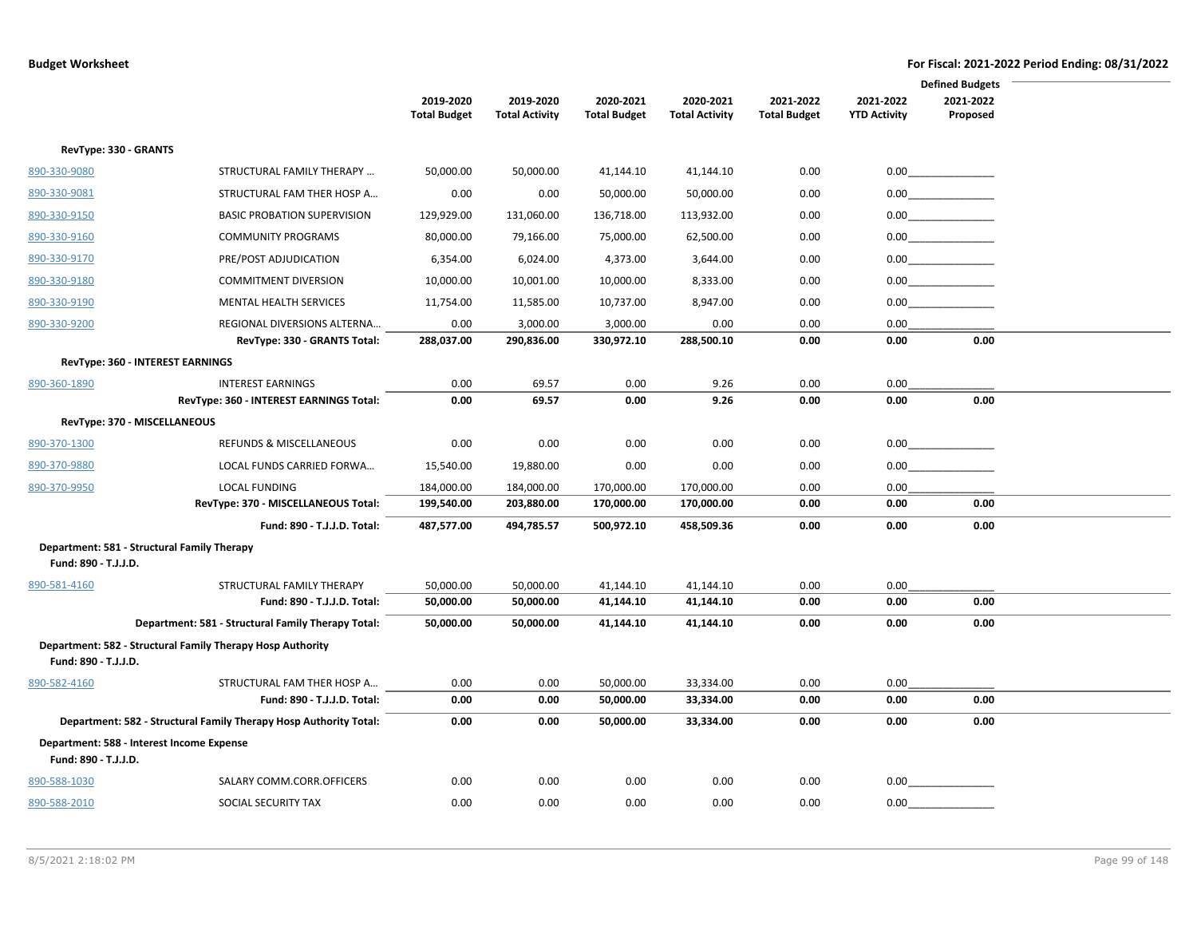**Budget Worksheet** — For Fiscal: 2021-2022 Period Ending: 08/31/2022

| | | 2019-2020 Total Budget | 2019-2020 Total Activity | 2020-2021 Total Budget | 2020-2021 Total Activity | 2021-2022 Total Budget | 2021-2022 YTD Activity | Defined Budgets 2021-2022 Proposed |
|---|---|---|---|---|---|---|---|---|
| **RevType: 330 - GRANTS** | | | | | | | | |
| 890-330-9080 | STRUCTURAL FAMILY THERAPY … | 50,000.00 | 50,000.00 | 41,144.10 | 41,144.10 | 0.00 | 0.00 | |
| 890-330-9081 | STRUCTURAL FAM THER HOSP A… | 0.00 | 0.00 | 50,000.00 | 50,000.00 | 0.00 | 0.00 | |
| 890-330-9150 | BASIC PROBATION SUPERVISION | 129,929.00 | 131,060.00 | 136,718.00 | 113,932.00 | 0.00 | 0.00 | |
| 890-330-9160 | COMMUNITY PROGRAMS | 80,000.00 | 79,166.00 | 75,000.00 | 62,500.00 | 0.00 | 0.00 | |
| 890-330-9170 | PRE/POST ADJUDICATION | 6,354.00 | 6,024.00 | 4,373.00 | 3,644.00 | 0.00 | 0.00 | |
| 890-330-9180 | COMMITMENT DIVERSION | 10,000.00 | 10,001.00 | 10,000.00 | 8,333.00 | 0.00 | 0.00 | |
| 890-330-9190 | MENTAL HEALTH SERVICES | 11,754.00 | 11,585.00 | 10,737.00 | 8,947.00 | 0.00 | 0.00 | |
| 890-330-9200 | REGIONAL DIVERSIONS ALTERNA… | 0.00 | 3,000.00 | 3,000.00 | 0.00 | 0.00 | 0.00 | |
| | **RevType: 330 - GRANTS Total:** | **288,037.00** | **290,836.00** | **330,972.10** | **288,500.10** | **0.00** | **0.00** | **0.00** |
| **RevType: 360 - INTEREST EARNINGS** | | | | | | | | |
| 890-360-1890 | INTEREST EARNINGS | 0.00 | 69.57 | 0.00 | 9.26 | 0.00 | 0.00 | |
| | **RevType: 360 - INTEREST EARNINGS Total:** | **0.00** | **69.57** | **0.00** | **9.26** | **0.00** | **0.00** | **0.00** |
| **RevType: 370 - MISCELLANEOUS** | | | | | | | | |
| 890-370-1300 | REFUNDS & MISCELLANEOUS | 0.00 | 0.00 | 0.00 | 0.00 | 0.00 | 0.00 | |
| 890-370-9880 | LOCAL FUNDS CARRIED FORWA… | 15,540.00 | 19,880.00 | 0.00 | 0.00 | 0.00 | 0.00 | |
| 890-370-9950 | LOCAL FUNDING | 184,000.00 | 184,000.00 | 170,000.00 | 170,000.00 | 0.00 | 0.00 | |
| | **RevType: 370 - MISCELLANEOUS Total:** | **199,540.00** | **203,880.00** | **170,000.00** | **170,000.00** | **0.00** | **0.00** | **0.00** |
| | **Fund: 890 - T.J.J.D. Total:** | **487,577.00** | **494,785.57** | **500,972.10** | **458,509.36** | **0.00** | **0.00** | **0.00** |
| **Department: 581 - Structural Family Therapy** | | | | | | | | |
| **Fund: 890 - T.J.J.D.** | | | | | | | | |
| 890-581-4160 | STRUCTURAL FAMILY THERAPY | 50,000.00 | 50,000.00 | 41,144.10 | 41,144.10 | 0.00 | 0.00 | |
| | **Fund: 890 - T.J.J.D. Total:** | **50,000.00** | **50,000.00** | **41,144.10** | **41,144.10** | **0.00** | **0.00** | **0.00** |
| | **Department: 581 - Structural Family Therapy Total:** | **50,000.00** | **50,000.00** | **41,144.10** | **41,144.10** | **0.00** | **0.00** | **0.00** |
| **Department: 582 - Structural Family Therapy Hosp Authority** | | | | | | | | |
| **Fund: 890 - T.J.J.D.** | | | | | | | | |
| 890-582-4160 | STRUCTURAL FAM THER HOSP A… | 0.00 | 0.00 | 50,000.00 | 33,334.00 | 0.00 | 0.00 | |
| | **Fund: 890 - T.J.J.D. Total:** | **0.00** | **0.00** | **50,000.00** | **33,334.00** | **0.00** | **0.00** | **0.00** |
| | **Department: 582 - Structural Family Therapy Hosp Authority Total:** | **0.00** | **0.00** | **50,000.00** | **33,334.00** | **0.00** | **0.00** | **0.00** |
| **Department: 588 - Interest Income Expense** | | | | | | | | |
| **Fund: 890 - T.J.J.D.** | | | | | | | | |
| 890-588-1030 | SALARY COMM.CORR.OFFICERS | 0.00 | 0.00 | 0.00 | 0.00 | 0.00 | 0.00 | |
| 890-588-2010 | SOCIAL SECURITY TAX | 0.00 | 0.00 | 0.00 | 0.00 | 0.00 | 0.00 | |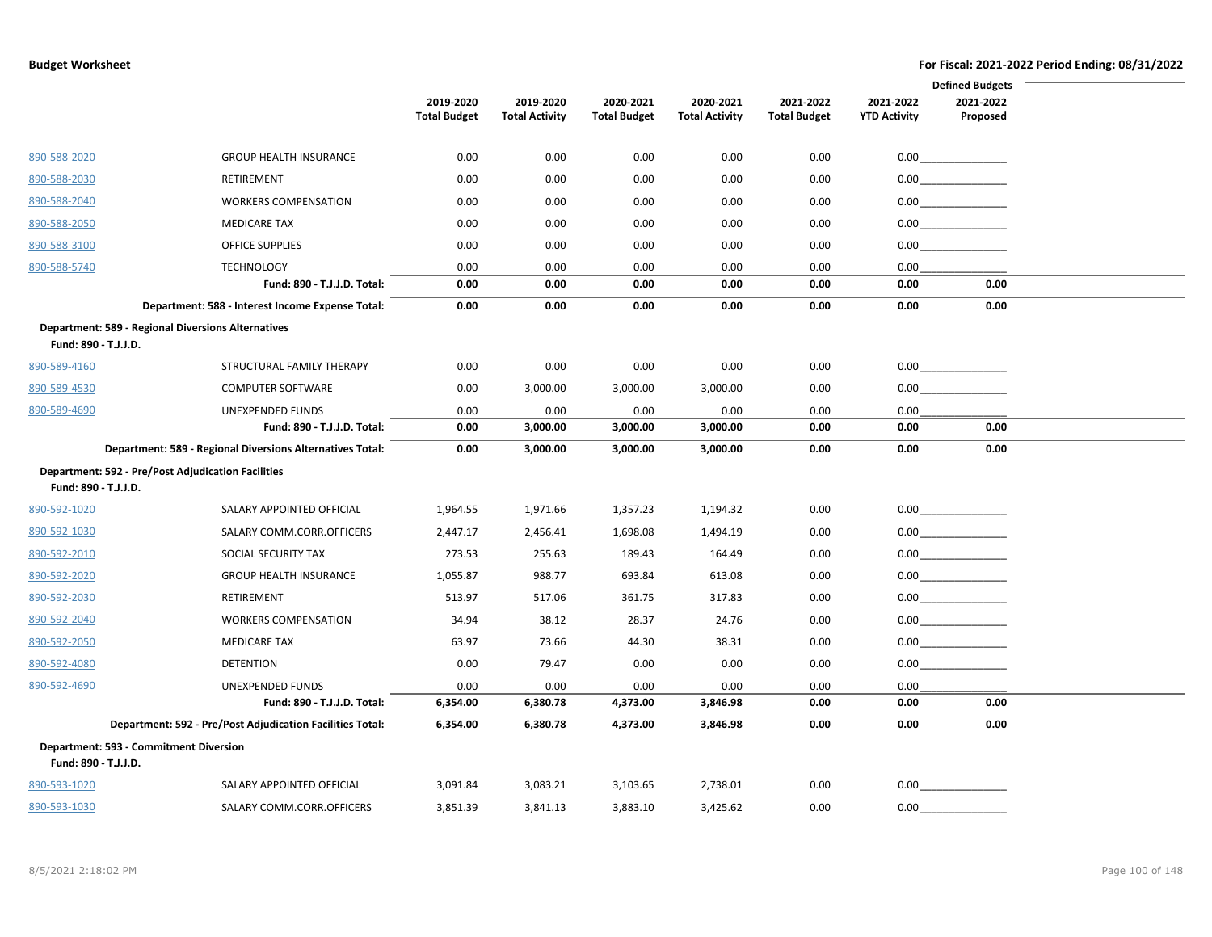**Budget Worksheet** — For Fiscal: 2021-2022 Period Ending: 08/31/2022

| | | 2019-2020 Total Budget | 2019-2020 Total Activity | 2020-2021 Total Budget | 2020-2021 Total Activity | 2021-2022 Total Budget | 2021-2022 YTD Activity | Defined Budgets 2021-2022 Proposed |
|---|---|---|---|---|---|---|---|---|
| 890-588-2020 | GROUP HEALTH INSURANCE | 0.00 | 0.00 | 0.00 | 0.00 | 0.00 | 0.00 | |
| 890-588-2030 | RETIREMENT | 0.00 | 0.00 | 0.00 | 0.00 | 0.00 | 0.00 | |
| 890-588-2040 | WORKERS COMPENSATION | 0.00 | 0.00 | 0.00 | 0.00 | 0.00 | 0.00 | |
| 890-588-2050 | MEDICARE TAX | 0.00 | 0.00 | 0.00 | 0.00 | 0.00 | 0.00 | |
| 890-588-3100 | OFFICE SUPPLIES | 0.00 | 0.00 | 0.00 | 0.00 | 0.00 | 0.00 | |
| 890-588-5740 | TECHNOLOGY | 0.00 | 0.00 | 0.00 | 0.00 | 0.00 | 0.00 | |
| | **Fund: 890 - T.J.J.D. Total:** | **0.00** | **0.00** | **0.00** | **0.00** | **0.00** | **0.00** | **0.00** |
| | **Department: 588 - Interest Income Expense Total:** | **0.00** | **0.00** | **0.00** | **0.00** | **0.00** | **0.00** | **0.00** |
| **Department: 589 - Regional Diversions Alternatives** | | | | | | | | |
| **Fund: 890 - T.J.J.D.** | | | | | | | | |
| 890-589-4160 | STRUCTURAL FAMILY THERAPY | 0.00 | 0.00 | 0.00 | 0.00 | 0.00 | 0.00 | |
| 890-589-4530 | COMPUTER SOFTWARE | 0.00 | 3,000.00 | 3,000.00 | 3,000.00 | 0.00 | 0.00 | |
| 890-589-4690 | UNEXPENDED FUNDS | 0.00 | 0.00 | 0.00 | 0.00 | 0.00 | 0.00 | |
| | **Fund: 890 - T.J.J.D. Total:** | **0.00** | **3,000.00** | **3,000.00** | **3,000.00** | **0.00** | **0.00** | **0.00** |
| | **Department: 589 - Regional Diversions Alternatives Total:** | **0.00** | **3,000.00** | **3,000.00** | **3,000.00** | **0.00** | **0.00** | **0.00** |
| **Department: 592 - Pre/Post Adjudication Facilities** | | | | | | | | |
| **Fund: 890 - T.J.J.D.** | | | | | | | | |
| 890-592-1020 | SALARY APPOINTED OFFICIAL | 1,964.55 | 1,971.66 | 1,357.23 | 1,194.32 | 0.00 | 0.00 | |
| 890-592-1030 | SALARY COMM.CORR.OFFICERS | 2,447.17 | 2,456.41 | 1,698.08 | 1,494.19 | 0.00 | 0.00 | |
| 890-592-2010 | SOCIAL SECURITY TAX | 273.53 | 255.63 | 189.43 | 164.49 | 0.00 | 0.00 | |
| 890-592-2020 | GROUP HEALTH INSURANCE | 1,055.87 | 988.77 | 693.84 | 613.08 | 0.00 | 0.00 | |
| 890-592-2030 | RETIREMENT | 513.97 | 517.06 | 361.75 | 317.83 | 0.00 | 0.00 | |
| 890-592-2040 | WORKERS COMPENSATION | 34.94 | 38.12 | 28.37 | 24.76 | 0.00 | 0.00 | |
| 890-592-2050 | MEDICARE TAX | 63.97 | 73.66 | 44.30 | 38.31 | 0.00 | 0.00 | |
| 890-592-4080 | DETENTION | 0.00 | 79.47 | 0.00 | 0.00 | 0.00 | 0.00 | |
| 890-592-4690 | UNEXPENDED FUNDS | 0.00 | 0.00 | 0.00 | 0.00 | 0.00 | 0.00 | |
| | **Fund: 890 - T.J.J.D. Total:** | **6,354.00** | **6,380.78** | **4,373.00** | **3,846.98** | **0.00** | **0.00** | **0.00** |
| | **Department: 592 - Pre/Post Adjudication Facilities Total:** | **6,354.00** | **6,380.78** | **4,373.00** | **3,846.98** | **0.00** | **0.00** | **0.00** |
| **Department: 593 - Commitment Diversion** | | | | | | | | |
| **Fund: 890 - T.J.J.D.** | | | | | | | | |
| 890-593-1020 | SALARY APPOINTED OFFICIAL | 3,091.84 | 3,083.21 | 3,103.65 | 2,738.01 | 0.00 | 0.00 | |
| 890-593-1030 | SALARY COMM.CORR.OFFICERS | 3,851.39 | 3,841.13 | 3,883.10 | 3,425.62 | 0.00 | 0.00 | |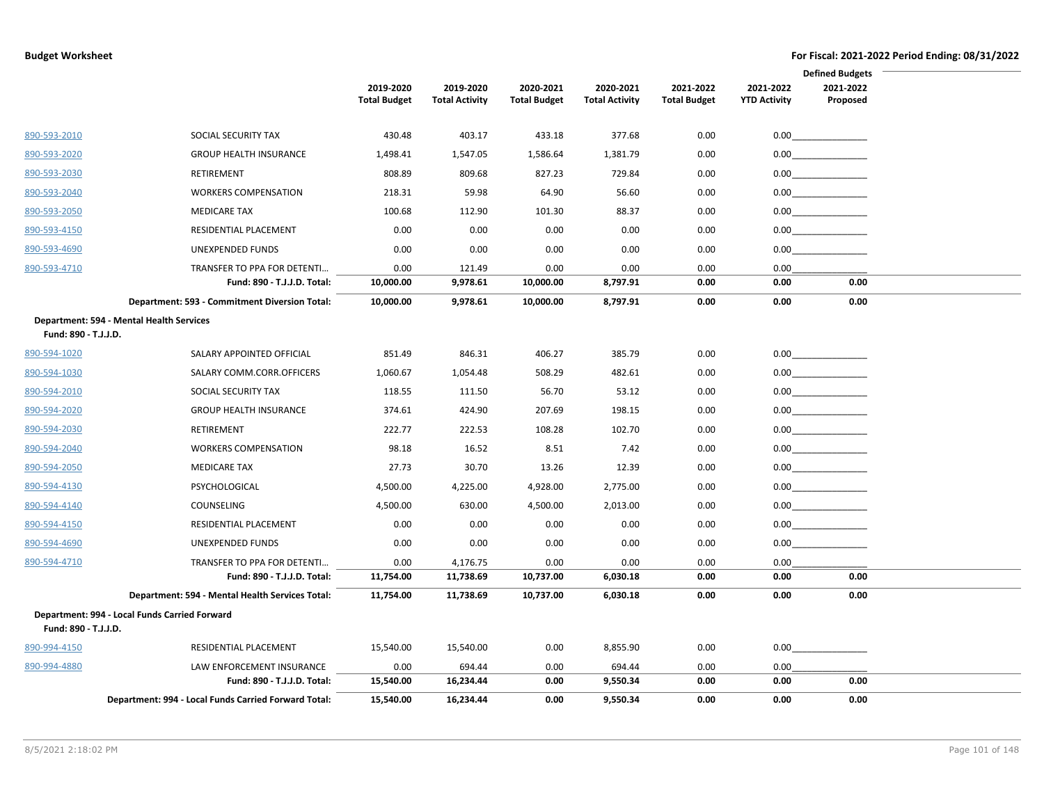| | | 2019-2020 Total Budget | 2019-2020 Total Activity | 2020-2021 Total Budget | 2020-2021 Total Activity | 2021-2022 Total Budget | 2021-2022 YTD Activity | Defined Budgets 2021-2022 Proposed |
|---|---|---|---|---|---|---|---|---|
| 890-593-2010 | SOCIAL SECURITY TAX | 430.48 | 403.17 | 433.18 | 377.68 | 0.00 | 0.00 | |
| 890-593-2020 | GROUP HEALTH INSURANCE | 1,498.41 | 1,547.05 | 1,586.64 | 1,381.79 | 0.00 | 0.00 | |
| 890-593-2030 | RETIREMENT | 808.89 | 809.68 | 827.23 | 729.84 | 0.00 | 0.00 | |
| 890-593-2040 | WORKERS COMPENSATION | 218.31 | 59.98 | 64.90 | 56.60 | 0.00 | 0.00 | |
| 890-593-2050 | MEDICARE TAX | 100.68 | 112.90 | 101.30 | 88.37 | 0.00 | 0.00 | |
| 890-593-4150 | RESIDENTIAL PLACEMENT | 0.00 | 0.00 | 0.00 | 0.00 | 0.00 | 0.00 | |
| 890-593-4690 | UNEXPENDED FUNDS | 0.00 | 0.00 | 0.00 | 0.00 | 0.00 | 0.00 | |
| 890-593-4710 | TRANSFER TO PPA FOR DETENTI... | 0.00 | 121.49 | 0.00 | 0.00 | 0.00 | 0.00 | |
| | **Fund: 890 - T.J.J.D. Total:** | **10,000.00** | **9,978.61** | **10,000.00** | **8,797.91** | **0.00** | **0.00** | **0.00** |
| | **Department: 593 - Commitment Diversion Total:** | **10,000.00** | **9,978.61** | **10,000.00** | **8,797.91** | **0.00** | **0.00** | **0.00** |
| **Department: 594 - Mental Health Services** | | | | | | | | |
| **Fund: 890 - T.J.J.D.** | | | | | | | | |
| 890-594-1020 | SALARY APPOINTED OFFICIAL | 851.49 | 846.31 | 406.27 | 385.79 | 0.00 | 0.00 | |
| 890-594-1030 | SALARY COMM.CORR.OFFICERS | 1,060.67 | 1,054.48 | 508.29 | 482.61 | 0.00 | 0.00 | |
| 890-594-2010 | SOCIAL SECURITY TAX | 118.55 | 111.50 | 56.70 | 53.12 | 0.00 | 0.00 | |
| 890-594-2020 | GROUP HEALTH INSURANCE | 374.61 | 424.90 | 207.69 | 198.15 | 0.00 | 0.00 | |
| 890-594-2030 | RETIREMENT | 222.77 | 222.53 | 108.28 | 102.70 | 0.00 | 0.00 | |
| 890-594-2040 | WORKERS COMPENSATION | 98.18 | 16.52 | 8.51 | 7.42 | 0.00 | 0.00 | |
| 890-594-2050 | MEDICARE TAX | 27.73 | 30.70 | 13.26 | 12.39 | 0.00 | 0.00 | |
| 890-594-4130 | PSYCHOLOGICAL | 4,500.00 | 4,225.00 | 4,928.00 | 2,775.00 | 0.00 | 0.00 | |
| 890-594-4140 | COUNSELING | 4,500.00 | 630.00 | 4,500.00 | 2,013.00 | 0.00 | 0.00 | |
| 890-594-4150 | RESIDENTIAL PLACEMENT | 0.00 | 0.00 | 0.00 | 0.00 | 0.00 | 0.00 | |
| 890-594-4690 | UNEXPENDED FUNDS | 0.00 | 0.00 | 0.00 | 0.00 | 0.00 | 0.00 | |
| 890-594-4710 | TRANSFER TO PPA FOR DETENTI... | 0.00 | 4,176.75 | 0.00 | 0.00 | 0.00 | 0.00 | |
| | **Fund: 890 - T.J.J.D. Total:** | **11,754.00** | **11,738.69** | **10,737.00** | **6,030.18** | **0.00** | **0.00** | **0.00** |
| | **Department: 594 - Mental Health Services Total:** | **11,754.00** | **11,738.69** | **10,737.00** | **6,030.18** | **0.00** | **0.00** | **0.00** |
| **Department: 994 - Local Funds Carried Forward** | | | | | | | | |
| **Fund: 890 - T.J.J.D.** | | | | | | | | |
| 890-994-4150 | RESIDENTIAL PLACEMENT | 15,540.00 | 15,540.00 | 0.00 | 8,855.90 | 0.00 | 0.00 | |
| 890-994-4880 | LAW ENFORCEMENT INSURANCE | 0.00 | 694.44 | 0.00 | 694.44 | 0.00 | 0.00 | |
| | **Fund: 890 - T.J.J.D. Total:** | **15,540.00** | **16,234.44** | **0.00** | **9,550.34** | **0.00** | **0.00** | **0.00** |
| | **Department: 994 - Local Funds Carried Forward Total:** | **15,540.00** | **16,234.44** | **0.00** | **9,550.34** | **0.00** | **0.00** | **0.00** |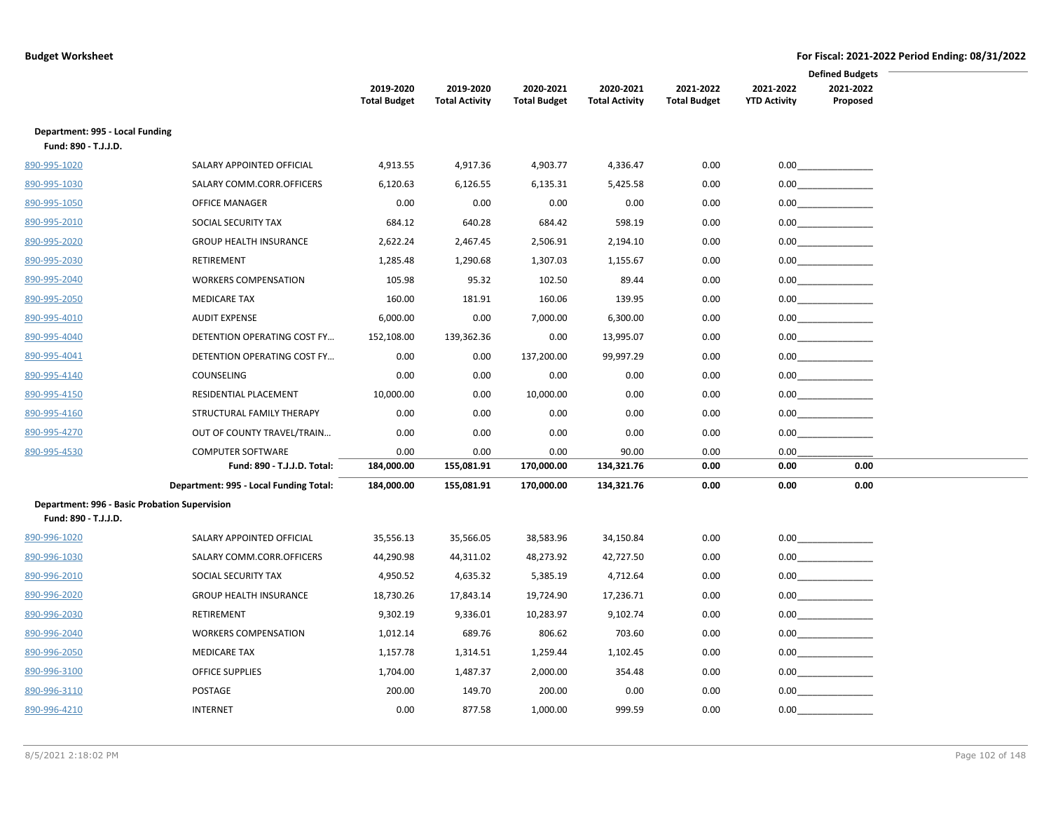**Budget Worksheet** — For Fiscal: 2021-2022 Period Ending: 08/31/2022

| | | 2019-2020 Total Budget | 2019-2020 Total Activity | 2020-2021 Total Budget | 2020-2021 Total Activity | 2021-2022 Total Budget | 2021-2022 YTD Activity | Defined Budgets 2021-2022 Proposed |
|---|---|---|---|---|---|---|---|---|
| **Department: 995 - Local Funding** | | | | | | | | |
| **Fund: 890 - T.J.J.D.** | | | | | | | | |
| 890-995-1020 | SALARY APPOINTED OFFICIAL | 4,913.55 | 4,917.36 | 4,903.77 | 4,336.47 | 0.00 | 0.00 | |
| 890-995-1030 | SALARY COMM.CORR.OFFICERS | 6,120.63 | 6,126.55 | 6,135.31 | 5,425.58 | 0.00 | 0.00 | |
| 890-995-1050 | OFFICE MANAGER | 0.00 | 0.00 | 0.00 | 0.00 | 0.00 | 0.00 | |
| 890-995-2010 | SOCIAL SECURITY TAX | 684.12 | 640.28 | 684.42 | 598.19 | 0.00 | 0.00 | |
| 890-995-2020 | GROUP HEALTH INSURANCE | 2,622.24 | 2,467.45 | 2,506.91 | 2,194.10 | 0.00 | 0.00 | |
| 890-995-2030 | RETIREMENT | 1,285.48 | 1,290.68 | 1,307.03 | 1,155.67 | 0.00 | 0.00 | |
| 890-995-2040 | WORKERS COMPENSATION | 105.98 | 95.32 | 102.50 | 89.44 | 0.00 | 0.00 | |
| 890-995-2050 | MEDICARE TAX | 160.00 | 181.91 | 160.06 | 139.95 | 0.00 | 0.00 | |
| 890-995-4010 | AUDIT EXPENSE | 6,000.00 | 0.00 | 7,000.00 | 6,300.00 | 0.00 | 0.00 | |
| 890-995-4040 | DETENTION OPERATING COST FY… | 152,108.00 | 139,362.36 | 0.00 | 13,995.07 | 0.00 | 0.00 | |
| 890-995-4041 | DETENTION OPERATING COST FY… | 0.00 | 0.00 | 137,200.00 | 99,997.29 | 0.00 | 0.00 | |
| 890-995-4140 | COUNSELING | 0.00 | 0.00 | 0.00 | 0.00 | 0.00 | 0.00 | |
| 890-995-4150 | RESIDENTIAL PLACEMENT | 10,000.00 | 0.00 | 10,000.00 | 0.00 | 0.00 | 0.00 | |
| 890-995-4160 | STRUCTURAL FAMILY THERAPY | 0.00 | 0.00 | 0.00 | 0.00 | 0.00 | 0.00 | |
| 890-995-4270 | OUT OF COUNTY TRAVEL/TRAIN… | 0.00 | 0.00 | 0.00 | 0.00 | 0.00 | 0.00 | |
| 890-995-4530 | COMPUTER SOFTWARE | 0.00 | 0.00 | 0.00 | 90.00 | 0.00 | 0.00 | |
| | **Fund: 890 - T.J.J.D. Total:** | **184,000.00** | **155,081.91** | **170,000.00** | **134,321.76** | **0.00** | **0.00** | **0.00** |
| | **Department: 995 - Local Funding Total:** | **184,000.00** | **155,081.91** | **170,000.00** | **134,321.76** | **0.00** | **0.00** | **0.00** |
| **Department: 996 - Basic Probation Supervision** | | | | | | | | |
| **Fund: 890 - T.J.J.D.** | | | | | | | | |
| 890-996-1020 | SALARY APPOINTED OFFICIAL | 35,556.13 | 35,566.05 | 38,583.96 | 34,150.84 | 0.00 | 0.00 | |
| 890-996-1030 | SALARY COMM.CORR.OFFICERS | 44,290.98 | 44,311.02 | 48,273.92 | 42,727.50 | 0.00 | 0.00 | |
| 890-996-2010 | SOCIAL SECURITY TAX | 4,950.52 | 4,635.32 | 5,385.19 | 4,712.64 | 0.00 | 0.00 | |
| 890-996-2020 | GROUP HEALTH INSURANCE | 18,730.26 | 17,843.14 | 19,724.90 | 17,236.71 | 0.00 | 0.00 | |
| 890-996-2030 | RETIREMENT | 9,302.19 | 9,336.01 | 10,283.97 | 9,102.74 | 0.00 | 0.00 | |
| 890-996-2040 | WORKERS COMPENSATION | 1,012.14 | 689.76 | 806.62 | 703.60 | 0.00 | 0.00 | |
| 890-996-2050 | MEDICARE TAX | 1,157.78 | 1,314.51 | 1,259.44 | 1,102.45 | 0.00 | 0.00 | |
| 890-996-3100 | OFFICE SUPPLIES | 1,704.00 | 1,487.37 | 2,000.00 | 354.48 | 0.00 | 0.00 | |
| 890-996-3110 | POSTAGE | 200.00 | 149.70 | 200.00 | 0.00 | 0.00 | 0.00 | |
| 890-996-4210 | INTERNET | 0.00 | 877.58 | 1,000.00 | 999.59 | 0.00 | 0.00 | |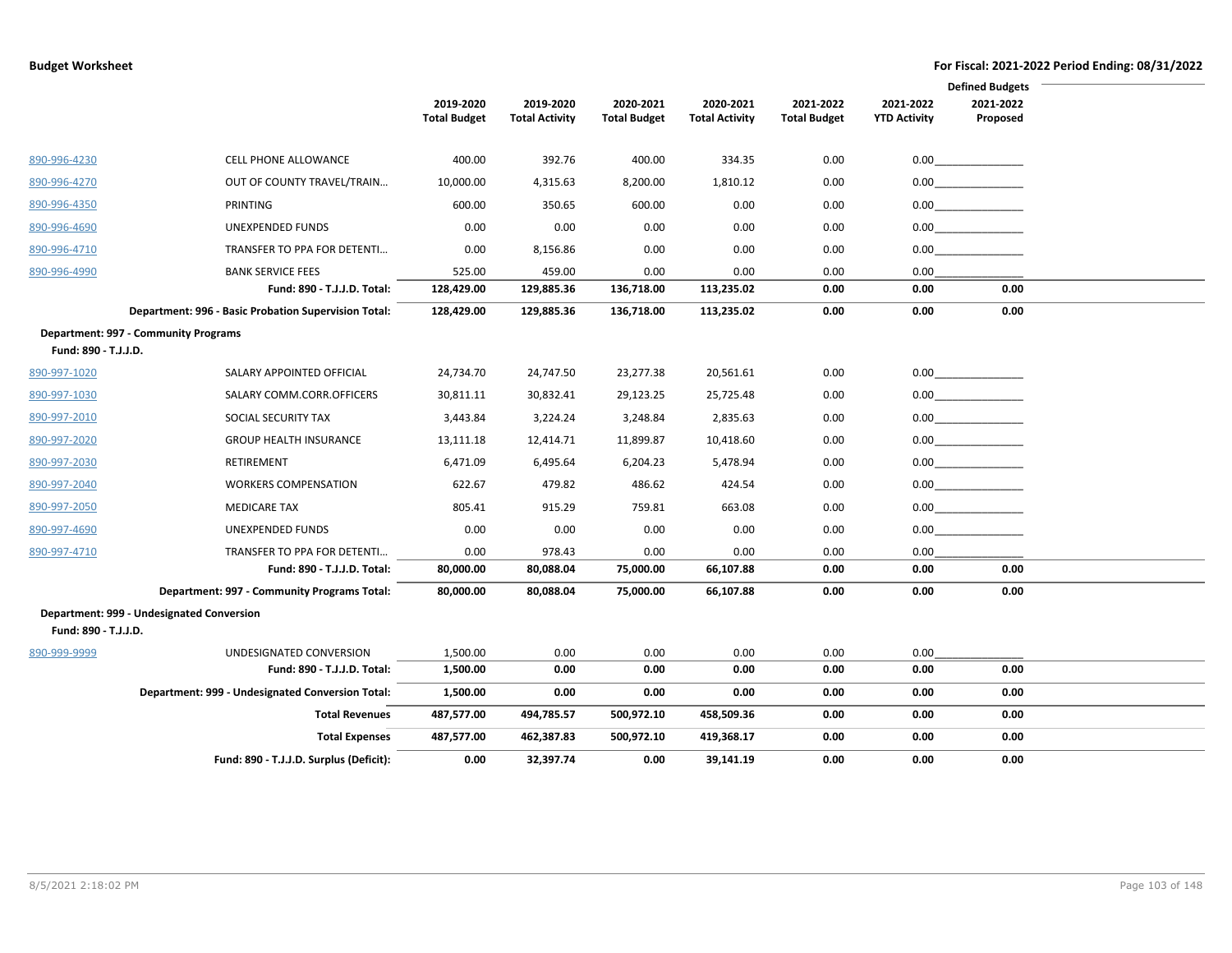**Budget Worksheet** — For Fiscal: 2021-2022 Period Ending: 08/31/2022

| | | 2019-2020 Total Budget | 2019-2020 Total Activity | 2020-2021 Total Budget | 2020-2021 Total Activity | 2021-2022 Total Budget | 2021-2022 YTD Activity | Defined Budgets 2021-2022 Proposed |
|---|---|---|---|---|---|---|---|---|
| 890-996-4230 | CELL PHONE ALLOWANCE | 400.00 | 392.76 | 400.00 | 334.35 | 0.00 | 0.00 | |
| 890-996-4270 | OUT OF COUNTY TRAVEL/TRAIN… | 10,000.00 | 4,315.63 | 8,200.00 | 1,810.12 | 0.00 | 0.00 | |
| 890-996-4350 | PRINTING | 600.00 | 350.65 | 600.00 | 0.00 | 0.00 | 0.00 | |
| 890-996-4690 | UNEXPENDED FUNDS | 0.00 | 0.00 | 0.00 | 0.00 | 0.00 | 0.00 | |
| 890-996-4710 | TRANSFER TO PPA FOR DETENTI… | 0.00 | 8,156.86 | 0.00 | 0.00 | 0.00 | 0.00 | |
| 890-996-4990 | BANK SERVICE FEES | 525.00 | 459.00 | 0.00 | 0.00 | 0.00 | 0.00 | |
| | **Fund: 890 - T.J.J.D. Total:** | **128,429.00** | **129,885.36** | **136,718.00** | **113,235.02** | **0.00** | **0.00** | **0.00** |
| | **Department: 996 - Basic Probation Supervision Total:** | **128,429.00** | **129,885.36** | **136,718.00** | **113,235.02** | **0.00** | **0.00** | **0.00** |
| **Department: 997 - Community Programs** | | | | | | | | |
| **Fund: 890 - T.J.J.D.** | | | | | | | | |
| 890-997-1020 | SALARY APPOINTED OFFICIAL | 24,734.70 | 24,747.50 | 23,277.38 | 20,561.61 | 0.00 | 0.00 | |
| 890-997-1030 | SALARY COMM.CORR.OFFICERS | 30,811.11 | 30,832.41 | 29,123.25 | 25,725.48 | 0.00 | 0.00 | |
| 890-997-2010 | SOCIAL SECURITY TAX | 3,443.84 | 3,224.24 | 3,248.84 | 2,835.63 | 0.00 | 0.00 | |
| 890-997-2020 | GROUP HEALTH INSURANCE | 13,111.18 | 12,414.71 | 11,899.87 | 10,418.60 | 0.00 | 0.00 | |
| 890-997-2030 | RETIREMENT | 6,471.09 | 6,495.64 | 6,204.23 | 5,478.94 | 0.00 | 0.00 | |
| 890-997-2040 | WORKERS COMPENSATION | 622.67 | 479.82 | 486.62 | 424.54 | 0.00 | 0.00 | |
| 890-997-2050 | MEDICARE TAX | 805.41 | 915.29 | 759.81 | 663.08 | 0.00 | 0.00 | |
| 890-997-4690 | UNEXPENDED FUNDS | 0.00 | 0.00 | 0.00 | 0.00 | 0.00 | 0.00 | |
| 890-997-4710 | TRANSFER TO PPA FOR DETENTI… | 0.00 | 978.43 | 0.00 | 0.00 | 0.00 | 0.00 | |
| | **Fund: 890 - T.J.J.D. Total:** | **80,000.00** | **80,088.04** | **75,000.00** | **66,107.88** | **0.00** | **0.00** | **0.00** |
| | **Department: 997 - Community Programs Total:** | **80,000.00** | **80,088.04** | **75,000.00** | **66,107.88** | **0.00** | **0.00** | **0.00** |
| **Department: 999 - Undesignated Conversion** | | | | | | | | |
| **Fund: 890 - T.J.J.D.** | | | | | | | | |
| 890-999-9999 | UNDESIGNATED CONVERSION | 1,500.00 | 0.00 | 0.00 | 0.00 | 0.00 | 0.00 | |
| | **Fund: 890 - T.J.J.D. Total:** | **1,500.00** | **0.00** | **0.00** | **0.00** | **0.00** | **0.00** | **0.00** |
| | **Department: 999 - Undesignated Conversion Total:** | **1,500.00** | **0.00** | **0.00** | **0.00** | **0.00** | **0.00** | **0.00** |
| | **Total Revenues** | **487,577.00** | **494,785.57** | **500,972.10** | **458,509.36** | **0.00** | **0.00** | **0.00** |
| | **Total Expenses** | **487,577.00** | **462,387.83** | **500,972.10** | **419,368.17** | **0.00** | **0.00** | **0.00** |
| | **Fund: 890 - T.J.J.D. Surplus (Deficit):** | **0.00** | **32,397.74** | **0.00** | **39,141.19** | **0.00** | **0.00** | **0.00** |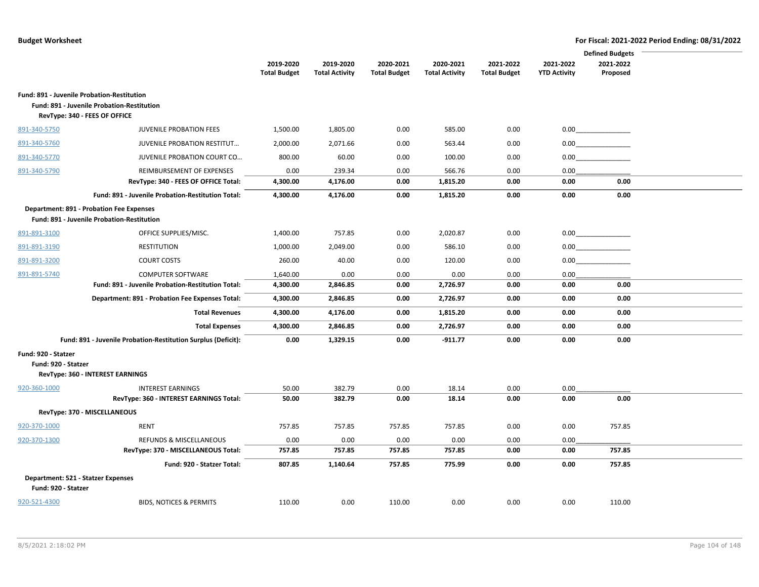**Budget Worksheet** — **For Fiscal: 2021-2022 Period Ending: 08/31/2022**

| | | 2019-2020 Total Budget | 2019-2020 Total Activity | 2020-2021 Total Budget | 2020-2021 Total Activity | 2021-2022 Total Budget | 2021-2022 YTD Activity | Defined Budgets 2021-2022 Proposed |
|---|---|---|---|---|---|---|---|---|
| **Fund: 891 - Juvenile Probation-Restitution** | | | | | | | | |
| **Fund: 891 - Juvenile Probation-Restitution** | | | | | | | | |
| **RevType: 340 - FEES OF OFFICE** | | | | | | | | |
| 891-340-5750 | JUVENILE PROBATION FEES | 1,500.00 | 1,805.00 | 0.00 | 585.00 | 0.00 | 0.00 | |
| 891-340-5760 | JUVENILE PROBATION RESTITUT... | 2,000.00 | 2,071.66 | 0.00 | 563.44 | 0.00 | 0.00 | |
| 891-340-5770 | JUVENILE PROBATION COURT CO... | 800.00 | 60.00 | 0.00 | 100.00 | 0.00 | 0.00 | |
| 891-340-5790 | REIMBURSEMENT OF EXPENSES | 0.00 | 239.34 | 0.00 | 566.76 | 0.00 | 0.00 | |
| | **RevType: 340 - FEES OF OFFICE Total:** | **4,300.00** | **4,176.00** | **0.00** | **1,815.20** | **0.00** | **0.00** | **0.00** |
| | **Fund: 891 - Juvenile Probation-Restitution Total:** | **4,300.00** | **4,176.00** | **0.00** | **1,815.20** | **0.00** | **0.00** | **0.00** |
| **Department: 891 - Probation Fee Expenses** | | | | | | | | |
| **Fund: 891 - Juvenile Probation-Restitution** | | | | | | | | |
| 891-891-3100 | OFFICE SUPPLIES/MISC. | 1,400.00 | 757.85 | 0.00 | 2,020.87 | 0.00 | 0.00 | |
| 891-891-3190 | RESTITUTION | 1,000.00 | 2,049.00 | 0.00 | 586.10 | 0.00 | 0.00 | |
| 891-891-3200 | COURT COSTS | 260.00 | 40.00 | 0.00 | 120.00 | 0.00 | 0.00 | |
| 891-891-5740 | COMPUTER SOFTWARE | 1,640.00 | 0.00 | 0.00 | 0.00 | 0.00 | 0.00 | |
| | **Fund: 891 - Juvenile Probation-Restitution Total:** | **4,300.00** | **2,846.85** | **0.00** | **2,726.97** | **0.00** | **0.00** | **0.00** |
| | **Department: 891 - Probation Fee Expenses Total:** | **4,300.00** | **2,846.85** | **0.00** | **2,726.97** | **0.00** | **0.00** | **0.00** |
| | **Total Revenues** | **4,300.00** | **4,176.00** | **0.00** | **1,815.20** | **0.00** | **0.00** | **0.00** |
| | **Total Expenses** | **4,300.00** | **2,846.85** | **0.00** | **2,726.97** | **0.00** | **0.00** | **0.00** |
| | **Fund: 891 - Juvenile Probation-Restitution Surplus (Deficit):** | **0.00** | **1,329.15** | **0.00** | **-911.77** | **0.00** | **0.00** | **0.00** |
| **Fund: 920 - Statzer** | | | | | | | | |
| **Fund: 920 - Statzer** | | | | | | | | |
| **RevType: 360 - INTEREST EARNINGS** | | | | | | | | |
| 920-360-1000 | INTEREST EARNINGS | 50.00 | 382.79 | 0.00 | 18.14 | 0.00 | 0.00 | |
| | **RevType: 360 - INTEREST EARNINGS Total:** | **50.00** | **382.79** | **0.00** | **18.14** | **0.00** | **0.00** | **0.00** |
| **RevType: 370 - MISCELLANEOUS** | | | | | | | | |
| 920-370-1000 | RENT | 757.85 | 757.85 | 757.85 | 757.85 | 0.00 | 0.00 | 757.85 |
| 920-370-1300 | REFUNDS & MISCELLANEOUS | 0.00 | 0.00 | 0.00 | 0.00 | 0.00 | 0.00 | |
| | **RevType: 370 - MISCELLANEOUS Total:** | **757.85** | **757.85** | **757.85** | **757.85** | **0.00** | **0.00** | **757.85** |
| | **Fund: 920 - Statzer Total:** | **807.85** | **1,140.64** | **757.85** | **775.99** | **0.00** | **0.00** | **757.85** |
| **Department: 521 - Statzer Expenses** | | | | | | | | |
| **Fund: 920 - Statzer** | | | | | | | | |
| 920-521-4300 | BIDS, NOTICES & PERMITS | 110.00 | 0.00 | 110.00 | 0.00 | 0.00 | 0.00 | 110.00 |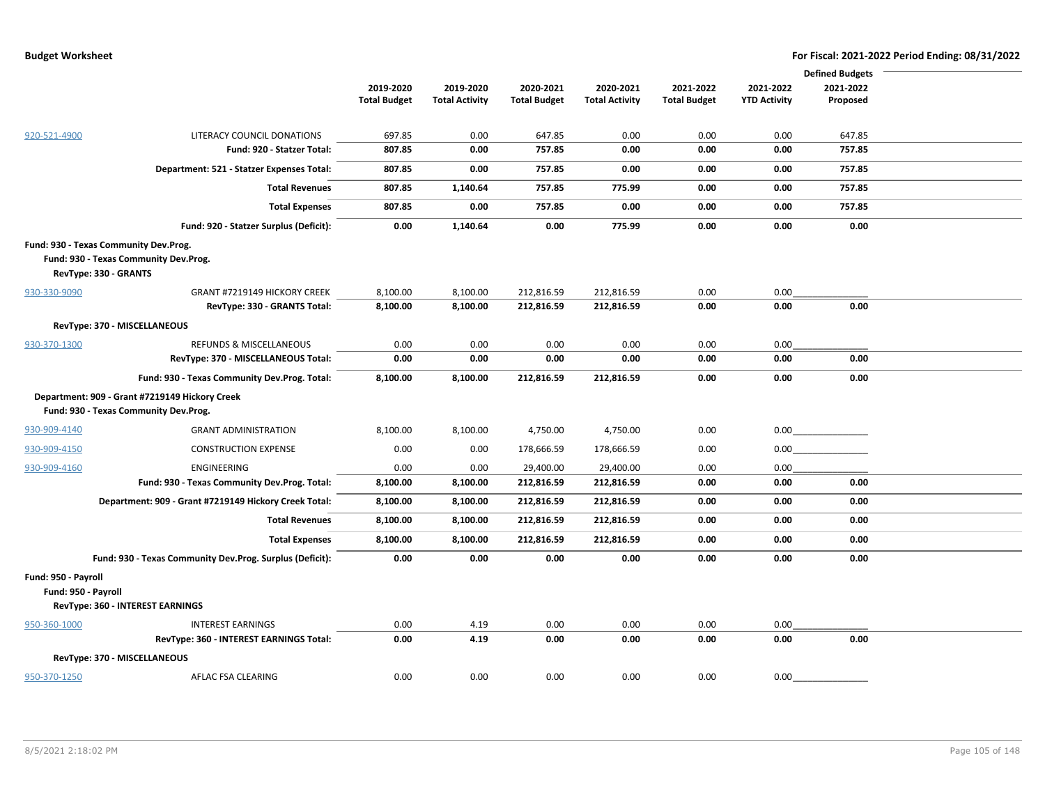## Budget Worksheet

For Fiscal: 2021-2022 Period Ending: 08/31/2022

| | | 2019-2020 Total Budget | 2019-2020 Total Activity | 2020-2021 Total Budget | 2020-2021 Total Activity | 2021-2022 Total Budget | 2021-2022 YTD Activity | Defined Budgets 2021-2022 Proposed |
|---|---|---|---|---|---|---|---|---|
| 920-521-4900 | LITERACY COUNCIL DONATIONS | 697.85 | 0.00 | 647.85 | 0.00 | 0.00 | 0.00 | 647.85 |
| | **Fund: 920 - Statzer Total:** | **807.85** | **0.00** | **757.85** | **0.00** | **0.00** | **0.00** | **757.85** |
| | **Department: 521 - Statzer Expenses Total:** | **807.85** | **0.00** | **757.85** | **0.00** | **0.00** | **0.00** | **757.85** |
| | **Total Revenues** | **807.85** | **1,140.64** | **757.85** | **775.99** | **0.00** | **0.00** | **757.85** |
| | **Total Expenses** | **807.85** | **0.00** | **757.85** | **0.00** | **0.00** | **0.00** | **757.85** |
| | **Fund: 920 - Statzer Surplus (Deficit):** | **0.00** | **1,140.64** | **0.00** | **775.99** | **0.00** | **0.00** | **0.00** |
| **Fund: 930 - Texas Community Dev.Prog.** | | | | | | | | |
| **Fund: 930 - Texas Community Dev.Prog.** | | | | | | | | |
| **RevType: 330 - GRANTS** | | | | | | | | |
| 930-330-9090 | GRANT #7219149 HICKORY CREEK | 8,100.00 | 8,100.00 | 212,816.59 | 212,816.59 | 0.00 | 0.00 | |
| | **RevType: 330 - GRANTS Total:** | **8,100.00** | **8,100.00** | **212,816.59** | **212,816.59** | **0.00** | **0.00** | **0.00** |
| **RevType: 370 - MISCELLANEOUS** | | | | | | | | |
| 930-370-1300 | REFUNDS & MISCELLANEOUS | 0.00 | 0.00 | 0.00 | 0.00 | 0.00 | 0.00 | |
| | **RevType: 370 - MISCELLANEOUS Total:** | **0.00** | **0.00** | **0.00** | **0.00** | **0.00** | **0.00** | **0.00** |
| | **Fund: 930 - Texas Community Dev.Prog. Total:** | **8,100.00** | **8,100.00** | **212,816.59** | **212,816.59** | **0.00** | **0.00** | **0.00** |
| **Department: 909 - Grant #7219149 Hickory Creek** | | | | | | | | |
| **Fund: 930 - Texas Community Dev.Prog.** | | | | | | | | |
| 930-909-4140 | GRANT ADMINISTRATION | 8,100.00 | 8,100.00 | 4,750.00 | 4,750.00 | 0.00 | 0.00 | |
| 930-909-4150 | CONSTRUCTION EXPENSE | 0.00 | 0.00 | 178,666.59 | 178,666.59 | 0.00 | 0.00 | |
| 930-909-4160 | ENGINEERING | 0.00 | 0.00 | 29,400.00 | 29,400.00 | 0.00 | 0.00 | |
| | **Fund: 930 - Texas Community Dev.Prog. Total:** | **8,100.00** | **8,100.00** | **212,816.59** | **212,816.59** | **0.00** | **0.00** | **0.00** |
| | **Department: 909 - Grant #7219149 Hickory Creek Total:** | **8,100.00** | **8,100.00** | **212,816.59** | **212,816.59** | **0.00** | **0.00** | **0.00** |
| | **Total Revenues** | **8,100.00** | **8,100.00** | **212,816.59** | **212,816.59** | **0.00** | **0.00** | **0.00** |
| | **Total Expenses** | **8,100.00** | **8,100.00** | **212,816.59** | **212,816.59** | **0.00** | **0.00** | **0.00** |
| | **Fund: 930 - Texas Community Dev.Prog. Surplus (Deficit):** | **0.00** | **0.00** | **0.00** | **0.00** | **0.00** | **0.00** | **0.00** |
| **Fund: 950 - Payroll** | | | | | | | | |
| **Fund: 950 - Payroll** | | | | | | | | |
| **RevType: 360 - INTEREST EARNINGS** | | | | | | | | |
| 950-360-1000 | INTEREST EARNINGS | 0.00 | 4.19 | 0.00 | 0.00 | 0.00 | 0.00 | |
| | **RevType: 360 - INTEREST EARNINGS Total:** | **0.00** | **4.19** | **0.00** | **0.00** | **0.00** | **0.00** | **0.00** |
| **RevType: 370 - MISCELLANEOUS** | | | | | | | | |
| 950-370-1250 | AFLAC FSA CLEARING | 0.00 | 0.00 | 0.00 | 0.00 | 0.00 | 0.00 | |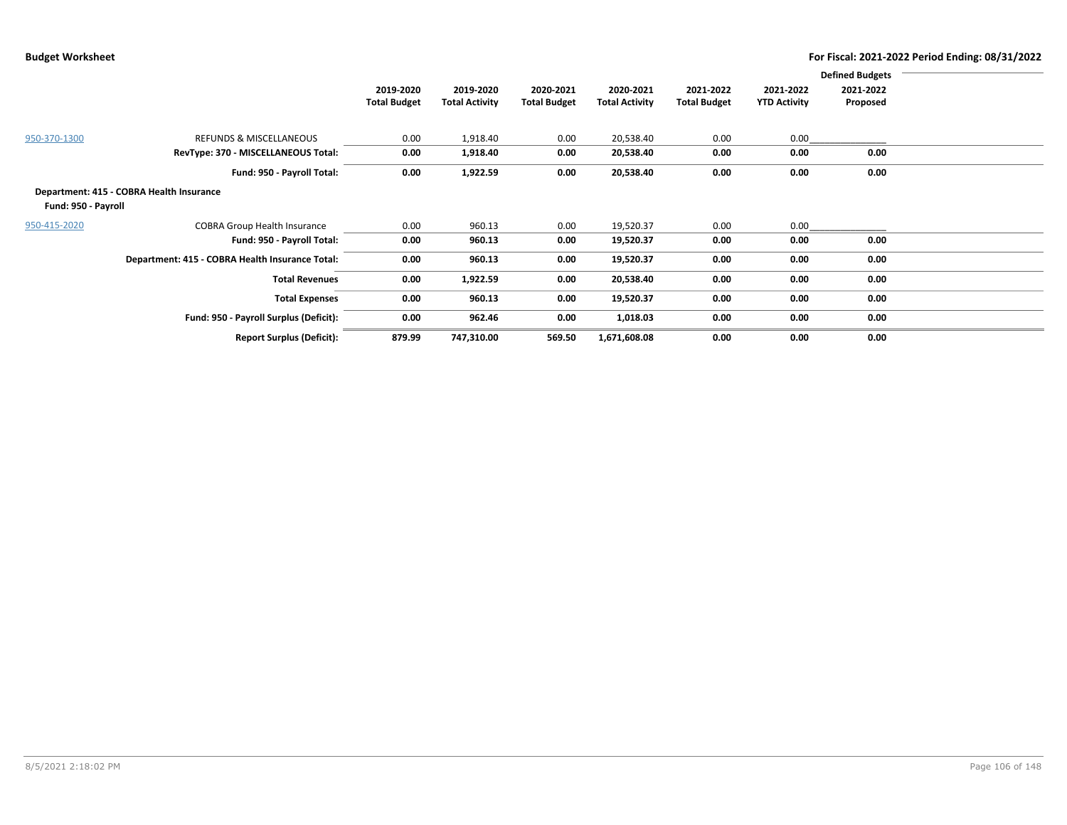| | | 2019-2020 Total Budget | 2019-2020 Total Activity | 2020-2021 Total Budget | 2020-2021 Total Activity | 2021-2022 Total Budget | 2021-2022 YTD Activity | Defined Budgets 2021-2022 Proposed |
|---|---|---|---|---|---|---|---|---|
| 950-370-1300 | REFUNDS & MISCELLANEOUS | 0.00 | 1,918.40 | 0.00 | 20,538.40 | 0.00 | 0.00 | |
| | **RevType: 370 - MISCELLANEOUS Total:** | **0.00** | **1,918.40** | **0.00** | **20,538.40** | **0.00** | **0.00** | **0.00** |
| | **Fund: 950 - Payroll Total:** | **0.00** | **1,922.59** | **0.00** | **20,538.40** | **0.00** | **0.00** | **0.00** |
| **Department: 415 - COBRA Health Insurance** | | | | | | | | |
| **Fund: 950 - Payroll** | | | | | | | | |
| 950-415-2020 | COBRA Group Health Insurance | 0.00 | 960.13 | 0.00 | 19,520.37 | 0.00 | 0.00 | |
| | **Fund: 950 - Payroll Total:** | **0.00** | **960.13** | **0.00** | **19,520.37** | **0.00** | **0.00** | **0.00** |
| | **Department: 415 - COBRA Health Insurance Total:** | **0.00** | **960.13** | **0.00** | **19,520.37** | **0.00** | **0.00** | **0.00** |
| | **Total Revenues** | **0.00** | **1,922.59** | **0.00** | **20,538.40** | **0.00** | **0.00** | **0.00** |
| | **Total Expenses** | **0.00** | **960.13** | **0.00** | **19,520.37** | **0.00** | **0.00** | **0.00** |
| | **Fund: 950 - Payroll Surplus (Deficit):** | **0.00** | **962.46** | **0.00** | **1,018.03** | **0.00** | **0.00** | **0.00** |
| | **Report Surplus (Deficit):** | **879.99** | **747,310.00** | **569.50** | **1,671,608.08** | **0.00** | **0.00** | **0.00** |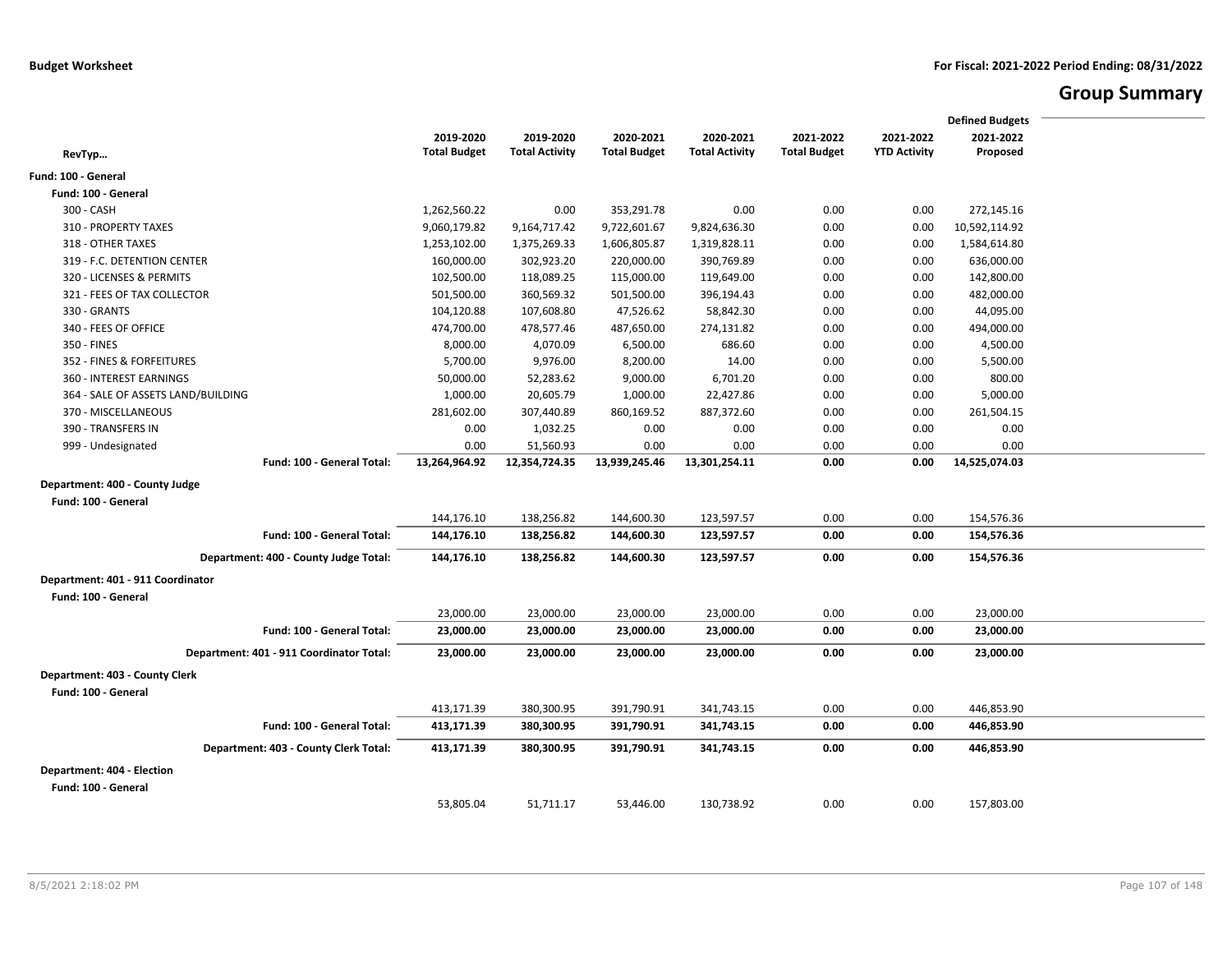# Group Summary

| RevTyp... | 2019-2020 Total Budget | 2019-2020 Total Activity | 2020-2021 Total Budget | 2020-2021 Total Activity | 2021-2022 Total Budget | 2021-2022 YTD Activity | Defined Budgets 2021-2022 Proposed |
|---|---|---|---|---|---|---|---|
| **Fund: 100 - General** | | | | | | | |
| **Fund: 100 - General** | | | | | | | |
| 300 - CASH | 1,262,560.22 | 0.00 | 353,291.78 | 0.00 | 0.00 | 0.00 | 272,145.16 |
| 310 - PROPERTY TAXES | 9,060,179.82 | 9,164,717.42 | 9,722,601.67 | 9,824,636.30 | 0.00 | 0.00 | 10,592,114.92 |
| 318 - OTHER TAXES | 1,253,102.00 | 1,375,269.33 | 1,606,805.87 | 1,319,828.11 | 0.00 | 0.00 | 1,584,614.80 |
| 319 - F.C. DETENTION CENTER | 160,000.00 | 302,923.20 | 220,000.00 | 390,769.89 | 0.00 | 0.00 | 636,000.00 |
| 320 - LICENSES & PERMITS | 102,500.00 | 118,089.25 | 115,000.00 | 119,649.00 | 0.00 | 0.00 | 142,800.00 |
| 321 - FEES OF TAX COLLECTOR | 501,500.00 | 360,569.32 | 501,500.00 | 396,194.43 | 0.00 | 0.00 | 482,000.00 |
| 330 - GRANTS | 104,120.88 | 107,608.80 | 47,526.62 | 58,842.30 | 0.00 | 0.00 | 44,095.00 |
| 340 - FEES OF OFFICE | 474,700.00 | 478,577.46 | 487,650.00 | 274,131.82 | 0.00 | 0.00 | 494,000.00 |
| 350 - FINES | 8,000.00 | 4,070.09 | 6,500.00 | 686.60 | 0.00 | 0.00 | 4,500.00 |
| 352 - FINES & FORFEITURES | 5,700.00 | 9,976.00 | 8,200.00 | 14.00 | 0.00 | 0.00 | 5,500.00 |
| 360 - INTEREST EARNINGS | 50,000.00 | 52,283.62 | 9,000.00 | 6,701.20 | 0.00 | 0.00 | 800.00 |
| 364 - SALE OF ASSETS LAND/BUILDING | 1,000.00 | 20,605.79 | 1,000.00 | 22,427.86 | 0.00 | 0.00 | 5,000.00 |
| 370 - MISCELLANEOUS | 281,602.00 | 307,440.89 | 860,169.52 | 887,372.60 | 0.00 | 0.00 | 261,504.15 |
| 390 - TRANSFERS IN | 0.00 | 1,032.25 | 0.00 | 0.00 | 0.00 | 0.00 | 0.00 |
| 999 - Undesignated | 0.00 | 51,560.93 | 0.00 | 0.00 | 0.00 | 0.00 | 0.00 |
| **Fund: 100 - General Total:** | **13,264,964.92** | **12,354,724.35** | **13,939,245.46** | **13,301,254.11** | **0.00** | **0.00** | **14,525,074.03** |
| **Department: 400 - County Judge** | | | | | | | |
| **Fund: 100 - General** | | | | | | | |
| | 144,176.10 | 138,256.82 | 144,600.30 | 123,597.57 | 0.00 | 0.00 | 154,576.36 |
| **Fund: 100 - General Total:** | **144,176.10** | **138,256.82** | **144,600.30** | **123,597.57** | **0.00** | **0.00** | **154,576.36** |
| **Department: 400 - County Judge Total:** | **144,176.10** | **138,256.82** | **144,600.30** | **123,597.57** | **0.00** | **0.00** | **154,576.36** |
| **Department: 401 - 911 Coordinator** | | | | | | | |
| **Fund: 100 - General** | | | | | | | |
| | 23,000.00 | 23,000.00 | 23,000.00 | 23,000.00 | 0.00 | 0.00 | 23,000.00 |
| **Fund: 100 - General Total:** | **23,000.00** | **23,000.00** | **23,000.00** | **23,000.00** | **0.00** | **0.00** | **23,000.00** |
| **Department: 401 - 911 Coordinator Total:** | **23,000.00** | **23,000.00** | **23,000.00** | **23,000.00** | **0.00** | **0.00** | **23,000.00** |
| **Department: 403 - County Clerk** | | | | | | | |
| **Fund: 100 - General** | | | | | | | |
| | 413,171.39 | 380,300.95 | 391,790.91 | 341,743.15 | 0.00 | 0.00 | 446,853.90 |
| **Fund: 100 - General Total:** | **413,171.39** | **380,300.95** | **391,790.91** | **341,743.15** | **0.00** | **0.00** | **446,853.90** |
| **Department: 403 - County Clerk Total:** | **413,171.39** | **380,300.95** | **391,790.91** | **341,743.15** | **0.00** | **0.00** | **446,853.90** |
| **Department: 404 - Election** | | | | | | | |
| **Fund: 100 - General** | | | | | | | |
| | 53,805.04 | 51,711.17 | 53,446.00 | 130,738.92 | 0.00 | 0.00 | 157,803.00 |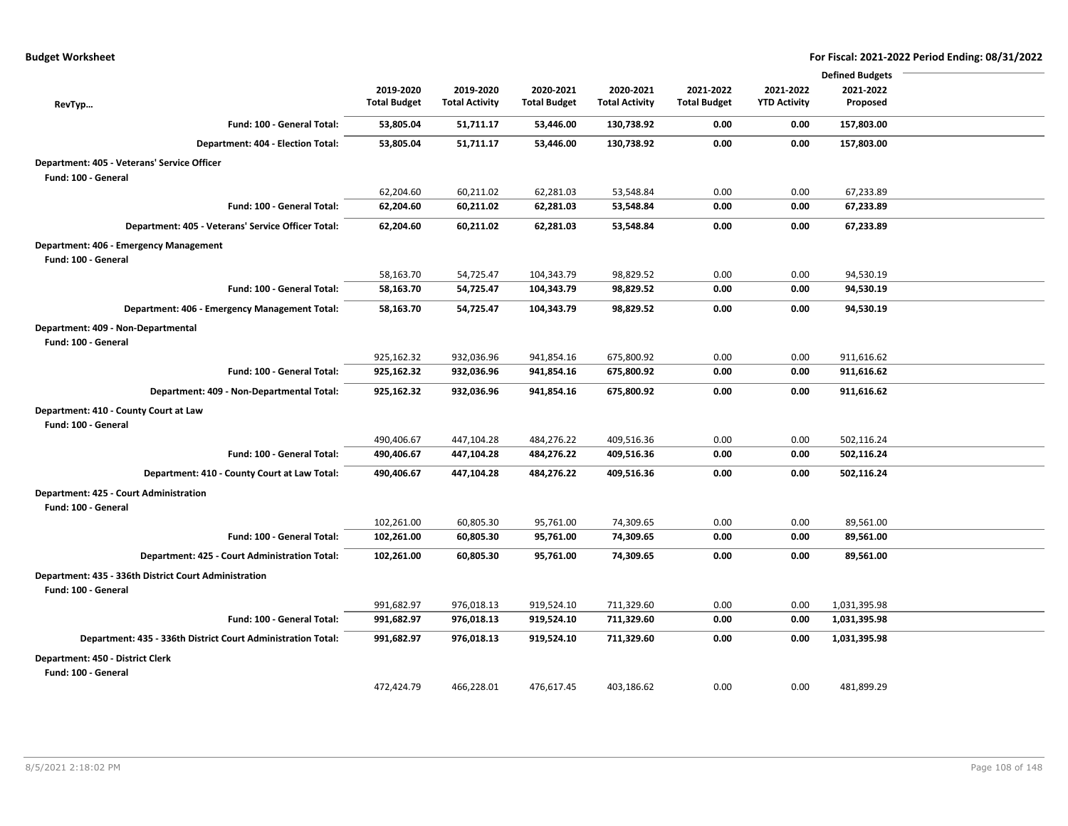**Budget Worksheet** — **For Fiscal: 2021-2022 Period Ending: 08/31/2022**

| RevTyp… | 2019-2020 Total Budget | 2019-2020 Total Activity | 2020-2021 Total Budget | 2020-2021 Total Activity | 2021-2022 Total Budget | 2021-2022 YTD Activity | Defined Budgets 2021-2022 Proposed |
|---|---|---|---|---|---|---|---|
| **Fund: 100 - General Total:** | **53,805.04** | **51,711.17** | **53,446.00** | **130,738.92** | **0.00** | **0.00** | **157,803.00** |
| **Department: 404 - Election Total:** | **53,805.04** | **51,711.17** | **53,446.00** | **130,738.92** | **0.00** | **0.00** | **157,803.00** |
| **Department: 405 - Veterans' Service Officer** | | | | | | | |
| **Fund: 100 - General** | | | | | | | |
| | 62,204.60 | 60,211.02 | 62,281.03 | 53,548.84 | 0.00 | 0.00 | 67,233.89 |
| **Fund: 100 - General Total:** | **62,204.60** | **60,211.02** | **62,281.03** | **53,548.84** | **0.00** | **0.00** | **67,233.89** |
| **Department: 405 - Veterans' Service Officer Total:** | **62,204.60** | **60,211.02** | **62,281.03** | **53,548.84** | **0.00** | **0.00** | **67,233.89** |
| **Department: 406 - Emergency Management** | | | | | | | |
| **Fund: 100 - General** | | | | | | | |
| | 58,163.70 | 54,725.47 | 104,343.79 | 98,829.52 | 0.00 | 0.00 | 94,530.19 |
| **Fund: 100 - General Total:** | **58,163.70** | **54,725.47** | **104,343.79** | **98,829.52** | **0.00** | **0.00** | **94,530.19** |
| **Department: 406 - Emergency Management Total:** | **58,163.70** | **54,725.47** | **104,343.79** | **98,829.52** | **0.00** | **0.00** | **94,530.19** |
| **Department: 409 - Non-Departmental** | | | | | | | |
| **Fund: 100 - General** | | | | | | | |
| | 925,162.32 | 932,036.96 | 941,854.16 | 675,800.92 | 0.00 | 0.00 | 911,616.62 |
| **Fund: 100 - General Total:** | **925,162.32** | **932,036.96** | **941,854.16** | **675,800.92** | **0.00** | **0.00** | **911,616.62** |
| **Department: 409 - Non-Departmental Total:** | **925,162.32** | **932,036.96** | **941,854.16** | **675,800.92** | **0.00** | **0.00** | **911,616.62** |
| **Department: 410 - County Court at Law** | | | | | | | |
| **Fund: 100 - General** | | | | | | | |
| | 490,406.67 | 447,104.28 | 484,276.22 | 409,516.36 | 0.00 | 0.00 | 502,116.24 |
| **Fund: 100 - General Total:** | **490,406.67** | **447,104.28** | **484,276.22** | **409,516.36** | **0.00** | **0.00** | **502,116.24** |
| **Department: 410 - County Court at Law Total:** | **490,406.67** | **447,104.28** | **484,276.22** | **409,516.36** | **0.00** | **0.00** | **502,116.24** |
| **Department: 425 - Court Administration** | | | | | | | |
| **Fund: 100 - General** | | | | | | | |
| | 102,261.00 | 60,805.30 | 95,761.00 | 74,309.65 | 0.00 | 0.00 | 89,561.00 |
| **Fund: 100 - General Total:** | **102,261.00** | **60,805.30** | **95,761.00** | **74,309.65** | **0.00** | **0.00** | **89,561.00** |
| **Department: 425 - Court Administration Total:** | **102,261.00** | **60,805.30** | **95,761.00** | **74,309.65** | **0.00** | **0.00** | **89,561.00** |
| **Department: 435 - 336th District Court Administration** | | | | | | | |
| **Fund: 100 - General** | | | | | | | |
| | 991,682.97 | 976,018.13 | 919,524.10 | 711,329.60 | 0.00 | 0.00 | 1,031,395.98 |
| **Fund: 100 - General Total:** | **991,682.97** | **976,018.13** | **919,524.10** | **711,329.60** | **0.00** | **0.00** | **1,031,395.98** |
| **Department: 435 - 336th District Court Administration Total:** | **991,682.97** | **976,018.13** | **919,524.10** | **711,329.60** | **0.00** | **0.00** | **1,031,395.98** |
| **Department: 450 - District Clerk** | | | | | | | |
| **Fund: 100 - General** | | | | | | | |
| | 472,424.79 | 466,228.01 | 476,617.45 | 403,186.62 | 0.00 | 0.00 | 481,899.29 |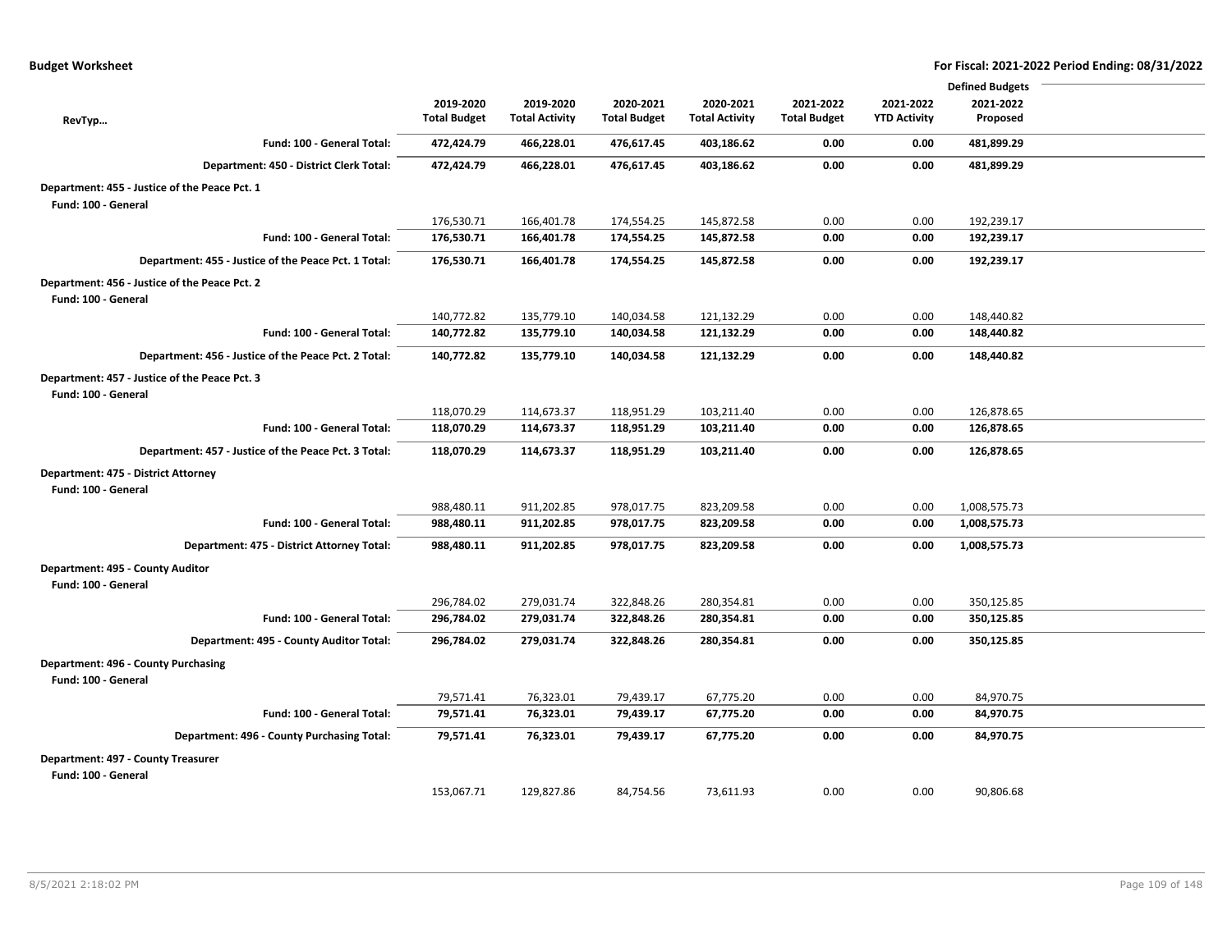| RevTyp… | 2019-2020 Total Budget | 2019-2020 Total Activity | 2020-2021 Total Budget | 2020-2021 Total Activity | 2021-2022 Total Budget | 2021-2022 YTD Activity | Defined Budgets 2021-2022 Proposed |
|---|---|---|---|---|---|---|---|
| **Fund: 100 - General Total:** | **472,424.79** | **466,228.01** | **476,617.45** | **403,186.62** | **0.00** | **0.00** | **481,899.29** |
| **Department: 450 - District Clerk Total:** | **472,424.79** | **466,228.01** | **476,617.45** | **403,186.62** | **0.00** | **0.00** | **481,899.29** |
| **Department: 455 - Justice of the Peace Pct. 1** | | | | | | | |
| **Fund: 100 - General** | | | | | | | |
| | 176,530.71 | 166,401.78 | 174,554.25 | 145,872.58 | 0.00 | 0.00 | 192,239.17 |
| **Fund: 100 - General Total:** | **176,530.71** | **166,401.78** | **174,554.25** | **145,872.58** | **0.00** | **0.00** | **192,239.17** |
| **Department: 455 - Justice of the Peace Pct. 1 Total:** | **176,530.71** | **166,401.78** | **174,554.25** | **145,872.58** | **0.00** | **0.00** | **192,239.17** |
| **Department: 456 - Justice of the Peace Pct. 2** | | | | | | | |
| **Fund: 100 - General** | | | | | | | |
| | 140,772.82 | 135,779.10 | 140,034.58 | 121,132.29 | 0.00 | 0.00 | 148,440.82 |
| **Fund: 100 - General Total:** | **140,772.82** | **135,779.10** | **140,034.58** | **121,132.29** | **0.00** | **0.00** | **148,440.82** |
| **Department: 456 - Justice of the Peace Pct. 2 Total:** | **140,772.82** | **135,779.10** | **140,034.58** | **121,132.29** | **0.00** | **0.00** | **148,440.82** |
| **Department: 457 - Justice of the Peace Pct. 3** | | | | | | | |
| **Fund: 100 - General** | | | | | | | |
| | 118,070.29 | 114,673.37 | 118,951.29 | 103,211.40 | 0.00 | 0.00 | 126,878.65 |
| **Fund: 100 - General Total:** | **118,070.29** | **114,673.37** | **118,951.29** | **103,211.40** | **0.00** | **0.00** | **126,878.65** |
| **Department: 457 - Justice of the Peace Pct. 3 Total:** | **118,070.29** | **114,673.37** | **118,951.29** | **103,211.40** | **0.00** | **0.00** | **126,878.65** |
| **Department: 475 - District Attorney** | | | | | | | |
| **Fund: 100 - General** | | | | | | | |
| | 988,480.11 | 911,202.85 | 978,017.75 | 823,209.58 | 0.00 | 0.00 | 1,008,575.73 |
| **Fund: 100 - General Total:** | **988,480.11** | **911,202.85** | **978,017.75** | **823,209.58** | **0.00** | **0.00** | **1,008,575.73** |
| **Department: 475 - District Attorney Total:** | **988,480.11** | **911,202.85** | **978,017.75** | **823,209.58** | **0.00** | **0.00** | **1,008,575.73** |
| **Department: 495 - County Auditor** | | | | | | | |
| **Fund: 100 - General** | | | | | | | |
| | 296,784.02 | 279,031.74 | 322,848.26 | 280,354.81 | 0.00 | 0.00 | 350,125.85 |
| **Fund: 100 - General Total:** | **296,784.02** | **279,031.74** | **322,848.26** | **280,354.81** | **0.00** | **0.00** | **350,125.85** |
| **Department: 495 - County Auditor Total:** | **296,784.02** | **279,031.74** | **322,848.26** | **280,354.81** | **0.00** | **0.00** | **350,125.85** |
| **Department: 496 - County Purchasing** | | | | | | | |
| **Fund: 100 - General** | | | | | | | |
| | 79,571.41 | 76,323.01 | 79,439.17 | 67,775.20 | 0.00 | 0.00 | 84,970.75 |
| **Fund: 100 - General Total:** | **79,571.41** | **76,323.01** | **79,439.17** | **67,775.20** | **0.00** | **0.00** | **84,970.75** |
| **Department: 496 - County Purchasing Total:** | **79,571.41** | **76,323.01** | **79,439.17** | **67,775.20** | **0.00** | **0.00** | **84,970.75** |
| **Department: 497 - County Treasurer** | | | | | | | |
| **Fund: 100 - General** | | | | | | | |
| | 153,067.71 | 129,827.86 | 84,754.56 | 73,611.93 | 0.00 | 0.00 | 90,806.68 |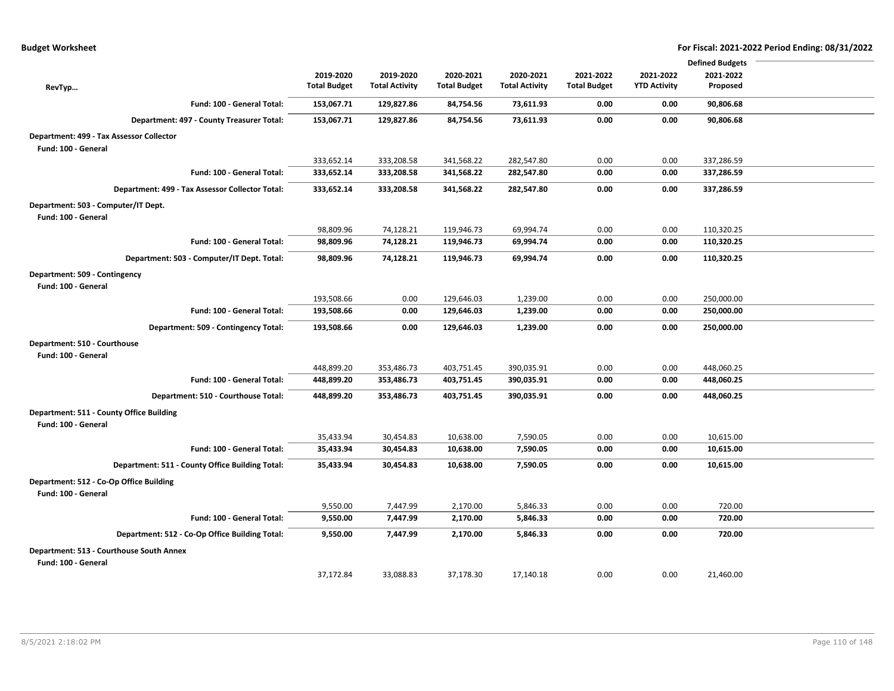**Budget Worksheet**

**For Fiscal: 2021-2022 Period Ending: 08/31/2022**

| RevTyp... | 2019-2020 Total Budget | 2019-2020 Total Activity | 2020-2021 Total Budget | 2020-2021 Total Activity | 2021-2022 Total Budget | 2021-2022 YTD Activity | Defined Budgets 2021-2022 Proposed |
|---|---|---|---|---|---|---|---|
| **Fund: 100 - General Total:** | **153,067.71** | **129,827.86** | **84,754.56** | **73,611.93** | **0.00** | **0.00** | **90,806.68** |
| **Department: 497 - County Treasurer Total:** | **153,067.71** | **129,827.86** | **84,754.56** | **73,611.93** | **0.00** | **0.00** | **90,806.68** |
| **Department: 499 - Tax Assessor Collector** | | | | | | | |
| **Fund: 100 - General** | | | | | | | |
| | 333,652.14 | 333,208.58 | 341,568.22 | 282,547.80 | 0.00 | 0.00 | 337,286.59 |
| **Fund: 100 - General Total:** | **333,652.14** | **333,208.58** | **341,568.22** | **282,547.80** | **0.00** | **0.00** | **337,286.59** |
| **Department: 499 - Tax Assessor Collector Total:** | **333,652.14** | **333,208.58** | **341,568.22** | **282,547.80** | **0.00** | **0.00** | **337,286.59** |
| **Department: 503 - Computer/IT Dept.** | | | | | | | |
| **Fund: 100 - General** | | | | | | | |
| | 98,809.96 | 74,128.21 | 119,946.73 | 69,994.74 | 0.00 | 0.00 | 110,320.25 |
| **Fund: 100 - General Total:** | **98,809.96** | **74,128.21** | **119,946.73** | **69,994.74** | **0.00** | **0.00** | **110,320.25** |
| **Department: 503 - Computer/IT Dept. Total:** | **98,809.96** | **74,128.21** | **119,946.73** | **69,994.74** | **0.00** | **0.00** | **110,320.25** |
| **Department: 509 - Contingency** | | | | | | | |
| **Fund: 100 - General** | | | | | | | |
| | 193,508.66 | 0.00 | 129,646.03 | 1,239.00 | 0.00 | 0.00 | 250,000.00 |
| **Fund: 100 - General Total:** | **193,508.66** | **0.00** | **129,646.03** | **1,239.00** | **0.00** | **0.00** | **250,000.00** |
| **Department: 509 - Contingency Total:** | **193,508.66** | **0.00** | **129,646.03** | **1,239.00** | **0.00** | **0.00** | **250,000.00** |
| **Department: 510 - Courthouse** | | | | | | | |
| **Fund: 100 - General** | | | | | | | |
| | 448,899.20 | 353,486.73 | 403,751.45 | 390,035.91 | 0.00 | 0.00 | 448,060.25 |
| **Fund: 100 - General Total:** | **448,899.20** | **353,486.73** | **403,751.45** | **390,035.91** | **0.00** | **0.00** | **448,060.25** |
| **Department: 510 - Courthouse Total:** | **448,899.20** | **353,486.73** | **403,751.45** | **390,035.91** | **0.00** | **0.00** | **448,060.25** |
| **Department: 511 - County Office Building** | | | | | | | |
| **Fund: 100 - General** | | | | | | | |
| | 35,433.94 | 30,454.83 | 10,638.00 | 7,590.05 | 0.00 | 0.00 | 10,615.00 |
| **Fund: 100 - General Total:** | **35,433.94** | **30,454.83** | **10,638.00** | **7,590.05** | **0.00** | **0.00** | **10,615.00** |
| **Department: 511 - County Office Building Total:** | **35,433.94** | **30,454.83** | **10,638.00** | **7,590.05** | **0.00** | **0.00** | **10,615.00** |
| **Department: 512 - Co-Op Office Building** | | | | | | | |
| **Fund: 100 - General** | | | | | | | |
| | 9,550.00 | 7,447.99 | 2,170.00 | 5,846.33 | 0.00 | 0.00 | 720.00 |
| **Fund: 100 - General Total:** | **9,550.00** | **7,447.99** | **2,170.00** | **5,846.33** | **0.00** | **0.00** | **720.00** |
| **Department: 512 - Co-Op Office Building Total:** | **9,550.00** | **7,447.99** | **2,170.00** | **5,846.33** | **0.00** | **0.00** | **720.00** |
| **Department: 513 - Courthouse South Annex** | | | | | | | |
| **Fund: 100 - General** | | | | | | | |
| | 37,172.84 | 33,088.83 | 37,178.30 | 17,140.18 | 0.00 | 0.00 | 21,460.00 |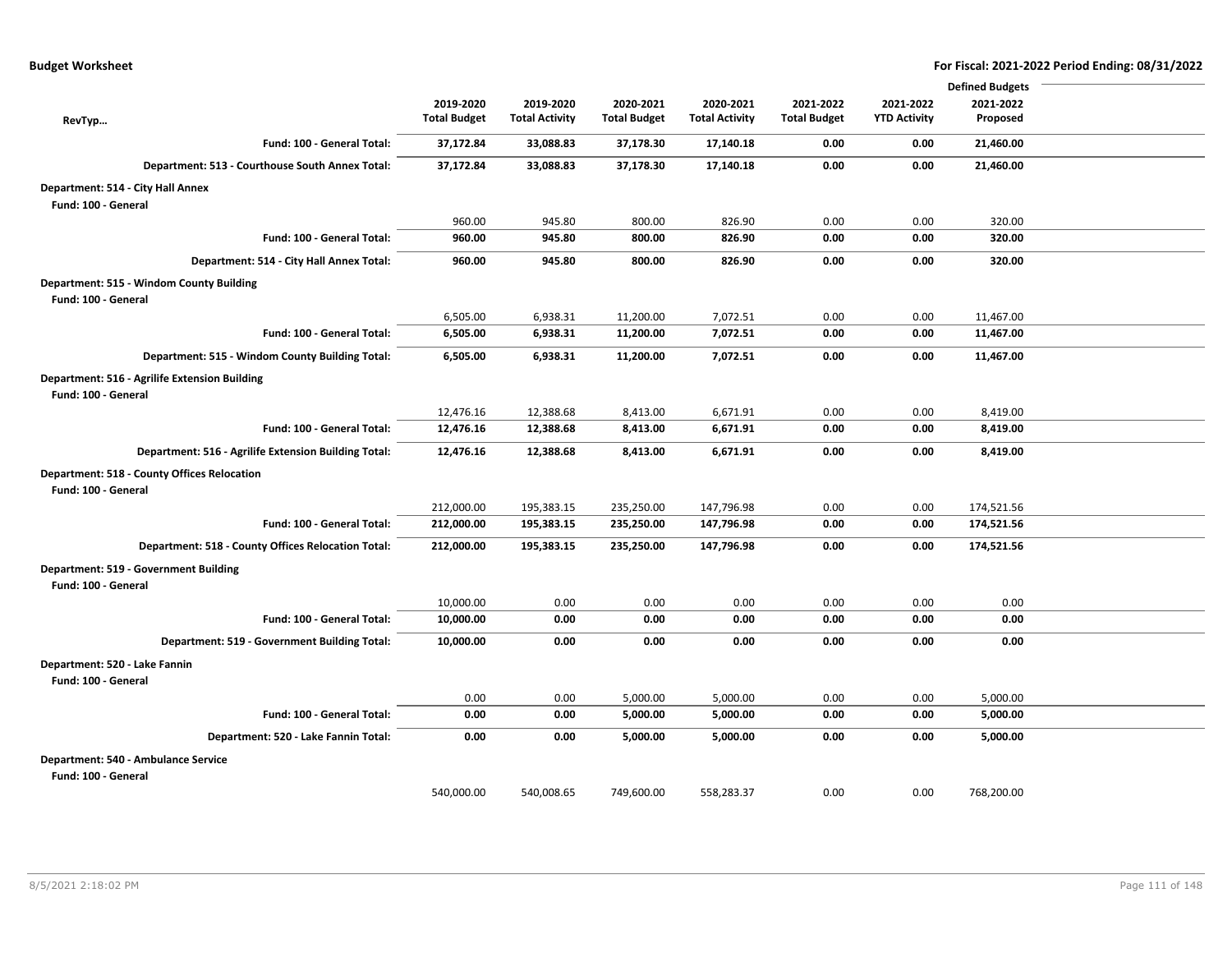**Budget Worksheet**

**For Fiscal: 2021-2022 Period Ending: 08/31/2022**

| RevTyp… | 2019-2020 Total Budget | 2019-2020 Total Activity | 2020-2021 Total Budget | 2020-2021 Total Activity | 2021-2022 Total Budget | 2021-2022 YTD Activity | Defined Budgets 2021-2022 Proposed |
|---|---|---|---|---|---|---|---|
| **Fund: 100 - General Total:** | **37,172.84** | **33,088.83** | **37,178.30** | **17,140.18** | **0.00** | **0.00** | **21,460.00** |
| **Department: 513 - Courthouse South Annex Total:** | **37,172.84** | **33,088.83** | **37,178.30** | **17,140.18** | **0.00** | **0.00** | **21,460.00** |
| **Department: 514 - City Hall Annex** | | | | | | | |
| **Fund: 100 - General** | | | | | | | |
| | 960.00 | 945.80 | 800.00 | 826.90 | 0.00 | 0.00 | 320.00 |
| **Fund: 100 - General Total:** | **960.00** | **945.80** | **800.00** | **826.90** | **0.00** | **0.00** | **320.00** |
| **Department: 514 - City Hall Annex Total:** | **960.00** | **945.80** | **800.00** | **826.90** | **0.00** | **0.00** | **320.00** |
| **Department: 515 - Windom County Building** | | | | | | | |
| **Fund: 100 - General** | | | | | | | |
| | 6,505.00 | 6,938.31 | 11,200.00 | 7,072.51 | 0.00 | 0.00 | 11,467.00 |
| **Fund: 100 - General Total:** | **6,505.00** | **6,938.31** | **11,200.00** | **7,072.51** | **0.00** | **0.00** | **11,467.00** |
| **Department: 515 - Windom County Building Total:** | **6,505.00** | **6,938.31** | **11,200.00** | **7,072.51** | **0.00** | **0.00** | **11,467.00** |
| **Department: 516 - Agrilife Extension Building** | | | | | | | |
| **Fund: 100 - General** | | | | | | | |
| | 12,476.16 | 12,388.68 | 8,413.00 | 6,671.91 | 0.00 | 0.00 | 8,419.00 |
| **Fund: 100 - General Total:** | **12,476.16** | **12,388.68** | **8,413.00** | **6,671.91** | **0.00** | **0.00** | **8,419.00** |
| **Department: 516 - Agrilife Extension Building Total:** | **12,476.16** | **12,388.68** | **8,413.00** | **6,671.91** | **0.00** | **0.00** | **8,419.00** |
| **Department: 518 - County Offices Relocation** | | | | | | | |
| **Fund: 100 - General** | | | | | | | |
| | 212,000.00 | 195,383.15 | 235,250.00 | 147,796.98 | 0.00 | 0.00 | 174,521.56 |
| **Fund: 100 - General Total:** | **212,000.00** | **195,383.15** | **235,250.00** | **147,796.98** | **0.00** | **0.00** | **174,521.56** |
| **Department: 518 - County Offices Relocation Total:** | **212,000.00** | **195,383.15** | **235,250.00** | **147,796.98** | **0.00** | **0.00** | **174,521.56** |
| **Department: 519 - Government Building** | | | | | | | |
| **Fund: 100 - General** | | | | | | | |
| | 10,000.00 | 0.00 | 0.00 | 0.00 | 0.00 | 0.00 | 0.00 |
| **Fund: 100 - General Total:** | **10,000.00** | **0.00** | **0.00** | **0.00** | **0.00** | **0.00** | **0.00** |
| **Department: 519 - Government Building Total:** | **10,000.00** | **0.00** | **0.00** | **0.00** | **0.00** | **0.00** | **0.00** |
| **Department: 520 - Lake Fannin** | | | | | | | |
| **Fund: 100 - General** | | | | | | | |
| | 0.00 | 0.00 | 5,000.00 | 5,000.00 | 0.00 | 0.00 | 5,000.00 |
| **Fund: 100 - General Total:** | **0.00** | **0.00** | **5,000.00** | **5,000.00** | **0.00** | **0.00** | **5,000.00** |
| **Department: 520 - Lake Fannin Total:** | **0.00** | **0.00** | **5,000.00** | **5,000.00** | **0.00** | **0.00** | **5,000.00** |
| **Department: 540 - Ambulance Service** | | | | | | | |
| **Fund: 100 - General** | | | | | | | |
| | 540,000.00 | 540,008.65 | 749,600.00 | 558,283.37 | 0.00 | 0.00 | 768,200.00 |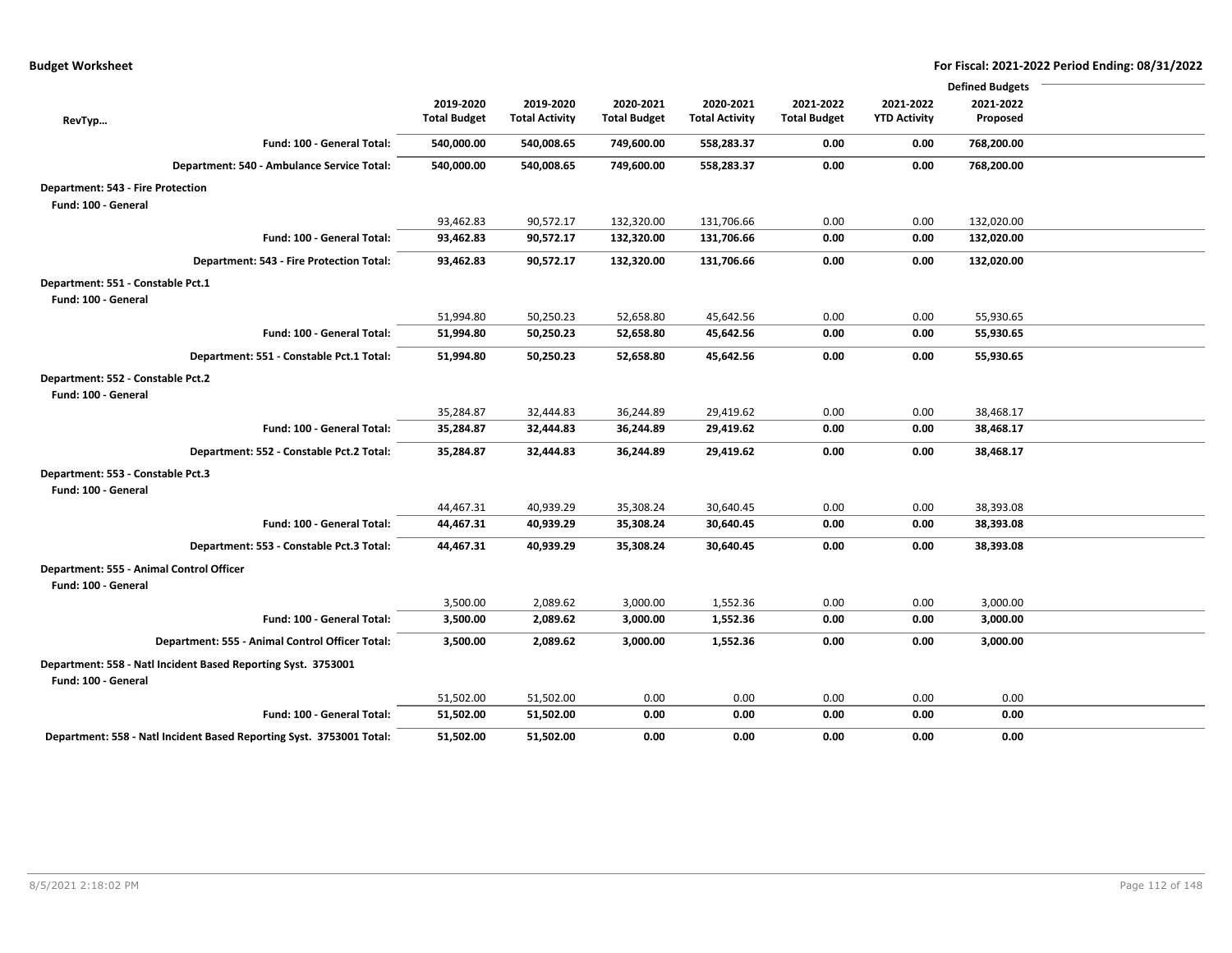| RevTyp… | 2019-2020 Total Budget | 2019-2020 Total Activity | 2020-2021 Total Budget | 2020-2021 Total Activity | 2021-2022 Total Budget | 2021-2022 YTD Activity | Defined Budgets 2021-2022 Proposed |
|---|---|---|---|---|---|---|---|
| **Fund: 100 - General Total:** | **540,000.00** | **540,008.65** | **749,600.00** | **558,283.37** | **0.00** | **0.00** | **768,200.00** |
| **Department: 540 - Ambulance Service Total:** | **540,000.00** | **540,008.65** | **749,600.00** | **558,283.37** | **0.00** | **0.00** | **768,200.00** |
| **Department: 543 - Fire Protection** | | | | | | | |
| **Fund: 100 - General** | | | | | | | |
| | 93,462.83 | 90,572.17 | 132,320.00 | 131,706.66 | 0.00 | 0.00 | 132,020.00 |
| **Fund: 100 - General Total:** | **93,462.83** | **90,572.17** | **132,320.00** | **131,706.66** | **0.00** | **0.00** | **132,020.00** |
| **Department: 543 - Fire Protection Total:** | **93,462.83** | **90,572.17** | **132,320.00** | **131,706.66** | **0.00** | **0.00** | **132,020.00** |
| **Department: 551 - Constable Pct.1** | | | | | | | |
| **Fund: 100 - General** | | | | | | | |
| | 51,994.80 | 50,250.23 | 52,658.80 | 45,642.56 | 0.00 | 0.00 | 55,930.65 |
| **Fund: 100 - General Total:** | **51,994.80** | **50,250.23** | **52,658.80** | **45,642.56** | **0.00** | **0.00** | **55,930.65** |
| **Department: 551 - Constable Pct.1 Total:** | **51,994.80** | **50,250.23** | **52,658.80** | **45,642.56** | **0.00** | **0.00** | **55,930.65** |
| **Department: 552 - Constable Pct.2** | | | | | | | |
| **Fund: 100 - General** | | | | | | | |
| | 35,284.87 | 32,444.83 | 36,244.89 | 29,419.62 | 0.00 | 0.00 | 38,468.17 |
| **Fund: 100 - General Total:** | **35,284.87** | **32,444.83** | **36,244.89** | **29,419.62** | **0.00** | **0.00** | **38,468.17** |
| **Department: 552 - Constable Pct.2 Total:** | **35,284.87** | **32,444.83** | **36,244.89** | **29,419.62** | **0.00** | **0.00** | **38,468.17** |
| **Department: 553 - Constable Pct.3** | | | | | | | |
| **Fund: 100 - General** | | | | | | | |
| | 44,467.31 | 40,939.29 | 35,308.24 | 30,640.45 | 0.00 | 0.00 | 38,393.08 |
| **Fund: 100 - General Total:** | **44,467.31** | **40,939.29** | **35,308.24** | **30,640.45** | **0.00** | **0.00** | **38,393.08** |
| **Department: 553 - Constable Pct.3 Total:** | **44,467.31** | **40,939.29** | **35,308.24** | **30,640.45** | **0.00** | **0.00** | **38,393.08** |
| **Department: 555 - Animal Control Officer** | | | | | | | |
| **Fund: 100 - General** | | | | | | | |
| | 3,500.00 | 2,089.62 | 3,000.00 | 1,552.36 | 0.00 | 0.00 | 3,000.00 |
| **Fund: 100 - General Total:** | **3,500.00** | **2,089.62** | **3,000.00** | **1,552.36** | **0.00** | **0.00** | **3,000.00** |
| **Department: 555 - Animal Control Officer Total:** | **3,500.00** | **2,089.62** | **3,000.00** | **1,552.36** | **0.00** | **0.00** | **3,000.00** |
| **Department: 558 - Natl Incident Based Reporting Syst. 3753001** | | | | | | | |
| **Fund: 100 - General** | | | | | | | |
| | 51,502.00 | 51,502.00 | 0.00 | 0.00 | 0.00 | 0.00 | 0.00 |
| **Fund: 100 - General Total:** | **51,502.00** | **51,502.00** | **0.00** | **0.00** | **0.00** | **0.00** | **0.00** |
| **Department: 558 - Natl Incident Based Reporting Syst. 3753001 Total:** | **51,502.00** | **51,502.00** | **0.00** | **0.00** | **0.00** | **0.00** | **0.00** |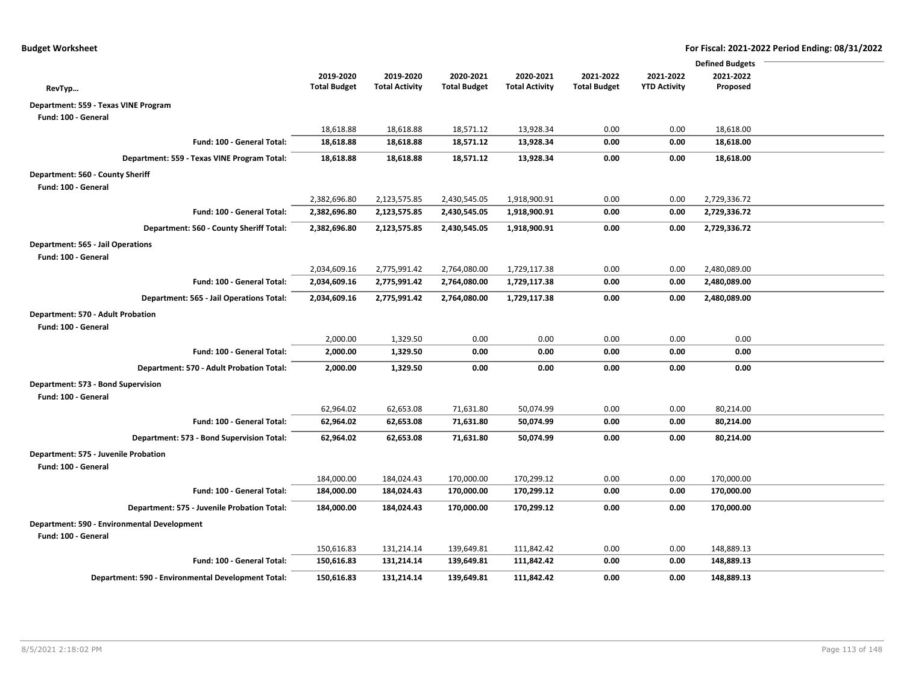**Budget Worksheet**

**For Fiscal: 2021-2022 Period Ending: 08/31/2022**

| RevTyp… | 2019-2020 Total Budget | 2019-2020 Total Activity | 2020-2021 Total Budget | 2020-2021 Total Activity | 2021-2022 Total Budget | 2021-2022 YTD Activity | Defined Budgets 2021-2022 Proposed |
|---|---|---|---|---|---|---|---|
| **Department: 559 - Texas VINE Program** | | | | | | | |
| **Fund: 100 - General** | | | | | | | |
| | 18,618.88 | 18,618.88 | 18,571.12 | 13,928.34 | 0.00 | 0.00 | 18,618.00 |
| **Fund: 100 - General Total:** | **18,618.88** | **18,618.88** | **18,571.12** | **13,928.34** | **0.00** | **0.00** | **18,618.00** |
| **Department: 559 - Texas VINE Program Total:** | **18,618.88** | **18,618.88** | **18,571.12** | **13,928.34** | **0.00** | **0.00** | **18,618.00** |
| **Department: 560 - County Sheriff** | | | | | | | |
| **Fund: 100 - General** | | | | | | | |
| | 2,382,696.80 | 2,123,575.85 | 2,430,545.05 | 1,918,900.91 | 0.00 | 0.00 | 2,729,336.72 |
| **Fund: 100 - General Total:** | **2,382,696.80** | **2,123,575.85** | **2,430,545.05** | **1,918,900.91** | **0.00** | **0.00** | **2,729,336.72** |
| **Department: 560 - County Sheriff Total:** | **2,382,696.80** | **2,123,575.85** | **2,430,545.05** | **1,918,900.91** | **0.00** | **0.00** | **2,729,336.72** |
| **Department: 565 - Jail Operations** | | | | | | | |
| **Fund: 100 - General** | | | | | | | |
| | 2,034,609.16 | 2,775,991.42 | 2,764,080.00 | 1,729,117.38 | 0.00 | 0.00 | 2,480,089.00 |
| **Fund: 100 - General Total:** | **2,034,609.16** | **2,775,991.42** | **2,764,080.00** | **1,729,117.38** | **0.00** | **0.00** | **2,480,089.00** |
| **Department: 565 - Jail Operations Total:** | **2,034,609.16** | **2,775,991.42** | **2,764,080.00** | **1,729,117.38** | **0.00** | **0.00** | **2,480,089.00** |
| **Department: 570 - Adult Probation** | | | | | | | |
| **Fund: 100 - General** | | | | | | | |
| | 2,000.00 | 1,329.50 | 0.00 | 0.00 | 0.00 | 0.00 | 0.00 |
| **Fund: 100 - General Total:** | **2,000.00** | **1,329.50** | **0.00** | **0.00** | **0.00** | **0.00** | **0.00** |
| **Department: 570 - Adult Probation Total:** | **2,000.00** | **1,329.50** | **0.00** | **0.00** | **0.00** | **0.00** | **0.00** |
| **Department: 573 - Bond Supervision** | | | | | | | |
| **Fund: 100 - General** | | | | | | | |
| | 62,964.02 | 62,653.08 | 71,631.80 | 50,074.99 | 0.00 | 0.00 | 80,214.00 |
| **Fund: 100 - General Total:** | **62,964.02** | **62,653.08** | **71,631.80** | **50,074.99** | **0.00** | **0.00** | **80,214.00** |
| **Department: 573 - Bond Supervision Total:** | **62,964.02** | **62,653.08** | **71,631.80** | **50,074.99** | **0.00** | **0.00** | **80,214.00** |
| **Department: 575 - Juvenile Probation** | | | | | | | |
| **Fund: 100 - General** | | | | | | | |
| | 184,000.00 | 184,024.43 | 170,000.00 | 170,299.12 | 0.00 | 0.00 | 170,000.00 |
| **Fund: 100 - General Total:** | **184,000.00** | **184,024.43** | **170,000.00** | **170,299.12** | **0.00** | **0.00** | **170,000.00** |
| **Department: 575 - Juvenile Probation Total:** | **184,000.00** | **184,024.43** | **170,000.00** | **170,299.12** | **0.00** | **0.00** | **170,000.00** |
| **Department: 590 - Environmental Development** | | | | | | | |
| **Fund: 100 - General** | | | | | | | |
| | 150,616.83 | 131,214.14 | 139,649.81 | 111,842.42 | 0.00 | 0.00 | 148,889.13 |
| **Fund: 100 - General Total:** | **150,616.83** | **131,214.14** | **139,649.81** | **111,842.42** | **0.00** | **0.00** | **148,889.13** |
| **Department: 590 - Environmental Development Total:** | **150,616.83** | **131,214.14** | **139,649.81** | **111,842.42** | **0.00** | **0.00** | **148,889.13** |

8/5/2021 2:18:02 PM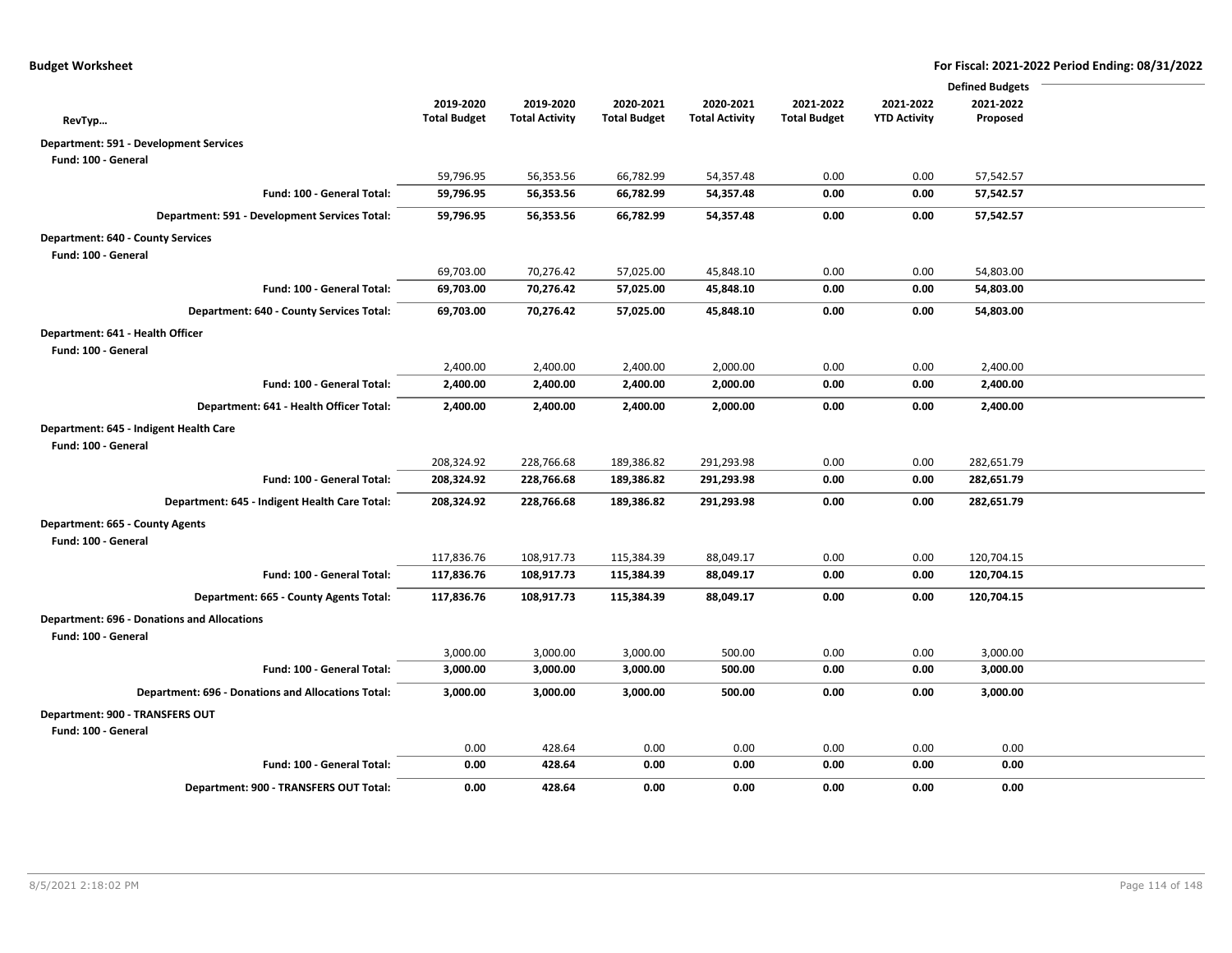| RevTyp… | 2019-2020 Total Budget | 2019-2020 Total Activity | 2020-2021 Total Budget | 2020-2021 Total Activity | 2021-2022 Total Budget | 2021-2022 YTD Activity | Defined Budgets 2021-2022 Proposed |
|---|---|---|---|---|---|---|---|
| **Department: 591 - Development Services** | | | | | | | |
| **Fund: 100 - General** | | | | | | | |
| | 59,796.95 | 56,353.56 | 66,782.99 | 54,357.48 | 0.00 | 0.00 | 57,542.57 |
| **Fund: 100 - General Total:** | **59,796.95** | **56,353.56** | **66,782.99** | **54,357.48** | **0.00** | **0.00** | **57,542.57** |
| **Department: 591 - Development Services Total:** | **59,796.95** | **56,353.56** | **66,782.99** | **54,357.48** | **0.00** | **0.00** | **57,542.57** |
| **Department: 640 - County Services** | | | | | | | |
| **Fund: 100 - General** | | | | | | | |
| | 69,703.00 | 70,276.42 | 57,025.00 | 45,848.10 | 0.00 | 0.00 | 54,803.00 |
| **Fund: 100 - General Total:** | **69,703.00** | **70,276.42** | **57,025.00** | **45,848.10** | **0.00** | **0.00** | **54,803.00** |
| **Department: 640 - County Services Total:** | **69,703.00** | **70,276.42** | **57,025.00** | **45,848.10** | **0.00** | **0.00** | **54,803.00** |
| **Department: 641 - Health Officer** | | | | | | | |
| **Fund: 100 - General** | | | | | | | |
| | 2,400.00 | 2,400.00 | 2,400.00 | 2,000.00 | 0.00 | 0.00 | 2,400.00 |
| **Fund: 100 - General Total:** | **2,400.00** | **2,400.00** | **2,400.00** | **2,000.00** | **0.00** | **0.00** | **2,400.00** |
| **Department: 641 - Health Officer Total:** | **2,400.00** | **2,400.00** | **2,400.00** | **2,000.00** | **0.00** | **0.00** | **2,400.00** |
| **Department: 645 - Indigent Health Care** | | | | | | | |
| **Fund: 100 - General** | | | | | | | |
| | 208,324.92 | 228,766.68 | 189,386.82 | 291,293.98 | 0.00 | 0.00 | 282,651.79 |
| **Fund: 100 - General Total:** | **208,324.92** | **228,766.68** | **189,386.82** | **291,293.98** | **0.00** | **0.00** | **282,651.79** |
| **Department: 645 - Indigent Health Care Total:** | **208,324.92** | **228,766.68** | **189,386.82** | **291,293.98** | **0.00** | **0.00** | **282,651.79** |
| **Department: 665 - County Agents** | | | | | | | |
| **Fund: 100 - General** | | | | | | | |
| | 117,836.76 | 108,917.73 | 115,384.39 | 88,049.17 | 0.00 | 0.00 | 120,704.15 |
| **Fund: 100 - General Total:** | **117,836.76** | **108,917.73** | **115,384.39** | **88,049.17** | **0.00** | **0.00** | **120,704.15** |
| **Department: 665 - County Agents Total:** | **117,836.76** | **108,917.73** | **115,384.39** | **88,049.17** | **0.00** | **0.00** | **120,704.15** |
| **Department: 696 - Donations and Allocations** | | | | | | | |
| **Fund: 100 - General** | | | | | | | |
| | 3,000.00 | 3,000.00 | 3,000.00 | 500.00 | 0.00 | 0.00 | 3,000.00 |
| **Fund: 100 - General Total:** | **3,000.00** | **3,000.00** | **3,000.00** | **500.00** | **0.00** | **0.00** | **3,000.00** |
| **Department: 696 - Donations and Allocations Total:** | **3,000.00** | **3,000.00** | **3,000.00** | **500.00** | **0.00** | **0.00** | **3,000.00** |
| **Department: 900 - TRANSFERS OUT** | | | | | | | |
| **Fund: 100 - General** | | | | | | | |
| | 0.00 | 428.64 | 0.00 | 0.00 | 0.00 | 0.00 | 0.00 |
| **Fund: 100 - General Total:** | **0.00** | **428.64** | **0.00** | **0.00** | **0.00** | **0.00** | **0.00** |
| **Department: 900 - TRANSFERS OUT Total:** | **0.00** | **428.64** | **0.00** | **0.00** | **0.00** | **0.00** | **0.00** |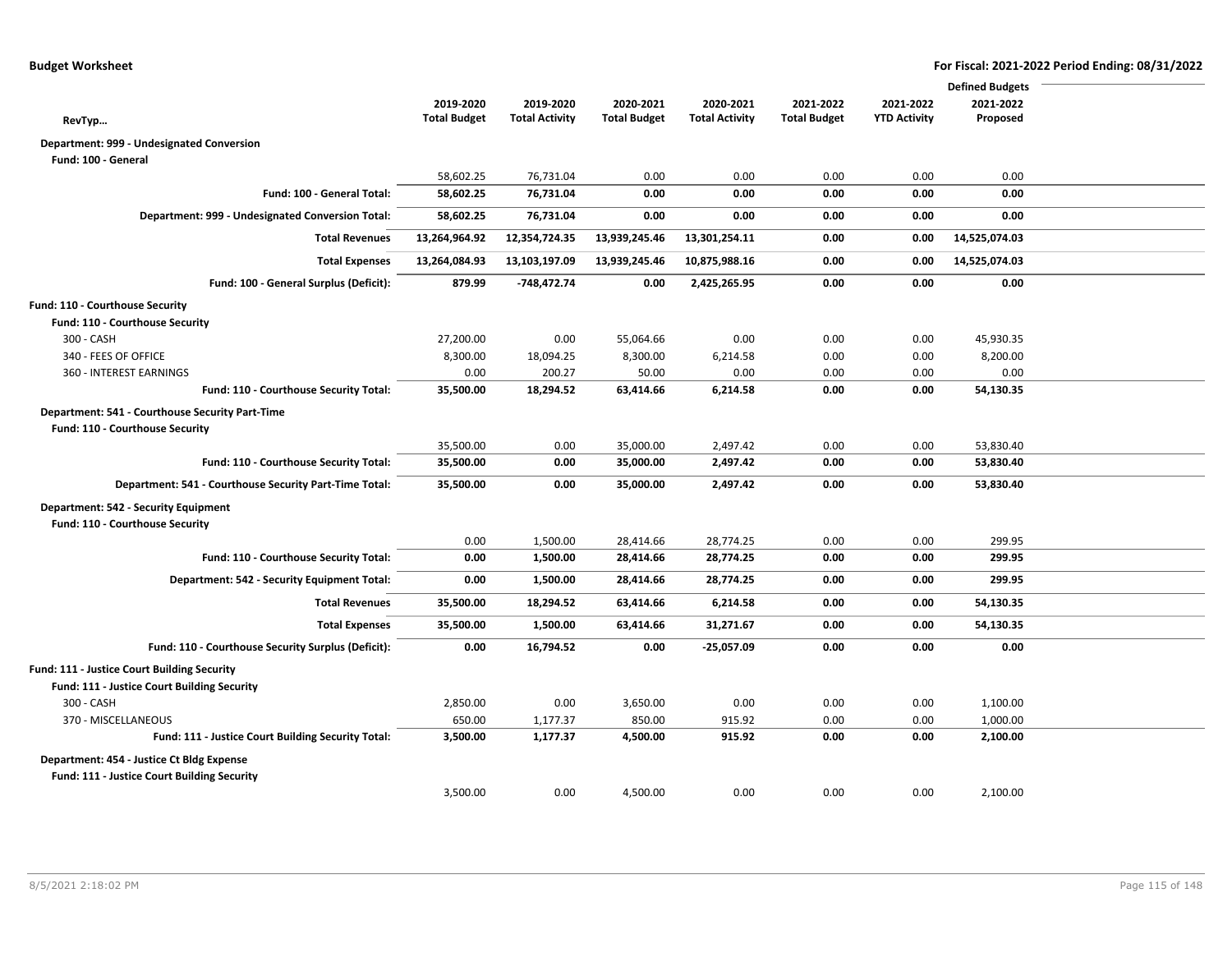| RevTyp… | 2019-2020 Total Budget | 2019-2020 Total Activity | 2020-2021 Total Budget | 2020-2021 Total Activity | 2021-2022 Total Budget | 2021-2022 YTD Activity | Defined Budgets 2021-2022 Proposed |
|---|---|---|---|---|---|---|---|
| **Department: 999 - Undesignated Conversion** | | | | | | | |
| **Fund: 100 - General** | | | | | | | |
| | 58,602.25 | 76,731.04 | 0.00 | 0.00 | 0.00 | 0.00 | 0.00 |
| **Fund: 100 - General Total:** | **58,602.25** | **76,731.04** | **0.00** | **0.00** | **0.00** | **0.00** | **0.00** |
| **Department: 999 - Undesignated Conversion Total:** | **58,602.25** | **76,731.04** | **0.00** | **0.00** | **0.00** | **0.00** | **0.00** |
| **Total Revenues** | **13,264,964.92** | **12,354,724.35** | **13,939,245.46** | **13,301,254.11** | **0.00** | **0.00** | **14,525,074.03** |
| **Total Expenses** | **13,264,084.93** | **13,103,197.09** | **13,939,245.46** | **10,875,988.16** | **0.00** | **0.00** | **14,525,074.03** |
| **Fund: 100 - General Surplus (Deficit):** | **879.99** | **-748,472.74** | **0.00** | **2,425,265.95** | **0.00** | **0.00** | **0.00** |
| **Fund: 110 - Courthouse Security** | | | | | | | |
| **Fund: 110 - Courthouse Security** | | | | | | | |
| 300 - CASH | 27,200.00 | 0.00 | 55,064.66 | 0.00 | 0.00 | 0.00 | 45,930.35 |
| 340 - FEES OF OFFICE | 8,300.00 | 18,094.25 | 8,300.00 | 6,214.58 | 0.00 | 0.00 | 8,200.00 |
| 360 - INTEREST EARNINGS | 0.00 | 200.27 | 50.00 | 0.00 | 0.00 | 0.00 | 0.00 |
| **Fund: 110 - Courthouse Security Total:** | **35,500.00** | **18,294.52** | **63,414.66** | **6,214.58** | **0.00** | **0.00** | **54,130.35** |
| **Department: 541 - Courthouse Security Part-Time** | | | | | | | |
| **Fund: 110 - Courthouse Security** | | | | | | | |
| | 35,500.00 | 0.00 | 35,000.00 | 2,497.42 | 0.00 | 0.00 | 53,830.40 |
| **Fund: 110 - Courthouse Security Total:** | **35,500.00** | **0.00** | **35,000.00** | **2,497.42** | **0.00** | **0.00** | **53,830.40** |
| **Department: 541 - Courthouse Security Part-Time Total:** | **35,500.00** | **0.00** | **35,000.00** | **2,497.42** | **0.00** | **0.00** | **53,830.40** |
| **Department: 542 - Security Equipment** | | | | | | | |
| **Fund: 110 - Courthouse Security** | | | | | | | |
| | 0.00 | 1,500.00 | 28,414.66 | 28,774.25 | 0.00 | 0.00 | 299.95 |
| **Fund: 110 - Courthouse Security Total:** | **0.00** | **1,500.00** | **28,414.66** | **28,774.25** | **0.00** | **0.00** | **299.95** |
| **Department: 542 - Security Equipment Total:** | **0.00** | **1,500.00** | **28,414.66** | **28,774.25** | **0.00** | **0.00** | **299.95** |
| **Total Revenues** | **35,500.00** | **18,294.52** | **63,414.66** | **6,214.58** | **0.00** | **0.00** | **54,130.35** |
| **Total Expenses** | **35,500.00** | **1,500.00** | **63,414.66** | **31,271.67** | **0.00** | **0.00** | **54,130.35** |
| **Fund: 110 - Courthouse Security Surplus (Deficit):** | **0.00** | **16,794.52** | **0.00** | **-25,057.09** | **0.00** | **0.00** | **0.00** |
| **Fund: 111 - Justice Court Building Security** | | | | | | | |
| **Fund: 111 - Justice Court Building Security** | | | | | | | |
| 300 - CASH | 2,850.00 | 0.00 | 3,650.00 | 0.00 | 0.00 | 0.00 | 1,100.00 |
| 370 - MISCELLANEOUS | 650.00 | 1,177.37 | 850.00 | 915.92 | 0.00 | 0.00 | 1,000.00 |
| **Fund: 111 - Justice Court Building Security Total:** | **3,500.00** | **1,177.37** | **4,500.00** | **915.92** | **0.00** | **0.00** | **2,100.00** |
| **Department: 454 - Justice Ct Bldg Expense** | | | | | | | |
| **Fund: 111 - Justice Court Building Security** | | | | | | | |
| | 3,500.00 | 0.00 | 4,500.00 | 0.00 | 0.00 | 0.00 | 2,100.00 |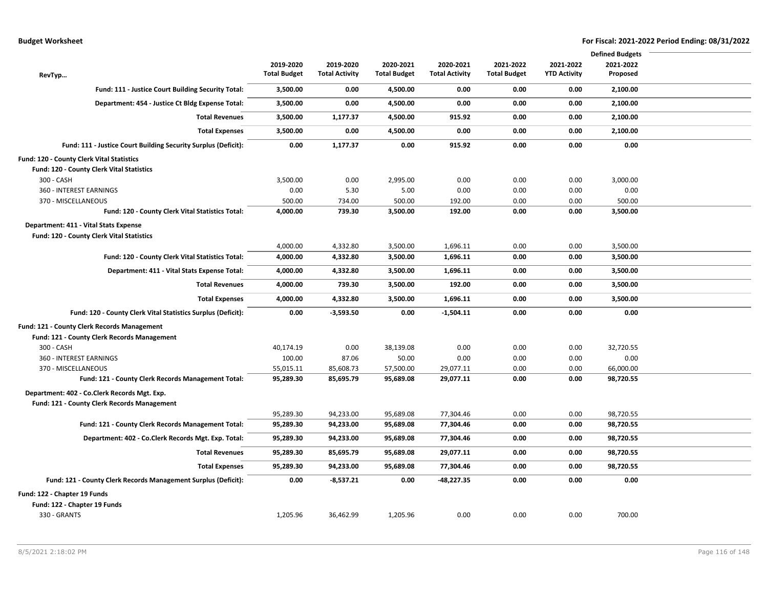| RevTyp… | 2019-2020 Total Budget | 2019-2020 Total Activity | 2020-2021 Total Budget | 2020-2021 Total Activity | 2021-2022 Total Budget | 2021-2022 YTD Activity | Defined Budgets 2021-2022 Proposed |
|---|---|---|---|---|---|---|---|
| **Fund: 111 - Justice Court Building Security Total:** | **3,500.00** | **0.00** | **4,500.00** | **0.00** | **0.00** | **0.00** | **2,100.00** |
| **Department: 454 - Justice Ct Bldg Expense Total:** | **3,500.00** | **0.00** | **4,500.00** | **0.00** | **0.00** | **0.00** | **2,100.00** |
| **Total Revenues** | **3,500.00** | **1,177.37** | **4,500.00** | **915.92** | **0.00** | **0.00** | **2,100.00** |
| **Total Expenses** | **3,500.00** | **0.00** | **4,500.00** | **0.00** | **0.00** | **0.00** | **2,100.00** |
| **Fund: 111 - Justice Court Building Security Surplus (Deficit):** | **0.00** | **1,177.37** | **0.00** | **915.92** | **0.00** | **0.00** | **0.00** |
| **Fund: 120 - County Clerk Vital Statistics** | | | | | | | |
| **Fund: 120 - County Clerk Vital Statistics** | | | | | | | |
| 300 - CASH | 3,500.00 | 0.00 | 2,995.00 | 0.00 | 0.00 | 0.00 | 3,000.00 |
| 360 - INTEREST EARNINGS | 0.00 | 5.30 | 5.00 | 0.00 | 0.00 | 0.00 | 0.00 |
| 370 - MISCELLANEOUS | 500.00 | 734.00 | 500.00 | 192.00 | 0.00 | 0.00 | 500.00 |
| **Fund: 120 - County Clerk Vital Statistics Total:** | **4,000.00** | **739.30** | **3,500.00** | **192.00** | **0.00** | **0.00** | **3,500.00** |
| **Department: 411 - Vital Stats Expense** | | | | | | | |
| **Fund: 120 - County Clerk Vital Statistics** | | | | | | | |
| | 4,000.00 | 4,332.80 | 3,500.00 | 1,696.11 | 0.00 | 0.00 | 3,500.00 |
| **Fund: 120 - County Clerk Vital Statistics Total:** | **4,000.00** | **4,332.80** | **3,500.00** | **1,696.11** | **0.00** | **0.00** | **3,500.00** |
| **Department: 411 - Vital Stats Expense Total:** | **4,000.00** | **4,332.80** | **3,500.00** | **1,696.11** | **0.00** | **0.00** | **3,500.00** |
| **Total Revenues** | **4,000.00** | **739.30** | **3,500.00** | **192.00** | **0.00** | **0.00** | **3,500.00** |
| **Total Expenses** | **4,000.00** | **4,332.80** | **3,500.00** | **1,696.11** | **0.00** | **0.00** | **3,500.00** |
| **Fund: 120 - County Clerk Vital Statistics Surplus (Deficit):** | **0.00** | **-3,593.50** | **0.00** | **-1,504.11** | **0.00** | **0.00** | **0.00** |
| **Fund: 121 - County Clerk Records Management** | | | | | | | |
| **Fund: 121 - County Clerk Records Management** | | | | | | | |
| 300 - CASH | 40,174.19 | 0.00 | 38,139.08 | 0.00 | 0.00 | 0.00 | 32,720.55 |
| 360 - INTEREST EARNINGS | 100.00 | 87.06 | 50.00 | 0.00 | 0.00 | 0.00 | 0.00 |
| 370 - MISCELLANEOUS | 55,015.11 | 85,608.73 | 57,500.00 | 29,077.11 | 0.00 | 0.00 | 66,000.00 |
| **Fund: 121 - County Clerk Records Management Total:** | **95,289.30** | **85,695.79** | **95,689.08** | **29,077.11** | **0.00** | **0.00** | **98,720.55** |
| **Department: 402 - Co.Clerk Records Mgt. Exp.** | | | | | | | |
| **Fund: 121 - County Clerk Records Management** | | | | | | | |
| | 95,289.30 | 94,233.00 | 95,689.08 | 77,304.46 | 0.00 | 0.00 | 98,720.55 |
| **Fund: 121 - County Clerk Records Management Total:** | **95,289.30** | **94,233.00** | **95,689.08** | **77,304.46** | **0.00** | **0.00** | **98,720.55** |
| **Department: 402 - Co.Clerk Records Mgt. Exp. Total:** | **95,289.30** | **94,233.00** | **95,689.08** | **77,304.46** | **0.00** | **0.00** | **98,720.55** |
| **Total Revenues** | **95,289.30** | **85,695.79** | **95,689.08** | **29,077.11** | **0.00** | **0.00** | **98,720.55** |
| **Total Expenses** | **95,289.30** | **94,233.00** | **95,689.08** | **77,304.46** | **0.00** | **0.00** | **98,720.55** |
| **Fund: 121 - County Clerk Records Management Surplus (Deficit):** | **0.00** | **-8,537.21** | **0.00** | **-48,227.35** | **0.00** | **0.00** | **0.00** |
| **Fund: 122 - Chapter 19 Funds** | | | | | | | |
| **Fund: 122 - Chapter 19 Funds** | | | | | | | |
| 330 - GRANTS | 1,205.96 | 36,462.99 | 1,205.96 | 0.00 | 0.00 | 0.00 | 700.00 |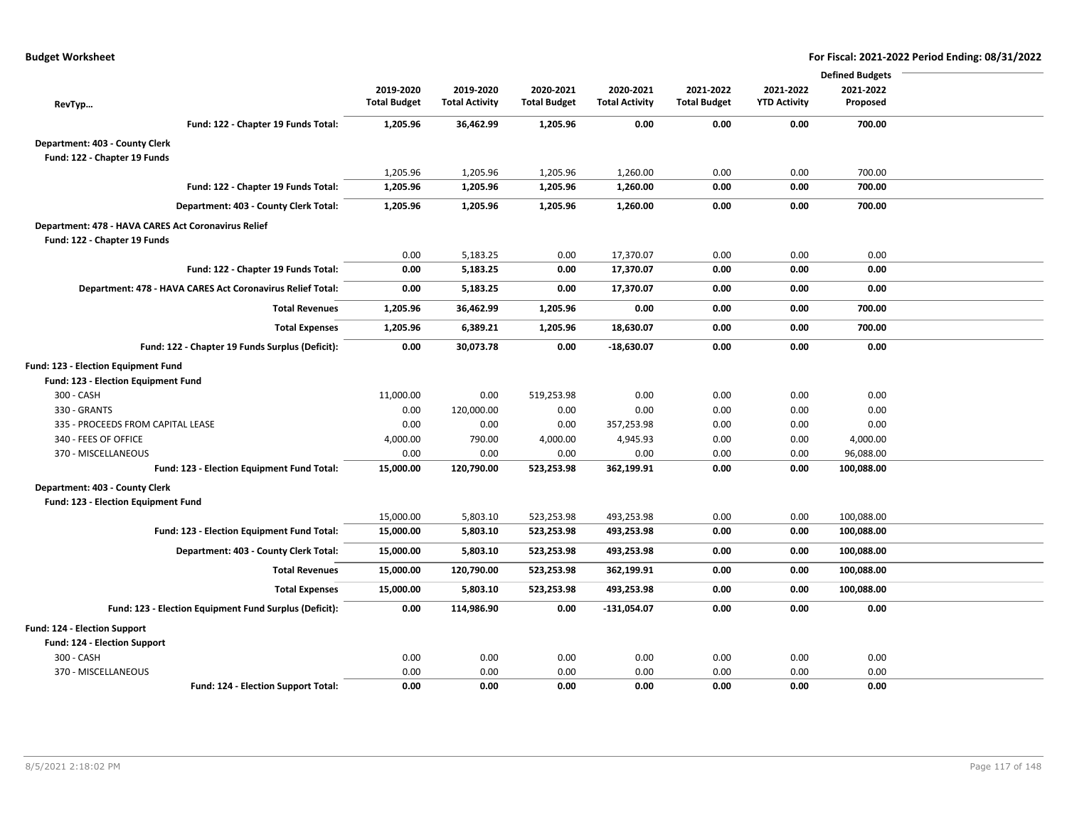| RevTyp… | 2019-2020 Total Budget | 2019-2020 Total Activity | 2020-2021 Total Budget | 2020-2021 Total Activity | 2021-2022 Total Budget | 2021-2022 YTD Activity | Defined Budgets 2021-2022 Proposed |
|---|---|---|---|---|---|---|---|
| **Fund: 122 - Chapter 19 Funds Total:** | **1,205.96** | **36,462.99** | **1,205.96** | **0.00** | **0.00** | **0.00** | **700.00** |
| **Department: 403 - County Clerk** | | | | | | | |
| **Fund: 122 - Chapter 19 Funds** | | | | | | | |
| | 1,205.96 | 1,205.96 | 1,205.96 | 1,260.00 | 0.00 | 0.00 | 700.00 |
| **Fund: 122 - Chapter 19 Funds Total:** | **1,205.96** | **1,205.96** | **1,205.96** | **1,260.00** | **0.00** | **0.00** | **700.00** |
| **Department: 403 - County Clerk Total:** | **1,205.96** | **1,205.96** | **1,205.96** | **1,260.00** | **0.00** | **0.00** | **700.00** |
| **Department: 478 - HAVA CARES Act Coronavirus Relief** | | | | | | | |
| **Fund: 122 - Chapter 19 Funds** | | | | | | | |
| | 0.00 | 5,183.25 | 0.00 | 17,370.07 | 0.00 | 0.00 | 0.00 |
| **Fund: 122 - Chapter 19 Funds Total:** | **0.00** | **5,183.25** | **0.00** | **17,370.07** | **0.00** | **0.00** | **0.00** |
| **Department: 478 - HAVA CARES Act Coronavirus Relief Total:** | **0.00** | **5,183.25** | **0.00** | **17,370.07** | **0.00** | **0.00** | **0.00** |
| **Total Revenues** | **1,205.96** | **36,462.99** | **1,205.96** | **0.00** | **0.00** | **0.00** | **700.00** |
| **Total Expenses** | **1,205.96** | **6,389.21** | **1,205.96** | **18,630.07** | **0.00** | **0.00** | **700.00** |
| **Fund: 122 - Chapter 19 Funds Surplus (Deficit):** | **0.00** | **30,073.78** | **0.00** | **-18,630.07** | **0.00** | **0.00** | **0.00** |
| **Fund: 123 - Election Equipment Fund** | | | | | | | |
| **Fund: 123 - Election Equipment Fund** | | | | | | | |
| 300 - CASH | 11,000.00 | 0.00 | 519,253.98 | 0.00 | 0.00 | 0.00 | 0.00 |
| 330 - GRANTS | 0.00 | 120,000.00 | 0.00 | 0.00 | 0.00 | 0.00 | 0.00 |
| 335 - PROCEEDS FROM CAPITAL LEASE | 0.00 | 0.00 | 0.00 | 357,253.98 | 0.00 | 0.00 | 0.00 |
| 340 - FEES OF OFFICE | 4,000.00 | 790.00 | 4,000.00 | 4,945.93 | 0.00 | 0.00 | 4,000.00 |
| 370 - MISCELLANEOUS | 0.00 | 0.00 | 0.00 | 0.00 | 0.00 | 0.00 | 96,088.00 |
| **Fund: 123 - Election Equipment Fund Total:** | **15,000.00** | **120,790.00** | **523,253.98** | **362,199.91** | **0.00** | **0.00** | **100,088.00** |
| **Department: 403 - County Clerk** | | | | | | | |
| **Fund: 123 - Election Equipment Fund** | | | | | | | |
| | 15,000.00 | 5,803.10 | 523,253.98 | 493,253.98 | 0.00 | 0.00 | 100,088.00 |
| **Fund: 123 - Election Equipment Fund Total:** | **15,000.00** | **5,803.10** | **523,253.98** | **493,253.98** | **0.00** | **0.00** | **100,088.00** |
| **Department: 403 - County Clerk Total:** | **15,000.00** | **5,803.10** | **523,253.98** | **493,253.98** | **0.00** | **0.00** | **100,088.00** |
| **Total Revenues** | **15,000.00** | **120,790.00** | **523,253.98** | **362,199.91** | **0.00** | **0.00** | **100,088.00** |
| **Total Expenses** | **15,000.00** | **5,803.10** | **523,253.98** | **493,253.98** | **0.00** | **0.00** | **100,088.00** |
| **Fund: 123 - Election Equipment Fund Surplus (Deficit):** | **0.00** | **114,986.90** | **0.00** | **-131,054.07** | **0.00** | **0.00** | **0.00** |
| **Fund: 124 - Election Support** | | | | | | | |
| **Fund: 124 - Election Support** | | | | | | | |
| 300 - CASH | 0.00 | 0.00 | 0.00 | 0.00 | 0.00 | 0.00 | 0.00 |
| 370 - MISCELLANEOUS | 0.00 | 0.00 | 0.00 | 0.00 | 0.00 | 0.00 | 0.00 |
| **Fund: 124 - Election Support Total:** | **0.00** | **0.00** | **0.00** | **0.00** | **0.00** | **0.00** | **0.00** |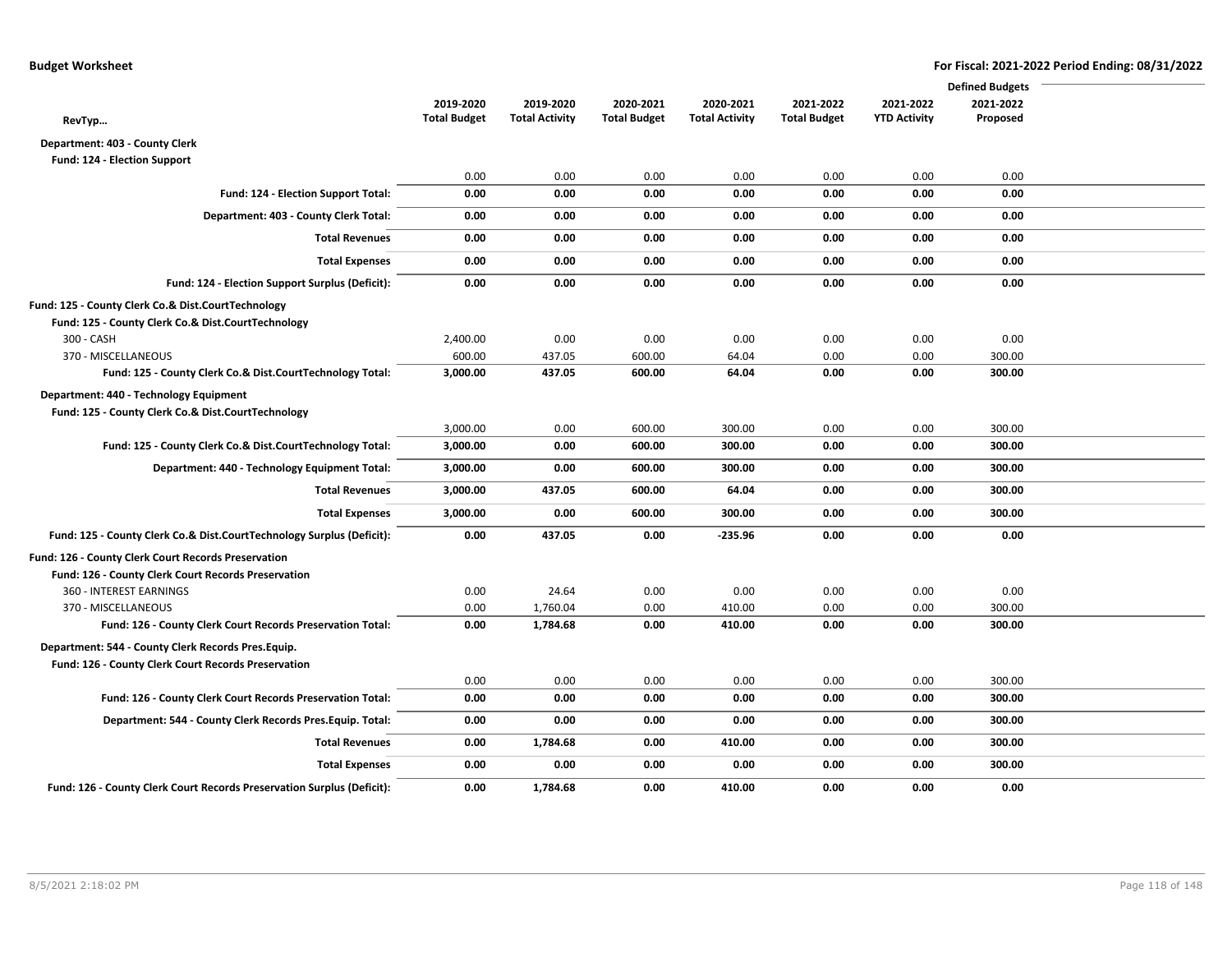**Budget Worksheet** | **For Fiscal: 2021-2022 Period Ending: 08/31/2022**

| RevTyp… | 2019-2020 Total Budget | 2019-2020 Total Activity | 2020-2021 Total Budget | 2020-2021 Total Activity | 2021-2022 Total Budget | 2021-2022 YTD Activity | Defined Budgets 2021-2022 Proposed |
|---|---|---|---|---|---|---|---|
| **Department: 403 - County Clerk** | | | | | | | |
| **Fund: 124 - Election Support** | | | | | | | |
| | 0.00 | 0.00 | 0.00 | 0.00 | 0.00 | 0.00 | 0.00 |
| **Fund: 124 - Election Support Total:** | **0.00** | **0.00** | **0.00** | **0.00** | **0.00** | **0.00** | **0.00** |
| **Department: 403 - County Clerk Total:** | **0.00** | **0.00** | **0.00** | **0.00** | **0.00** | **0.00** | **0.00** |
| **Total Revenues** | **0.00** | **0.00** | **0.00** | **0.00** | **0.00** | **0.00** | **0.00** |
| **Total Expenses** | **0.00** | **0.00** | **0.00** | **0.00** | **0.00** | **0.00** | **0.00** |
| **Fund: 124 - Election Support Surplus (Deficit):** | **0.00** | **0.00** | **0.00** | **0.00** | **0.00** | **0.00** | **0.00** |
| **Fund: 125 - County Clerk Co.& Dist.CourtTechnology** | | | | | | | |
| **Fund: 125 - County Clerk Co.& Dist.CourtTechnology** | | | | | | | |
| 300 - CASH | 2,400.00 | 0.00 | 0.00 | 0.00 | 0.00 | 0.00 | 0.00 |
| 370 - MISCELLANEOUS | 600.00 | 437.05 | 600.00 | 64.04 | 0.00 | 0.00 | 300.00 |
| **Fund: 125 - County Clerk Co.& Dist.CourtTechnology Total:** | **3,000.00** | **437.05** | **600.00** | **64.04** | **0.00** | **0.00** | **300.00** |
| **Department: 440 - Technology Equipment** | | | | | | | |
| **Fund: 125 - County Clerk Co.& Dist.CourtTechnology** | | | | | | | |
| | 3,000.00 | 0.00 | 600.00 | 300.00 | 0.00 | 0.00 | 300.00 |
| **Fund: 125 - County Clerk Co.& Dist.CourtTechnology Total:** | **3,000.00** | **0.00** | **600.00** | **300.00** | **0.00** | **0.00** | **300.00** |
| **Department: 440 - Technology Equipment Total:** | **3,000.00** | **0.00** | **600.00** | **300.00** | **0.00** | **0.00** | **300.00** |
| **Total Revenues** | **3,000.00** | **437.05** | **600.00** | **64.04** | **0.00** | **0.00** | **300.00** |
| **Total Expenses** | **3,000.00** | **0.00** | **600.00** | **300.00** | **0.00** | **0.00** | **300.00** |
| **Fund: 125 - County Clerk Co.& Dist.CourtTechnology Surplus (Deficit):** | **0.00** | **437.05** | **0.00** | **-235.96** | **0.00** | **0.00** | **0.00** |
| **Fund: 126 - County Clerk Court Records Preservation** | | | | | | | |
| **Fund: 126 - County Clerk Court Records Preservation** | | | | | | | |
| 360 - INTEREST EARNINGS | 0.00 | 24.64 | 0.00 | 0.00 | 0.00 | 0.00 | 0.00 |
| 370 - MISCELLANEOUS | 0.00 | 1,760.04 | 0.00 | 410.00 | 0.00 | 0.00 | 300.00 |
| **Fund: 126 - County Clerk Court Records Preservation Total:** | **0.00** | **1,784.68** | **0.00** | **410.00** | **0.00** | **0.00** | **300.00** |
| **Department: 544 - County Clerk Records Pres.Equip.** | | | | | | | |
| **Fund: 126 - County Clerk Court Records Preservation** | | | | | | | |
| | 0.00 | 0.00 | 0.00 | 0.00 | 0.00 | 0.00 | 300.00 |
| **Fund: 126 - County Clerk Court Records Preservation Total:** | **0.00** | **0.00** | **0.00** | **0.00** | **0.00** | **0.00** | **300.00** |
| **Department: 544 - County Clerk Records Pres.Equip. Total:** | **0.00** | **0.00** | **0.00** | **0.00** | **0.00** | **0.00** | **300.00** |
| **Total Revenues** | **0.00** | **1,784.68** | **0.00** | **410.00** | **0.00** | **0.00** | **300.00** |
| **Total Expenses** | **0.00** | **0.00** | **0.00** | **0.00** | **0.00** | **0.00** | **300.00** |
| **Fund: 126 - County Clerk Court Records Preservation Surplus (Deficit):** | **0.00** | **1,784.68** | **0.00** | **410.00** | **0.00** | **0.00** | **0.00** |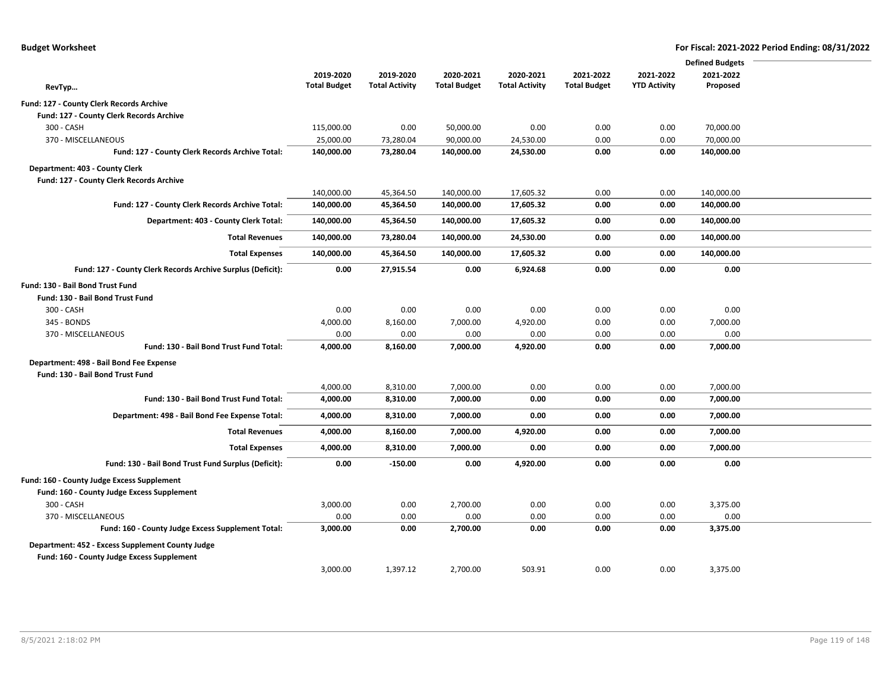| RevTyp… | 2019-2020 Total Budget | 2019-2020 Total Activity | 2020-2021 Total Budget | 2020-2021 Total Activity | 2021-2022 Total Budget | 2021-2022 YTD Activity | Defined Budgets 2021-2022 Proposed |
|---|---|---|---|---|---|---|---|
| **Fund: 127 - County Clerk Records Archive** | | | | | | | |
| **Fund: 127 - County Clerk Records Archive** | | | | | | | |
| 300 - CASH | 115,000.00 | 0.00 | 50,000.00 | 0.00 | 0.00 | 0.00 | 70,000.00 |
| 370 - MISCELLANEOUS | 25,000.00 | 73,280.04 | 90,000.00 | 24,530.00 | 0.00 | 0.00 | 70,000.00 |
| **Fund: 127 - County Clerk Records Archive Total:** | **140,000.00** | **73,280.04** | **140,000.00** | **24,530.00** | **0.00** | **0.00** | **140,000.00** |
| **Department: 403 - County Clerk** | | | | | | | |
| **Fund: 127 - County Clerk Records Archive** | | | | | | | |
| | 140,000.00 | 45,364.50 | 140,000.00 | 17,605.32 | 0.00 | 0.00 | 140,000.00 |
| **Fund: 127 - County Clerk Records Archive Total:** | **140,000.00** | **45,364.50** | **140,000.00** | **17,605.32** | **0.00** | **0.00** | **140,000.00** |
| **Department: 403 - County Clerk Total:** | **140,000.00** | **45,364.50** | **140,000.00** | **17,605.32** | **0.00** | **0.00** | **140,000.00** |
| **Total Revenues** | **140,000.00** | **73,280.04** | **140,000.00** | **24,530.00** | **0.00** | **0.00** | **140,000.00** |
| **Total Expenses** | **140,000.00** | **45,364.50** | **140,000.00** | **17,605.32** | **0.00** | **0.00** | **140,000.00** |
| **Fund: 127 - County Clerk Records Archive Surplus (Deficit):** | **0.00** | **27,915.54** | **0.00** | **6,924.68** | **0.00** | **0.00** | **0.00** |
| **Fund: 130 - Bail Bond Trust Fund** | | | | | | | |
| **Fund: 130 - Bail Bond Trust Fund** | | | | | | | |
| 300 - CASH | 0.00 | 0.00 | 0.00 | 0.00 | 0.00 | 0.00 | 0.00 |
| 345 - BONDS | 4,000.00 | 8,160.00 | 7,000.00 | 4,920.00 | 0.00 | 0.00 | 7,000.00 |
| 370 - MISCELLANEOUS | 0.00 | 0.00 | 0.00 | 0.00 | 0.00 | 0.00 | 0.00 |
| **Fund: 130 - Bail Bond Trust Fund Total:** | **4,000.00** | **8,160.00** | **7,000.00** | **4,920.00** | **0.00** | **0.00** | **7,000.00** |
| **Department: 498 - Bail Bond Fee Expense** | | | | | | | |
| **Fund: 130 - Bail Bond Trust Fund** | | | | | | | |
| | 4,000.00 | 8,310.00 | 7,000.00 | 0.00 | 0.00 | 0.00 | 7,000.00 |
| **Fund: 130 - Bail Bond Trust Fund Total:** | **4,000.00** | **8,310.00** | **7,000.00** | **0.00** | **0.00** | **0.00** | **7,000.00** |
| **Department: 498 - Bail Bond Fee Expense Total:** | **4,000.00** | **8,310.00** | **7,000.00** | **0.00** | **0.00** | **0.00** | **7,000.00** |
| **Total Revenues** | **4,000.00** | **8,160.00** | **7,000.00** | **4,920.00** | **0.00** | **0.00** | **7,000.00** |
| **Total Expenses** | **4,000.00** | **8,310.00** | **7,000.00** | **0.00** | **0.00** | **0.00** | **7,000.00** |
| **Fund: 130 - Bail Bond Trust Fund Surplus (Deficit):** | **0.00** | **-150.00** | **0.00** | **4,920.00** | **0.00** | **0.00** | **0.00** |
| **Fund: 160 - County Judge Excess Supplement** | | | | | | | |
| **Fund: 160 - County Judge Excess Supplement** | | | | | | | |
| 300 - CASH | 3,000.00 | 0.00 | 2,700.00 | 0.00 | 0.00 | 0.00 | 3,375.00 |
| 370 - MISCELLANEOUS | 0.00 | 0.00 | 0.00 | 0.00 | 0.00 | 0.00 | 0.00 |
| **Fund: 160 - County Judge Excess Supplement Total:** | **3,000.00** | **0.00** | **2,700.00** | **0.00** | **0.00** | **0.00** | **3,375.00** |
| **Department: 452 - Excess Supplement County Judge** | | | | | | | |
| **Fund: 160 - County Judge Excess Supplement** | | | | | | | |
| | 3,000.00 | 1,397.12 | 2,700.00 | 503.91 | 0.00 | 0.00 | 3,375.00 |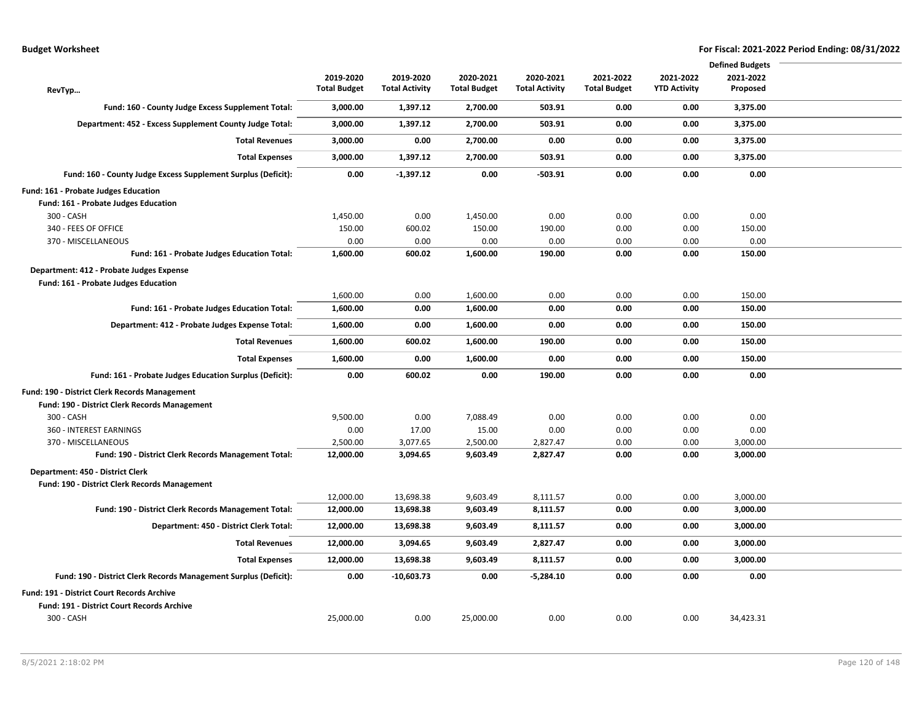| RevTyp... | 2019-2020 Total Budget | 2019-2020 Total Activity | 2020-2021 Total Budget | 2020-2021 Total Activity | 2021-2022 Total Budget | 2021-2022 YTD Activity | Defined Budgets 2021-2022 Proposed |
|---|---|---|---|---|---|---|---|
| **Fund: 160 - County Judge Excess Supplement Total:** | **3,000.00** | **1,397.12** | **2,700.00** | **503.91** | **0.00** | **0.00** | **3,375.00** |
| **Department: 452 - Excess Supplement County Judge Total:** | **3,000.00** | **1,397.12** | **2,700.00** | **503.91** | **0.00** | **0.00** | **3,375.00** |
| **Total Revenues** | **3,000.00** | **0.00** | **2,700.00** | **0.00** | **0.00** | **0.00** | **3,375.00** |
| **Total Expenses** | **3,000.00** | **1,397.12** | **2,700.00** | **503.91** | **0.00** | **0.00** | **3,375.00** |
| **Fund: 160 - County Judge Excess Supplement Surplus (Deficit):** | **0.00** | **-1,397.12** | **0.00** | **-503.91** | **0.00** | **0.00** | **0.00** |
| **Fund: 161 - Probate Judges Education** | | | | | | | |
| **Fund: 161 - Probate Judges Education** | | | | | | | |
| 300 - CASH | 1,450.00 | 0.00 | 1,450.00 | 0.00 | 0.00 | 0.00 | 0.00 |
| 340 - FEES OF OFFICE | 150.00 | 600.02 | 150.00 | 190.00 | 0.00 | 0.00 | 150.00 |
| 370 - MISCELLANEOUS | 0.00 | 0.00 | 0.00 | 0.00 | 0.00 | 0.00 | 0.00 |
| **Fund: 161 - Probate Judges Education Total:** | **1,600.00** | **600.02** | **1,600.00** | **190.00** | **0.00** | **0.00** | **150.00** |
| **Department: 412 - Probate Judges Expense** | | | | | | | |
| **Fund: 161 - Probate Judges Education** | | | | | | | |
| | 1,600.00 | 0.00 | 1,600.00 | 0.00 | 0.00 | 0.00 | 150.00 |
| **Fund: 161 - Probate Judges Education Total:** | **1,600.00** | **0.00** | **1,600.00** | **0.00** | **0.00** | **0.00** | **150.00** |
| **Department: 412 - Probate Judges Expense Total:** | **1,600.00** | **0.00** | **1,600.00** | **0.00** | **0.00** | **0.00** | **150.00** |
| **Total Revenues** | **1,600.00** | **600.02** | **1,600.00** | **190.00** | **0.00** | **0.00** | **150.00** |
| **Total Expenses** | **1,600.00** | **0.00** | **1,600.00** | **0.00** | **0.00** | **0.00** | **150.00** |
| **Fund: 161 - Probate Judges Education Surplus (Deficit):** | **0.00** | **600.02** | **0.00** | **190.00** | **0.00** | **0.00** | **0.00** |
| **Fund: 190 - District Clerk Records Management** | | | | | | | |
| **Fund: 190 - District Clerk Records Management** | | | | | | | |
| 300 - CASH | 9,500.00 | 0.00 | 7,088.49 | 0.00 | 0.00 | 0.00 | 0.00 |
| 360 - INTEREST EARNINGS | 0.00 | 17.00 | 15.00 | 0.00 | 0.00 | 0.00 | 0.00 |
| 370 - MISCELLANEOUS | 2,500.00 | 3,077.65 | 2,500.00 | 2,827.47 | 0.00 | 0.00 | 3,000.00 |
| **Fund: 190 - District Clerk Records Management Total:** | **12,000.00** | **3,094.65** | **9,603.49** | **2,827.47** | **0.00** | **0.00** | **3,000.00** |
| **Department: 450 - District Clerk** | | | | | | | |
| **Fund: 190 - District Clerk Records Management** | | | | | | | |
| | 12,000.00 | 13,698.38 | 9,603.49 | 8,111.57 | 0.00 | 0.00 | 3,000.00 |
| **Fund: 190 - District Clerk Records Management Total:** | **12,000.00** | **13,698.38** | **9,603.49** | **8,111.57** | **0.00** | **0.00** | **3,000.00** |
| **Department: 450 - District Clerk Total:** | **12,000.00** | **13,698.38** | **9,603.49** | **8,111.57** | **0.00** | **0.00** | **3,000.00** |
| **Total Revenues** | **12,000.00** | **3,094.65** | **9,603.49** | **2,827.47** | **0.00** | **0.00** | **3,000.00** |
| **Total Expenses** | **12,000.00** | **13,698.38** | **9,603.49** | **8,111.57** | **0.00** | **0.00** | **3,000.00** |
| **Fund: 190 - District Clerk Records Management Surplus (Deficit):** | **0.00** | **-10,603.73** | **0.00** | **-5,284.10** | **0.00** | **0.00** | **0.00** |
| **Fund: 191 - District Court Records Archive** | | | | | | | |
| **Fund: 191 - District Court Records Archive** | | | | | | | |
| 300 - CASH | 25,000.00 | 0.00 | 25,000.00 | 0.00 | 0.00 | 0.00 | 34,423.31 |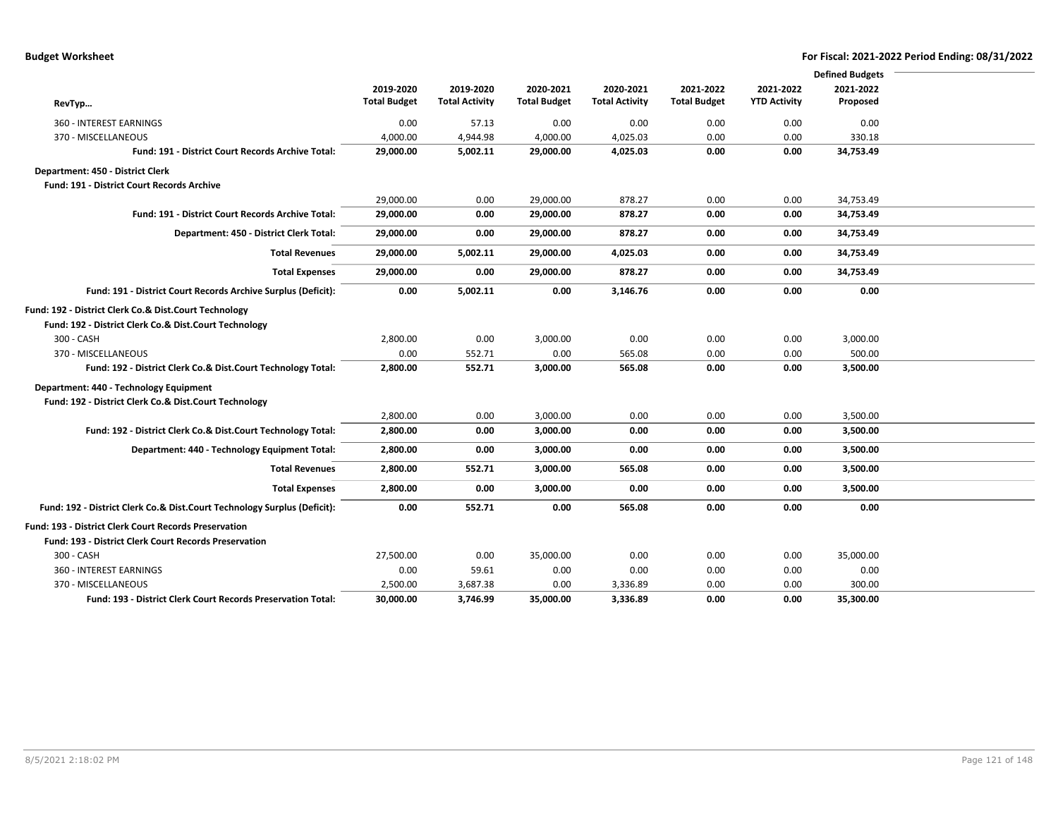| RevTyp... | 2019-2020 Total Budget | 2019-2020 Total Activity | 2020-2021 Total Budget | 2020-2021 Total Activity | 2021-2022 Total Budget | 2021-2022 YTD Activity | Defined Budgets 2021-2022 Proposed |
|---|---|---|---|---|---|---|---|
| 360 - INTEREST EARNINGS | 0.00 | 57.13 | 0.00 | 0.00 | 0.00 | 0.00 | 0.00 |
| 370 - MISCELLANEOUS | 4,000.00 | 4,944.98 | 4,000.00 | 4,025.03 | 0.00 | 0.00 | 330.18 |
| **Fund: 191 - District Court Records Archive Total:** | **29,000.00** | **5,002.11** | **29,000.00** | **4,025.03** | **0.00** | **0.00** | **34,753.49** |
| **Department: 450 - District Clerk** | | | | | | | |
| **Fund: 191 - District Court Records Archive** | | | | | | | |
| | 29,000.00 | 0.00 | 29,000.00 | 878.27 | 0.00 | 0.00 | 34,753.49 |
| **Fund: 191 - District Court Records Archive Total:** | **29,000.00** | **0.00** | **29,000.00** | **878.27** | **0.00** | **0.00** | **34,753.49** |
| **Department: 450 - District Clerk Total:** | **29,000.00** | **0.00** | **29,000.00** | **878.27** | **0.00** | **0.00** | **34,753.49** |
| **Total Revenues** | **29,000.00** | **5,002.11** | **29,000.00** | **4,025.03** | **0.00** | **0.00** | **34,753.49** |
| **Total Expenses** | **29,000.00** | **0.00** | **29,000.00** | **878.27** | **0.00** | **0.00** | **34,753.49** |
| **Fund: 191 - District Court Records Archive Surplus (Deficit):** | **0.00** | **5,002.11** | **0.00** | **3,146.76** | **0.00** | **0.00** | **0.00** |
| **Fund: 192 - District Clerk Co.& Dist.Court Technology** | | | | | | | |
| **Fund: 192 - District Clerk Co.& Dist.Court Technology** | | | | | | | |
| 300 - CASH | 2,800.00 | 0.00 | 3,000.00 | 0.00 | 0.00 | 0.00 | 3,000.00 |
| 370 - MISCELLANEOUS | 0.00 | 552.71 | 0.00 | 565.08 | 0.00 | 0.00 | 500.00 |
| **Fund: 192 - District Clerk Co.& Dist.Court Technology Total:** | **2,800.00** | **552.71** | **3,000.00** | **565.08** | **0.00** | **0.00** | **3,500.00** |
| **Department: 440 - Technology Equipment** | | | | | | | |
| **Fund: 192 - District Clerk Co.& Dist.Court Technology** | | | | | | | |
| | 2,800.00 | 0.00 | 3,000.00 | 0.00 | 0.00 | 0.00 | 3,500.00 |
| **Fund: 192 - District Clerk Co.& Dist.Court Technology Total:** | **2,800.00** | **0.00** | **3,000.00** | **0.00** | **0.00** | **0.00** | **3,500.00** |
| **Department: 440 - Technology Equipment Total:** | **2,800.00** | **0.00** | **3,000.00** | **0.00** | **0.00** | **0.00** | **3,500.00** |
| **Total Revenues** | **2,800.00** | **552.71** | **3,000.00** | **565.08** | **0.00** | **0.00** | **3,500.00** |
| **Total Expenses** | **2,800.00** | **0.00** | **3,000.00** | **0.00** | **0.00** | **0.00** | **3,500.00** |
| **Fund: 192 - District Clerk Co.& Dist.Court Technology Surplus (Deficit):** | **0.00** | **552.71** | **0.00** | **565.08** | **0.00** | **0.00** | **0.00** |
| **Fund: 193 - District Clerk Court Records Preservation** | | | | | | | |
| **Fund: 193 - District Clerk Court Records Preservation** | | | | | | | |
| 300 - CASH | 27,500.00 | 0.00 | 35,000.00 | 0.00 | 0.00 | 0.00 | 35,000.00 |
| 360 - INTEREST EARNINGS | 0.00 | 59.61 | 0.00 | 0.00 | 0.00 | 0.00 | 0.00 |
| 370 - MISCELLANEOUS | 2,500.00 | 3,687.38 | 0.00 | 3,336.89 | 0.00 | 0.00 | 300.00 |
| **Fund: 193 - District Clerk Court Records Preservation Total:** | **30,000.00** | **3,746.99** | **35,000.00** | **3,336.89** | **0.00** | **0.00** | **35,300.00** |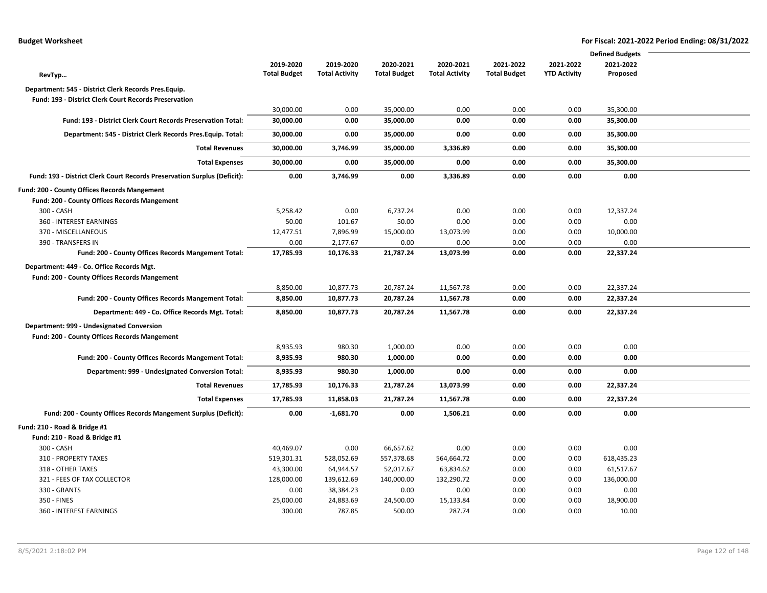| RevTyp… | 2019-2020 Total Budget | 2019-2020 Total Activity | 2020-2021 Total Budget | 2020-2021 Total Activity | 2021-2022 Total Budget | 2021-2022 YTD Activity | Defined Budgets 2021-2022 Proposed |
|---|---|---|---|---|---|---|---|
| **Department: 545 - District Clerk Records Pres.Equip.** | | | | | | | |
| **Fund: 193 - District Clerk Court Records Preservation** | | | | | | | |
| | 30,000.00 | 0.00 | 35,000.00 | 0.00 | 0.00 | 0.00 | 35,300.00 |
| **Fund: 193 - District Clerk Court Records Preservation Total:** | **30,000.00** | **0.00** | **35,000.00** | **0.00** | **0.00** | **0.00** | **35,300.00** |
| **Department: 545 - District Clerk Records Pres.Equip. Total:** | **30,000.00** | **0.00** | **35,000.00** | **0.00** | **0.00** | **0.00** | **35,300.00** |
| **Total Revenues** | **30,000.00** | **3,746.99** | **35,000.00** | **3,336.89** | **0.00** | **0.00** | **35,300.00** |
| **Total Expenses** | **30,000.00** | **0.00** | **35,000.00** | **0.00** | **0.00** | **0.00** | **35,300.00** |
| **Fund: 193 - District Clerk Court Records Preservation Surplus (Deficit):** | **0.00** | **3,746.99** | **0.00** | **3,336.89** | **0.00** | **0.00** | **0.00** |
| **Fund: 200 - County Offices Records Mangement** | | | | | | | |
| **Fund: 200 - County Offices Records Mangement** | | | | | | | |
| 300 - CASH | 5,258.42 | 0.00 | 6,737.24 | 0.00 | 0.00 | 0.00 | 12,337.24 |
| 360 - INTEREST EARNINGS | 50.00 | 101.67 | 50.00 | 0.00 | 0.00 | 0.00 | 0.00 |
| 370 - MISCELLANEOUS | 12,477.51 | 7,896.99 | 15,000.00 | 13,073.99 | 0.00 | 0.00 | 10,000.00 |
| 390 - TRANSFERS IN | 0.00 | 2,177.67 | 0.00 | 0.00 | 0.00 | 0.00 | 0.00 |
| **Fund: 200 - County Offices Records Mangement Total:** | **17,785.93** | **10,176.33** | **21,787.24** | **13,073.99** | **0.00** | **0.00** | **22,337.24** |
| **Department: 449 - Co. Office Records Mgt.** | | | | | | | |
| **Fund: 200 - County Offices Records Mangement** | | | | | | | |
| | 8,850.00 | 10,877.73 | 20,787.24 | 11,567.78 | 0.00 | 0.00 | 22,337.24 |
| **Fund: 200 - County Offices Records Mangement Total:** | **8,850.00** | **10,877.73** | **20,787.24** | **11,567.78** | **0.00** | **0.00** | **22,337.24** |
| **Department: 449 - Co. Office Records Mgt. Total:** | **8,850.00** | **10,877.73** | **20,787.24** | **11,567.78** | **0.00** | **0.00** | **22,337.24** |
| **Department: 999 - Undesignated Conversion** | | | | | | | |
| **Fund: 200 - County Offices Records Mangement** | | | | | | | |
| | 8,935.93 | 980.30 | 1,000.00 | 0.00 | 0.00 | 0.00 | 0.00 |
| **Fund: 200 - County Offices Records Mangement Total:** | **8,935.93** | **980.30** | **1,000.00** | **0.00** | **0.00** | **0.00** | **0.00** |
| **Department: 999 - Undesignated Conversion Total:** | **8,935.93** | **980.30** | **1,000.00** | **0.00** | **0.00** | **0.00** | **0.00** |
| **Total Revenues** | **17,785.93** | **10,176.33** | **21,787.24** | **13,073.99** | **0.00** | **0.00** | **22,337.24** |
| **Total Expenses** | **17,785.93** | **11,858.03** | **21,787.24** | **11,567.78** | **0.00** | **0.00** | **22,337.24** |
| **Fund: 200 - County Offices Records Mangement Surplus (Deficit):** | **0.00** | **-1,681.70** | **0.00** | **1,506.21** | **0.00** | **0.00** | **0.00** |
| **Fund: 210 - Road & Bridge #1** | | | | | | | |
| **Fund: 210 - Road & Bridge #1** | | | | | | | |
| 300 - CASH | 40,469.07 | 0.00 | 66,657.62 | 0.00 | 0.00 | 0.00 | 0.00 |
| 310 - PROPERTY TAXES | 519,301.31 | 528,052.69 | 557,378.68 | 564,664.72 | 0.00 | 0.00 | 618,435.23 |
| 318 - OTHER TAXES | 43,300.00 | 64,944.57 | 52,017.67 | 63,834.62 | 0.00 | 0.00 | 61,517.67 |
| 321 - FEES OF TAX COLLECTOR | 128,000.00 | 139,612.69 | 140,000.00 | 132,290.72 | 0.00 | 0.00 | 136,000.00 |
| 330 - GRANTS | 0.00 | 38,384.23 | 0.00 | 0.00 | 0.00 | 0.00 | 0.00 |
| 350 - FINES | 25,000.00 | 24,883.69 | 24,500.00 | 15,133.84 | 0.00 | 0.00 | 18,900.00 |
| 360 - INTEREST EARNINGS | 300.00 | 787.85 | 500.00 | 287.74 | 0.00 | 0.00 | 10.00 |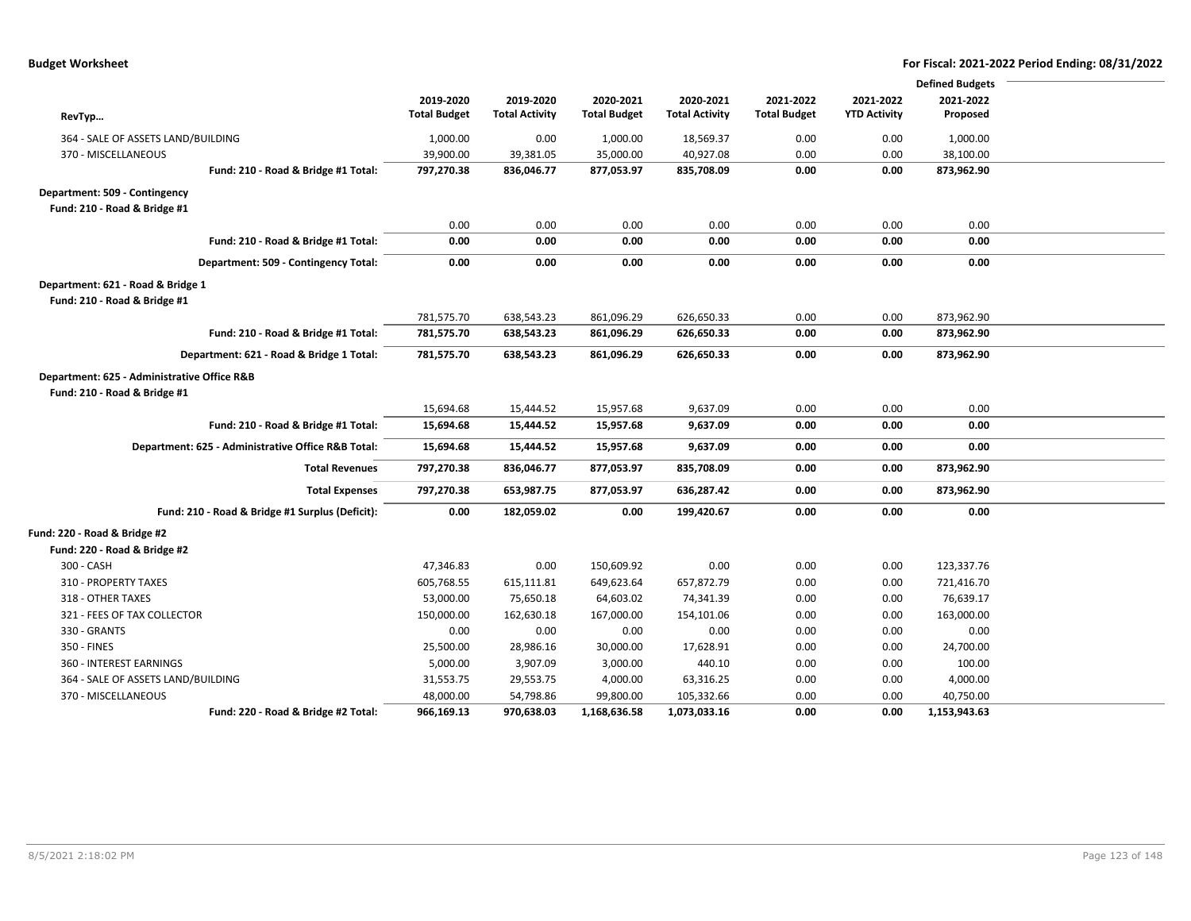**Budget Worksheet**

**For Fiscal: 2021-2022 Period Ending: 08/31/2022**

| RevTyp… | 2019-2020 Total Budget | 2019-2020 Total Activity | 2020-2021 Total Budget | 2020-2021 Total Activity | 2021-2022 Total Budget | 2021-2022 YTD Activity | Defined Budgets 2021-2022 Proposed |
|---|---|---|---|---|---|---|---|
| 364 - SALE OF ASSETS LAND/BUILDING | 1,000.00 | 0.00 | 1,000.00 | 18,569.37 | 0.00 | 0.00 | 1,000.00 |
| 370 - MISCELLANEOUS | 39,900.00 | 39,381.05 | 35,000.00 | 40,927.08 | 0.00 | 0.00 | 38,100.00 |
| **Fund: 210 - Road & Bridge #1 Total:** | **797,270.38** | **836,046.77** | **877,053.97** | **835,708.09** | **0.00** | **0.00** | **873,962.90** |
| **Department: 509 - Contingency** | | | | | | | |
| **Fund: 210 - Road & Bridge #1** | | | | | | | |
| | 0.00 | 0.00 | 0.00 | 0.00 | 0.00 | 0.00 | 0.00 |
| **Fund: 210 - Road & Bridge #1 Total:** | **0.00** | **0.00** | **0.00** | **0.00** | **0.00** | **0.00** | **0.00** |
| **Department: 509 - Contingency Total:** | **0.00** | **0.00** | **0.00** | **0.00** | **0.00** | **0.00** | **0.00** |
| **Department: 621 - Road & Bridge 1** | | | | | | | |
| **Fund: 210 - Road & Bridge #1** | | | | | | | |
| | 781,575.70 | 638,543.23 | 861,096.29 | 626,650.33 | 0.00 | 0.00 | 873,962.90 |
| **Fund: 210 - Road & Bridge #1 Total:** | **781,575.70** | **638,543.23** | **861,096.29** | **626,650.33** | **0.00** | **0.00** | **873,962.90** |
| **Department: 621 - Road & Bridge 1 Total:** | **781,575.70** | **638,543.23** | **861,096.29** | **626,650.33** | **0.00** | **0.00** | **873,962.90** |
| **Department: 625 - Administrative Office R&B** | | | | | | | |
| **Fund: 210 - Road & Bridge #1** | | | | | | | |
| | 15,694.68 | 15,444.52 | 15,957.68 | 9,637.09 | 0.00 | 0.00 | 0.00 |
| **Fund: 210 - Road & Bridge #1 Total:** | **15,694.68** | **15,444.52** | **15,957.68** | **9,637.09** | **0.00** | **0.00** | **0.00** |
| **Department: 625 - Administrative Office R&B Total:** | **15,694.68** | **15,444.52** | **15,957.68** | **9,637.09** | **0.00** | **0.00** | **0.00** |
| **Total Revenues** | **797,270.38** | **836,046.77** | **877,053.97** | **835,708.09** | **0.00** | **0.00** | **873,962.90** |
| **Total Expenses** | **797,270.38** | **653,987.75** | **877,053.97** | **636,287.42** | **0.00** | **0.00** | **873,962.90** |
| **Fund: 210 - Road & Bridge #1 Surplus (Deficit):** | **0.00** | **182,059.02** | **0.00** | **199,420.67** | **0.00** | **0.00** | **0.00** |
| **Fund: 220 - Road & Bridge #2** | | | | | | | |
| **Fund: 220 - Road & Bridge #2** | | | | | | | |
| 300 - CASH | 47,346.83 | 0.00 | 150,609.92 | 0.00 | 0.00 | 0.00 | 123,337.76 |
| 310 - PROPERTY TAXES | 605,768.55 | 615,111.81 | 649,623.64 | 657,872.79 | 0.00 | 0.00 | 721,416.70 |
| 318 - OTHER TAXES | 53,000.00 | 75,650.18 | 64,603.02 | 74,341.39 | 0.00 | 0.00 | 76,639.17 |
| 321 - FEES OF TAX COLLECTOR | 150,000.00 | 162,630.18 | 167,000.00 | 154,101.06 | 0.00 | 0.00 | 163,000.00 |
| 330 - GRANTS | 0.00 | 0.00 | 0.00 | 0.00 | 0.00 | 0.00 | 0.00 |
| 350 - FINES | 25,500.00 | 28,986.16 | 30,000.00 | 17,628.91 | 0.00 | 0.00 | 24,700.00 |
| 360 - INTEREST EARNINGS | 5,000.00 | 3,907.09 | 3,000.00 | 440.10 | 0.00 | 0.00 | 100.00 |
| 364 - SALE OF ASSETS LAND/BUILDING | 31,553.75 | 29,553.75 | 4,000.00 | 63,316.25 | 0.00 | 0.00 | 4,000.00 |
| 370 - MISCELLANEOUS | 48,000.00 | 54,798.86 | 99,800.00 | 105,332.66 | 0.00 | 0.00 | 40,750.00 |
| **Fund: 220 - Road & Bridge #2 Total:** | **966,169.13** | **970,638.03** | **1,168,636.58** | **1,073,033.16** | **0.00** | **0.00** | **1,153,943.63** |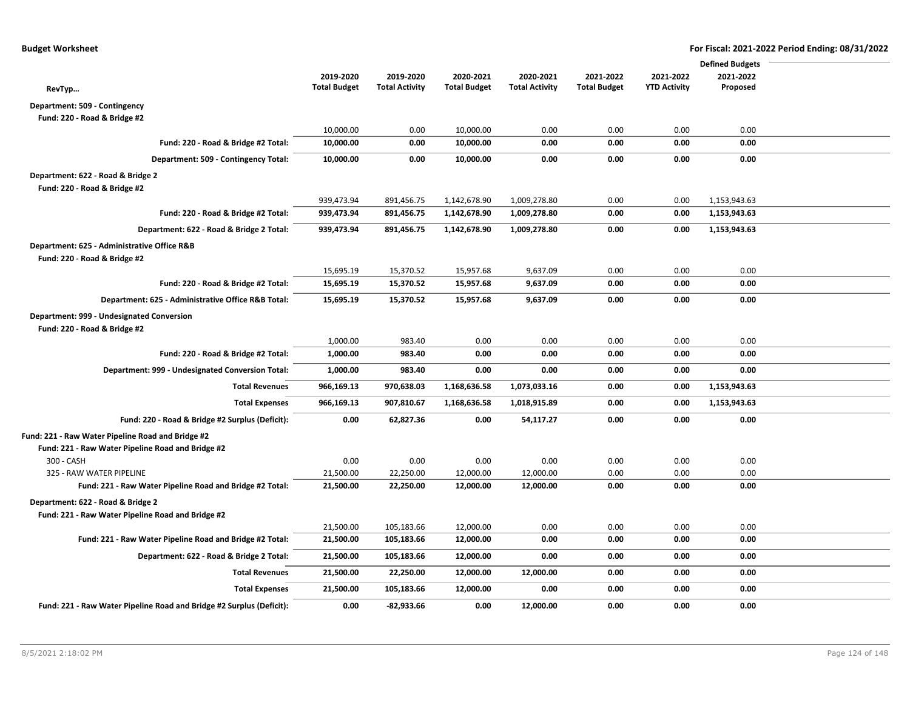**Budget Worksheet** | **For Fiscal: 2021-2022 Period Ending: 08/31/2022**

| RevTyp… | 2019-2020 Total Budget | 2019-2020 Total Activity | 2020-2021 Total Budget | 2020-2021 Total Activity | 2021-2022 Total Budget | 2021-2022 YTD Activity | Defined Budgets 2021-2022 Proposed |
|---|---|---|---|---|---|---|---|
| **Department: 509 - Contingency** | | | | | | | |
| **Fund: 220 - Road & Bridge #2** | | | | | | | |
| | 10,000.00 | 0.00 | 10,000.00 | 0.00 | 0.00 | 0.00 | 0.00 |
| **Fund: 220 - Road & Bridge #2 Total:** | **10,000.00** | **0.00** | **10,000.00** | **0.00** | **0.00** | **0.00** | **0.00** |
| **Department: 509 - Contingency Total:** | **10,000.00** | **0.00** | **10,000.00** | **0.00** | **0.00** | **0.00** | **0.00** |
| **Department: 622 - Road & Bridge 2** | | | | | | | |
| **Fund: 220 - Road & Bridge #2** | | | | | | | |
| | 939,473.94 | 891,456.75 | 1,142,678.90 | 1,009,278.80 | 0.00 | 0.00 | 1,153,943.63 |
| **Fund: 220 - Road & Bridge #2 Total:** | **939,473.94** | **891,456.75** | **1,142,678.90** | **1,009,278.80** | **0.00** | **0.00** | **1,153,943.63** |
| **Department: 622 - Road & Bridge 2 Total:** | **939,473.94** | **891,456.75** | **1,142,678.90** | **1,009,278.80** | **0.00** | **0.00** | **1,153,943.63** |
| **Department: 625 - Administrative Office R&B** | | | | | | | |
| **Fund: 220 - Road & Bridge #2** | | | | | | | |
| | 15,695.19 | 15,370.52 | 15,957.68 | 9,637.09 | 0.00 | 0.00 | 0.00 |
| **Fund: 220 - Road & Bridge #2 Total:** | **15,695.19** | **15,370.52** | **15,957.68** | **9,637.09** | **0.00** | **0.00** | **0.00** |
| **Department: 625 - Administrative Office R&B Total:** | **15,695.19** | **15,370.52** | **15,957.68** | **9,637.09** | **0.00** | **0.00** | **0.00** |
| **Department: 999 - Undesignated Conversion** | | | | | | | |
| **Fund: 220 - Road & Bridge #2** | | | | | | | |
| | 1,000.00 | 983.40 | 0.00 | 0.00 | 0.00 | 0.00 | 0.00 |
| **Fund: 220 - Road & Bridge #2 Total:** | **1,000.00** | **983.40** | **0.00** | **0.00** | **0.00** | **0.00** | **0.00** |
| **Department: 999 - Undesignated Conversion Total:** | **1,000.00** | **983.40** | **0.00** | **0.00** | **0.00** | **0.00** | **0.00** |
| **Total Revenues** | **966,169.13** | **970,638.03** | **1,168,636.58** | **1,073,033.16** | **0.00** | **0.00** | **1,153,943.63** |
| **Total Expenses** | **966,169.13** | **907,810.67** | **1,168,636.58** | **1,018,915.89** | **0.00** | **0.00** | **1,153,943.63** |
| **Fund: 220 - Road & Bridge #2 Surplus (Deficit):** | **0.00** | **62,827.36** | **0.00** | **54,117.27** | **0.00** | **0.00** | **0.00** |
| **Fund: 221 - Raw Water Pipeline Road and Bridge #2** | | | | | | | |
| **Fund: 221 - Raw Water Pipeline Road and Bridge #2** | | | | | | | |
| 300 - CASH | 0.00 | 0.00 | 0.00 | 0.00 | 0.00 | 0.00 | 0.00 |
| 325 - RAW WATER PIPELINE | 21,500.00 | 22,250.00 | 12,000.00 | 12,000.00 | 0.00 | 0.00 | 0.00 |
| **Fund: 221 - Raw Water Pipeline Road and Bridge #2 Total:** | **21,500.00** | **22,250.00** | **12,000.00** | **12,000.00** | **0.00** | **0.00** | **0.00** |
| **Department: 622 - Road & Bridge 2** | | | | | | | |
| **Fund: 221 - Raw Water Pipeline Road and Bridge #2** | | | | | | | |
| | 21,500.00 | 105,183.66 | 12,000.00 | 0.00 | 0.00 | 0.00 | 0.00 |
| **Fund: 221 - Raw Water Pipeline Road and Bridge #2 Total:** | **21,500.00** | **105,183.66** | **12,000.00** | **0.00** | **0.00** | **0.00** | **0.00** |
| **Department: 622 - Road & Bridge 2 Total:** | **21,500.00** | **105,183.66** | **12,000.00** | **0.00** | **0.00** | **0.00** | **0.00** |
| **Total Revenues** | **21,500.00** | **22,250.00** | **12,000.00** | **12,000.00** | **0.00** | **0.00** | **0.00** |
| **Total Expenses** | **21,500.00** | **105,183.66** | **12,000.00** | **0.00** | **0.00** | **0.00** | **0.00** |
| **Fund: 221 - Raw Water Pipeline Road and Bridge #2 Surplus (Deficit):** | **0.00** | **-82,933.66** | **0.00** | **12,000.00** | **0.00** | **0.00** | **0.00** |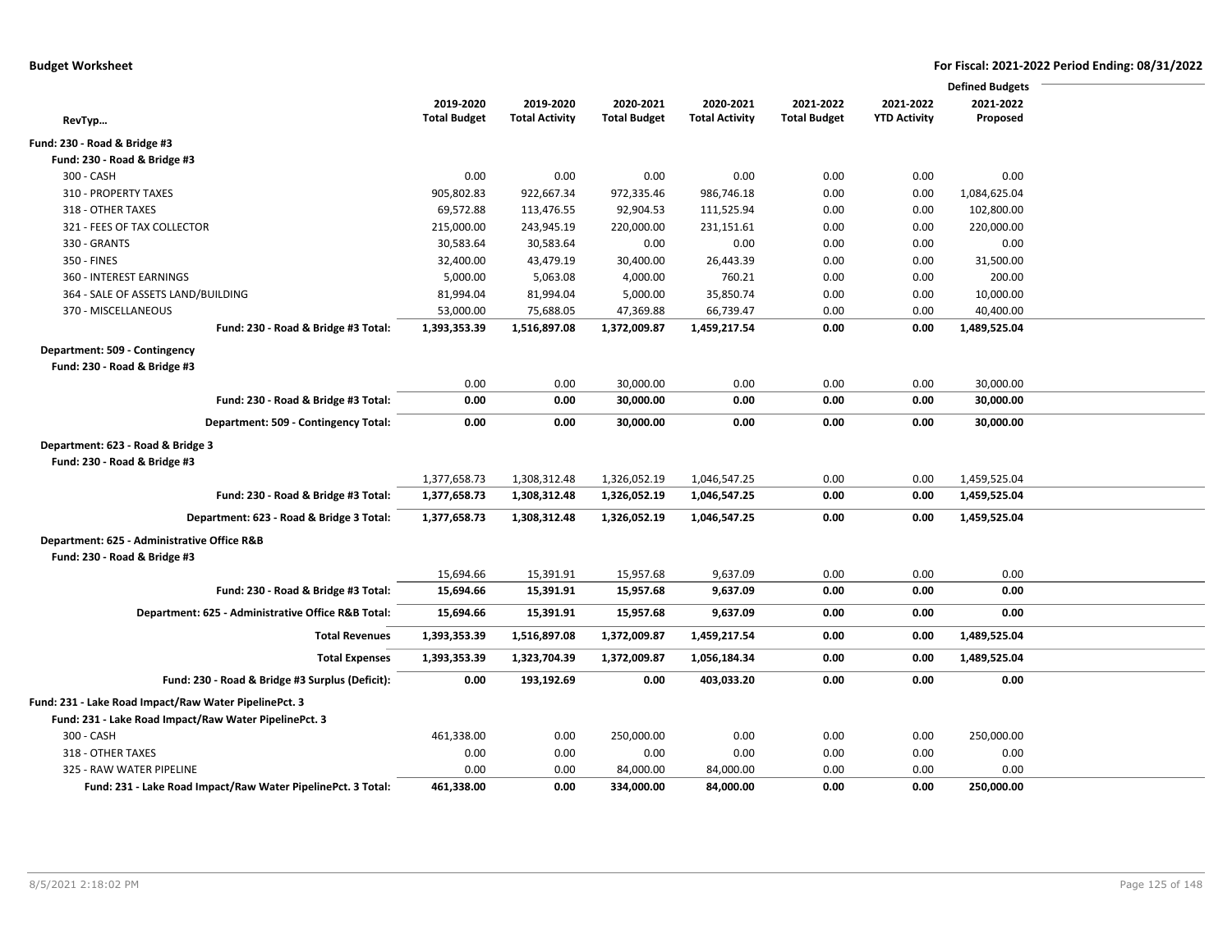**Budget Worksheet** — **For Fiscal: 2021-2022 Period Ending: 08/31/2022**

| RevTyp… | 2019-2020 Total Budget | 2019-2020 Total Activity | 2020-2021 Total Budget | 2020-2021 Total Activity | 2021-2022 Total Budget | 2021-2022 YTD Activity | Defined Budgets 2021-2022 Proposed |
|---|---|---|---|---|---|---|---|
| **Fund: 230 - Road & Bridge #3** | | | | | | | |
| **Fund: 230 - Road & Bridge #3** | | | | | | | |
| 300 - CASH | 0.00 | 0.00 | 0.00 | 0.00 | 0.00 | 0.00 | 0.00 |
| 310 - PROPERTY TAXES | 905,802.83 | 922,667.34 | 972,335.46 | 986,746.18 | 0.00 | 0.00 | 1,084,625.04 |
| 318 - OTHER TAXES | 69,572.88 | 113,476.55 | 92,904.53 | 111,525.94 | 0.00 | 0.00 | 102,800.00 |
| 321 - FEES OF TAX COLLECTOR | 215,000.00 | 243,945.19 | 220,000.00 | 231,151.61 | 0.00 | 0.00 | 220,000.00 |
| 330 - GRANTS | 30,583.64 | 30,583.64 | 0.00 | 0.00 | 0.00 | 0.00 | 0.00 |
| 350 - FINES | 32,400.00 | 43,479.19 | 30,400.00 | 26,443.39 | 0.00 | 0.00 | 31,500.00 |
| 360 - INTEREST EARNINGS | 5,000.00 | 5,063.08 | 4,000.00 | 760.21 | 0.00 | 0.00 | 200.00 |
| 364 - SALE OF ASSETS LAND/BUILDING | 81,994.04 | 81,994.04 | 5,000.00 | 35,850.74 | 0.00 | 0.00 | 10,000.00 |
| 370 - MISCELLANEOUS | 53,000.00 | 75,688.05 | 47,369.88 | 66,739.47 | 0.00 | 0.00 | 40,400.00 |
| **Fund: 230 - Road & Bridge #3 Total:** | **1,393,353.39** | **1,516,897.08** | **1,372,009.87** | **1,459,217.54** | **0.00** | **0.00** | **1,489,525.04** |
| **Department: 509 - Contingency** | | | | | | | |
| **Fund: 230 - Road & Bridge #3** | | | | | | | |
| | 0.00 | 0.00 | 30,000.00 | 0.00 | 0.00 | 0.00 | 30,000.00 |
| **Fund: 230 - Road & Bridge #3 Total:** | **0.00** | **0.00** | **30,000.00** | **0.00** | **0.00** | **0.00** | **30,000.00** |
| **Department: 509 - Contingency Total:** | **0.00** | **0.00** | **30,000.00** | **0.00** | **0.00** | **0.00** | **30,000.00** |
| **Department: 623 - Road & Bridge 3** | | | | | | | |
| **Fund: 230 - Road & Bridge #3** | | | | | | | |
| | 1,377,658.73 | 1,308,312.48 | 1,326,052.19 | 1,046,547.25 | 0.00 | 0.00 | 1,459,525.04 |
| **Fund: 230 - Road & Bridge #3 Total:** | **1,377,658.73** | **1,308,312.48** | **1,326,052.19** | **1,046,547.25** | **0.00** | **0.00** | **1,459,525.04** |
| **Department: 623 - Road & Bridge 3 Total:** | **1,377,658.73** | **1,308,312.48** | **1,326,052.19** | **1,046,547.25** | **0.00** | **0.00** | **1,459,525.04** |
| **Department: 625 - Administrative Office R&B** | | | | | | | |
| **Fund: 230 - Road & Bridge #3** | | | | | | | |
| | 15,694.66 | 15,391.91 | 15,957.68 | 9,637.09 | 0.00 | 0.00 | 0.00 |
| **Fund: 230 - Road & Bridge #3 Total:** | **15,694.66** | **15,391.91** | **15,957.68** | **9,637.09** | **0.00** | **0.00** | **0.00** |
| **Department: 625 - Administrative Office R&B Total:** | **15,694.66** | **15,391.91** | **15,957.68** | **9,637.09** | **0.00** | **0.00** | **0.00** |
| **Total Revenues** | **1,393,353.39** | **1,516,897.08** | **1,372,009.87** | **1,459,217.54** | **0.00** | **0.00** | **1,489,525.04** |
| **Total Expenses** | **1,393,353.39** | **1,323,704.39** | **1,372,009.87** | **1,056,184.34** | **0.00** | **0.00** | **1,489,525.04** |
| **Fund: 230 - Road & Bridge #3 Surplus (Deficit):** | **0.00** | **193,192.69** | **0.00** | **403,033.20** | **0.00** | **0.00** | **0.00** |
| **Fund: 231 - Lake Road Impact/Raw Water PipelinePct. 3** | | | | | | | |
| **Fund: 231 - Lake Road Impact/Raw Water PipelinePct. 3** | | | | | | | |
| 300 - CASH | 461,338.00 | 0.00 | 250,000.00 | 0.00 | 0.00 | 0.00 | 250,000.00 |
| 318 - OTHER TAXES | 0.00 | 0.00 | 0.00 | 0.00 | 0.00 | 0.00 | 0.00 |
| 325 - RAW WATER PIPELINE | 0.00 | 0.00 | 84,000.00 | 84,000.00 | 0.00 | 0.00 | 0.00 |
| **Fund: 231 - Lake Road Impact/Raw Water PipelinePct. 3 Total:** | **461,338.00** | **0.00** | **334,000.00** | **84,000.00** | **0.00** | **0.00** | **250,000.00** |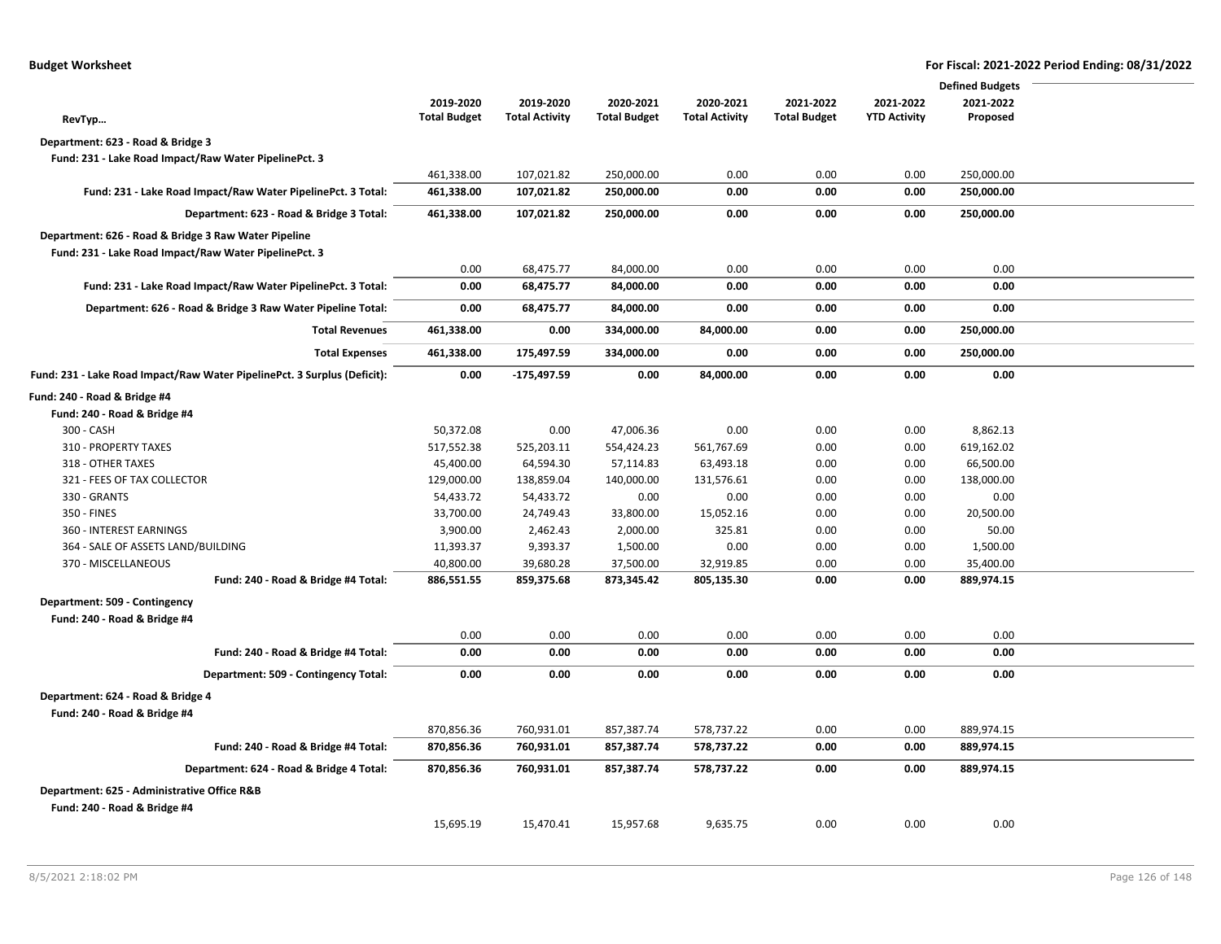| RevTyp… | 2019-2020 Total Budget | 2019-2020 Total Activity | 2020-2021 Total Budget | 2020-2021 Total Activity | 2021-2022 Total Budget | 2021-2022 YTD Activity | Defined Budgets 2021-2022 Proposed |
|---|---|---|---|---|---|---|---|
| **Department: 623 - Road & Bridge 3** | | | | | | | |
| **Fund: 231 - Lake Road Impact/Raw Water PipelinePct. 3** | | | | | | | |
| | 461,338.00 | 107,021.82 | 250,000.00 | 0.00 | 0.00 | 0.00 | 250,000.00 |
| **Fund: 231 - Lake Road Impact/Raw Water PipelinePct. 3 Total:** | **461,338.00** | **107,021.82** | **250,000.00** | **0.00** | **0.00** | **0.00** | **250,000.00** |
| **Department: 623 - Road & Bridge 3 Total:** | **461,338.00** | **107,021.82** | **250,000.00** | **0.00** | **0.00** | **0.00** | **250,000.00** |
| **Department: 626 - Road & Bridge 3 Raw Water Pipeline** | | | | | | | |
| **Fund: 231 - Lake Road Impact/Raw Water PipelinePct. 3** | | | | | | | |
| | 0.00 | 68,475.77 | 84,000.00 | 0.00 | 0.00 | 0.00 | 0.00 |
| **Fund: 231 - Lake Road Impact/Raw Water PipelinePct. 3 Total:** | **0.00** | **68,475.77** | **84,000.00** | **0.00** | **0.00** | **0.00** | **0.00** |
| **Department: 626 - Road & Bridge 3 Raw Water Pipeline Total:** | **0.00** | **68,475.77** | **84,000.00** | **0.00** | **0.00** | **0.00** | **0.00** |
| **Total Revenues** | **461,338.00** | **0.00** | **334,000.00** | **84,000.00** | **0.00** | **0.00** | **250,000.00** |
| **Total Expenses** | **461,338.00** | **175,497.59** | **334,000.00** | **0.00** | **0.00** | **0.00** | **250,000.00** |
| **Fund: 231 - Lake Road Impact/Raw Water PipelinePct. 3 Surplus (Deficit):** | **0.00** | **-175,497.59** | **0.00** | **84,000.00** | **0.00** | **0.00** | **0.00** |
| **Fund: 240 - Road & Bridge #4** | | | | | | | |
| **Fund: 240 - Road & Bridge #4** | | | | | | | |
| 300 - CASH | 50,372.08 | 0.00 | 47,006.36 | 0.00 | 0.00 | 0.00 | 8,862.13 |
| 310 - PROPERTY TAXES | 517,552.38 | 525,203.11 | 554,424.23 | 561,767.69 | 0.00 | 0.00 | 619,162.02 |
| 318 - OTHER TAXES | 45,400.00 | 64,594.30 | 57,114.83 | 63,493.18 | 0.00 | 0.00 | 66,500.00 |
| 321 - FEES OF TAX COLLECTOR | 129,000.00 | 138,859.04 | 140,000.00 | 131,576.61 | 0.00 | 0.00 | 138,000.00 |
| 330 - GRANTS | 54,433.72 | 54,433.72 | 0.00 | 0.00 | 0.00 | 0.00 | 0.00 |
| 350 - FINES | 33,700.00 | 24,749.43 | 33,800.00 | 15,052.16 | 0.00 | 0.00 | 20,500.00 |
| 360 - INTEREST EARNINGS | 3,900.00 | 2,462.43 | 2,000.00 | 325.81 | 0.00 | 0.00 | 50.00 |
| 364 - SALE OF ASSETS LAND/BUILDING | 11,393.37 | 9,393.37 | 1,500.00 | 0.00 | 0.00 | 0.00 | 1,500.00 |
| 370 - MISCELLANEOUS | 40,800.00 | 39,680.28 | 37,500.00 | 32,919.85 | 0.00 | 0.00 | 35,400.00 |
| **Fund: 240 - Road & Bridge #4 Total:** | **886,551.55** | **859,375.68** | **873,345.42** | **805,135.30** | **0.00** | **0.00** | **889,974.15** |
| **Department: 509 - Contingency** | | | | | | | |
| **Fund: 240 - Road & Bridge #4** | | | | | | | |
| | 0.00 | 0.00 | 0.00 | 0.00 | 0.00 | 0.00 | 0.00 |
| **Fund: 240 - Road & Bridge #4 Total:** | **0.00** | **0.00** | **0.00** | **0.00** | **0.00** | **0.00** | **0.00** |
| **Department: 509 - Contingency Total:** | **0.00** | **0.00** | **0.00** | **0.00** | **0.00** | **0.00** | **0.00** |
| **Department: 624 - Road & Bridge 4** | | | | | | | |
| **Fund: 240 - Road & Bridge #4** | | | | | | | |
| | 870,856.36 | 760,931.01 | 857,387.74 | 578,737.22 | 0.00 | 0.00 | 889,974.15 |
| **Fund: 240 - Road & Bridge #4 Total:** | **870,856.36** | **760,931.01** | **857,387.74** | **578,737.22** | **0.00** | **0.00** | **889,974.15** |
| **Department: 624 - Road & Bridge 4 Total:** | **870,856.36** | **760,931.01** | **857,387.74** | **578,737.22** | **0.00** | **0.00** | **889,974.15** |
| **Department: 625 - Administrative Office R&B** | | | | | | | |
| **Fund: 240 - Road & Bridge #4** | | | | | | | |
| | 15,695.19 | 15,470.41 | 15,957.68 | 9,635.75 | 0.00 | 0.00 | 0.00 |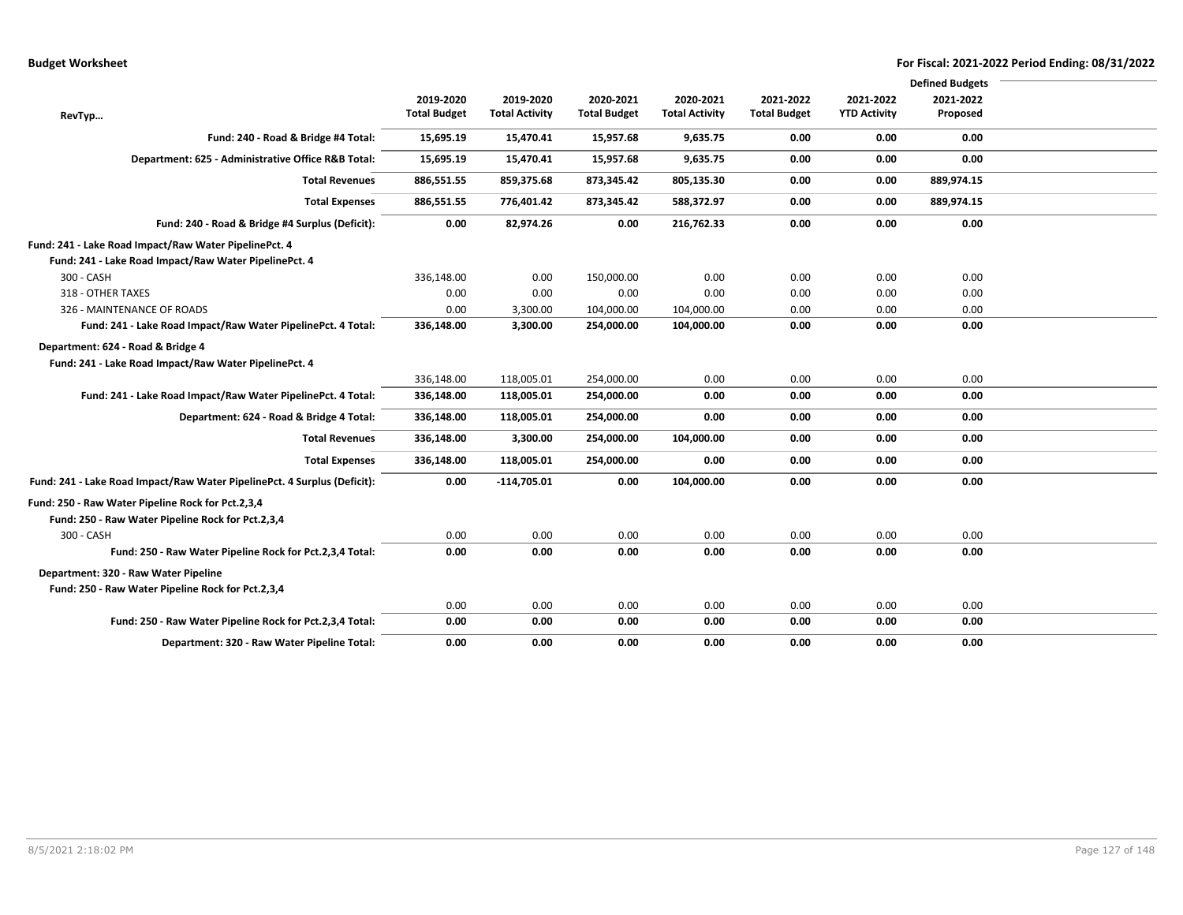| RevTyp… | 2019-2020 Total Budget | 2019-2020 Total Activity | 2020-2021 Total Budget | 2020-2021 Total Activity | 2021-2022 Total Budget | 2021-2022 YTD Activity | Defined Budgets 2021-2022 Proposed |
|---|---|---|---|---|---|---|---|
| **Fund: 240 - Road & Bridge #4 Total:** | **15,695.19** | **15,470.41** | **15,957.68** | **9,635.75** | **0.00** | **0.00** | **0.00** |
| **Department: 625 - Administrative Office R&B Total:** | **15,695.19** | **15,470.41** | **15,957.68** | **9,635.75** | **0.00** | **0.00** | **0.00** |
| **Total Revenues** | **886,551.55** | **859,375.68** | **873,345.42** | **805,135.30** | **0.00** | **0.00** | **889,974.15** |
| **Total Expenses** | **886,551.55** | **776,401.42** | **873,345.42** | **588,372.97** | **0.00** | **0.00** | **889,974.15** |
| **Fund: 240 - Road & Bridge #4 Surplus (Deficit):** | **0.00** | **82,974.26** | **0.00** | **216,762.33** | **0.00** | **0.00** | **0.00** |
| **Fund: 241 - Lake Road Impact/Raw Water PipelinePct. 4** | | | | | | | |
| **Fund: 241 - Lake Road Impact/Raw Water PipelinePct. 4** | | | | | | | |
| 300 - CASH | 336,148.00 | 0.00 | 150,000.00 | 0.00 | 0.00 | 0.00 | 0.00 |
| 318 - OTHER TAXES | 0.00 | 0.00 | 0.00 | 0.00 | 0.00 | 0.00 | 0.00 |
| 326 - MAINTENANCE OF ROADS | 0.00 | 3,300.00 | 104,000.00 | 104,000.00 | 0.00 | 0.00 | 0.00 |
| **Fund: 241 - Lake Road Impact/Raw Water PipelinePct. 4 Total:** | **336,148.00** | **3,300.00** | **254,000.00** | **104,000.00** | **0.00** | **0.00** | **0.00** |
| **Department: 624 - Road & Bridge 4** | | | | | | | |
| **Fund: 241 - Lake Road Impact/Raw Water PipelinePct. 4** | | | | | | | |
| | 336,148.00 | 118,005.01 | 254,000.00 | 0.00 | 0.00 | 0.00 | 0.00 |
| **Fund: 241 - Lake Road Impact/Raw Water PipelinePct. 4 Total:** | **336,148.00** | **118,005.01** | **254,000.00** | **0.00** | **0.00** | **0.00** | **0.00** |
| **Department: 624 - Road & Bridge 4 Total:** | **336,148.00** | **118,005.01** | **254,000.00** | **0.00** | **0.00** | **0.00** | **0.00** |
| **Total Revenues** | **336,148.00** | **3,300.00** | **254,000.00** | **104,000.00** | **0.00** | **0.00** | **0.00** |
| **Total Expenses** | **336,148.00** | **118,005.01** | **254,000.00** | **0.00** | **0.00** | **0.00** | **0.00** |
| **Fund: 241 - Lake Road Impact/Raw Water PipelinePct. 4 Surplus (Deficit):** | **0.00** | **-114,705.01** | **0.00** | **104,000.00** | **0.00** | **0.00** | **0.00** |
| **Fund: 250 - Raw Water Pipeline Rock for Pct.2,3,4** | | | | | | | |
| **Fund: 250 - Raw Water Pipeline Rock for Pct.2,3,4** | | | | | | | |
| 300 - CASH | 0.00 | 0.00 | 0.00 | 0.00 | 0.00 | 0.00 | 0.00 |
| **Fund: 250 - Raw Water Pipeline Rock for Pct.2,3,4 Total:** | **0.00** | **0.00** | **0.00** | **0.00** | **0.00** | **0.00** | **0.00** |
| **Department: 320 - Raw Water Pipeline** | | | | | | | |
| **Fund: 250 - Raw Water Pipeline Rock for Pct.2,3,4** | | | | | | | |
| | 0.00 | 0.00 | 0.00 | 0.00 | 0.00 | 0.00 | 0.00 |
| **Fund: 250 - Raw Water Pipeline Rock for Pct.2,3,4 Total:** | **0.00** | **0.00** | **0.00** | **0.00** | **0.00** | **0.00** | **0.00** |
| **Department: 320 - Raw Water Pipeline Total:** | **0.00** | **0.00** | **0.00** | **0.00** | **0.00** | **0.00** | **0.00** |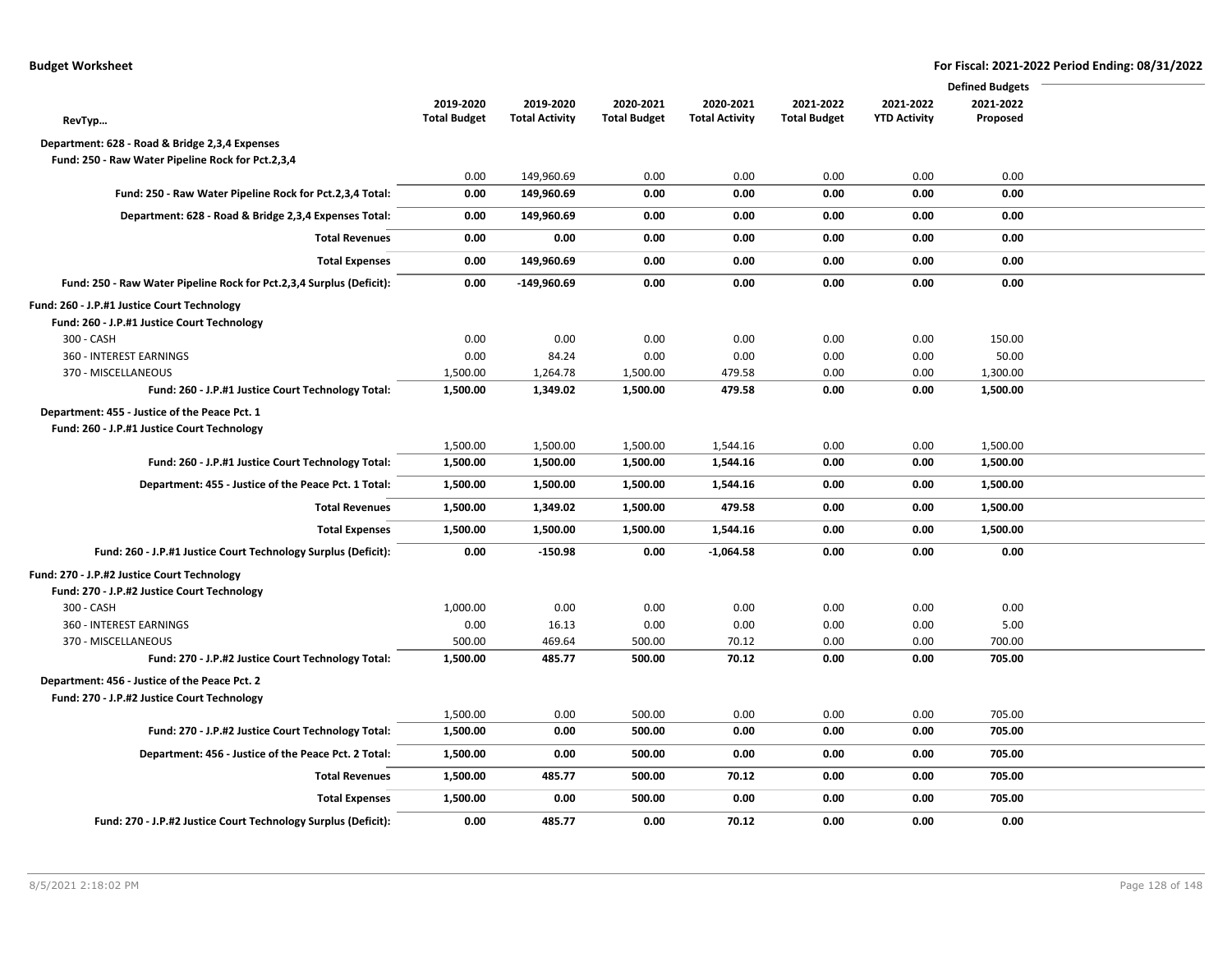**Budget Worksheet** | **For Fiscal: 2021-2022 Period Ending: 08/31/2022**

| RevTyp... | 2019-2020 Total Budget | 2019-2020 Total Activity | 2020-2021 Total Budget | 2020-2021 Total Activity | 2021-2022 Total Budget | 2021-2022 YTD Activity | Defined Budgets 2021-2022 Proposed |
|---|---|---|---|---|---|---|---|
| **Department: 628 - Road & Bridge 2,3,4 Expenses** | | | | | | | |
| **Fund: 250 - Raw Water Pipeline Rock for Pct.2,3,4** | | | | | | | |
| | 0.00 | 149,960.69 | 0.00 | 0.00 | 0.00 | 0.00 | 0.00 |
| **Fund: 250 - Raw Water Pipeline Rock for Pct.2,3,4 Total:** | **0.00** | **149,960.69** | **0.00** | **0.00** | **0.00** | **0.00** | **0.00** |
| **Department: 628 - Road & Bridge 2,3,4 Expenses Total:** | **0.00** | **149,960.69** | **0.00** | **0.00** | **0.00** | **0.00** | **0.00** |
| **Total Revenues** | **0.00** | **0.00** | **0.00** | **0.00** | **0.00** | **0.00** | **0.00** |
| **Total Expenses** | **0.00** | **149,960.69** | **0.00** | **0.00** | **0.00** | **0.00** | **0.00** |
| **Fund: 250 - Raw Water Pipeline Rock for Pct.2,3,4 Surplus (Deficit):** | **0.00** | **-149,960.69** | **0.00** | **0.00** | **0.00** | **0.00** | **0.00** |
| **Fund: 260 - J.P.#1 Justice Court Technology** | | | | | | | |
| **Fund: 260 - J.P.#1 Justice Court Technology** | | | | | | | |
| 300 - CASH | 0.00 | 0.00 | 0.00 | 0.00 | 0.00 | 0.00 | 150.00 |
| 360 - INTEREST EARNINGS | 0.00 | 84.24 | 0.00 | 0.00 | 0.00 | 0.00 | 50.00 |
| 370 - MISCELLANEOUS | 1,500.00 | 1,264.78 | 1,500.00 | 479.58 | 0.00 | 0.00 | 1,300.00 |
| **Fund: 260 - J.P.#1 Justice Court Technology Total:** | **1,500.00** | **1,349.02** | **1,500.00** | **479.58** | **0.00** | **0.00** | **1,500.00** |
| **Department: 455 - Justice of the Peace Pct. 1** | | | | | | | |
| **Fund: 260 - J.P.#1 Justice Court Technology** | | | | | | | |
| | 1,500.00 | 1,500.00 | 1,500.00 | 1,544.16 | 0.00 | 0.00 | 1,500.00 |
| **Fund: 260 - J.P.#1 Justice Court Technology Total:** | **1,500.00** | **1,500.00** | **1,500.00** | **1,544.16** | **0.00** | **0.00** | **1,500.00** |
| **Department: 455 - Justice of the Peace Pct. 1 Total:** | **1,500.00** | **1,500.00** | **1,500.00** | **1,544.16** | **0.00** | **0.00** | **1,500.00** |
| **Total Revenues** | **1,500.00** | **1,349.02** | **1,500.00** | **479.58** | **0.00** | **0.00** | **1,500.00** |
| **Total Expenses** | **1,500.00** | **1,500.00** | **1,500.00** | **1,544.16** | **0.00** | **0.00** | **1,500.00** |
| **Fund: 260 - J.P.#1 Justice Court Technology Surplus (Deficit):** | **0.00** | **-150.98** | **0.00** | **-1,064.58** | **0.00** | **0.00** | **0.00** |
| **Fund: 270 - J.P.#2 Justice Court Technology** | | | | | | | |
| **Fund: 270 - J.P.#2 Justice Court Technology** | | | | | | | |
| 300 - CASH | 1,000.00 | 0.00 | 0.00 | 0.00 | 0.00 | 0.00 | 0.00 |
| 360 - INTEREST EARNINGS | 0.00 | 16.13 | 0.00 | 0.00 | 0.00 | 0.00 | 5.00 |
| 370 - MISCELLANEOUS | 500.00 | 469.64 | 500.00 | 70.12 | 0.00 | 0.00 | 700.00 |
| **Fund: 270 - J.P.#2 Justice Court Technology Total:** | **1,500.00** | **485.77** | **500.00** | **70.12** | **0.00** | **0.00** | **705.00** |
| **Department: 456 - Justice of the Peace Pct. 2** | | | | | | | |
| **Fund: 270 - J.P.#2 Justice Court Technology** | | | | | | | |
| | 1,500.00 | 0.00 | 500.00 | 0.00 | 0.00 | 0.00 | 705.00 |
| **Fund: 270 - J.P.#2 Justice Court Technology Total:** | **1,500.00** | **0.00** | **500.00** | **0.00** | **0.00** | **0.00** | **705.00** |
| **Department: 456 - Justice of the Peace Pct. 2 Total:** | **1,500.00** | **0.00** | **500.00** | **0.00** | **0.00** | **0.00** | **705.00** |
| **Total Revenues** | **1,500.00** | **485.77** | **500.00** | **70.12** | **0.00** | **0.00** | **705.00** |
| **Total Expenses** | **1,500.00** | **0.00** | **500.00** | **0.00** | **0.00** | **0.00** | **705.00** |
| **Fund: 270 - J.P.#2 Justice Court Technology Surplus (Deficit):** | **0.00** | **485.77** | **0.00** | **70.12** | **0.00** | **0.00** | **0.00** |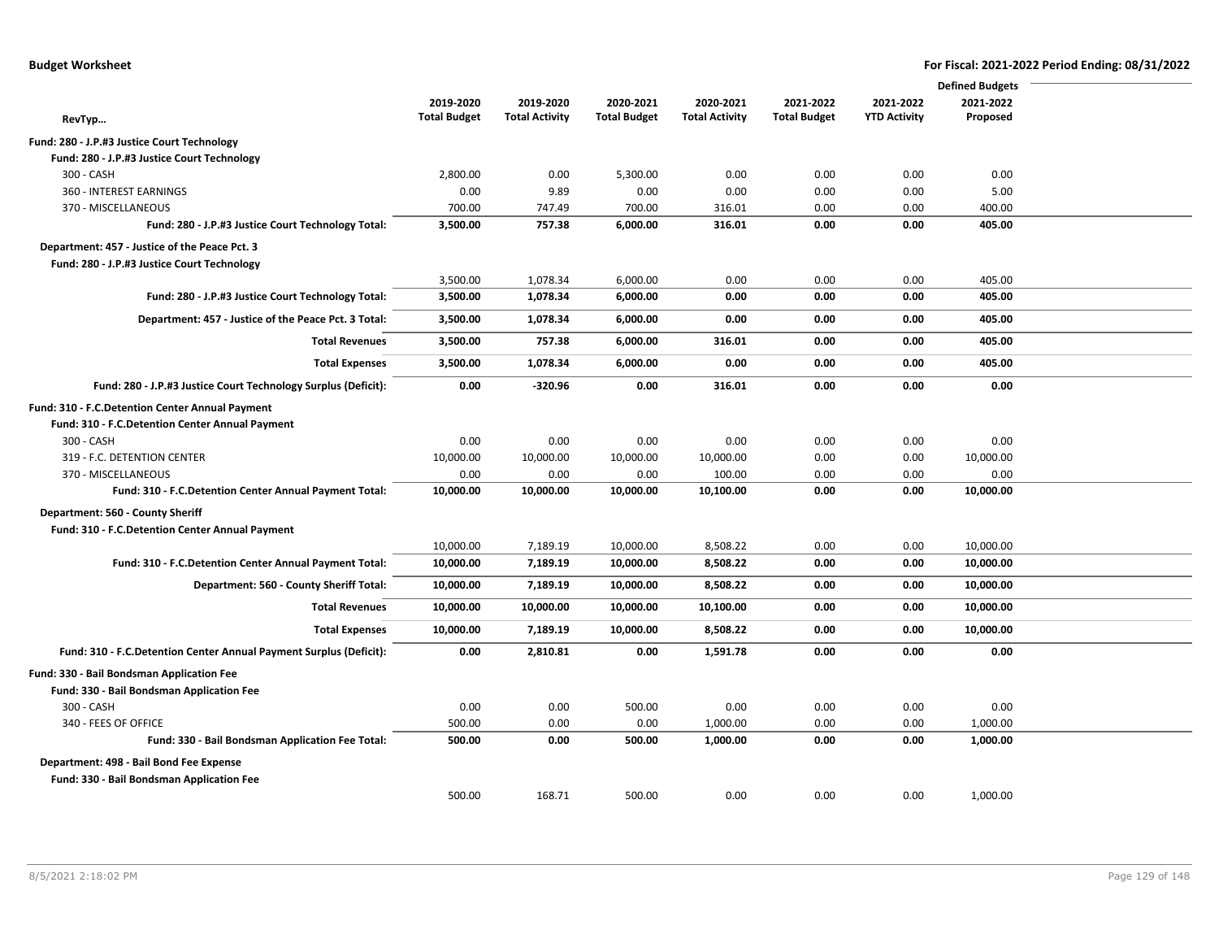| RevTyp… | 2019-2020 Total Budget | 2019-2020 Total Activity | 2020-2021 Total Budget | 2020-2021 Total Activity | 2021-2022 Total Budget | 2021-2022 YTD Activity | Defined Budgets 2021-2022 Proposed |
|---|---|---|---|---|---|---|---|
| **Fund: 280 - J.P.#3 Justice Court Technology** | | | | | | | |
| **Fund: 280 - J.P.#3 Justice Court Technology** | | | | | | | |
| 300 - CASH | 2,800.00 | 0.00 | 5,300.00 | 0.00 | 0.00 | 0.00 | 0.00 |
| 360 - INTEREST EARNINGS | 0.00 | 9.89 | 0.00 | 0.00 | 0.00 | 0.00 | 5.00 |
| 370 - MISCELLANEOUS | 700.00 | 747.49 | 700.00 | 316.01 | 0.00 | 0.00 | 400.00 |
| **Fund: 280 - J.P.#3 Justice Court Technology Total:** | **3,500.00** | **757.38** | **6,000.00** | **316.01** | **0.00** | **0.00** | **405.00** |
| **Department: 457 - Justice of the Peace Pct. 3** | | | | | | | |
| **Fund: 280 - J.P.#3 Justice Court Technology** | | | | | | | |
| | 3,500.00 | 1,078.34 | 6,000.00 | 0.00 | 0.00 | 0.00 | 405.00 |
| **Fund: 280 - J.P.#3 Justice Court Technology Total:** | **3,500.00** | **1,078.34** | **6,000.00** | **0.00** | **0.00** | **0.00** | **405.00** |
| **Department: 457 - Justice of the Peace Pct. 3 Total:** | **3,500.00** | **1,078.34** | **6,000.00** | **0.00** | **0.00** | **0.00** | **405.00** |
| **Total Revenues** | **3,500.00** | **757.38** | **6,000.00** | **316.01** | **0.00** | **0.00** | **405.00** |
| **Total Expenses** | **3,500.00** | **1,078.34** | **6,000.00** | **0.00** | **0.00** | **0.00** | **405.00** |
| **Fund: 280 - J.P.#3 Justice Court Technology Surplus (Deficit):** | **0.00** | **-320.96** | **0.00** | **316.01** | **0.00** | **0.00** | **0.00** |
| **Fund: 310 - F.C.Detention Center Annual Payment** | | | | | | | |
| **Fund: 310 - F.C.Detention Center Annual Payment** | | | | | | | |
| 300 - CASH | 0.00 | 0.00 | 0.00 | 0.00 | 0.00 | 0.00 | 0.00 |
| 319 - F.C. DETENTION CENTER | 10,000.00 | 10,000.00 | 10,000.00 | 10,000.00 | 0.00 | 0.00 | 10,000.00 |
| 370 - MISCELLANEOUS | 0.00 | 0.00 | 0.00 | 100.00 | 0.00 | 0.00 | 0.00 |
| **Fund: 310 - F.C.Detention Center Annual Payment Total:** | **10,000.00** | **10,000.00** | **10,000.00** | **10,100.00** | **0.00** | **0.00** | **10,000.00** |
| **Department: 560 - County Sheriff** | | | | | | | |
| **Fund: 310 - F.C.Detention Center Annual Payment** | | | | | | | |
| | 10,000.00 | 7,189.19 | 10,000.00 | 8,508.22 | 0.00 | 0.00 | 10,000.00 |
| **Fund: 310 - F.C.Detention Center Annual Payment Total:** | **10,000.00** | **7,189.19** | **10,000.00** | **8,508.22** | **0.00** | **0.00** | **10,000.00** |
| **Department: 560 - County Sheriff Total:** | **10,000.00** | **7,189.19** | **10,000.00** | **8,508.22** | **0.00** | **0.00** | **10,000.00** |
| **Total Revenues** | **10,000.00** | **10,000.00** | **10,000.00** | **10,100.00** | **0.00** | **0.00** | **10,000.00** |
| **Total Expenses** | **10,000.00** | **7,189.19** | **10,000.00** | **8,508.22** | **0.00** | **0.00** | **10,000.00** |
| **Fund: 310 - F.C.Detention Center Annual Payment Surplus (Deficit):** | **0.00** | **2,810.81** | **0.00** | **1,591.78** | **0.00** | **0.00** | **0.00** |
| **Fund: 330 - Bail Bondsman Application Fee** | | | | | | | |
| **Fund: 330 - Bail Bondsman Application Fee** | | | | | | | |
| 300 - CASH | 0.00 | 0.00 | 500.00 | 0.00 | 0.00 | 0.00 | 0.00 |
| 340 - FEES OF OFFICE | 500.00 | 0.00 | 0.00 | 1,000.00 | 0.00 | 0.00 | 1,000.00 |
| **Fund: 330 - Bail Bondsman Application Fee Total:** | **500.00** | **0.00** | **500.00** | **1,000.00** | **0.00** | **0.00** | **1,000.00** |
| **Department: 498 - Bail Bond Fee Expense** | | | | | | | |
| **Fund: 330 - Bail Bondsman Application Fee** | | | | | | | |
| | 500.00 | 168.71 | 500.00 | 0.00 | 0.00 | 0.00 | 1,000.00 |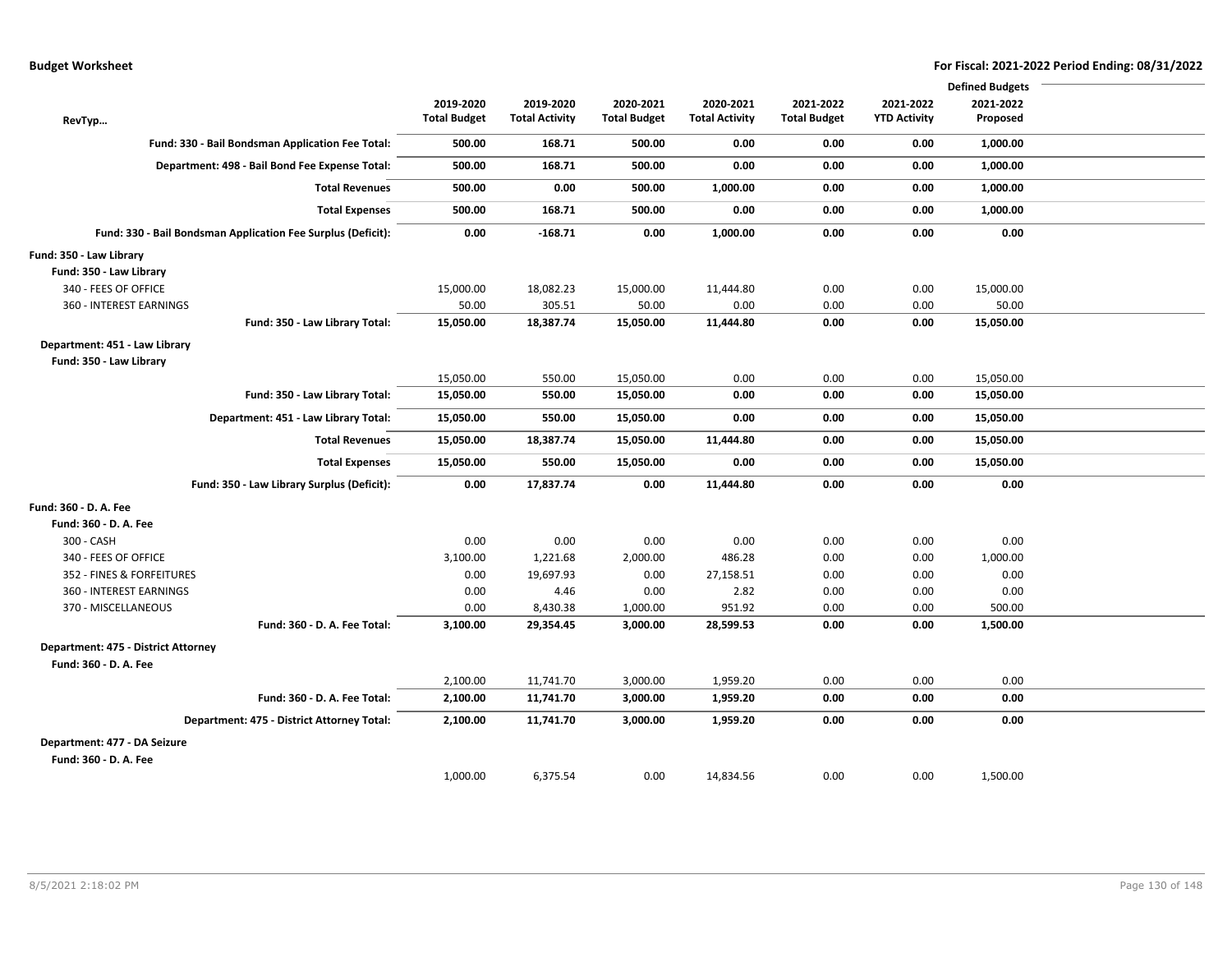| RevTyp… | 2019-2020 Total Budget | 2019-2020 Total Activity | 2020-2021 Total Budget | 2020-2021 Total Activity | 2021-2022 Total Budget | 2021-2022 YTD Activity | Defined Budgets 2021-2022 Proposed |
|---|---|---|---|---|---|---|---|
| Fund: 330 - Bail Bondsman Application Fee Total: | 500.00 | 168.71 | 500.00 | 0.00 | 0.00 | 0.00 | 1,000.00 |
| Department: 498 - Bail Bond Fee Expense Total: | 500.00 | 168.71 | 500.00 | 0.00 | 0.00 | 0.00 | 1,000.00 |
| Total Revenues | 500.00 | 0.00 | 500.00 | 1,000.00 | 0.00 | 0.00 | 1,000.00 |
| Total Expenses | 500.00 | 168.71 | 500.00 | 0.00 | 0.00 | 0.00 | 1,000.00 |
| Fund: 330 - Bail Bondsman Application Fee Surplus (Deficit): | 0.00 | -168.71 | 0.00 | 1,000.00 | 0.00 | 0.00 | 0.00 |
| **Fund: 350 - Law Library** | | | | | | | |
| **Fund: 350 - Law Library** | | | | | | | |
| 340 - FEES OF OFFICE | 15,000.00 | 18,082.23 | 15,000.00 | 11,444.80 | 0.00 | 0.00 | 15,000.00 |
| 360 - INTEREST EARNINGS | 50.00 | 305.51 | 50.00 | 0.00 | 0.00 | 0.00 | 50.00 |
| Fund: 350 - Law Library Total: | 15,050.00 | 18,387.74 | 15,050.00 | 11,444.80 | 0.00 | 0.00 | 15,050.00 |
| **Department: 451 - Law Library** | | | | | | | |
| **Fund: 350 - Law Library** | | | | | | | |
| | 15,050.00 | 550.00 | 15,050.00 | 0.00 | 0.00 | 0.00 | 15,050.00 |
| Fund: 350 - Law Library Total: | 15,050.00 | 550.00 | 15,050.00 | 0.00 | 0.00 | 0.00 | 15,050.00 |
| Department: 451 - Law Library Total: | 15,050.00 | 550.00 | 15,050.00 | 0.00 | 0.00 | 0.00 | 15,050.00 |
| Total Revenues | 15,050.00 | 18,387.74 | 15,050.00 | 11,444.80 | 0.00 | 0.00 | 15,050.00 |
| Total Expenses | 15,050.00 | 550.00 | 15,050.00 | 0.00 | 0.00 | 0.00 | 15,050.00 |
| Fund: 350 - Law Library Surplus (Deficit): | 0.00 | 17,837.74 | 0.00 | 11,444.80 | 0.00 | 0.00 | 0.00 |
| **Fund: 360 - D. A. Fee** | | | | | | | |
| **Fund: 360 - D. A. Fee** | | | | | | | |
| 300 - CASH | 0.00 | 0.00 | 0.00 | 0.00 | 0.00 | 0.00 | 0.00 |
| 340 - FEES OF OFFICE | 3,100.00 | 1,221.68 | 2,000.00 | 486.28 | 0.00 | 0.00 | 1,000.00 |
| 352 - FINES & FORFEITURES | 0.00 | 19,697.93 | 0.00 | 27,158.51 | 0.00 | 0.00 | 0.00 |
| 360 - INTEREST EARNINGS | 0.00 | 4.46 | 0.00 | 2.82 | 0.00 | 0.00 | 0.00 |
| 370 - MISCELLANEOUS | 0.00 | 8,430.38 | 1,000.00 | 951.92 | 0.00 | 0.00 | 500.00 |
| Fund: 360 - D. A. Fee Total: | 3,100.00 | 29,354.45 | 3,000.00 | 28,599.53 | 0.00 | 0.00 | 1,500.00 |
| **Department: 475 - District Attorney** | | | | | | | |
| **Fund: 360 - D. A. Fee** | | | | | | | |
| | 2,100.00 | 11,741.70 | 3,000.00 | 1,959.20 | 0.00 | 0.00 | 0.00 |
| Fund: 360 - D. A. Fee Total: | 2,100.00 | 11,741.70 | 3,000.00 | 1,959.20 | 0.00 | 0.00 | 0.00 |
| Department: 475 - District Attorney Total: | 2,100.00 | 11,741.70 | 3,000.00 | 1,959.20 | 0.00 | 0.00 | 0.00 |
| **Department: 477 - DA Seizure** | | | | | | | |
| **Fund: 360 - D. A. Fee** | | | | | | | |
| | 1,000.00 | 6,375.54 | 0.00 | 14,834.56 | 0.00 | 0.00 | 1,500.00 |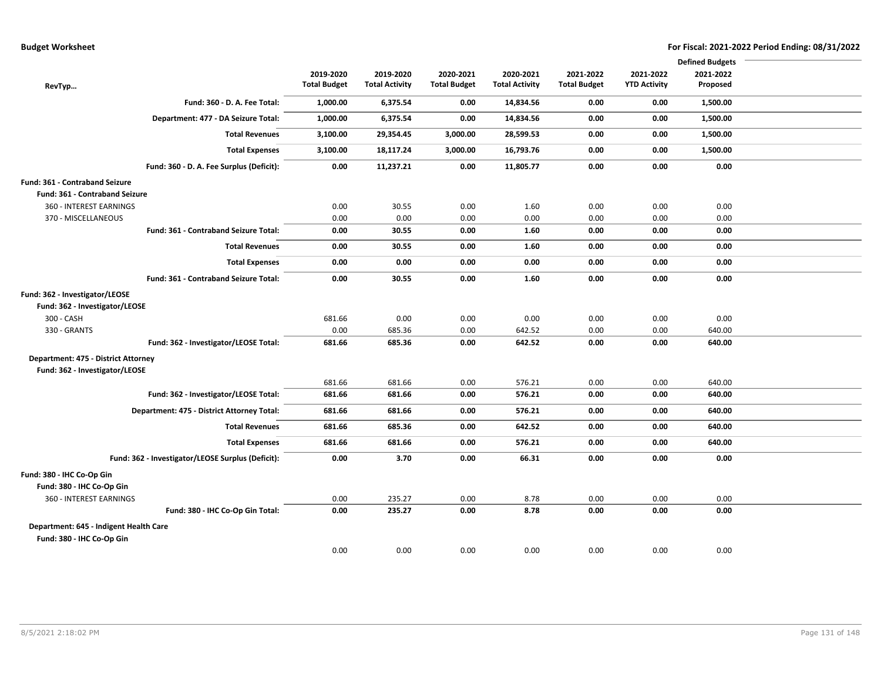| RevTyp… | 2019-2020 Total Budget | 2019-2020 Total Activity | 2020-2021 Total Budget | 2020-2021 Total Activity | 2021-2022 Total Budget | 2021-2022 YTD Activity | Defined Budgets 2021-2022 Proposed |
|---|---|---|---|---|---|---|---|
| **Fund: 360 - D. A. Fee Total:** | **1,000.00** | **6,375.54** | **0.00** | **14,834.56** | **0.00** | **0.00** | **1,500.00** |
| **Department: 477 - DA Seizure Total:** | **1,000.00** | **6,375.54** | **0.00** | **14,834.56** | **0.00** | **0.00** | **1,500.00** |
| **Total Revenues** | **3,100.00** | **29,354.45** | **3,000.00** | **28,599.53** | **0.00** | **0.00** | **1,500.00** |
| **Total Expenses** | **3,100.00** | **18,117.24** | **3,000.00** | **16,793.76** | **0.00** | **0.00** | **1,500.00** |
| **Fund: 360 - D. A. Fee Surplus (Deficit):** | **0.00** | **11,237.21** | **0.00** | **11,805.77** | **0.00** | **0.00** | **0.00** |
| **Fund: 361 - Contraband Seizure** | | | | | | | |
| **Fund: 361 - Contraband Seizure** | | | | | | | |
| 360 - INTEREST EARNINGS | 0.00 | 30.55 | 0.00 | 1.60 | 0.00 | 0.00 | 0.00 |
| 370 - MISCELLANEOUS | 0.00 | 0.00 | 0.00 | 0.00 | 0.00 | 0.00 | 0.00 |
| **Fund: 361 - Contraband Seizure Total:** | **0.00** | **30.55** | **0.00** | **1.60** | **0.00** | **0.00** | **0.00** |
| **Total Revenues** | **0.00** | **30.55** | **0.00** | **1.60** | **0.00** | **0.00** | **0.00** |
| **Total Expenses** | **0.00** | **0.00** | **0.00** | **0.00** | **0.00** | **0.00** | **0.00** |
| **Fund: 361 - Contraband Seizure Total:** | **0.00** | **30.55** | **0.00** | **1.60** | **0.00** | **0.00** | **0.00** |
| **Fund: 362 - Investigator/LEOSE** | | | | | | | |
| **Fund: 362 - Investigator/LEOSE** | | | | | | | |
| 300 - CASH | 681.66 | 0.00 | 0.00 | 0.00 | 0.00 | 0.00 | 0.00 |
| 330 - GRANTS | 0.00 | 685.36 | 0.00 | 642.52 | 0.00 | 0.00 | 640.00 |
| **Fund: 362 - Investigator/LEOSE Total:** | **681.66** | **685.36** | **0.00** | **642.52** | **0.00** | **0.00** | **640.00** |
| **Department: 475 - District Attorney** | | | | | | | |
| **Fund: 362 - Investigator/LEOSE** | | | | | | | |
| | 681.66 | 681.66 | 0.00 | 576.21 | 0.00 | 0.00 | 640.00 |
| **Fund: 362 - Investigator/LEOSE Total:** | **681.66** | **681.66** | **0.00** | **576.21** | **0.00** | **0.00** | **640.00** |
| **Department: 475 - District Attorney Total:** | **681.66** | **681.66** | **0.00** | **576.21** | **0.00** | **0.00** | **640.00** |
| **Total Revenues** | **681.66** | **685.36** | **0.00** | **642.52** | **0.00** | **0.00** | **640.00** |
| **Total Expenses** | **681.66** | **681.66** | **0.00** | **576.21** | **0.00** | **0.00** | **640.00** |
| **Fund: 362 - Investigator/LEOSE Surplus (Deficit):** | **0.00** | **3.70** | **0.00** | **66.31** | **0.00** | **0.00** | **0.00** |
| **Fund: 380 - IHC Co-Op Gin** | | | | | | | |
| **Fund: 380 - IHC Co-Op Gin** | | | | | | | |
| 360 - INTEREST EARNINGS | 0.00 | 235.27 | 0.00 | 8.78 | 0.00 | 0.00 | 0.00 |
| **Fund: 380 - IHC Co-Op Gin Total:** | **0.00** | **235.27** | **0.00** | **8.78** | **0.00** | **0.00** | **0.00** |
| **Department: 645 - Indigent Health Care** | | | | | | | |
| **Fund: 380 - IHC Co-Op Gin** | | | | | | | |
| | 0.00 | 0.00 | 0.00 | 0.00 | 0.00 | 0.00 | 0.00 |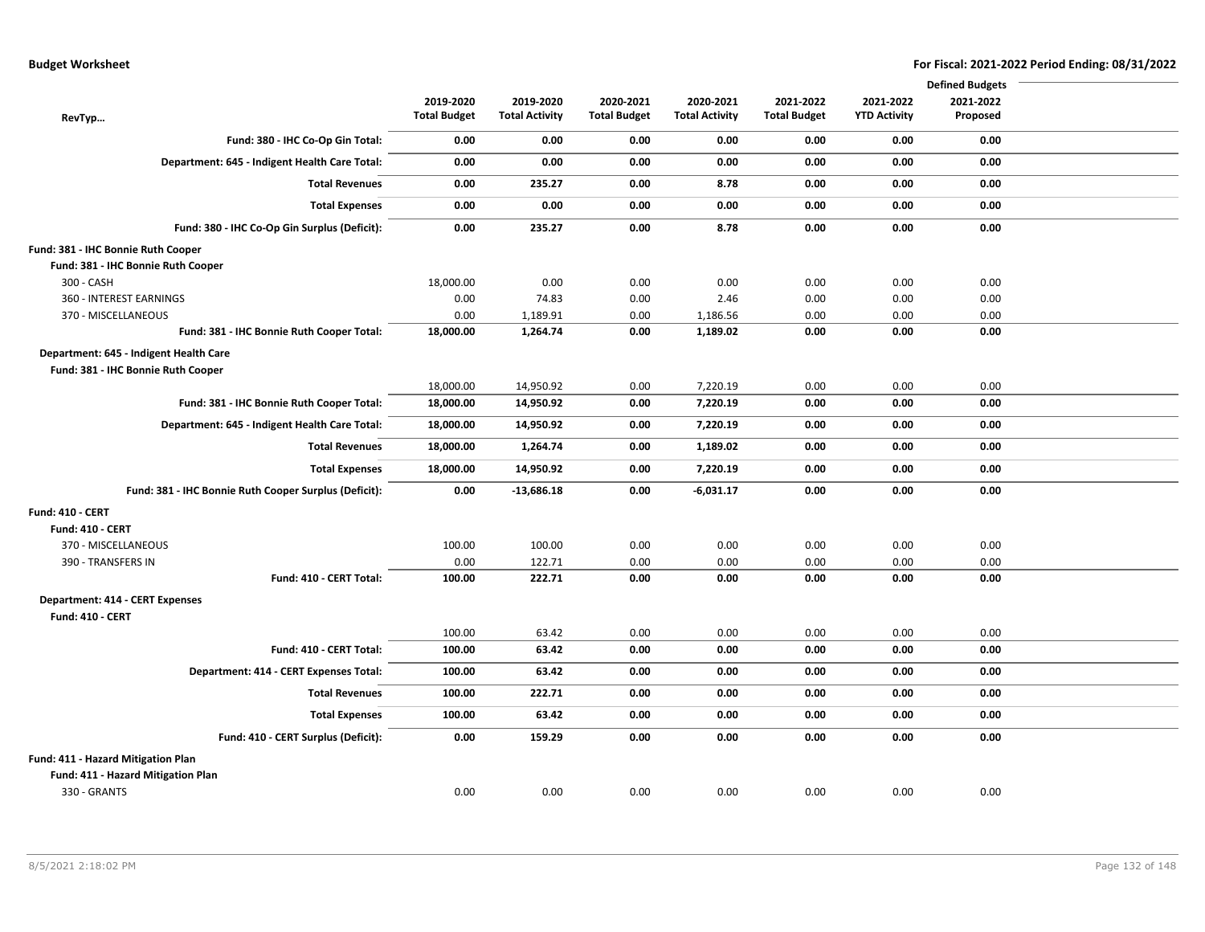| RevTyp… | 2019-2020 Total Budget | 2019-2020 Total Activity | 2020-2021 Total Budget | 2020-2021 Total Activity | 2021-2022 Total Budget | 2021-2022 YTD Activity | Defined Budgets 2021-2022 Proposed |
|---|---|---|---|---|---|---|---|
| **Fund: 380 - IHC Co-Op Gin Total:** | **0.00** | **0.00** | **0.00** | **0.00** | **0.00** | **0.00** | **0.00** |
| **Department: 645 - Indigent Health Care Total:** | **0.00** | **0.00** | **0.00** | **0.00** | **0.00** | **0.00** | **0.00** |
| **Total Revenues** | **0.00** | **235.27** | **0.00** | **8.78** | **0.00** | **0.00** | **0.00** |
| **Total Expenses** | **0.00** | **0.00** | **0.00** | **0.00** | **0.00** | **0.00** | **0.00** |
| **Fund: 380 - IHC Co-Op Gin Surplus (Deficit):** | **0.00** | **235.27** | **0.00** | **8.78** | **0.00** | **0.00** | **0.00** |
| **Fund: 381 - IHC Bonnie Ruth Cooper** | | | | | | | |
| **Fund: 381 - IHC Bonnie Ruth Cooper** | | | | | | | |
| 300 - CASH | 18,000.00 | 0.00 | 0.00 | 0.00 | 0.00 | 0.00 | 0.00 |
| 360 - INTEREST EARNINGS | 0.00 | 74.83 | 0.00 | 2.46 | 0.00 | 0.00 | 0.00 |
| 370 - MISCELLANEOUS | 0.00 | 1,189.91 | 0.00 | 1,186.56 | 0.00 | 0.00 | 0.00 |
| **Fund: 381 - IHC Bonnie Ruth Cooper Total:** | **18,000.00** | **1,264.74** | **0.00** | **1,189.02** | **0.00** | **0.00** | **0.00** |
| **Department: 645 - Indigent Health Care** | | | | | | | |
| **Fund: 381 - IHC Bonnie Ruth Cooper** | | | | | | | |
| | 18,000.00 | 14,950.92 | 0.00 | 7,220.19 | 0.00 | 0.00 | 0.00 |
| **Fund: 381 - IHC Bonnie Ruth Cooper Total:** | **18,000.00** | **14,950.92** | **0.00** | **7,220.19** | **0.00** | **0.00** | **0.00** |
| **Department: 645 - Indigent Health Care Total:** | **18,000.00** | **14,950.92** | **0.00** | **7,220.19** | **0.00** | **0.00** | **0.00** |
| **Total Revenues** | **18,000.00** | **1,264.74** | **0.00** | **1,189.02** | **0.00** | **0.00** | **0.00** |
| **Total Expenses** | **18,000.00** | **14,950.92** | **0.00** | **7,220.19** | **0.00** | **0.00** | **0.00** |
| **Fund: 381 - IHC Bonnie Ruth Cooper Surplus (Deficit):** | **0.00** | **-13,686.18** | **0.00** | **-6,031.17** | **0.00** | **0.00** | **0.00** |
| **Fund: 410 - CERT** | | | | | | | |
| **Fund: 410 - CERT** | | | | | | | |
| 370 - MISCELLANEOUS | 100.00 | 100.00 | 0.00 | 0.00 | 0.00 | 0.00 | 0.00 |
| 390 - TRANSFERS IN | 0.00 | 122.71 | 0.00 | 0.00 | 0.00 | 0.00 | 0.00 |
| **Fund: 410 - CERT Total:** | **100.00** | **222.71** | **0.00** | **0.00** | **0.00** | **0.00** | **0.00** |
| **Department: 414 - CERT Expenses** | | | | | | | |
| **Fund: 410 - CERT** | | | | | | | |
| | 100.00 | 63.42 | 0.00 | 0.00 | 0.00 | 0.00 | 0.00 |
| **Fund: 410 - CERT Total:** | **100.00** | **63.42** | **0.00** | **0.00** | **0.00** | **0.00** | **0.00** |
| **Department: 414 - CERT Expenses Total:** | **100.00** | **63.42** | **0.00** | **0.00** | **0.00** | **0.00** | **0.00** |
| **Total Revenues** | **100.00** | **222.71** | **0.00** | **0.00** | **0.00** | **0.00** | **0.00** |
| **Total Expenses** | **100.00** | **63.42** | **0.00** | **0.00** | **0.00** | **0.00** | **0.00** |
| **Fund: 410 - CERT Surplus (Deficit):** | **0.00** | **159.29** | **0.00** | **0.00** | **0.00** | **0.00** | **0.00** |
| **Fund: 411 - Hazard Mitigation Plan** | | | | | | | |
| **Fund: 411 - Hazard Mitigation Plan** | | | | | | | |
| 330 - GRANTS | 0.00 | 0.00 | 0.00 | 0.00 | 0.00 | 0.00 | 0.00 |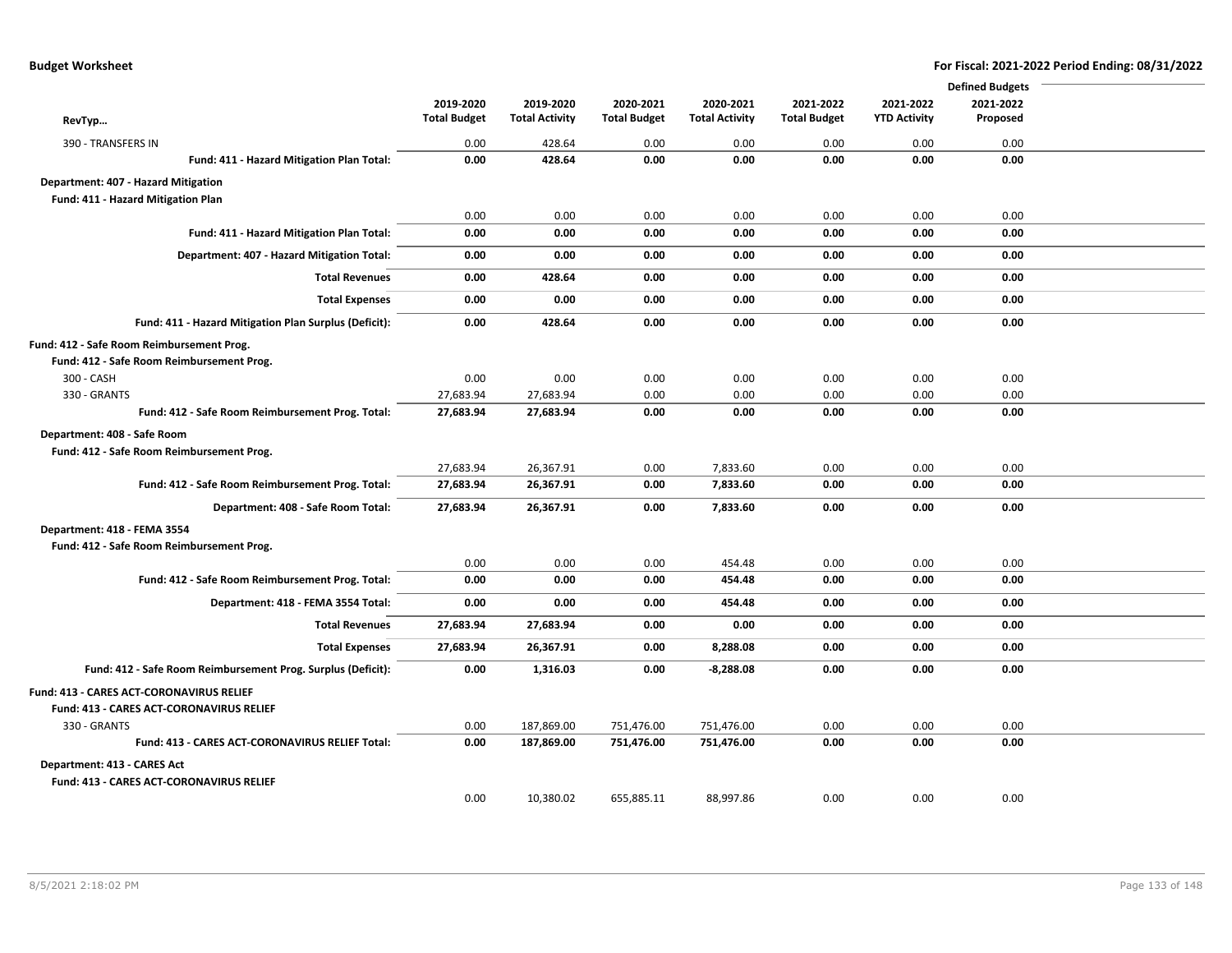| RevTyp… | 2019-2020 Total Budget | 2019-2020 Total Activity | 2020-2021 Total Budget | 2020-2021 Total Activity | 2021-2022 Total Budget | 2021-2022 YTD Activity | Defined Budgets 2021-2022 Proposed |
|---|---|---|---|---|---|---|---|
| 390 - TRANSFERS IN | 0.00 | 428.64 | 0.00 | 0.00 | 0.00 | 0.00 | 0.00 |
| **Fund: 411 - Hazard Mitigation Plan Total:** | **0.00** | **428.64** | **0.00** | **0.00** | **0.00** | **0.00** | **0.00** |
| **Department: 407 - Hazard Mitigation** | | | | | | | |
| **Fund: 411 - Hazard Mitigation Plan** | | | | | | | |
| | 0.00 | 0.00 | 0.00 | 0.00 | 0.00 | 0.00 | 0.00 |
| **Fund: 411 - Hazard Mitigation Plan Total:** | **0.00** | **0.00** | **0.00** | **0.00** | **0.00** | **0.00** | **0.00** |
| **Department: 407 - Hazard Mitigation Total:** | **0.00** | **0.00** | **0.00** | **0.00** | **0.00** | **0.00** | **0.00** |
| **Total Revenues** | **0.00** | **428.64** | **0.00** | **0.00** | **0.00** | **0.00** | **0.00** |
| **Total Expenses** | **0.00** | **0.00** | **0.00** | **0.00** | **0.00** | **0.00** | **0.00** |
| **Fund: 411 - Hazard Mitigation Plan Surplus (Deficit):** | **0.00** | **428.64** | **0.00** | **0.00** | **0.00** | **0.00** | **0.00** |
| **Fund: 412 - Safe Room Reimbursement Prog.** | | | | | | | |
| **Fund: 412 - Safe Room Reimbursement Prog.** | | | | | | | |
| 300 - CASH | 0.00 | 0.00 | 0.00 | 0.00 | 0.00 | 0.00 | 0.00 |
| 330 - GRANTS | 27,683.94 | 27,683.94 | 0.00 | 0.00 | 0.00 | 0.00 | 0.00 |
| **Fund: 412 - Safe Room Reimbursement Prog. Total:** | **27,683.94** | **27,683.94** | **0.00** | **0.00** | **0.00** | **0.00** | **0.00** |
| **Department: 408 - Safe Room** | | | | | | | |
| **Fund: 412 - Safe Room Reimbursement Prog.** | | | | | | | |
| | 27,683.94 | 26,367.91 | 0.00 | 7,833.60 | 0.00 | 0.00 | 0.00 |
| **Fund: 412 - Safe Room Reimbursement Prog. Total:** | **27,683.94** | **26,367.91** | **0.00** | **7,833.60** | **0.00** | **0.00** | **0.00** |
| **Department: 408 - Safe Room Total:** | **27,683.94** | **26,367.91** | **0.00** | **7,833.60** | **0.00** | **0.00** | **0.00** |
| **Department: 418 - FEMA 3554** | | | | | | | |
| **Fund: 412 - Safe Room Reimbursement Prog.** | | | | | | | |
| | 0.00 | 0.00 | 0.00 | 454.48 | 0.00 | 0.00 | 0.00 |
| **Fund: 412 - Safe Room Reimbursement Prog. Total:** | **0.00** | **0.00** | **0.00** | **454.48** | **0.00** | **0.00** | **0.00** |
| **Department: 418 - FEMA 3554 Total:** | **0.00** | **0.00** | **0.00** | **454.48** | **0.00** | **0.00** | **0.00** |
| **Total Revenues** | **27,683.94** | **27,683.94** | **0.00** | **0.00** | **0.00** | **0.00** | **0.00** |
| **Total Expenses** | **27,683.94** | **26,367.91** | **0.00** | **8,288.08** | **0.00** | **0.00** | **0.00** |
| **Fund: 412 - Safe Room Reimbursement Prog. Surplus (Deficit):** | **0.00** | **1,316.03** | **0.00** | **-8,288.08** | **0.00** | **0.00** | **0.00** |
| **Fund: 413 - CARES ACT-CORONAVIRUS RELIEF** | | | | | | | |
| **Fund: 413 - CARES ACT-CORONAVIRUS RELIEF** | | | | | | | |
| 330 - GRANTS | 0.00 | 187,869.00 | 751,476.00 | 751,476.00 | 0.00 | 0.00 | 0.00 |
| **Fund: 413 - CARES ACT-CORONAVIRUS RELIEF Total:** | **0.00** | **187,869.00** | **751,476.00** | **751,476.00** | **0.00** | **0.00** | **0.00** |
| **Department: 413 - CARES Act** | | | | | | | |
| **Fund: 413 - CARES ACT-CORONAVIRUS RELIEF** | | | | | | | |
| | 0.00 | 10,380.02 | 655,885.11 | 88,997.86 | 0.00 | 0.00 | 0.00 |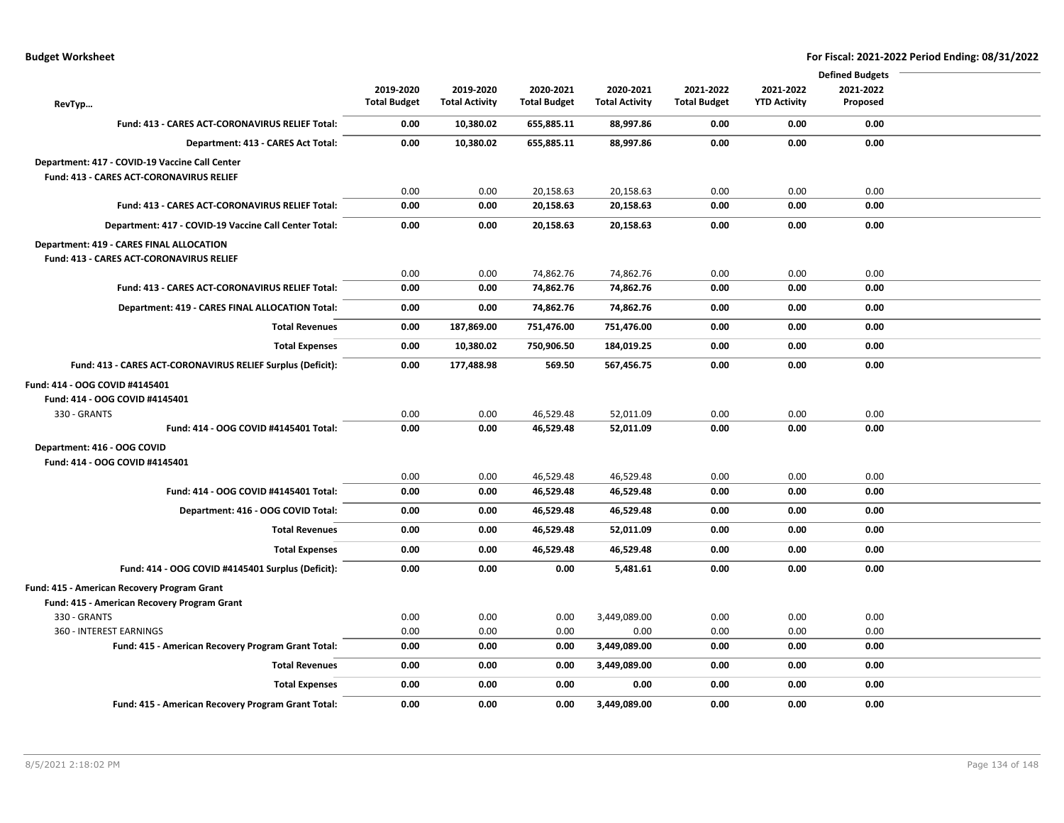| RevTyp… | 2019-2020 Total Budget | 2019-2020 Total Activity | 2020-2021 Total Budget | 2020-2021 Total Activity | 2021-2022 Total Budget | 2021-2022 YTD Activity | Defined Budgets 2021-2022 Proposed |
|---|---|---|---|---|---|---|---|
| **Fund: 413 - CARES ACT-CORONAVIRUS RELIEF Total:** | **0.00** | **10,380.02** | **655,885.11** | **88,997.86** | **0.00** | **0.00** | **0.00** |
| **Department: 413 - CARES Act Total:** | **0.00** | **10,380.02** | **655,885.11** | **88,997.86** | **0.00** | **0.00** | **0.00** |
| **Department: 417 - COVID-19 Vaccine Call Center** | | | | | | | |
| **Fund: 413 - CARES ACT-CORONAVIRUS RELIEF** | | | | | | | |
| | 0.00 | 0.00 | 20,158.63 | 20,158.63 | 0.00 | 0.00 | 0.00 |
| **Fund: 413 - CARES ACT-CORONAVIRUS RELIEF Total:** | **0.00** | **0.00** | **20,158.63** | **20,158.63** | **0.00** | **0.00** | **0.00** |
| **Department: 417 - COVID-19 Vaccine Call Center Total:** | **0.00** | **0.00** | **20,158.63** | **20,158.63** | **0.00** | **0.00** | **0.00** |
| **Department: 419 - CARES FINAL ALLOCATION** | | | | | | | |
| **Fund: 413 - CARES ACT-CORONAVIRUS RELIEF** | | | | | | | |
| | 0.00 | 0.00 | 74,862.76 | 74,862.76 | 0.00 | 0.00 | 0.00 |
| **Fund: 413 - CARES ACT-CORONAVIRUS RELIEF Total:** | **0.00** | **0.00** | **74,862.76** | **74,862.76** | **0.00** | **0.00** | **0.00** |
| **Department: 419 - CARES FINAL ALLOCATION Total:** | **0.00** | **0.00** | **74,862.76** | **74,862.76** | **0.00** | **0.00** | **0.00** |
| **Total Revenues** | **0.00** | **187,869.00** | **751,476.00** | **751,476.00** | **0.00** | **0.00** | **0.00** |
| **Total Expenses** | **0.00** | **10,380.02** | **750,906.50** | **184,019.25** | **0.00** | **0.00** | **0.00** |
| **Fund: 413 - CARES ACT-CORONAVIRUS RELIEF Surplus (Deficit):** | **0.00** | **177,488.98** | **569.50** | **567,456.75** | **0.00** | **0.00** | **0.00** |
| **Fund: 414 - OOG COVID #4145401** | | | | | | | |
| **Fund: 414 - OOG COVID #4145401** | | | | | | | |
| 330 - GRANTS | 0.00 | 0.00 | 46,529.48 | 52,011.09 | 0.00 | 0.00 | 0.00 |
| **Fund: 414 - OOG COVID #4145401 Total:** | **0.00** | **0.00** | **46,529.48** | **52,011.09** | **0.00** | **0.00** | **0.00** |
| **Department: 416 - OOG COVID** | | | | | | | |
| **Fund: 414 - OOG COVID #4145401** | | | | | | | |
| | 0.00 | 0.00 | 46,529.48 | 46,529.48 | 0.00 | 0.00 | 0.00 |
| **Fund: 414 - OOG COVID #4145401 Total:** | **0.00** | **0.00** | **46,529.48** | **46,529.48** | **0.00** | **0.00** | **0.00** |
| **Department: 416 - OOG COVID Total:** | **0.00** | **0.00** | **46,529.48** | **46,529.48** | **0.00** | **0.00** | **0.00** |
| **Total Revenues** | **0.00** | **0.00** | **46,529.48** | **52,011.09** | **0.00** | **0.00** | **0.00** |
| **Total Expenses** | **0.00** | **0.00** | **46,529.48** | **46,529.48** | **0.00** | **0.00** | **0.00** |
| **Fund: 414 - OOG COVID #4145401 Surplus (Deficit):** | **0.00** | **0.00** | **0.00** | **5,481.61** | **0.00** | **0.00** | **0.00** |
| **Fund: 415 - American Recovery Program Grant** | | | | | | | |
| **Fund: 415 - American Recovery Program Grant** | | | | | | | |
| 330 - GRANTS | 0.00 | 0.00 | 0.00 | 3,449,089.00 | 0.00 | 0.00 | 0.00 |
| 360 - INTEREST EARNINGS | 0.00 | 0.00 | 0.00 | 0.00 | 0.00 | 0.00 | 0.00 |
| **Fund: 415 - American Recovery Program Grant Total:** | **0.00** | **0.00** | **0.00** | **3,449,089.00** | **0.00** | **0.00** | **0.00** |
| **Total Revenues** | **0.00** | **0.00** | **0.00** | **3,449,089.00** | **0.00** | **0.00** | **0.00** |
| **Total Expenses** | **0.00** | **0.00** | **0.00** | **0.00** | **0.00** | **0.00** | **0.00** |
| **Fund: 415 - American Recovery Program Grant Total:** | **0.00** | **0.00** | **0.00** | **3,449,089.00** | **0.00** | **0.00** | **0.00** |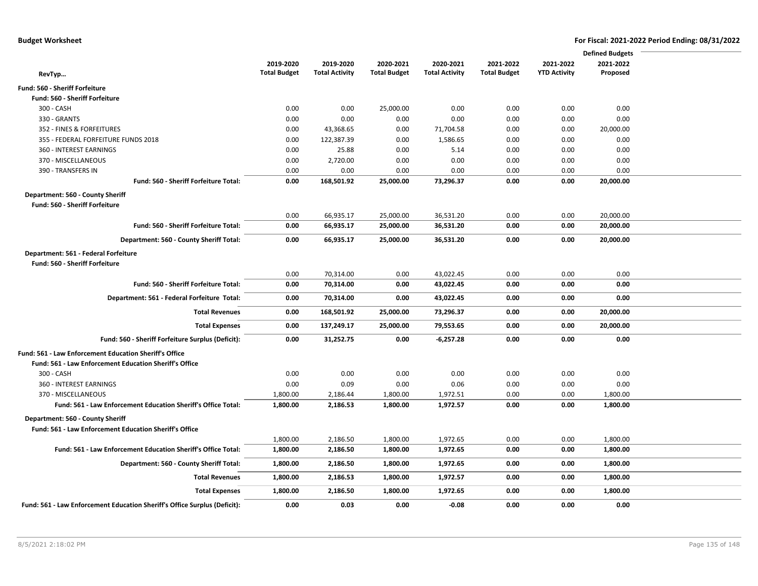**Budget Worksheet** — **For Fiscal: 2021-2022 Period Ending: 08/31/2022**

| RevTyp… | 2019-2020 Total Budget | 2019-2020 Total Activity | 2020-2021 Total Budget | 2020-2021 Total Activity | 2021-2022 Total Budget | 2021-2022 YTD Activity | Defined Budgets 2021-2022 Proposed |
|---|---|---|---|---|---|---|---|
| **Fund: 560 - Sheriff Forfeiture** | | | | | | | |
| **Fund: 560 - Sheriff Forfeiture** | | | | | | | |
| 300 - CASH | 0.00 | 0.00 | 25,000.00 | 0.00 | 0.00 | 0.00 | 0.00 |
| 330 - GRANTS | 0.00 | 0.00 | 0.00 | 0.00 | 0.00 | 0.00 | 0.00 |
| 352 - FINES & FORFEITURES | 0.00 | 43,368.65 | 0.00 | 71,704.58 | 0.00 | 0.00 | 20,000.00 |
| 355 - FEDERAL FORFEITURE FUNDS 2018 | 0.00 | 122,387.39 | 0.00 | 1,586.65 | 0.00 | 0.00 | 0.00 |
| 360 - INTEREST EARNINGS | 0.00 | 25.88 | 0.00 | 5.14 | 0.00 | 0.00 | 0.00 |
| 370 - MISCELLANEOUS | 0.00 | 2,720.00 | 0.00 | 0.00 | 0.00 | 0.00 | 0.00 |
| 390 - TRANSFERS IN | 0.00 | 0.00 | 0.00 | 0.00 | 0.00 | 0.00 | 0.00 |
| **Fund: 560 - Sheriff Forfeiture Total:** | **0.00** | **168,501.92** | **25,000.00** | **73,296.37** | **0.00** | **0.00** | **20,000.00** |
| **Department: 560 - County Sheriff** | | | | | | | |
| **Fund: 560 - Sheriff Forfeiture** | | | | | | | |
| | 0.00 | 66,935.17 | 25,000.00 | 36,531.20 | 0.00 | 0.00 | 20,000.00 |
| **Fund: 560 - Sheriff Forfeiture Total:** | **0.00** | **66,935.17** | **25,000.00** | **36,531.20** | **0.00** | **0.00** | **20,000.00** |
| **Department: 560 - County Sheriff Total:** | **0.00** | **66,935.17** | **25,000.00** | **36,531.20** | **0.00** | **0.00** | **20,000.00** |
| **Department: 561 - Federal Forfeiture** | | | | | | | |
| **Fund: 560 - Sheriff Forfeiture** | | | | | | | |
| | 0.00 | 70,314.00 | 0.00 | 43,022.45 | 0.00 | 0.00 | 0.00 |
| **Fund: 560 - Sheriff Forfeiture Total:** | **0.00** | **70,314.00** | **0.00** | **43,022.45** | **0.00** | **0.00** | **0.00** |
| **Department: 561 - Federal Forfeiture Total:** | **0.00** | **70,314.00** | **0.00** | **43,022.45** | **0.00** | **0.00** | **0.00** |
| **Total Revenues** | **0.00** | **168,501.92** | **25,000.00** | **73,296.37** | **0.00** | **0.00** | **20,000.00** |
| **Total Expenses** | **0.00** | **137,249.17** | **25,000.00** | **79,553.65** | **0.00** | **0.00** | **20,000.00** |
| **Fund: 560 - Sheriff Forfeiture Surplus (Deficit):** | **0.00** | **31,252.75** | **0.00** | **-6,257.28** | **0.00** | **0.00** | **0.00** |
| **Fund: 561 - Law Enforcement Education Sheriff's Office** | | | | | | | |
| **Fund: 561 - Law Enforcement Education Sheriff's Office** | | | | | | | |
| 300 - CASH | 0.00 | 0.00 | 0.00 | 0.00 | 0.00 | 0.00 | 0.00 |
| 360 - INTEREST EARNINGS | 0.00 | 0.09 | 0.00 | 0.06 | 0.00 | 0.00 | 0.00 |
| 370 - MISCELLANEOUS | 1,800.00 | 2,186.44 | 1,800.00 | 1,972.51 | 0.00 | 0.00 | 1,800.00 |
| **Fund: 561 - Law Enforcement Education Sheriff's Office Total:** | **1,800.00** | **2,186.53** | **1,800.00** | **1,972.57** | **0.00** | **0.00** | **1,800.00** |
| **Department: 560 - County Sheriff** | | | | | | | |
| **Fund: 561 - Law Enforcement Education Sheriff's Office** | | | | | | | |
| | 1,800.00 | 2,186.50 | 1,800.00 | 1,972.65 | 0.00 | 0.00 | 1,800.00 |
| **Fund: 561 - Law Enforcement Education Sheriff's Office Total:** | **1,800.00** | **2,186.50** | **1,800.00** | **1,972.65** | **0.00** | **0.00** | **1,800.00** |
| **Department: 560 - County Sheriff Total:** | **1,800.00** | **2,186.50** | **1,800.00** | **1,972.65** | **0.00** | **0.00** | **1,800.00** |
| **Total Revenues** | **1,800.00** | **2,186.53** | **1,800.00** | **1,972.57** | **0.00** | **0.00** | **1,800.00** |
| **Total Expenses** | **1,800.00** | **2,186.50** | **1,800.00** | **1,972.65** | **0.00** | **0.00** | **1,800.00** |
| **Fund: 561 - Law Enforcement Education Sheriff's Office Surplus (Deficit):** | **0.00** | **0.03** | **0.00** | **-0.08** | **0.00** | **0.00** | **0.00** |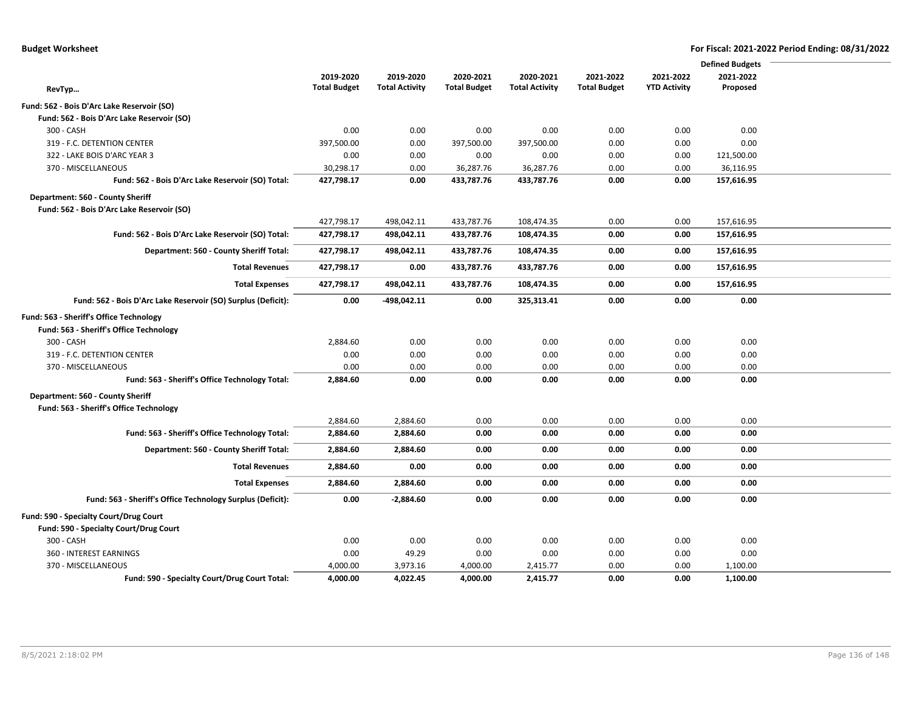**Budget Worksheet**

**For Fiscal: 2021-2022 Period Ending: 08/31/2022**

| RevTyp... | 2019-2020 Total Budget | 2019-2020 Total Activity | 2020-2021 Total Budget | 2020-2021 Total Activity | 2021-2022 Total Budget | 2021-2022 YTD Activity | Defined Budgets 2021-2022 Proposed |
|---|---|---|---|---|---|---|---|
| **Fund: 562 - Bois D'Arc Lake Reservoir (SO)** | | | | | | | |
| **Fund: 562 - Bois D'Arc Lake Reservoir (SO)** | | | | | | | |
| 300 - CASH | 0.00 | 0.00 | 0.00 | 0.00 | 0.00 | 0.00 | 0.00 |
| 319 - F.C. DETENTION CENTER | 397,500.00 | 0.00 | 397,500.00 | 397,500.00 | 0.00 | 0.00 | 0.00 |
| 322 - LAKE BOIS D'ARC YEAR 3 | 0.00 | 0.00 | 0.00 | 0.00 | 0.00 | 0.00 | 121,500.00 |
| 370 - MISCELLANEOUS | 30,298.17 | 0.00 | 36,287.76 | 36,287.76 | 0.00 | 0.00 | 36,116.95 |
| **Fund: 562 - Bois D'Arc Lake Reservoir (SO) Total:** | **427,798.17** | **0.00** | **433,787.76** | **433,787.76** | **0.00** | **0.00** | **157,616.95** |
| **Department: 560 - County Sheriff** | | | | | | | |
| **Fund: 562 - Bois D'Arc Lake Reservoir (SO)** | | | | | | | |
| | 427,798.17 | 498,042.11 | 433,787.76 | 108,474.35 | 0.00 | 0.00 | 157,616.95 |
| **Fund: 562 - Bois D'Arc Lake Reservoir (SO) Total:** | **427,798.17** | **498,042.11** | **433,787.76** | **108,474.35** | **0.00** | **0.00** | **157,616.95** |
| **Department: 560 - County Sheriff Total:** | **427,798.17** | **498,042.11** | **433,787.76** | **108,474.35** | **0.00** | **0.00** | **157,616.95** |
| **Total Revenues** | **427,798.17** | **0.00** | **433,787.76** | **433,787.76** | **0.00** | **0.00** | **157,616.95** |
| **Total Expenses** | **427,798.17** | **498,042.11** | **433,787.76** | **108,474.35** | **0.00** | **0.00** | **157,616.95** |
| **Fund: 562 - Bois D'Arc Lake Reservoir (SO) Surplus (Deficit):** | **0.00** | **-498,042.11** | **0.00** | **325,313.41** | **0.00** | **0.00** | **0.00** |
| **Fund: 563 - Sheriff's Office Technology** | | | | | | | |
| **Fund: 563 - Sheriff's Office Technology** | | | | | | | |
| 300 - CASH | 2,884.60 | 0.00 | 0.00 | 0.00 | 0.00 | 0.00 | 0.00 |
| 319 - F.C. DETENTION CENTER | 0.00 | 0.00 | 0.00 | 0.00 | 0.00 | 0.00 | 0.00 |
| 370 - MISCELLANEOUS | 0.00 | 0.00 | 0.00 | 0.00 | 0.00 | 0.00 | 0.00 |
| **Fund: 563 - Sheriff's Office Technology Total:** | **2,884.60** | **0.00** | **0.00** | **0.00** | **0.00** | **0.00** | **0.00** |
| **Department: 560 - County Sheriff** | | | | | | | |
| **Fund: 563 - Sheriff's Office Technology** | | | | | | | |
| | 2,884.60 | 2,884.60 | 0.00 | 0.00 | 0.00 | 0.00 | 0.00 |
| **Fund: 563 - Sheriff's Office Technology Total:** | **2,884.60** | **2,884.60** | **0.00** | **0.00** | **0.00** | **0.00** | **0.00** |
| **Department: 560 - County Sheriff Total:** | **2,884.60** | **2,884.60** | **0.00** | **0.00** | **0.00** | **0.00** | **0.00** |
| **Total Revenues** | **2,884.60** | **0.00** | **0.00** | **0.00** | **0.00** | **0.00** | **0.00** |
| **Total Expenses** | **2,884.60** | **2,884.60** | **0.00** | **0.00** | **0.00** | **0.00** | **0.00** |
| **Fund: 563 - Sheriff's Office Technology Surplus (Deficit):** | **0.00** | **-2,884.60** | **0.00** | **0.00** | **0.00** | **0.00** | **0.00** |
| **Fund: 590 - Specialty Court/Drug Court** | | | | | | | |
| **Fund: 590 - Specialty Court/Drug Court** | | | | | | | |
| 300 - CASH | 0.00 | 0.00 | 0.00 | 0.00 | 0.00 | 0.00 | 0.00 |
| 360 - INTEREST EARNINGS | 0.00 | 49.29 | 0.00 | 0.00 | 0.00 | 0.00 | 0.00 |
| 370 - MISCELLANEOUS | 4,000.00 | 3,973.16 | 4,000.00 | 2,415.77 | 0.00 | 0.00 | 1,100.00 |
| **Fund: 590 - Specialty Court/Drug Court Total:** | **4,000.00** | **4,022.45** | **4,000.00** | **2,415.77** | **0.00** | **0.00** | **1,100.00** |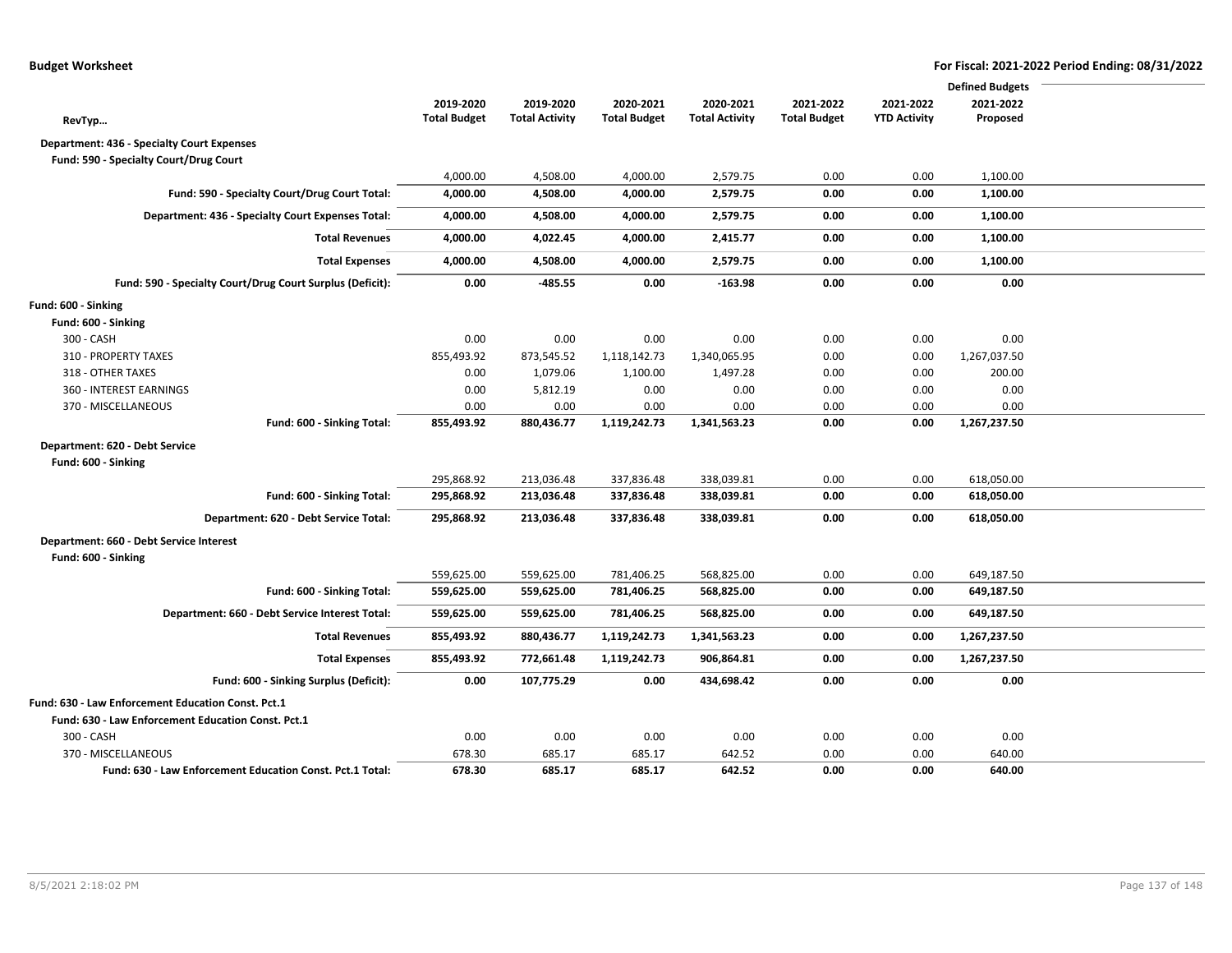**Budget Worksheet** — For Fiscal: 2021-2022 Period Ending: 08/31/2022

| RevTyp… | 2019-2020 Total Budget | 2019-2020 Total Activity | 2020-2021 Total Budget | 2020-2021 Total Activity | 2021-2022 Total Budget | 2021-2022 YTD Activity | Defined Budgets 2021-2022 Proposed |
|---|---|---|---|---|---|---|---|
| **Department: 436 - Specialty Court Expenses** | | | | | | | |
| **Fund: 590 - Specialty Court/Drug Court** | | | | | | | |
| | 4,000.00 | 4,508.00 | 4,000.00 | 2,579.75 | 0.00 | 0.00 | 1,100.00 |
| **Fund: 590 - Specialty Court/Drug Court Total:** | **4,000.00** | **4,508.00** | **4,000.00** | **2,579.75** | **0.00** | **0.00** | **1,100.00** |
| **Department: 436 - Specialty Court Expenses Total:** | **4,000.00** | **4,508.00** | **4,000.00** | **2,579.75** | **0.00** | **0.00** | **1,100.00** |
| **Total Revenues** | **4,000.00** | **4,022.45** | **4,000.00** | **2,415.77** | **0.00** | **0.00** | **1,100.00** |
| **Total Expenses** | **4,000.00** | **4,508.00** | **4,000.00** | **2,579.75** | **0.00** | **0.00** | **1,100.00** |
| **Fund: 590 - Specialty Court/Drug Court Surplus (Deficit):** | **0.00** | **-485.55** | **0.00** | **-163.98** | **0.00** | **0.00** | **0.00** |
| **Fund: 600 - Sinking** | | | | | | | |
| **Fund: 600 - Sinking** | | | | | | | |
| 300 - CASH | 0.00 | 0.00 | 0.00 | 0.00 | 0.00 | 0.00 | 0.00 |
| 310 - PROPERTY TAXES | 855,493.92 | 873,545.52 | 1,118,142.73 | 1,340,065.95 | 0.00 | 0.00 | 1,267,037.50 |
| 318 - OTHER TAXES | 0.00 | 1,079.06 | 1,100.00 | 1,497.28 | 0.00 | 0.00 | 200.00 |
| 360 - INTEREST EARNINGS | 0.00 | 5,812.19 | 0.00 | 0.00 | 0.00 | 0.00 | 0.00 |
| 370 - MISCELLANEOUS | 0.00 | 0.00 | 0.00 | 0.00 | 0.00 | 0.00 | 0.00 |
| **Fund: 600 - Sinking Total:** | **855,493.92** | **880,436.77** | **1,119,242.73** | **1,341,563.23** | **0.00** | **0.00** | **1,267,237.50** |
| **Department: 620 - Debt Service** | | | | | | | |
| **Fund: 600 - Sinking** | | | | | | | |
| | 295,868.92 | 213,036.48 | 337,836.48 | 338,039.81 | 0.00 | 0.00 | 618,050.00 |
| **Fund: 600 - Sinking Total:** | **295,868.92** | **213,036.48** | **337,836.48** | **338,039.81** | **0.00** | **0.00** | **618,050.00** |
| **Department: 620 - Debt Service Total:** | **295,868.92** | **213,036.48** | **337,836.48** | **338,039.81** | **0.00** | **0.00** | **618,050.00** |
| **Department: 660 - Debt Service Interest** | | | | | | | |
| **Fund: 600 - Sinking** | | | | | | | |
| | 559,625.00 | 559,625.00 | 781,406.25 | 568,825.00 | 0.00 | 0.00 | 649,187.50 |
| **Fund: 600 - Sinking Total:** | **559,625.00** | **559,625.00** | **781,406.25** | **568,825.00** | **0.00** | **0.00** | **649,187.50** |
| **Department: 660 - Debt Service Interest Total:** | **559,625.00** | **559,625.00** | **781,406.25** | **568,825.00** | **0.00** | **0.00** | **649,187.50** |
| **Total Revenues** | **855,493.92** | **880,436.77** | **1,119,242.73** | **1,341,563.23** | **0.00** | **0.00** | **1,267,237.50** |
| **Total Expenses** | **855,493.92** | **772,661.48** | **1,119,242.73** | **906,864.81** | **0.00** | **0.00** | **1,267,237.50** |
| **Fund: 600 - Sinking Surplus (Deficit):** | **0.00** | **107,775.29** | **0.00** | **434,698.42** | **0.00** | **0.00** | **0.00** |
| **Fund: 630 - Law Enforcement Education Const. Pct.1** | | | | | | | |
| **Fund: 630 - Law Enforcement Education Const. Pct.1** | | | | | | | |
| 300 - CASH | 0.00 | 0.00 | 0.00 | 0.00 | 0.00 | 0.00 | 0.00 |
| 370 - MISCELLANEOUS | 678.30 | 685.17 | 685.17 | 642.52 | 0.00 | 0.00 | 640.00 |
| **Fund: 630 - Law Enforcement Education Const. Pct.1 Total:** | **678.30** | **685.17** | **685.17** | **642.52** | **0.00** | **0.00** | **640.00** |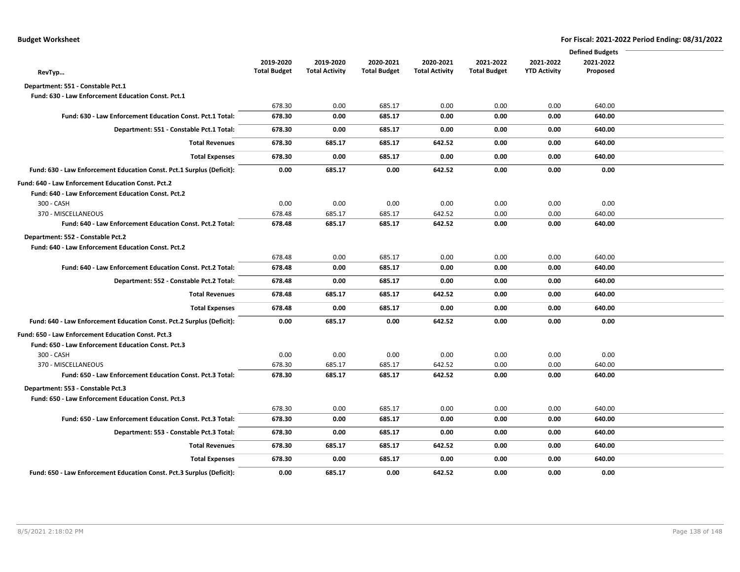| RevTyp... | 2019-2020 Total Budget | 2019-2020 Total Activity | 2020-2021 Total Budget | 2020-2021 Total Activity | 2021-2022 Total Budget | 2021-2022 YTD Activity | Defined Budgets 2021-2022 Proposed |
|---|---|---|---|---|---|---|---|
| **Department: 551 - Constable Pct.1** | | | | | | | |
| **Fund: 630 - Law Enforcement Education Const. Pct.1** | | | | | | | |
| | 678.30 | 0.00 | 685.17 | 0.00 | 0.00 | 0.00 | 640.00 |
| **Fund: 630 - Law Enforcement Education Const. Pct.1 Total:** | **678.30** | **0.00** | **685.17** | **0.00** | **0.00** | **0.00** | **640.00** |
| **Department: 551 - Constable Pct.1 Total:** | **678.30** | **0.00** | **685.17** | **0.00** | **0.00** | **0.00** | **640.00** |
| **Total Revenues** | **678.30** | **685.17** | **685.17** | **642.52** | **0.00** | **0.00** | **640.00** |
| **Total Expenses** | **678.30** | **0.00** | **685.17** | **0.00** | **0.00** | **0.00** | **640.00** |
| **Fund: 630 - Law Enforcement Education Const. Pct.1 Surplus (Deficit):** | **0.00** | **685.17** | **0.00** | **642.52** | **0.00** | **0.00** | **0.00** |
| **Fund: 640 - Law Enforcement Education Const. Pct.2** | | | | | | | |
| **Fund: 640 - Law Enforcement Education Const. Pct.2** | | | | | | | |
| 300 - CASH | 0.00 | 0.00 | 0.00 | 0.00 | 0.00 | 0.00 | 0.00 |
| 370 - MISCELLANEOUS | 678.48 | 685.17 | 685.17 | 642.52 | 0.00 | 0.00 | 640.00 |
| **Fund: 640 - Law Enforcement Education Const. Pct.2 Total:** | **678.48** | **685.17** | **685.17** | **642.52** | **0.00** | **0.00** | **640.00** |
| **Department: 552 - Constable Pct.2** | | | | | | | |
| **Fund: 640 - Law Enforcement Education Const. Pct.2** | | | | | | | |
| | 678.48 | 0.00 | 685.17 | 0.00 | 0.00 | 0.00 | 640.00 |
| **Fund: 640 - Law Enforcement Education Const. Pct.2 Total:** | **678.48** | **0.00** | **685.17** | **0.00** | **0.00** | **0.00** | **640.00** |
| **Department: 552 - Constable Pct.2 Total:** | **678.48** | **0.00** | **685.17** | **0.00** | **0.00** | **0.00** | **640.00** |
| **Total Revenues** | **678.48** | **685.17** | **685.17** | **642.52** | **0.00** | **0.00** | **640.00** |
| **Total Expenses** | **678.48** | **0.00** | **685.17** | **0.00** | **0.00** | **0.00** | **640.00** |
| **Fund: 640 - Law Enforcement Education Const. Pct.2 Surplus (Deficit):** | **0.00** | **685.17** | **0.00** | **642.52** | **0.00** | **0.00** | **0.00** |
| **Fund: 650 - Law Enforcement Education Const. Pct.3** | | | | | | | |
| **Fund: 650 - Law Enforcement Education Const. Pct.3** | | | | | | | |
| 300 - CASH | 0.00 | 0.00 | 0.00 | 0.00 | 0.00 | 0.00 | 0.00 |
| 370 - MISCELLANEOUS | 678.30 | 685.17 | 685.17 | 642.52 | 0.00 | 0.00 | 640.00 |
| **Fund: 650 - Law Enforcement Education Const. Pct.3 Total:** | **678.30** | **685.17** | **685.17** | **642.52** | **0.00** | **0.00** | **640.00** |
| **Department: 553 - Constable Pct.3** | | | | | | | |
| **Fund: 650 - Law Enforcement Education Const. Pct.3** | | | | | | | |
| | 678.30 | 0.00 | 685.17 | 0.00 | 0.00 | 0.00 | 640.00 |
| **Fund: 650 - Law Enforcement Education Const. Pct.3 Total:** | **678.30** | **0.00** | **685.17** | **0.00** | **0.00** | **0.00** | **640.00** |
| **Department: 553 - Constable Pct.3 Total:** | **678.30** | **0.00** | **685.17** | **0.00** | **0.00** | **0.00** | **640.00** |
| **Total Revenues** | **678.30** | **685.17** | **685.17** | **642.52** | **0.00** | **0.00** | **640.00** |
| **Total Expenses** | **678.30** | **0.00** | **685.17** | **0.00** | **0.00** | **0.00** | **640.00** |
| **Fund: 650 - Law Enforcement Education Const. Pct.3 Surplus (Deficit):** | **0.00** | **685.17** | **0.00** | **642.52** | **0.00** | **0.00** | **0.00** |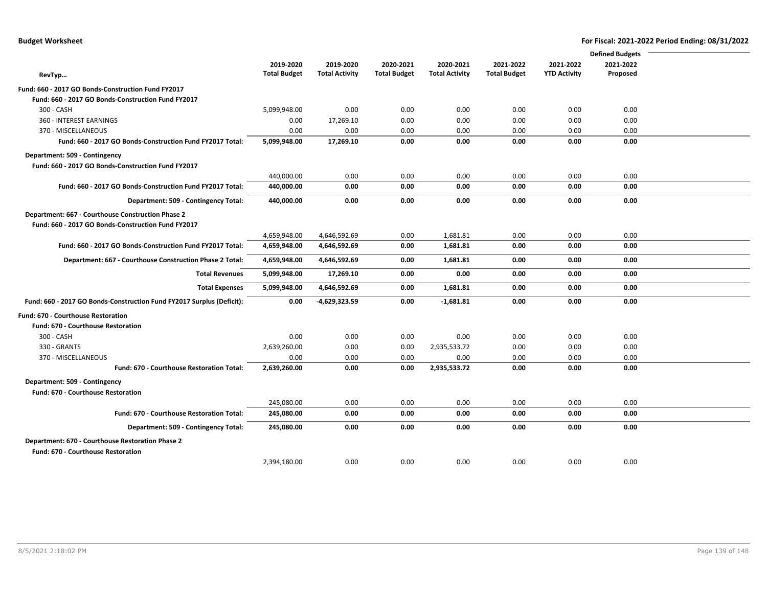| RevTyp… | 2019-2020 Total Budget | 2019-2020 Total Activity | 2020-2021 Total Budget | 2020-2021 Total Activity | 2021-2022 Total Budget | 2021-2022 YTD Activity | Defined Budgets 2021-2022 Proposed |
|---|---|---|---|---|---|---|---|
| **Fund: 660 - 2017 GO Bonds-Construction Fund FY2017** | | | | | | | |
| **Fund: 660 - 2017 GO Bonds-Construction Fund FY2017** | | | | | | | |
| 300 - CASH | 5,099,948.00 | 0.00 | 0.00 | 0.00 | 0.00 | 0.00 | 0.00 |
| 360 - INTEREST EARNINGS | 0.00 | 17,269.10 | 0.00 | 0.00 | 0.00 | 0.00 | 0.00 |
| 370 - MISCELLANEOUS | 0.00 | 0.00 | 0.00 | 0.00 | 0.00 | 0.00 | 0.00 |
| **Fund: 660 - 2017 GO Bonds-Construction Fund FY2017 Total:** | **5,099,948.00** | **17,269.10** | **0.00** | **0.00** | **0.00** | **0.00** | **0.00** |
| **Department: 509 - Contingency** | | | | | | | |
| **Fund: 660 - 2017 GO Bonds-Construction Fund FY2017** | | | | | | | |
| | 440,000.00 | 0.00 | 0.00 | 0.00 | 0.00 | 0.00 | 0.00 |
| **Fund: 660 - 2017 GO Bonds-Construction Fund FY2017 Total:** | **440,000.00** | **0.00** | **0.00** | **0.00** | **0.00** | **0.00** | **0.00** |
| **Department: 509 - Contingency Total:** | **440,000.00** | **0.00** | **0.00** | **0.00** | **0.00** | **0.00** | **0.00** |
| **Department: 667 - Courthouse Construction Phase 2** | | | | | | | |
| **Fund: 660 - 2017 GO Bonds-Construction Fund FY2017** | | | | | | | |
| | 4,659,948.00 | 4,646,592.69 | 0.00 | 1,681.81 | 0.00 | 0.00 | 0.00 |
| **Fund: 660 - 2017 GO Bonds-Construction Fund FY2017 Total:** | **4,659,948.00** | **4,646,592.69** | **0.00** | **1,681.81** | **0.00** | **0.00** | **0.00** |
| **Department: 667 - Courthouse Construction Phase 2 Total:** | **4,659,948.00** | **4,646,592.69** | **0.00** | **1,681.81** | **0.00** | **0.00** | **0.00** |
| **Total Revenues** | **5,099,948.00** | **17,269.10** | **0.00** | **0.00** | **0.00** | **0.00** | **0.00** |
| **Total Expenses** | **5,099,948.00** | **4,646,592.69** | **0.00** | **1,681.81** | **0.00** | **0.00** | **0.00** |
| **Fund: 660 - 2017 GO Bonds-Construction Fund FY2017 Surplus (Deficit):** | **0.00** | **-4,629,323.59** | **0.00** | **-1,681.81** | **0.00** | **0.00** | **0.00** |
| **Fund: 670 - Courthouse Restoration** | | | | | | | |
| **Fund: 670 - Courthouse Restoration** | | | | | | | |
| 300 - CASH | 0.00 | 0.00 | 0.00 | 0.00 | 0.00 | 0.00 | 0.00 |
| 330 - GRANTS | 2,639,260.00 | 0.00 | 0.00 | 2,935,533.72 | 0.00 | 0.00 | 0.00 |
| 370 - MISCELLANEOUS | 0.00 | 0.00 | 0.00 | 0.00 | 0.00 | 0.00 | 0.00 |
| **Fund: 670 - Courthouse Restoration Total:** | **2,639,260.00** | **0.00** | **0.00** | **2,935,533.72** | **0.00** | **0.00** | **0.00** |
| **Department: 509 - Contingency** | | | | | | | |
| **Fund: 670 - Courthouse Restoration** | | | | | | | |
| | 245,080.00 | 0.00 | 0.00 | 0.00 | 0.00 | 0.00 | 0.00 |
| **Fund: 670 - Courthouse Restoration Total:** | **245,080.00** | **0.00** | **0.00** | **0.00** | **0.00** | **0.00** | **0.00** |
| **Department: 509 - Contingency Total:** | **245,080.00** | **0.00** | **0.00** | **0.00** | **0.00** | **0.00** | **0.00** |
| **Department: 670 - Courthouse Restoration Phase 2** | | | | | | | |
| **Fund: 670 - Courthouse Restoration** | | | | | | | |
| | 2,394,180.00 | 0.00 | 0.00 | 0.00 | 0.00 | 0.00 | 0.00 |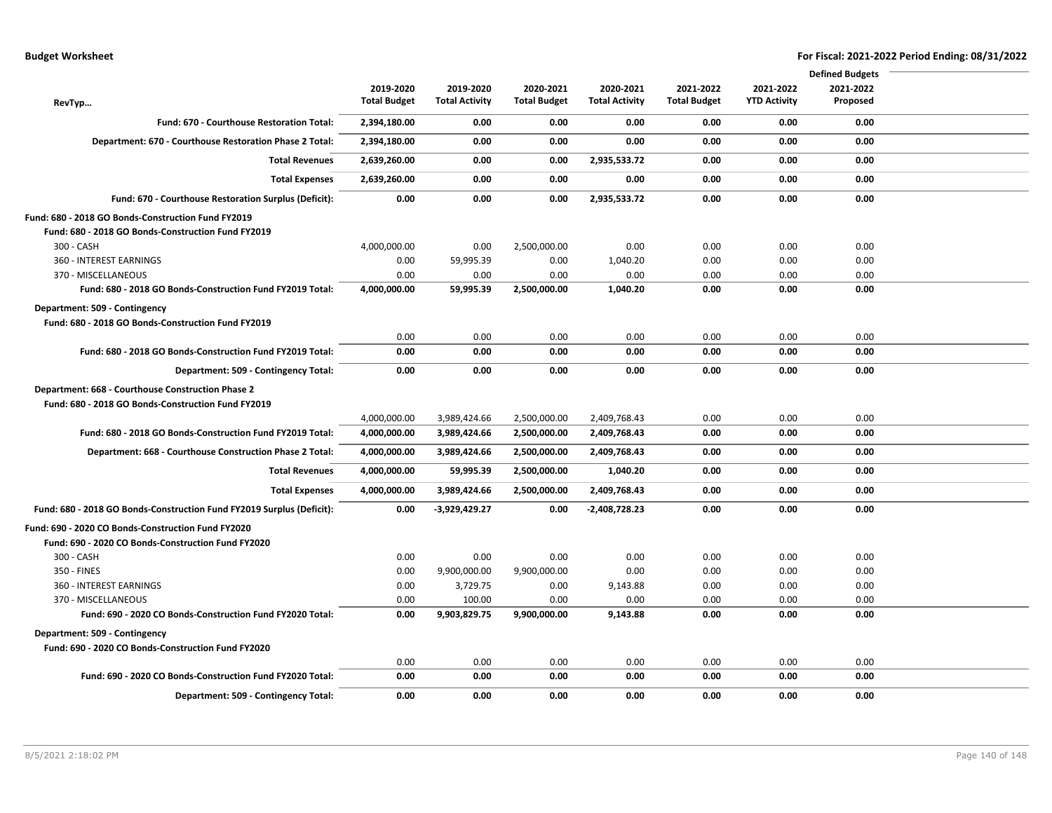| RevTyp… | 2019-2020 Total Budget | 2019-2020 Total Activity | 2020-2021 Total Budget | 2020-2021 Total Activity | 2021-2022 Total Budget | 2021-2022 YTD Activity | Defined Budgets 2021-2022 Proposed |
|---|---|---|---|---|---|---|---|
| **Fund: 670 - Courthouse Restoration Total:** | **2,394,180.00** | **0.00** | **0.00** | **0.00** | **0.00** | **0.00** | **0.00** |
| **Department: 670 - Courthouse Restoration Phase 2 Total:** | **2,394,180.00** | **0.00** | **0.00** | **0.00** | **0.00** | **0.00** | **0.00** |
| **Total Revenues** | **2,639,260.00** | **0.00** | **0.00** | **2,935,533.72** | **0.00** | **0.00** | **0.00** |
| **Total Expenses** | **2,639,260.00** | **0.00** | **0.00** | **0.00** | **0.00** | **0.00** | **0.00** |
| **Fund: 670 - Courthouse Restoration Surplus (Deficit):** | **0.00** | **0.00** | **0.00** | **2,935,533.72** | **0.00** | **0.00** | **0.00** |
| **Fund: 680 - 2018 GO Bonds-Construction Fund FY2019** | | | | | | | |
| **Fund: 680 - 2018 GO Bonds-Construction Fund FY2019** | | | | | | | |
| 300 - CASH | 4,000,000.00 | 0.00 | 2,500,000.00 | 0.00 | 0.00 | 0.00 | 0.00 |
| 360 - INTEREST EARNINGS | 0.00 | 59,995.39 | 0.00 | 1,040.20 | 0.00 | 0.00 | 0.00 |
| 370 - MISCELLANEOUS | 0.00 | 0.00 | 0.00 | 0.00 | 0.00 | 0.00 | 0.00 |
| **Fund: 680 - 2018 GO Bonds-Construction Fund FY2019 Total:** | **4,000,000.00** | **59,995.39** | **2,500,000.00** | **1,040.20** | **0.00** | **0.00** | **0.00** |
| **Department: 509 - Contingency** | | | | | | | |
| **Fund: 680 - 2018 GO Bonds-Construction Fund FY2019** | | | | | | | |
| | 0.00 | 0.00 | 0.00 | 0.00 | 0.00 | 0.00 | 0.00 |
| **Fund: 680 - 2018 GO Bonds-Construction Fund FY2019 Total:** | **0.00** | **0.00** | **0.00** | **0.00** | **0.00** | **0.00** | **0.00** |
| **Department: 509 - Contingency Total:** | **0.00** | **0.00** | **0.00** | **0.00** | **0.00** | **0.00** | **0.00** |
| **Department: 668 - Courthouse Construction Phase 2** | | | | | | | |
| **Fund: 680 - 2018 GO Bonds-Construction Fund FY2019** | | | | | | | |
| | 4,000,000.00 | 3,989,424.66 | 2,500,000.00 | 2,409,768.43 | 0.00 | 0.00 | 0.00 |
| **Fund: 680 - 2018 GO Bonds-Construction Fund FY2019 Total:** | **4,000,000.00** | **3,989,424.66** | **2,500,000.00** | **2,409,768.43** | **0.00** | **0.00** | **0.00** |
| **Department: 668 - Courthouse Construction Phase 2 Total:** | **4,000,000.00** | **3,989,424.66** | **2,500,000.00** | **2,409,768.43** | **0.00** | **0.00** | **0.00** |
| **Total Revenues** | **4,000,000.00** | **59,995.39** | **2,500,000.00** | **1,040.20** | **0.00** | **0.00** | **0.00** |
| **Total Expenses** | **4,000,000.00** | **3,989,424.66** | **2,500,000.00** | **2,409,768.43** | **0.00** | **0.00** | **0.00** |
| **Fund: 680 - 2018 GO Bonds-Construction Fund FY2019 Surplus (Deficit):** | **0.00** | **-3,929,429.27** | **0.00** | **-2,408,728.23** | **0.00** | **0.00** | **0.00** |
| **Fund: 690 - 2020 CO Bonds-Construction Fund FY2020** | | | | | | | |
| **Fund: 690 - 2020 CO Bonds-Construction Fund FY2020** | | | | | | | |
| 300 - CASH | 0.00 | 0.00 | 0.00 | 0.00 | 0.00 | 0.00 | 0.00 |
| 350 - FINES | 0.00 | 9,900,000.00 | 9,900,000.00 | 0.00 | 0.00 | 0.00 | 0.00 |
| 360 - INTEREST EARNINGS | 0.00 | 3,729.75 | 0.00 | 9,143.88 | 0.00 | 0.00 | 0.00 |
| 370 - MISCELLANEOUS | 0.00 | 100.00 | 0.00 | 0.00 | 0.00 | 0.00 | 0.00 |
| **Fund: 690 - 2020 CO Bonds-Construction Fund FY2020 Total:** | **0.00** | **9,903,829.75** | **9,900,000.00** | **9,143.88** | **0.00** | **0.00** | **0.00** |
| **Department: 509 - Contingency** | | | | | | | |
| **Fund: 690 - 2020 CO Bonds-Construction Fund FY2020** | | | | | | | |
| | 0.00 | 0.00 | 0.00 | 0.00 | 0.00 | 0.00 | 0.00 |
| **Fund: 690 - 2020 CO Bonds-Construction Fund FY2020 Total:** | **0.00** | **0.00** | **0.00** | **0.00** | **0.00** | **0.00** | **0.00** |
| **Department: 509 - Contingency Total:** | **0.00** | **0.00** | **0.00** | **0.00** | **0.00** | **0.00** | **0.00** |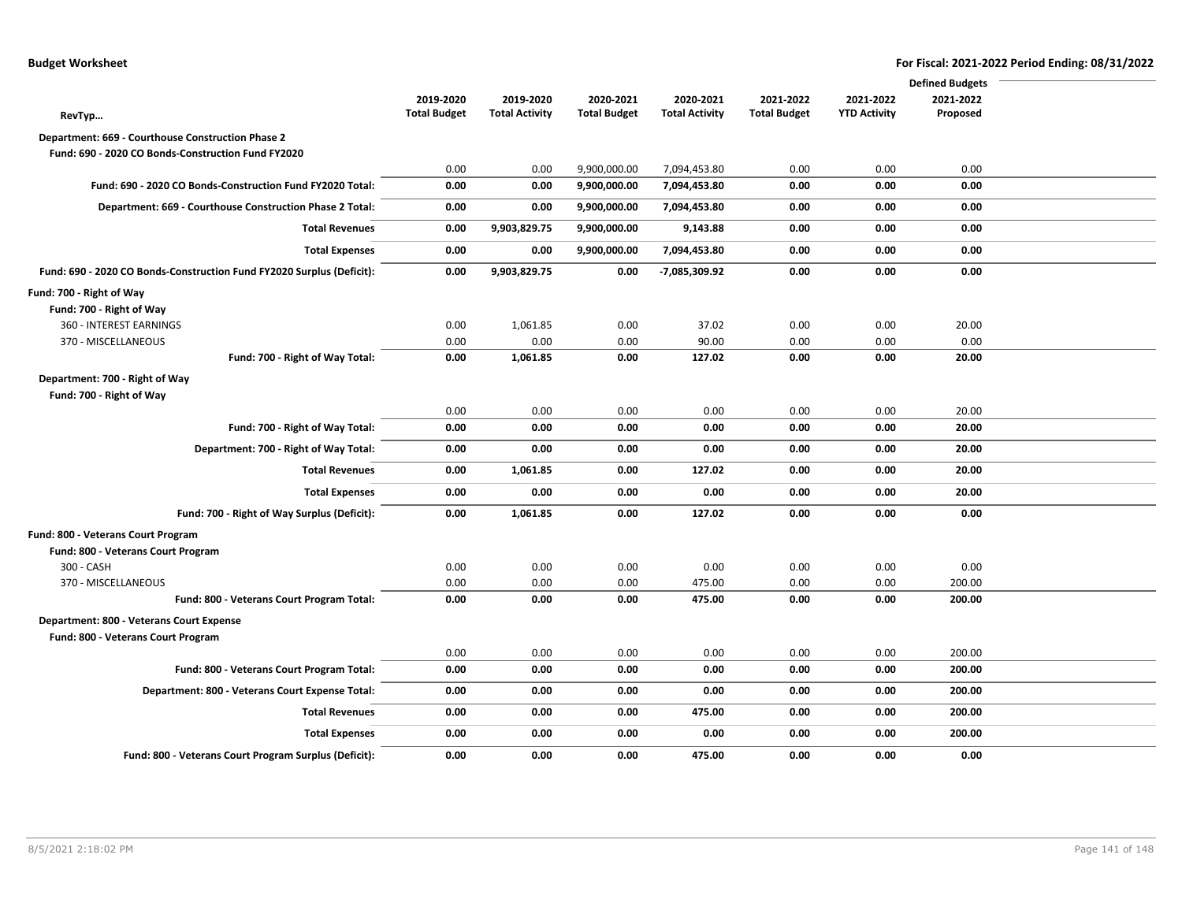**Budget Worksheet** | **For Fiscal: 2021-2022 Period Ending: 08/31/2022**

| RevTyp… | 2019-2020 Total Budget | 2019-2020 Total Activity | 2020-2021 Total Budget | 2020-2021 Total Activity | 2021-2022 Total Budget | 2021-2022 YTD Activity | Defined Budgets 2021-2022 Proposed |
|---|---|---|---|---|---|---|---|
| **Department: 669 - Courthouse Construction Phase 2** | | | | | | | |
| **Fund: 690 - 2020 CO Bonds-Construction Fund FY2020** | | | | | | | |
| | 0.00 | 0.00 | 9,900,000.00 | 7,094,453.80 | 0.00 | 0.00 | 0.00 |
| **Fund: 690 - 2020 CO Bonds-Construction Fund FY2020 Total:** | **0.00** | **0.00** | **9,900,000.00** | **7,094,453.80** | **0.00** | **0.00** | **0.00** |
| **Department: 669 - Courthouse Construction Phase 2 Total:** | **0.00** | **0.00** | **9,900,000.00** | **7,094,453.80** | **0.00** | **0.00** | **0.00** |
| **Total Revenues** | **0.00** | **9,903,829.75** | **9,900,000.00** | **9,143.88** | **0.00** | **0.00** | **0.00** |
| **Total Expenses** | **0.00** | **0.00** | **9,900,000.00** | **7,094,453.80** | **0.00** | **0.00** | **0.00** |
| **Fund: 690 - 2020 CO Bonds-Construction Fund FY2020 Surplus (Deficit):** | **0.00** | **9,903,829.75** | **0.00** | **-7,085,309.92** | **0.00** | **0.00** | **0.00** |
| **Fund: 700 - Right of Way** | | | | | | | |
| **Fund: 700 - Right of Way** | | | | | | | |
| 360 - INTEREST EARNINGS | 0.00 | 1,061.85 | 0.00 | 37.02 | 0.00 | 0.00 | 20.00 |
| 370 - MISCELLANEOUS | 0.00 | 0.00 | 0.00 | 90.00 | 0.00 | 0.00 | 0.00 |
| **Fund: 700 - Right of Way Total:** | **0.00** | **1,061.85** | **0.00** | **127.02** | **0.00** | **0.00** | **20.00** |
| **Department: 700 - Right of Way** | | | | | | | |
| **Fund: 700 - Right of Way** | | | | | | | |
| | 0.00 | 0.00 | 0.00 | 0.00 | 0.00 | 0.00 | 20.00 |
| **Fund: 700 - Right of Way Total:** | **0.00** | **0.00** | **0.00** | **0.00** | **0.00** | **0.00** | **20.00** |
| **Department: 700 - Right of Way Total:** | **0.00** | **0.00** | **0.00** | **0.00** | **0.00** | **0.00** | **20.00** |
| **Total Revenues** | **0.00** | **1,061.85** | **0.00** | **127.02** | **0.00** | **0.00** | **20.00** |
| **Total Expenses** | **0.00** | **0.00** | **0.00** | **0.00** | **0.00** | **0.00** | **20.00** |
| **Fund: 700 - Right of Way Surplus (Deficit):** | **0.00** | **1,061.85** | **0.00** | **127.02** | **0.00** | **0.00** | **0.00** |
| **Fund: 800 - Veterans Court Program** | | | | | | | |
| **Fund: 800 - Veterans Court Program** | | | | | | | |
| 300 - CASH | 0.00 | 0.00 | 0.00 | 0.00 | 0.00 | 0.00 | 0.00 |
| 370 - MISCELLANEOUS | 0.00 | 0.00 | 0.00 | 475.00 | 0.00 | 0.00 | 200.00 |
| **Fund: 800 - Veterans Court Program Total:** | **0.00** | **0.00** | **0.00** | **475.00** | **0.00** | **0.00** | **200.00** |
| **Department: 800 - Veterans Court Expense** | | | | | | | |
| **Fund: 800 - Veterans Court Program** | | | | | | | |
| | 0.00 | 0.00 | 0.00 | 0.00 | 0.00 | 0.00 | 200.00 |
| **Fund: 800 - Veterans Court Program Total:** | **0.00** | **0.00** | **0.00** | **0.00** | **0.00** | **0.00** | **200.00** |
| **Department: 800 - Veterans Court Expense Total:** | **0.00** | **0.00** | **0.00** | **0.00** | **0.00** | **0.00** | **200.00** |
| **Total Revenues** | **0.00** | **0.00** | **0.00** | **475.00** | **0.00** | **0.00** | **200.00** |
| **Total Expenses** | **0.00** | **0.00** | **0.00** | **0.00** | **0.00** | **0.00** | **200.00** |
| **Fund: 800 - Veterans Court Program Surplus (Deficit):** | **0.00** | **0.00** | **0.00** | **475.00** | **0.00** | **0.00** | **0.00** |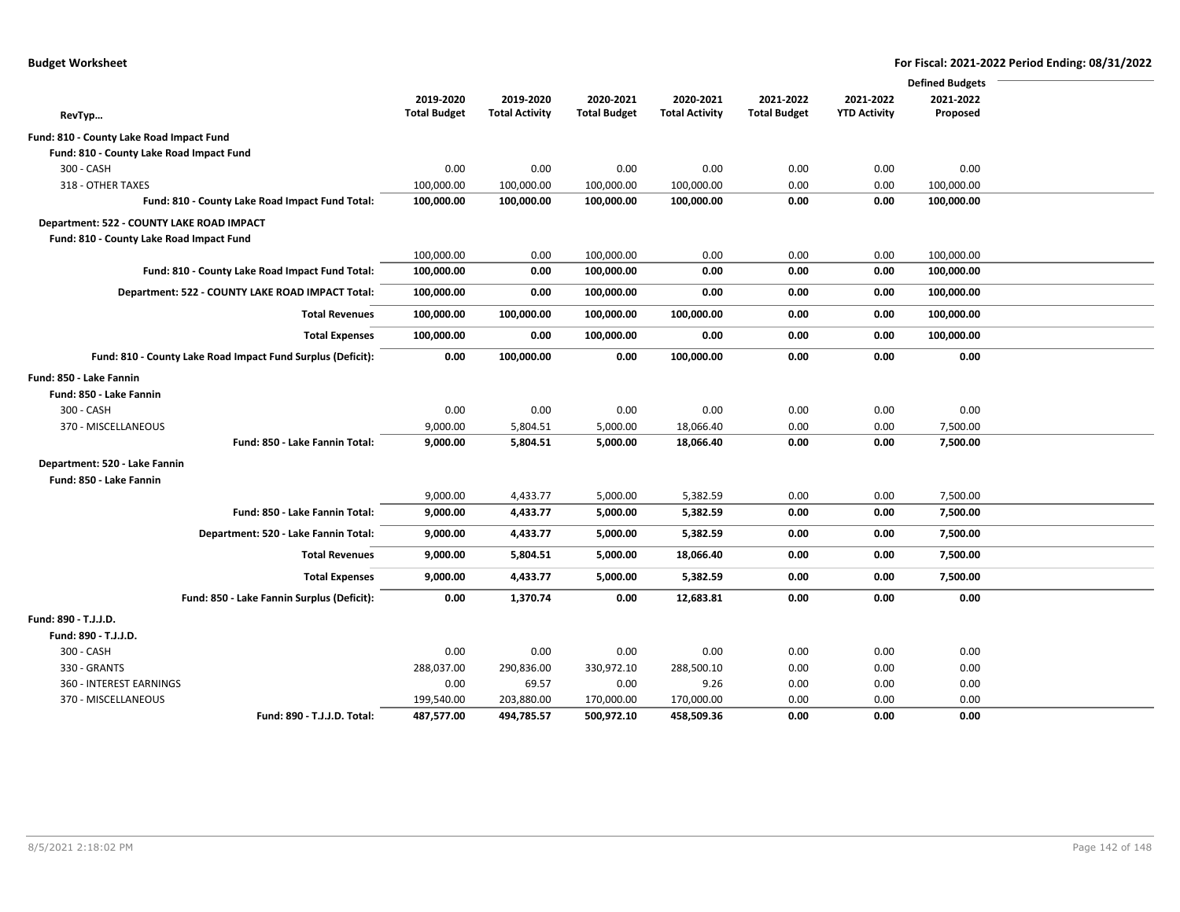**Budget Worksheet** — **For Fiscal: 2021-2022 Period Ending: 08/31/2022**

| RevTyp... | 2019-2020 Total Budget | 2019-2020 Total Activity | 2020-2021 Total Budget | 2020-2021 Total Activity | 2021-2022 Total Budget | 2021-2022 YTD Activity | Defined Budgets 2021-2022 Proposed |
|---|---|---|---|---|---|---|---|
| **Fund: 810 - County Lake Road Impact Fund** | | | | | | | |
| **Fund: 810 - County Lake Road Impact Fund** | | | | | | | |
| 300 - CASH | 0.00 | 0.00 | 0.00 | 0.00 | 0.00 | 0.00 | 0.00 |
| 318 - OTHER TAXES | 100,000.00 | 100,000.00 | 100,000.00 | 100,000.00 | 0.00 | 0.00 | 100,000.00 |
| **Fund: 810 - County Lake Road Impact Fund Total:** | **100,000.00** | **100,000.00** | **100,000.00** | **100,000.00** | **0.00** | **0.00** | **100,000.00** |
| **Department: 522 - COUNTY LAKE ROAD IMPACT** | | | | | | | |
| **Fund: 810 - County Lake Road Impact Fund** | | | | | | | |
| | 100,000.00 | 0.00 | 100,000.00 | 0.00 | 0.00 | 0.00 | 100,000.00 |
| **Fund: 810 - County Lake Road Impact Fund Total:** | **100,000.00** | **0.00** | **100,000.00** | **0.00** | **0.00** | **0.00** | **100,000.00** |
| **Department: 522 - COUNTY LAKE ROAD IMPACT Total:** | **100,000.00** | **0.00** | **100,000.00** | **0.00** | **0.00** | **0.00** | **100,000.00** |
| **Total Revenues** | **100,000.00** | **100,000.00** | **100,000.00** | **100,000.00** | **0.00** | **0.00** | **100,000.00** |
| **Total Expenses** | **100,000.00** | **0.00** | **100,000.00** | **0.00** | **0.00** | **0.00** | **100,000.00** |
| **Fund: 810 - County Lake Road Impact Fund Surplus (Deficit):** | **0.00** | **100,000.00** | **0.00** | **100,000.00** | **0.00** | **0.00** | **0.00** |
| **Fund: 850 - Lake Fannin** | | | | | | | |
| **Fund: 850 - Lake Fannin** | | | | | | | |
| 300 - CASH | 0.00 | 0.00 | 0.00 | 0.00 | 0.00 | 0.00 | 0.00 |
| 370 - MISCELLANEOUS | 9,000.00 | 5,804.51 | 5,000.00 | 18,066.40 | 0.00 | 0.00 | 7,500.00 |
| **Fund: 850 - Lake Fannin Total:** | **9,000.00** | **5,804.51** | **5,000.00** | **18,066.40** | **0.00** | **0.00** | **7,500.00** |
| **Department: 520 - Lake Fannin** | | | | | | | |
| **Fund: 850 - Lake Fannin** | | | | | | | |
| | 9,000.00 | 4,433.77 | 5,000.00 | 5,382.59 | 0.00 | 0.00 | 7,500.00 |
| **Fund: 850 - Lake Fannin Total:** | **9,000.00** | **4,433.77** | **5,000.00** | **5,382.59** | **0.00** | **0.00** | **7,500.00** |
| **Department: 520 - Lake Fannin Total:** | **9,000.00** | **4,433.77** | **5,000.00** | **5,382.59** | **0.00** | **0.00** | **7,500.00** |
| **Total Revenues** | **9,000.00** | **5,804.51** | **5,000.00** | **18,066.40** | **0.00** | **0.00** | **7,500.00** |
| **Total Expenses** | **9,000.00** | **4,433.77** | **5,000.00** | **5,382.59** | **0.00** | **0.00** | **7,500.00** |
| **Fund: 850 - Lake Fannin Surplus (Deficit):** | **0.00** | **1,370.74** | **0.00** | **12,683.81** | **0.00** | **0.00** | **0.00** |
| **Fund: 890 - T.J.J.D.** | | | | | | | |
| **Fund: 890 - T.J.J.D.** | | | | | | | |
| 300 - CASH | 0.00 | 0.00 | 0.00 | 0.00 | 0.00 | 0.00 | 0.00 |
| 330 - GRANTS | 288,037.00 | 290,836.00 | 330,972.10 | 288,500.10 | 0.00 | 0.00 | 0.00 |
| 360 - INTEREST EARNINGS | 0.00 | 69.57 | 0.00 | 9.26 | 0.00 | 0.00 | 0.00 |
| 370 - MISCELLANEOUS | 199,540.00 | 203,880.00 | 170,000.00 | 170,000.00 | 0.00 | 0.00 | 0.00 |
| **Fund: 890 - T.J.J.D. Total:** | **487,577.00** | **494,785.57** | **500,972.10** | **458,509.36** | **0.00** | **0.00** | **0.00** |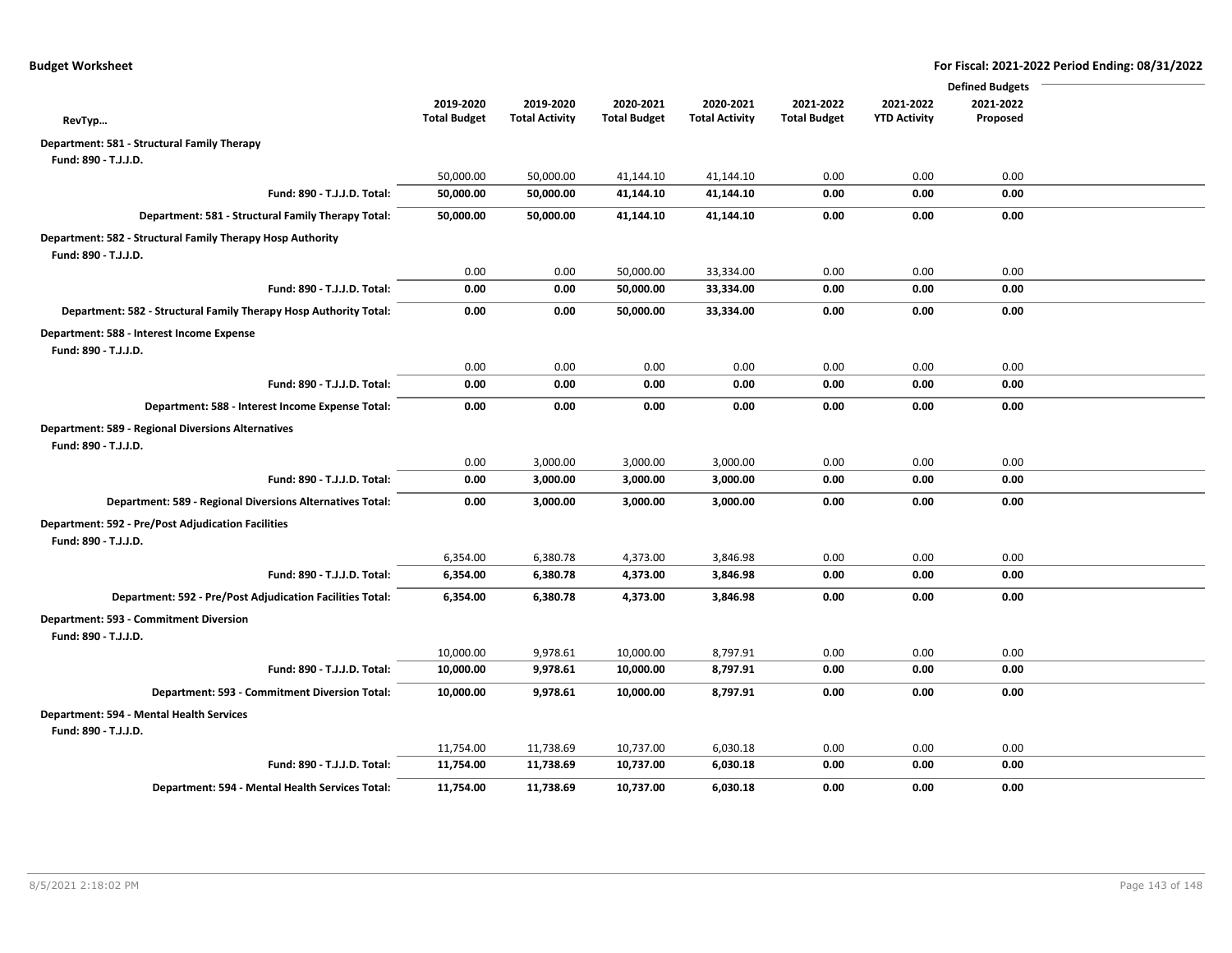**Budget Worksheet** — For Fiscal: 2021-2022 Period Ending: 08/31/2022

| RevTyp… | 2019-2020 Total Budget | 2019-2020 Total Activity | 2020-2021 Total Budget | 2020-2021 Total Activity | 2021-2022 Total Budget | 2021-2022 YTD Activity | Defined Budgets 2021-2022 Proposed |
|---|---|---|---|---|---|---|---|
| **Department: 581 - Structural Family Therapy** | | | | | | | |
| **Fund: 890 - T.J.J.D.** | | | | | | | |
| | 50,000.00 | 50,000.00 | 41,144.10 | 41,144.10 | 0.00 | 0.00 | 0.00 |
| **Fund: 890 - T.J.J.D. Total:** | **50,000.00** | **50,000.00** | **41,144.10** | **41,144.10** | **0.00** | **0.00** | **0.00** |
| **Department: 581 - Structural Family Therapy Total:** | **50,000.00** | **50,000.00** | **41,144.10** | **41,144.10** | **0.00** | **0.00** | **0.00** |
| **Department: 582 - Structural Family Therapy Hosp Authority** | | | | | | | |
| **Fund: 890 - T.J.J.D.** | | | | | | | |
| | 0.00 | 0.00 | 50,000.00 | 33,334.00 | 0.00 | 0.00 | 0.00 |
| **Fund: 890 - T.J.J.D. Total:** | **0.00** | **0.00** | **50,000.00** | **33,334.00** | **0.00** | **0.00** | **0.00** |
| **Department: 582 - Structural Family Therapy Hosp Authority Total:** | **0.00** | **0.00** | **50,000.00** | **33,334.00** | **0.00** | **0.00** | **0.00** |
| **Department: 588 - Interest Income Expense** | | | | | | | |
| **Fund: 890 - T.J.J.D.** | | | | | | | |
| | 0.00 | 0.00 | 0.00 | 0.00 | 0.00 | 0.00 | 0.00 |
| **Fund: 890 - T.J.J.D. Total:** | **0.00** | **0.00** | **0.00** | **0.00** | **0.00** | **0.00** | **0.00** |
| **Department: 588 - Interest Income Expense Total:** | **0.00** | **0.00** | **0.00** | **0.00** | **0.00** | **0.00** | **0.00** |
| **Department: 589 - Regional Diversions Alternatives** | | | | | | | |
| **Fund: 890 - T.J.J.D.** | | | | | | | |
| | 0.00 | 3,000.00 | 3,000.00 | 3,000.00 | 0.00 | 0.00 | 0.00 |
| **Fund: 890 - T.J.J.D. Total:** | **0.00** | **3,000.00** | **3,000.00** | **3,000.00** | **0.00** | **0.00** | **0.00** |
| **Department: 589 - Regional Diversions Alternatives Total:** | **0.00** | **3,000.00** | **3,000.00** | **3,000.00** | **0.00** | **0.00** | **0.00** |
| **Department: 592 - Pre/Post Adjudication Facilities** | | | | | | | |
| **Fund: 890 - T.J.J.D.** | | | | | | | |
| | 6,354.00 | 6,380.78 | 4,373.00 | 3,846.98 | 0.00 | 0.00 | 0.00 |
| **Fund: 890 - T.J.J.D. Total:** | **6,354.00** | **6,380.78** | **4,373.00** | **3,846.98** | **0.00** | **0.00** | **0.00** |
| **Department: 592 - Pre/Post Adjudication Facilities Total:** | **6,354.00** | **6,380.78** | **4,373.00** | **3,846.98** | **0.00** | **0.00** | **0.00** |
| **Department: 593 - Commitment Diversion** | | | | | | | |
| **Fund: 890 - T.J.J.D.** | | | | | | | |
| | 10,000.00 | 9,978.61 | 10,000.00 | 8,797.91 | 0.00 | 0.00 | 0.00 |
| **Fund: 890 - T.J.J.D. Total:** | **10,000.00** | **9,978.61** | **10,000.00** | **8,797.91** | **0.00** | **0.00** | **0.00** |
| **Department: 593 - Commitment Diversion Total:** | **10,000.00** | **9,978.61** | **10,000.00** | **8,797.91** | **0.00** | **0.00** | **0.00** |
| **Department: 594 - Mental Health Services** | | | | | | | |
| **Fund: 890 - T.J.J.D.** | | | | | | | |
| | 11,754.00 | 11,738.69 | 10,737.00 | 6,030.18 | 0.00 | 0.00 | 0.00 |
| **Fund: 890 - T.J.J.D. Total:** | **11,754.00** | **11,738.69** | **10,737.00** | **6,030.18** | **0.00** | **0.00** | **0.00** |
| **Department: 594 - Mental Health Services Total:** | **11,754.00** | **11,738.69** | **10,737.00** | **6,030.18** | **0.00** | **0.00** | **0.00** |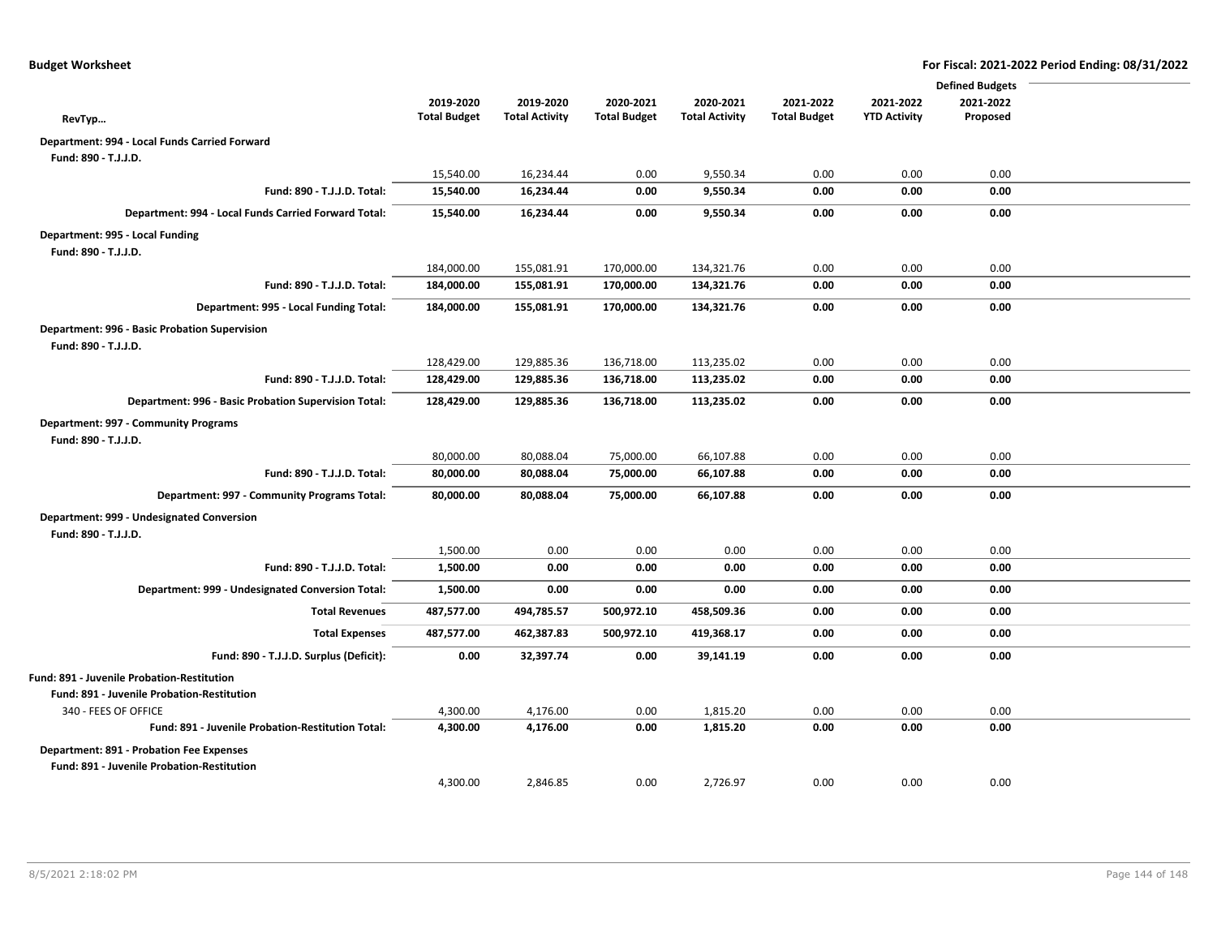**Budget Worksheet** — **For Fiscal: 2021-2022 Period Ending: 08/31/2022**

| RevTyp… | 2019-2020 Total Budget | 2019-2020 Total Activity | 2020-2021 Total Budget | 2020-2021 Total Activity | 2021-2022 Total Budget | 2021-2022 YTD Activity | Defined Budgets 2021-2022 Proposed |
|---|---|---|---|---|---|---|---|
| **Department: 994 - Local Funds Carried Forward** | | | | | | | |
| **Fund: 890 - T.J.J.D.** | | | | | | | |
| | 15,540.00 | 16,234.44 | 0.00 | 9,550.34 | 0.00 | 0.00 | 0.00 |
| **Fund: 890 - T.J.J.D. Total:** | **15,540.00** | **16,234.44** | **0.00** | **9,550.34** | **0.00** | **0.00** | **0.00** |
| **Department: 994 - Local Funds Carried Forward Total:** | **15,540.00** | **16,234.44** | **0.00** | **9,550.34** | **0.00** | **0.00** | **0.00** |
| **Department: 995 - Local Funding** | | | | | | | |
| **Fund: 890 - T.J.J.D.** | | | | | | | |
| | 184,000.00 | 155,081.91 | 170,000.00 | 134,321.76 | 0.00 | 0.00 | 0.00 |
| **Fund: 890 - T.J.J.D. Total:** | **184,000.00** | **155,081.91** | **170,000.00** | **134,321.76** | **0.00** | **0.00** | **0.00** |
| **Department: 995 - Local Funding Total:** | **184,000.00** | **155,081.91** | **170,000.00** | **134,321.76** | **0.00** | **0.00** | **0.00** |
| **Department: 996 - Basic Probation Supervision** | | | | | | | |
| **Fund: 890 - T.J.J.D.** | | | | | | | |
| | 128,429.00 | 129,885.36 | 136,718.00 | 113,235.02 | 0.00 | 0.00 | 0.00 |
| **Fund: 890 - T.J.J.D. Total:** | **128,429.00** | **129,885.36** | **136,718.00** | **113,235.02** | **0.00** | **0.00** | **0.00** |
| **Department: 996 - Basic Probation Supervision Total:** | **128,429.00** | **129,885.36** | **136,718.00** | **113,235.02** | **0.00** | **0.00** | **0.00** |
| **Department: 997 - Community Programs** | | | | | | | |
| **Fund: 890 - T.J.J.D.** | | | | | | | |
| | 80,000.00 | 80,088.04 | 75,000.00 | 66,107.88 | 0.00 | 0.00 | 0.00 |
| **Fund: 890 - T.J.J.D. Total:** | **80,000.00** | **80,088.04** | **75,000.00** | **66,107.88** | **0.00** | **0.00** | **0.00** |
| **Department: 997 - Community Programs Total:** | **80,000.00** | **80,088.04** | **75,000.00** | **66,107.88** | **0.00** | **0.00** | **0.00** |
| **Department: 999 - Undesignated Conversion** | | | | | | | |
| **Fund: 890 - T.J.J.D.** | | | | | | | |
| | 1,500.00 | 0.00 | 0.00 | 0.00 | 0.00 | 0.00 | 0.00 |
| **Fund: 890 - T.J.J.D. Total:** | **1,500.00** | **0.00** | **0.00** | **0.00** | **0.00** | **0.00** | **0.00** |
| **Department: 999 - Undesignated Conversion Total:** | **1,500.00** | **0.00** | **0.00** | **0.00** | **0.00** | **0.00** | **0.00** |
| **Total Revenues** | **487,577.00** | **494,785.57** | **500,972.10** | **458,509.36** | **0.00** | **0.00** | **0.00** |
| **Total Expenses** | **487,577.00** | **462,387.83** | **500,972.10** | **419,368.17** | **0.00** | **0.00** | **0.00** |
| **Fund: 890 - T.J.J.D. Surplus (Deficit):** | **0.00** | **32,397.74** | **0.00** | **39,141.19** | **0.00** | **0.00** | **0.00** |
| **Fund: 891 - Juvenile Probation-Restitution** | | | | | | | |
| **Fund: 891 - Juvenile Probation-Restitution** | | | | | | | |
| 340 - FEES OF OFFICE | 4,300.00 | 4,176.00 | 0.00 | 1,815.20 | 0.00 | 0.00 | 0.00 |
| **Fund: 891 - Juvenile Probation-Restitution Total:** | **4,300.00** | **4,176.00** | **0.00** | **1,815.20** | **0.00** | **0.00** | **0.00** |
| **Department: 891 - Probation Fee Expenses** | | | | | | | |
| **Fund: 891 - Juvenile Probation-Restitution** | | | | | | | |
| | 4,300.00 | 2,846.85 | 0.00 | 2,726.97 | 0.00 | 0.00 | 0.00 |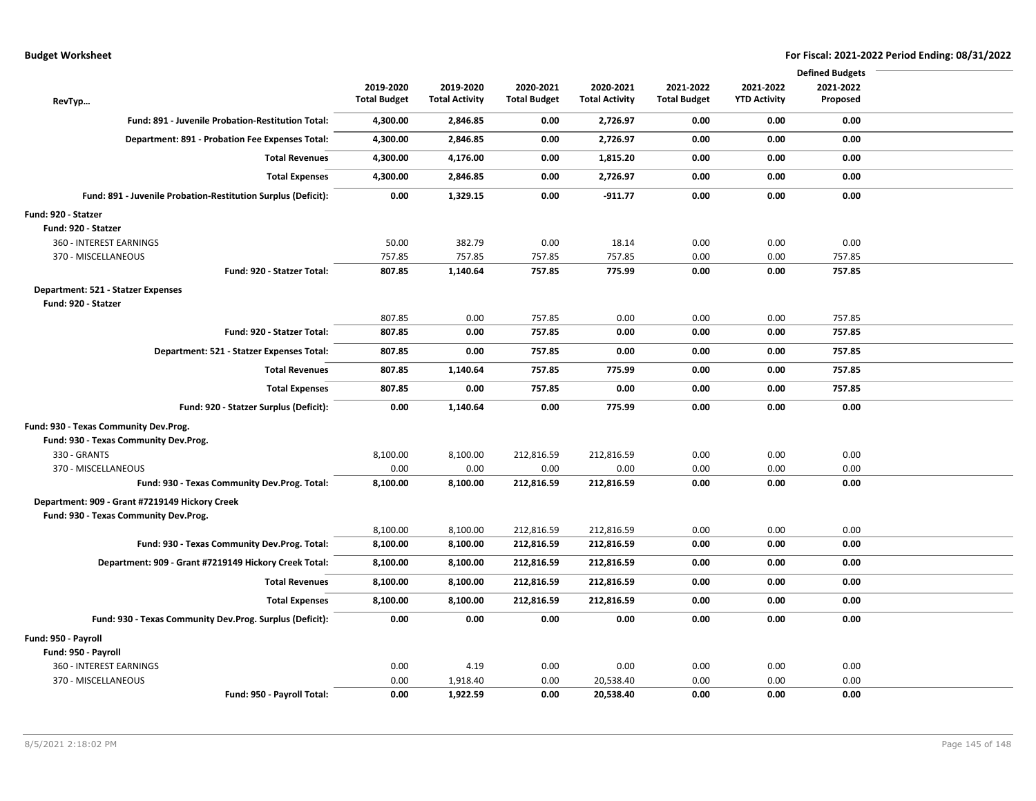**Budget Worksheet** — For Fiscal: 2021-2022 Period Ending: 08/31/2022

| RevTyp... | 2019-2020 Total Budget | 2019-2020 Total Activity | 2020-2021 Total Budget | 2020-2021 Total Activity | 2021-2022 Total Budget | 2021-2022 YTD Activity | Defined Budgets 2021-2022 Proposed |
|---|---|---|---|---|---|---|---|
| **Fund: 891 - Juvenile Probation-Restitution Total:** | **4,300.00** | **2,846.85** | **0.00** | **2,726.97** | **0.00** | **0.00** | **0.00** |
| **Department: 891 - Probation Fee Expenses Total:** | **4,300.00** | **2,846.85** | **0.00** | **2,726.97** | **0.00** | **0.00** | **0.00** |
| **Total Revenues** | **4,300.00** | **4,176.00** | **0.00** | **1,815.20** | **0.00** | **0.00** | **0.00** |
| **Total Expenses** | **4,300.00** | **2,846.85** | **0.00** | **2,726.97** | **0.00** | **0.00** | **0.00** |
| **Fund: 891 - Juvenile Probation-Restitution Surplus (Deficit):** | **0.00** | **1,329.15** | **0.00** | **-911.77** | **0.00** | **0.00** | **0.00** |
| **Fund: 920 - Statzer** | | | | | | | |
| **Fund: 920 - Statzer** | | | | | | | |
| 360 - INTEREST EARNINGS | 50.00 | 382.79 | 0.00 | 18.14 | 0.00 | 0.00 | 0.00 |
| 370 - MISCELLANEOUS | 757.85 | 757.85 | 757.85 | 757.85 | 0.00 | 0.00 | 757.85 |
| **Fund: 920 - Statzer Total:** | **807.85** | **1,140.64** | **757.85** | **775.99** | **0.00** | **0.00** | **757.85** |
| **Department: 521 - Statzer Expenses** | | | | | | | |
| **Fund: 920 - Statzer** | | | | | | | |
| | 807.85 | 0.00 | 757.85 | 0.00 | 0.00 | 0.00 | 757.85 |
| **Fund: 920 - Statzer Total:** | **807.85** | **0.00** | **757.85** | **0.00** | **0.00** | **0.00** | **757.85** |
| **Department: 521 - Statzer Expenses Total:** | **807.85** | **0.00** | **757.85** | **0.00** | **0.00** | **0.00** | **757.85** |
| **Total Revenues** | **807.85** | **1,140.64** | **757.85** | **775.99** | **0.00** | **0.00** | **757.85** |
| **Total Expenses** | **807.85** | **0.00** | **757.85** | **0.00** | **0.00** | **0.00** | **757.85** |
| **Fund: 920 - Statzer Surplus (Deficit):** | **0.00** | **1,140.64** | **0.00** | **775.99** | **0.00** | **0.00** | **0.00** |
| **Fund: 930 - Texas Community Dev.Prog.** | | | | | | | |
| **Fund: 930 - Texas Community Dev.Prog.** | | | | | | | |
| 330 - GRANTS | 8,100.00 | 8,100.00 | 212,816.59 | 212,816.59 | 0.00 | 0.00 | 0.00 |
| 370 - MISCELLANEOUS | 0.00 | 0.00 | 0.00 | 0.00 | 0.00 | 0.00 | 0.00 |
| **Fund: 930 - Texas Community Dev.Prog. Total:** | **8,100.00** | **8,100.00** | **212,816.59** | **212,816.59** | **0.00** | **0.00** | **0.00** |
| **Department: 909 - Grant #7219149 Hickory Creek** | | | | | | | |
| **Fund: 930 - Texas Community Dev.Prog.** | | | | | | | |
| | 8,100.00 | 8,100.00 | 212,816.59 | 212,816.59 | 0.00 | 0.00 | 0.00 |
| **Fund: 930 - Texas Community Dev.Prog. Total:** | **8,100.00** | **8,100.00** | **212,816.59** | **212,816.59** | **0.00** | **0.00** | **0.00** |
| **Department: 909 - Grant #7219149 Hickory Creek Total:** | **8,100.00** | **8,100.00** | **212,816.59** | **212,816.59** | **0.00** | **0.00** | **0.00** |
| **Total Revenues** | **8,100.00** | **8,100.00** | **212,816.59** | **212,816.59** | **0.00** | **0.00** | **0.00** |
| **Total Expenses** | **8,100.00** | **8,100.00** | **212,816.59** | **212,816.59** | **0.00** | **0.00** | **0.00** |
| **Fund: 930 - Texas Community Dev.Prog. Surplus (Deficit):** | **0.00** | **0.00** | **0.00** | **0.00** | **0.00** | **0.00** | **0.00** |
| **Fund: 950 - Payroll** | | | | | | | |
| **Fund: 950 - Payroll** | | | | | | | |
| 360 - INTEREST EARNINGS | 0.00 | 4.19 | 0.00 | 0.00 | 0.00 | 0.00 | 0.00 |
| 370 - MISCELLANEOUS | 0.00 | 1,918.40 | 0.00 | 20,538.40 | 0.00 | 0.00 | 0.00 |
| **Fund: 950 - Payroll Total:** | **0.00** | **1,922.59** | **0.00** | **20,538.40** | **0.00** | **0.00** | **0.00** |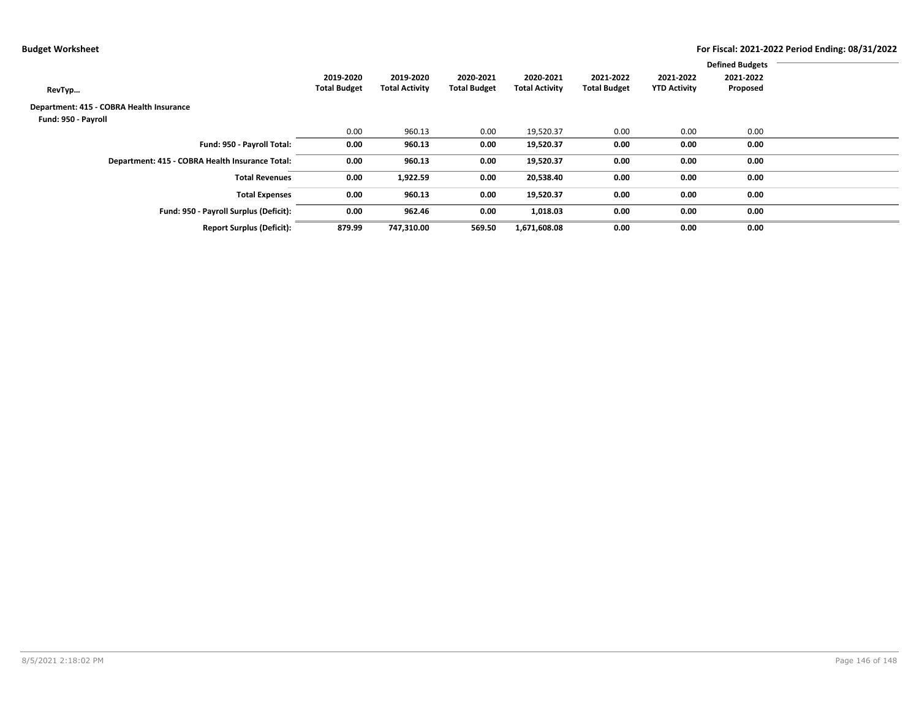| RevTyp... | 2019-2020 Total Budget | 2019-2020 Total Activity | 2020-2021 Total Budget | 2020-2021 Total Activity | 2021-2022 Total Budget | 2021-2022 YTD Activity | Defined Budgets 2021-2022 Proposed |
|---|---|---|---|---|---|---|---|
| **Department: 415 - COBRA Health Insurance** | | | | | | | |
| **Fund: 950 - Payroll** | | | | | | | |
| | 0.00 | 960.13 | 0.00 | 19,520.37 | 0.00 | 0.00 | 0.00 |
| **Fund: 950 - Payroll Total:** | **0.00** | **960.13** | **0.00** | **19,520.37** | **0.00** | **0.00** | **0.00** |
| **Department: 415 - COBRA Health Insurance Total:** | **0.00** | **960.13** | **0.00** | **19,520.37** | **0.00** | **0.00** | **0.00** |
| **Total Revenues** | **0.00** | **1,922.59** | **0.00** | **20,538.40** | **0.00** | **0.00** | **0.00** |
| **Total Expenses** | **0.00** | **960.13** | **0.00** | **19,520.37** | **0.00** | **0.00** | **0.00** |
| **Fund: 950 - Payroll Surplus (Deficit):** | **0.00** | **962.46** | **0.00** | **1,018.03** | **0.00** | **0.00** | **0.00** |
| **Report Surplus (Deficit):** | **879.99** | **747,310.00** | **569.50** | **1,671,608.08** | **0.00** | **0.00** | **0.00** |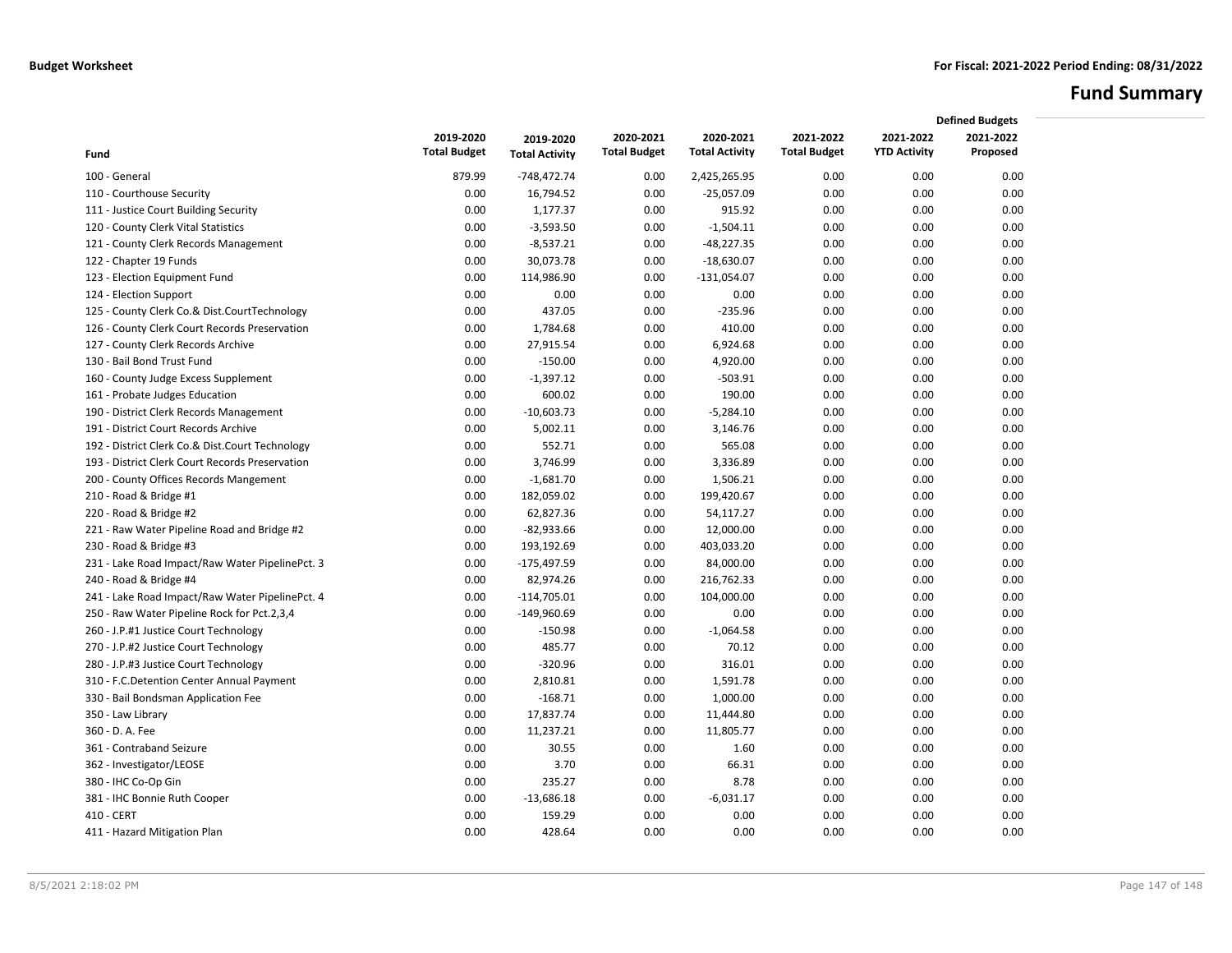**Budget Worksheet** | **For Fiscal: 2021-2022 Period Ending: 08/31/2022**

# Fund Summary

| Fund | 2019-2020 Total Budget | 2019-2020 Total Activity | 2020-2021 Total Budget | 2020-2021 Total Activity | 2021-2022 Total Budget | 2021-2022 YTD Activity | Defined Budgets 2021-2022 Proposed |
|---|---|---|---|---|---|---|---|
| 100 - General | 879.99 | -748,472.74 | 0.00 | 2,425,265.95 | 0.00 | 0.00 | 0.00 |
| 110 - Courthouse Security | 0.00 | 16,794.52 | 0.00 | -25,057.09 | 0.00 | 0.00 | 0.00 |
| 111 - Justice Court Building Security | 0.00 | 1,177.37 | 0.00 | 915.92 | 0.00 | 0.00 | 0.00 |
| 120 - County Clerk Vital Statistics | 0.00 | -3,593.50 | 0.00 | -1,504.11 | 0.00 | 0.00 | 0.00 |
| 121 - County Clerk Records Management | 0.00 | -8,537.21 | 0.00 | -48,227.35 | 0.00 | 0.00 | 0.00 |
| 122 - Chapter 19 Funds | 0.00 | 30,073.78 | 0.00 | -18,630.07 | 0.00 | 0.00 | 0.00 |
| 123 - Election Equipment Fund | 0.00 | 114,986.90 | 0.00 | -131,054.07 | 0.00 | 0.00 | 0.00 |
| 124 - Election Support | 0.00 | 0.00 | 0.00 | 0.00 | 0.00 | 0.00 | 0.00 |
| 125 - County Clerk Co.& Dist.CourtTechnology | 0.00 | 437.05 | 0.00 | -235.96 | 0.00 | 0.00 | 0.00 |
| 126 - County Clerk Court Records Preservation | 0.00 | 1,784.68 | 0.00 | 410.00 | 0.00 | 0.00 | 0.00 |
| 127 - County Clerk Records Archive | 0.00 | 27,915.54 | 0.00 | 6,924.68 | 0.00 | 0.00 | 0.00 |
| 130 - Bail Bond Trust Fund | 0.00 | -150.00 | 0.00 | 4,920.00 | 0.00 | 0.00 | 0.00 |
| 160 - County Judge Excess Supplement | 0.00 | -1,397.12 | 0.00 | -503.91 | 0.00 | 0.00 | 0.00 |
| 161 - Probate Judges Education | 0.00 | 600.02 | 0.00 | 190.00 | 0.00 | 0.00 | 0.00 |
| 190 - District Clerk Records Management | 0.00 | -10,603.73 | 0.00 | -5,284.10 | 0.00 | 0.00 | 0.00 |
| 191 - District Court Records Archive | 0.00 | 5,002.11 | 0.00 | 3,146.76 | 0.00 | 0.00 | 0.00 |
| 192 - District Clerk Co.& Dist.Court Technology | 0.00 | 552.71 | 0.00 | 565.08 | 0.00 | 0.00 | 0.00 |
| 193 - District Clerk Court Records Preservation | 0.00 | 3,746.99 | 0.00 | 3,336.89 | 0.00 | 0.00 | 0.00 |
| 200 - County Offices Records Mangement | 0.00 | -1,681.70 | 0.00 | 1,506.21 | 0.00 | 0.00 | 0.00 |
| 210 - Road & Bridge #1 | 0.00 | 182,059.02 | 0.00 | 199,420.67 | 0.00 | 0.00 | 0.00 |
| 220 - Road & Bridge #2 | 0.00 | 62,827.36 | 0.00 | 54,117.27 | 0.00 | 0.00 | 0.00 |
| 221 - Raw Water Pipeline Road and Bridge #2 | 0.00 | -82,933.66 | 0.00 | 12,000.00 | 0.00 | 0.00 | 0.00 |
| 230 - Road & Bridge #3 | 0.00 | 193,192.69 | 0.00 | 403,033.20 | 0.00 | 0.00 | 0.00 |
| 231 - Lake Road Impact/Raw Water PipelinePct. 3 | 0.00 | -175,497.59 | 0.00 | 84,000.00 | 0.00 | 0.00 | 0.00 |
| 240 - Road & Bridge #4 | 0.00 | 82,974.26 | 0.00 | 216,762.33 | 0.00 | 0.00 | 0.00 |
| 241 - Lake Road Impact/Raw Water PipelinePct. 4 | 0.00 | -114,705.01 | 0.00 | 104,000.00 | 0.00 | 0.00 | 0.00 |
| 250 - Raw Water Pipeline Rock for Pct.2,3,4 | 0.00 | -149,960.69 | 0.00 | 0.00 | 0.00 | 0.00 | 0.00 |
| 260 - J.P.#1 Justice Court Technology | 0.00 | -150.98 | 0.00 | -1,064.58 | 0.00 | 0.00 | 0.00 |
| 270 - J.P.#2 Justice Court Technology | 0.00 | 485.77 | 0.00 | 70.12 | 0.00 | 0.00 | 0.00 |
| 280 - J.P.#3 Justice Court Technology | 0.00 | -320.96 | 0.00 | 316.01 | 0.00 | 0.00 | 0.00 |
| 310 - F.C.Detention Center Annual Payment | 0.00 | 2,810.81 | 0.00 | 1,591.78 | 0.00 | 0.00 | 0.00 |
| 330 - Bail Bondsman Application Fee | 0.00 | -168.71 | 0.00 | 1,000.00 | 0.00 | 0.00 | 0.00 |
| 350 - Law Library | 0.00 | 17,837.74 | 0.00 | 11,444.80 | 0.00 | 0.00 | 0.00 |
| 360 - D. A. Fee | 0.00 | 11,237.21 | 0.00 | 11,805.77 | 0.00 | 0.00 | 0.00 |
| 361 - Contraband Seizure | 0.00 | 30.55 | 0.00 | 1.60 | 0.00 | 0.00 | 0.00 |
| 362 - Investigator/LEOSE | 0.00 | 3.70 | 0.00 | 66.31 | 0.00 | 0.00 | 0.00 |
| 380 - IHC Co-Op Gin | 0.00 | 235.27 | 0.00 | 8.78 | 0.00 | 0.00 | 0.00 |
| 381 - IHC Bonnie Ruth Cooper | 0.00 | -13,686.18 | 0.00 | -6,031.17 | 0.00 | 0.00 | 0.00 |
| 410 - CERT | 0.00 | 159.29 | 0.00 | 0.00 | 0.00 | 0.00 | 0.00 |
| 411 - Hazard Mitigation Plan | 0.00 | 428.64 | 0.00 | 0.00 | 0.00 | 0.00 | 0.00 |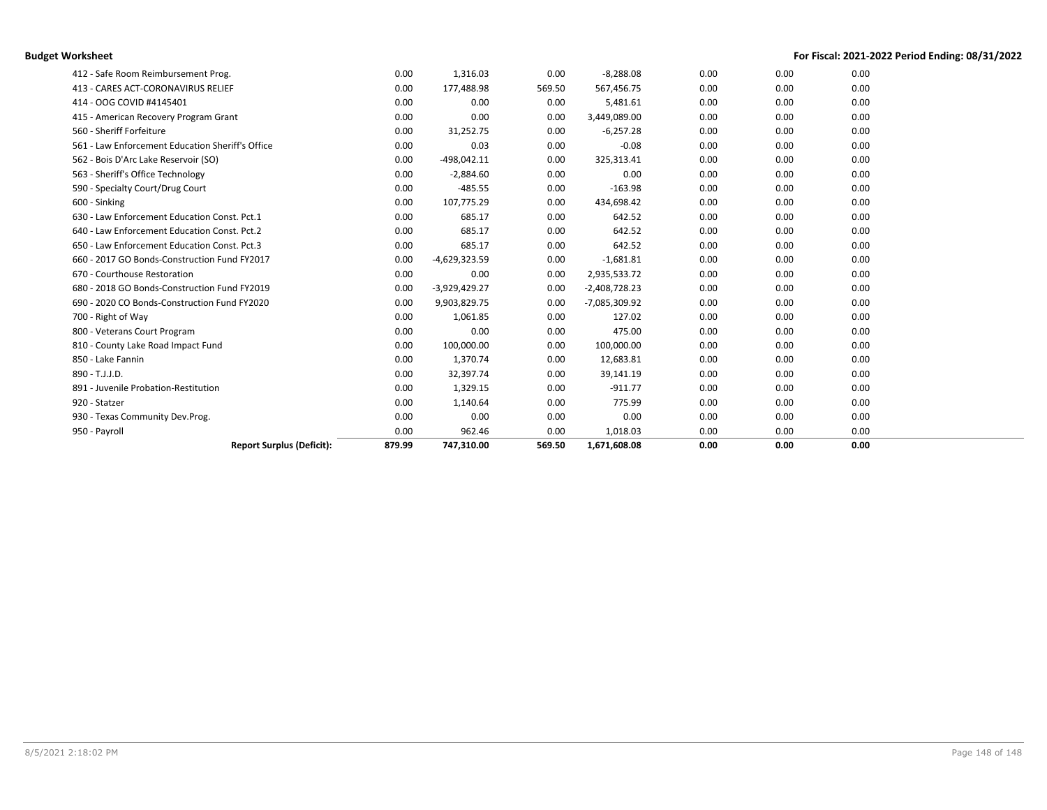| | | | | | | | |
|---|---|---|---|---|---|---|---|
| 412 - Safe Room Reimbursement Prog. | 0.00 | 1,316.03 | 0.00 | -8,288.08 | 0.00 | 0.00 | 0.00 |
| 413 - CARES ACT-CORONAVIRUS RELIEF | 0.00 | 177,488.98 | 569.50 | 567,456.75 | 0.00 | 0.00 | 0.00 |
| 414 - OOG COVID #4145401 | 0.00 | 0.00 | 0.00 | 5,481.61 | 0.00 | 0.00 | 0.00 |
| 415 - American Recovery Program Grant | 0.00 | 0.00 | 0.00 | 3,449,089.00 | 0.00 | 0.00 | 0.00 |
| 560 - Sheriff Forfeiture | 0.00 | 31,252.75 | 0.00 | -6,257.28 | 0.00 | 0.00 | 0.00 |
| 561 - Law Enforcement Education Sheriff's Office | 0.00 | 0.03 | 0.00 | -0.08 | 0.00 | 0.00 | 0.00 |
| 562 - Bois D'Arc Lake Reservoir (SO) | 0.00 | -498,042.11 | 0.00 | 325,313.41 | 0.00 | 0.00 | 0.00 |
| 563 - Sheriff's Office Technology | 0.00 | -2,884.60 | 0.00 | 0.00 | 0.00 | 0.00 | 0.00 |
| 590 - Specialty Court/Drug Court | 0.00 | -485.55 | 0.00 | -163.98 | 0.00 | 0.00 | 0.00 |
| 600 - Sinking | 0.00 | 107,775.29 | 0.00 | 434,698.42 | 0.00 | 0.00 | 0.00 |
| 630 - Law Enforcement Education Const. Pct.1 | 0.00 | 685.17 | 0.00 | 642.52 | 0.00 | 0.00 | 0.00 |
| 640 - Law Enforcement Education Const. Pct.2 | 0.00 | 685.17 | 0.00 | 642.52 | 0.00 | 0.00 | 0.00 |
| 650 - Law Enforcement Education Const. Pct.3 | 0.00 | 685.17 | 0.00 | 642.52 | 0.00 | 0.00 | 0.00 |
| 660 - 2017 GO Bonds-Construction Fund FY2017 | 0.00 | -4,629,323.59 | 0.00 | -1,681.81 | 0.00 | 0.00 | 0.00 |
| 670 - Courthouse Restoration | 0.00 | 0.00 | 0.00 | 2,935,533.72 | 0.00 | 0.00 | 0.00 |
| 680 - 2018 GO Bonds-Construction Fund FY2019 | 0.00 | -3,929,429.27 | 0.00 | -2,408,728.23 | 0.00 | 0.00 | 0.00 |
| 690 - 2020 CO Bonds-Construction Fund FY2020 | 0.00 | 9,903,829.75 | 0.00 | -7,085,309.92 | 0.00 | 0.00 | 0.00 |
| 700 - Right of Way | 0.00 | 1,061.85 | 0.00 | 127.02 | 0.00 | 0.00 | 0.00 |
| 800 - Veterans Court Program | 0.00 | 0.00 | 0.00 | 475.00 | 0.00 | 0.00 | 0.00 |
| 810 - County Lake Road Impact Fund | 0.00 | 100,000.00 | 0.00 | 100,000.00 | 0.00 | 0.00 | 0.00 |
| 850 - Lake Fannin | 0.00 | 1,370.74 | 0.00 | 12,683.81 | 0.00 | 0.00 | 0.00 |
| 890 - T.J.J.D. | 0.00 | 32,397.74 | 0.00 | 39,141.19 | 0.00 | 0.00 | 0.00 |
| 891 - Juvenile Probation-Restitution | 0.00 | 1,329.15 | 0.00 | -911.77 | 0.00 | 0.00 | 0.00 |
| 920 - Statzer | 0.00 | 1,140.64 | 0.00 | 775.99 | 0.00 | 0.00 | 0.00 |
| 930 - Texas Community Dev.Prog. | 0.00 | 0.00 | 0.00 | 0.00 | 0.00 | 0.00 | 0.00 |
| 950 - Payroll | 0.00 | 962.46 | 0.00 | 1,018.03 | 0.00 | 0.00 | 0.00 |
| **Report Surplus (Deficit):** | **879.99** | **747,310.00** | **569.50** | **1,671,608.08** | **0.00** | **0.00** | **0.00** |